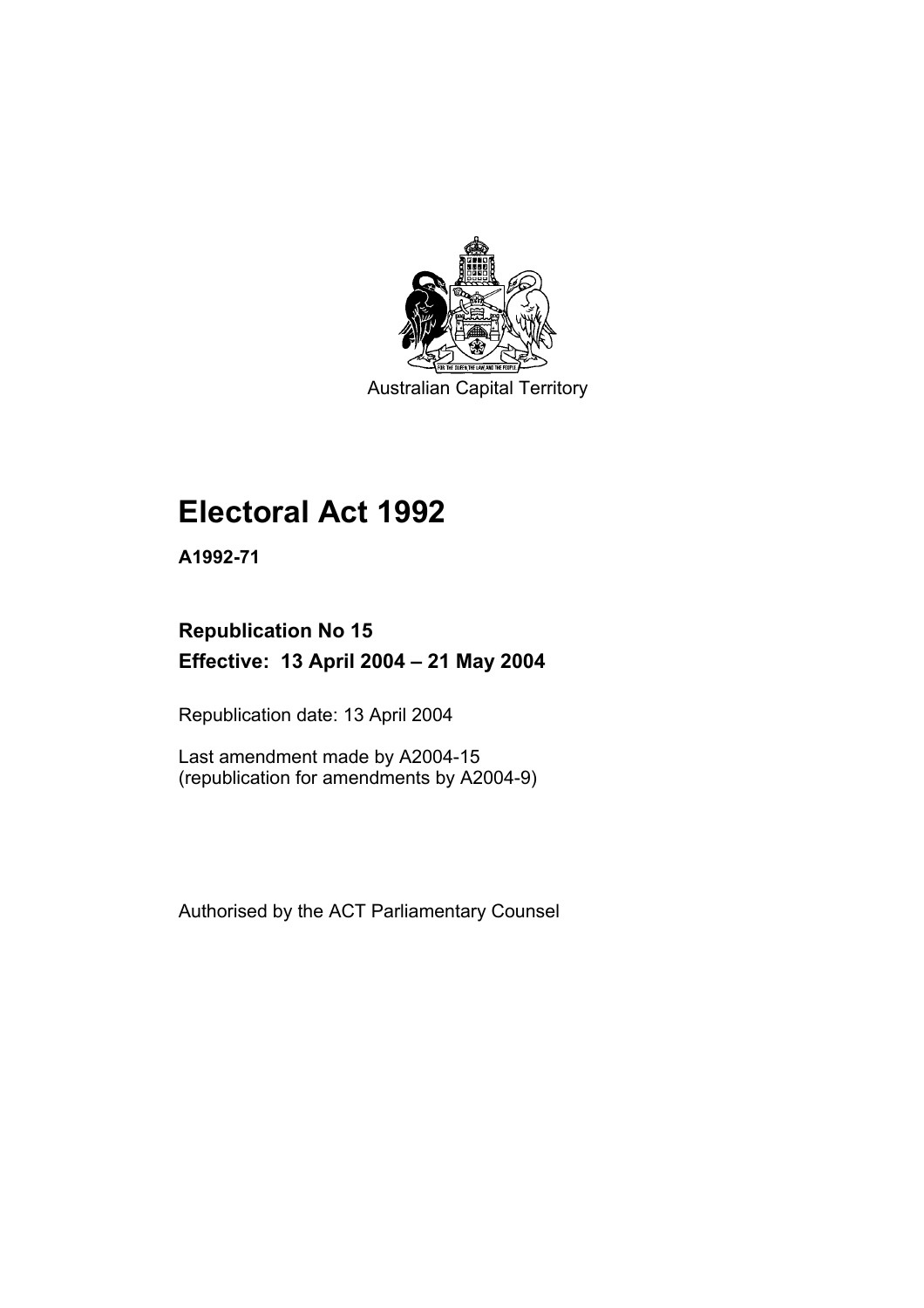Australian Capital Territory

# Electoral Act 1992

**A1992-71**

**Republication No 15**
**Effective: 13 April 2004 – 21 May 2004**

Republication date: 13 April 2004

Last amendment made by A2004-15
(republication for amendments by A2004-9)

Authorised by the ACT Parliamentary Counsel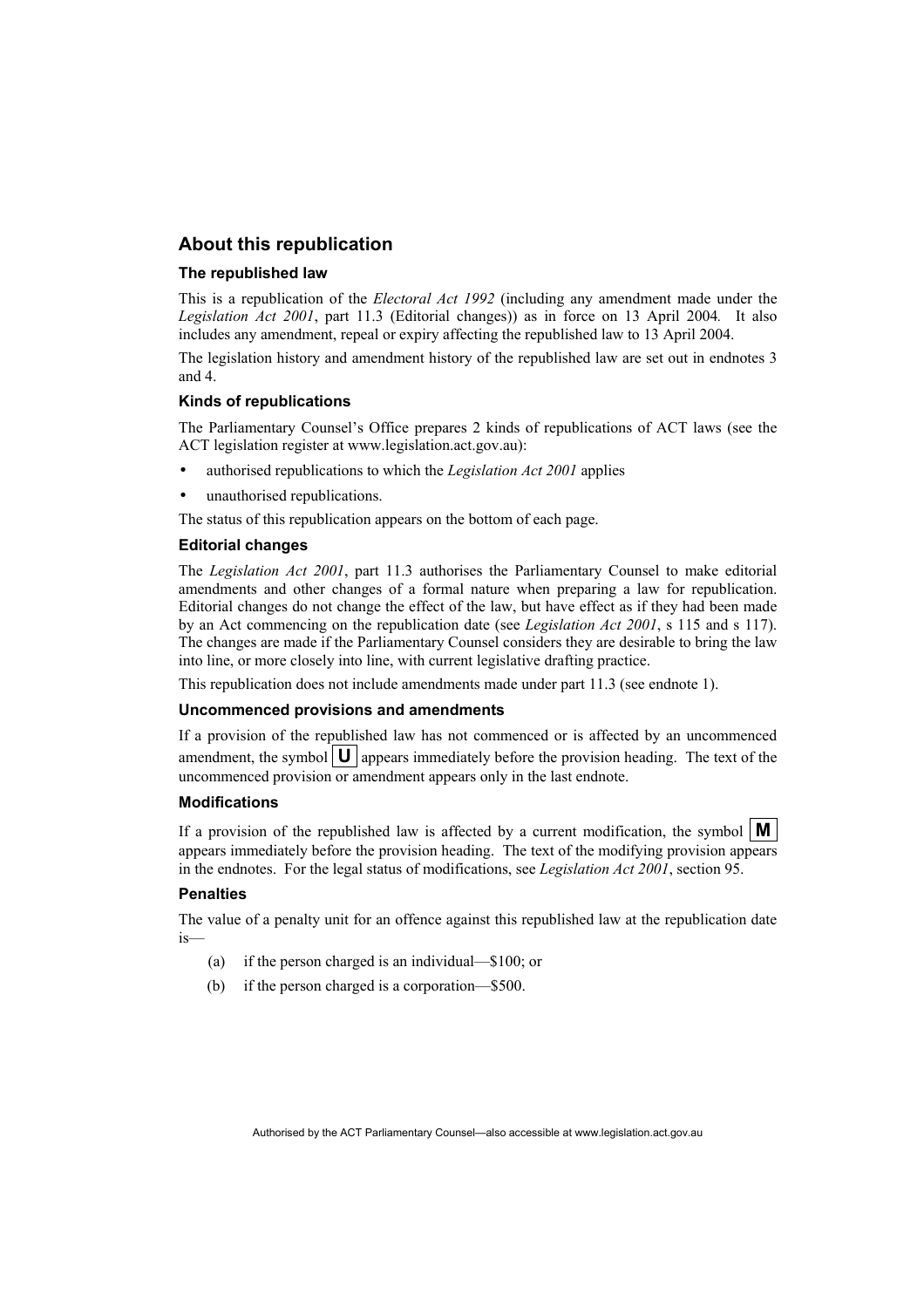## About this republication

### The republished law

This is a republication of the *Electoral Act 1992* (including any amendment made under the *Legislation Act 2001*, part 11.3 (Editorial changes)) as in force on 13 April 2004*.* It also includes any amendment, repeal or expiry affecting the republished law to 13 April 2004.

The legislation history and amendment history of the republished law are set out in endnotes 3 and 4.

### Kinds of republications

The Parliamentary Counsel's Office prepares 2 kinds of republications of ACT laws (see the ACT legislation register at www.legislation.act.gov.au):

- authorised republications to which the *Legislation Act 2001* applies
- unauthorised republications.

The status of this republication appears on the bottom of each page.

### Editorial changes

The *Legislation Act 2001*, part 11.3 authorises the Parliamentary Counsel to make editorial amendments and other changes of a formal nature when preparing a law for republication. Editorial changes do not change the effect of the law, but have effect as if they had been made by an Act commencing on the republication date (see *Legislation Act 2001*, s 115 and s 117). The changes are made if the Parliamentary Counsel considers they are desirable to bring the law into line, or more closely into line, with current legislative drafting practice.

This republication does not include amendments made under part 11.3 (see endnote 1).

### Uncommenced provisions and amendments

If a provision of the republished law has not commenced or is affected by an uncommenced amendment, the symbol **U** appears immediately before the provision heading. The text of the uncommenced provision or amendment appears only in the last endnote.

### Modifications

If a provision of the republished law is affected by a current modification, the symbol **M** appears immediately before the provision heading. The text of the modifying provision appears in the endnotes. For the legal status of modifications, see *Legislation Act 2001*, section 95.

### Penalties

The value of a penalty unit for an offence against this republished law at the republication date is—

(a) if the person charged is an individual—$100; or

(b) if the person charged is a corporation—$500.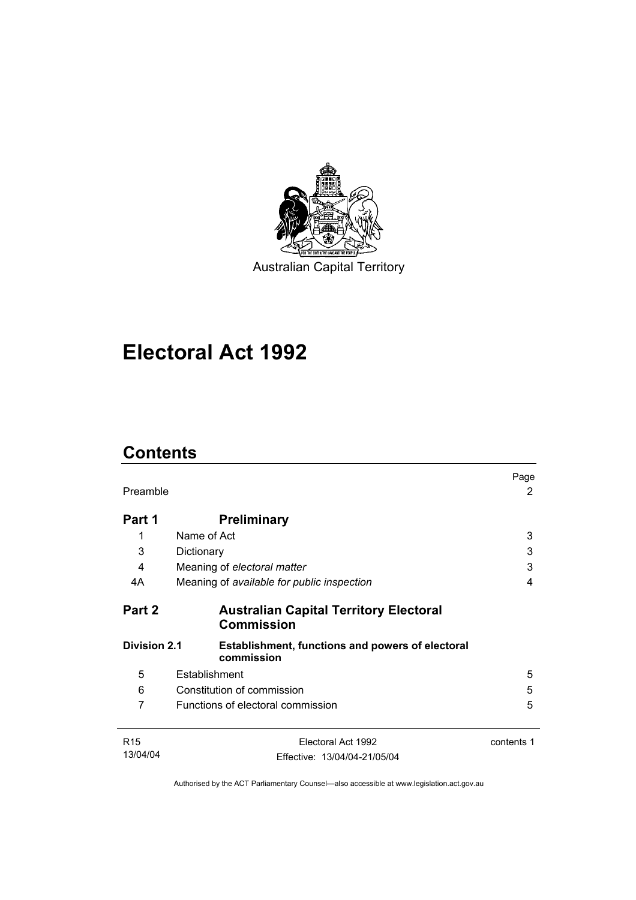Australian Capital Territory

# Electoral Act 1992

## Contents

| | | Page |
|---|---|---|
| Preamble | | 2 |
| **Part 1** | **Preliminary** | |
| 1 | Name of Act | 3 |
| 3 | Dictionary | 3 |
| 4 | Meaning of *electoral matter* | 3 |
| 4A | Meaning of *available for public inspection* | 4 |
| **Part 2** | **Australian Capital Territory Electoral Commission** | |
| **Division 2.1** | **Establishment, functions and powers of electoral commission** | |
| 5 | Establishment | 5 |
| 6 | Constitution of commission | 5 |
| 7 | Functions of electoral commission | 5 |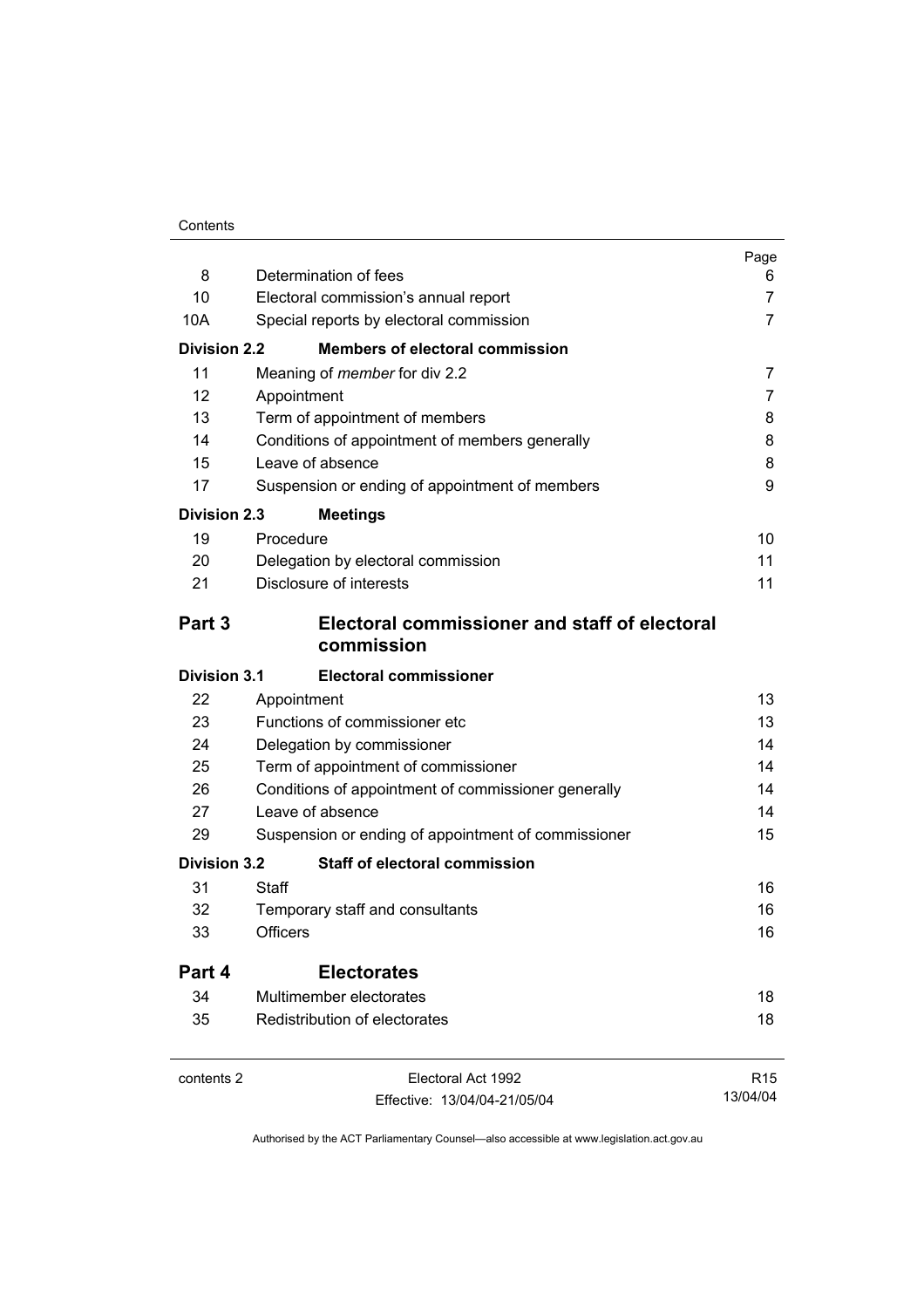| | | Page |
|---|---|---|
| 8 | Determination of fees | 6 |
| 10 | Electoral commission's annual report | 7 |
| 10A | Special reports by electoral commission | 7 |
| **Division 2.2** | **Members of electoral commission** | |
| 11 | Meaning of *member* for div 2.2 | 7 |
| 12 | Appointment | 7 |
| 13 | Term of appointment of members | 8 |
| 14 | Conditions of appointment of members generally | 8 |
| 15 | Leave of absence | 8 |
| 17 | Suspension or ending of appointment of members | 9 |
| **Division 2.3** | **Meetings** | |
| 19 | Procedure | 10 |
| 20 | Delegation by electoral commission | 11 |
| 21 | Disclosure of interests | 11 |
| **Part 3** | **Electoral commissioner and staff of electoral commission** | |
| **Division 3.1** | **Electoral commissioner** | |
| 22 | Appointment | 13 |
| 23 | Functions of commissioner etc | 13 |
| 24 | Delegation by commissioner | 14 |
| 25 | Term of appointment of commissioner | 14 |
| 26 | Conditions of appointment of commissioner generally | 14 |
| 27 | Leave of absence | 14 |
| 29 | Suspension or ending of appointment of commissioner | 15 |
| **Division 3.2** | **Staff of electoral commission** | |
| 31 | Staff | 16 |
| 32 | Temporary staff and consultants | 16 |
| 33 | Officers | 16 |
| **Part 4** | **Electorates** | |
| 34 | Multimember electorates | 18 |
| 35 | Redistribution of electorates | 18 |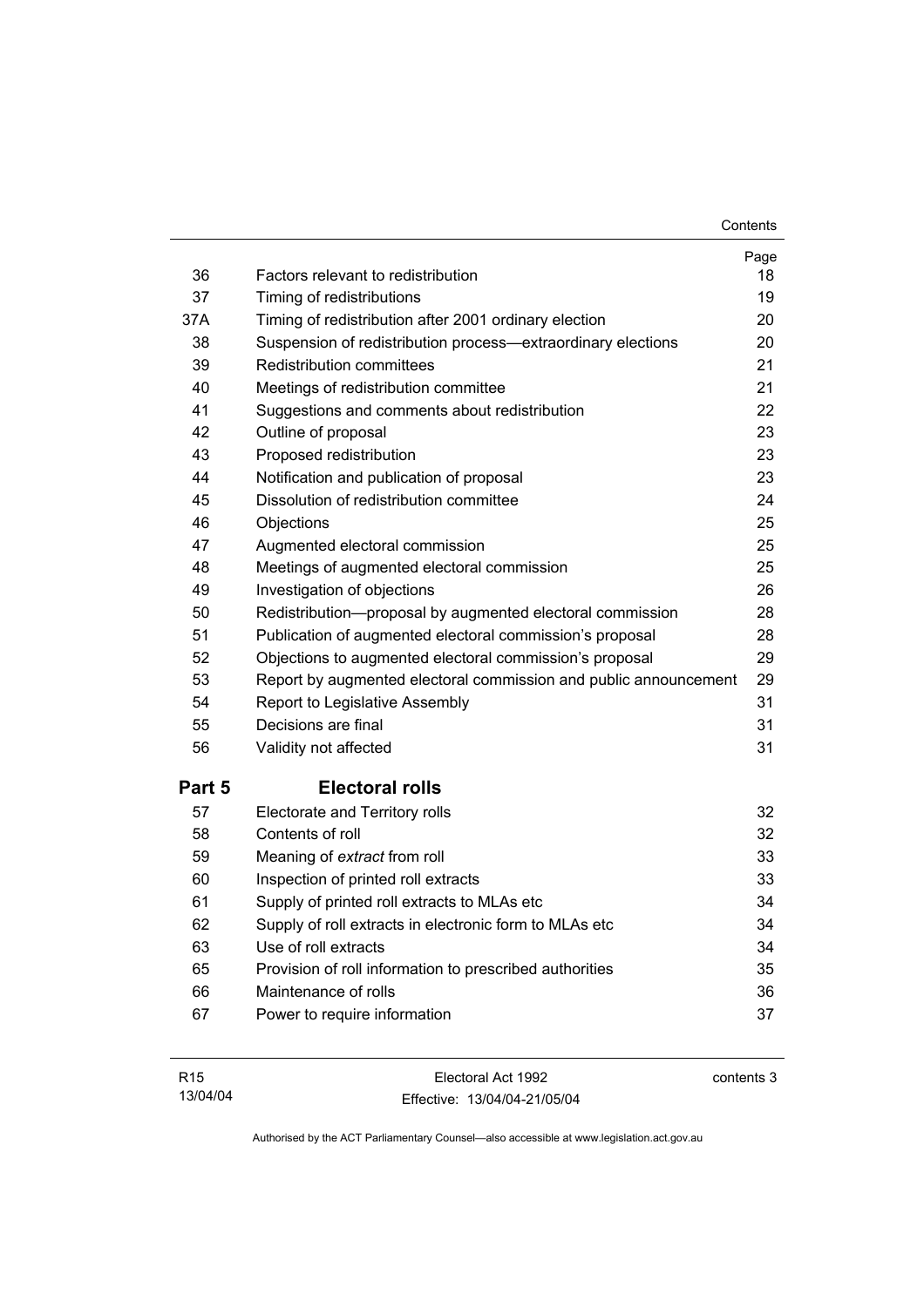| | | Page |
|---|---|---|
| 36 | Factors relevant to redistribution | 18 |
| 37 | Timing of redistributions | 19 |
| 37A | Timing of redistribution after 2001 ordinary election | 20 |
| 38 | Suspension of redistribution process—extraordinary elections | 20 |
| 39 | Redistribution committees | 21 |
| 40 | Meetings of redistribution committee | 21 |
| 41 | Suggestions and comments about redistribution | 22 |
| 42 | Outline of proposal | 23 |
| 43 | Proposed redistribution | 23 |
| 44 | Notification and publication of proposal | 23 |
| 45 | Dissolution of redistribution committee | 24 |
| 46 | Objections | 25 |
| 47 | Augmented electoral commission | 25 |
| 48 | Meetings of augmented electoral commission | 25 |
| 49 | Investigation of objections | 26 |
| 50 | Redistribution—proposal by augmented electoral commission | 28 |
| 51 | Publication of augmented electoral commission's proposal | 28 |
| 52 | Objections to augmented electoral commission's proposal | 29 |
| 53 | Report by augmented electoral commission and public announcement | 29 |
| 54 | Report to Legislative Assembly | 31 |
| 55 | Decisions are final | 31 |
| 56 | Validity not affected | 31 |
| **Part 5** | **Electoral rolls** | |
| 57 | Electorate and Territory rolls | 32 |
| 58 | Contents of roll | 32 |
| 59 | Meaning of *extract* from roll | 33 |
| 60 | Inspection of printed roll extracts | 33 |
| 61 | Supply of printed roll extracts to MLAs etc | 34 |
| 62 | Supply of roll extracts in electronic form to MLAs etc | 34 |
| 63 | Use of roll extracts | 34 |
| 65 | Provision of roll information to prescribed authorities | 35 |
| 66 | Maintenance of rolls | 36 |
| 67 | Power to require information | 37 |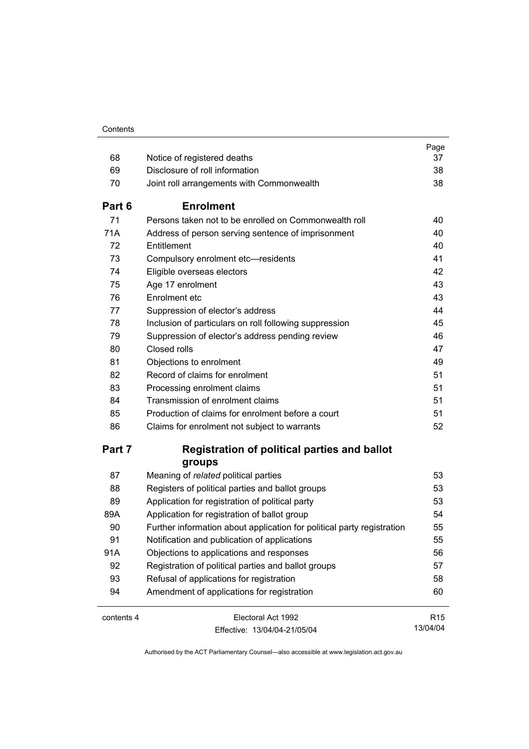| | | Page |
|---|---|---|
| 68 | Notice of registered deaths | 37 |
| 69 | Disclosure of roll information | 38 |
| 70 | Joint roll arrangements with Commonwealth | 38 |
| **Part 6** | **Enrolment** | |
| 71 | Persons taken not to be enrolled on Commonwealth roll | 40 |
| 71A | Address of person serving sentence of imprisonment | 40 |
| 72 | Entitlement | 40 |
| 73 | Compulsory enrolment etc—residents | 41 |
| 74 | Eligible overseas electors | 42 |
| 75 | Age 17 enrolment | 43 |
| 76 | Enrolment etc | 43 |
| 77 | Suppression of elector's address | 44 |
| 78 | Inclusion of particulars on roll following suppression | 45 |
| 79 | Suppression of elector's address pending review | 46 |
| 80 | Closed rolls | 47 |
| 81 | Objections to enrolment | 49 |
| 82 | Record of claims for enrolment | 51 |
| 83 | Processing enrolment claims | 51 |
| 84 | Transmission of enrolment claims | 51 |
| 85 | Production of claims for enrolment before a court | 51 |
| 86 | Claims for enrolment not subject to warrants | 52 |
| **Part 7** | **Registration of political parties and ballot groups** | |
| 87 | Meaning of *related* political parties | 53 |
| 88 | Registers of political parties and ballot groups | 53 |
| 89 | Application for registration of political party | 53 |
| 89A | Application for registration of ballot group | 54 |
| 90 | Further information about application for political party registration | 55 |
| 91 | Notification and publication of applications | 55 |
| 91A | Objections to applications and responses | 56 |
| 92 | Registration of political parties and ballot groups | 57 |
| 93 | Refusal of applications for registration | 58 |
| 94 | Amendment of applications for registration | 60 |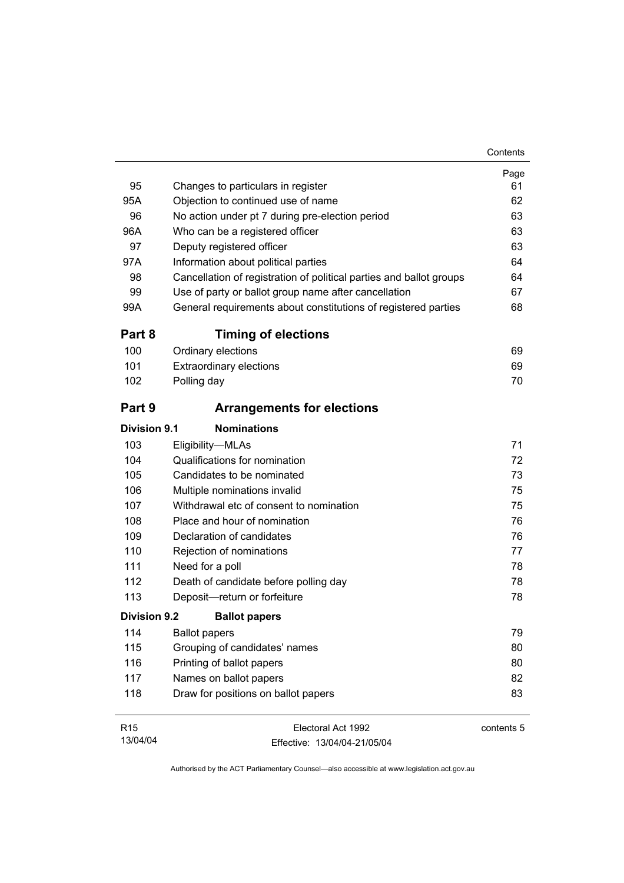| | | Page |
|---|---|---|
| 95 | Changes to particulars in register | 61 |
| 95A | Objection to continued use of name | 62 |
| 96 | No action under pt 7 during pre-election period | 63 |
| 96A | Who can be a registered officer | 63 |
| 97 | Deputy registered officer | 63 |
| 97A | Information about political parties | 64 |
| 98 | Cancellation of registration of political parties and ballot groups | 64 |
| 99 | Use of party or ballot group name after cancellation | 67 |
| 99A | General requirements about constitutions of registered parties | 68 |

## Part 8 Timing of elections

| | | |
|---|---|---|
| 100 | Ordinary elections | 69 |
| 101 | Extraordinary elections | 69 |
| 102 | Polling day | 70 |

## Part 9 Arrangements for elections

### Division 9.1 Nominations

| | | |
|---|---|---|
| 103 | Eligibility—MLAs | 71 |
| 104 | Qualifications for nomination | 72 |
| 105 | Candidates to be nominated | 73 |
| 106 | Multiple nominations invalid | 75 |
| 107 | Withdrawal etc of consent to nomination | 75 |
| 108 | Place and hour of nomination | 76 |
| 109 | Declaration of candidates | 76 |
| 110 | Rejection of nominations | 77 |
| 111 | Need for a poll | 78 |
| 112 | Death of candidate before polling day | 78 |
| 113 | Deposit—return or forfeiture | 78 |

### Division 9.2 Ballot papers

| | | |
|---|---|---|
| 114 | Ballot papers | 79 |
| 115 | Grouping of candidates' names | 80 |
| 116 | Printing of ballot papers | 80 |
| 117 | Names on ballot papers | 82 |
| 118 | Draw for positions on ballot papers | 83 |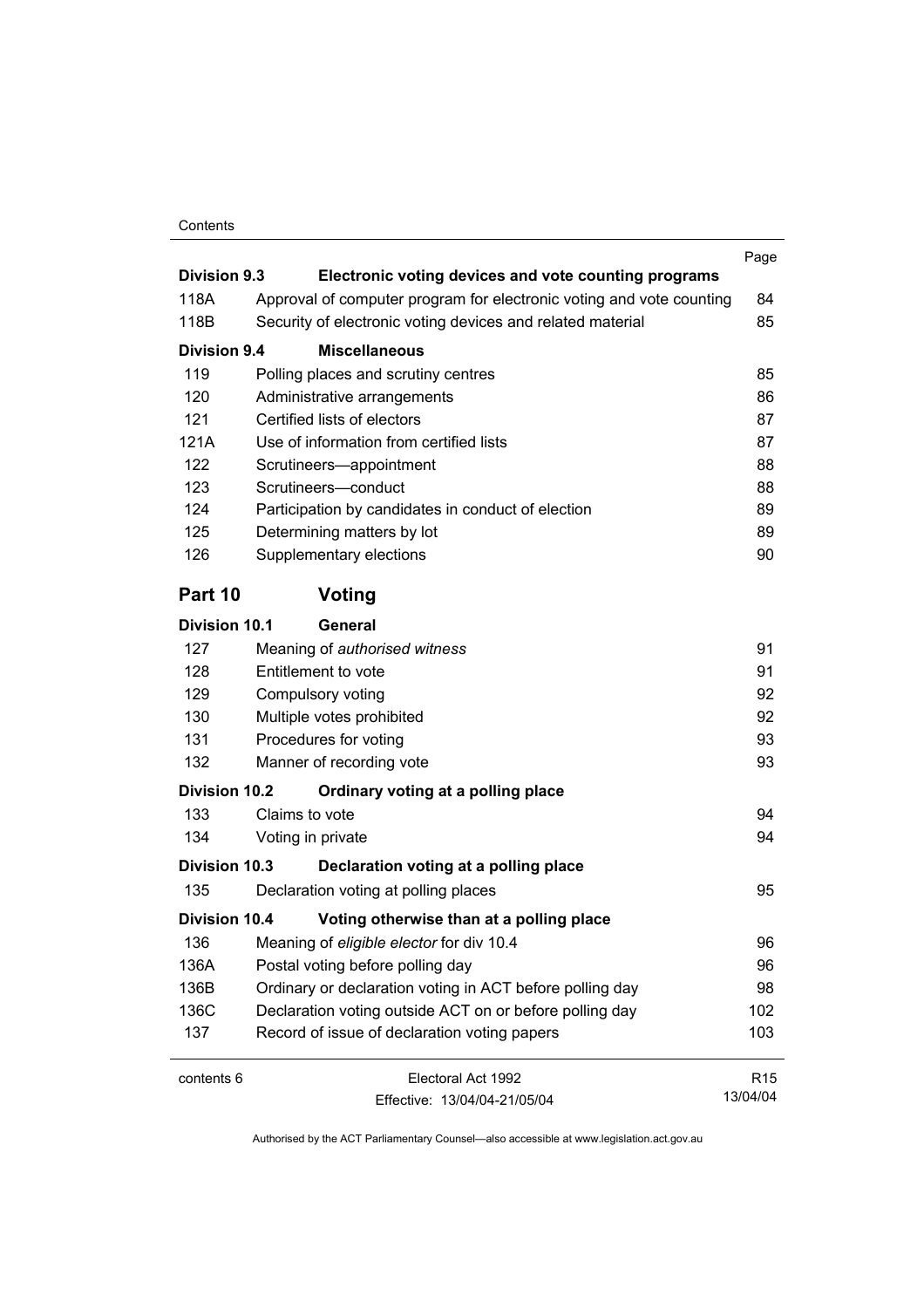| | | Page |
|---|---|---|
| **Division 9.3** | **Electronic voting devices and vote counting programs** | |
| 118A | Approval of computer program for electronic voting and vote counting | 84 |
| 118B | Security of electronic voting devices and related material | 85 |
| **Division 9.4** | **Miscellaneous** | |
| 119 | Polling places and scrutiny centres | 85 |
| 120 | Administrative arrangements | 86 |
| 121 | Certified lists of electors | 87 |
| 121A | Use of information from certified lists | 87 |
| 122 | Scrutineers—appointment | 88 |
| 123 | Scrutineers—conduct | 88 |
| 124 | Participation by candidates in conduct of election | 89 |
| 125 | Determining matters by lot | 89 |
| 126 | Supplementary elections | 90 |

## Part 10 Voting

| | | |
|---|---|---|
| **Division 10.1** | **General** | |
| 127 | Meaning of *authorised witness* | 91 |
| 128 | Entitlement to vote | 91 |
| 129 | Compulsory voting | 92 |
| 130 | Multiple votes prohibited | 92 |
| 131 | Procedures for voting | 93 |
| 132 | Manner of recording vote | 93 |
| **Division 10.2** | **Ordinary voting at a polling place** | |
| 133 | Claims to vote | 94 |
| 134 | Voting in private | 94 |
| **Division 10.3** | **Declaration voting at a polling place** | |
| 135 | Declaration voting at polling places | 95 |
| **Division 10.4** | **Voting otherwise than at a polling place** | |
| 136 | Meaning of *eligible elector* for div 10.4 | 96 |
| 136A | Postal voting before polling day | 96 |
| 136B | Ordinary or declaration voting in ACT before polling day | 98 |
| 136C | Declaration voting outside ACT on or before polling day | 102 |
| 137 | Record of issue of declaration voting papers | 103 |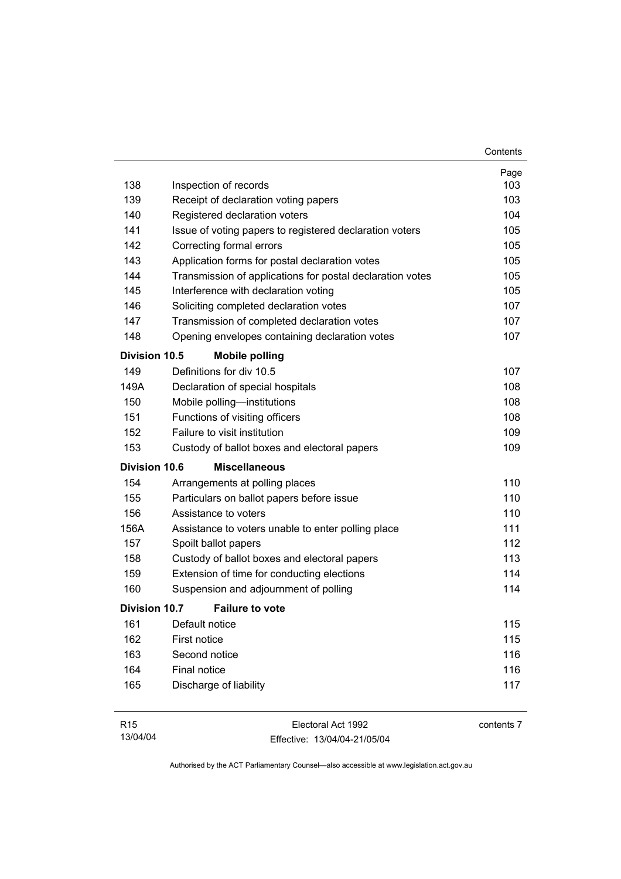| | | Page |
|---|---|---|
| 138 | Inspection of records | 103 |
| 139 | Receipt of declaration voting papers | 103 |
| 140 | Registered declaration voters | 104 |
| 141 | Issue of voting papers to registered declaration voters | 105 |
| 142 | Correcting formal errors | 105 |
| 143 | Application forms for postal declaration votes | 105 |
| 144 | Transmission of applications for postal declaration votes | 105 |
| 145 | Interference with declaration voting | 105 |
| 146 | Soliciting completed declaration votes | 107 |
| 147 | Transmission of completed declaration votes | 107 |
| 148 | Opening envelopes containing declaration votes | 107 |
| **Division 10.5** | **Mobile polling** | |
| 149 | Definitions for div 10.5 | 107 |
| 149A | Declaration of special hospitals | 108 |
| 150 | Mobile polling—institutions | 108 |
| 151 | Functions of visiting officers | 108 |
| 152 | Failure to visit institution | 109 |
| 153 | Custody of ballot boxes and electoral papers | 109 |
| **Division 10.6** | **Miscellaneous** | |
| 154 | Arrangements at polling places | 110 |
| 155 | Particulars on ballot papers before issue | 110 |
| 156 | Assistance to voters | 110 |
| 156A | Assistance to voters unable to enter polling place | 111 |
| 157 | Spoilt ballot papers | 112 |
| 158 | Custody of ballot boxes and electoral papers | 113 |
| 159 | Extension of time for conducting elections | 114 |
| 160 | Suspension and adjournment of polling | 114 |
| **Division 10.7** | **Failure to vote** | |
| 161 | Default notice | 115 |
| 162 | First notice | 115 |
| 163 | Second notice | 116 |
| 164 | Final notice | 116 |
| 165 | Discharge of liability | 117 |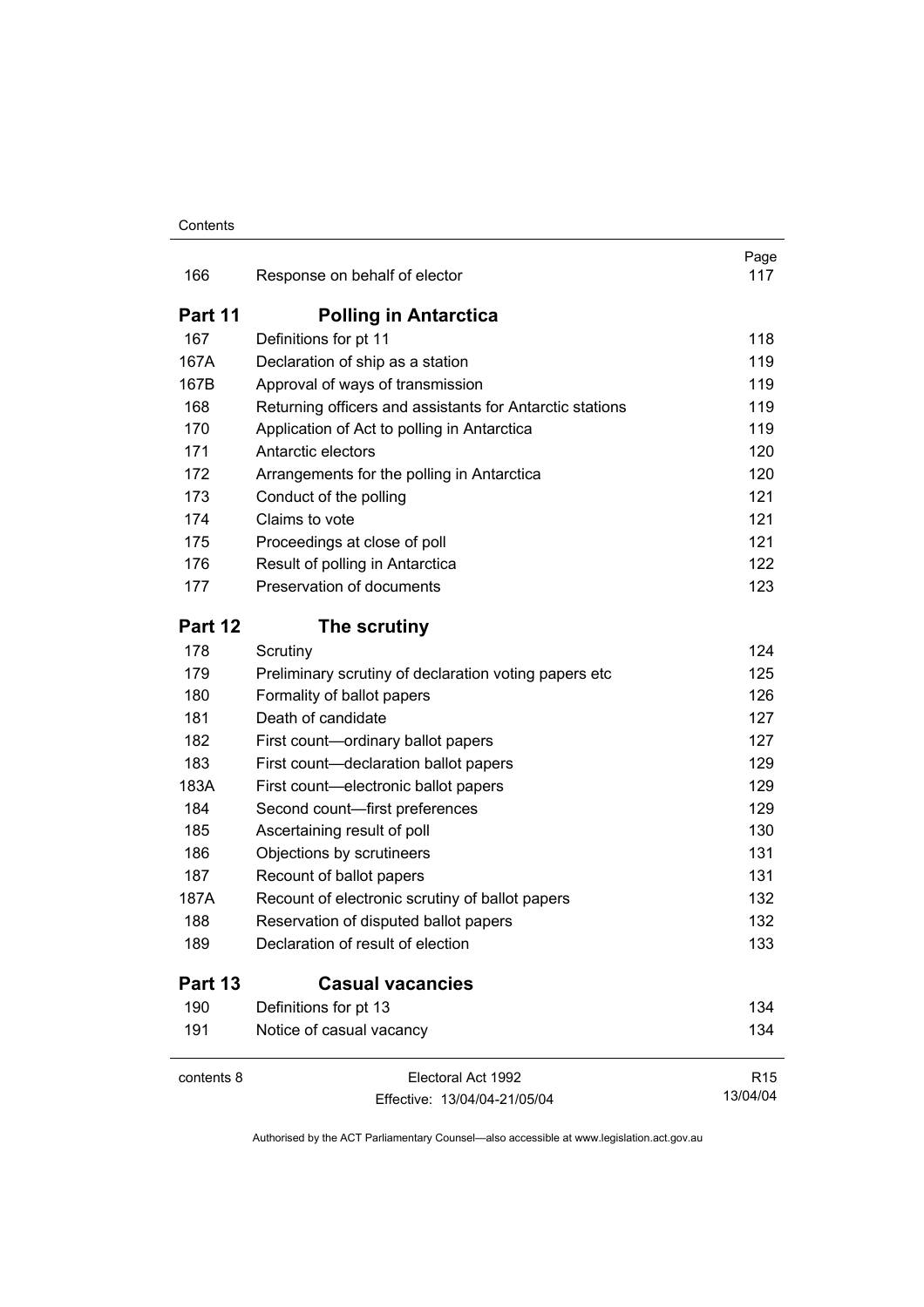| | | Page |
|---|---|---|
| 166 | Response on behalf of elector | 117 |

## Part 11 Polling in Antarctica

| | | |
|---|---|---|
| 167 | Definitions for pt 11 | 118 |
| 167A | Declaration of ship as a station | 119 |
| 167B | Approval of ways of transmission | 119 |
| 168 | Returning officers and assistants for Antarctic stations | 119 |
| 170 | Application of Act to polling in Antarctica | 119 |
| 171 | Antarctic electors | 120 |
| 172 | Arrangements for the polling in Antarctica | 120 |
| 173 | Conduct of the polling | 121 |
| 174 | Claims to vote | 121 |
| 175 | Proceedings at close of poll | 121 |
| 176 | Result of polling in Antarctica | 122 |
| 177 | Preservation of documents | 123 |

## Part 12 The scrutiny

| | | |
|---|---|---|
| 178 | Scrutiny | 124 |
| 179 | Preliminary scrutiny of declaration voting papers etc | 125 |
| 180 | Formality of ballot papers | 126 |
| 181 | Death of candidate | 127 |
| 182 | First count—ordinary ballot papers | 127 |
| 183 | First count—declaration ballot papers | 129 |
| 183A | First count—electronic ballot papers | 129 |
| 184 | Second count—first preferences | 129 |
| 185 | Ascertaining result of poll | 130 |
| 186 | Objections by scrutineers | 131 |
| 187 | Recount of ballot papers | 131 |
| 187A | Recount of electronic scrutiny of ballot papers | 132 |
| 188 | Reservation of disputed ballot papers | 132 |
| 189 | Declaration of result of election | 133 |

## Part 13 Casual vacancies

| | | |
|---|---|---|
| 190 | Definitions for pt 13 | 134 |
| 191 | Notice of casual vacancy | 134 |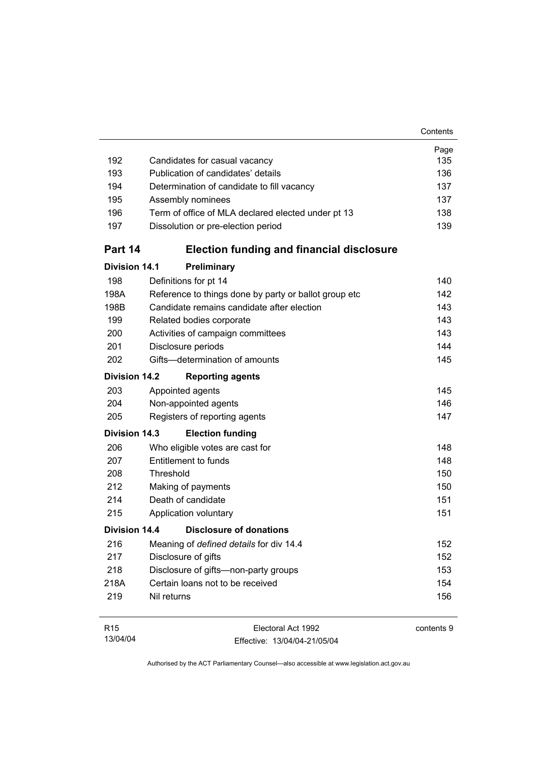| | | Page |
|---|---|---|
| 192 | Candidates for casual vacancy | 135 |
| 193 | Publication of candidates' details | 136 |
| 194 | Determination of candidate to fill vacancy | 137 |
| 195 | Assembly nominees | 137 |
| 196 | Term of office of MLA declared elected under pt 13 | 138 |
| 197 | Dissolution or pre-election period | 139 |

## Part 14 Election funding and financial disclosure

### Division 14.1 Preliminary

| | | |
|---|---|---|
| 198 | Definitions for pt 14 | 140 |
| 198A | Reference to things done by party or ballot group etc | 142 |
| 198B | Candidate remains candidate after election | 143 |
| 199 | Related bodies corporate | 143 |
| 200 | Activities of campaign committees | 143 |
| 201 | Disclosure periods | 144 |
| 202 | Gifts—determination of amounts | 145 |

### Division 14.2 Reporting agents

| | | |
|---|---|---|
| 203 | Appointed agents | 145 |
| 204 | Non-appointed agents | 146 |
| 205 | Registers of reporting agents | 147 |

### Division 14.3 Election funding

| | | |
|---|---|---|
| 206 | Who eligible votes are cast for | 148 |
| 207 | Entitlement to funds | 148 |
| 208 | Threshold | 150 |
| 212 | Making of payments | 150 |
| 214 | Death of candidate | 151 |
| 215 | Application voluntary | 151 |

### Division 14.4 Disclosure of donations

| | | |
|---|---|---|
| 216 | Meaning of *defined details* for div 14.4 | 152 |
| 217 | Disclosure of gifts | 152 |
| 218 | Disclosure of gifts—non-party groups | 153 |
| 218A | Certain loans not to be received | 154 |
| 219 | Nil returns | 156 |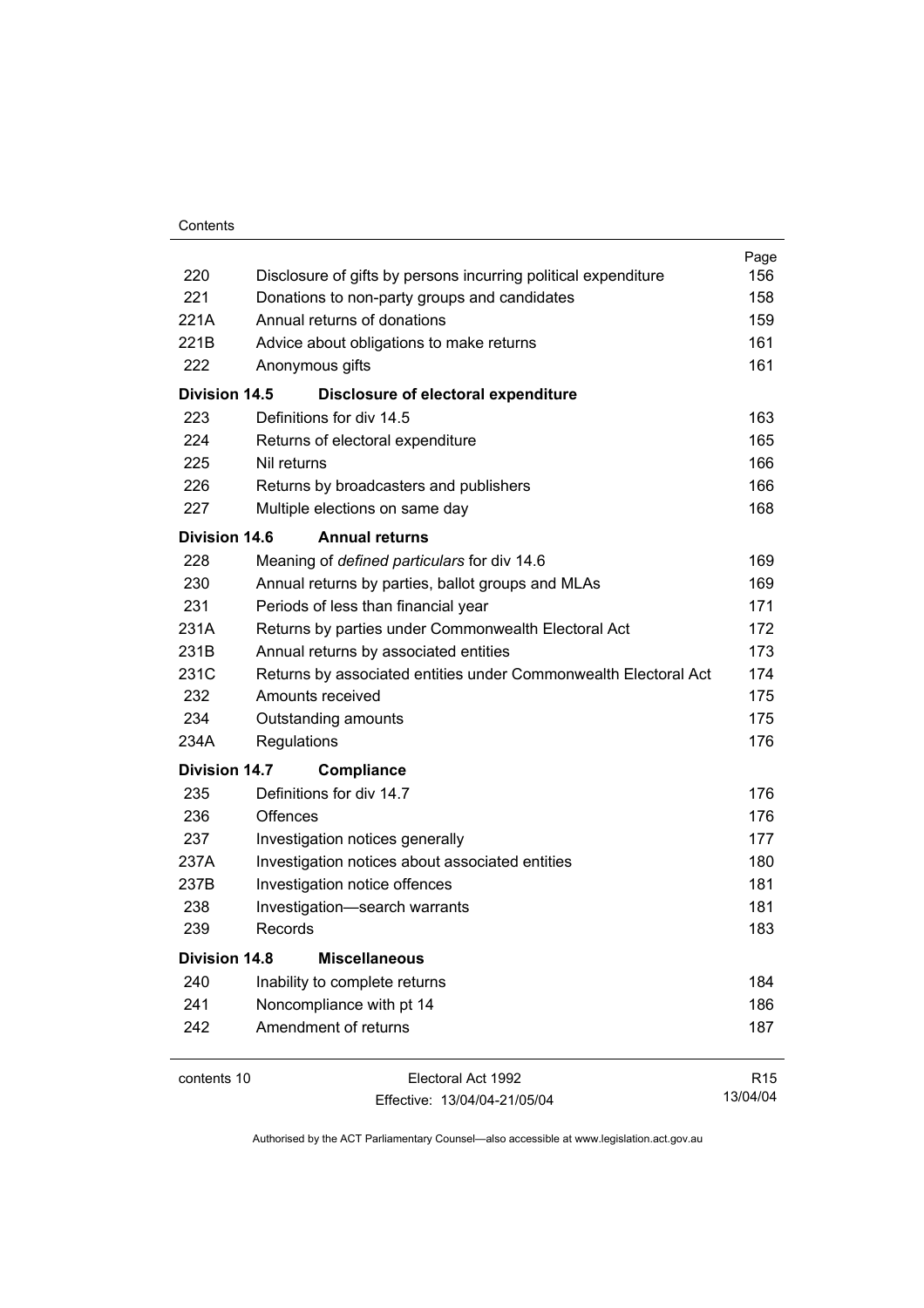| | | Page |
|---|---|---|
| 220 | Disclosure of gifts by persons incurring political expenditure | 156 |
| 221 | Donations to non-party groups and candidates | 158 |
| 221A | Annual returns of donations | 159 |
| 221B | Advice about obligations to make returns | 161 |
| 222 | Anonymous gifts | 161 |
| **Division 14.5** | **Disclosure of electoral expenditure** | |
| 223 | Definitions for div 14.5 | 163 |
| 224 | Returns of electoral expenditure | 165 |
| 225 | Nil returns | 166 |
| 226 | Returns by broadcasters and publishers | 166 |
| 227 | Multiple elections on same day | 168 |
| **Division 14.6** | **Annual returns** | |
| 228 | Meaning of *defined particulars* for div 14.6 | 169 |
| 230 | Annual returns by parties, ballot groups and MLAs | 169 |
| 231 | Periods of less than financial year | 171 |
| 231A | Returns by parties under Commonwealth Electoral Act | 172 |
| 231B | Annual returns by associated entities | 173 |
| 231C | Returns by associated entities under Commonwealth Electoral Act | 174 |
| 232 | Amounts received | 175 |
| 234 | Outstanding amounts | 175 |
| 234A | Regulations | 176 |
| **Division 14.7** | **Compliance** | |
| 235 | Definitions for div 14.7 | 176 |
| 236 | Offences | 176 |
| 237 | Investigation notices generally | 177 |
| 237A | Investigation notices about associated entities | 180 |
| 237B | Investigation notice offences | 181 |
| 238 | Investigation—search warrants | 181 |
| 239 | Records | 183 |
| **Division 14.8** | **Miscellaneous** | |
| 240 | Inability to complete returns | 184 |
| 241 | Noncompliance with pt 14 | 186 |
| 242 | Amendment of returns | 187 |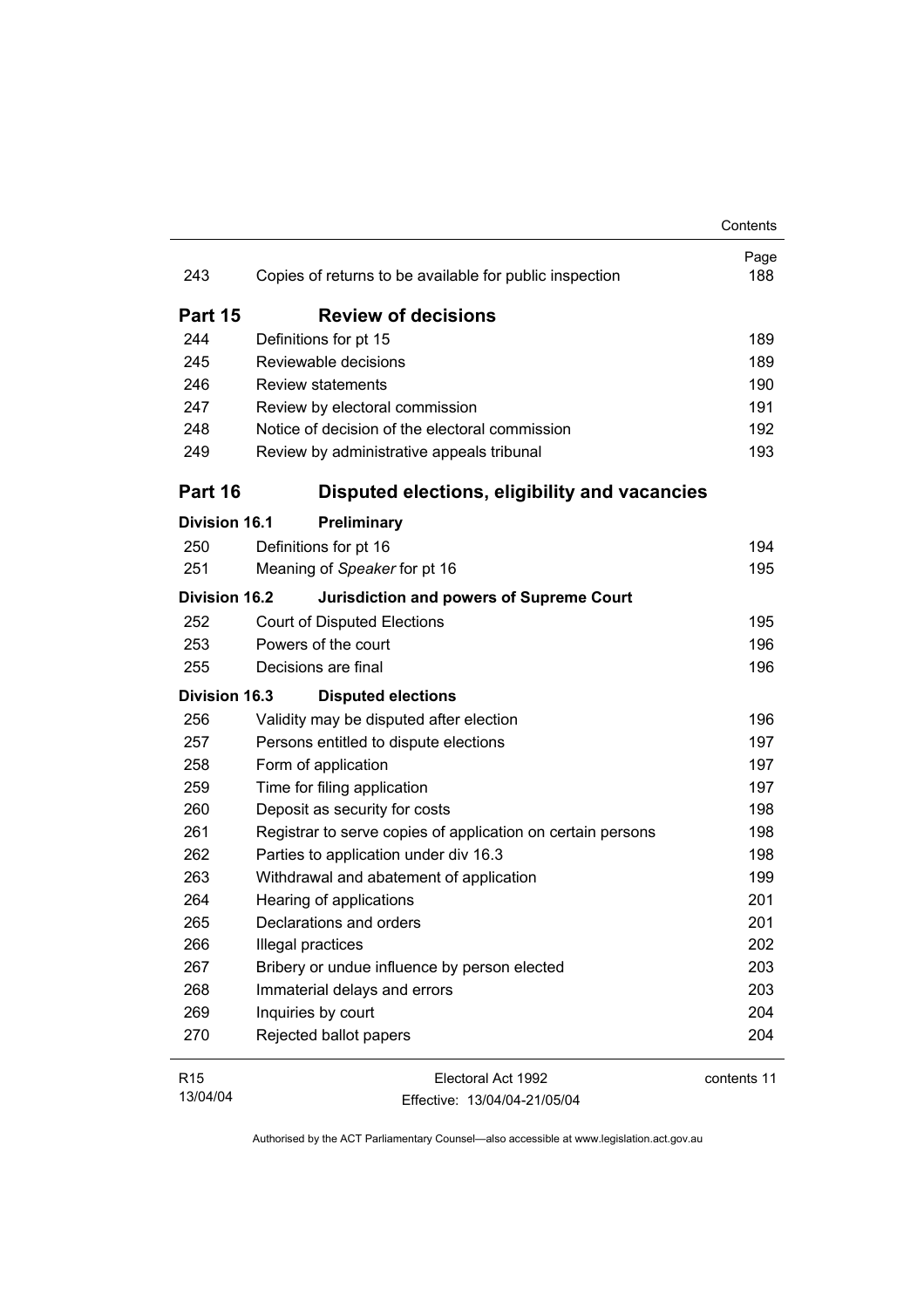| | | Page |
|---|---|---|
| 243 | Copies of returns to be available for public inspection | 188 |

## Part 15 Review of decisions

| | | |
|---|---|---|
| 244 | Definitions for pt 15 | 189 |
| 245 | Reviewable decisions | 189 |
| 246 | Review statements | 190 |
| 247 | Review by electoral commission | 191 |
| 248 | Notice of decision of the electoral commission | 192 |
| 249 | Review by administrative appeals tribunal | 193 |

## Part 16 Disputed elections, eligibility and vacancies

### Division 16.1 Preliminary

| | | |
|---|---|---|
| 250 | Definitions for pt 16 | 194 |
| 251 | Meaning of *Speaker* for pt 16 | 195 |

### Division 16.2 Jurisdiction and powers of Supreme Court

| | | |
|---|---|---|
| 252 | Court of Disputed Elections | 195 |
| 253 | Powers of the court | 196 |
| 255 | Decisions are final | 196 |

### Division 16.3 Disputed elections

| | | |
|---|---|---|
| 256 | Validity may be disputed after election | 196 |
| 257 | Persons entitled to dispute elections | 197 |
| 258 | Form of application | 197 |
| 259 | Time for filing application | 197 |
| 260 | Deposit as security for costs | 198 |
| 261 | Registrar to serve copies of application on certain persons | 198 |
| 262 | Parties to application under div 16.3 | 198 |
| 263 | Withdrawal and abatement of application | 199 |
| 264 | Hearing of applications | 201 |
| 265 | Declarations and orders | 201 |
| 266 | Illegal practices | 202 |
| 267 | Bribery or undue influence by person elected | 203 |
| 268 | Immaterial delays and errors | 203 |
| 269 | Inquiries by court | 204 |
| 270 | Rejected ballot papers | 204 |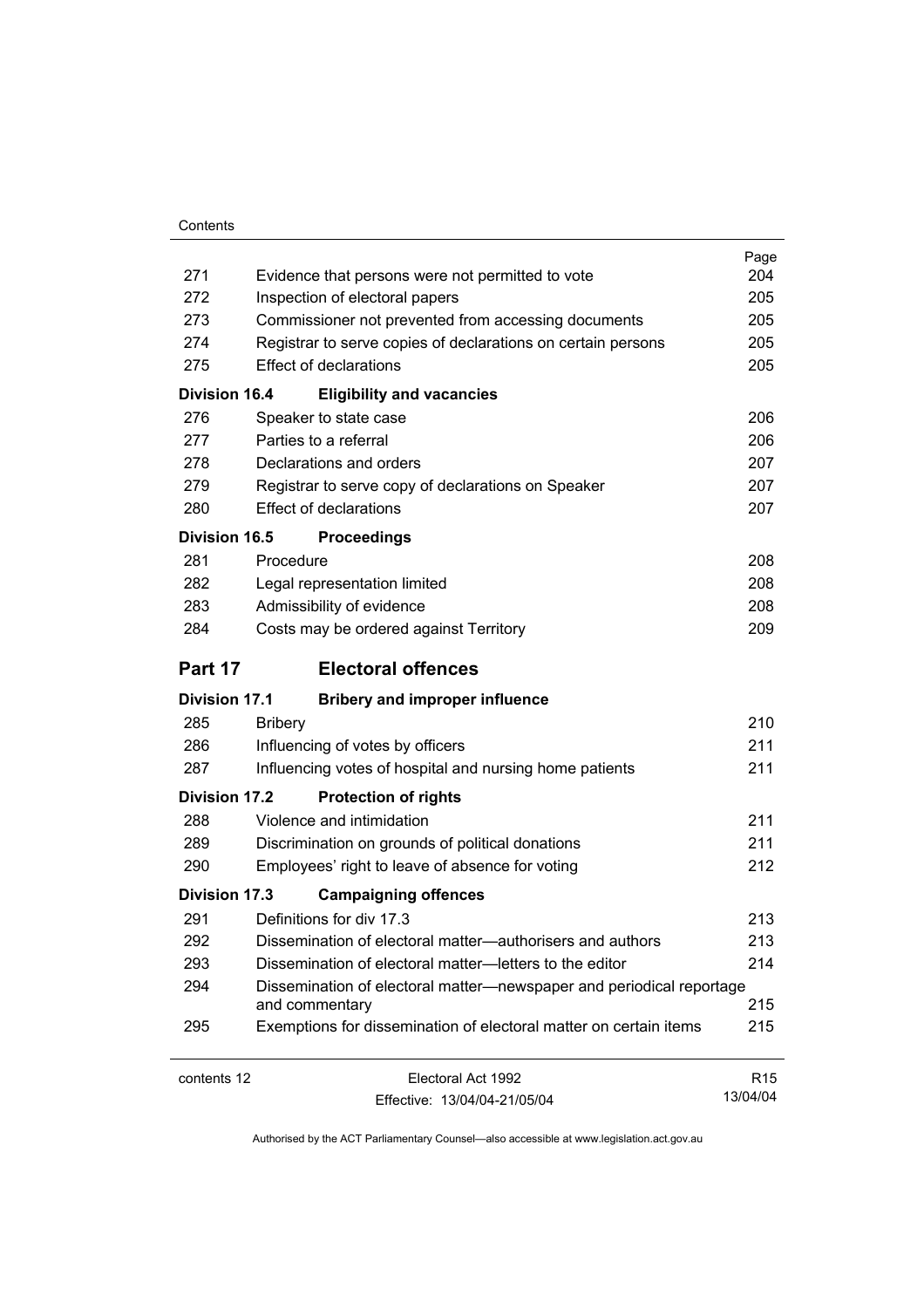| | | Page |
|---|---|---|
| 271 | Evidence that persons were not permitted to vote | 204 |
| 272 | Inspection of electoral papers | 205 |
| 273 | Commissioner not prevented from accessing documents | 205 |
| 274 | Registrar to serve copies of declarations on certain persons | 205 |
| 275 | Effect of declarations | 205 |
| **Division 16.4** | **Eligibility and vacancies** | |
| 276 | Speaker to state case | 206 |
| 277 | Parties to a referral | 206 |
| 278 | Declarations and orders | 207 |
| 279 | Registrar to serve copy of declarations on Speaker | 207 |
| 280 | Effect of declarations | 207 |
| **Division 16.5** | **Proceedings** | |
| 281 | Procedure | 208 |
| 282 | Legal representation limited | 208 |
| 283 | Admissibility of evidence | 208 |
| 284 | Costs may be ordered against Territory | 209 |
| **Part 17** | **Electoral offences** | |
| **Division 17.1** | **Bribery and improper influence** | |
| 285 | Bribery | 210 |
| 286 | Influencing of votes by officers | 211 |
| 287 | Influencing votes of hospital and nursing home patients | 211 |
| **Division 17.2** | **Protection of rights** | |
| 288 | Violence and intimidation | 211 |
| 289 | Discrimination on grounds of political donations | 211 |
| 290 | Employees' right to leave of absence for voting | 212 |
| **Division 17.3** | **Campaigning offences** | |
| 291 | Definitions for div 17.3 | 213 |
| 292 | Dissemination of electoral matter—authorisers and authors | 213 |
| 293 | Dissemination of electoral matter—letters to the editor | 214 |
| 294 | Dissemination of electoral matter—newspaper and periodical reportage and commentary | 215 |
| 295 | Exemptions for dissemination of electoral matter on certain items | 215 |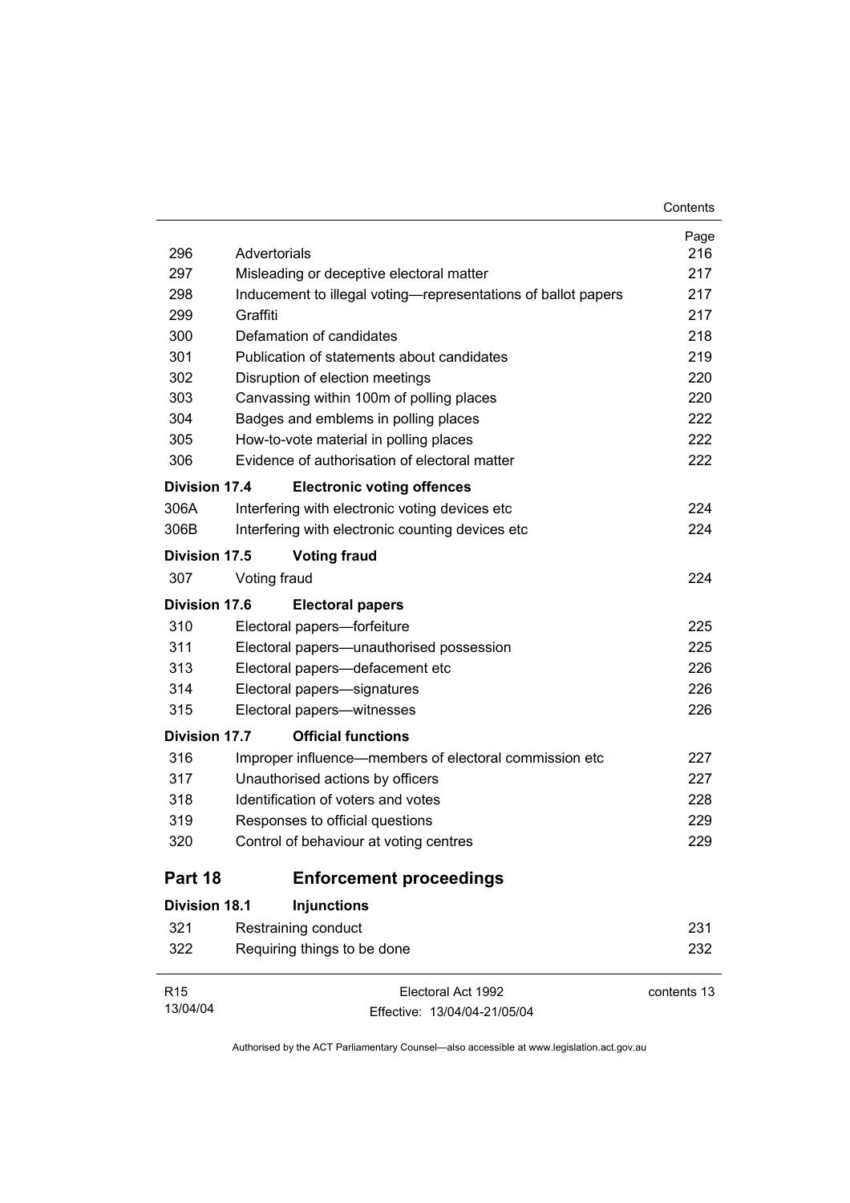| | | Page |
|---|---|---|
| 296 | Advertorials | 216 |
| 297 | Misleading or deceptive electoral matter | 217 |
| 298 | Inducement to illegal voting—representations of ballot papers | 217 |
| 299 | Graffiti | 217 |
| 300 | Defamation of candidates | 218 |
| 301 | Publication of statements about candidates | 219 |
| 302 | Disruption of election meetings | 220 |
| 303 | Canvassing within 100m of polling places | 220 |
| 304 | Badges and emblems in polling places | 222 |
| 305 | How-to-vote material in polling places | 222 |
| 306 | Evidence of authorisation of electoral matter | 222 |
| **Division 17.4** | **Electronic voting offences** | |
| 306A | Interfering with electronic voting devices etc | 224 |
| 306B | Interfering with electronic counting devices etc | 224 |
| **Division 17.5** | **Voting fraud** | |
| 307 | Voting fraud | 224 |
| **Division 17.6** | **Electoral papers** | |
| 310 | Electoral papers—forfeiture | 225 |
| 311 | Electoral papers—unauthorised possession | 225 |
| 313 | Electoral papers—defacement etc | 226 |
| 314 | Electoral papers—signatures | 226 |
| 315 | Electoral papers—witnesses | 226 |
| **Division 17.7** | **Official functions** | |
| 316 | Improper influence—members of electoral commission etc | 227 |
| 317 | Unauthorised actions by officers | 227 |
| 318 | Identification of voters and votes | 228 |
| 319 | Responses to official questions | 229 |
| 320 | Control of behaviour at voting centres | 229 |
| **Part 18** | **Enforcement proceedings** | |
| **Division 18.1** | **Injunctions** | |
| 321 | Restraining conduct | 231 |
| 322 | Requiring things to be done | 232 |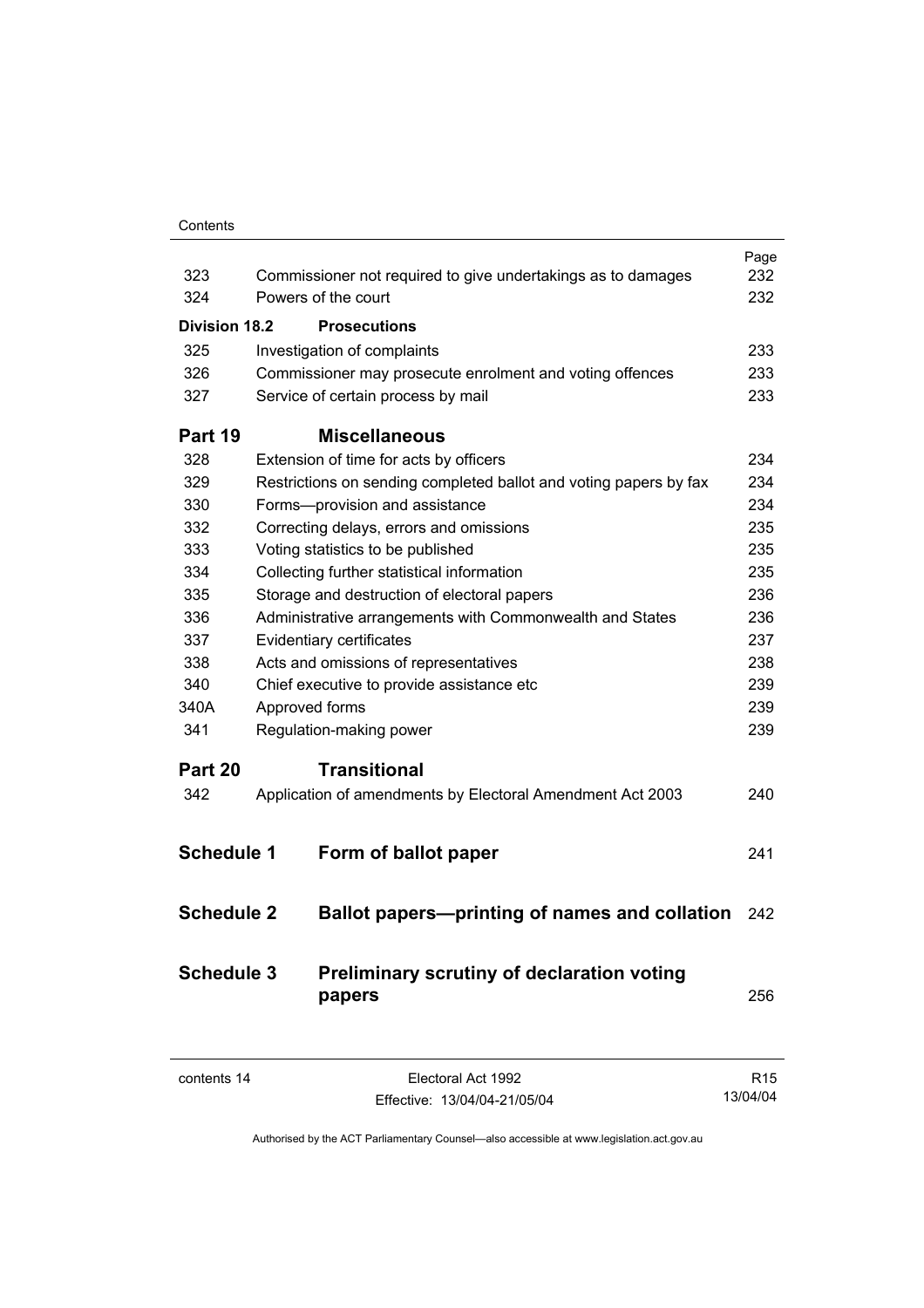| | | Page |
|---|---|---|
| 323 | Commissioner not required to give undertakings as to damages | 232 |
| 324 | Powers of the court | 232 |
| **Division 18.2** | **Prosecutions** | |
| 325 | Investigation of complaints | 233 |
| 326 | Commissioner may prosecute enrolment and voting offences | 233 |
| 327 | Service of certain process by mail | 233 |
| **Part 19** | **Miscellaneous** | |
| 328 | Extension of time for acts by officers | 234 |
| 329 | Restrictions on sending completed ballot and voting papers by fax | 234 |
| 330 | Forms—provision and assistance | 234 |
| 332 | Correcting delays, errors and omissions | 235 |
| 333 | Voting statistics to be published | 235 |
| 334 | Collecting further statistical information | 235 |
| 335 | Storage and destruction of electoral papers | 236 |
| 336 | Administrative arrangements with Commonwealth and States | 236 |
| 337 | Evidentiary certificates | 237 |
| 338 | Acts and omissions of representatives | 238 |
| 340 | Chief executive to provide assistance etc | 239 |
| 340A | Approved forms | 239 |
| 341 | Regulation-making power | 239 |
| **Part 20** | **Transitional** | |
| 342 | Application of amendments by Electoral Amendment Act 2003 | 240 |
| **Schedule 1** | **Form of ballot paper** | 241 |
| **Schedule 2** | **Ballot papers—printing of names and collation** | 242 |
| **Schedule 3** | **Preliminary scrutiny of declaration voting papers** | 256 |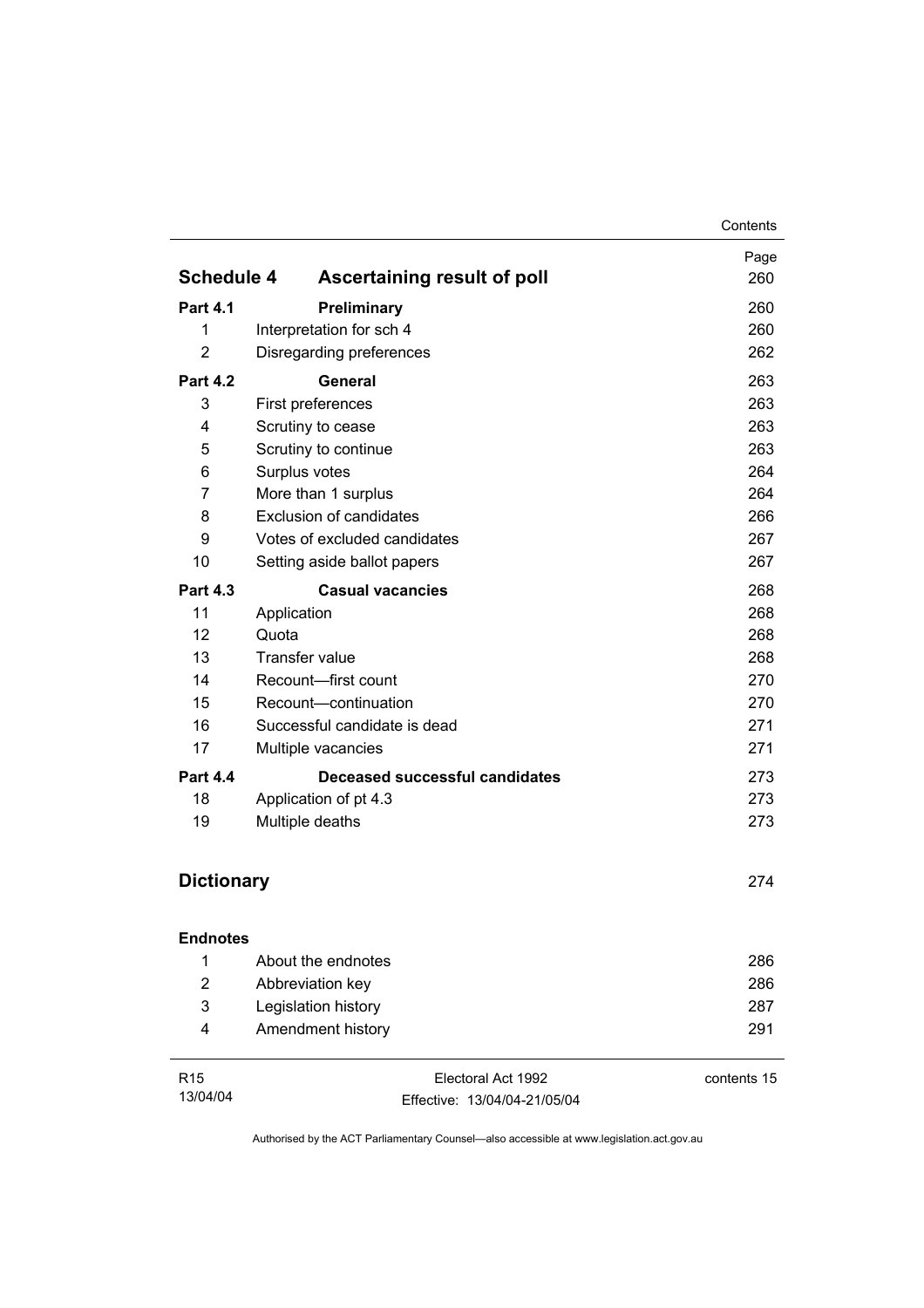| | | Page |
|---|---|---|
| **Schedule 4** | **Ascertaining result of poll** | 260 |
| **Part 4.1** | **Preliminary** | 260 |
| 1 | Interpretation for sch 4 | 260 |
| 2 | Disregarding preferences | 262 |
| **Part 4.2** | **General** | 263 |
| 3 | First preferences | 263 |
| 4 | Scrutiny to cease | 263 |
| 5 | Scrutiny to continue | 263 |
| 6 | Surplus votes | 264 |
| 7 | More than 1 surplus | 264 |
| 8 | Exclusion of candidates | 266 |
| 9 | Votes of excluded candidates | 267 |
| 10 | Setting aside ballot papers | 267 |
| **Part 4.3** | **Casual vacancies** | 268 |
| 11 | Application | 268 |
| 12 | Quota | 268 |
| 13 | Transfer value | 268 |
| 14 | Recount—first count | 270 |
| 15 | Recount—continuation | 270 |
| 16 | Successful candidate is dead | 271 |
| 17 | Multiple vacancies | 271 |
| **Part 4.4** | **Deceased successful candidates** | 273 |
| 18 | Application of pt 4.3 | 273 |
| 19 | Multiple deaths | 273 |
| **Dictionary** | | 274 |
| **Endnotes** | | |
| 1 | About the endnotes | 286 |
| 2 | Abbreviation key | 286 |
| 3 | Legislation history | 287 |
| 4 | Amendment history | 291 |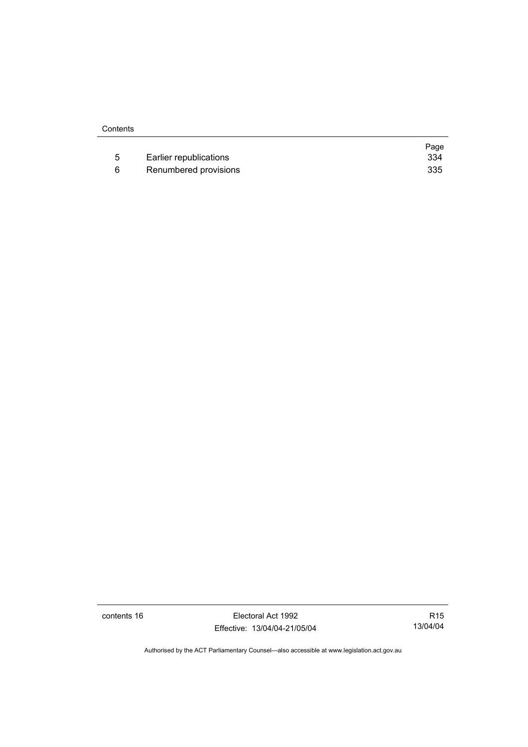|  |  | Page |
| --- | --- | --- |
| 5 | Earlier republications | 334 |
| 6 | Renumbered provisions | 335 |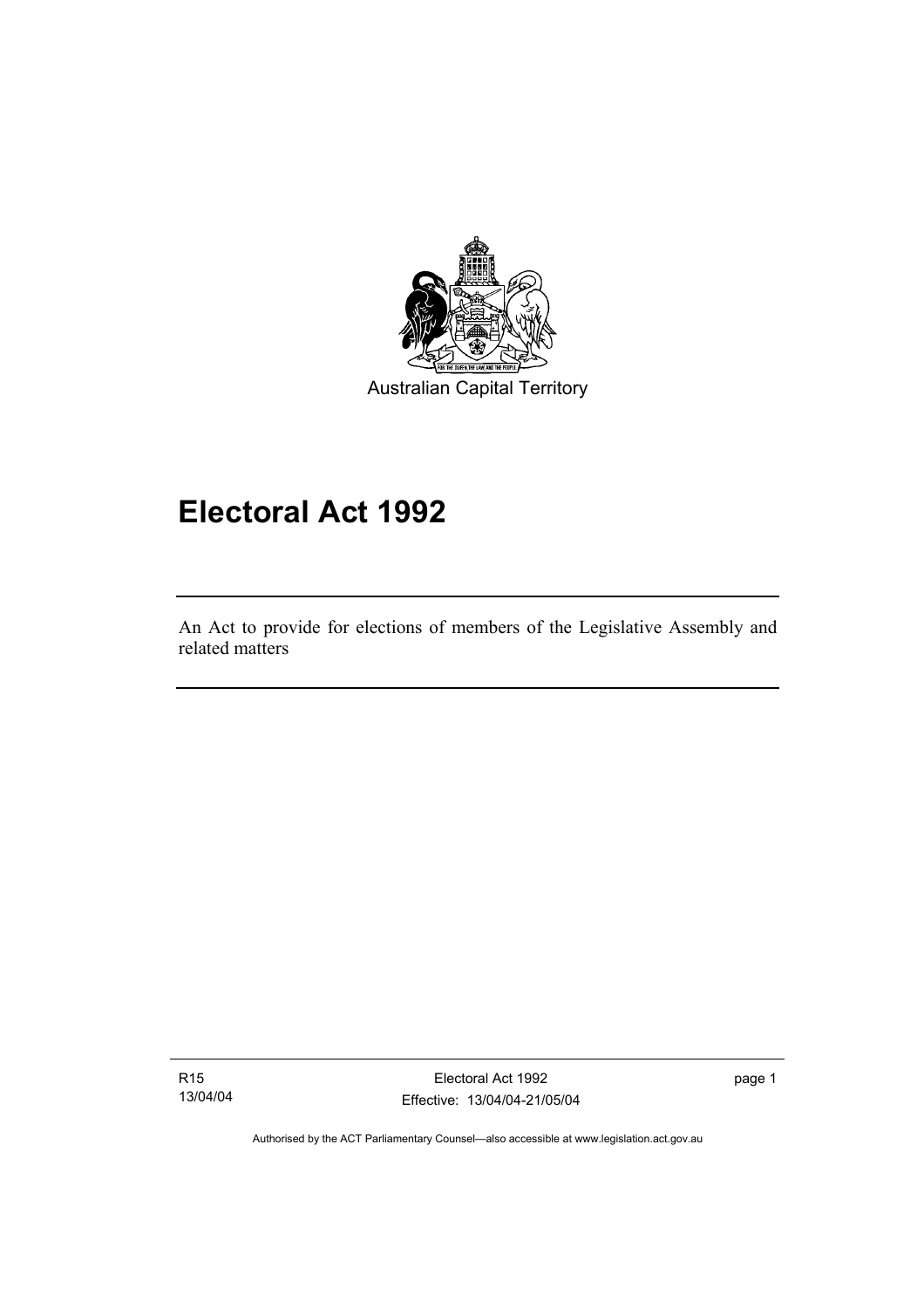Australian Capital Territory

# Electoral Act 1992

An Act to provide for elections of members of the Legislative Assembly and related matters

Authorised by the ACT Parliamentary Counsel—also accessible at www.legislation.act.gov.au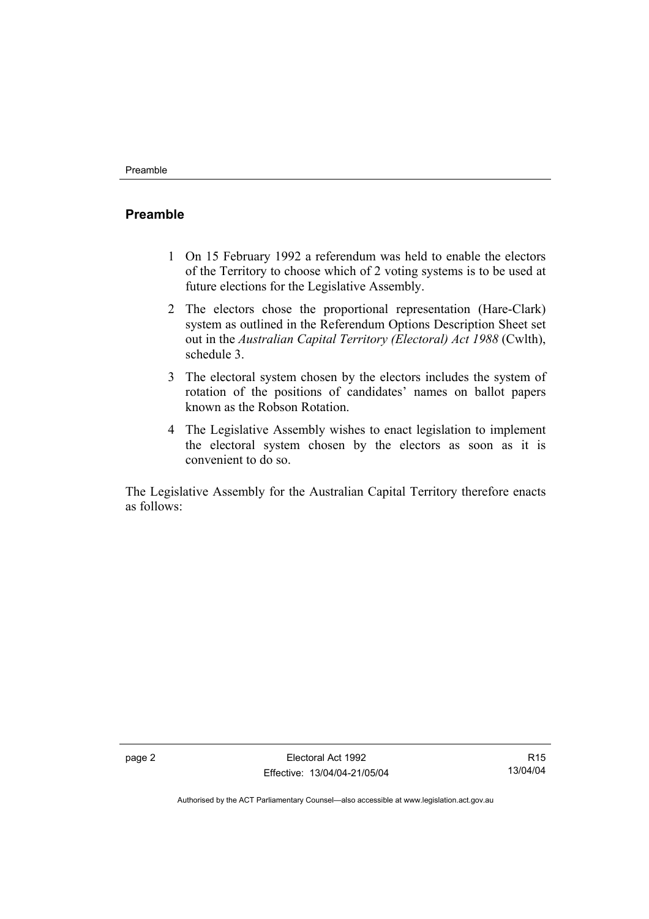## Preamble

1 On 15 February 1992 a referendum was held to enable the electors of the Territory to choose which of 2 voting systems is to be used at future elections for the Legislative Assembly.

2 The electors chose the proportional representation (Hare-Clark) system as outlined in the Referendum Options Description Sheet set out in the *Australian Capital Territory (Electoral) Act 1988* (Cwlth), schedule 3.

3 The electoral system chosen by the electors includes the system of rotation of the positions of candidates' names on ballot papers known as the Robson Rotation.

4 The Legislative Assembly wishes to enact legislation to implement the electoral system chosen by the electors as soon as it is convenient to do so.

The Legislative Assembly for the Australian Capital Territory therefore enacts as follows: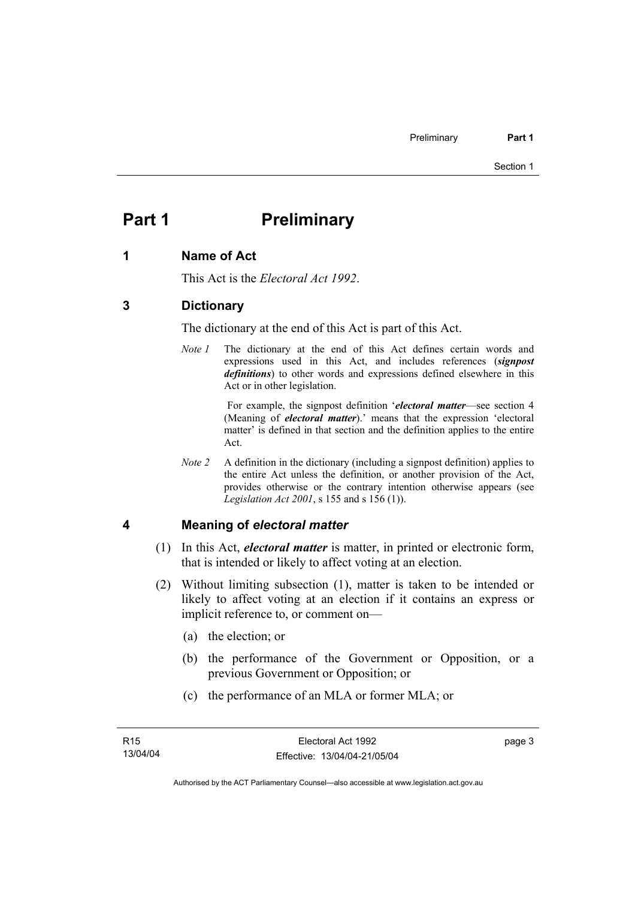# Part 1 Preliminary

## 1 Name of Act

This Act is the *Electoral Act 1992*.

## 3 Dictionary

The dictionary at the end of this Act is part of this Act.

*Note 1* The dictionary at the end of this Act defines certain words and expressions used in this Act, and includes references (***signpost definitions***) to other words and expressions defined elsewhere in this Act or in other legislation.

For example, the signpost definition '***electoral matter***—see section 4 (Meaning of ***electoral matter***).' means that the expression 'electoral matter' is defined in that section and the definition applies to the entire Act.

*Note 2* A definition in the dictionary (including a signpost definition) applies to the entire Act unless the definition, or another provision of the Act, provides otherwise or the contrary intention otherwise appears (see *Legislation Act 2001*, s 155 and s 156 (1)).

## 4 Meaning of *electoral matter*

(1) In this Act, ***electoral matter*** is matter, in printed or electronic form, that is intended or likely to affect voting at an election.

(2) Without limiting subsection (1), matter is taken to be intended or likely to affect voting at an election if it contains an express or implicit reference to, or comment on—

(a) the election; or

(b) the performance of the Government or Opposition, or a previous Government or Opposition; or

(c) the performance of an MLA or former MLA; or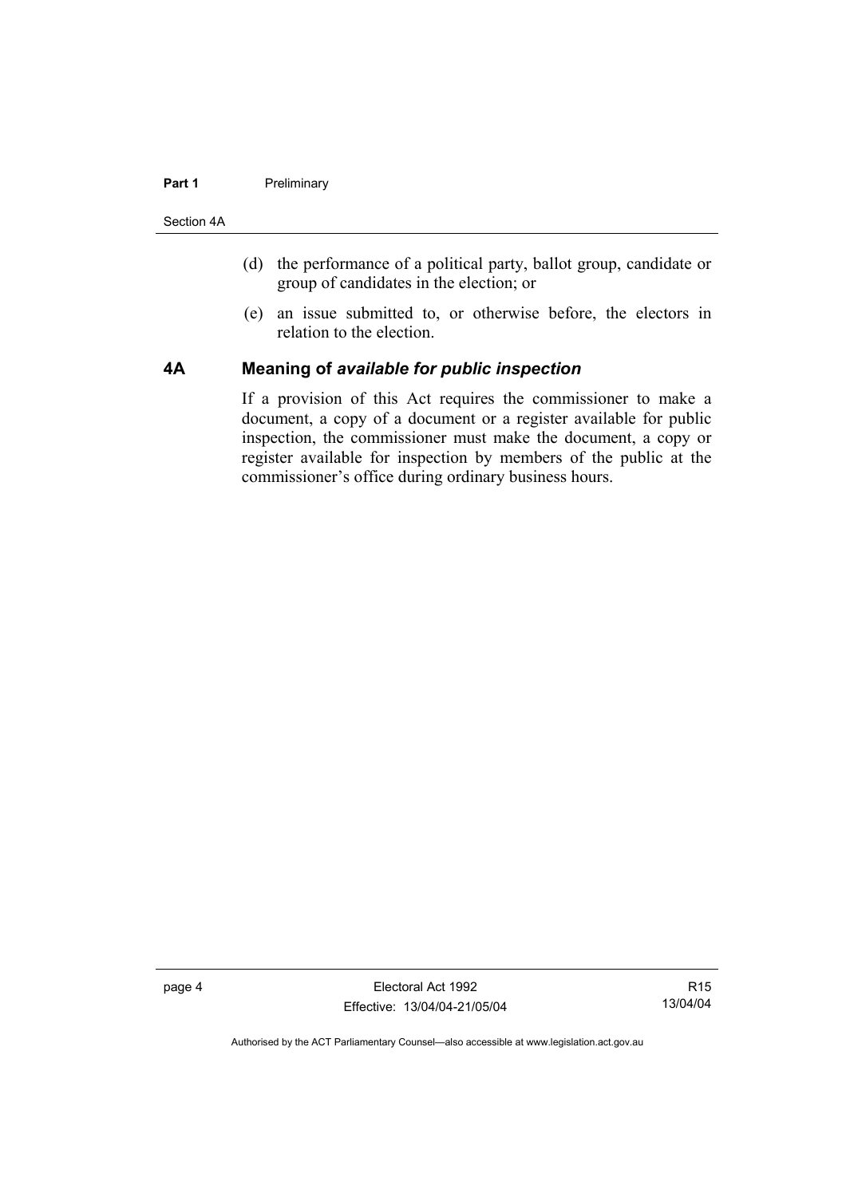(d) the performance of a political party, ballot group, candidate or group of candidates in the election; or

(e) an issue submitted to, or otherwise before, the electors in relation to the election.

## 4A Meaning of *available for public inspection*

If a provision of this Act requires the commissioner to make a document, a copy of a document or a register available for public inspection, the commissioner must make the document, a copy or register available for inspection by members of the public at the commissioner's office during ordinary business hours.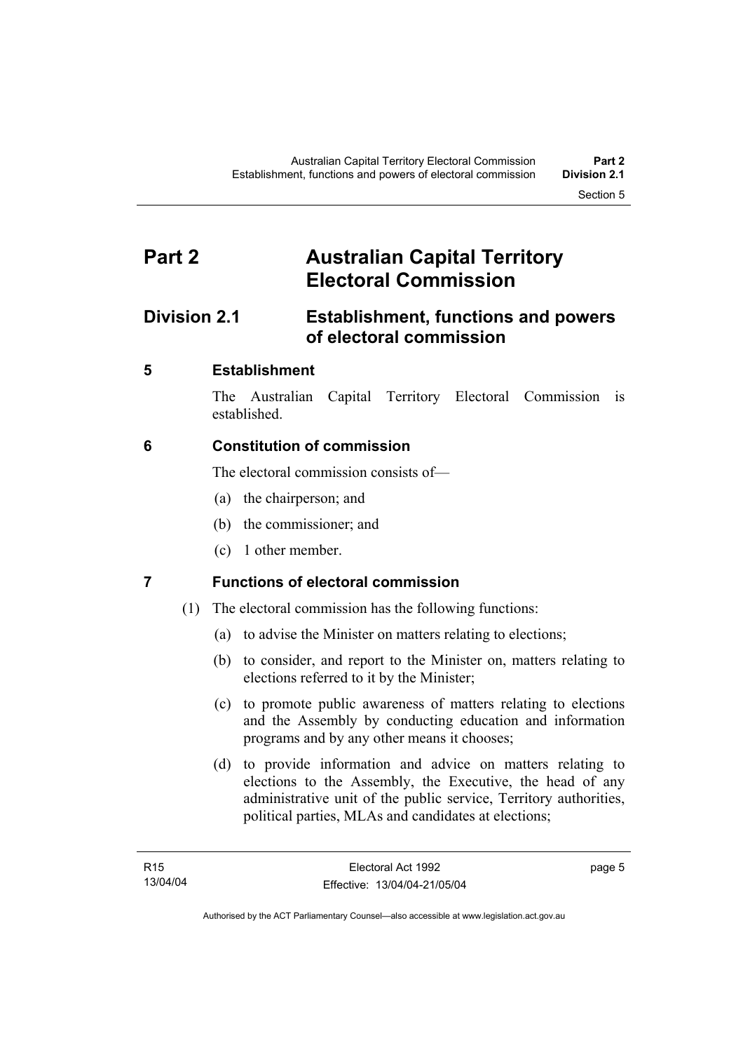# Part 2 Australian Capital Territory Electoral Commission

## Division 2.1 Establishment, functions and powers of electoral commission

### 5 Establishment

The Australian Capital Territory Electoral Commission is established.

### 6 Constitution of commission

The electoral commission consists of—

(a) the chairperson; and

(b) the commissioner; and

(c) 1 other member.

### 7 Functions of electoral commission

(1) The electoral commission has the following functions:

(a) to advise the Minister on matters relating to elections;

(b) to consider, and report to the Minister on, matters relating to elections referred to it by the Minister;

(c) to promote public awareness of matters relating to elections and the Assembly by conducting education and information programs and by any other means it chooses;

(d) to provide information and advice on matters relating to elections to the Assembly, the Executive, the head of any administrative unit of the public service, Territory authorities, political parties, MLAs and candidates at elections;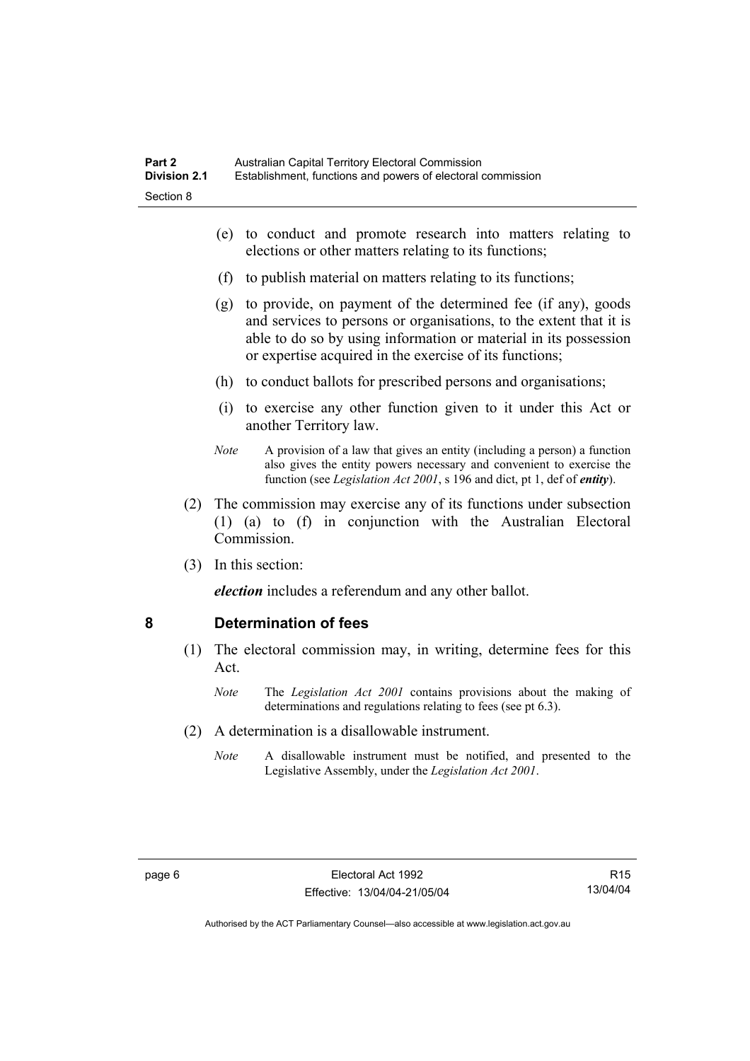(e) to conduct and promote research into matters relating to elections or other matters relating to its functions;

(f) to publish material on matters relating to its functions;

(g) to provide, on payment of the determined fee (if any), goods and services to persons or organisations, to the extent that it is able to do so by using information or material in its possession or expertise acquired in the exercise of its functions;

(h) to conduct ballots for prescribed persons and organisations;

(i) to exercise any other function given to it under this Act or another Territory law.

*Note* A provision of a law that gives an entity (including a person) a function also gives the entity powers necessary and convenient to exercise the function (see *Legislation Act 2001*, s 196 and dict, pt 1, def of ***entity***).

(2) The commission may exercise any of its functions under subsection (1) (a) to (f) in conjunction with the Australian Electoral Commission.

(3) In this section:

***election*** includes a referendum and any other ballot.

## 8 Determination of fees

(1) The electoral commission may, in writing, determine fees for this Act.

*Note* The *Legislation Act 2001* contains provisions about the making of determinations and regulations relating to fees (see pt 6.3).

(2) A determination is a disallowable instrument.

*Note* A disallowable instrument must be notified, and presented to the Legislative Assembly, under the *Legislation Act 2001*.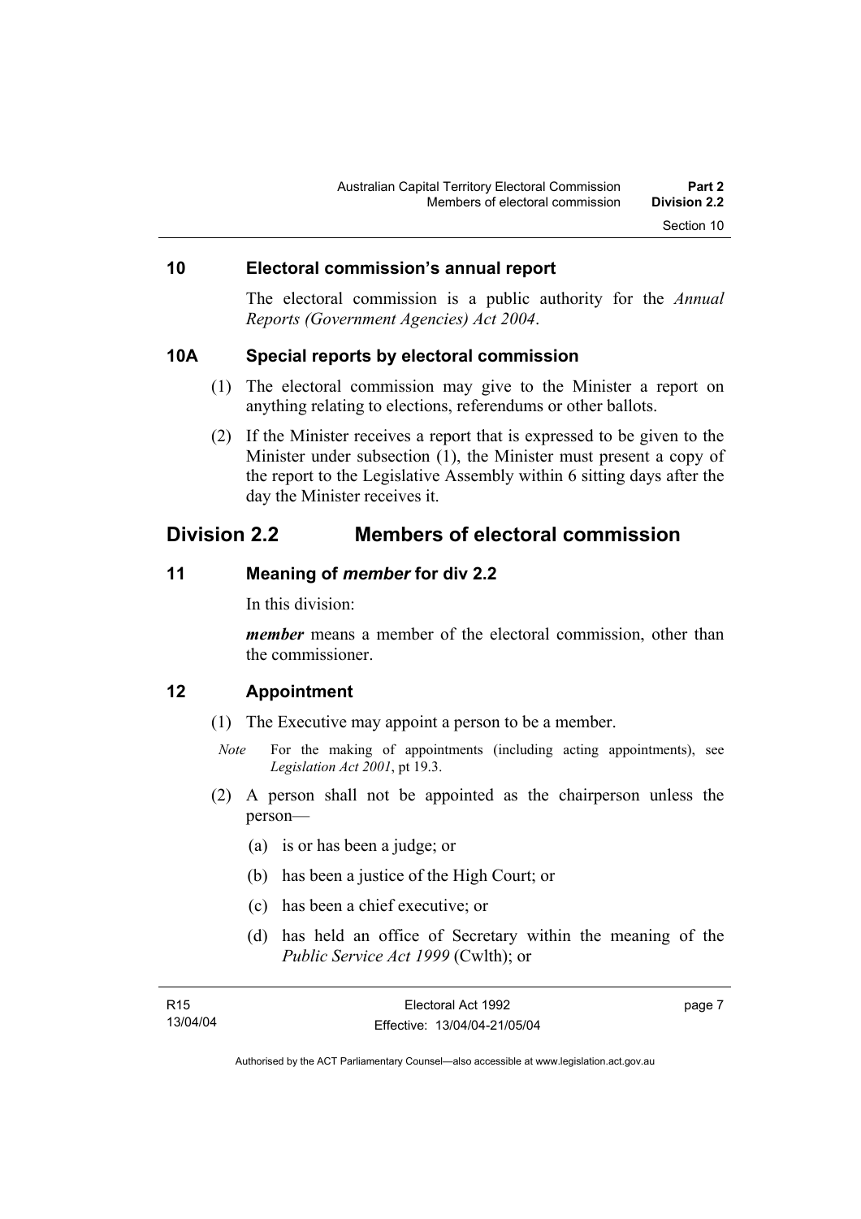### 10 Electoral commission's annual report

The electoral commission is a public authority for the *Annual Reports (Government Agencies) Act 2004*.

### 10A Special reports by electoral commission

(1) The electoral commission may give to the Minister a report on anything relating to elections, referendums or other ballots.

(2) If the Minister receives a report that is expressed to be given to the Minister under subsection (1), the Minister must present a copy of the report to the Legislative Assembly within 6 sitting days after the day the Minister receives it.

## Division 2.2 Members of electoral commission

### 11 Meaning of *member* for div 2.2

In this division:

***member*** means a member of the electoral commission, other than the commissioner.

### 12 Appointment

(1) The Executive may appoint a person to be a member.

*Note* For the making of appointments (including acting appointments), see *Legislation Act 2001*, pt 19.3.

(2) A person shall not be appointed as the chairperson unless the person—

(a) is or has been a judge; or

(b) has been a justice of the High Court; or

(c) has been a chief executive; or

(d) has held an office of Secretary within the meaning of the *Public Service Act 1999* (Cwlth); or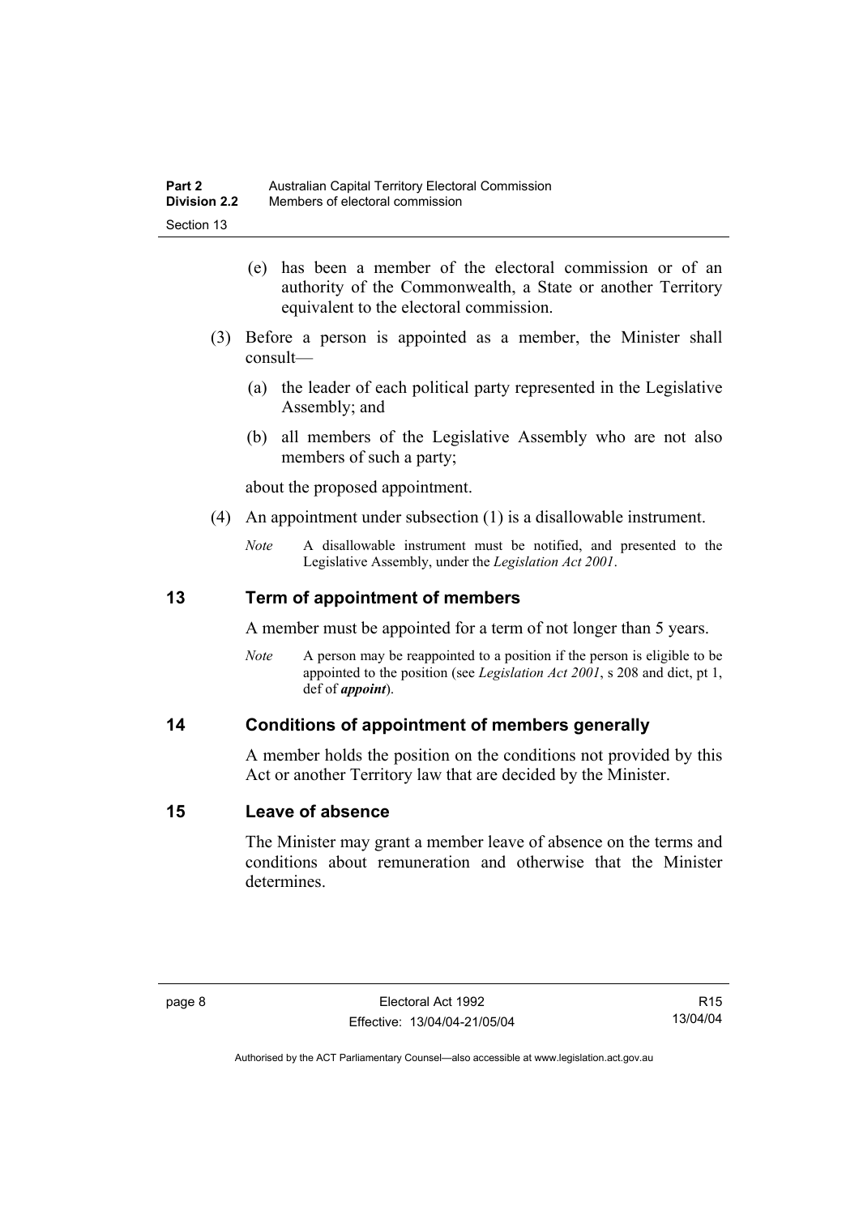(e) has been a member of the electoral commission or of an authority of the Commonwealth, a State or another Territory equivalent to the electoral commission.

(3) Before a person is appointed as a member, the Minister shall consult—

(a) the leader of each political party represented in the Legislative Assembly; and

(b) all members of the Legislative Assembly who are not also members of such a party;

about the proposed appointment.

(4) An appointment under subsection (1) is a disallowable instrument.

*Note* A disallowable instrument must be notified, and presented to the Legislative Assembly, under the *Legislation Act 2001*.

## 13 Term of appointment of members

A member must be appointed for a term of not longer than 5 years.

*Note* A person may be reappointed to a position if the person is eligible to be appointed to the position (see *Legislation Act 2001*, s 208 and dict, pt 1, def of ***appoint***).

## 14 Conditions of appointment of members generally

A member holds the position on the conditions not provided by this Act or another Territory law that are decided by the Minister.

## 15 Leave of absence

The Minister may grant a member leave of absence on the terms and conditions about remuneration and otherwise that the Minister determines.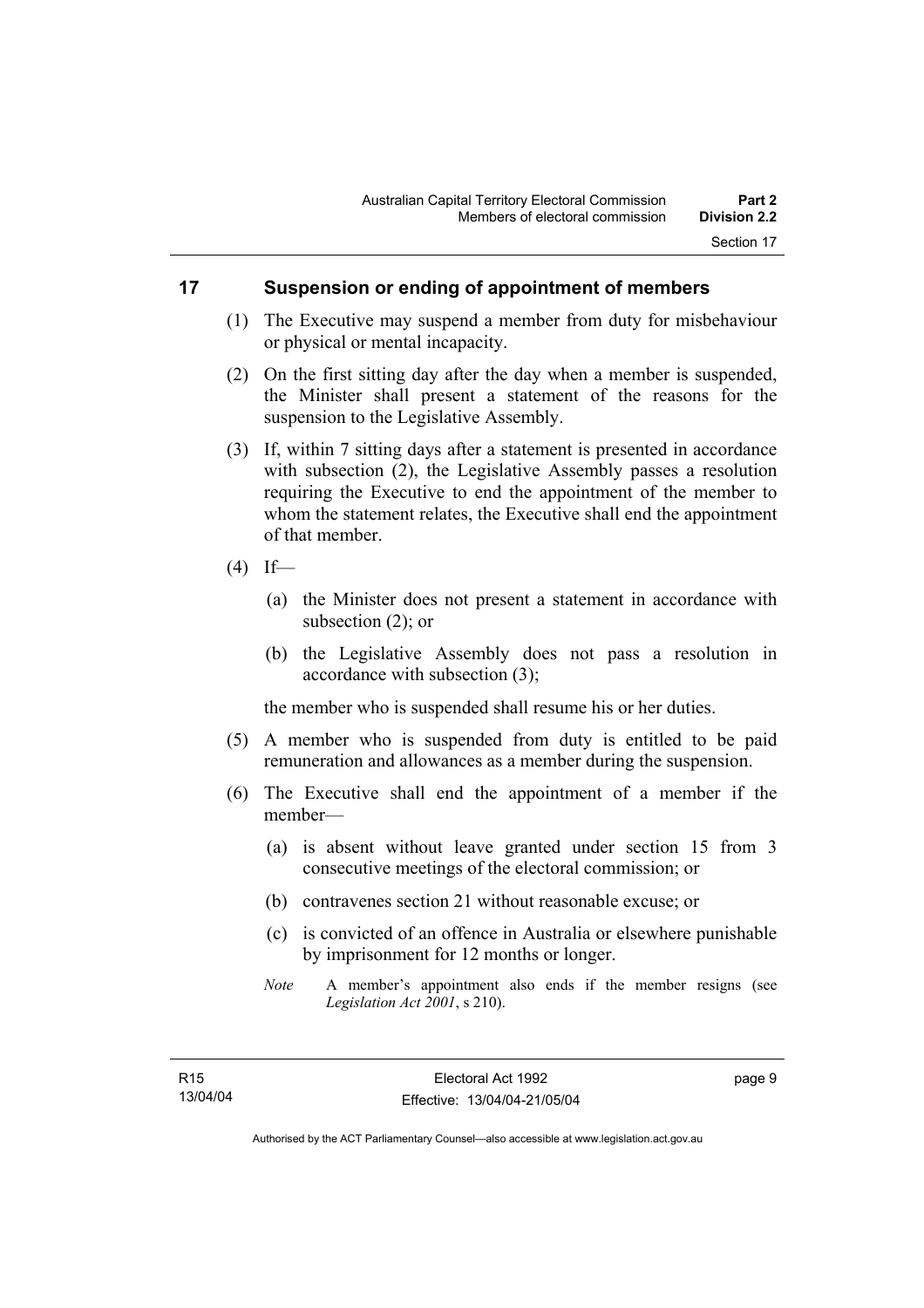## 17 Suspension or ending of appointment of members

(1) The Executive may suspend a member from duty for misbehaviour or physical or mental incapacity.

(2) On the first sitting day after the day when a member is suspended, the Minister shall present a statement of the reasons for the suspension to the Legislative Assembly.

(3) If, within 7 sitting days after a statement is presented in accordance with subsection (2), the Legislative Assembly passes a resolution requiring the Executive to end the appointment of the member to whom the statement relates, the Executive shall end the appointment of that member.

(4) If—

(a) the Minister does not present a statement in accordance with subsection (2); or

(b) the Legislative Assembly does not pass a resolution in accordance with subsection (3);

the member who is suspended shall resume his or her duties.

(5) A member who is suspended from duty is entitled to be paid remuneration and allowances as a member during the suspension.

(6) The Executive shall end the appointment of a member if the member—

(a) is absent without leave granted under section 15 from 3 consecutive meetings of the electoral commission; or

(b) contravenes section 21 without reasonable excuse; or

(c) is convicted of an offence in Australia or elsewhere punishable by imprisonment for 12 months or longer.

*Note* A member's appointment also ends if the member resigns (see *Legislation Act 2001*, s 210).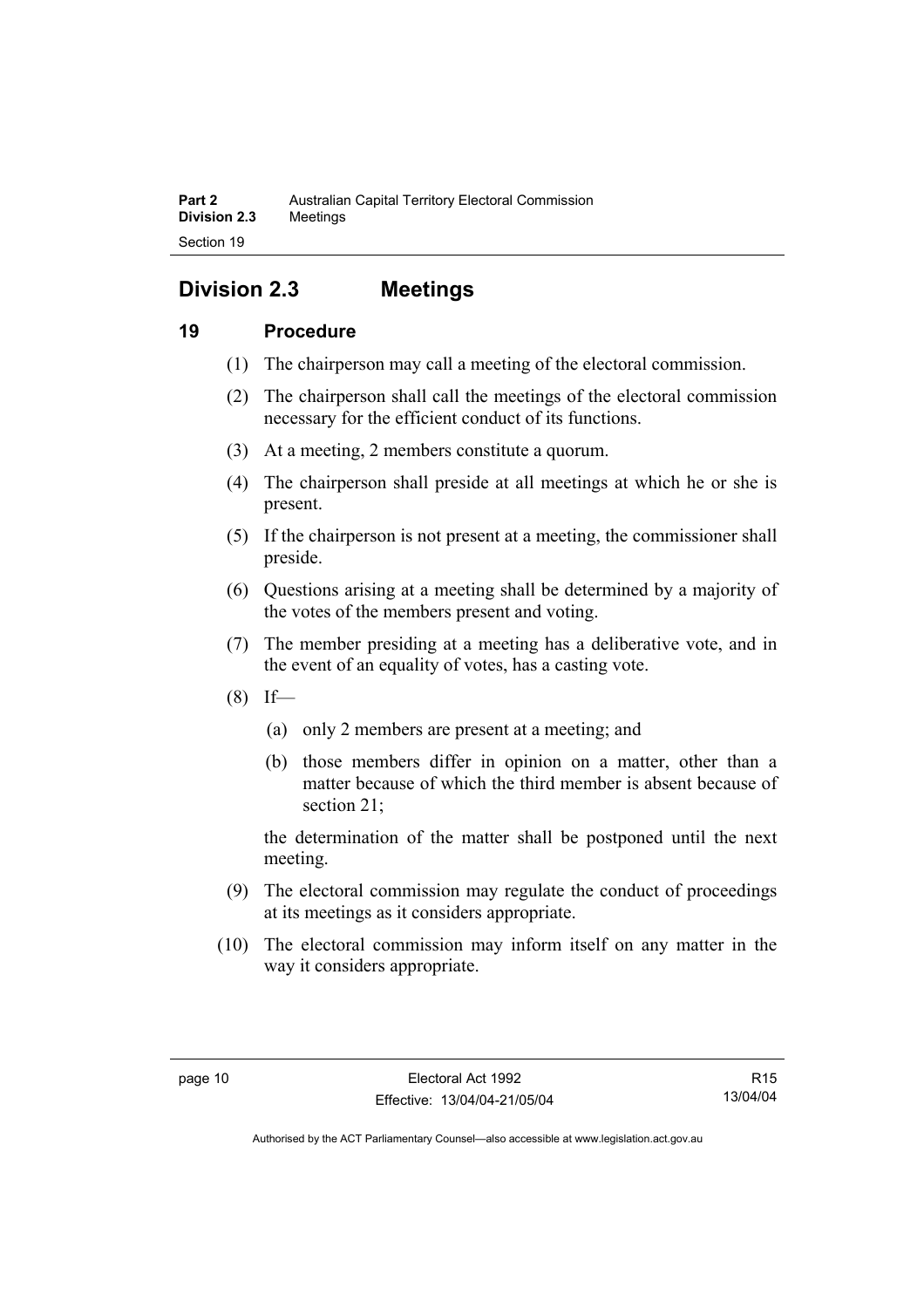## Division 2.3 Meetings

### 19 Procedure

(1) The chairperson may call a meeting of the electoral commission.

(2) The chairperson shall call the meetings of the electoral commission necessary for the efficient conduct of its functions.

(3) At a meeting, 2 members constitute a quorum.

(4) The chairperson shall preside at all meetings at which he or she is present.

(5) If the chairperson is not present at a meeting, the commissioner shall preside.

(6) Questions arising at a meeting shall be determined by a majority of the votes of the members present and voting.

(7) The member presiding at a meeting has a deliberative vote, and in the event of an equality of votes, has a casting vote.

(8) If—

(a) only 2 members are present at a meeting; and

(b) those members differ in opinion on a matter, other than a matter because of which the third member is absent because of section 21;

the determination of the matter shall be postponed until the next meeting.

(9) The electoral commission may regulate the conduct of proceedings at its meetings as it considers appropriate.

(10) The electoral commission may inform itself on any matter in the way it considers appropriate.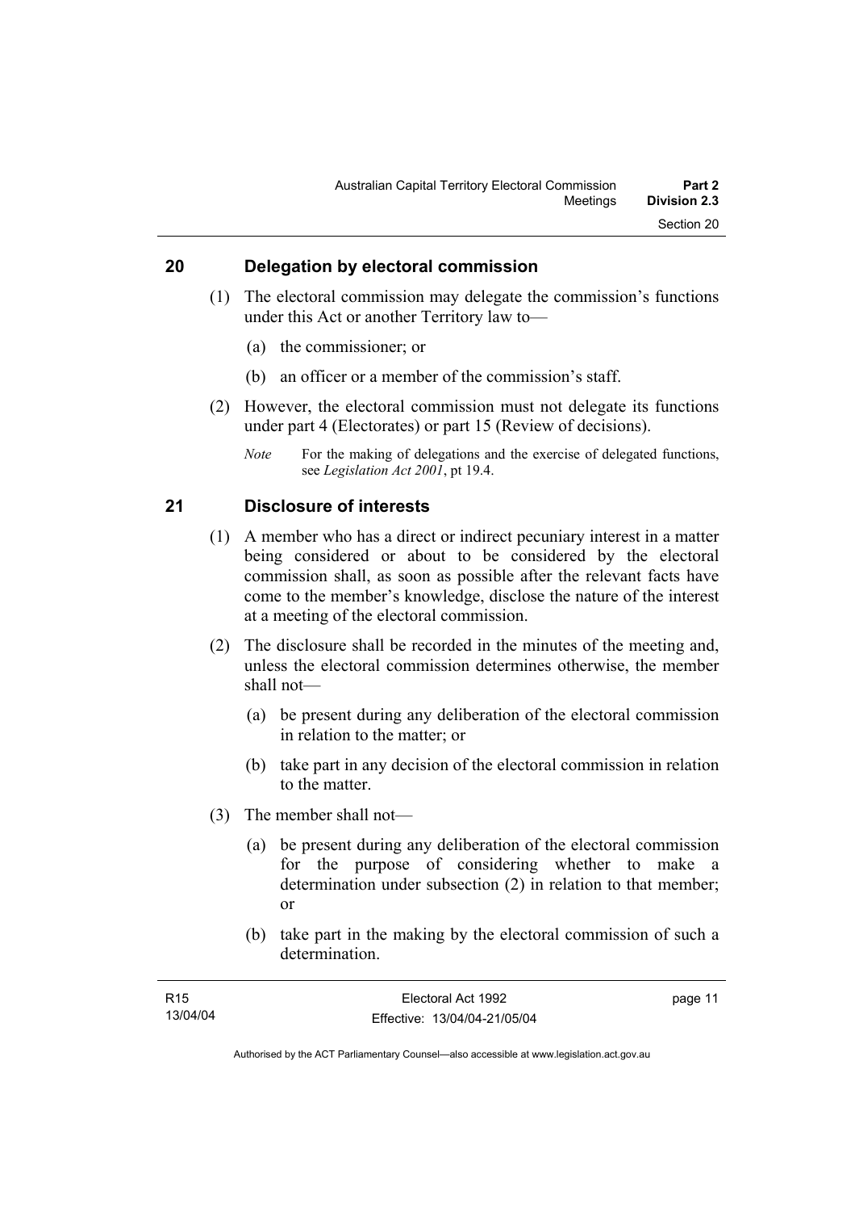## 20 Delegation by electoral commission

(1) The electoral commission may delegate the commission's functions under this Act or another Territory law to—

(a) the commissioner; or

(b) an officer or a member of the commission's staff.

(2) However, the electoral commission must not delegate its functions under part 4 (Electorates) or part 15 (Review of decisions).

*Note* For the making of delegations and the exercise of delegated functions, see *Legislation Act 2001*, pt 19.4.

## 21 Disclosure of interests

(1) A member who has a direct or indirect pecuniary interest in a matter being considered or about to be considered by the electoral commission shall, as soon as possible after the relevant facts have come to the member's knowledge, disclose the nature of the interest at a meeting of the electoral commission.

(2) The disclosure shall be recorded in the minutes of the meeting and, unless the electoral commission determines otherwise, the member shall not—

(a) be present during any deliberation of the electoral commission in relation to the matter; or

(b) take part in any decision of the electoral commission in relation to the matter.

(3) The member shall not—

(a) be present during any deliberation of the electoral commission for the purpose of considering whether to make a determination under subsection (2) in relation to that member; or

(b) take part in the making by the electoral commission of such a determination.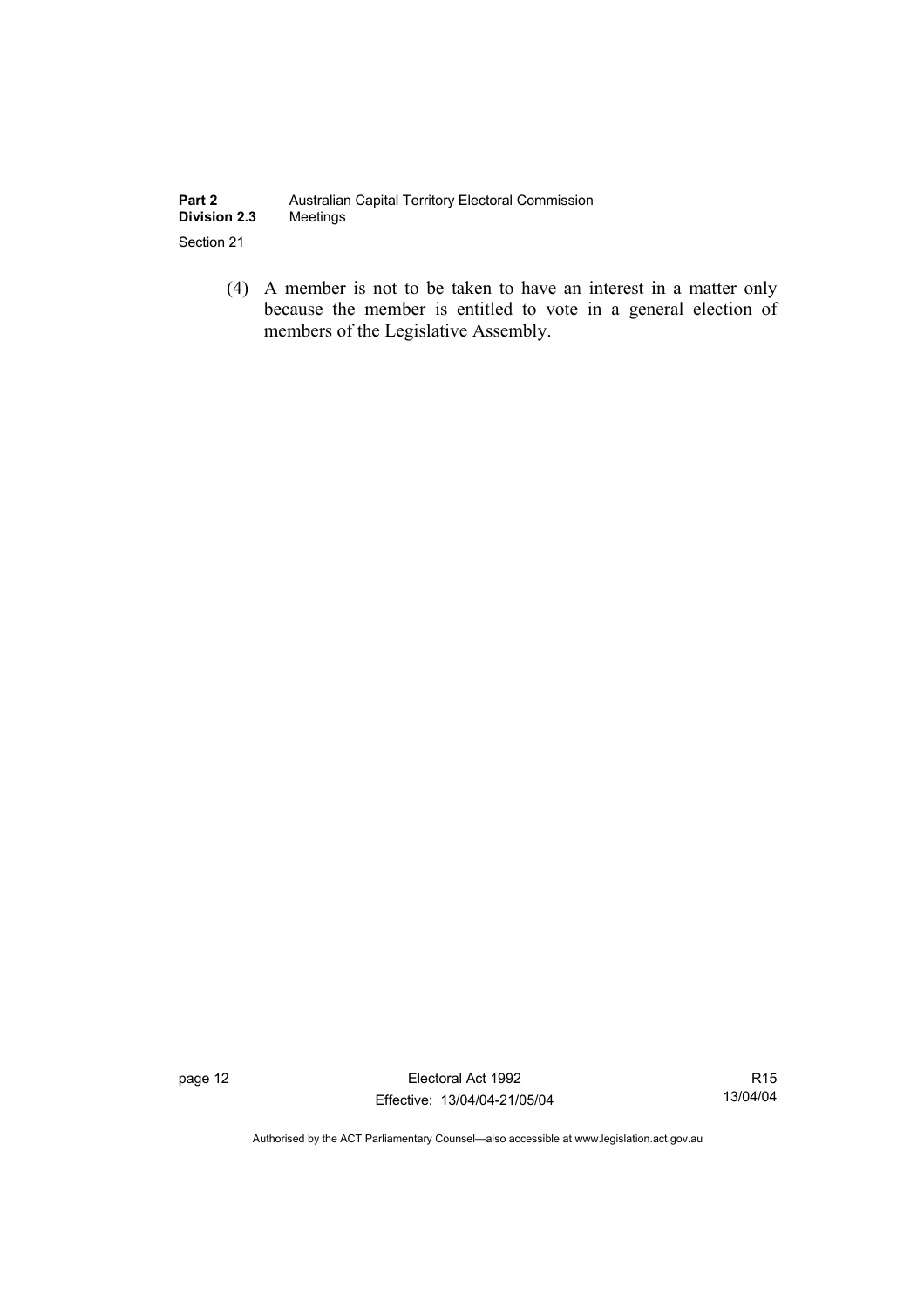(4) A member is not to be taken to have an interest in a matter only because the member is entitled to vote in a general election of members of the Legislative Assembly.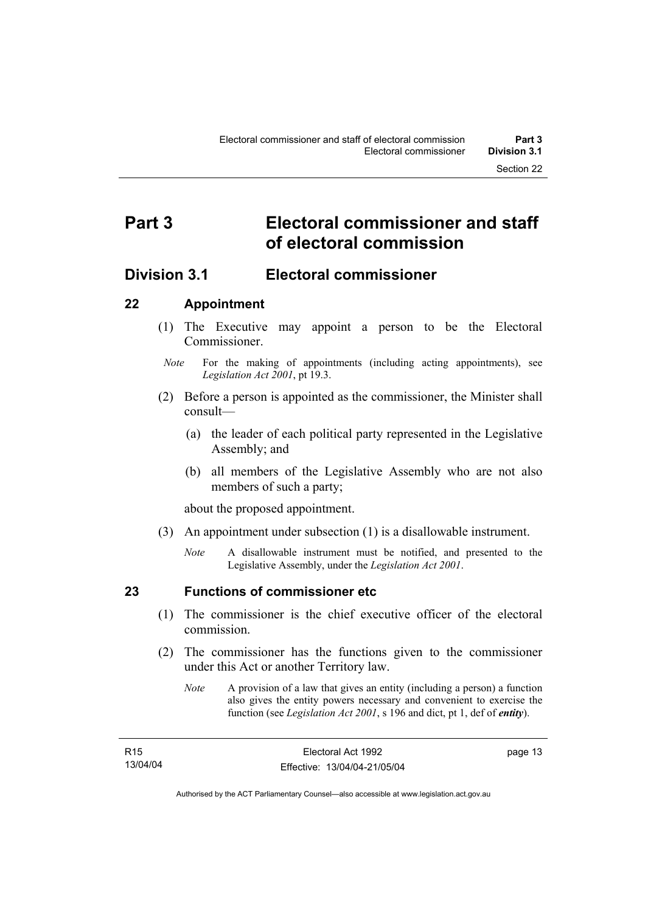# Part 3 Electoral commissioner and staff of electoral commission

## Division 3.1 Electoral commissioner

### 22 Appointment

(1) The Executive may appoint a person to be the Electoral Commissioner.

*Note* For the making of appointments (including acting appointments), see *Legislation Act 2001*, pt 19.3.

(2) Before a person is appointed as the commissioner, the Minister shall consult—

(a) the leader of each political party represented in the Legislative Assembly; and

(b) all members of the Legislative Assembly who are not also members of such a party;

about the proposed appointment.

(3) An appointment under subsection (1) is a disallowable instrument.

*Note* A disallowable instrument must be notified, and presented to the Legislative Assembly, under the *Legislation Act 2001*.

### 23 Functions of commissioner etc

(1) The commissioner is the chief executive officer of the electoral commission.

(2) The commissioner has the functions given to the commissioner under this Act or another Territory law.

*Note* A provision of a law that gives an entity (including a person) a function also gives the entity powers necessary and convenient to exercise the function (see *Legislation Act 2001*, s 196 and dict, pt 1, def of ***entity***).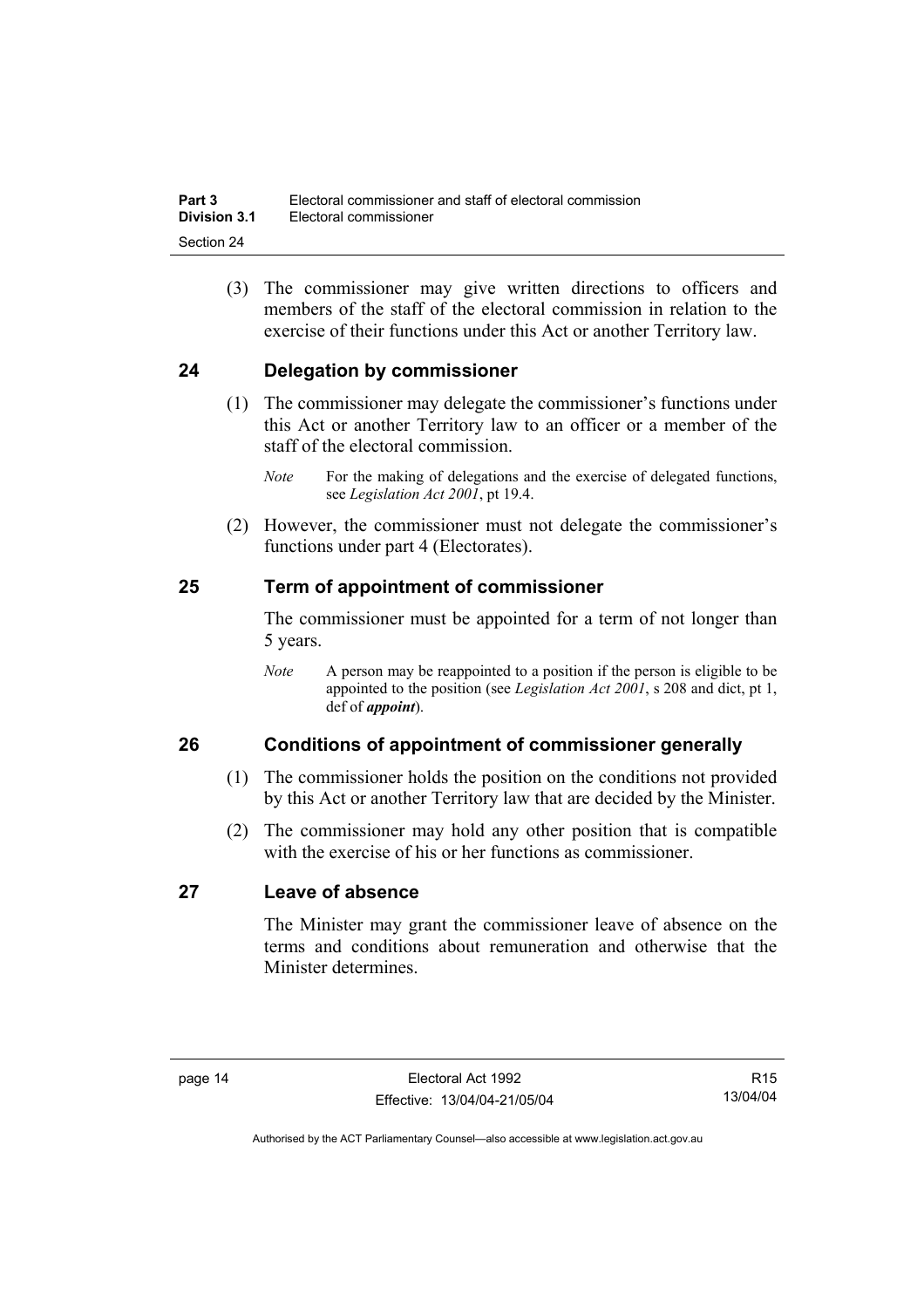(3) The commissioner may give written directions to officers and members of the staff of the electoral commission in relation to the exercise of their functions under this Act or another Territory law.

## 24 Delegation by commissioner

(1) The commissioner may delegate the commissioner's functions under this Act or another Territory law to an officer or a member of the staff of the electoral commission.

*Note* For the making of delegations and the exercise of delegated functions, see *Legislation Act 2001*, pt 19.4.

(2) However, the commissioner must not delegate the commissioner's functions under part 4 (Electorates).

## 25 Term of appointment of commissioner

The commissioner must be appointed for a term of not longer than 5 years.

*Note* A person may be reappointed to a position if the person is eligible to be appointed to the position (see *Legislation Act 2001*, s 208 and dict, pt 1, def of ***appoint***).

## 26 Conditions of appointment of commissioner generally

(1) The commissioner holds the position on the conditions not provided by this Act or another Territory law that are decided by the Minister.

(2) The commissioner may hold any other position that is compatible with the exercise of his or her functions as commissioner.

## 27 Leave of absence

The Minister may grant the commissioner leave of absence on the terms and conditions about remuneration and otherwise that the Minister determines.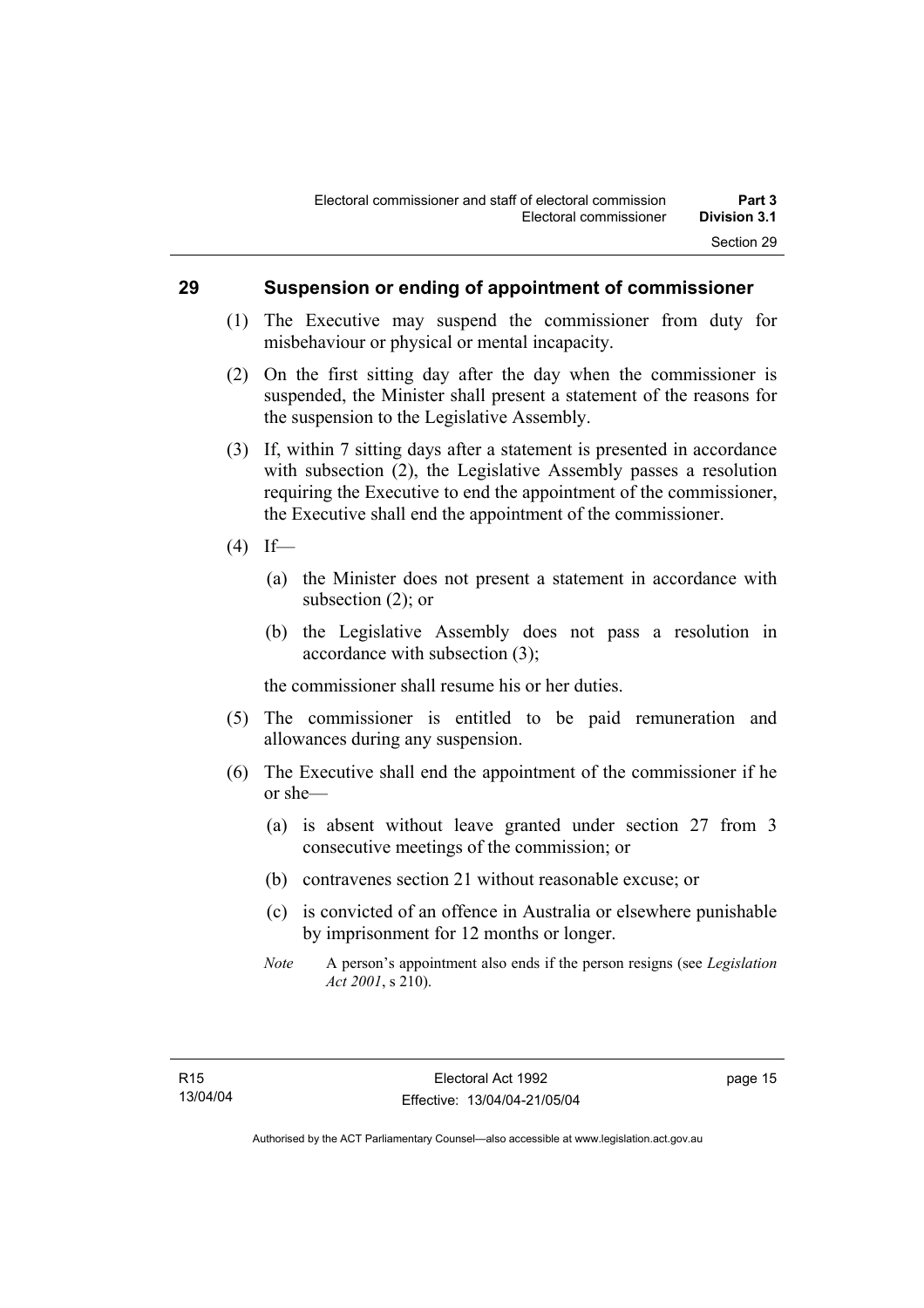## 29 Suspension or ending of appointment of commissioner

(1) The Executive may suspend the commissioner from duty for misbehaviour or physical or mental incapacity.

(2) On the first sitting day after the day when the commissioner is suspended, the Minister shall present a statement of the reasons for the suspension to the Legislative Assembly.

(3) If, within 7 sitting days after a statement is presented in accordance with subsection (2), the Legislative Assembly passes a resolution requiring the Executive to end the appointment of the commissioner, the Executive shall end the appointment of the commissioner.

(4) If—

(a) the Minister does not present a statement in accordance with subsection (2); or

(b) the Legislative Assembly does not pass a resolution in accordance with subsection (3);

the commissioner shall resume his or her duties.

(5) The commissioner is entitled to be paid remuneration and allowances during any suspension.

(6) The Executive shall end the appointment of the commissioner if he or she—

(a) is absent without leave granted under section 27 from 3 consecutive meetings of the commission; or

(b) contravenes section 21 without reasonable excuse; or

(c) is convicted of an offence in Australia or elsewhere punishable by imprisonment for 12 months or longer.

*Note* A person's appointment also ends if the person resigns (see *Legislation Act 2001*, s 210).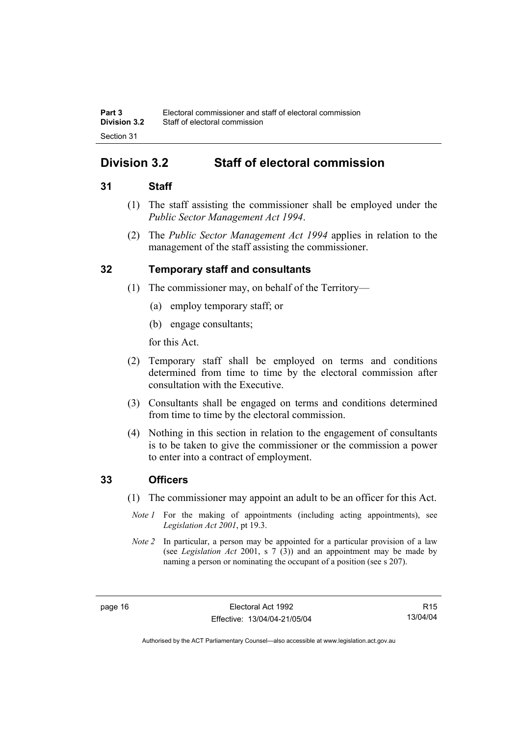## Division 3.2 Staff of electoral commission

### 31 Staff

(1) The staff assisting the commissioner shall be employed under the *Public Sector Management Act 1994*.

(2) The *Public Sector Management Act 1994* applies in relation to the management of the staff assisting the commissioner.

### 32 Temporary staff and consultants

(1) The commissioner may, on behalf of the Territory—

(a) employ temporary staff; or

(b) engage consultants;

for this Act.

(2) Temporary staff shall be employed on terms and conditions determined from time to time by the electoral commission after consultation with the Executive.

(3) Consultants shall be engaged on terms and conditions determined from time to time by the electoral commission.

(4) Nothing in this section in relation to the engagement of consultants is to be taken to give the commissioner or the commission a power to enter into a contract of employment.

### 33 Officers

(1) The commissioner may appoint an adult to be an officer for this Act.

*Note 1* For the making of appointments (including acting appointments), see *Legislation Act 2001*, pt 19.3.

*Note 2* In particular, a person may be appointed for a particular provision of a law (see *Legislation Act* 2001, s 7 (3)) and an appointment may be made by naming a person or nominating the occupant of a position (see s 207).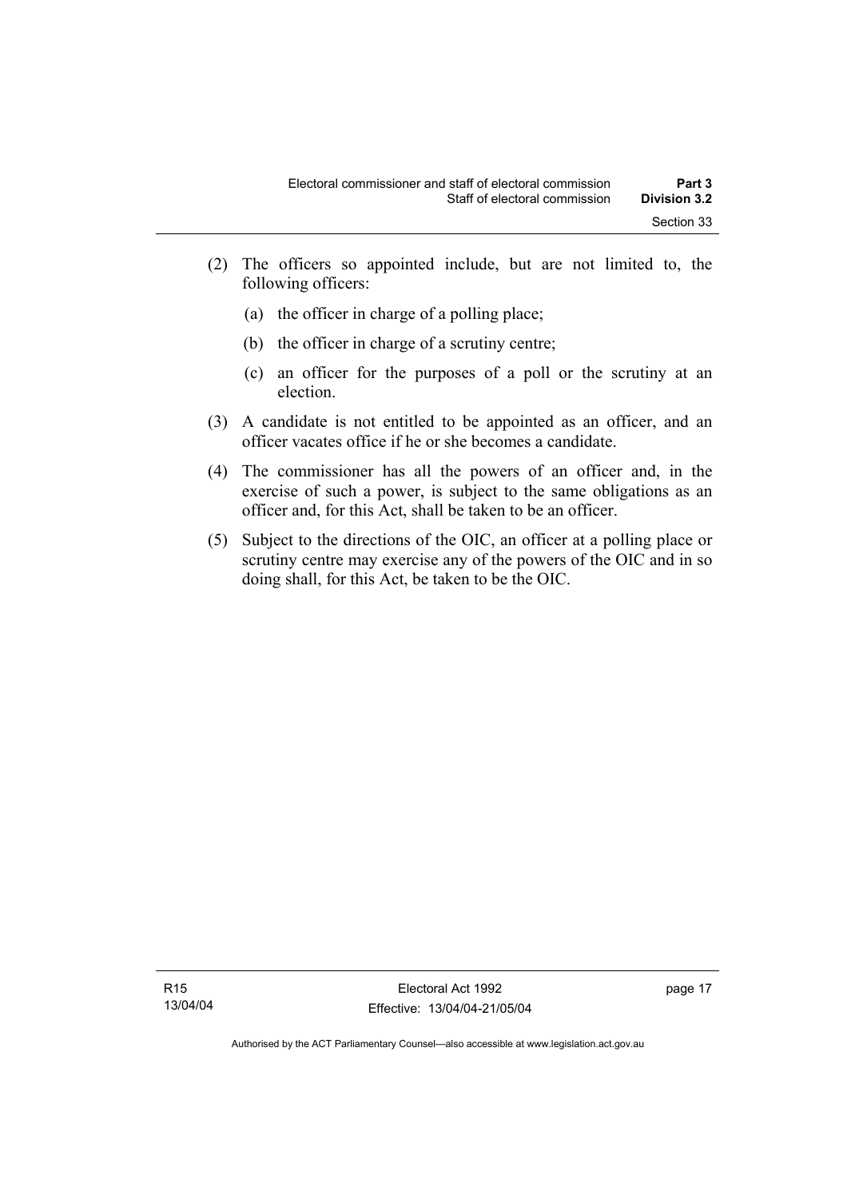(2) The officers so appointed include, but are not limited to, the following officers:

  (a) the officer in charge of a polling place;

  (b) the officer in charge of a scrutiny centre;

  (c) an officer for the purposes of a poll or the scrutiny at an election.

(3) A candidate is not entitled to be appointed as an officer, and an officer vacates office if he or she becomes a candidate.

(4) The commissioner has all the powers of an officer and, in the exercise of such a power, is subject to the same obligations as an officer and, for this Act, shall be taken to be an officer.

(5) Subject to the directions of the OIC, an officer at a polling place or scrutiny centre may exercise any of the powers of the OIC and in so doing shall, for this Act, be taken to be the OIC.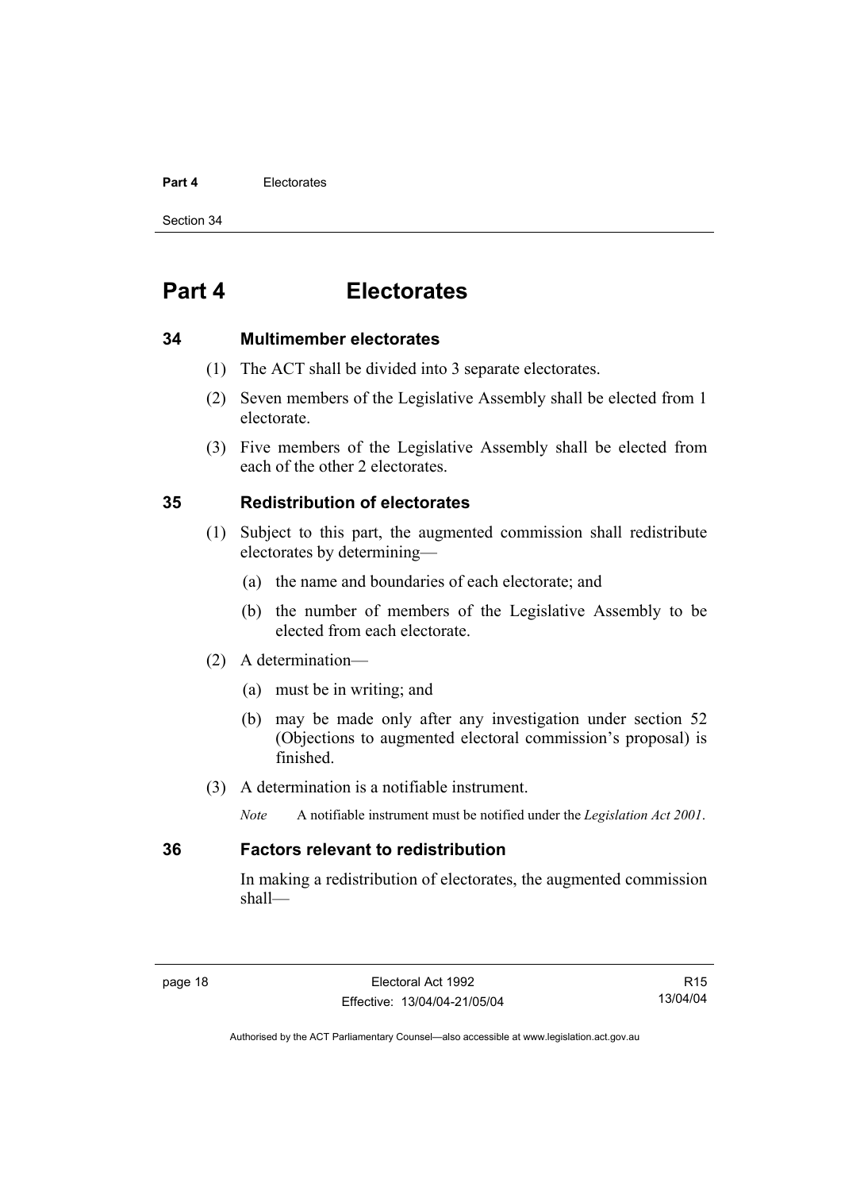# Part 4 Electorates

## 34 Multimember electorates

(1) The ACT shall be divided into 3 separate electorates.

(2) Seven members of the Legislative Assembly shall be elected from 1 electorate.

(3) Five members of the Legislative Assembly shall be elected from each of the other 2 electorates.

## 35 Redistribution of electorates

(1) Subject to this part, the augmented commission shall redistribute electorates by determining—

(a) the name and boundaries of each electorate; and

(b) the number of members of the Legislative Assembly to be elected from each electorate.

(2) A determination—

(a) must be in writing; and

(b) may be made only after any investigation under section 52 (Objections to augmented electoral commission's proposal) is finished.

(3) A determination is a notifiable instrument.

*Note* A notifiable instrument must be notified under the *Legislation Act 2001*.

## 36 Factors relevant to redistribution

In making a redistribution of electorates, the augmented commission shall—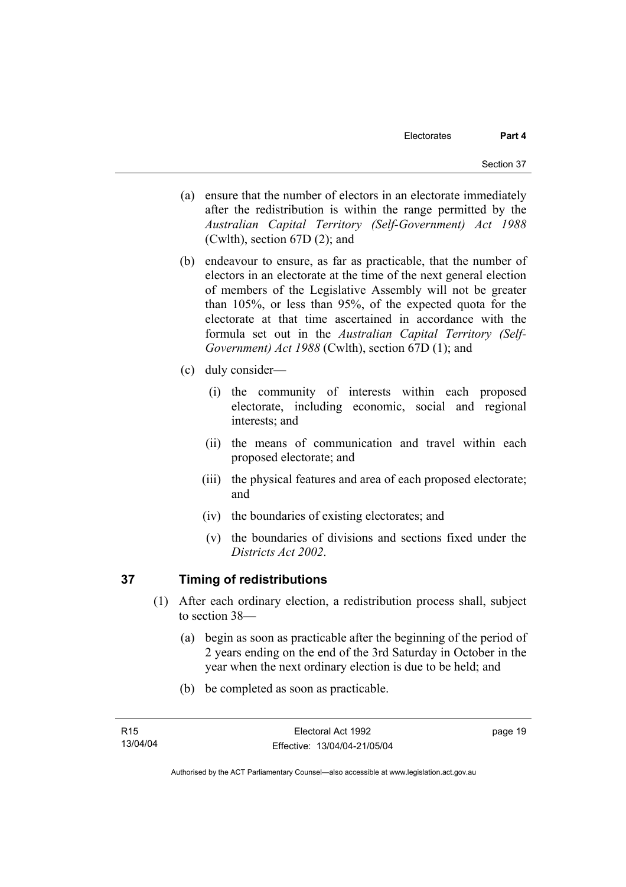(a) ensure that the number of electors in an electorate immediately after the redistribution is within the range permitted by the *Australian Capital Territory (Self-Government) Act 1988* (Cwlth), section 67D (2); and

(b) endeavour to ensure, as far as practicable, that the number of electors in an electorate at the time of the next general election of members of the Legislative Assembly will not be greater than 105%, or less than 95%, of the expected quota for the electorate at that time ascertained in accordance with the formula set out in the *Australian Capital Territory (Self-Government) Act 1988* (Cwlth), section 67D (1); and

(c) duly consider—

(i) the community of interests within each proposed electorate, including economic, social and regional interests; and

(ii) the means of communication and travel within each proposed electorate; and

(iii) the physical features and area of each proposed electorate; and

(iv) the boundaries of existing electorates; and

(v) the boundaries of divisions and sections fixed under the *Districts Act 2002*.

## 37 Timing of redistributions

(1) After each ordinary election, a redistribution process shall, subject to section 38—

(a) begin as soon as practicable after the beginning of the period of 2 years ending on the end of the 3rd Saturday in October in the year when the next ordinary election is due to be held; and

(b) be completed as soon as practicable.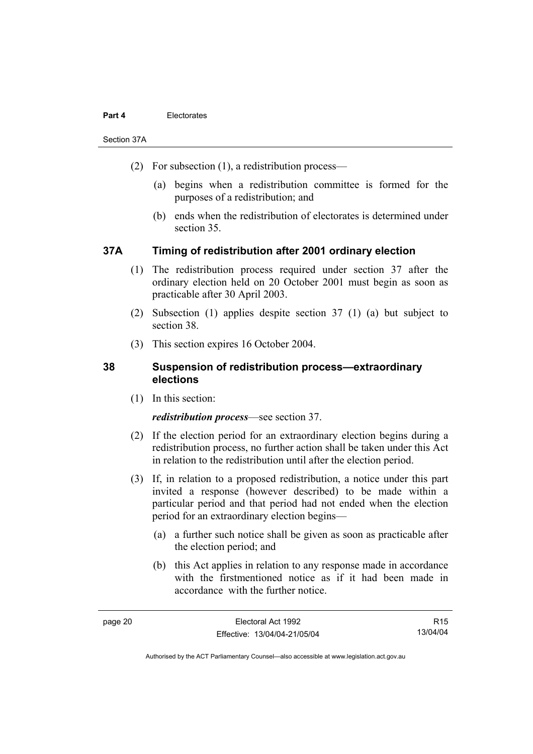(2) For subsection (1), a redistribution process—

(a) begins when a redistribution committee is formed for the purposes of a redistribution; and

(b) ends when the redistribution of electorates is determined under section 35.

### 37A Timing of redistribution after 2001 ordinary election

(1) The redistribution process required under section 37 after the ordinary election held on 20 October 2001 must begin as soon as practicable after 30 April 2003.

(2) Subsection (1) applies despite section 37 (1) (a) but subject to section 38.

(3) This section expires 16 October 2004.

### 38 Suspension of redistribution process—extraordinary elections

(1) In this section:

***redistribution process***—see section 37.

(2) If the election period for an extraordinary election begins during a redistribution process, no further action shall be taken under this Act in relation to the redistribution until after the election period.

(3) If, in relation to a proposed redistribution, a notice under this part invited a response (however described) to be made within a particular period and that period had not ended when the election period for an extraordinary election begins—

(a) a further such notice shall be given as soon as practicable after the election period; and

(b) this Act applies in relation to any response made in accordance with the firstmentioned notice as if it had been made in accordance with the further notice.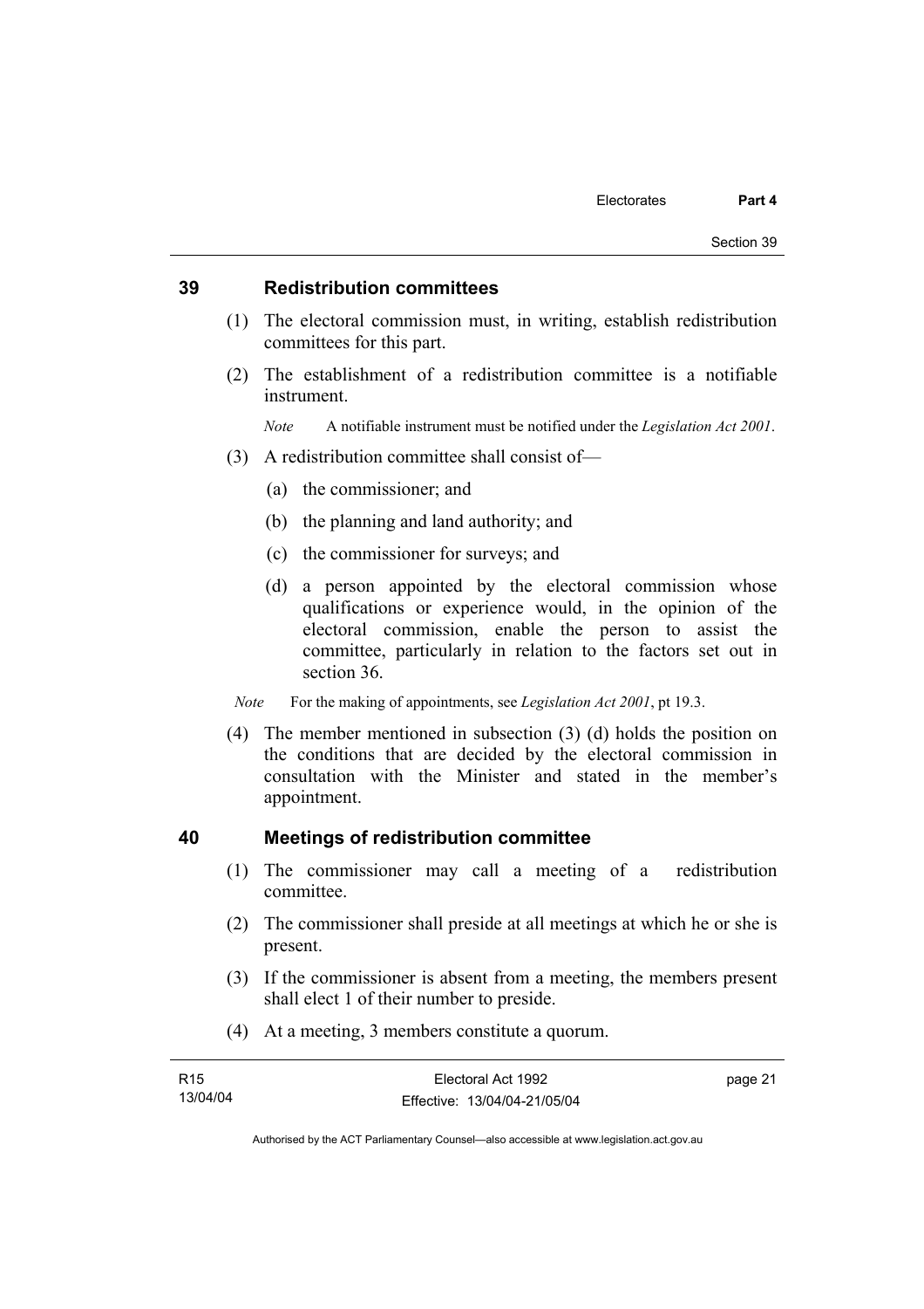## 39 Redistribution committees

(1) The electoral commission must, in writing, establish redistribution committees for this part.

(2) The establishment of a redistribution committee is a notifiable instrument.

*Note* A notifiable instrument must be notified under the *Legislation Act 2001*.

(3) A redistribution committee shall consist of—

(a) the commissioner; and

(b) the planning and land authority; and

(c) the commissioner for surveys; and

(d) a person appointed by the electoral commission whose qualifications or experience would, in the opinion of the electoral commission, enable the person to assist the committee, particularly in relation to the factors set out in section 36.

*Note* For the making of appointments, see *Legislation Act 2001*, pt 19.3.

(4) The member mentioned in subsection (3) (d) holds the position on the conditions that are decided by the electoral commission in consultation with the Minister and stated in the member's appointment.

## 40 Meetings of redistribution committee

(1) The commissioner may call a meeting of a redistribution committee.

(2) The commissioner shall preside at all meetings at which he or she is present.

(3) If the commissioner is absent from a meeting, the members present shall elect 1 of their number to preside.

(4) At a meeting, 3 members constitute a quorum.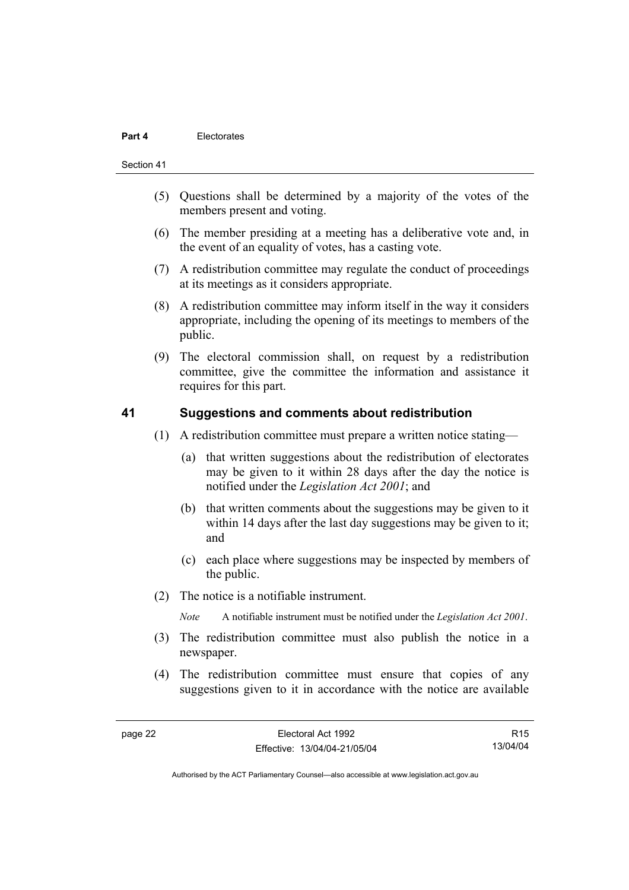(5) Questions shall be determined by a majority of the votes of the members present and voting.

(6) The member presiding at a meeting has a deliberative vote and, in the event of an equality of votes, has a casting vote.

(7) A redistribution committee may regulate the conduct of proceedings at its meetings as it considers appropriate.

(8) A redistribution committee may inform itself in the way it considers appropriate, including the opening of its meetings to members of the public.

(9) The electoral commission shall, on request by a redistribution committee, give the committee the information and assistance it requires for this part.

## 41 Suggestions and comments about redistribution

(1) A redistribution committee must prepare a written notice stating—

(a) that written suggestions about the redistribution of electorates may be given to it within 28 days after the day the notice is notified under the *Legislation Act 2001*; and

(b) that written comments about the suggestions may be given to it within 14 days after the last day suggestions may be given to it; and

(c) each place where suggestions may be inspected by members of the public.

(2) The notice is a notifiable instrument.

*Note* A notifiable instrument must be notified under the *Legislation Act 2001*.

(3) The redistribution committee must also publish the notice in a newspaper.

(4) The redistribution committee must ensure that copies of any suggestions given to it in accordance with the notice are available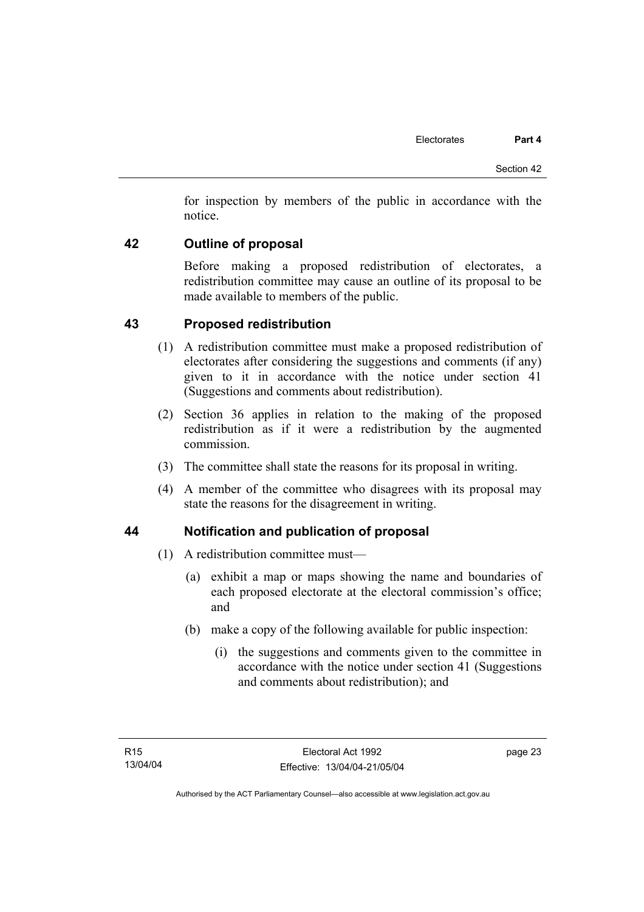for inspection by members of the public in accordance with the notice.

## 42 Outline of proposal

Before making a proposed redistribution of electorates, a redistribution committee may cause an outline of its proposal to be made available to members of the public.

## 43 Proposed redistribution

(1) A redistribution committee must make a proposed redistribution of electorates after considering the suggestions and comments (if any) given to it in accordance with the notice under section 41 (Suggestions and comments about redistribution).

(2) Section 36 applies in relation to the making of the proposed redistribution as if it were a redistribution by the augmented commission.

(3) The committee shall state the reasons for its proposal in writing.

(4) A member of the committee who disagrees with its proposal may state the reasons for the disagreement in writing.

## 44 Notification and publication of proposal

(1) A redistribution committee must—

(a) exhibit a map or maps showing the name and boundaries of each proposed electorate at the electoral commission's office; and

(b) make a copy of the following available for public inspection:

(i) the suggestions and comments given to the committee in accordance with the notice under section 41 (Suggestions and comments about redistribution); and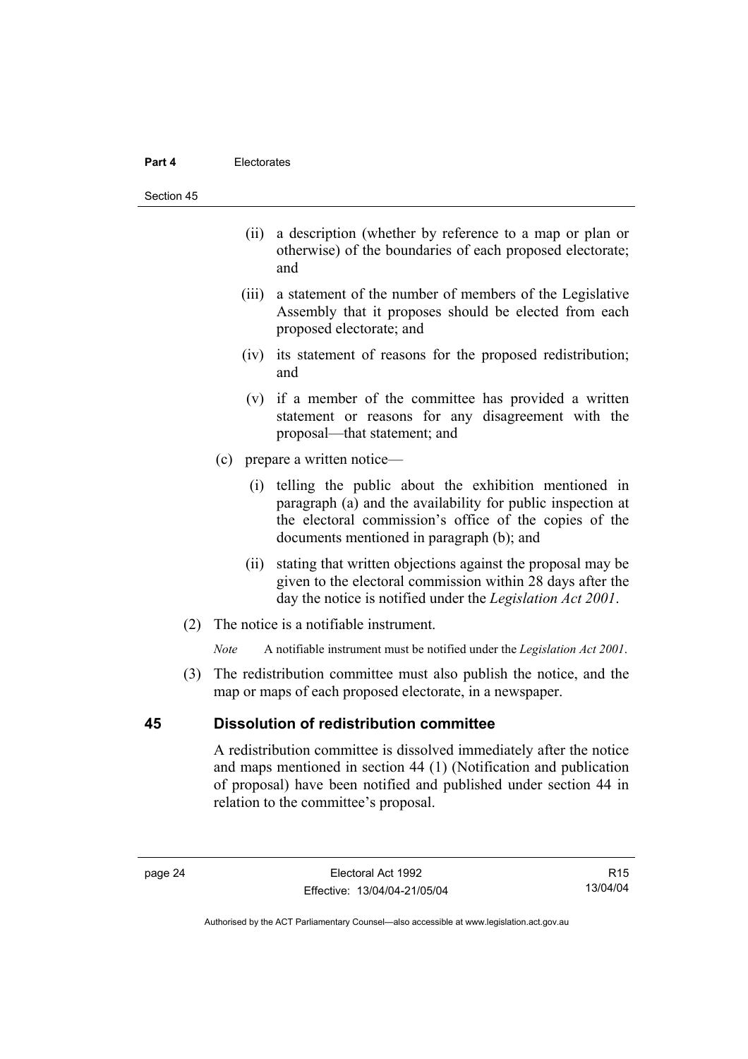(ii) a description (whether by reference to a map or plan or otherwise) of the boundaries of each proposed electorate; and

(iii) a statement of the number of members of the Legislative Assembly that it proposes should be elected from each proposed electorate; and

(iv) its statement of reasons for the proposed redistribution; and

(v) if a member of the committee has provided a written statement or reasons for any disagreement with the proposal—that statement; and

(c) prepare a written notice—

(i) telling the public about the exhibition mentioned in paragraph (a) and the availability for public inspection at the electoral commission's office of the copies of the documents mentioned in paragraph (b); and

(ii) stating that written objections against the proposal may be given to the electoral commission within 28 days after the day the notice is notified under the *Legislation Act 2001*.

(2) The notice is a notifiable instrument.

*Note* A notifiable instrument must be notified under the *Legislation Act 2001*.

(3) The redistribution committee must also publish the notice, and the map or maps of each proposed electorate, in a newspaper.

## 45 Dissolution of redistribution committee

A redistribution committee is dissolved immediately after the notice and maps mentioned in section 44 (1) (Notification and publication of proposal) have been notified and published under section 44 in relation to the committee's proposal.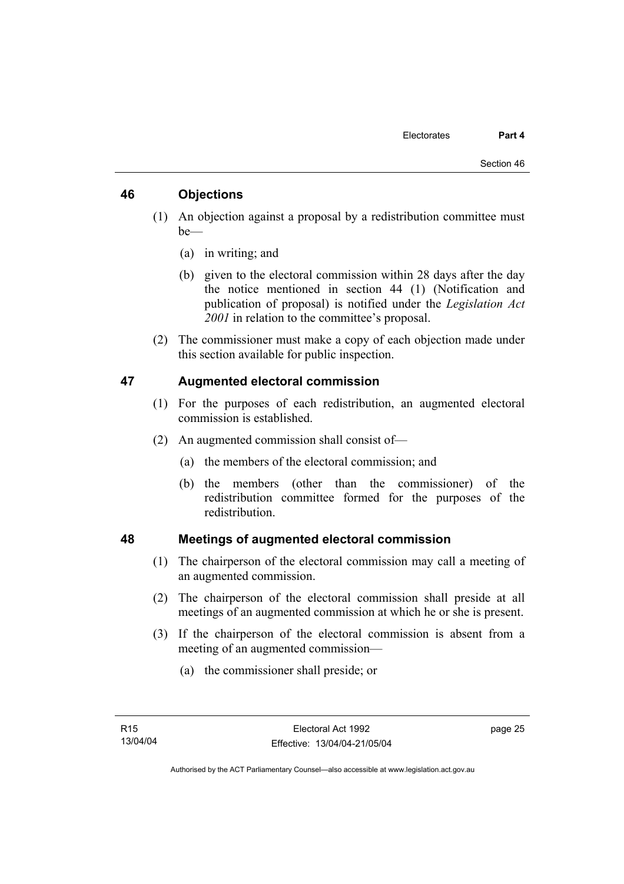## 46 Objections

(1) An objection against a proposal by a redistribution committee must be—

(a) in writing; and

(b) given to the electoral commission within 28 days after the day the notice mentioned in section 44 (1) (Notification and publication of proposal) is notified under the *Legislation Act 2001* in relation to the committee's proposal.

(2) The commissioner must make a copy of each objection made under this section available for public inspection.

## 47 Augmented electoral commission

(1) For the purposes of each redistribution, an augmented electoral commission is established.

(2) An augmented commission shall consist of—

(a) the members of the electoral commission; and

(b) the members (other than the commissioner) of the redistribution committee formed for the purposes of the redistribution.

## 48 Meetings of augmented electoral commission

(1) The chairperson of the electoral commission may call a meeting of an augmented commission.

(2) The chairperson of the electoral commission shall preside at all meetings of an augmented commission at which he or she is present.

(3) If the chairperson of the electoral commission is absent from a meeting of an augmented commission—

(a) the commissioner shall preside; or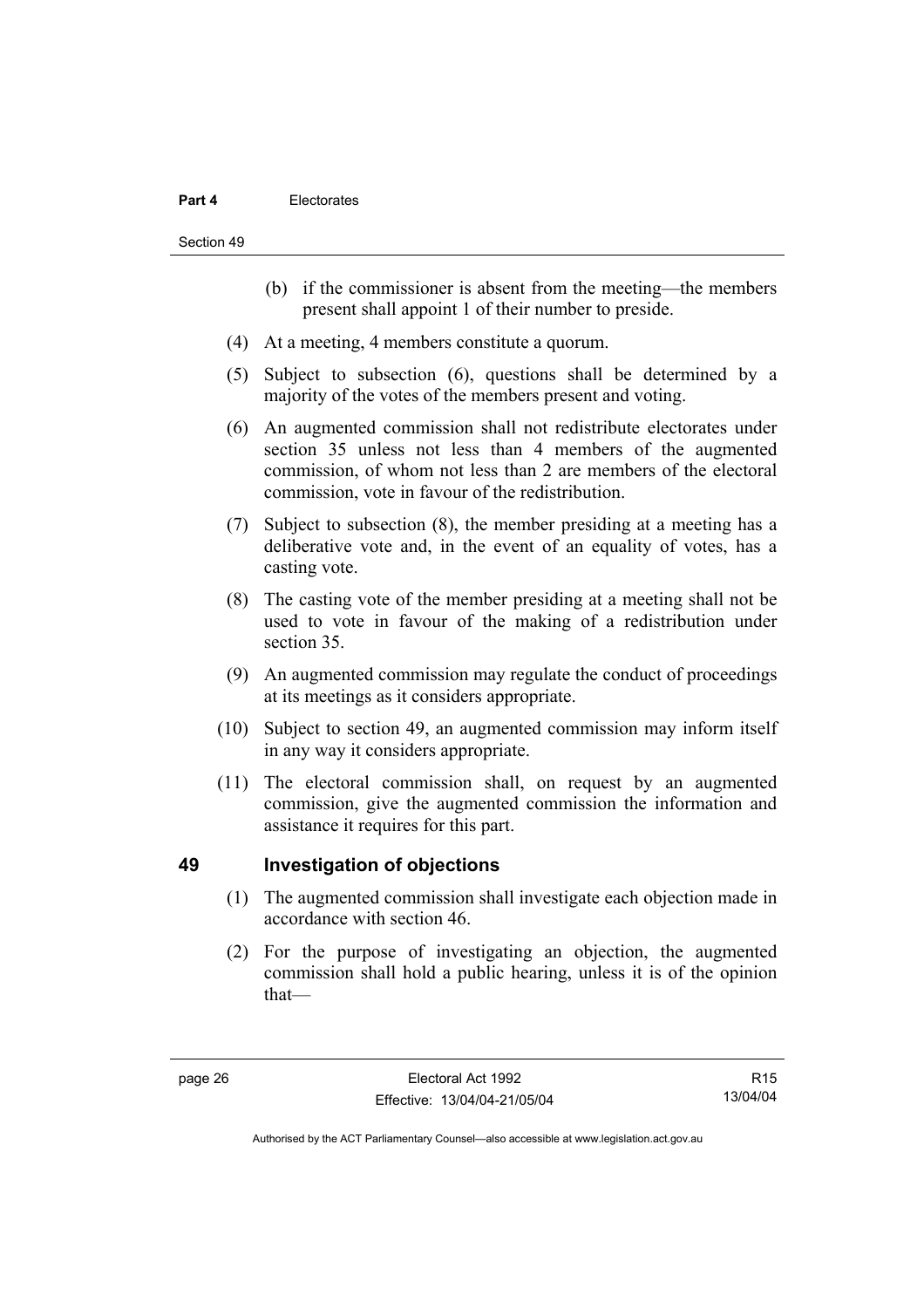(b) if the commissioner is absent from the meeting—the members present shall appoint 1 of their number to preside.

(4) At a meeting, 4 members constitute a quorum.

(5) Subject to subsection (6), questions shall be determined by a majority of the votes of the members present and voting.

(6) An augmented commission shall not redistribute electorates under section 35 unless not less than 4 members of the augmented commission, of whom not less than 2 are members of the electoral commission, vote in favour of the redistribution.

(7) Subject to subsection (8), the member presiding at a meeting has a deliberative vote and, in the event of an equality of votes, has a casting vote.

(8) The casting vote of the member presiding at a meeting shall not be used to vote in favour of the making of a redistribution under section 35.

(9) An augmented commission may regulate the conduct of proceedings at its meetings as it considers appropriate.

(10) Subject to section 49, an augmented commission may inform itself in any way it considers appropriate.

(11) The electoral commission shall, on request by an augmented commission, give the augmented commission the information and assistance it requires for this part.

## 49 Investigation of objections

(1) The augmented commission shall investigate each objection made in accordance with section 46.

(2) For the purpose of investigating an objection, the augmented commission shall hold a public hearing, unless it is of the opinion that—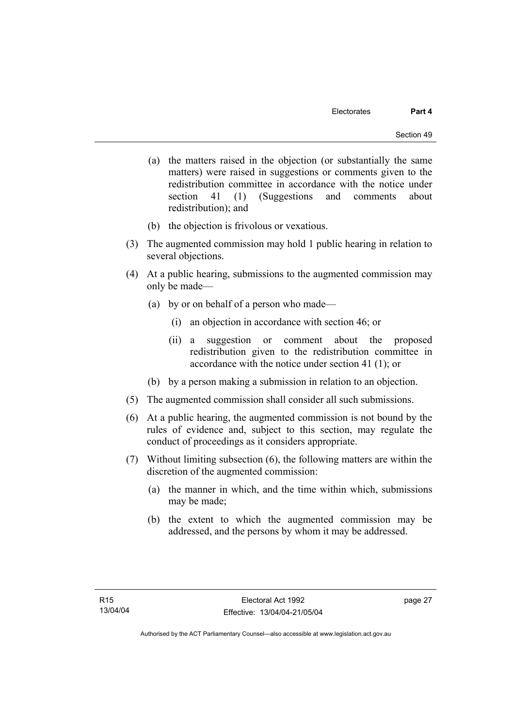(a) the matters raised in the objection (or substantially the same matters) were raised in suggestions or comments given to the redistribution committee in accordance with the notice under section 41 (1) (Suggestions and comments about redistribution); and

(b) the objection is frivolous or vexatious.

(3) The augmented commission may hold 1 public hearing in relation to several objections.

(4) At a public hearing, submissions to the augmented commission may only be made—

(a) by or on behalf of a person who made—

(i) an objection in accordance with section 46; or

(ii) a suggestion or comment about the proposed redistribution given to the redistribution committee in accordance with the notice under section 41 (1); or

(b) by a person making a submission in relation to an objection.

(5) The augmented commission shall consider all such submissions.

(6) At a public hearing, the augmented commission is not bound by the rules of evidence and, subject to this section, may regulate the conduct of proceedings as it considers appropriate.

(7) Without limiting subsection (6), the following matters are within the discretion of the augmented commission:

(a) the manner in which, and the time within which, submissions may be made;

(b) the extent to which the augmented commission may be addressed, and the persons by whom it may be addressed.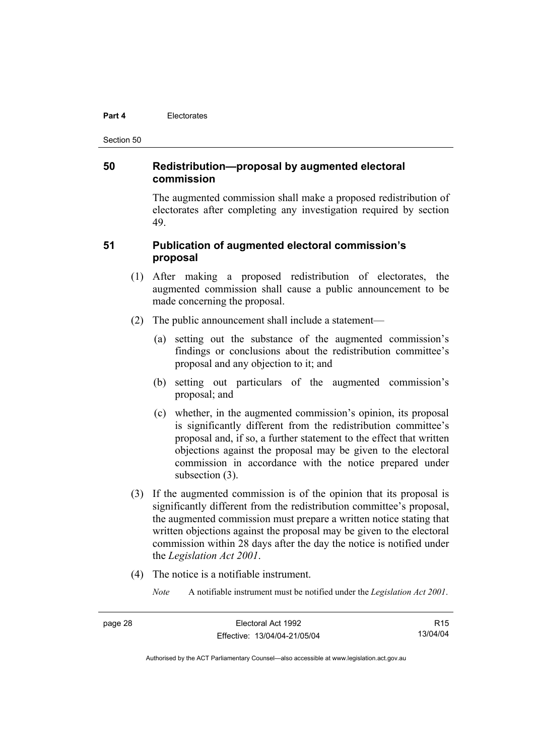## 50 Redistribution—proposal by augmented electoral commission

The augmented commission shall make a proposed redistribution of electorates after completing any investigation required by section 49.

## 51 Publication of augmented electoral commission's proposal

(1) After making a proposed redistribution of electorates, the augmented commission shall cause a public announcement to be made concerning the proposal.

(2) The public announcement shall include a statement—

(a) setting out the substance of the augmented commission's findings or conclusions about the redistribution committee's proposal and any objection to it; and

(b) setting out particulars of the augmented commission's proposal; and

(c) whether, in the augmented commission's opinion, its proposal is significantly different from the redistribution committee's proposal and, if so, a further statement to the effect that written objections against the proposal may be given to the electoral commission in accordance with the notice prepared under subsection (3).

(3) If the augmented commission is of the opinion that its proposal is significantly different from the redistribution committee's proposal, the augmented commission must prepare a written notice stating that written objections against the proposal may be given to the electoral commission within 28 days after the day the notice is notified under the *Legislation Act 2001*.

(4) The notice is a notifiable instrument.

*Note* A notifiable instrument must be notified under the *Legislation Act 2001*.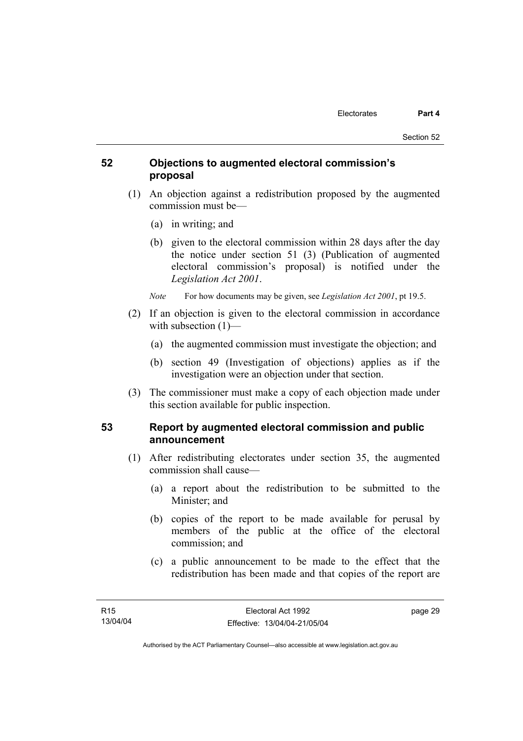## 52 Objections to augmented electoral commission's proposal

(1) An objection against a redistribution proposed by the augmented commission must be—

(a) in writing; and

(b) given to the electoral commission within 28 days after the day the notice under section 51 (3) (Publication of augmented electoral commission's proposal) is notified under the *Legislation Act 2001*.

*Note* For how documents may be given, see *Legislation Act 2001*, pt 19.5.

(2) If an objection is given to the electoral commission in accordance with subsection (1)—

(a) the augmented commission must investigate the objection; and

(b) section 49 (Investigation of objections) applies as if the investigation were an objection under that section.

(3) The commissioner must make a copy of each objection made under this section available for public inspection.

## 53 Report by augmented electoral commission and public announcement

(1) After redistributing electorates under section 35, the augmented commission shall cause—

(a) a report about the redistribution to be submitted to the Minister; and

(b) copies of the report to be made available for perusal by members of the public at the office of the electoral commission; and

(c) a public announcement to be made to the effect that the redistribution has been made and that copies of the report are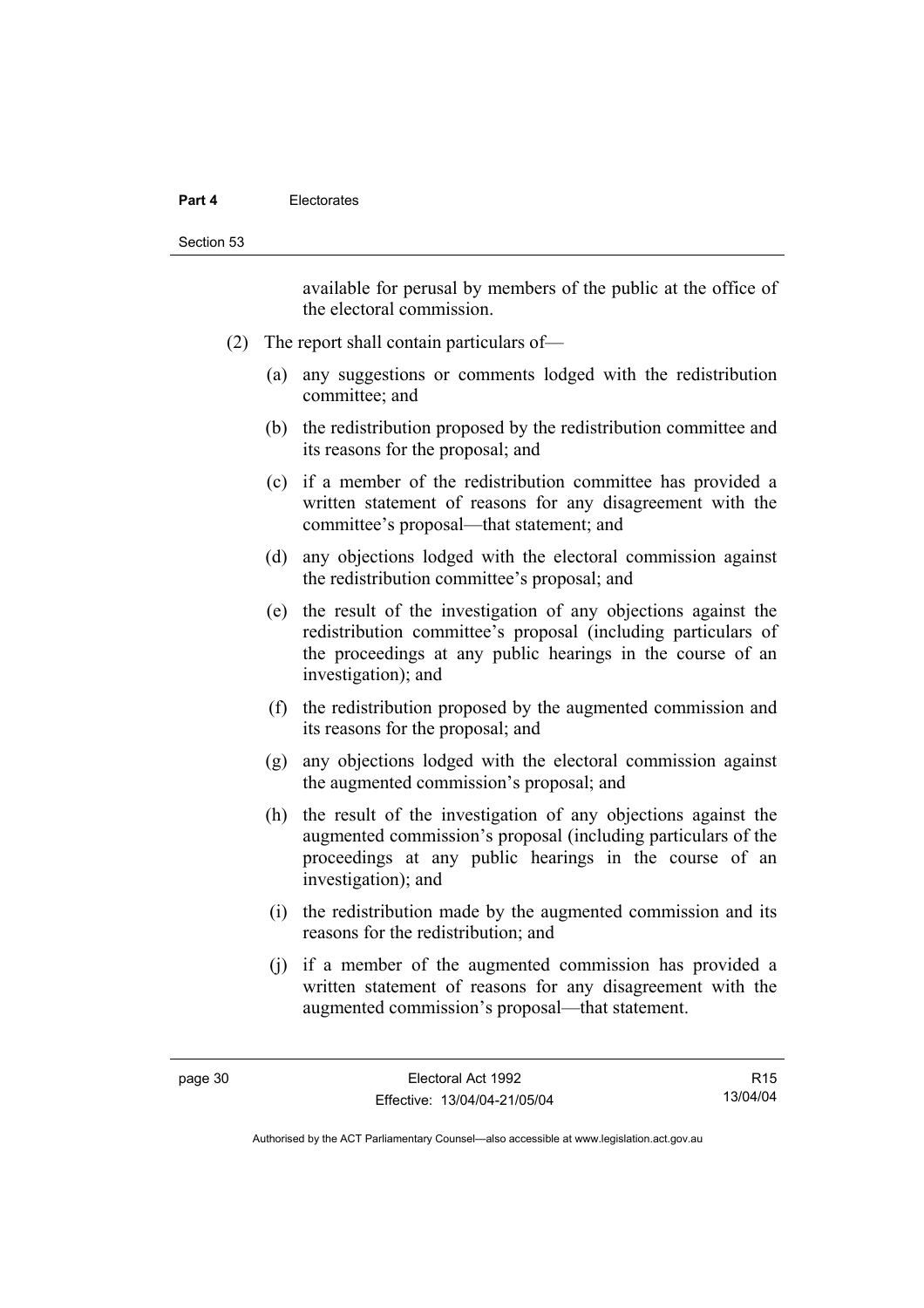available for perusal by members of the public at the office of the electoral commission.

(2) The report shall contain particulars of—

(a) any suggestions or comments lodged with the redistribution committee; and

(b) the redistribution proposed by the redistribution committee and its reasons for the proposal; and

(c) if a member of the redistribution committee has provided a written statement of reasons for any disagreement with the committee's proposal—that statement; and

(d) any objections lodged with the electoral commission against the redistribution committee's proposal; and

(e) the result of the investigation of any objections against the redistribution committee's proposal (including particulars of the proceedings at any public hearings in the course of an investigation); and

(f) the redistribution proposed by the augmented commission and its reasons for the proposal; and

(g) any objections lodged with the electoral commission against the augmented commission's proposal; and

(h) the result of the investigation of any objections against the augmented commission's proposal (including particulars of the proceedings at any public hearings in the course of an investigation); and

(i) the redistribution made by the augmented commission and its reasons for the redistribution; and

(j) if a member of the augmented commission has provided a written statement of reasons for any disagreement with the augmented commission's proposal—that statement.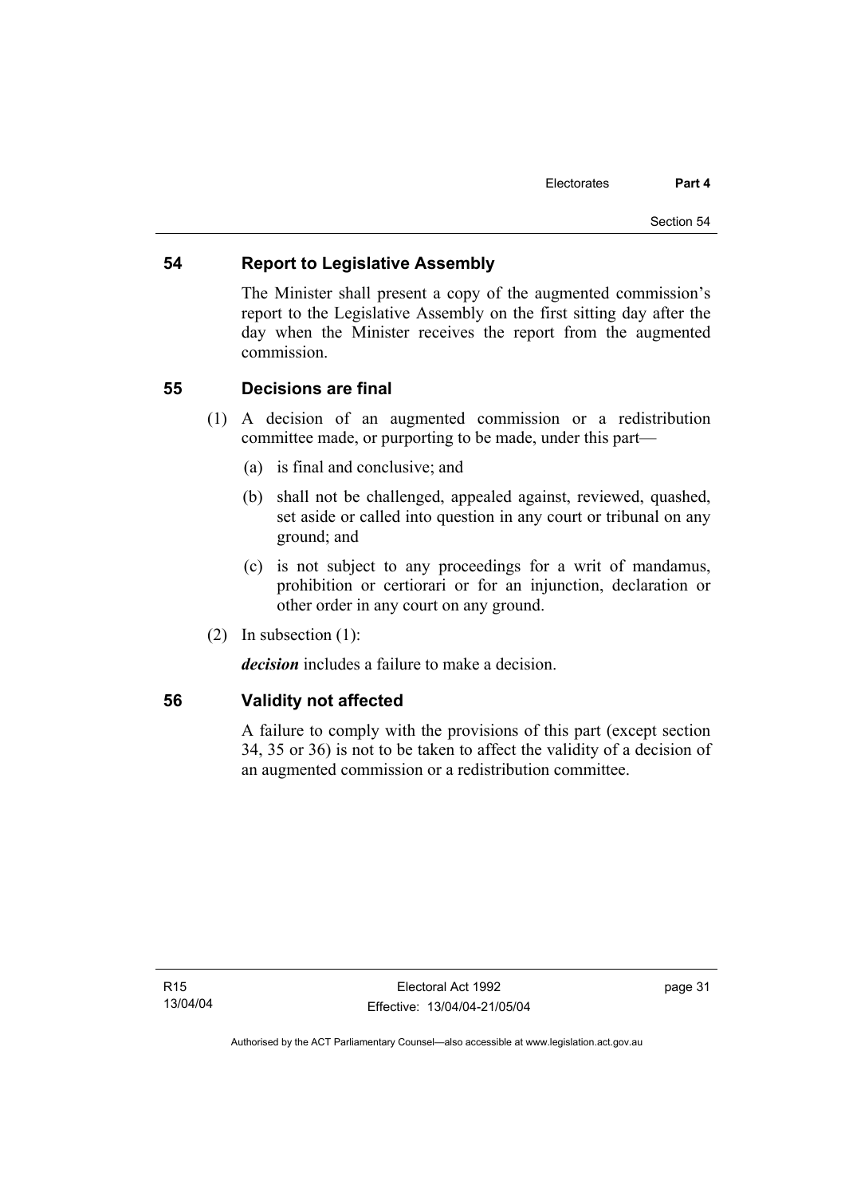## 54 Report to Legislative Assembly

The Minister shall present a copy of the augmented commission's report to the Legislative Assembly on the first sitting day after the day when the Minister receives the report from the augmented commission.

## 55 Decisions are final

(1) A decision of an augmented commission or a redistribution committee made, or purporting to be made, under this part—

(a) is final and conclusive; and

(b) shall not be challenged, appealed against, reviewed, quashed, set aside or called into question in any court or tribunal on any ground; and

(c) is not subject to any proceedings for a writ of mandamus, prohibition or certiorari or for an injunction, declaration or other order in any court on any ground.

(2) In subsection (1):

***decision*** includes a failure to make a decision.

## 56 Validity not affected

A failure to comply with the provisions of this part (except section 34, 35 or 36) is not to be taken to affect the validity of a decision of an augmented commission or a redistribution committee.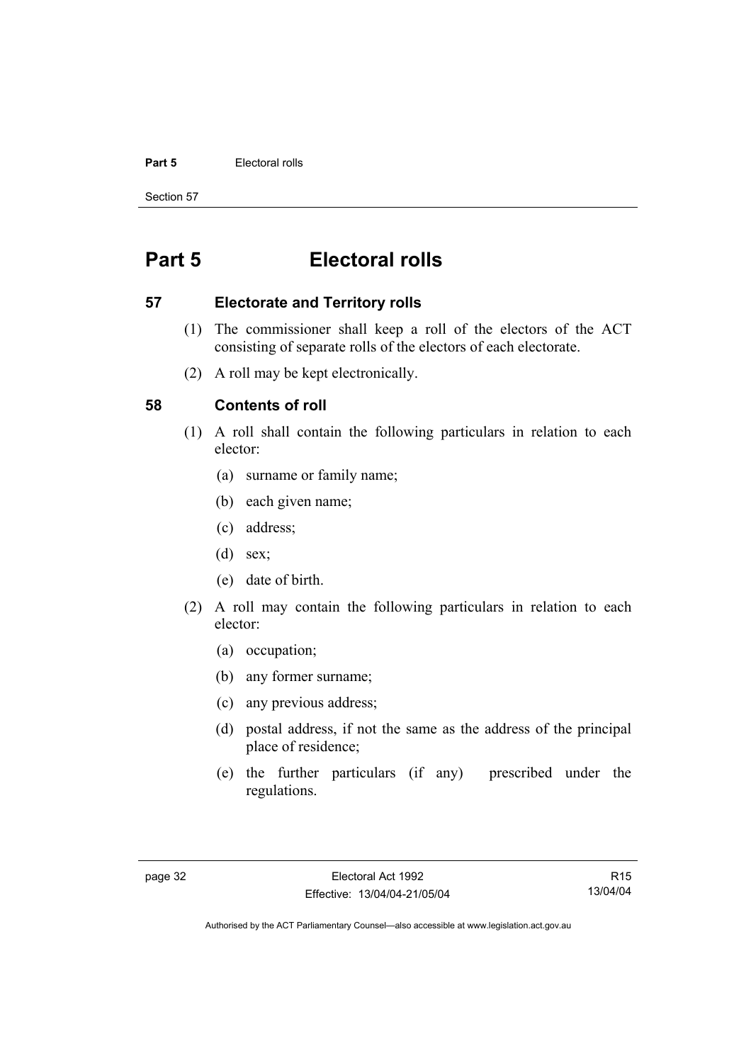# Part 5 Electoral rolls

## 57 Electorate and Territory rolls

(1) The commissioner shall keep a roll of the electors of the ACT consisting of separate rolls of the electors of each electorate.

(2) A roll may be kept electronically.

## 58 Contents of roll

(1) A roll shall contain the following particulars in relation to each elector:

- (a) surname or family name;
- (b) each given name;
- (c) address;
- (d) sex;
- (e) date of birth.

(2) A roll may contain the following particulars in relation to each elector:

- (a) occupation;
- (b) any former surname;
- (c) any previous address;
- (d) postal address, if not the same as the address of the principal place of residence;
- (e) the further particulars (if any) prescribed under the regulations.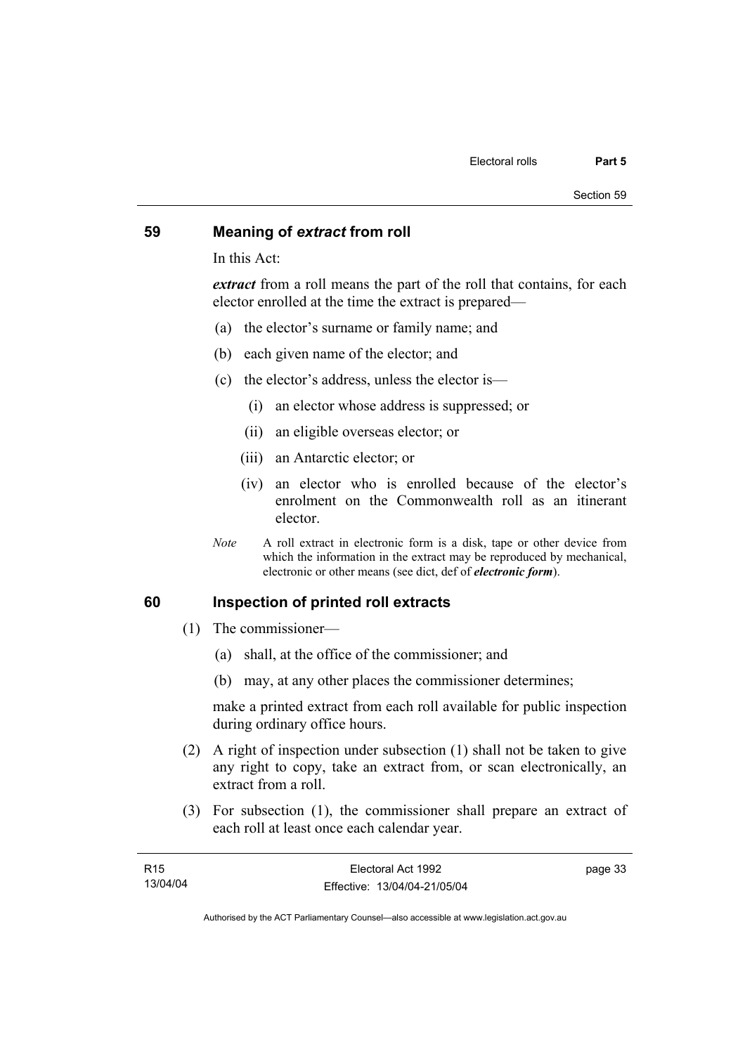## 59 Meaning of *extract* from roll

In this Act:

***extract*** from a roll means the part of the roll that contains, for each elector enrolled at the time the extract is prepared—

(a) the elector's surname or family name; and

(b) each given name of the elector; and

(c) the elector's address, unless the elector is—

(i) an elector whose address is suppressed; or

(ii) an eligible overseas elector; or

(iii) an Antarctic elector; or

(iv) an elector who is enrolled because of the elector's enrolment on the Commonwealth roll as an itinerant elector.

*Note* A roll extract in electronic form is a disk, tape or other device from which the information in the extract may be reproduced by mechanical, electronic or other means (see dict, def of ***electronic form***).

## 60 Inspection of printed roll extracts

(1) The commissioner—

(a) shall, at the office of the commissioner; and

(b) may, at any other places the commissioner determines;

make a printed extract from each roll available for public inspection during ordinary office hours.

(2) A right of inspection under subsection (1) shall not be taken to give any right to copy, take an extract from, or scan electronically, an extract from a roll.

(3) For subsection (1), the commissioner shall prepare an extract of each roll at least once each calendar year.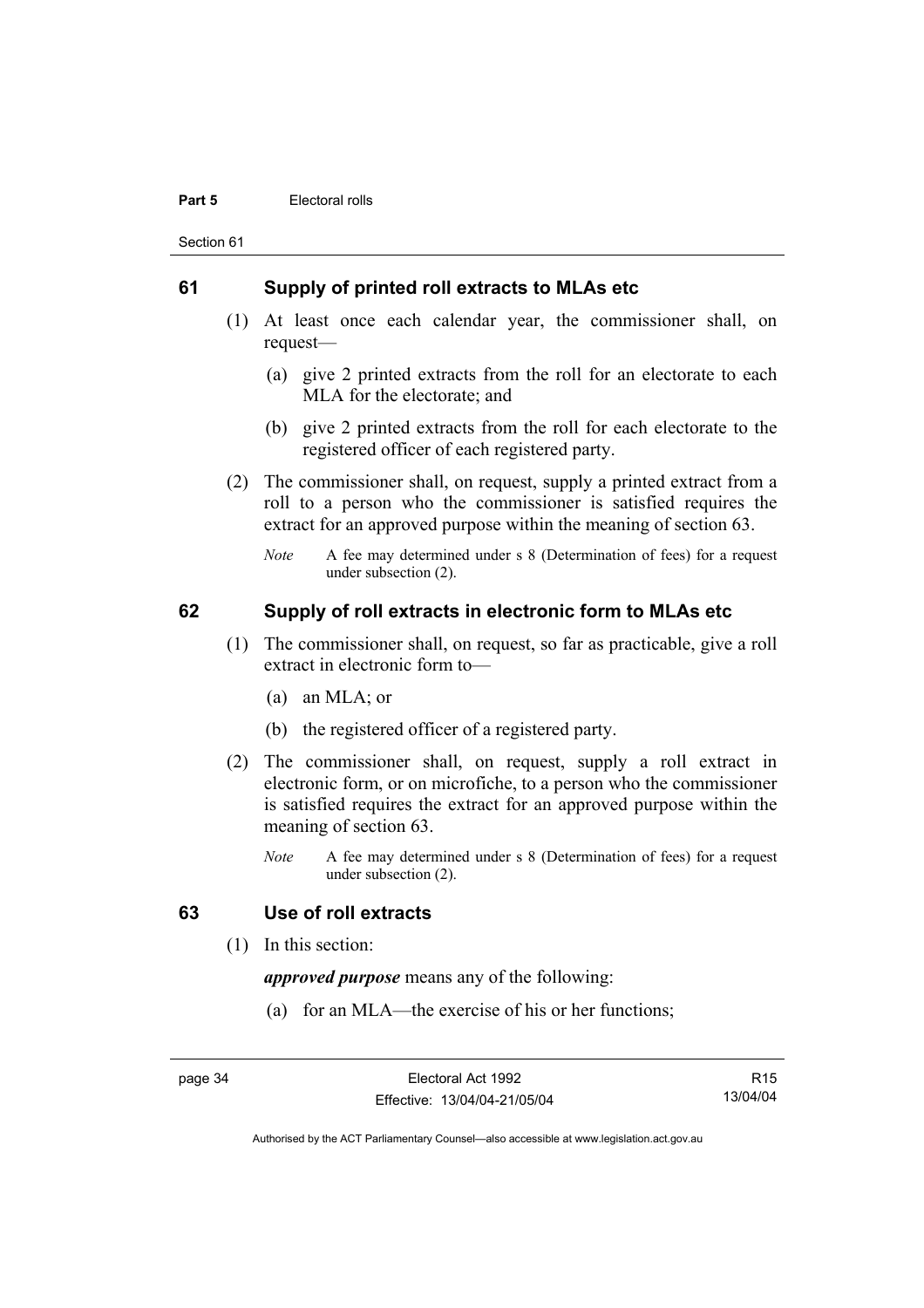## 61 Supply of printed roll extracts to MLAs etc

(1) At least once each calendar year, the commissioner shall, on request—

(a) give 2 printed extracts from the roll for an electorate to each MLA for the electorate; and

(b) give 2 printed extracts from the roll for each electorate to the registered officer of each registered party.

(2) The commissioner shall, on request, supply a printed extract from a roll to a person who the commissioner is satisfied requires the extract for an approved purpose within the meaning of section 63.

*Note* A fee may determined under s 8 (Determination of fees) for a request under subsection (2).

## 62 Supply of roll extracts in electronic form to MLAs etc

(1) The commissioner shall, on request, so far as practicable, give a roll extract in electronic form to—

(a) an MLA; or

(b) the registered officer of a registered party.

(2) The commissioner shall, on request, supply a roll extract in electronic form, or on microfiche, to a person who the commissioner is satisfied requires the extract for an approved purpose within the meaning of section 63.

*Note* A fee may determined under s 8 (Determination of fees) for a request under subsection (2).

## 63 Use of roll extracts

(1) In this section:

***approved purpose*** means any of the following:

(a) for an MLA—the exercise of his or her functions;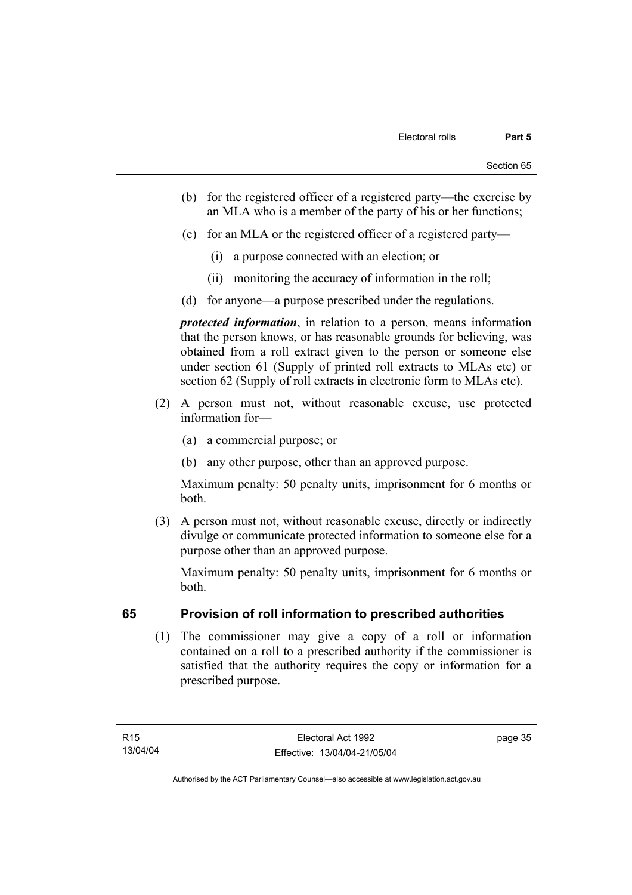(b) for the registered officer of a registered party—the exercise by an MLA who is a member of the party of his or her functions;

(c) for an MLA or the registered officer of a registered party—

(i) a purpose connected with an election; or

(ii) monitoring the accuracy of information in the roll;

(d) for anyone—a purpose prescribed under the regulations.

***protected information***, in relation to a person, means information that the person knows, or has reasonable grounds for believing, was obtained from a roll extract given to the person or someone else under section 61 (Supply of printed roll extracts to MLAs etc) or section 62 (Supply of roll extracts in electronic form to MLAs etc).

(2) A person must not, without reasonable excuse, use protected information for—

(a) a commercial purpose; or

(b) any other purpose, other than an approved purpose.

Maximum penalty: 50 penalty units, imprisonment for 6 months or both.

(3) A person must not, without reasonable excuse, directly or indirectly divulge or communicate protected information to someone else for a purpose other than an approved purpose.

Maximum penalty: 50 penalty units, imprisonment for 6 months or both.

### 65 Provision of roll information to prescribed authorities

(1) The commissioner may give a copy of a roll or information contained on a roll to a prescribed authority if the commissioner is satisfied that the authority requires the copy or information for a prescribed purpose.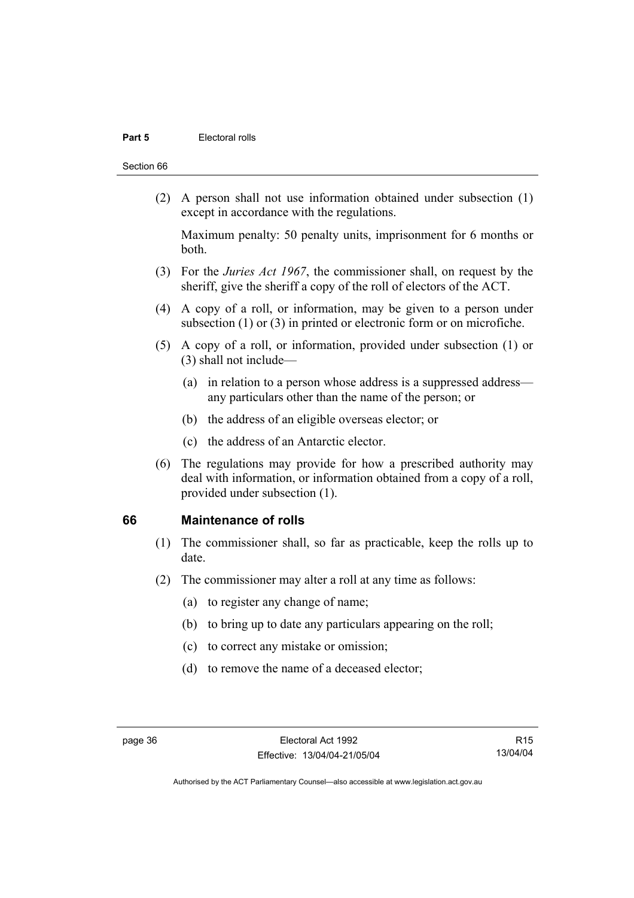(2) A person shall not use information obtained under subsection (1) except in accordance with the regulations.

Maximum penalty: 50 penalty units, imprisonment for 6 months or both.

(3) For the *Juries Act 1967*, the commissioner shall, on request by the sheriff, give the sheriff a copy of the roll of electors of the ACT.

(4) A copy of a roll, or information, may be given to a person under subsection (1) or (3) in printed or electronic form or on microfiche.

(5) A copy of a roll, or information, provided under subsection (1) or (3) shall not include—

(a) in relation to a person whose address is a suppressed address—any particulars other than the name of the person; or

(b) the address of an eligible overseas elector; or

(c) the address of an Antarctic elector.

(6) The regulations may provide for how a prescribed authority may deal with information, or information obtained from a copy of a roll, provided under subsection (1).

## 66 Maintenance of rolls

(1) The commissioner shall, so far as practicable, keep the rolls up to date.

(2) The commissioner may alter a roll at any time as follows:

(a) to register any change of name;

(b) to bring up to date any particulars appearing on the roll;

(c) to correct any mistake or omission;

(d) to remove the name of a deceased elector;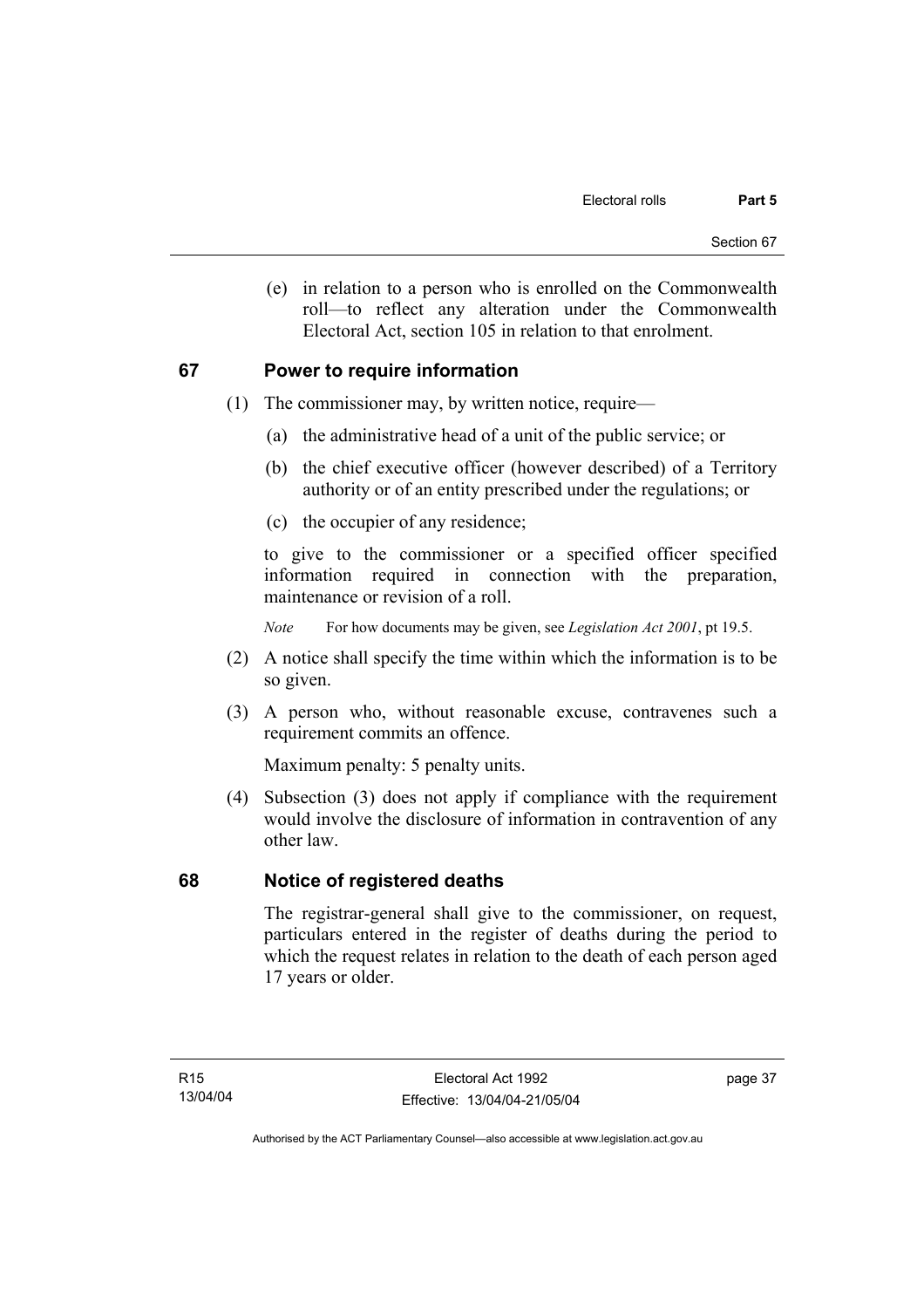(e) in relation to a person who is enrolled on the Commonwealth roll—to reflect any alteration under the Commonwealth Electoral Act, section 105 in relation to that enrolment.

## 67 Power to require information

(1) The commissioner may, by written notice, require—

(a) the administrative head of a unit of the public service; or

(b) the chief executive officer (however described) of a Territory authority or of an entity prescribed under the regulations; or

(c) the occupier of any residence;

to give to the commissioner or a specified officer specified information required in connection with the preparation, maintenance or revision of a roll.

*Note* For how documents may be given, see *Legislation Act 2001*, pt 19.5.

(2) A notice shall specify the time within which the information is to be so given.

(3) A person who, without reasonable excuse, contravenes such a requirement commits an offence.

Maximum penalty: 5 penalty units.

(4) Subsection (3) does not apply if compliance with the requirement would involve the disclosure of information in contravention of any other law.

## 68 Notice of registered deaths

The registrar-general shall give to the commissioner, on request, particulars entered in the register of deaths during the period to which the request relates in relation to the death of each person aged 17 years or older.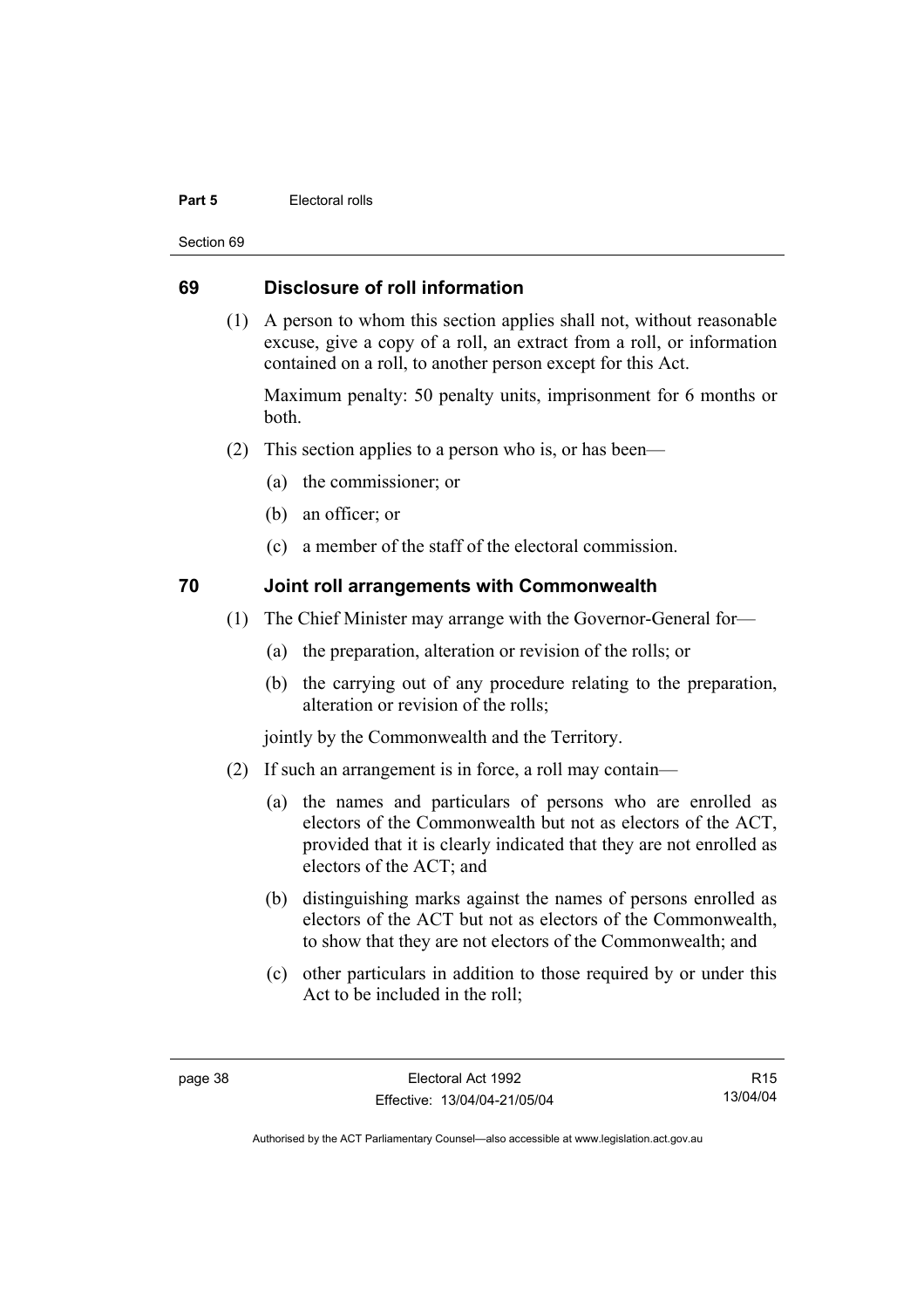## 69 Disclosure of roll information

(1) A person to whom this section applies shall not, without reasonable excuse, give a copy of a roll, an extract from a roll, or information contained on a roll, to another person except for this Act.

Maximum penalty: 50 penalty units, imprisonment for 6 months or both.

(2) This section applies to a person who is, or has been—

(a) the commissioner; or

(b) an officer; or

(c) a member of the staff of the electoral commission.

## 70 Joint roll arrangements with Commonwealth

(1) The Chief Minister may arrange with the Governor-General for—

(a) the preparation, alteration or revision of the rolls; or

(b) the carrying out of any procedure relating to the preparation, alteration or revision of the rolls;

jointly by the Commonwealth and the Territory.

(2) If such an arrangement is in force, a roll may contain—

(a) the names and particulars of persons who are enrolled as electors of the Commonwealth but not as electors of the ACT, provided that it is clearly indicated that they are not enrolled as electors of the ACT; and

(b) distinguishing marks against the names of persons enrolled as electors of the ACT but not as electors of the Commonwealth, to show that they are not electors of the Commonwealth; and

(c) other particulars in addition to those required by or under this Act to be included in the roll;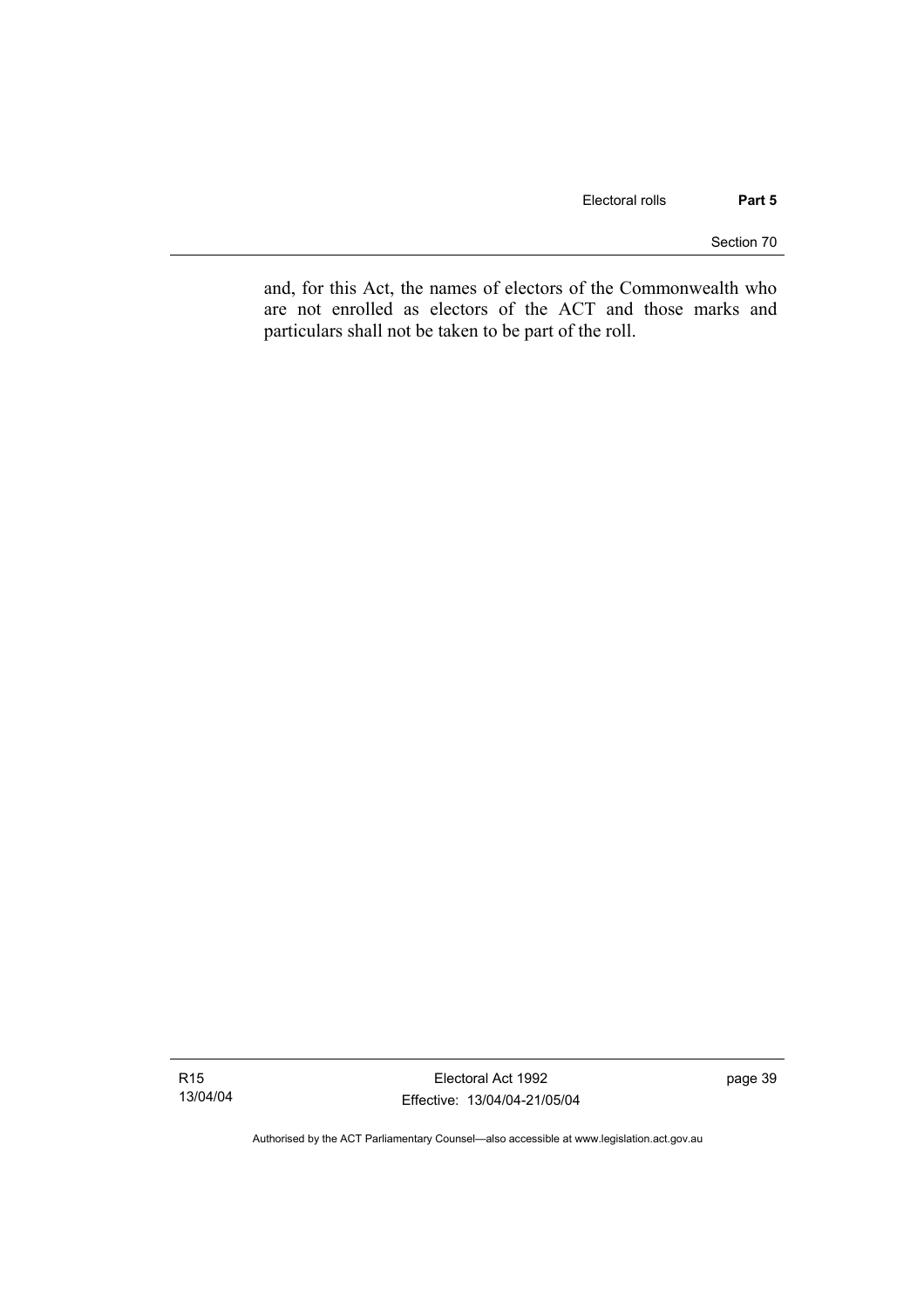and, for this Act, the names of electors of the Commonwealth who are not enrolled as electors of the ACT and those marks and particulars shall not be taken to be part of the roll.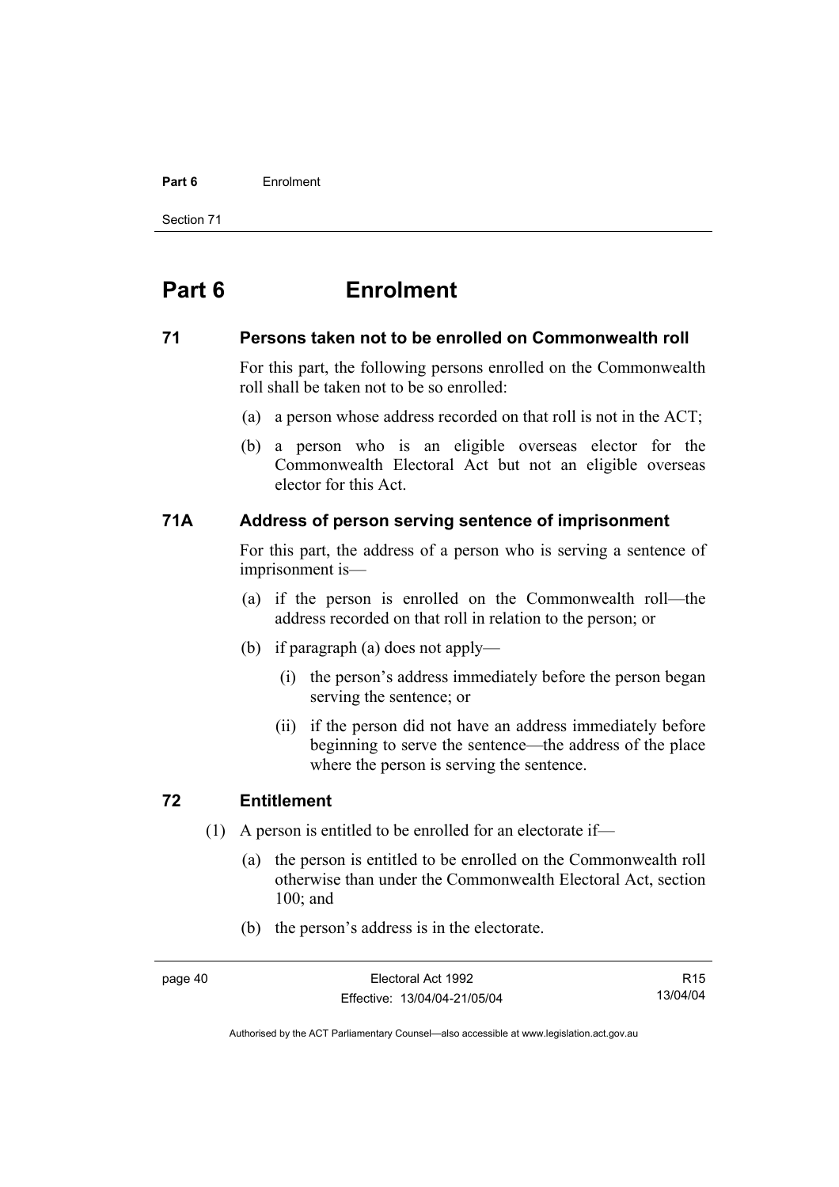# Part 6 Enrolment

## 71 Persons taken not to be enrolled on Commonwealth roll

For this part, the following persons enrolled on the Commonwealth roll shall be taken not to be so enrolled:

(a) a person whose address recorded on that roll is not in the ACT;

(b) a person who is an eligible overseas elector for the Commonwealth Electoral Act but not an eligible overseas elector for this Act.

## 71A Address of person serving sentence of imprisonment

For this part, the address of a person who is serving a sentence of imprisonment is—

(a) if the person is enrolled on the Commonwealth roll—the address recorded on that roll in relation to the person; or

(b) if paragraph (a) does not apply—

(i) the person's address immediately before the person began serving the sentence; or

(ii) if the person did not have an address immediately before beginning to serve the sentence—the address of the place where the person is serving the sentence.

## 72 Entitlement

(1) A person is entitled to be enrolled for an electorate if—

(a) the person is entitled to be enrolled on the Commonwealth roll otherwise than under the Commonwealth Electoral Act, section 100; and

(b) the person's address is in the electorate.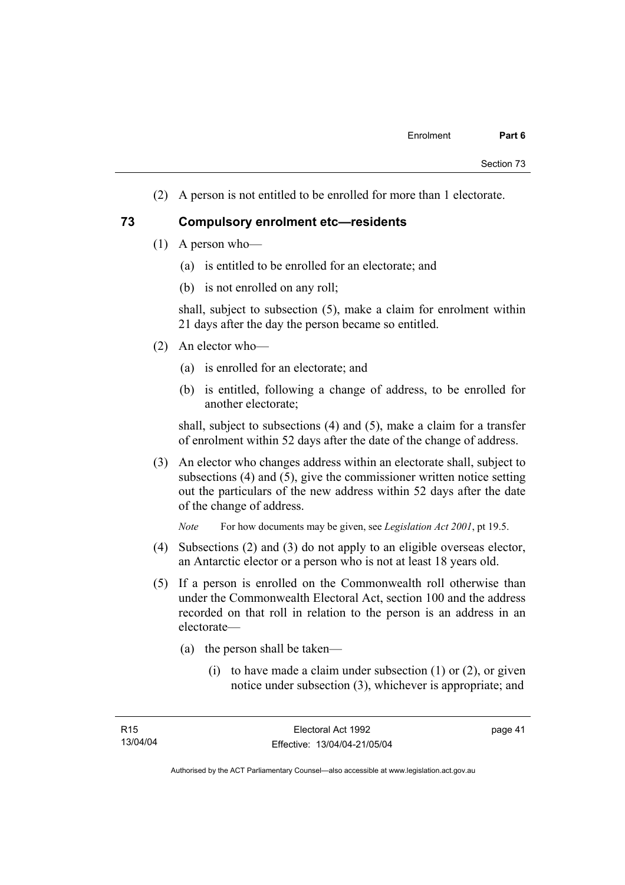(2) A person is not entitled to be enrolled for more than 1 electorate.

## 73 Compulsory enrolment etc—residents

(1) A person who—

(a) is entitled to be enrolled for an electorate; and

(b) is not enrolled on any roll;

shall, subject to subsection (5), make a claim for enrolment within 21 days after the day the person became so entitled.

(2) An elector who—

(a) is enrolled for an electorate; and

(b) is entitled, following a change of address, to be enrolled for another electorate;

shall, subject to subsections (4) and (5), make a claim for a transfer of enrolment within 52 days after the date of the change of address.

(3) An elector who changes address within an electorate shall, subject to subsections (4) and (5), give the commissioner written notice setting out the particulars of the new address within 52 days after the date of the change of address.

*Note* For how documents may be given, see *Legislation Act 2001*, pt 19.5.

(4) Subsections (2) and (3) do not apply to an eligible overseas elector, an Antarctic elector or a person who is not at least 18 years old.

(5) If a person is enrolled on the Commonwealth roll otherwise than under the Commonwealth Electoral Act, section 100 and the address recorded on that roll in relation to the person is an address in an electorate—

(a) the person shall be taken—

(i) to have made a claim under subsection (1) or (2), or given notice under subsection (3), whichever is appropriate; and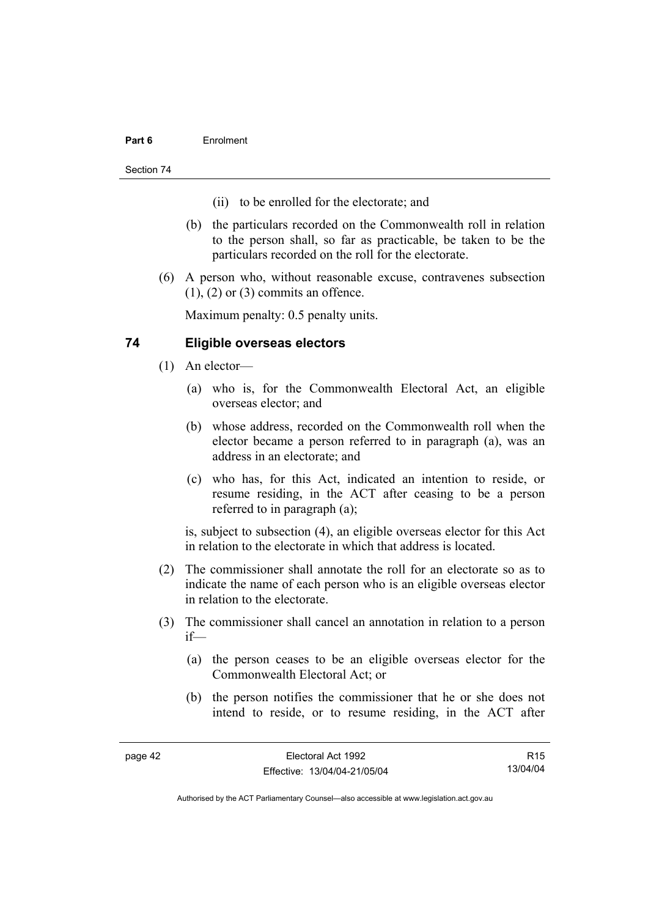(ii) to be enrolled for the electorate; and

(b) the particulars recorded on the Commonwealth roll in relation to the person shall, so far as practicable, be taken to be the particulars recorded on the roll for the electorate.

(6) A person who, without reasonable excuse, contravenes subsection (1), (2) or (3) commits an offence.

Maximum penalty: 0.5 penalty units.

## 74 Eligible overseas electors

(1) An elector—

(a) who is, for the Commonwealth Electoral Act, an eligible overseas elector; and

(b) whose address, recorded on the Commonwealth roll when the elector became a person referred to in paragraph (a), was an address in an electorate; and

(c) who has, for this Act, indicated an intention to reside, or resume residing, in the ACT after ceasing to be a person referred to in paragraph (a);

is, subject to subsection (4), an eligible overseas elector for this Act in relation to the electorate in which that address is located.

(2) The commissioner shall annotate the roll for an electorate so as to indicate the name of each person who is an eligible overseas elector in relation to the electorate.

(3) The commissioner shall cancel an annotation in relation to a person if—

(a) the person ceases to be an eligible overseas elector for the Commonwealth Electoral Act; or

(b) the person notifies the commissioner that he or she does not intend to reside, or to resume residing, in the ACT after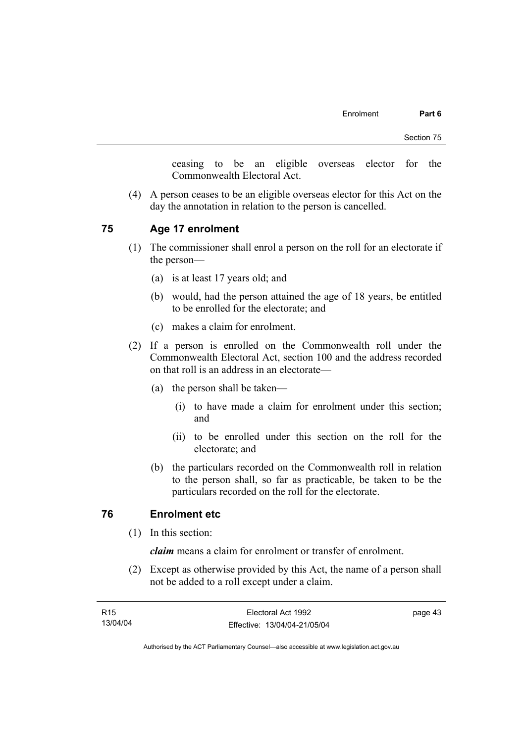ceasing to be an eligible overseas elector for the Commonwealth Electoral Act.

(4) A person ceases to be an eligible overseas elector for this Act on the day the annotation in relation to the person is cancelled.

## 75 Age 17 enrolment

(1) The commissioner shall enrol a person on the roll for an electorate if the person—

(a) is at least 17 years old; and

(b) would, had the person attained the age of 18 years, be entitled to be enrolled for the electorate; and

(c) makes a claim for enrolment.

(2) If a person is enrolled on the Commonwealth roll under the Commonwealth Electoral Act, section 100 and the address recorded on that roll is an address in an electorate—

(a) the person shall be taken—

(i) to have made a claim for enrolment under this section; and

(ii) to be enrolled under this section on the roll for the electorate; and

(b) the particulars recorded on the Commonwealth roll in relation to the person shall, so far as practicable, be taken to be the particulars recorded on the roll for the electorate.

## 76 Enrolment etc

(1) In this section:

***claim*** means a claim for enrolment or transfer of enrolment.

(2) Except as otherwise provided by this Act, the name of a person shall not be added to a roll except under a claim.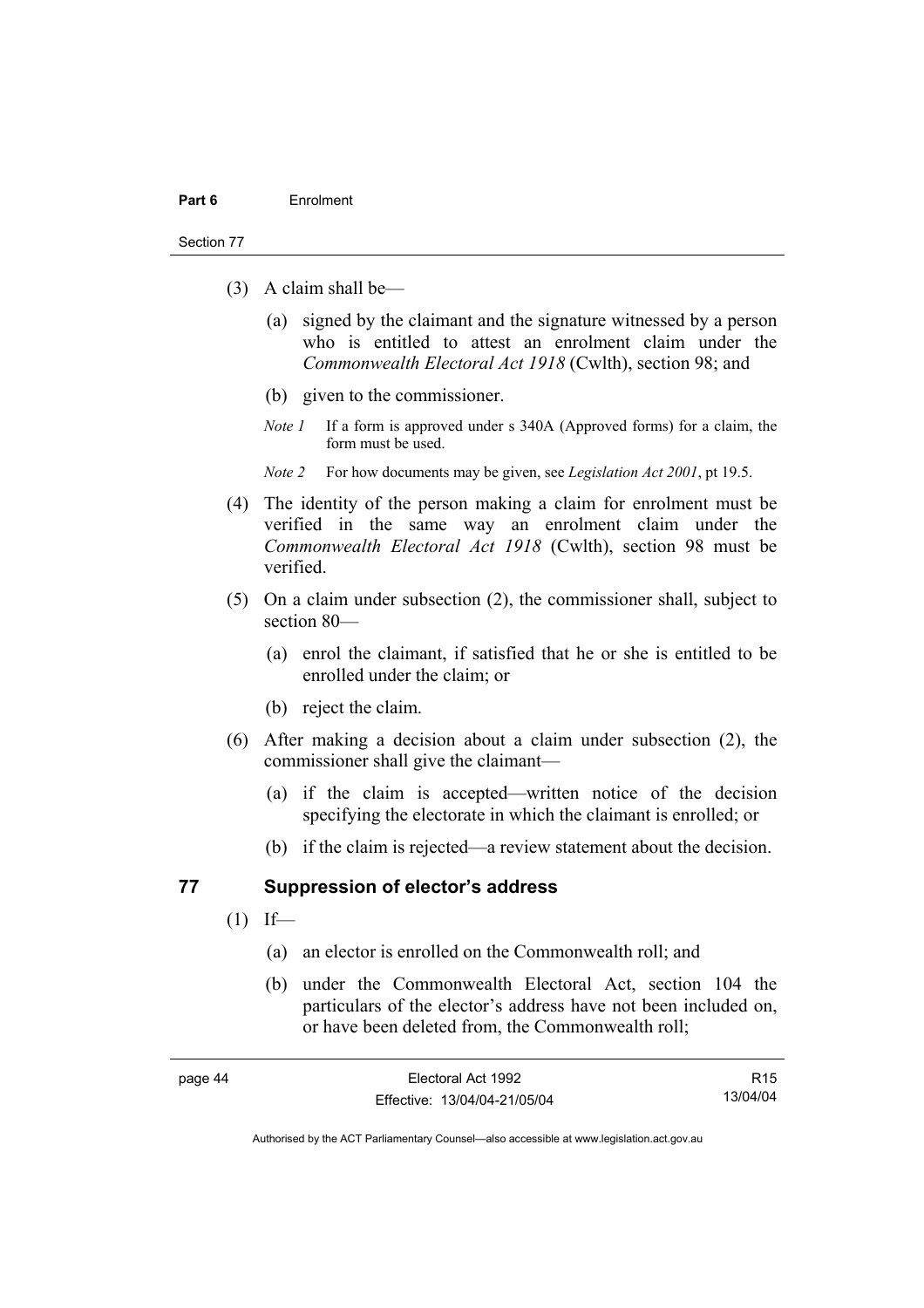(3) A claim shall be—

(a) signed by the claimant and the signature witnessed by a person who is entitled to attest an enrolment claim under the *Commonwealth Electoral Act 1918* (Cwlth), section 98; and

(b) given to the commissioner.

*Note 1* If a form is approved under s 340A (Approved forms) for a claim, the form must be used.

*Note 2* For how documents may be given, see *Legislation Act 2001*, pt 19.5.

(4) The identity of the person making a claim for enrolment must be verified in the same way an enrolment claim under the *Commonwealth Electoral Act 1918* (Cwlth), section 98 must be verified.

(5) On a claim under subsection (2), the commissioner shall, subject to section 80—

(a) enrol the claimant, if satisfied that he or she is entitled to be enrolled under the claim; or

(b) reject the claim.

(6) After making a decision about a claim under subsection (2), the commissioner shall give the claimant—

(a) if the claim is accepted—written notice of the decision specifying the electorate in which the claimant is enrolled; or

(b) if the claim is rejected—a review statement about the decision.

## 77 Suppression of elector's address

(1) If—

(a) an elector is enrolled on the Commonwealth roll; and

(b) under the Commonwealth Electoral Act, section 104 the particulars of the elector's address have not been included on, or have been deleted from, the Commonwealth roll;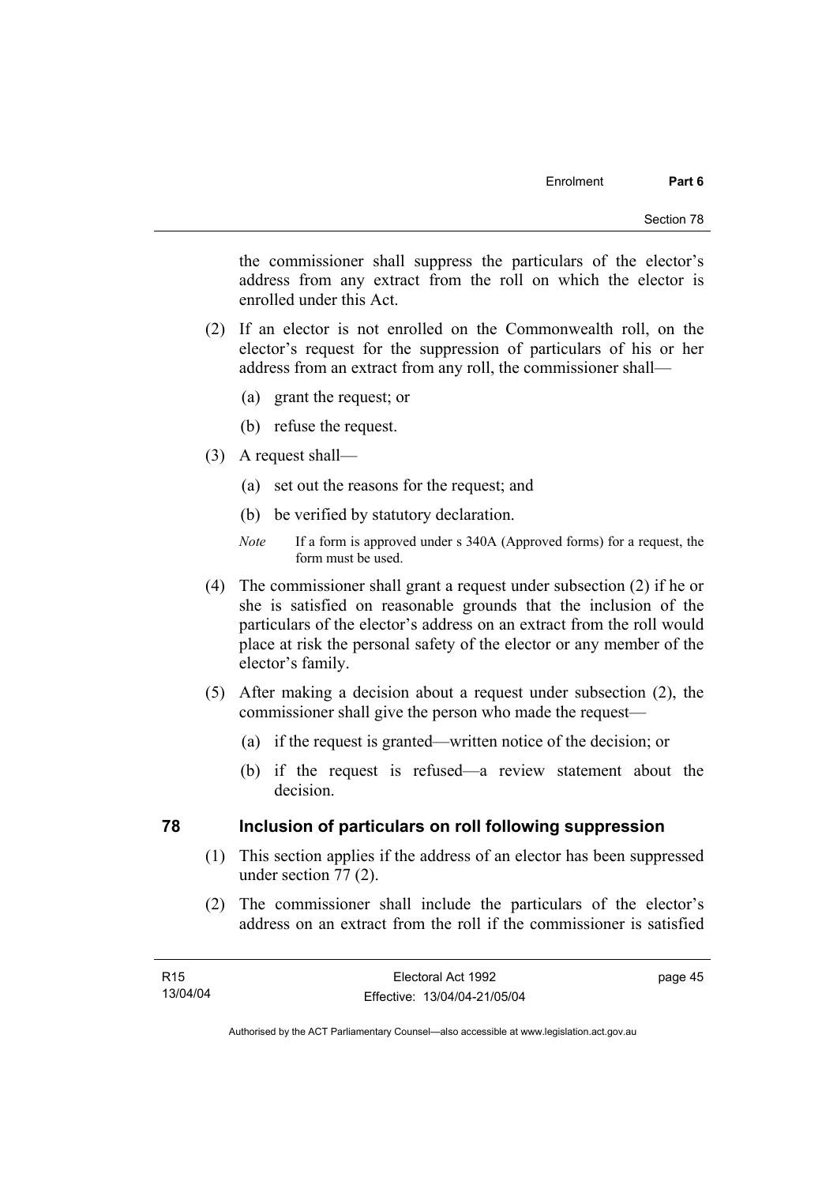the commissioner shall suppress the particulars of the elector's address from any extract from the roll on which the elector is enrolled under this Act.

(2) If an elector is not enrolled on the Commonwealth roll, on the elector's request for the suppression of particulars of his or her address from an extract from any roll, the commissioner shall—

(a) grant the request; or

(b) refuse the request.

(3) A request shall—

(a) set out the reasons for the request; and

(b) be verified by statutory declaration.

*Note* If a form is approved under s 340A (Approved forms) for a request, the form must be used.

(4) The commissioner shall grant a request under subsection (2) if he or she is satisfied on reasonable grounds that the inclusion of the particulars of the elector's address on an extract from the roll would place at risk the personal safety of the elector or any member of the elector's family.

(5) After making a decision about a request under subsection (2), the commissioner shall give the person who made the request—

(a) if the request is granted—written notice of the decision; or

(b) if the request is refused—a review statement about the decision.

## 78 Inclusion of particulars on roll following suppression

(1) This section applies if the address of an elector has been suppressed under section 77 (2).

(2) The commissioner shall include the particulars of the elector's address on an extract from the roll if the commissioner is satisfied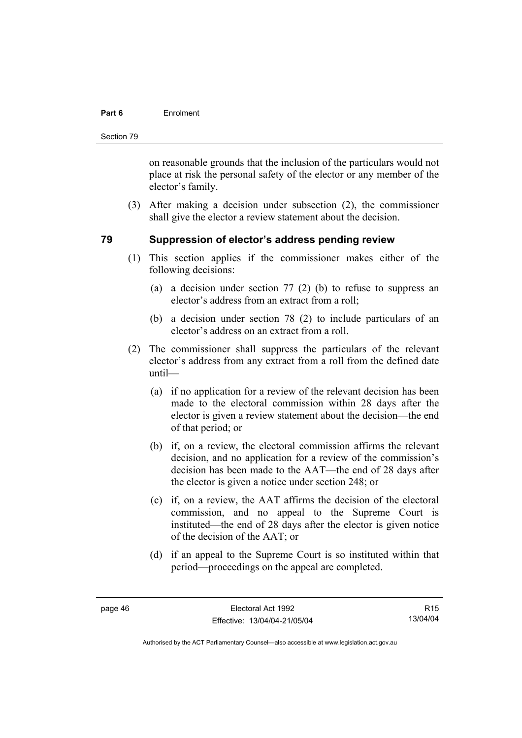on reasonable grounds that the inclusion of the particulars would not place at risk the personal safety of the elector or any member of the elector's family.

(3) After making a decision under subsection (2), the commissioner shall give the elector a review statement about the decision.

## 79 Suppression of elector's address pending review

(1) This section applies if the commissioner makes either of the following decisions:

(a) a decision under section 77 (2) (b) to refuse to suppress an elector's address from an extract from a roll;

(b) a decision under section 78 (2) to include particulars of an elector's address on an extract from a roll.

(2) The commissioner shall suppress the particulars of the relevant elector's address from any extract from a roll from the defined date until—

(a) if no application for a review of the relevant decision has been made to the electoral commission within 28 days after the elector is given a review statement about the decision—the end of that period; or

(b) if, on a review, the electoral commission affirms the relevant decision, and no application for a review of the commission's decision has been made to the AAT—the end of 28 days after the elector is given a notice under section 248; or

(c) if, on a review, the AAT affirms the decision of the electoral commission, and no appeal to the Supreme Court is instituted—the end of 28 days after the elector is given notice of the decision of the AAT; or

(d) if an appeal to the Supreme Court is so instituted within that period—proceedings on the appeal are completed.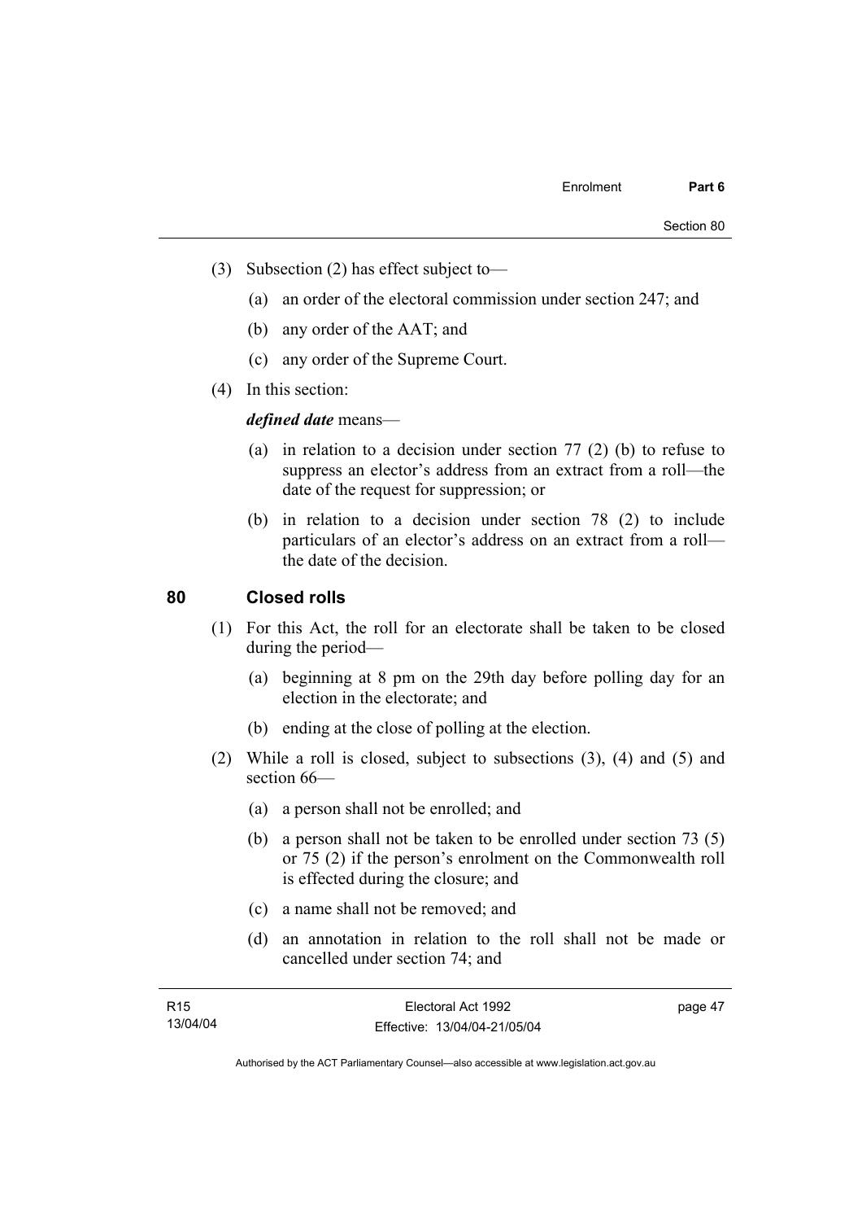(3) Subsection (2) has effect subject to—

(a) an order of the electoral commission under section 247; and

(b) any order of the AAT; and

(c) any order of the Supreme Court.

(4) In this section:

***defined date*** means—

(a) in relation to a decision under section 77 (2) (b) to refuse to suppress an elector's address from an extract from a roll—the date of the request for suppression; or

(b) in relation to a decision under section 78 (2) to include particulars of an elector's address on an extract from a roll—the date of the decision.

## 80 Closed rolls

(1) For this Act, the roll for an electorate shall be taken to be closed during the period—

(a) beginning at 8 pm on the 29th day before polling day for an election in the electorate; and

(b) ending at the close of polling at the election.

(2) While a roll is closed, subject to subsections (3), (4) and (5) and section 66—

(a) a person shall not be enrolled; and

(b) a person shall not be taken to be enrolled under section 73 (5) or 75 (2) if the person's enrolment on the Commonwealth roll is effected during the closure; and

(c) a name shall not be removed; and

(d) an annotation in relation to the roll shall not be made or cancelled under section 74; and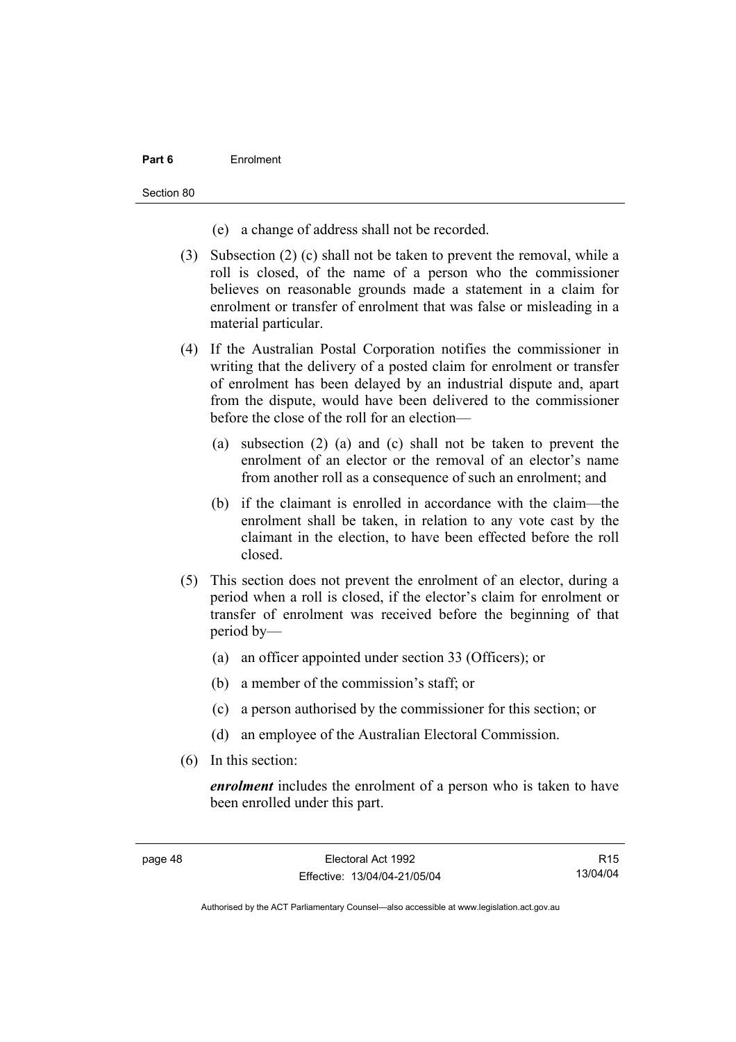(e) a change of address shall not be recorded.

(3) Subsection (2) (c) shall not be taken to prevent the removal, while a roll is closed, of the name of a person who the commissioner believes on reasonable grounds made a statement in a claim for enrolment or transfer of enrolment that was false or misleading in a material particular.

(4) If the Australian Postal Corporation notifies the commissioner in writing that the delivery of a posted claim for enrolment or transfer of enrolment has been delayed by an industrial dispute and, apart from the dispute, would have been delivered to the commissioner before the close of the roll for an election—

(a) subsection (2) (a) and (c) shall not be taken to prevent the enrolment of an elector or the removal of an elector's name from another roll as a consequence of such an enrolment; and

(b) if the claimant is enrolled in accordance with the claim—the enrolment shall be taken, in relation to any vote cast by the claimant in the election, to have been effected before the roll closed.

(5) This section does not prevent the enrolment of an elector, during a period when a roll is closed, if the elector's claim for enrolment or transfer of enrolment was received before the beginning of that period by—

(a) an officer appointed under section 33 (Officers); or

(b) a member of the commission's staff; or

(c) a person authorised by the commissioner for this section; or

(d) an employee of the Australian Electoral Commission.

(6) In this section:

***enrolment*** includes the enrolment of a person who is taken to have been enrolled under this part.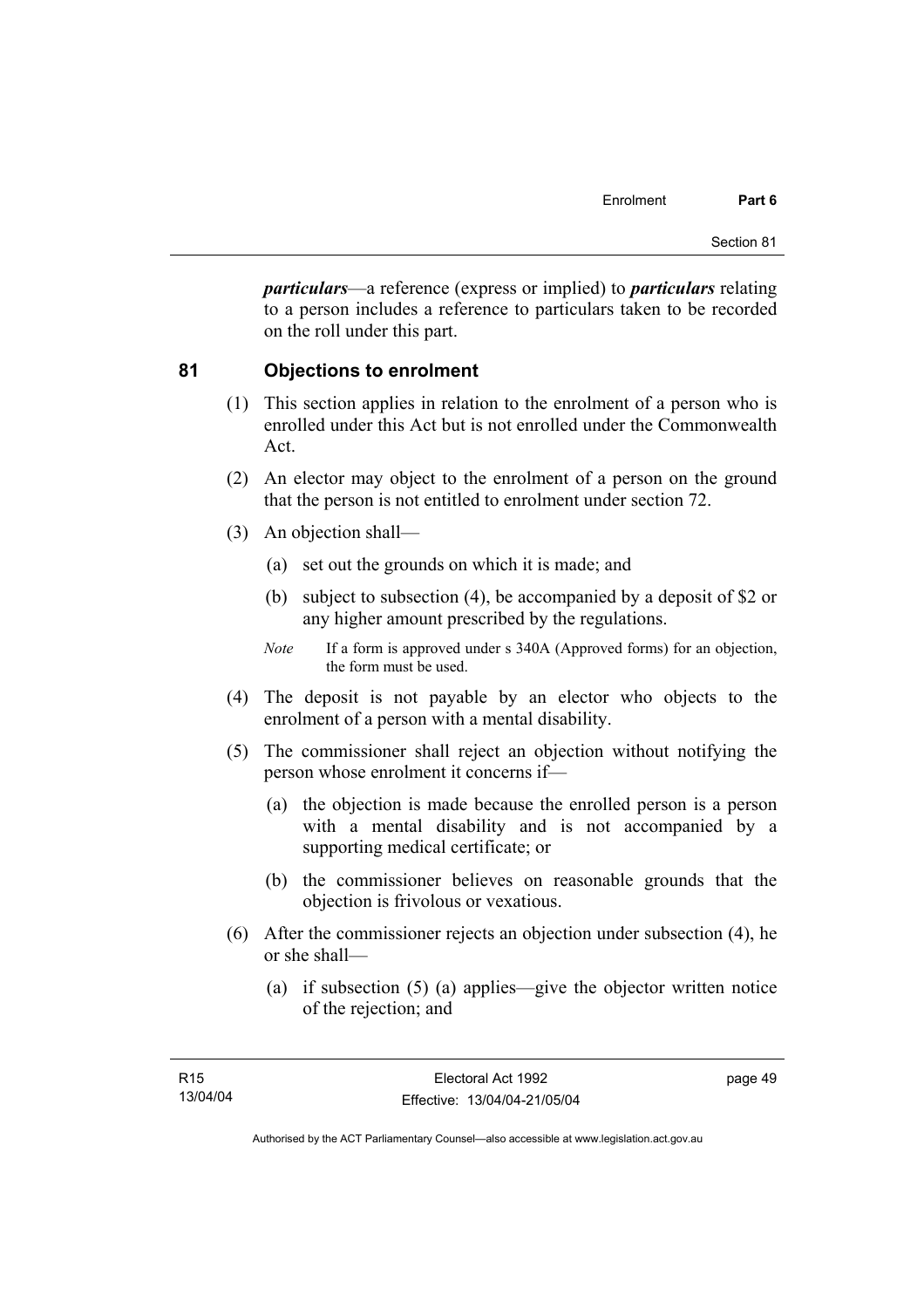***particulars***—a reference (express or implied) to ***particulars*** relating to a person includes a reference to particulars taken to be recorded on the roll under this part.

## 81 Objections to enrolment

(1) This section applies in relation to the enrolment of a person who is enrolled under this Act but is not enrolled under the Commonwealth Act.

(2) An elector may object to the enrolment of a person on the ground that the person is not entitled to enrolment under section 72.

(3) An objection shall—

- (a) set out the grounds on which it is made; and
- (b) subject to subsection (4), be accompanied by a deposit of $2 or any higher amount prescribed by the regulations.

*Note* If a form is approved under s 340A (Approved forms) for an objection, the form must be used.

(4) The deposit is not payable by an elector who objects to the enrolment of a person with a mental disability.

(5) The commissioner shall reject an objection without notifying the person whose enrolment it concerns if—

- (a) the objection is made because the enrolled person is a person with a mental disability and is not accompanied by a supporting medical certificate; or
- (b) the commissioner believes on reasonable grounds that the objection is frivolous or vexatious.

(6) After the commissioner rejects an objection under subsection (4), he or she shall—

- (a) if subsection (5) (a) applies—give the objector written notice of the rejection; and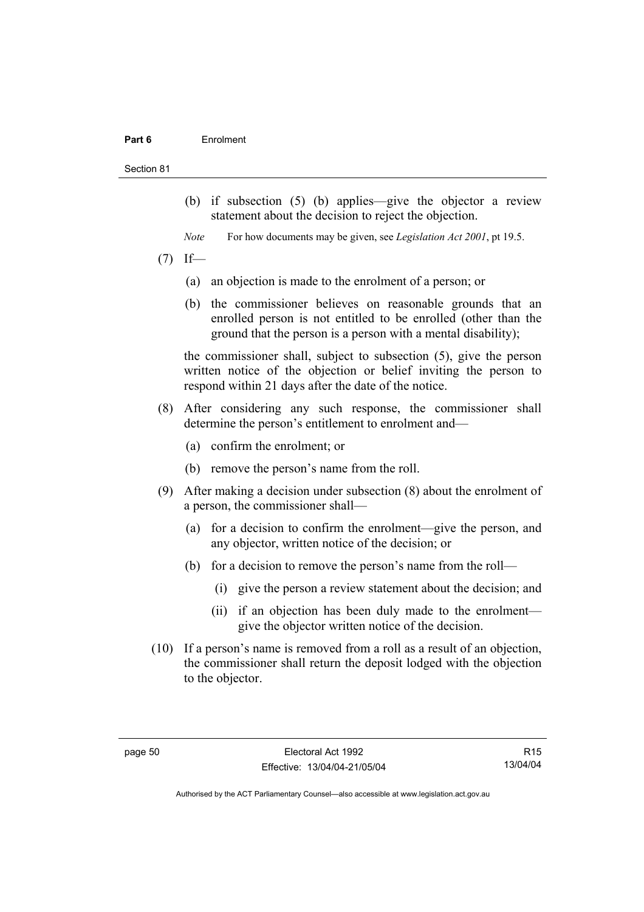(b) if subsection (5) (b) applies—give the objector a review statement about the decision to reject the objection.

*Note* For how documents may be given, see *Legislation Act 2001*, pt 19.5.

(7) If—

(a) an objection is made to the enrolment of a person; or

(b) the commissioner believes on reasonable grounds that an enrolled person is not entitled to be enrolled (other than the ground that the person is a person with a mental disability);

the commissioner shall, subject to subsection (5), give the person written notice of the objection or belief inviting the person to respond within 21 days after the date of the notice.

(8) After considering any such response, the commissioner shall determine the person's entitlement to enrolment and—

(a) confirm the enrolment; or

(b) remove the person's name from the roll.

(9) After making a decision under subsection (8) about the enrolment of a person, the commissioner shall—

(a) for a decision to confirm the enrolment—give the person, and any objector, written notice of the decision; or

(b) for a decision to remove the person's name from the roll—

(i) give the person a review statement about the decision; and

(ii) if an objection has been duly made to the enrolment—give the objector written notice of the decision.

(10) If a person's name is removed from a roll as a result of an objection, the commissioner shall return the deposit lodged with the objection to the objector.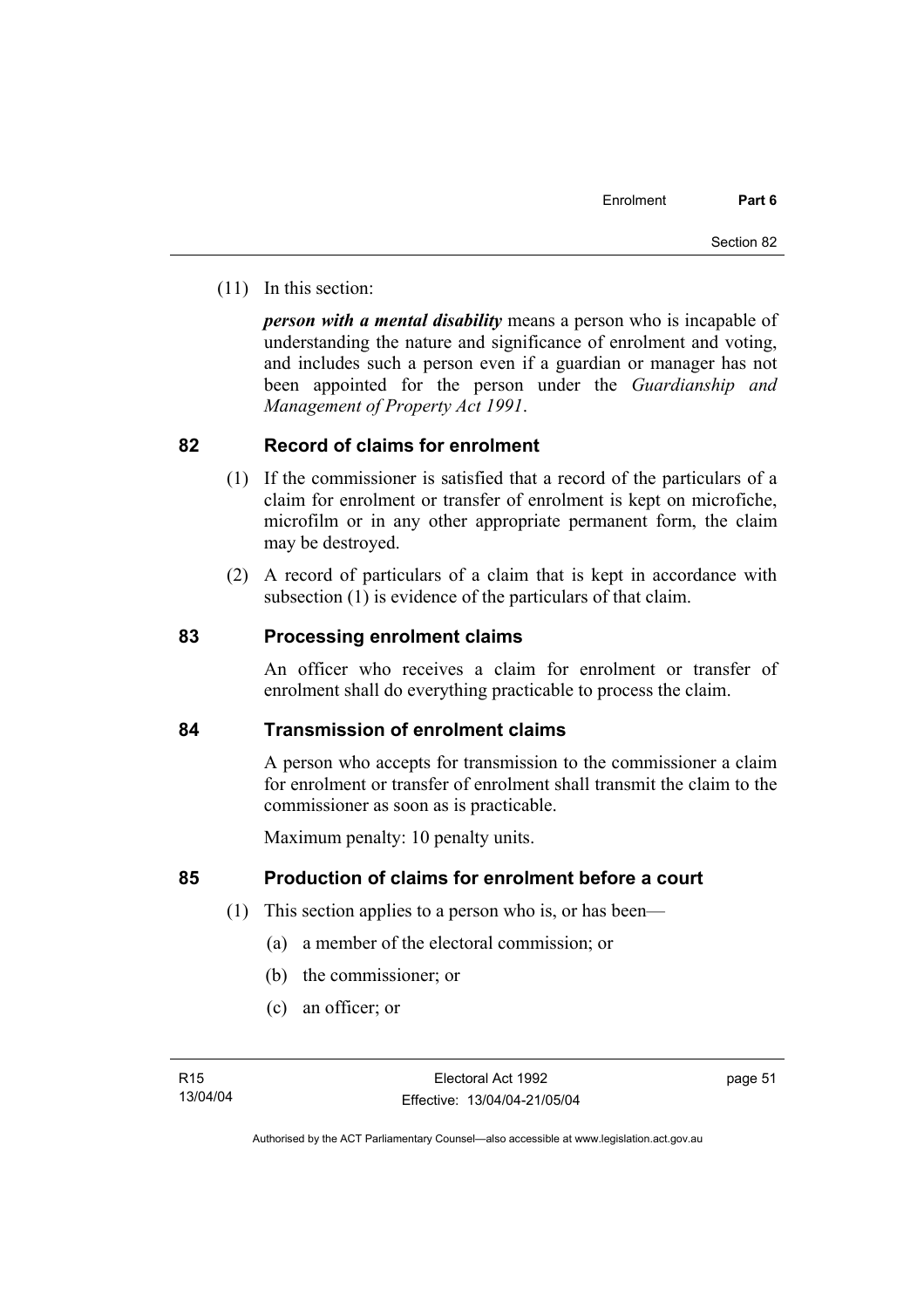(11) In this section:

***person with a mental disability*** means a person who is incapable of understanding the nature and significance of enrolment and voting, and includes such a person even if a guardian or manager has not been appointed for the person under the *Guardianship and Management of Property Act 1991*.

## 82 Record of claims for enrolment

(1) If the commissioner is satisfied that a record of the particulars of a claim for enrolment or transfer of enrolment is kept on microfiche, microfilm or in any other appropriate permanent form, the claim may be destroyed.

(2) A record of particulars of a claim that is kept in accordance with subsection (1) is evidence of the particulars of that claim.

## 83 Processing enrolment claims

An officer who receives a claim for enrolment or transfer of enrolment shall do everything practicable to process the claim.

## 84 Transmission of enrolment claims

A person who accepts for transmission to the commissioner a claim for enrolment or transfer of enrolment shall transmit the claim to the commissioner as soon as is practicable.

Maximum penalty: 10 penalty units.

## 85 Production of claims for enrolment before a court

(1) This section applies to a person who is, or has been—

(a) a member of the electoral commission; or

(b) the commissioner; or

(c) an officer; or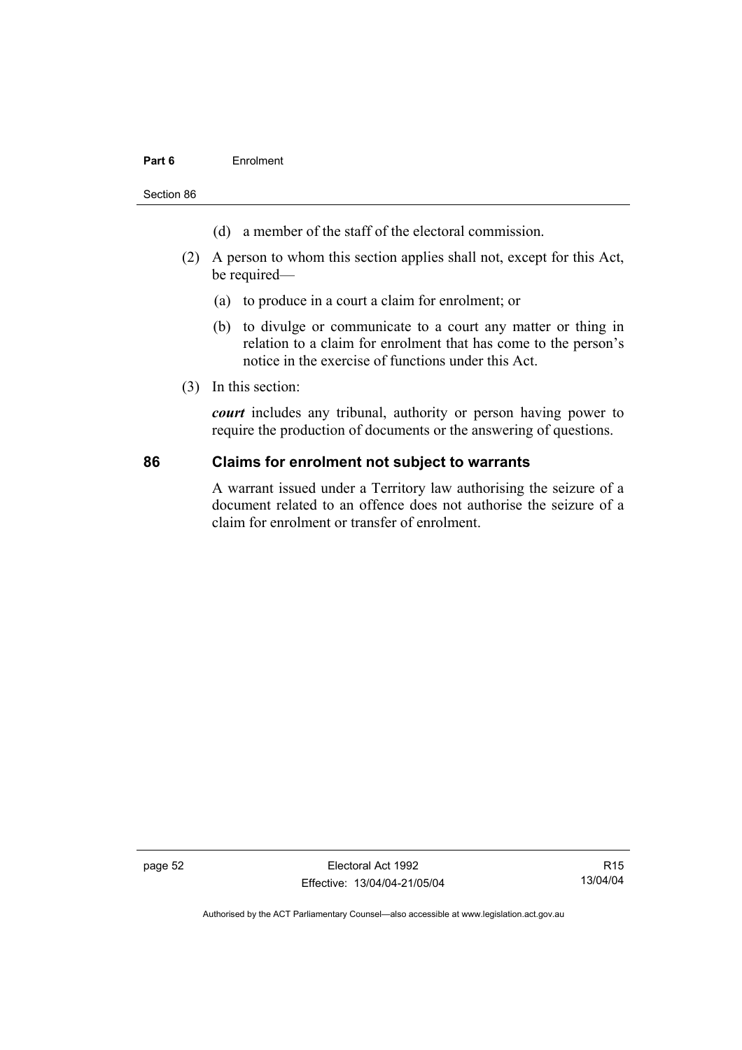(d) a member of the staff of the electoral commission.

(2) A person to whom this section applies shall not, except for this Act, be required—

(a) to produce in a court a claim for enrolment; or

(b) to divulge or communicate to a court any matter or thing in relation to a claim for enrolment that has come to the person's notice in the exercise of functions under this Act.

(3) In this section:

***court*** includes any tribunal, authority or person having power to require the production of documents or the answering of questions.

## 86 Claims for enrolment not subject to warrants

A warrant issued under a Territory law authorising the seizure of a document related to an offence does not authorise the seizure of a claim for enrolment or transfer of enrolment.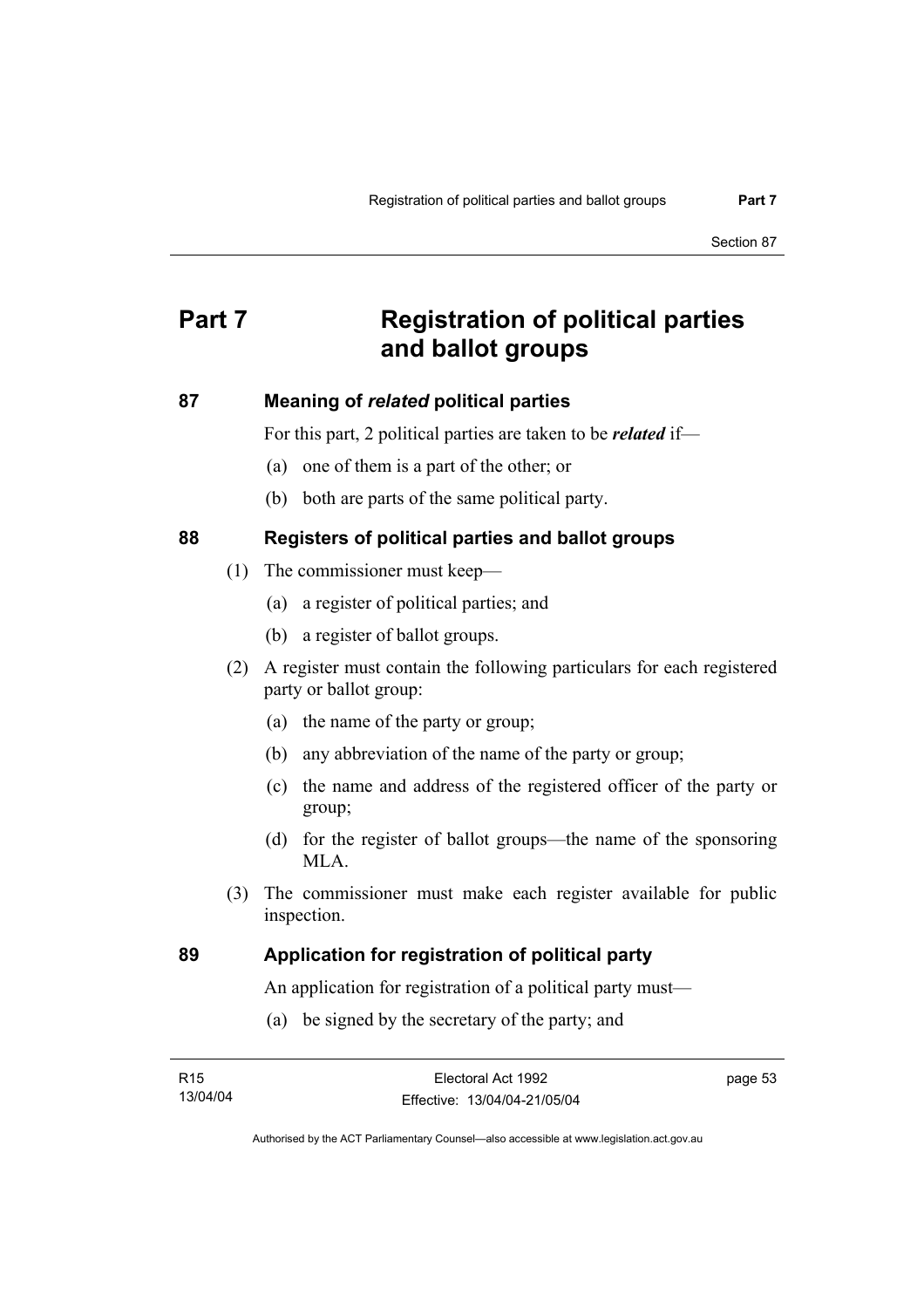# Part 7 Registration of political parties and ballot groups

## 87 Meaning of *related* political parties

For this part, 2 political parties are taken to be ***related*** if—

(a) one of them is a part of the other; or

(b) both are parts of the same political party.

## 88 Registers of political parties and ballot groups

(1) The commissioner must keep—

(a) a register of political parties; and

(b) a register of ballot groups.

(2) A register must contain the following particulars for each registered party or ballot group:

(a) the name of the party or group;

(b) any abbreviation of the name of the party or group;

(c) the name and address of the registered officer of the party or group;

(d) for the register of ballot groups—the name of the sponsoring MLA.

(3) The commissioner must make each register available for public inspection.

## 89 Application for registration of political party

An application for registration of a political party must—

(a) be signed by the secretary of the party; and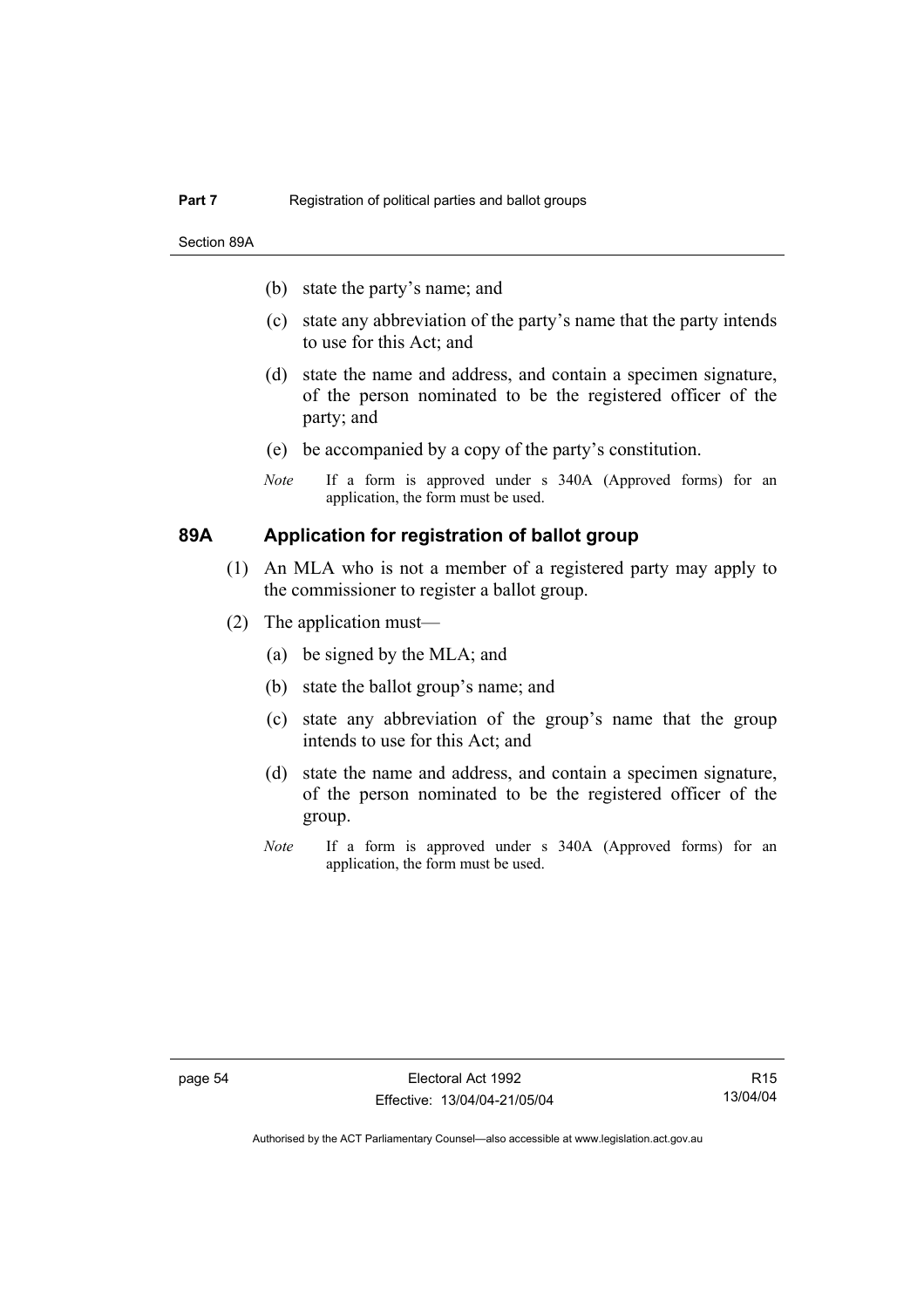(b) state the party's name; and

(c) state any abbreviation of the party's name that the party intends to use for this Act; and

(d) state the name and address, and contain a specimen signature, of the person nominated to be the registered officer of the party; and

(e) be accompanied by a copy of the party's constitution.

*Note* If a form is approved under s 340A (Approved forms) for an application, the form must be used.

## 89A Application for registration of ballot group

(1) An MLA who is not a member of a registered party may apply to the commissioner to register a ballot group.

(2) The application must—

(a) be signed by the MLA; and

(b) state the ballot group's name; and

(c) state any abbreviation of the group's name that the group intends to use for this Act; and

(d) state the name and address, and contain a specimen signature, of the person nominated to be the registered officer of the group.

*Note* If a form is approved under s 340A (Approved forms) for an application, the form must be used.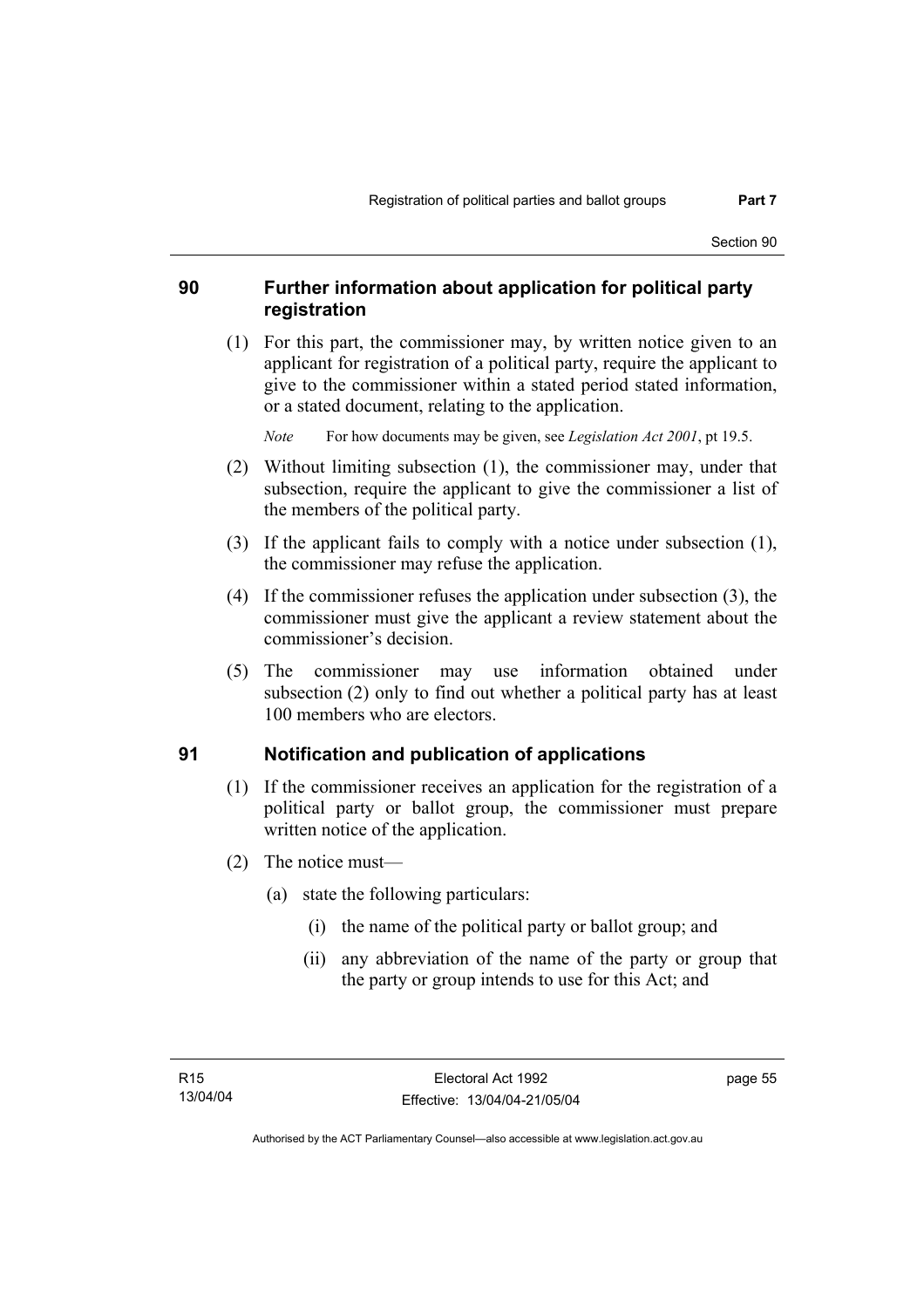## 90 Further information about application for political party registration

(1) For this part, the commissioner may, by written notice given to an applicant for registration of a political party, require the applicant to give to the commissioner within a stated period stated information, or a stated document, relating to the application.

*Note* For how documents may be given, see *Legislation Act 2001*, pt 19.5.

(2) Without limiting subsection (1), the commissioner may, under that subsection, require the applicant to give the commissioner a list of the members of the political party.

(3) If the applicant fails to comply with a notice under subsection (1), the commissioner may refuse the application.

(4) If the commissioner refuses the application under subsection (3), the commissioner must give the applicant a review statement about the commissioner's decision.

(5) The commissioner may use information obtained under subsection (2) only to find out whether a political party has at least 100 members who are electors.

## 91 Notification and publication of applications

(1) If the commissioner receives an application for the registration of a political party or ballot group, the commissioner must prepare written notice of the application.

(2) The notice must—

(a) state the following particulars:

(i) the name of the political party or ballot group; and

(ii) any abbreviation of the name of the party or group that the party or group intends to use for this Act; and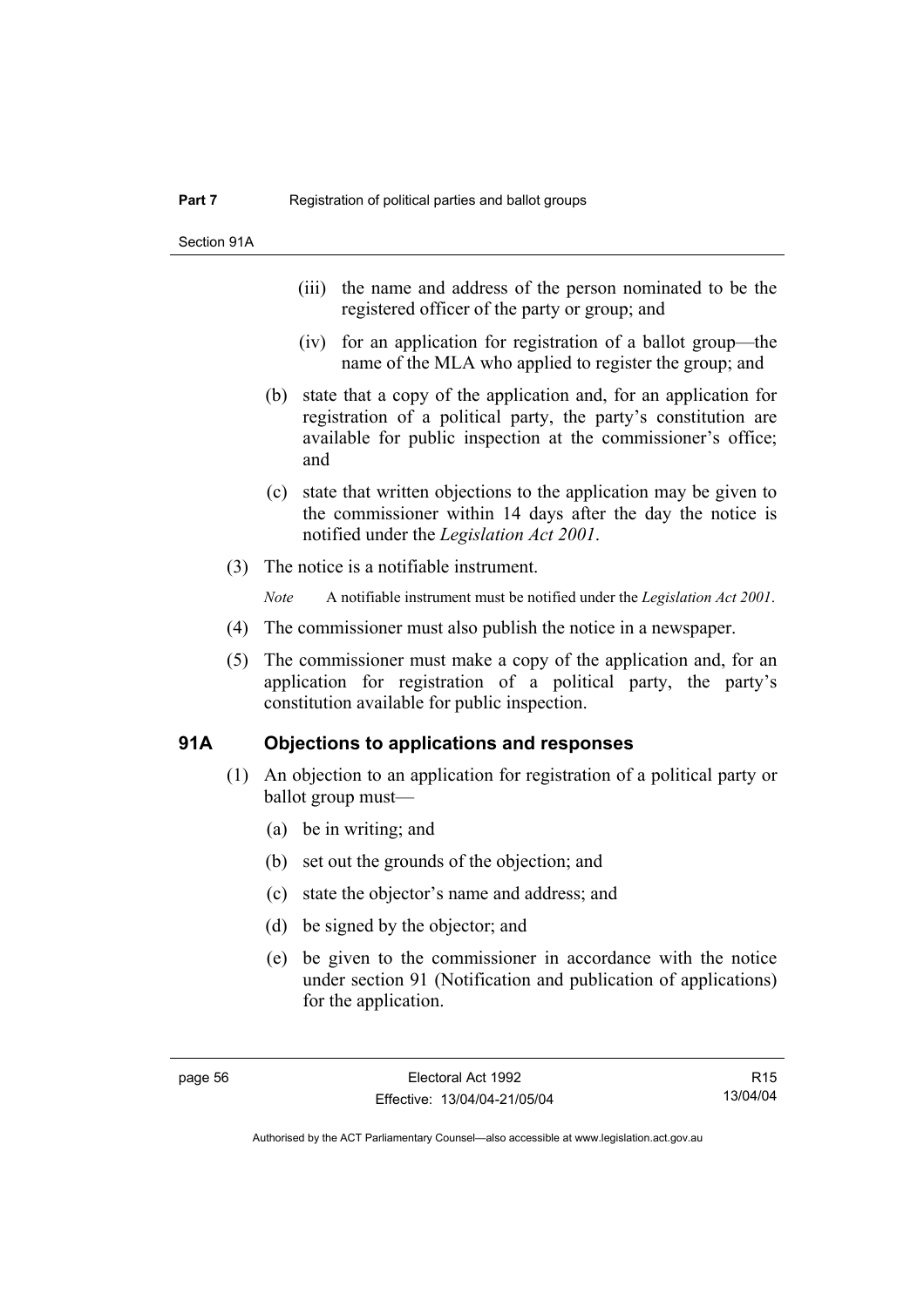(iii) the name and address of the person nominated to be the registered officer of the party or group; and

(iv) for an application for registration of a ballot group—the name of the MLA who applied to register the group; and

(b) state that a copy of the application and, for an application for registration of a political party, the party's constitution are available for public inspection at the commissioner's office; and

(c) state that written objections to the application may be given to the commissioner within 14 days after the day the notice is notified under the *Legislation Act 2001*.

(3) The notice is a notifiable instrument.

*Note* A notifiable instrument must be notified under the *Legislation Act 2001*.

(4) The commissioner must also publish the notice in a newspaper.

(5) The commissioner must make a copy of the application and, for an application for registration of a political party, the party's constitution available for public inspection.

## 91A Objections to applications and responses

(1) An objection to an application for registration of a political party or ballot group must—

(a) be in writing; and

(b) set out the grounds of the objection; and

(c) state the objector's name and address; and

(d) be signed by the objector; and

(e) be given to the commissioner in accordance with the notice under section 91 (Notification and publication of applications) for the application.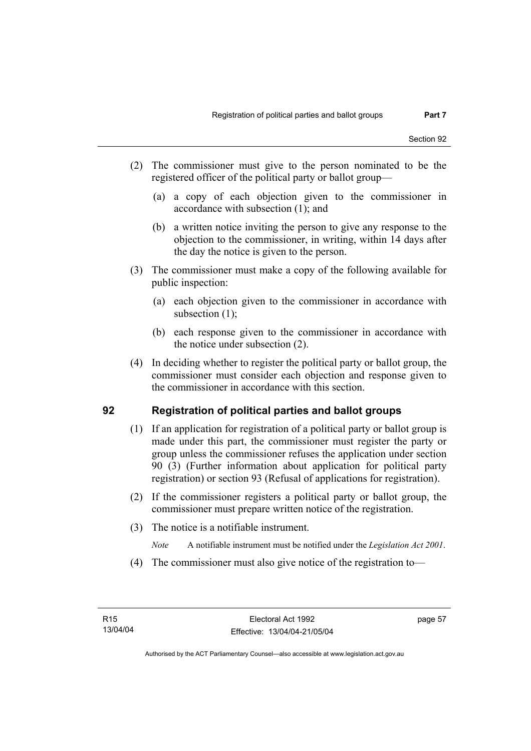(2) The commissioner must give to the person nominated to be the registered officer of the political party or ballot group—

(a) a copy of each objection given to the commissioner in accordance with subsection (1); and

(b) a written notice inviting the person to give any response to the objection to the commissioner, in writing, within 14 days after the day the notice is given to the person.

(3) The commissioner must make a copy of the following available for public inspection:

(a) each objection given to the commissioner in accordance with subsection (1);

(b) each response given to the commissioner in accordance with the notice under subsection (2).

(4) In deciding whether to register the political party or ballot group, the commissioner must consider each objection and response given to the commissioner in accordance with this section.

## 92 Registration of political parties and ballot groups

(1) If an application for registration of a political party or ballot group is made under this part, the commissioner must register the party or group unless the commissioner refuses the application under section 90 (3) (Further information about application for political party registration) or section 93 (Refusal of applications for registration).

(2) If the commissioner registers a political party or ballot group, the commissioner must prepare written notice of the registration.

(3) The notice is a notifiable instrument.

*Note* A notifiable instrument must be notified under the *Legislation Act 2001*.

(4) The commissioner must also give notice of the registration to—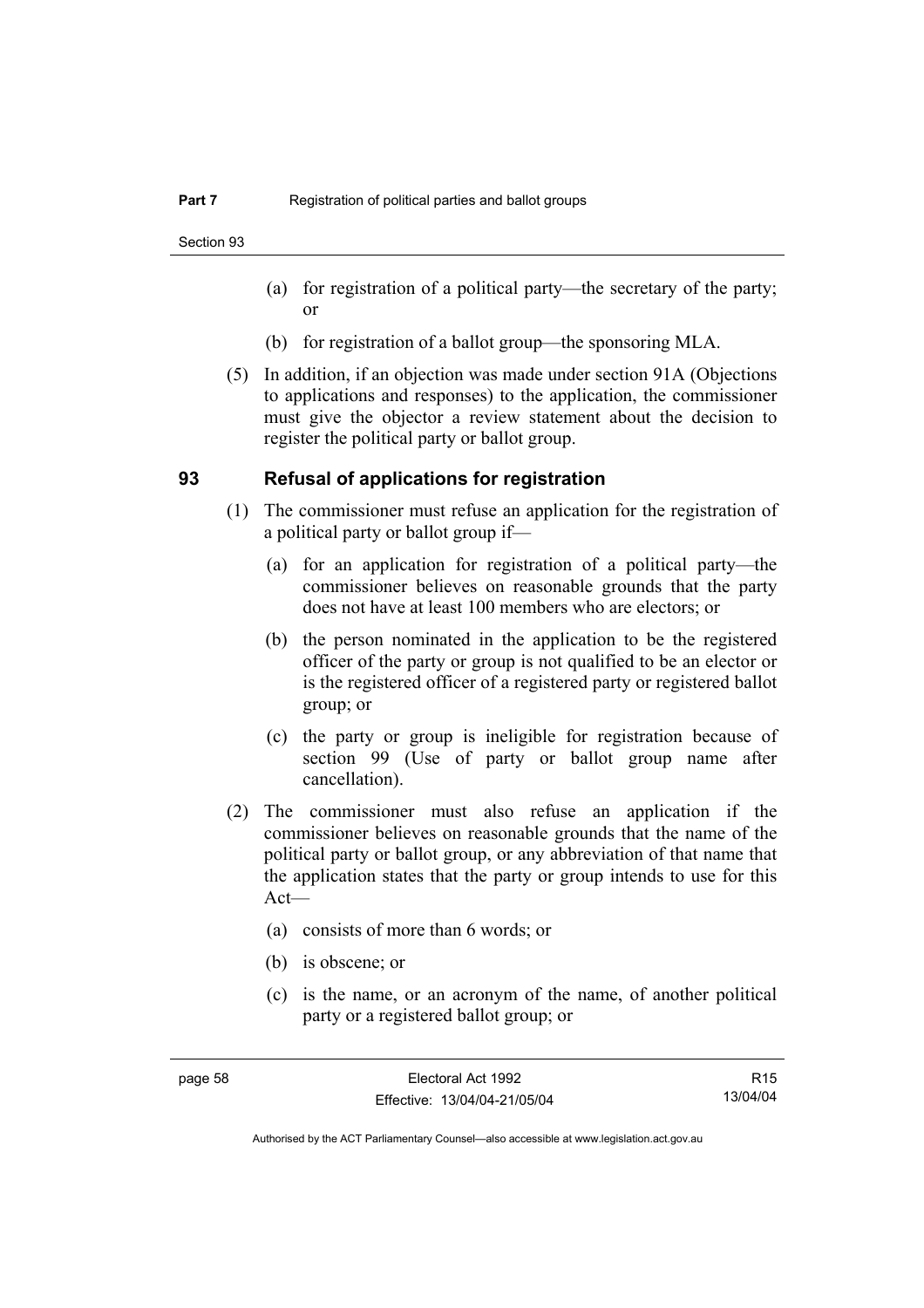- (a) for registration of a political party—the secretary of the party; or
- (b) for registration of a ballot group—the sponsoring MLA.

(5) In addition, if an objection was made under section 91A (Objections to applications and responses) to the application, the commissioner must give the objector a review statement about the decision to register the political party or ballot group.

### 93 Refusal of applications for registration

(1) The commissioner must refuse an application for the registration of a political party or ballot group if—

- (a) for an application for registration of a political party—the commissioner believes on reasonable grounds that the party does not have at least 100 members who are electors; or
- (b) the person nominated in the application to be the registered officer of the party or group is not qualified to be an elector or is the registered officer of a registered party or registered ballot group; or
- (c) the party or group is ineligible for registration because of section 99 (Use of party or ballot group name after cancellation).

(2) The commissioner must also refuse an application if the commissioner believes on reasonable grounds that the name of the political party or ballot group, or any abbreviation of that name that the application states that the party or group intends to use for this Act—

- (a) consists of more than 6 words; or
- (b) is obscene; or
- (c) is the name, or an acronym of the name, of another political party or a registered ballot group; or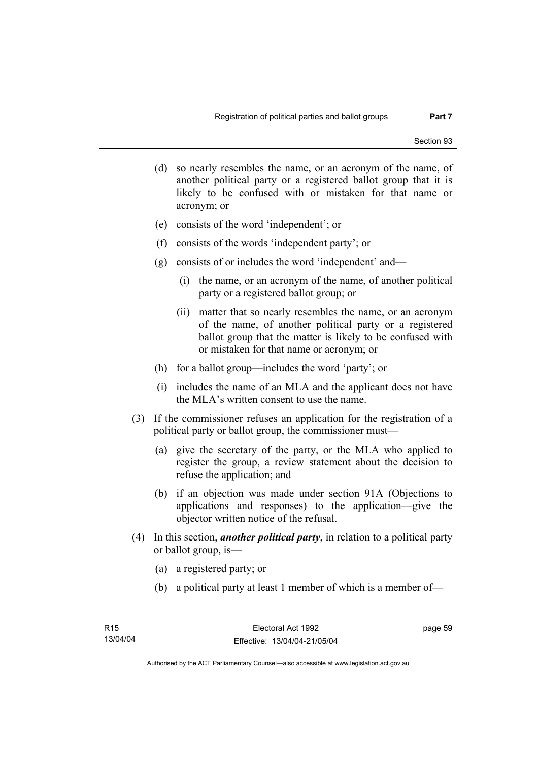(d) so nearly resembles the name, or an acronym of the name, of another political party or a registered ballot group that it is likely to be confused with or mistaken for that name or acronym; or

(e) consists of the word 'independent'; or

(f) consists of the words 'independent party'; or

(g) consists of or includes the word 'independent' and—

(i) the name, or an acronym of the name, of another political party or a registered ballot group; or

(ii) matter that so nearly resembles the name, or an acronym of the name, of another political party or a registered ballot group that the matter is likely to be confused with or mistaken for that name or acronym; or

(h) for a ballot group—includes the word 'party'; or

(i) includes the name of an MLA and the applicant does not have the MLA's written consent to use the name.

(3) If the commissioner refuses an application for the registration of a political party or ballot group, the commissioner must—

(a) give the secretary of the party, or the MLA who applied to register the group, a review statement about the decision to refuse the application; and

(b) if an objection was made under section 91A (Objections to applications and responses) to the application—give the objector written notice of the refusal.

(4) In this section, ***another political party***, in relation to a political party or ballot group, is—

(a) a registered party; or

(b) a political party at least 1 member of which is a member of—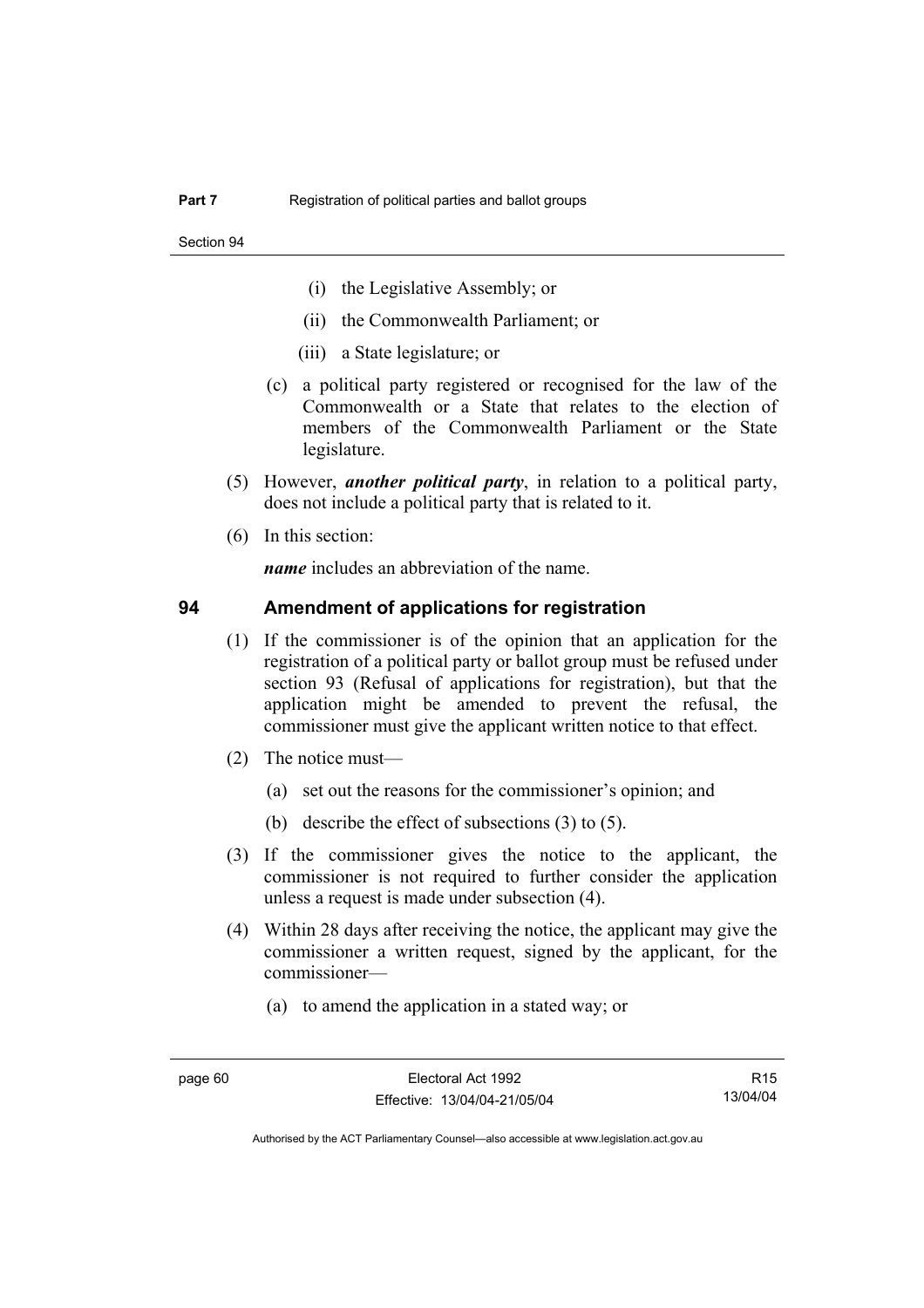(i) the Legislative Assembly; or

(ii) the Commonwealth Parliament; or

(iii) a State legislature; or

(c) a political party registered or recognised for the law of the Commonwealth or a State that relates to the election of members of the Commonwealth Parliament or the State legislature.

(5) However, ***another political party***, in relation to a political party, does not include a political party that is related to it.

(6) In this section:

***name*** includes an abbreviation of the name.

## 94 Amendment of applications for registration

(1) If the commissioner is of the opinion that an application for the registration of a political party or ballot group must be refused under section 93 (Refusal of applications for registration), but that the application might be amended to prevent the refusal, the commissioner must give the applicant written notice to that effect.

(2) The notice must—

(a) set out the reasons for the commissioner's opinion; and

(b) describe the effect of subsections (3) to (5).

(3) If the commissioner gives the notice to the applicant, the commissioner is not required to further consider the application unless a request is made under subsection (4).

(4) Within 28 days after receiving the notice, the applicant may give the commissioner a written request, signed by the applicant, for the commissioner—

(a) to amend the application in a stated way; or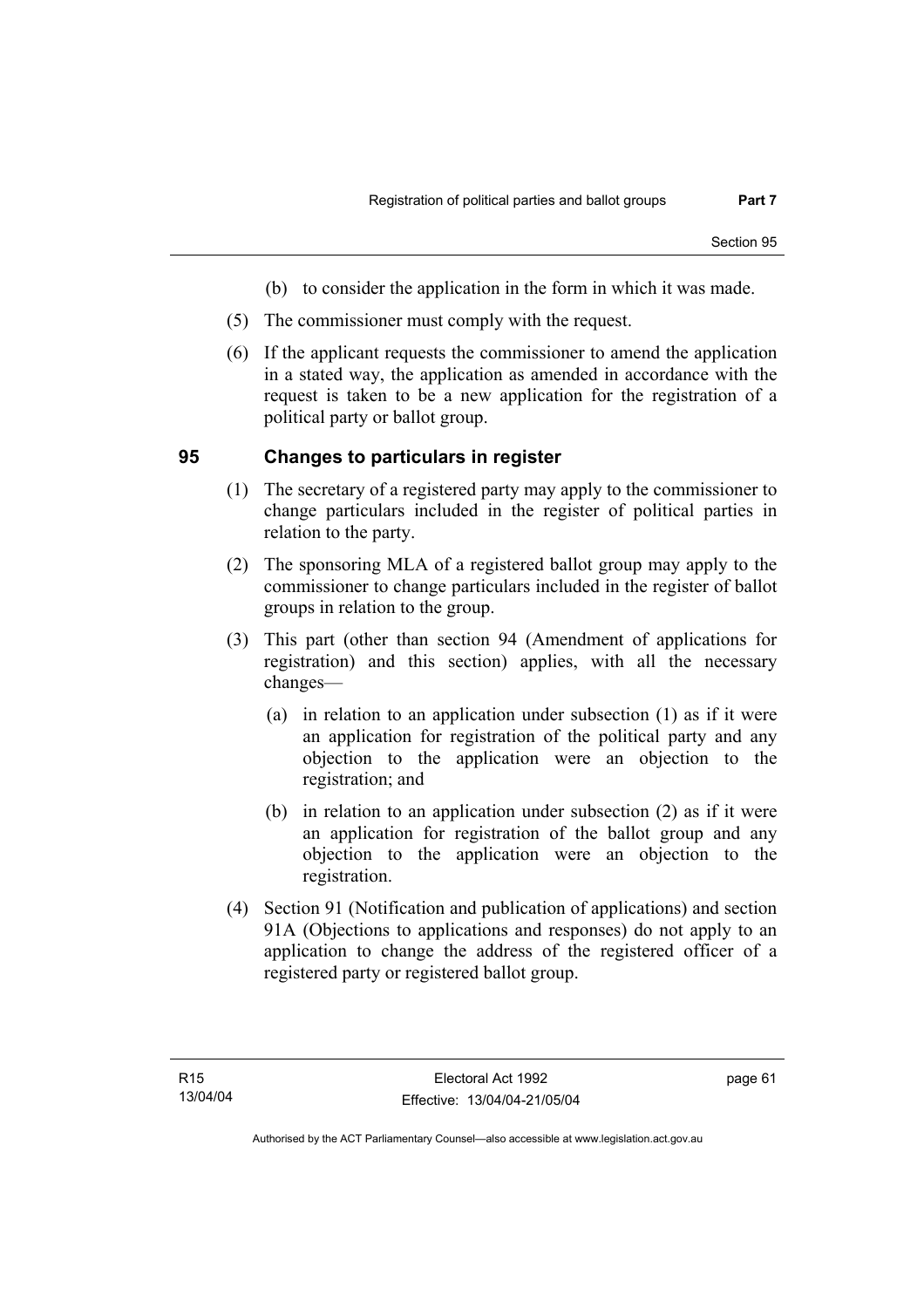(b) to consider the application in the form in which it was made.

(5) The commissioner must comply with the request.

(6) If the applicant requests the commissioner to amend the application in a stated way, the application as amended in accordance with the request is taken to be a new application for the registration of a political party or ballot group.

## 95 Changes to particulars in register

(1) The secretary of a registered party may apply to the commissioner to change particulars included in the register of political parties in relation to the party.

(2) The sponsoring MLA of a registered ballot group may apply to the commissioner to change particulars included in the register of ballot groups in relation to the group.

(3) This part (other than section 94 (Amendment of applications for registration) and this section) applies, with all the necessary changes—

(a) in relation to an application under subsection (1) as if it were an application for registration of the political party and any objection to the application were an objection to the registration; and

(b) in relation to an application under subsection (2) as if it were an application for registration of the ballot group and any objection to the application were an objection to the registration.

(4) Section 91 (Notification and publication of applications) and section 91A (Objections to applications and responses) do not apply to an application to change the address of the registered officer of a registered party or registered ballot group.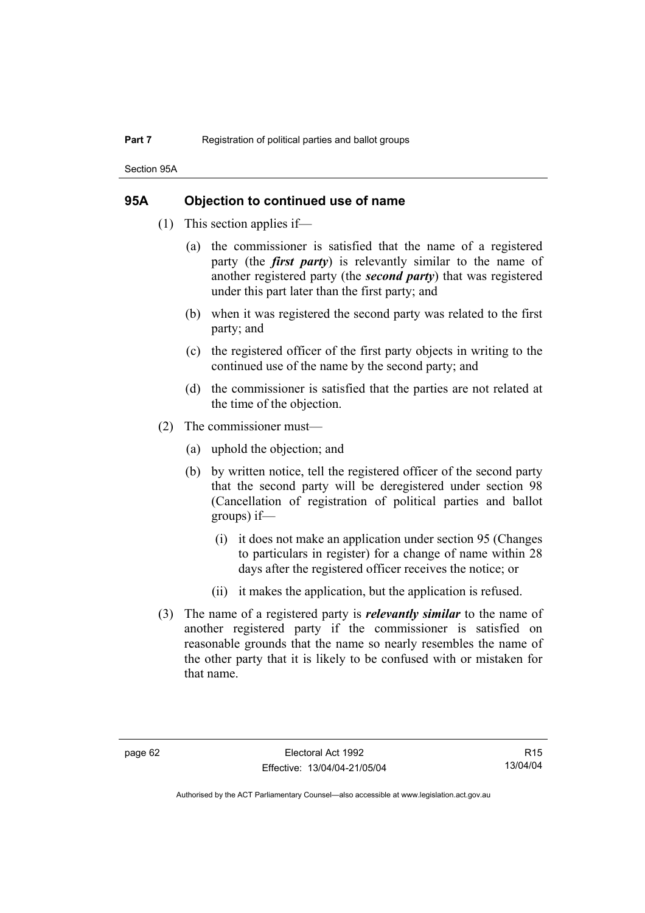### 95A Objection to continued use of name

(1) This section applies if—

(a) the commissioner is satisfied that the name of a registered party (the ***first party***) is relevantly similar to the name of another registered party (the ***second party***) that was registered under this part later than the first party; and

(b) when it was registered the second party was related to the first party; and

(c) the registered officer of the first party objects in writing to the continued use of the name by the second party; and

(d) the commissioner is satisfied that the parties are not related at the time of the objection.

(2) The commissioner must—

(a) uphold the objection; and

(b) by written notice, tell the registered officer of the second party that the second party will be deregistered under section 98 (Cancellation of registration of political parties and ballot groups) if—

(i) it does not make an application under section 95 (Changes to particulars in register) for a change of name within 28 days after the registered officer receives the notice; or

(ii) it makes the application, but the application is refused.

(3) The name of a registered party is ***relevantly similar*** to the name of another registered party if the commissioner is satisfied on reasonable grounds that the name so nearly resembles the name of the other party that it is likely to be confused with or mistaken for that name.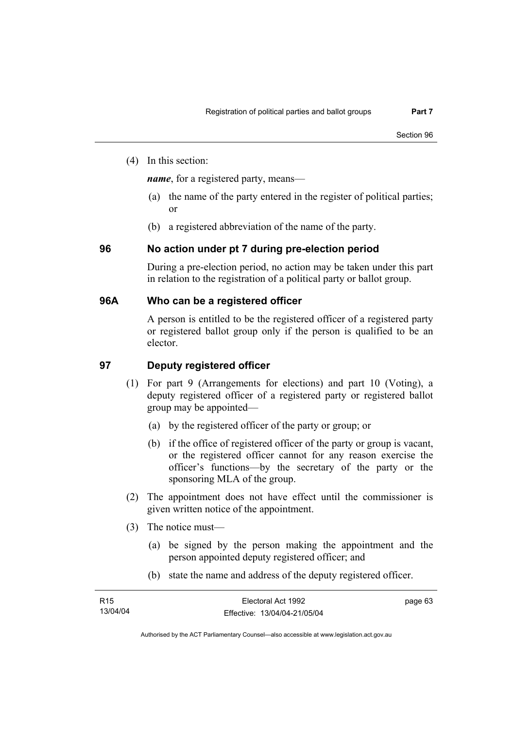(4) In this section:

***name***, for a registered party, means—

(a) the name of the party entered in the register of political parties; or

(b) a registered abbreviation of the name of the party.

### 96 No action under pt 7 during pre-election period

During a pre-election period, no action may be taken under this part in relation to the registration of a political party or ballot group.

### 96A Who can be a registered officer

A person is entitled to be the registered officer of a registered party or registered ballot group only if the person is qualified to be an elector.

### 97 Deputy registered officer

(1) For part 9 (Arrangements for elections) and part 10 (Voting), a deputy registered officer of a registered party or registered ballot group may be appointed—

(a) by the registered officer of the party or group; or

(b) if the office of registered officer of the party or group is vacant, or the registered officer cannot for any reason exercise the officer's functions—by the secretary of the party or the sponsoring MLA of the group.

(2) The appointment does not have effect until the commissioner is given written notice of the appointment.

(3) The notice must—

(a) be signed by the person making the appointment and the person appointed deputy registered officer; and

(b) state the name and address of the deputy registered officer.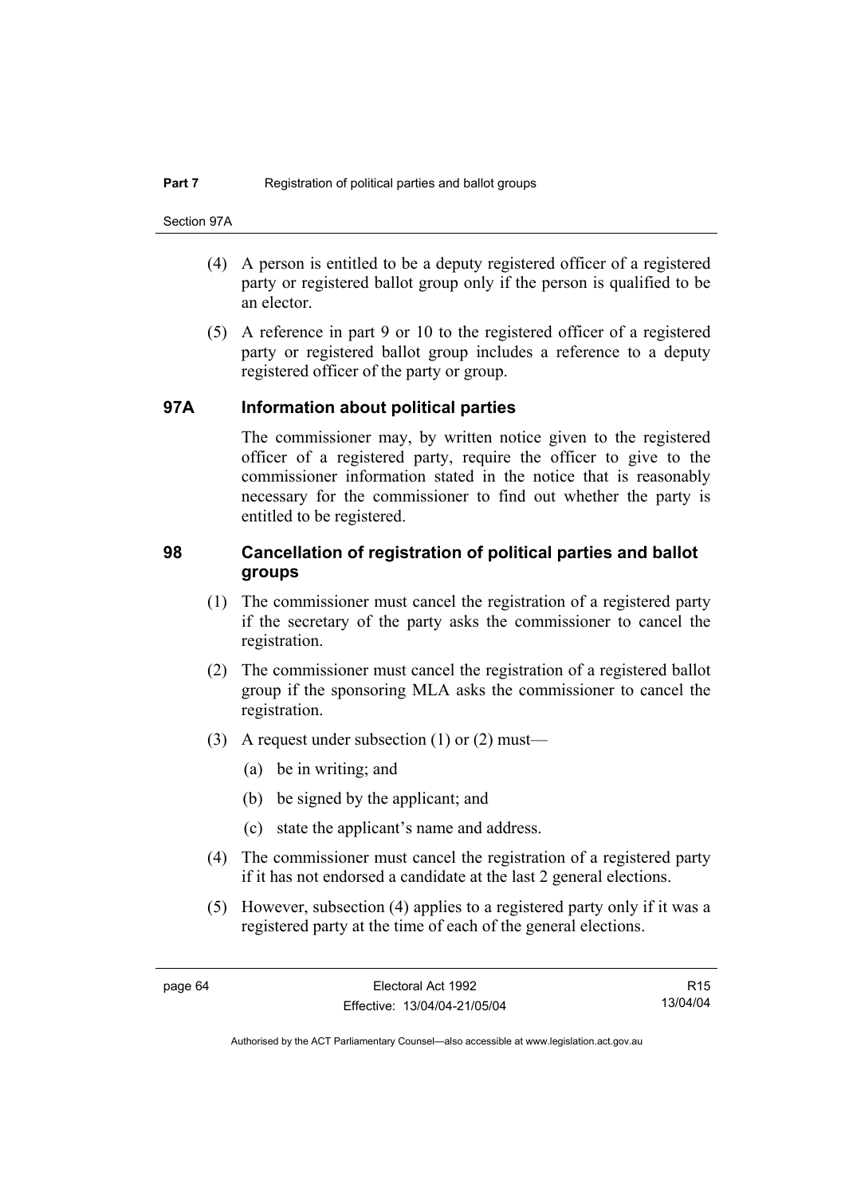(4) A person is entitled to be a deputy registered officer of a registered party or registered ballot group only if the person is qualified to be an elector.

(5) A reference in part 9 or 10 to the registered officer of a registered party or registered ballot group includes a reference to a deputy registered officer of the party or group.

## 97A Information about political parties

The commissioner may, by written notice given to the registered officer of a registered party, require the officer to give to the commissioner information stated in the notice that is reasonably necessary for the commissioner to find out whether the party is entitled to be registered.

## 98 Cancellation of registration of political parties and ballot groups

(1) The commissioner must cancel the registration of a registered party if the secretary of the party asks the commissioner to cancel the registration.

(2) The commissioner must cancel the registration of a registered ballot group if the sponsoring MLA asks the commissioner to cancel the registration.

(3) A request under subsection (1) or (2) must—

(a) be in writing; and

(b) be signed by the applicant; and

(c) state the applicant's name and address.

(4) The commissioner must cancel the registration of a registered party if it has not endorsed a candidate at the last 2 general elections.

(5) However, subsection (4) applies to a registered party only if it was a registered party at the time of each of the general elections.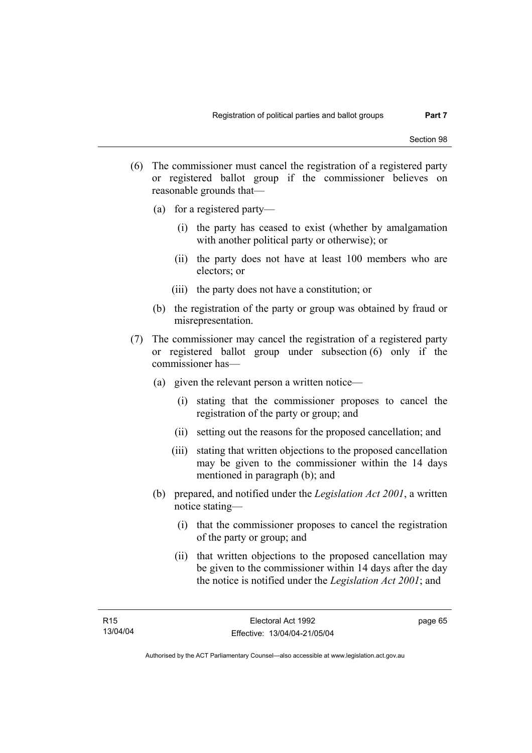(6) The commissioner must cancel the registration of a registered party or registered ballot group if the commissioner believes on reasonable grounds that—

   (a) for a registered party—

      (i) the party has ceased to exist (whether by amalgamation with another political party or otherwise); or

      (ii) the party does not have at least 100 members who are electors; or

      (iii) the party does not have a constitution; or

   (b) the registration of the party or group was obtained by fraud or misrepresentation.

(7) The commissioner may cancel the registration of a registered party or registered ballot group under subsection (6) only if the commissioner has—

   (a) given the relevant person a written notice—

      (i) stating that the commissioner proposes to cancel the registration of the party or group; and

      (ii) setting out the reasons for the proposed cancellation; and

      (iii) stating that written objections to the proposed cancellation may be given to the commissioner within the 14 days mentioned in paragraph (b); and

   (b) prepared, and notified under the *Legislation Act 2001*, a written notice stating—

      (i) that the commissioner proposes to cancel the registration of the party or group; and

      (ii) that written objections to the proposed cancellation may be given to the commissioner within 14 days after the day the notice is notified under the *Legislation Act 2001*; and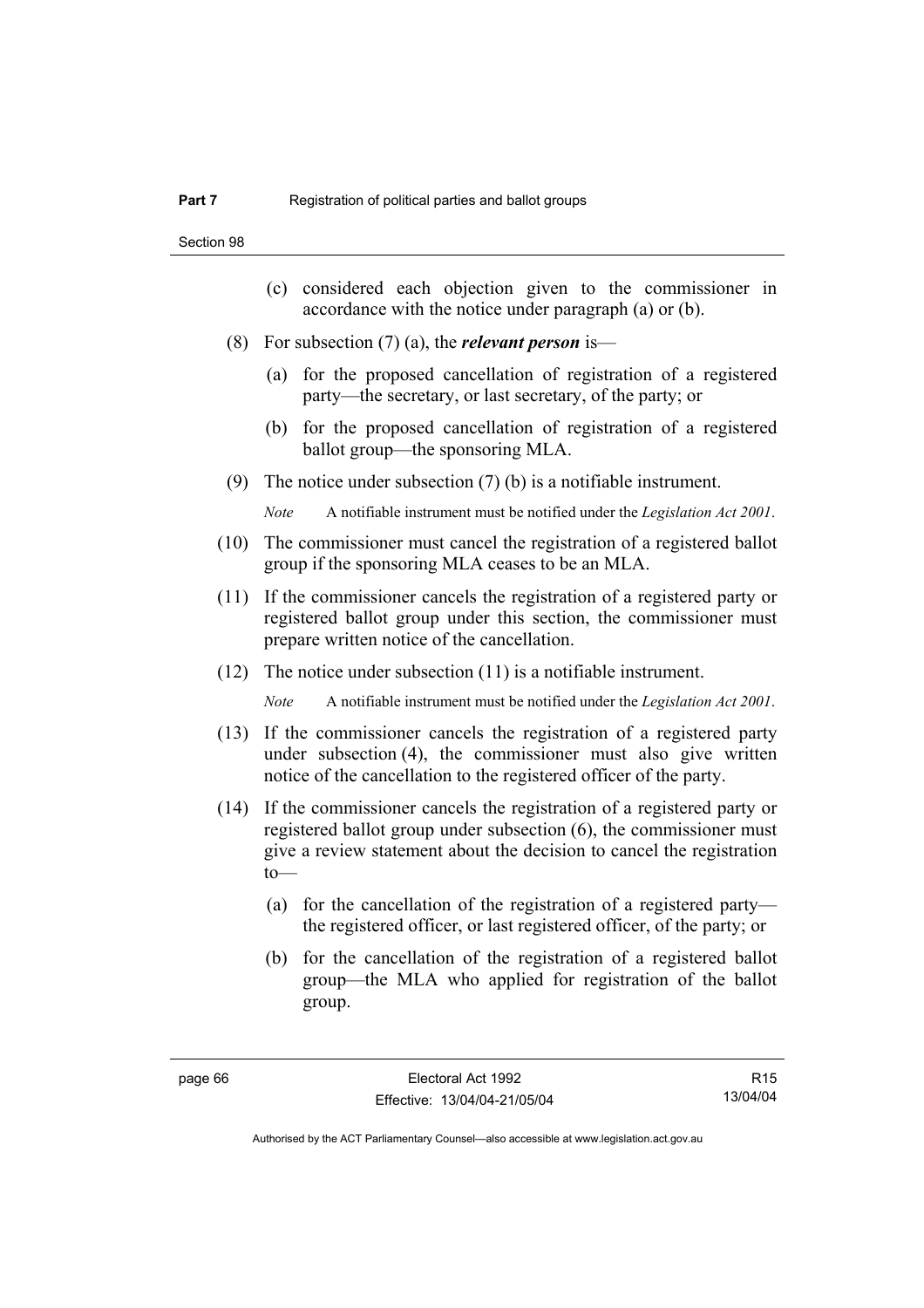(c) considered each objection given to the commissioner in accordance with the notice under paragraph (a) or (b).

(8) For subsection (7) (a), the ***relevant person*** is—

(a) for the proposed cancellation of registration of a registered party—the secretary, or last secretary, of the party; or

(b) for the proposed cancellation of registration of a registered ballot group—the sponsoring MLA.

(9) The notice under subsection (7) (b) is a notifiable instrument.

*Note* A notifiable instrument must be notified under the *Legislation Act 2001*.

(10) The commissioner must cancel the registration of a registered ballot group if the sponsoring MLA ceases to be an MLA.

(11) If the commissioner cancels the registration of a registered party or registered ballot group under this section, the commissioner must prepare written notice of the cancellation.

(12) The notice under subsection (11) is a notifiable instrument.

*Note* A notifiable instrument must be notified under the *Legislation Act 2001*.

(13) If the commissioner cancels the registration of a registered party under subsection (4), the commissioner must also give written notice of the cancellation to the registered officer of the party.

(14) If the commissioner cancels the registration of a registered party or registered ballot group under subsection (6), the commissioner must give a review statement about the decision to cancel the registration to—

(a) for the cancellation of the registration of a registered party—the registered officer, or last registered officer, of the party; or

(b) for the cancellation of the registration of a registered ballot group—the MLA who applied for registration of the ballot group.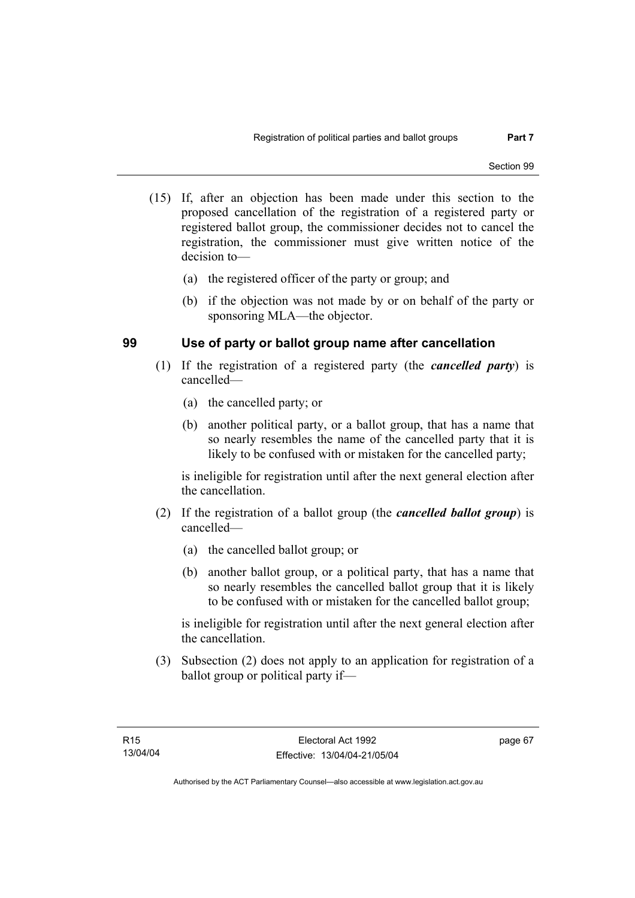(15) If, after an objection has been made under this section to the proposed cancellation of the registration of a registered party or registered ballot group, the commissioner decides not to cancel the registration, the commissioner must give written notice of the decision to—

(a) the registered officer of the party or group; and

(b) if the objection was not made by or on behalf of the party or sponsoring MLA—the objector.

## 99 Use of party or ballot group name after cancellation

(1) If the registration of a registered party (the ***cancelled party***) is cancelled—

(a) the cancelled party; or

(b) another political party, or a ballot group, that has a name that so nearly resembles the name of the cancelled party that it is likely to be confused with or mistaken for the cancelled party;

is ineligible for registration until after the next general election after the cancellation.

(2) If the registration of a ballot group (the ***cancelled ballot group***) is cancelled—

(a) the cancelled ballot group; or

(b) another ballot group, or a political party, that has a name that so nearly resembles the cancelled ballot group that it is likely to be confused with or mistaken for the cancelled ballot group;

is ineligible for registration until after the next general election after the cancellation.

(3) Subsection (2) does not apply to an application for registration of a ballot group or political party if—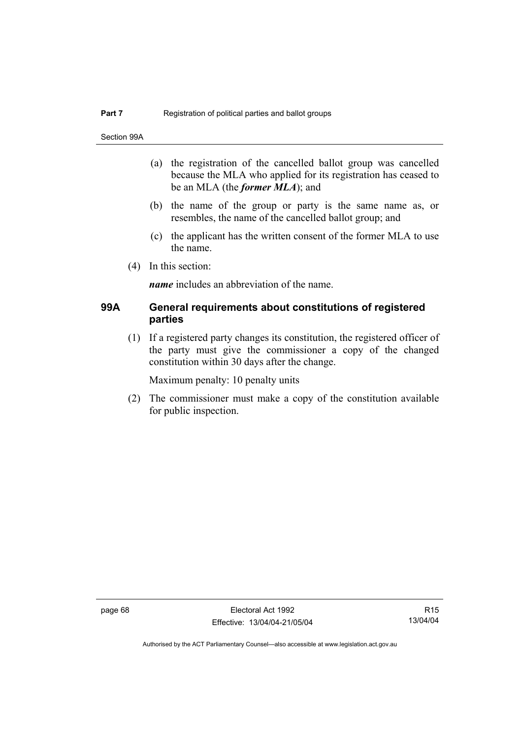(a) the registration of the cancelled ballot group was cancelled because the MLA who applied for its registration has ceased to be an MLA (the ***former MLA***); and

(b) the name of the group or party is the same name as, or resembles, the name of the cancelled ballot group; and

(c) the applicant has the written consent of the former MLA to use the name.

(4) In this section:

***name*** includes an abbreviation of the name.

## 99A General requirements about constitutions of registered parties

(1) If a registered party changes its constitution, the registered officer of the party must give the commissioner a copy of the changed constitution within 30 days after the change.

Maximum penalty: 10 penalty units

(2) The commissioner must make a copy of the constitution available for public inspection.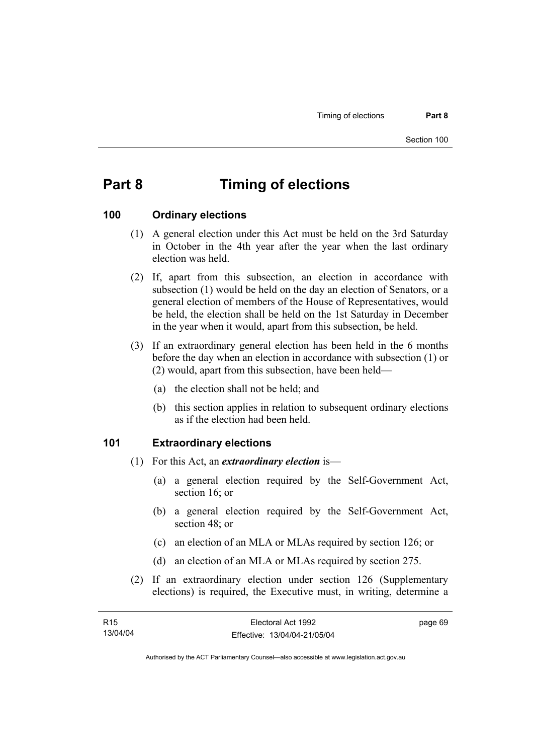# Part 8 Timing of elections

## 100 Ordinary elections

(1) A general election under this Act must be held on the 3rd Saturday in October in the 4th year after the year when the last ordinary election was held.

(2) If, apart from this subsection, an election in accordance with subsection (1) would be held on the day an election of Senators, or a general election of members of the House of Representatives, would be held, the election shall be held on the 1st Saturday in December in the year when it would, apart from this subsection, be held.

(3) If an extraordinary general election has been held in the 6 months before the day when an election in accordance with subsection (1) or (2) would, apart from this subsection, have been held—

(a) the election shall not be held; and

(b) this section applies in relation to subsequent ordinary elections as if the election had been held.

## 101 Extraordinary elections

(1) For this Act, an ***extraordinary election*** is—

(a) a general election required by the Self-Government Act, section 16; or

(b) a general election required by the Self-Government Act, section 48; or

(c) an election of an MLA or MLAs required by section 126; or

(d) an election of an MLA or MLAs required by section 275.

(2) If an extraordinary election under section 126 (Supplementary elections) is required, the Executive must, in writing, determine a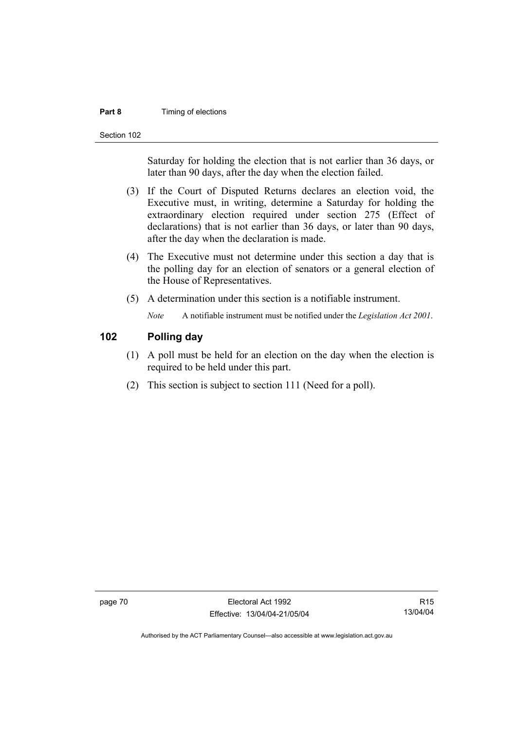Saturday for holding the election that is not earlier than 36 days, or later than 90 days, after the day when the election failed.

(3) If the Court of Disputed Returns declares an election void, the Executive must, in writing, determine a Saturday for holding the extraordinary election required under section 275 (Effect of declarations) that is not earlier than 36 days, or later than 90 days, after the day when the declaration is made.

(4) The Executive must not determine under this section a day that is the polling day for an election of senators or a general election of the House of Representatives.

(5) A determination under this section is a notifiable instrument.

*Note* A notifiable instrument must be notified under the *Legislation Act 2001*.

## 102 Polling day

(1) A poll must be held for an election on the day when the election is required to be held under this part.

(2) This section is subject to section 111 (Need for a poll).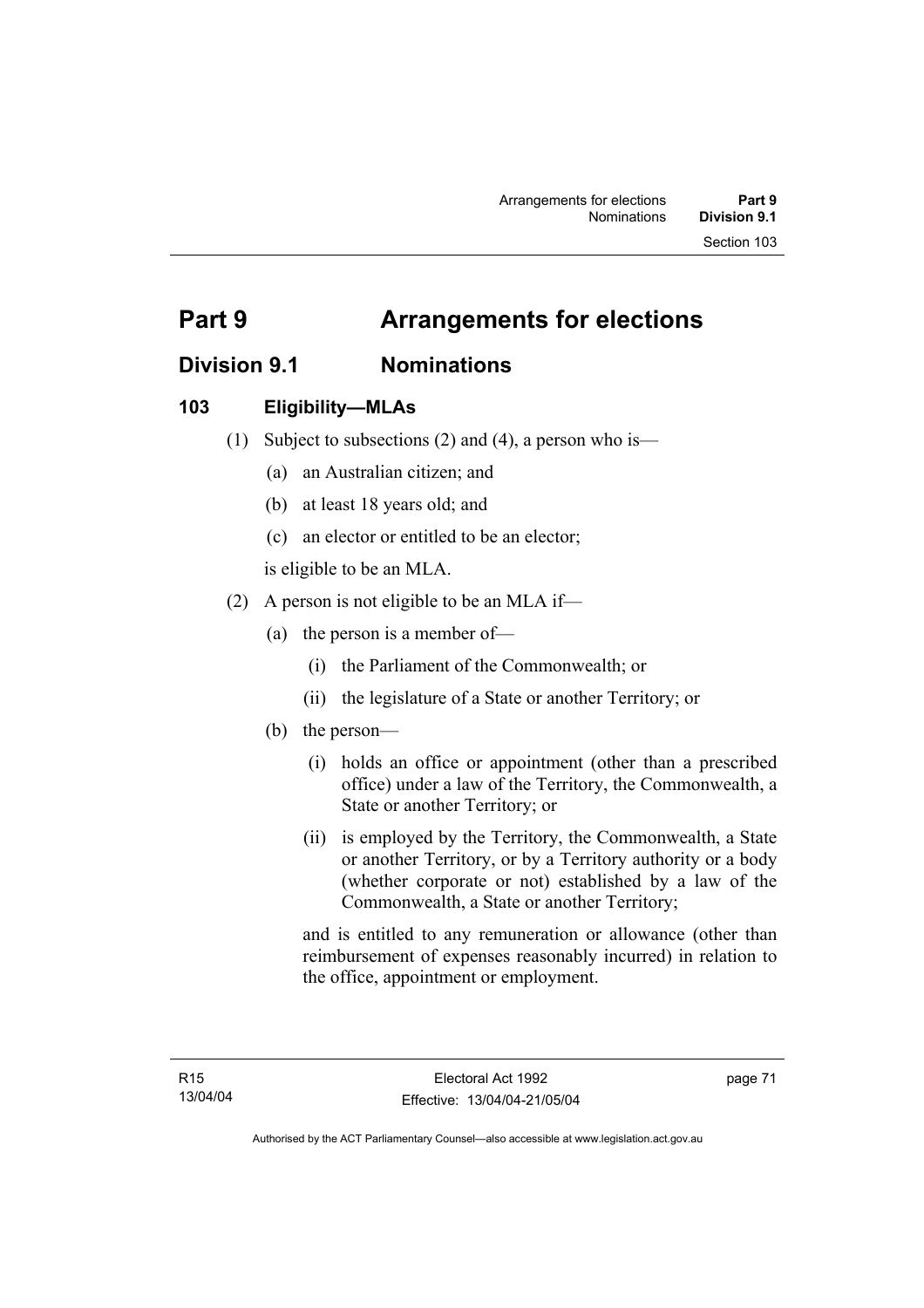# Part 9 Arrangements for elections

## Division 9.1 Nominations

### 103 Eligibility—MLAs

(1) Subject to subsections (2) and (4), a person who is—

- (a) an Australian citizen; and
- (b) at least 18 years old; and
- (c) an elector or entitled to be an elector;

is eligible to be an MLA.

(2) A person is not eligible to be an MLA if—

- (a) the person is a member of—
  - (i) the Parliament of the Commonwealth; or
  - (ii) the legislature of a State or another Territory; or
- (b) the person—
  - (i) holds an office or appointment (other than a prescribed office) under a law of the Territory, the Commonwealth, a State or another Territory; or
  - (ii) is employed by the Territory, the Commonwealth, a State or another Territory, or by a Territory authority or a body (whether corporate or not) established by a law of the Commonwealth, a State or another Territory;

  and is entitled to any remuneration or allowance (other than reimbursement of expenses reasonably incurred) in relation to the office, appointment or employment.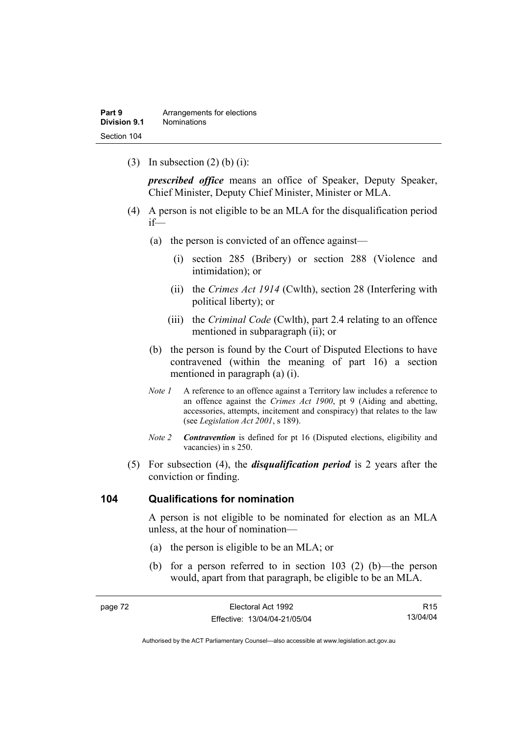(3) In subsection (2) (b) (i):

***prescribed office*** means an office of Speaker, Deputy Speaker, Chief Minister, Deputy Chief Minister, Minister or MLA.

(4) A person is not eligible to be an MLA for the disqualification period if—

(a) the person is convicted of an offence against—

(i) section 285 (Bribery) or section 288 (Violence and intimidation); or

(ii) the *Crimes Act 1914* (Cwlth), section 28 (Interfering with political liberty); or

(iii) the *Criminal Code* (Cwlth), part 2.4 relating to an offence mentioned in subparagraph (ii); or

(b) the person is found by the Court of Disputed Elections to have contravened (within the meaning of part 16) a section mentioned in paragraph (a) (i).

*Note 1* A reference to an offence against a Territory law includes a reference to an offence against the *Crimes Act 1900*, pt 9 (Aiding and abetting, accessories, attempts, incitement and conspiracy) that relates to the law (see *Legislation Act 2001*, s 189).

*Note 2* ***Contravention*** is defined for pt 16 (Disputed elections, eligibility and vacancies) in s 250.

(5) For subsection (4), the ***disqualification period*** is 2 years after the conviction or finding.

## 104 Qualifications for nomination

A person is not eligible to be nominated for election as an MLA unless, at the hour of nomination—

(a) the person is eligible to be an MLA; or

(b) for a person referred to in section 103 (2) (b)—the person would, apart from that paragraph, be eligible to be an MLA.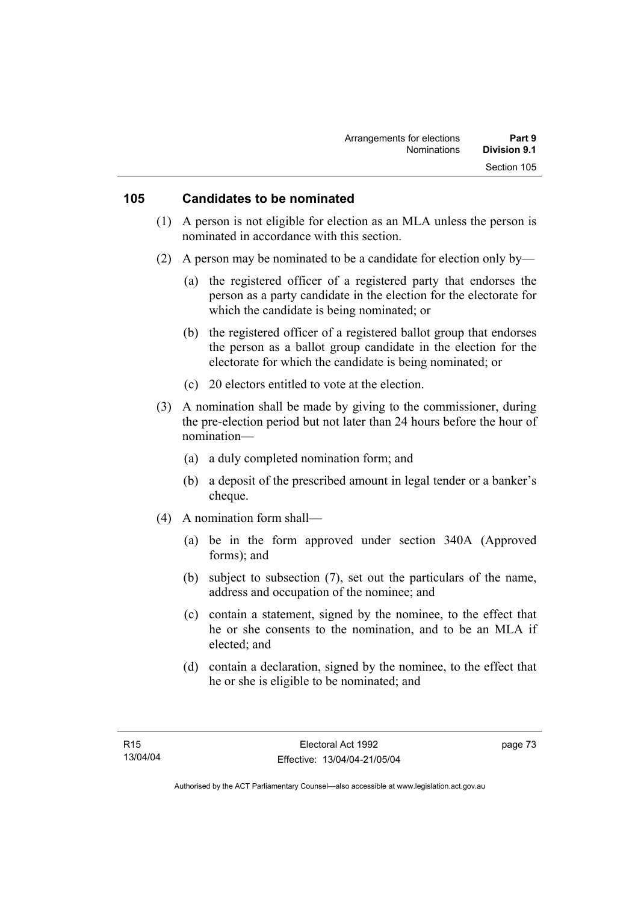## 105 Candidates to be nominated

(1) A person is not eligible for election as an MLA unless the person is nominated in accordance with this section.

(2) A person may be nominated to be a candidate for election only by—

(a) the registered officer of a registered party that endorses the person as a party candidate in the election for the electorate for which the candidate is being nominated; or

(b) the registered officer of a registered ballot group that endorses the person as a ballot group candidate in the election for the electorate for which the candidate is being nominated; or

(c) 20 electors entitled to vote at the election.

(3) A nomination shall be made by giving to the commissioner, during the pre-election period but not later than 24 hours before the hour of nomination—

(a) a duly completed nomination form; and

(b) a deposit of the prescribed amount in legal tender or a banker's cheque.

(4) A nomination form shall—

(a) be in the form approved under section 340A (Approved forms); and

(b) subject to subsection (7), set out the particulars of the name, address and occupation of the nominee; and

(c) contain a statement, signed by the nominee, to the effect that he or she consents to the nomination, and to be an MLA if elected; and

(d) contain a declaration, signed by the nominee, to the effect that he or she is eligible to be nominated; and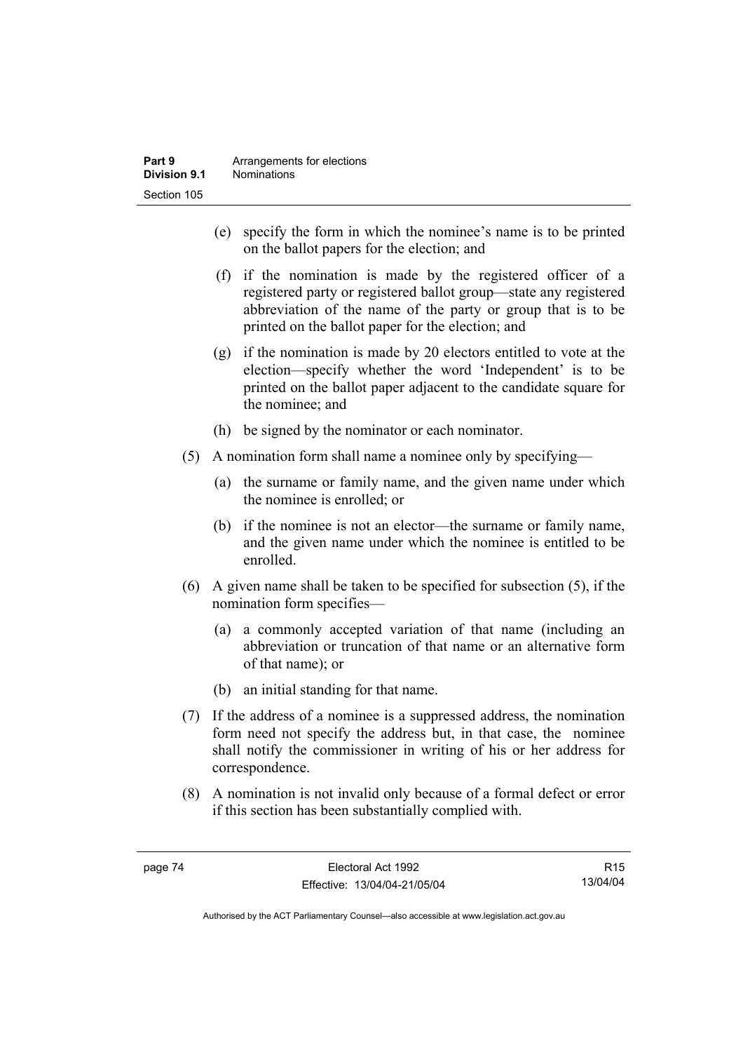(e) specify the form in which the nominee's name is to be printed on the ballot papers for the election; and

(f) if the nomination is made by the registered officer of a registered party or registered ballot group—state any registered abbreviation of the name of the party or group that is to be printed on the ballot paper for the election; and

(g) if the nomination is made by 20 electors entitled to vote at the election—specify whether the word 'Independent' is to be printed on the ballot paper adjacent to the candidate square for the nominee; and

(h) be signed by the nominator or each nominator.

(5) A nomination form shall name a nominee only by specifying—

(a) the surname or family name, and the given name under which the nominee is enrolled; or

(b) if the nominee is not an elector—the surname or family name, and the given name under which the nominee is entitled to be enrolled.

(6) A given name shall be taken to be specified for subsection (5), if the nomination form specifies—

(a) a commonly accepted variation of that name (including an abbreviation or truncation of that name or an alternative form of that name); or

(b) an initial standing for that name.

(7) If the address of a nominee is a suppressed address, the nomination form need not specify the address but, in that case, the nominee shall notify the commissioner in writing of his or her address for correspondence.

(8) A nomination is not invalid only because of a formal defect or error if this section has been substantially complied with.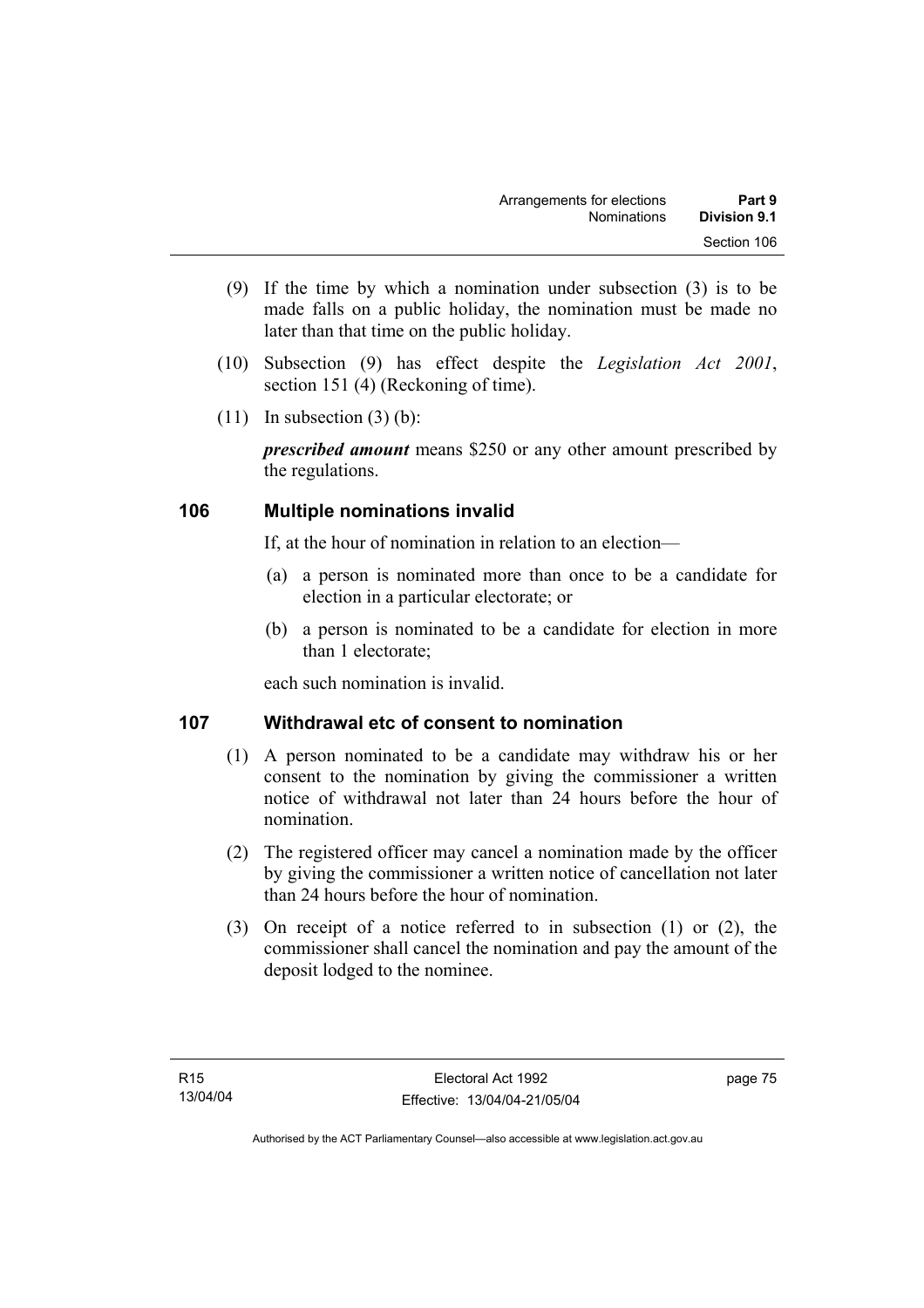(9) If the time by which a nomination under subsection (3) is to be made falls on a public holiday, the nomination must be made no later than that time on the public holiday.

(10) Subsection (9) has effect despite the *Legislation Act 2001*, section 151 (4) (Reckoning of time).

(11) In subsection (3) (b):

***prescribed amount*** means $250 or any other amount prescribed by the regulations.

## 106 Multiple nominations invalid

If, at the hour of nomination in relation to an election—

(a) a person is nominated more than once to be a candidate for election in a particular electorate; or

(b) a person is nominated to be a candidate for election in more than 1 electorate;

each such nomination is invalid.

## 107 Withdrawal etc of consent to nomination

(1) A person nominated to be a candidate may withdraw his or her consent to the nomination by giving the commissioner a written notice of withdrawal not later than 24 hours before the hour of nomination.

(2) The registered officer may cancel a nomination made by the officer by giving the commissioner a written notice of cancellation not later than 24 hours before the hour of nomination.

(3) On receipt of a notice referred to in subsection (1) or (2), the commissioner shall cancel the nomination and pay the amount of the deposit lodged to the nominee.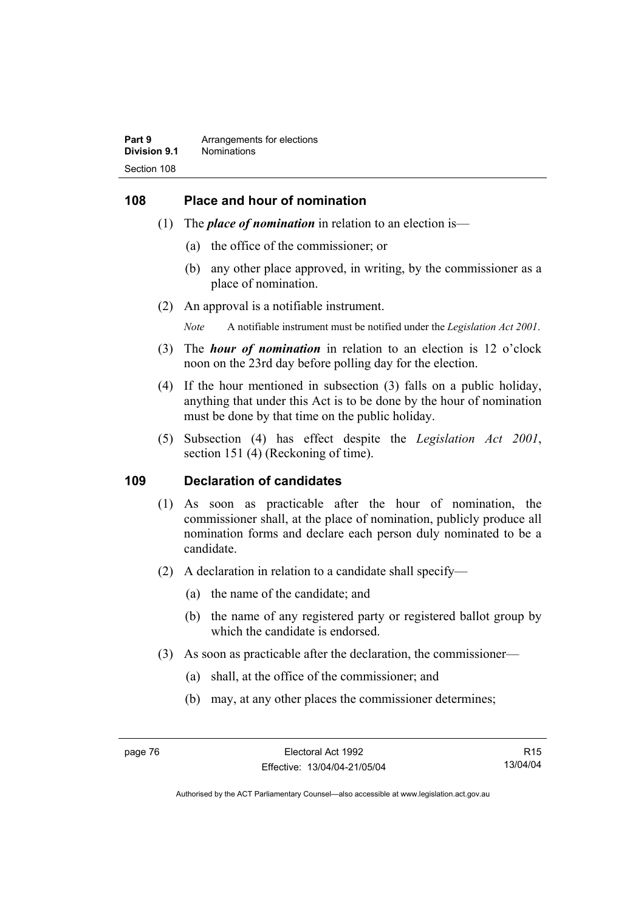## 108 Place and hour of nomination

(1) The ***place of nomination*** in relation to an election is—

(a) the office of the commissioner; or

(b) any other place approved, in writing, by the commissioner as a place of nomination.

(2) An approval is a notifiable instrument.

*Note* A notifiable instrument must be notified under the *Legislation Act 2001*.

(3) The ***hour of nomination*** in relation to an election is 12 o'clock noon on the 23rd day before polling day for the election.

(4) If the hour mentioned in subsection (3) falls on a public holiday, anything that under this Act is to be done by the hour of nomination must be done by that time on the public holiday.

(5) Subsection (4) has effect despite the *Legislation Act 2001*, section 151 (4) (Reckoning of time).

## 109 Declaration of candidates

(1) As soon as practicable after the hour of nomination, the commissioner shall, at the place of nomination, publicly produce all nomination forms and declare each person duly nominated to be a candidate.

(2) A declaration in relation to a candidate shall specify—

(a) the name of the candidate; and

(b) the name of any registered party or registered ballot group by which the candidate is endorsed.

(3) As soon as practicable after the declaration, the commissioner—

(a) shall, at the office of the commissioner; and

(b) may, at any other places the commissioner determines;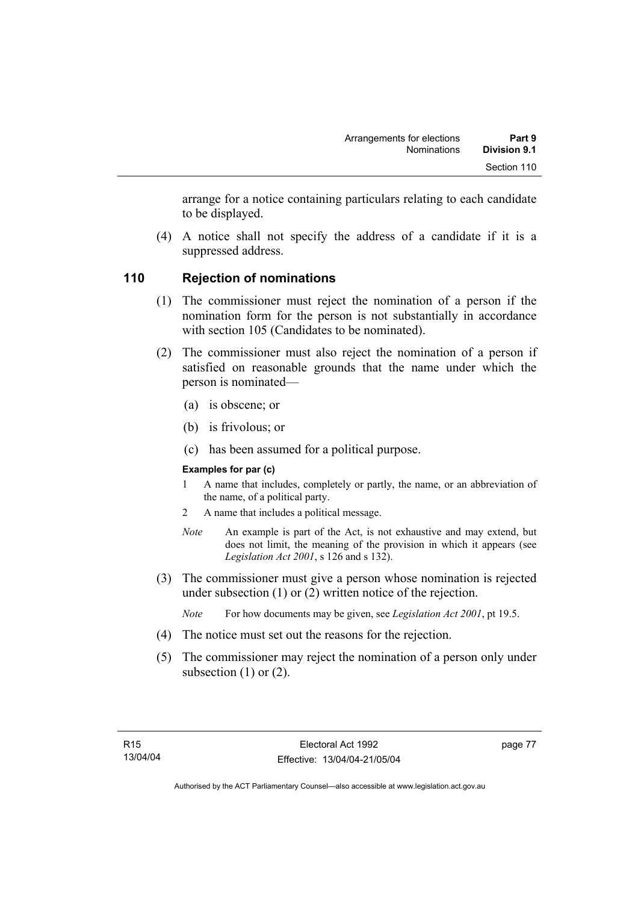arrange for a notice containing particulars relating to each candidate to be displayed.

(4) A notice shall not specify the address of a candidate if it is a suppressed address.

## 110 Rejection of nominations

(1) The commissioner must reject the nomination of a person if the nomination form for the person is not substantially in accordance with section 105 (Candidates to be nominated).

(2) The commissioner must also reject the nomination of a person if satisfied on reasonable grounds that the name under which the person is nominated—

(a) is obscene; or

(b) is frivolous; or

(c) has been assumed for a political purpose.

**Examples for par (c)**

1 A name that includes, completely or partly, the name, or an abbreviation of the name, of a political party.

2 A name that includes a political message.

*Note* An example is part of the Act, is not exhaustive and may extend, but does not limit, the meaning of the provision in which it appears (see *Legislation Act 2001*, s 126 and s 132).

(3) The commissioner must give a person whose nomination is rejected under subsection (1) or (2) written notice of the rejection.

*Note* For how documents may be given, see *Legislation Act 2001*, pt 19.5.

(4) The notice must set out the reasons for the rejection.

(5) The commissioner may reject the nomination of a person only under subsection (1) or (2).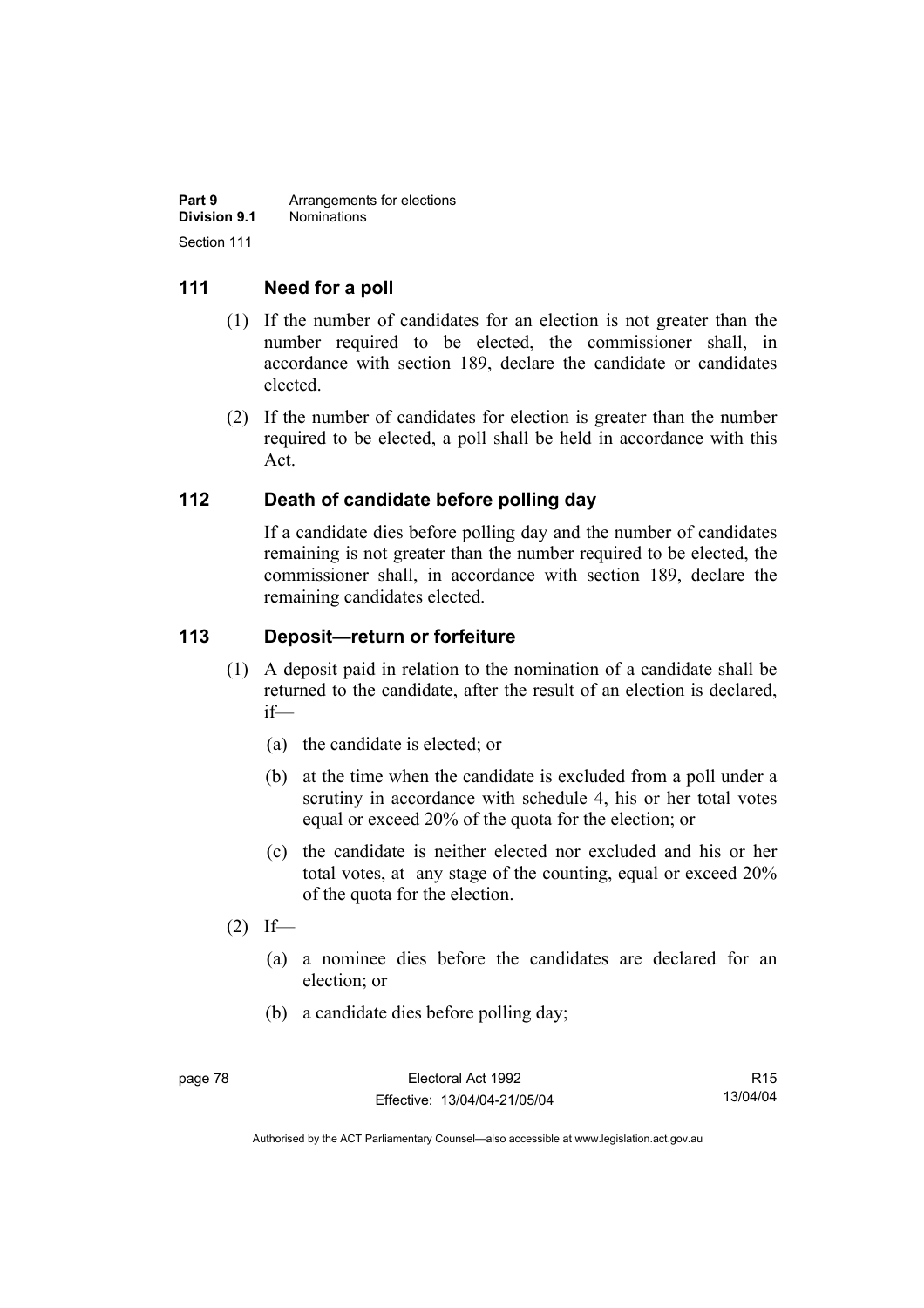## 111 Need for a poll

(1) If the number of candidates for an election is not greater than the number required to be elected, the commissioner shall, in accordance with section 189, declare the candidate or candidates elected.

(2) If the number of candidates for election is greater than the number required to be elected, a poll shall be held in accordance with this Act.

## 112 Death of candidate before polling day

If a candidate dies before polling day and the number of candidates remaining is not greater than the number required to be elected, the commissioner shall, in accordance with section 189, declare the remaining candidates elected.

## 113 Deposit—return or forfeiture

(1) A deposit paid in relation to the nomination of a candidate shall be returned to the candidate, after the result of an election is declared, if—

(a) the candidate is elected; or

(b) at the time when the candidate is excluded from a poll under a scrutiny in accordance with schedule 4, his or her total votes equal or exceed 20% of the quota for the election; or

(c) the candidate is neither elected nor excluded and his or her total votes, at any stage of the counting, equal or exceed 20% of the quota for the election.

(2) If—

(a) a nominee dies before the candidates are declared for an election; or

(b) a candidate dies before polling day;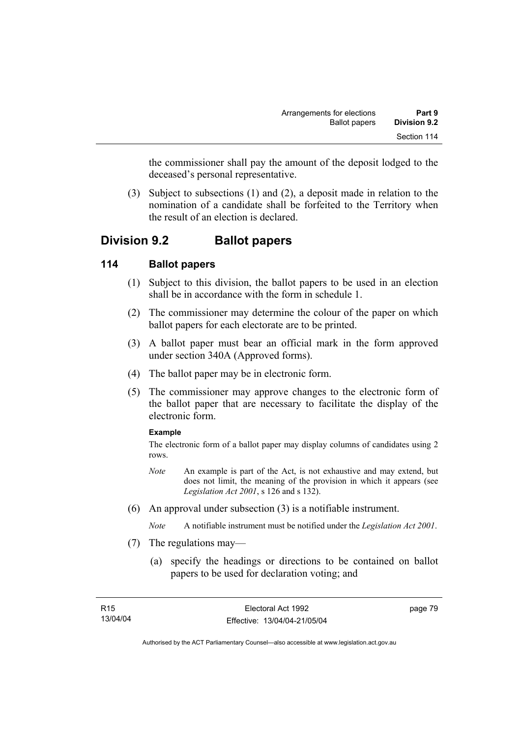the commissioner shall pay the amount of the deposit lodged to the deceased's personal representative.

(3) Subject to subsections (1) and (2), a deposit made in relation to the nomination of a candidate shall be forfeited to the Territory when the result of an election is declared.

## Division 9.2 Ballot papers

### 114 Ballot papers

(1) Subject to this division, the ballot papers to be used in an election shall be in accordance with the form in schedule 1.

(2) The commissioner may determine the colour of the paper on which ballot papers for each electorate are to be printed.

(3) A ballot paper must bear an official mark in the form approved under section 340A (Approved forms).

(4) The ballot paper may be in electronic form.

(5) The commissioner may approve changes to the electronic form of the ballot paper that are necessary to facilitate the display of the electronic form.

**Example**

The electronic form of a ballot paper may display columns of candidates using 2 rows.

*Note* An example is part of the Act, is not exhaustive and may extend, but does not limit, the meaning of the provision in which it appears (see *Legislation Act 2001*, s 126 and s 132).

(6) An approval under subsection (3) is a notifiable instrument.

*Note* A notifiable instrument must be notified under the *Legislation Act 2001*.

(7) The regulations may—

(a) specify the headings or directions to be contained on ballot papers to be used for declaration voting; and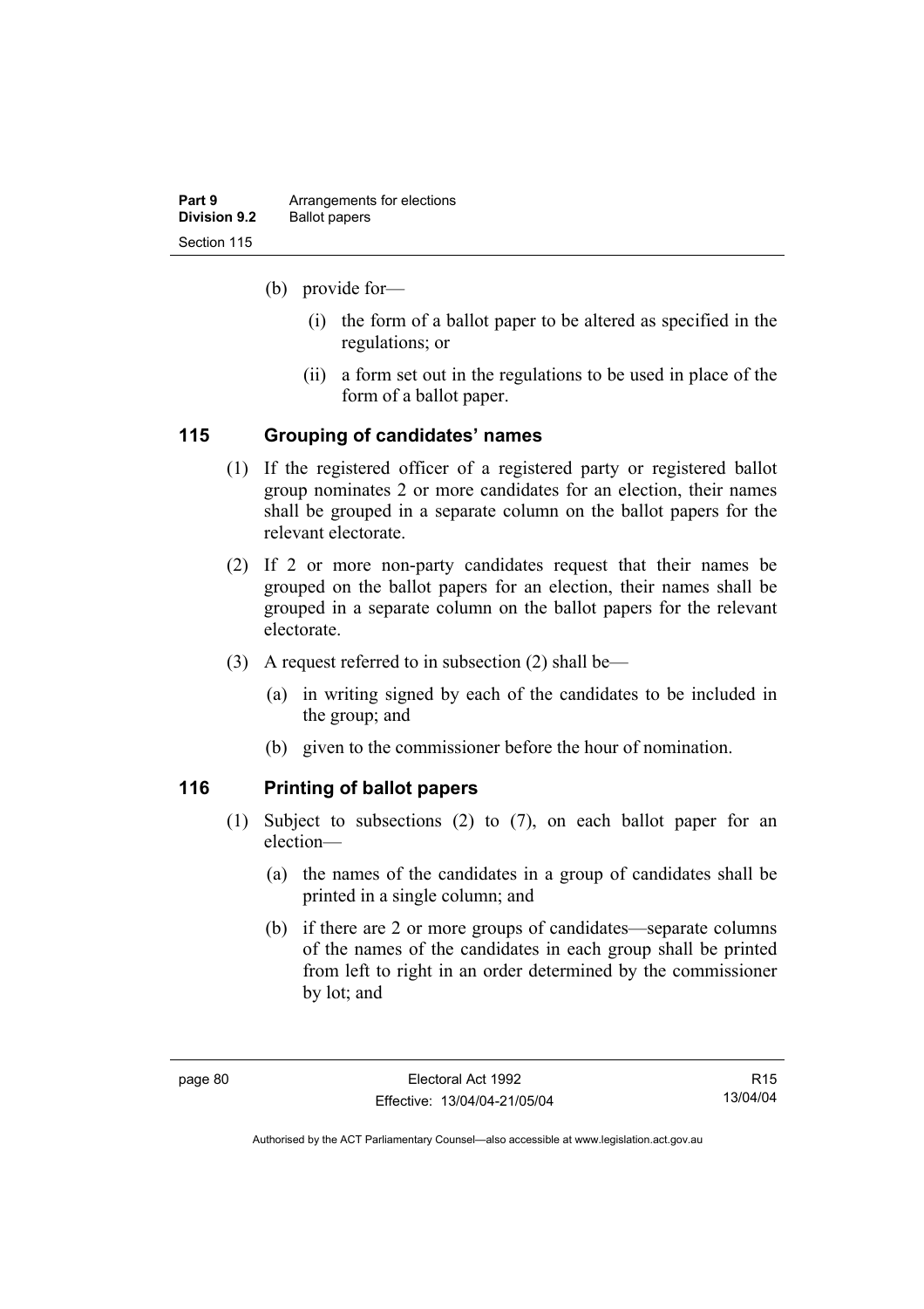(b) provide for—

(i) the form of a ballot paper to be altered as specified in the regulations; or

(ii) a form set out in the regulations to be used in place of the form of a ballot paper.

### 115 Grouping of candidates' names

(1) If the registered officer of a registered party or registered ballot group nominates 2 or more candidates for an election, their names shall be grouped in a separate column on the ballot papers for the relevant electorate.

(2) If 2 or more non-party candidates request that their names be grouped on the ballot papers for an election, their names shall be grouped in a separate column on the ballot papers for the relevant electorate.

(3) A request referred to in subsection (2) shall be—

(a) in writing signed by each of the candidates to be included in the group; and

(b) given to the commissioner before the hour of nomination.

### 116 Printing of ballot papers

(1) Subject to subsections (2) to (7), on each ballot paper for an election—

(a) the names of the candidates in a group of candidates shall be printed in a single column; and

(b) if there are 2 or more groups of candidates—separate columns of the names of the candidates in each group shall be printed from left to right in an order determined by the commissioner by lot; and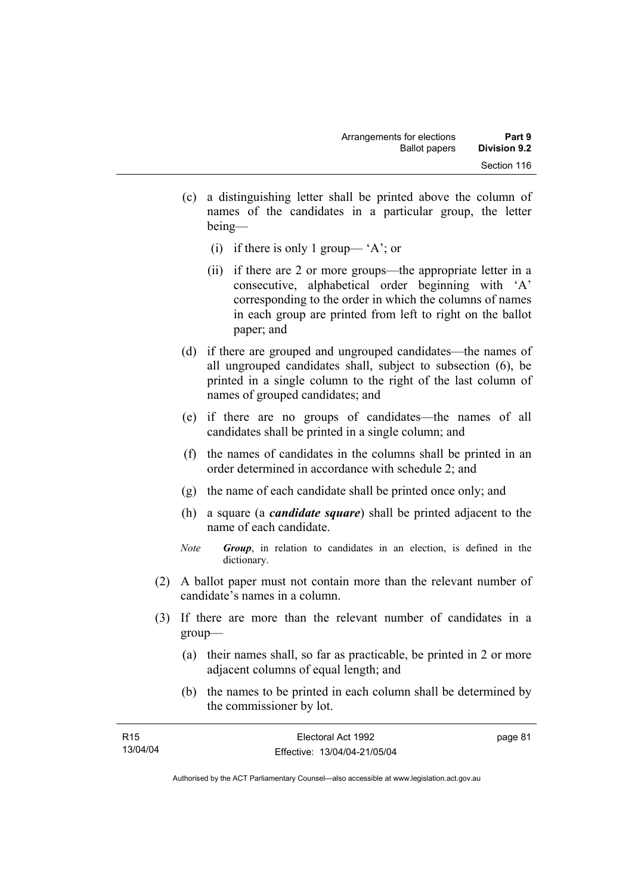(c) a distinguishing letter shall be printed above the column of names of the candidates in a particular group, the letter being—

  (i) if there is only 1 group— 'A'; or

  (ii) if there are 2 or more groups—the appropriate letter in a consecutive, alphabetical order beginning with 'A' corresponding to the order in which the columns of names in each group are printed from left to right on the ballot paper; and

(d) if there are grouped and ungrouped candidates—the names of all ungrouped candidates shall, subject to subsection (6), be printed in a single column to the right of the last column of names of grouped candidates; and

(e) if there are no groups of candidates—the names of all candidates shall be printed in a single column; and

(f) the names of candidates in the columns shall be printed in an order determined in accordance with schedule 2; and

(g) the name of each candidate shall be printed once only; and

(h) a square (a ***candidate square***) shall be printed adjacent to the name of each candidate.

*Note* ***Group***, in relation to candidates in an election, is defined in the dictionary.

(2) A ballot paper must not contain more than the relevant number of candidate's names in a column.

(3) If there are more than the relevant number of candidates in a group—

(a) their names shall, so far as practicable, be printed in 2 or more adjacent columns of equal length; and

(b) the names to be printed in each column shall be determined by the commissioner by lot.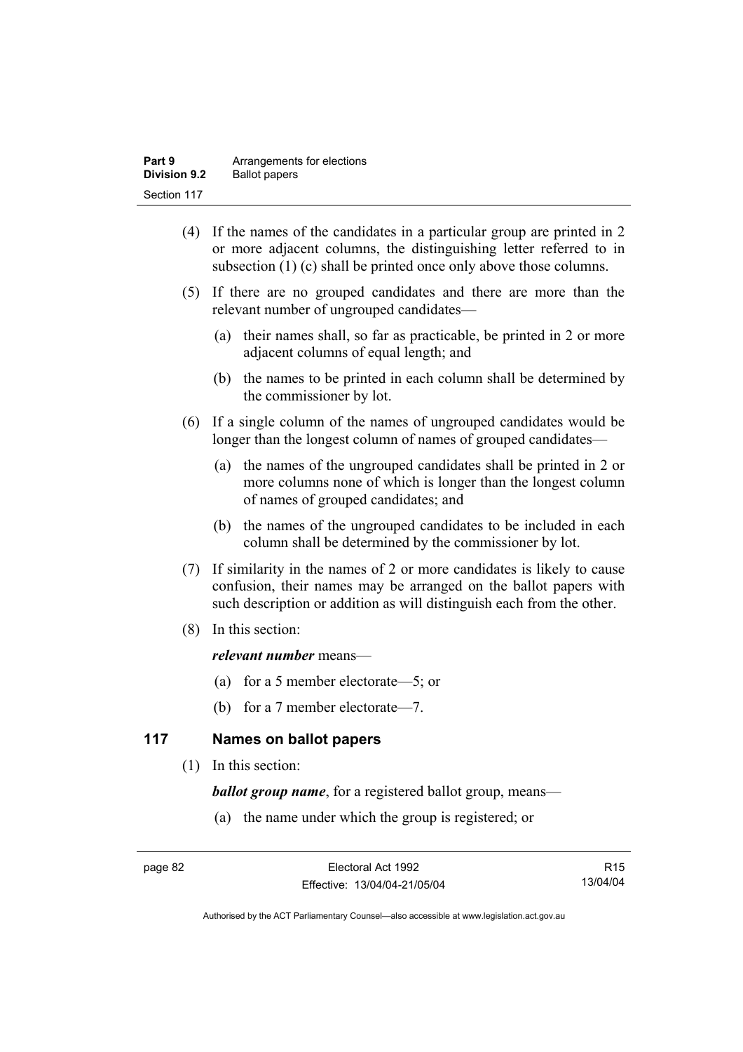(4) If the names of the candidates in a particular group are printed in 2 or more adjacent columns, the distinguishing letter referred to in subsection (1) (c) shall be printed once only above those columns.

(5) If there are no grouped candidates and there are more than the relevant number of ungrouped candidates—

(a) their names shall, so far as practicable, be printed in 2 or more adjacent columns of equal length; and

(b) the names to be printed in each column shall be determined by the commissioner by lot.

(6) If a single column of the names of ungrouped candidates would be longer than the longest column of names of grouped candidates—

(a) the names of the ungrouped candidates shall be printed in 2 or more columns none of which is longer than the longest column of names of grouped candidates; and

(b) the names of the ungrouped candidates to be included in each column shall be determined by the commissioner by lot.

(7) If similarity in the names of 2 or more candidates is likely to cause confusion, their names may be arranged on the ballot papers with such description or addition as will distinguish each from the other.

(8) In this section:

***relevant number*** means—

(a) for a 5 member electorate—5; or

(b) for a 7 member electorate—7.

## 117 Names on ballot papers

(1) In this section:

***ballot group name***, for a registered ballot group, means—

(a) the name under which the group is registered; or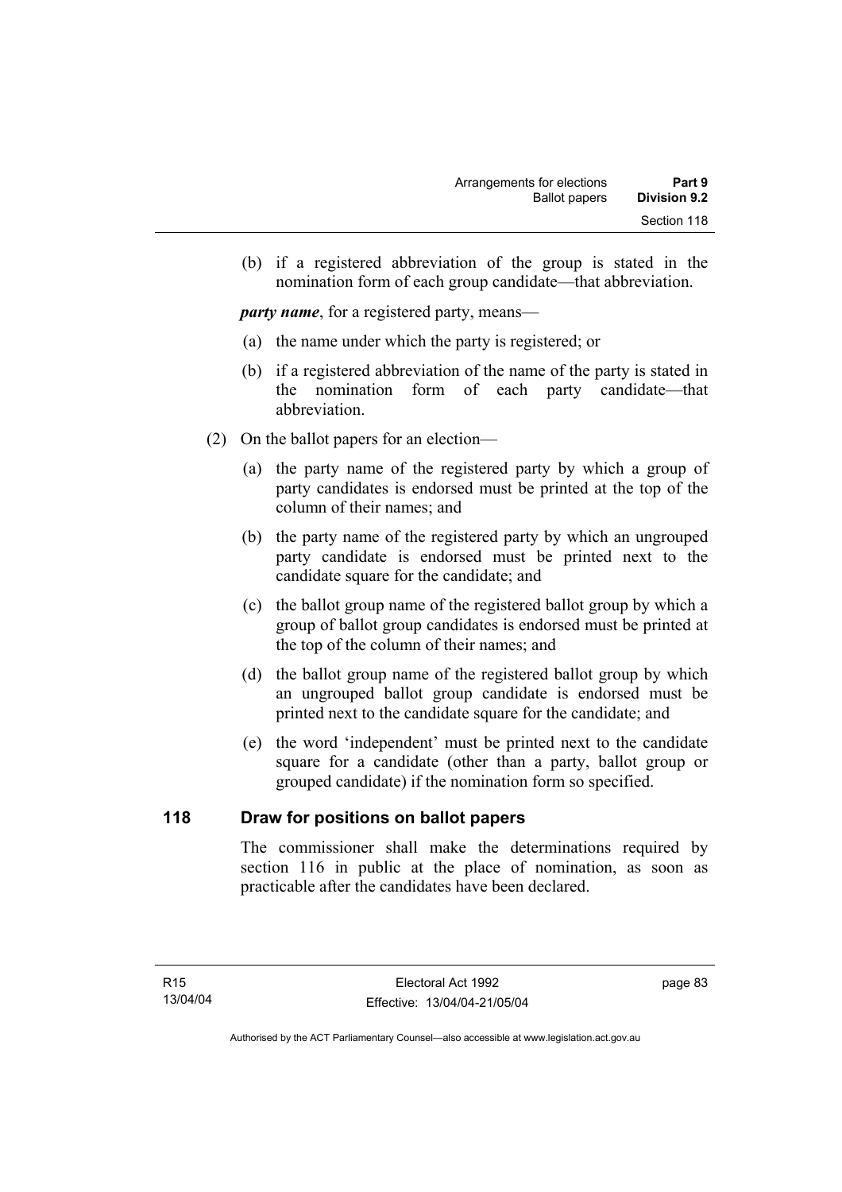(b) if a registered abbreviation of the group is stated in the nomination form of each group candidate—that abbreviation.

***party name***, for a registered party, means—

(a) the name under which the party is registered; or

(b) if a registered abbreviation of the name of the party is stated in the nomination form of each party candidate—that abbreviation.

(2) On the ballot papers for an election—

(a) the party name of the registered party by which a group of party candidates is endorsed must be printed at the top of the column of their names; and

(b) the party name of the registered party by which an ungrouped party candidate is endorsed must be printed next to the candidate square for the candidate; and

(c) the ballot group name of the registered ballot group by which a group of ballot group candidates is endorsed must be printed at the top of the column of their names; and

(d) the ballot group name of the registered ballot group by which an ungrouped ballot group candidate is endorsed must be printed next to the candidate square for the candidate; and

(e) the word 'independent' must be printed next to the candidate square for a candidate (other than a party, ballot group or grouped candidate) if the nomination form so specified.

## 118 Draw for positions on ballot papers

The commissioner shall make the determinations required by section 116 in public at the place of nomination, as soon as practicable after the candidates have been declared.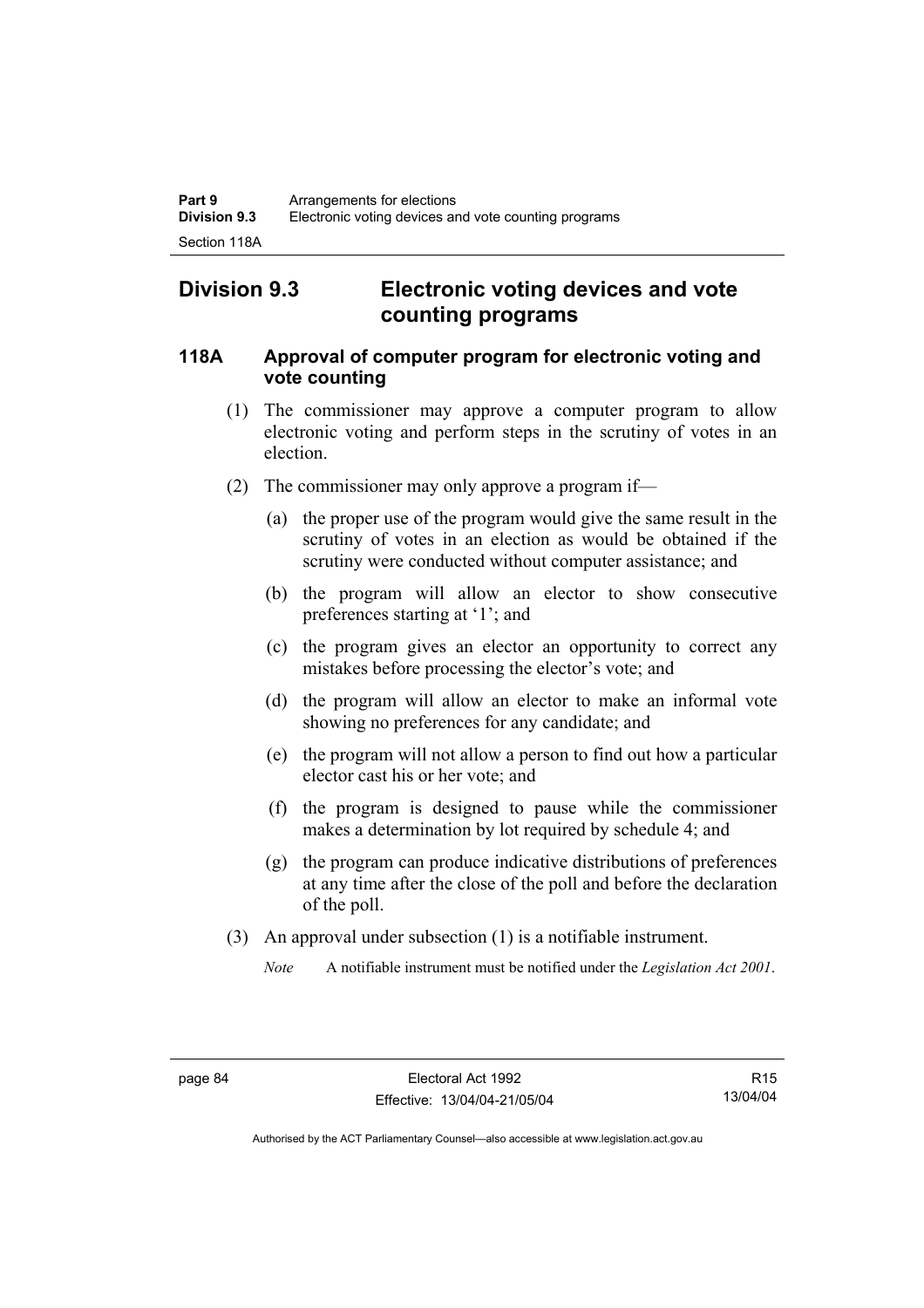## Division 9.3 Electronic voting devices and vote counting programs

### 118A Approval of computer program for electronic voting and vote counting

(1) The commissioner may approve a computer program to allow electronic voting and perform steps in the scrutiny of votes in an election.

(2) The commissioner may only approve a program if—

(a) the proper use of the program would give the same result in the scrutiny of votes in an election as would be obtained if the scrutiny were conducted without computer assistance; and

(b) the program will allow an elector to show consecutive preferences starting at '1'; and

(c) the program gives an elector an opportunity to correct any mistakes before processing the elector's vote; and

(d) the program will allow an elector to make an informal vote showing no preferences for any candidate; and

(e) the program will not allow a person to find out how a particular elector cast his or her vote; and

(f) the program is designed to pause while the commissioner makes a determination by lot required by schedule 4; and

(g) the program can produce indicative distributions of preferences at any time after the close of the poll and before the declaration of the poll.

(3) An approval under subsection (1) is a notifiable instrument.

*Note* A notifiable instrument must be notified under the *Legislation Act 2001*.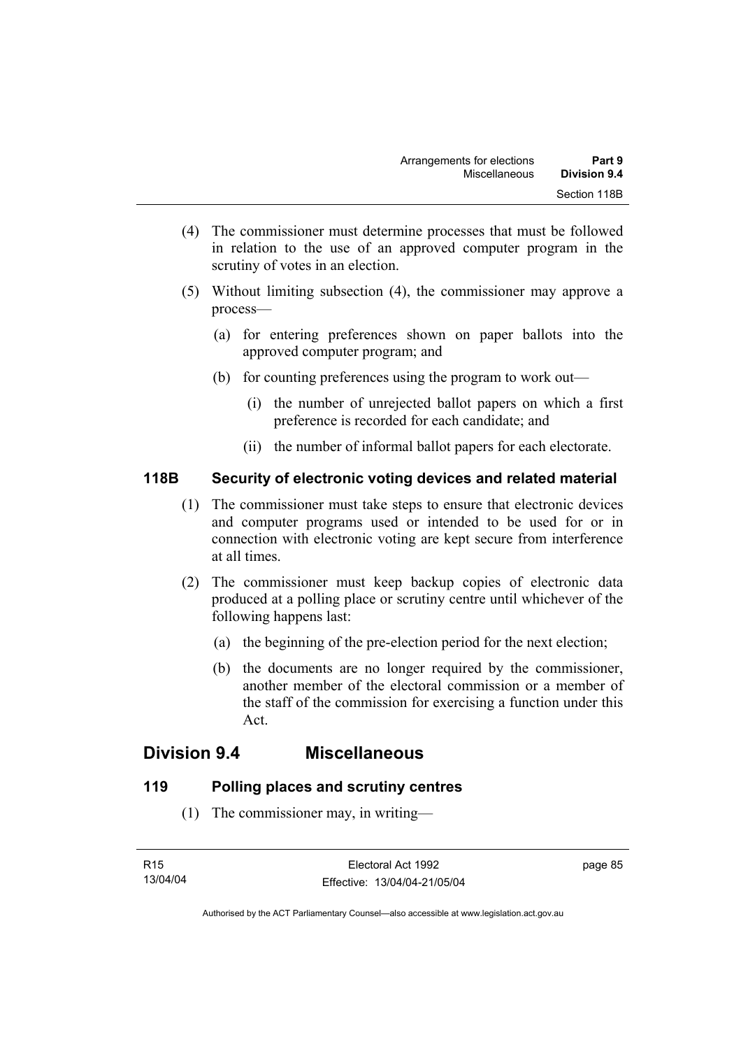(4) The commissioner must determine processes that must be followed in relation to the use of an approved computer program in the scrutiny of votes in an election.

(5) Without limiting subsection (4), the commissioner may approve a process—

(a) for entering preferences shown on paper ballots into the approved computer program; and

(b) for counting preferences using the program to work out—

(i) the number of unrejected ballot papers on which a first preference is recorded for each candidate; and

(ii) the number of informal ballot papers for each electorate.

### 118B Security of electronic voting devices and related material

(1) The commissioner must take steps to ensure that electronic devices and computer programs used or intended to be used for or in connection with electronic voting are kept secure from interference at all times.

(2) The commissioner must keep backup copies of electronic data produced at a polling place or scrutiny centre until whichever of the following happens last:

(a) the beginning of the pre-election period for the next election;

(b) the documents are no longer required by the commissioner, another member of the electoral commission or a member of the staff of the commission for exercising a function under this Act.

## Division 9.4 Miscellaneous

### 119 Polling places and scrutiny centres

(1) The commissioner may, in writing—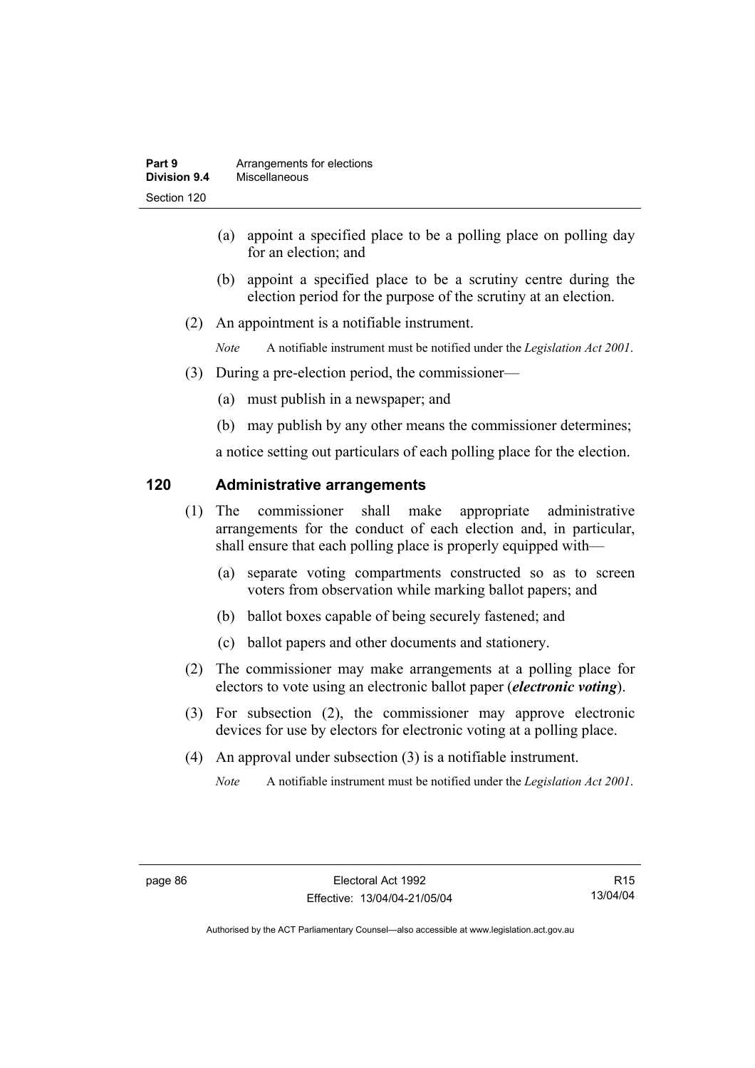(a) appoint a specified place to be a polling place on polling day for an election; and

(b) appoint a specified place to be a scrutiny centre during the election period for the purpose of the scrutiny at an election.

(2) An appointment is a notifiable instrument.

*Note* A notifiable instrument must be notified under the *Legislation Act 2001*.

(3) During a pre-election period, the commissioner—

(a) must publish in a newspaper; and

(b) may publish by any other means the commissioner determines;

a notice setting out particulars of each polling place for the election.

## 120 Administrative arrangements

(1) The commissioner shall make appropriate administrative arrangements for the conduct of each election and, in particular, shall ensure that each polling place is properly equipped with—

(a) separate voting compartments constructed so as to screen voters from observation while marking ballot papers; and

(b) ballot boxes capable of being securely fastened; and

(c) ballot papers and other documents and stationery.

(2) The commissioner may make arrangements at a polling place for electors to vote using an electronic ballot paper (***electronic voting***).

(3) For subsection (2), the commissioner may approve electronic devices for use by electors for electronic voting at a polling place.

(4) An approval under subsection (3) is a notifiable instrument.

*Note* A notifiable instrument must be notified under the *Legislation Act 2001*.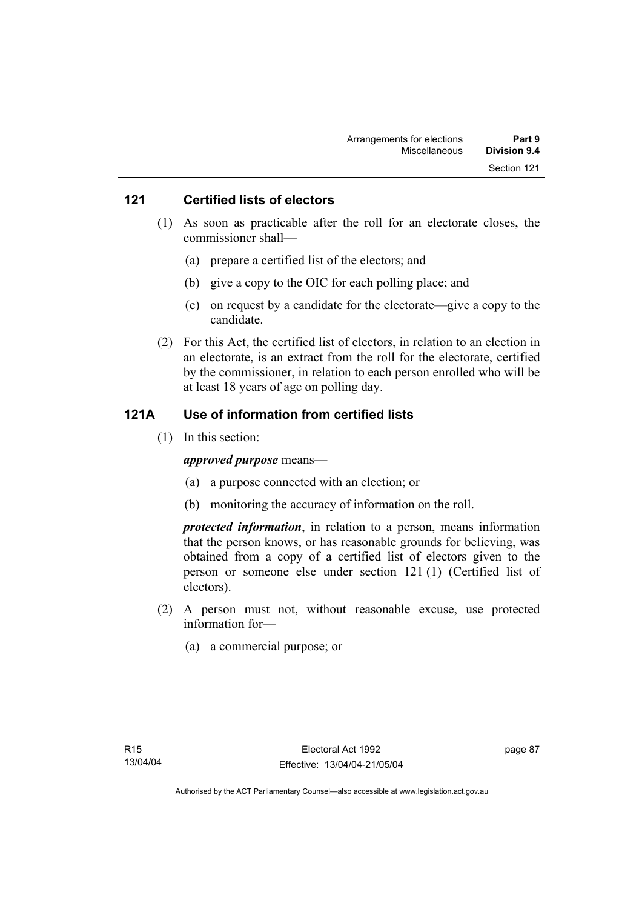## 121 Certified lists of electors

(1) As soon as practicable after the roll for an electorate closes, the commissioner shall—

(a) prepare a certified list of the electors; and

(b) give a copy to the OIC for each polling place; and

(c) on request by a candidate for the electorate—give a copy to the candidate.

(2) For this Act, the certified list of electors, in relation to an election in an electorate, is an extract from the roll for the electorate, certified by the commissioner, in relation to each person enrolled who will be at least 18 years of age on polling day.

## 121A Use of information from certified lists

(1) In this section:

***approved purpose*** means—

(a) a purpose connected with an election; or

(b) monitoring the accuracy of information on the roll.

***protected information***, in relation to a person, means information that the person knows, or has reasonable grounds for believing, was obtained from a copy of a certified list of electors given to the person or someone else under section 121 (1) (Certified list of electors).

(2) A person must not, without reasonable excuse, use protected information for—

(a) a commercial purpose; or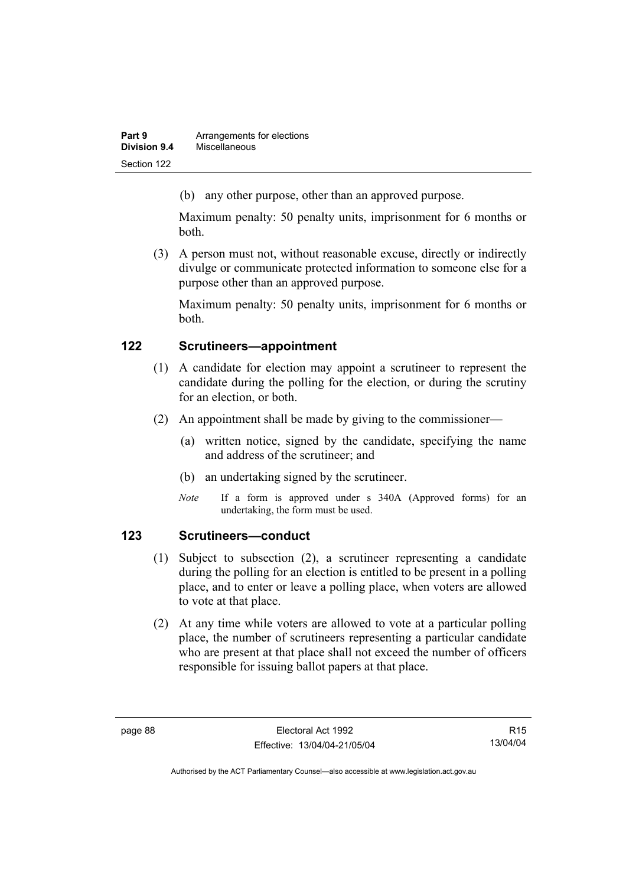(b) any other purpose, other than an approved purpose.

Maximum penalty: 50 penalty units, imprisonment for 6 months or both.

(3) A person must not, without reasonable excuse, directly or indirectly divulge or communicate protected information to someone else for a purpose other than an approved purpose.

Maximum penalty: 50 penalty units, imprisonment for 6 months or both.

## 122 Scrutineers—appointment

(1) A candidate for election may appoint a scrutineer to represent the candidate during the polling for the election, or during the scrutiny for an election, or both.

(2) An appointment shall be made by giving to the commissioner—

(a) written notice, signed by the candidate, specifying the name and address of the scrutineer; and

(b) an undertaking signed by the scrutineer.

*Note* If a form is approved under s 340A (Approved forms) for an undertaking, the form must be used.

## 123 Scrutineers—conduct

(1) Subject to subsection (2), a scrutineer representing a candidate during the polling for an election is entitled to be present in a polling place, and to enter or leave a polling place, when voters are allowed to vote at that place.

(2) At any time while voters are allowed to vote at a particular polling place, the number of scrutineers representing a particular candidate who are present at that place shall not exceed the number of officers responsible for issuing ballot papers at that place.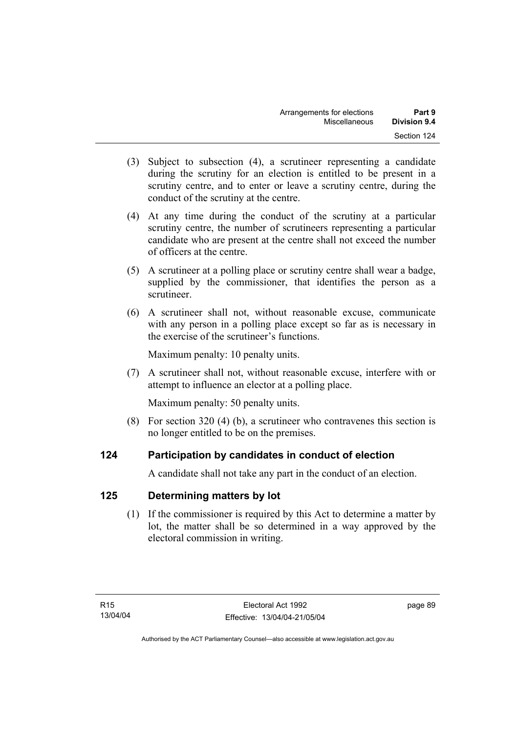(3) Subject to subsection (4), a scrutineer representing a candidate during the scrutiny for an election is entitled to be present in a scrutiny centre, and to enter or leave a scrutiny centre, during the conduct of the scrutiny at the centre.

(4) At any time during the conduct of the scrutiny at a particular scrutiny centre, the number of scrutineers representing a particular candidate who are present at the centre shall not exceed the number of officers at the centre.

(5) A scrutineer at a polling place or scrutiny centre shall wear a badge, supplied by the commissioner, that identifies the person as a scrutineer.

(6) A scrutineer shall not, without reasonable excuse, communicate with any person in a polling place except so far as is necessary in the exercise of the scrutineer's functions.

Maximum penalty: 10 penalty units.

(7) A scrutineer shall not, without reasonable excuse, interfere with or attempt to influence an elector at a polling place.

Maximum penalty: 50 penalty units.

(8) For section 320 (4) (b), a scrutineer who contravenes this section is no longer entitled to be on the premises.

## 124 Participation by candidates in conduct of election

A candidate shall not take any part in the conduct of an election.

## 125 Determining matters by lot

(1) If the commissioner is required by this Act to determine a matter by lot, the matter shall be so determined in a way approved by the electoral commission in writing.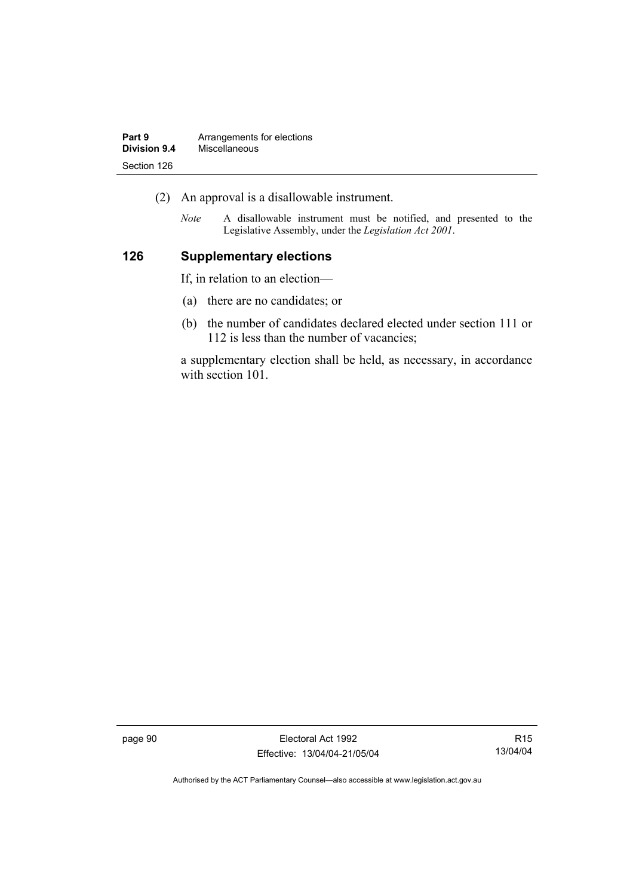(2) An approval is a disallowable instrument.

*Note* A disallowable instrument must be notified, and presented to the Legislative Assembly, under the *Legislation Act 2001*.

## 126 Supplementary elections

If, in relation to an election—

(a) there are no candidates; or

(b) the number of candidates declared elected under section 111 or 112 is less than the number of vacancies;

a supplementary election shall be held, as necessary, in accordance with section 101.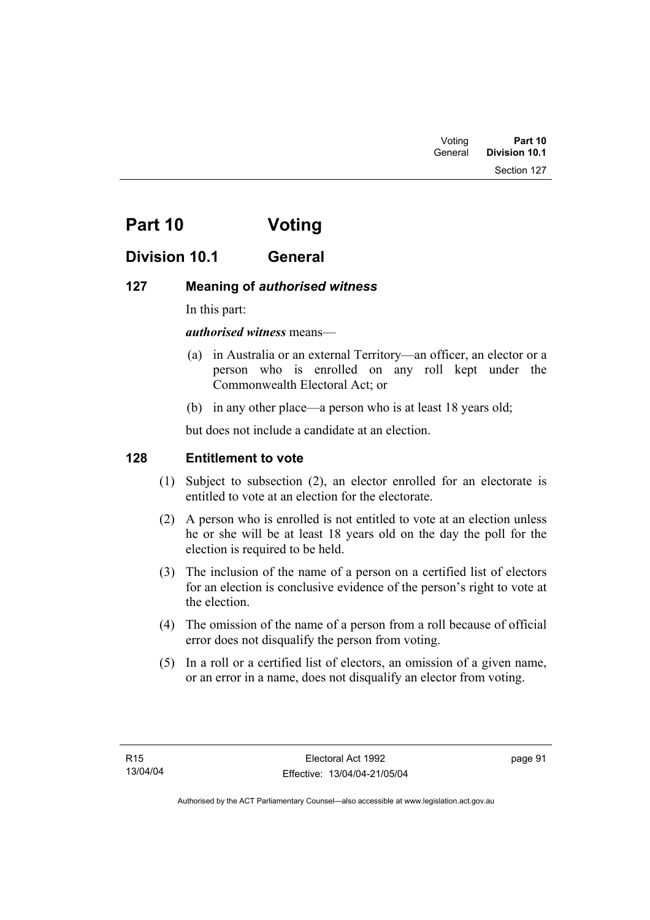# Part 10 Voting

## Division 10.1 General

### 127 Meaning of *authorised witness*

In this part:

***authorised witness*** means—

(a) in Australia or an external Territory—an officer, an elector or a person who is enrolled on any roll kept under the Commonwealth Electoral Act; or

(b) in any other place—a person who is at least 18 years old;

but does not include a candidate at an election.

### 128 Entitlement to vote

(1) Subject to subsection (2), an elector enrolled for an electorate is entitled to vote at an election for the electorate.

(2) A person who is enrolled is not entitled to vote at an election unless he or she will be at least 18 years old on the day the poll for the election is required to be held.

(3) The inclusion of the name of a person on a certified list of electors for an election is conclusive evidence of the person's right to vote at the election.

(4) The omission of the name of a person from a roll because of official error does not disqualify the person from voting.

(5) In a roll or a certified list of electors, an omission of a given name, or an error in a name, does not disqualify an elector from voting.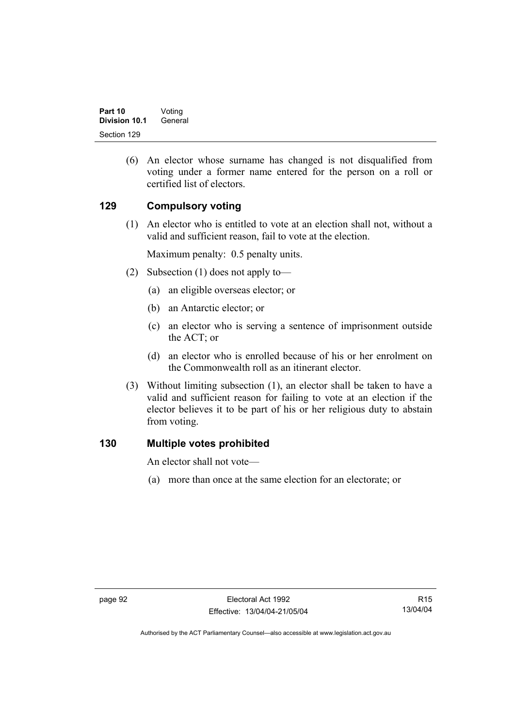(6) An elector whose surname has changed is not disqualified from voting under a former name entered for the person on a roll or certified list of electors.

## 129 Compulsory voting

(1) An elector who is entitled to vote at an election shall not, without a valid and sufficient reason, fail to vote at the election.

Maximum penalty: 0.5 penalty units.

(2) Subsection (1) does not apply to—

(a) an eligible overseas elector; or

(b) an Antarctic elector; or

(c) an elector who is serving a sentence of imprisonment outside the ACT; or

(d) an elector who is enrolled because of his or her enrolment on the Commonwealth roll as an itinerant elector.

(3) Without limiting subsection (1), an elector shall be taken to have a valid and sufficient reason for failing to vote at an election if the elector believes it to be part of his or her religious duty to abstain from voting.

## 130 Multiple votes prohibited

An elector shall not vote—

(a) more than once at the same election for an electorate; or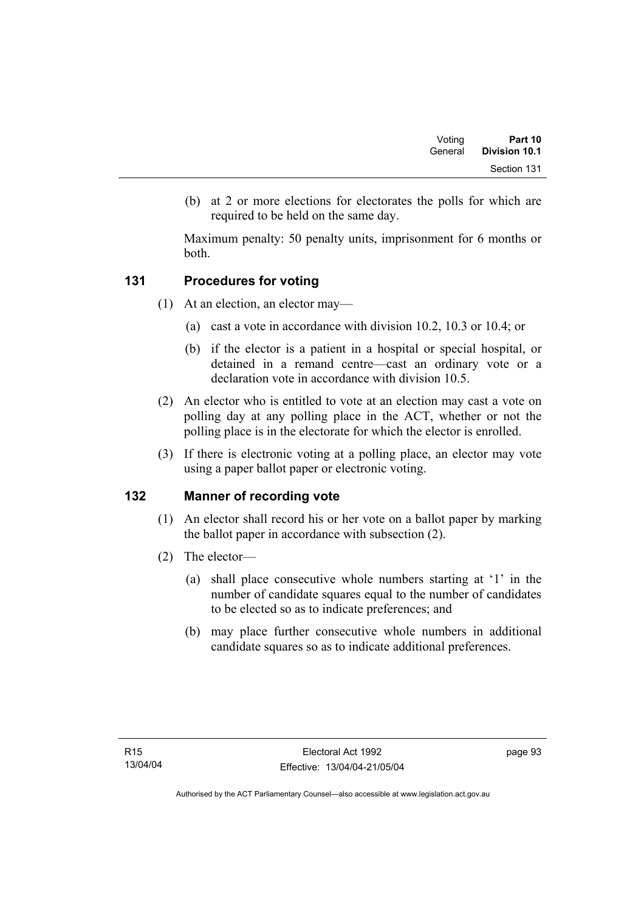(b) at 2 or more elections for electorates the polls for which are required to be held on the same day.

Maximum penalty: 50 penalty units, imprisonment for 6 months or both.

## 131 Procedures for voting

(1) At an election, an elector may—

(a) cast a vote in accordance with division 10.2, 10.3 or 10.4; or

(b) if the elector is a patient in a hospital or special hospital, or detained in a remand centre—cast an ordinary vote or a declaration vote in accordance with division 10.5.

(2) An elector who is entitled to vote at an election may cast a vote on polling day at any polling place in the ACT, whether or not the polling place is in the electorate for which the elector is enrolled.

(3) If there is electronic voting at a polling place, an elector may vote using a paper ballot paper or electronic voting.

## 132 Manner of recording vote

(1) An elector shall record his or her vote on a ballot paper by marking the ballot paper in accordance with subsection (2).

(2) The elector—

(a) shall place consecutive whole numbers starting at '1' in the number of candidate squares equal to the number of candidates to be elected so as to indicate preferences; and

(b) may place further consecutive whole numbers in additional candidate squares so as to indicate additional preferences.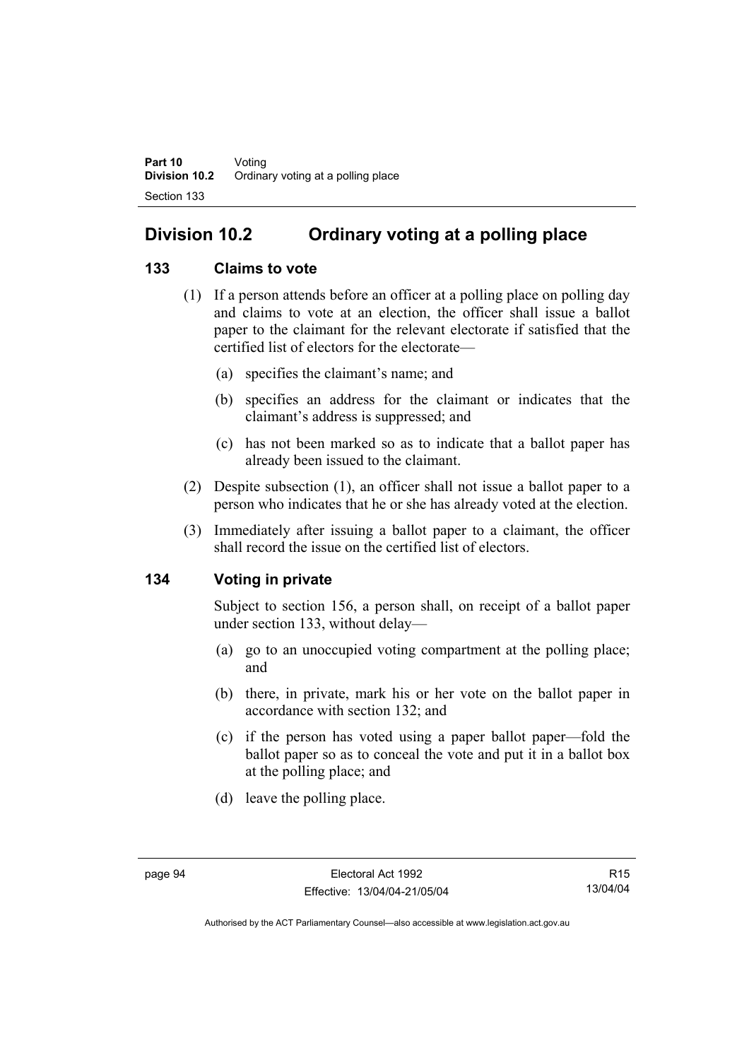# Division 10.2 Ordinary voting at a polling place

## 133 Claims to vote

(1) If a person attends before an officer at a polling place on polling day and claims to vote at an election, the officer shall issue a ballot paper to the claimant for the relevant electorate if satisfied that the certified list of electors for the electorate—

(a) specifies the claimant's name; and

(b) specifies an address for the claimant or indicates that the claimant's address is suppressed; and

(c) has not been marked so as to indicate that a ballot paper has already been issued to the claimant.

(2) Despite subsection (1), an officer shall not issue a ballot paper to a person who indicates that he or she has already voted at the election.

(3) Immediately after issuing a ballot paper to a claimant, the officer shall record the issue on the certified list of electors.

## 134 Voting in private

Subject to section 156, a person shall, on receipt of a ballot paper under section 133, without delay—

(a) go to an unoccupied voting compartment at the polling place; and

(b) there, in private, mark his or her vote on the ballot paper in accordance with section 132; and

(c) if the person has voted using a paper ballot paper—fold the ballot paper so as to conceal the vote and put it in a ballot box at the polling place; and

(d) leave the polling place.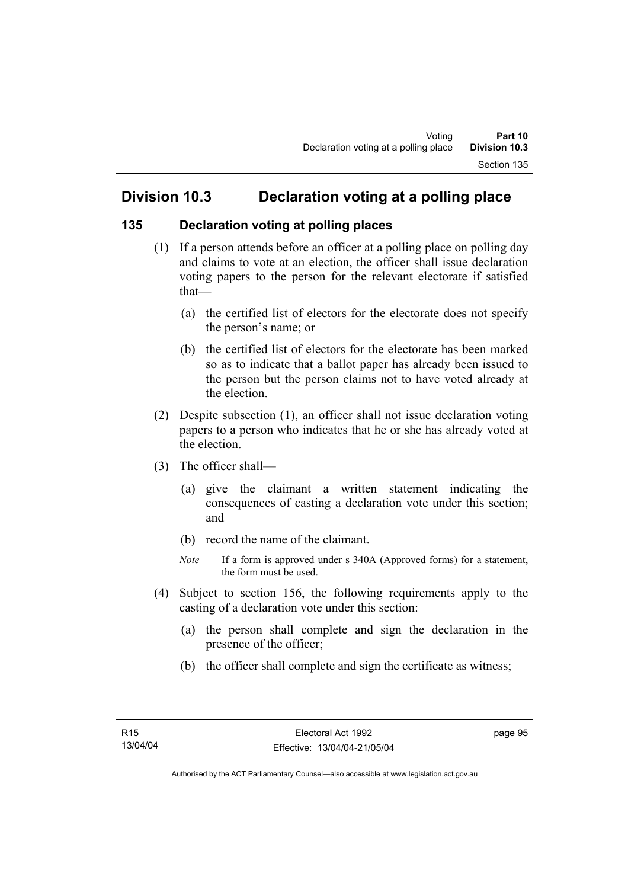## Division 10.3 Declaration voting at a polling place

### 135 Declaration voting at polling places

(1) If a person attends before an officer at a polling place on polling day and claims to vote at an election, the officer shall issue declaration voting papers to the person for the relevant electorate if satisfied that—

(a) the certified list of electors for the electorate does not specify the person's name; or

(b) the certified list of electors for the electorate has been marked so as to indicate that a ballot paper has already been issued to the person but the person claims not to have voted already at the election.

(2) Despite subsection (1), an officer shall not issue declaration voting papers to a person who indicates that he or she has already voted at the election.

(3) The officer shall—

(a) give the claimant a written statement indicating the consequences of casting a declaration vote under this section; and

(b) record the name of the claimant.

*Note* If a form is approved under s 340A (Approved forms) for a statement, the form must be used.

(4) Subject to section 156, the following requirements apply to the casting of a declaration vote under this section:

(a) the person shall complete and sign the declaration in the presence of the officer;

(b) the officer shall complete and sign the certificate as witness;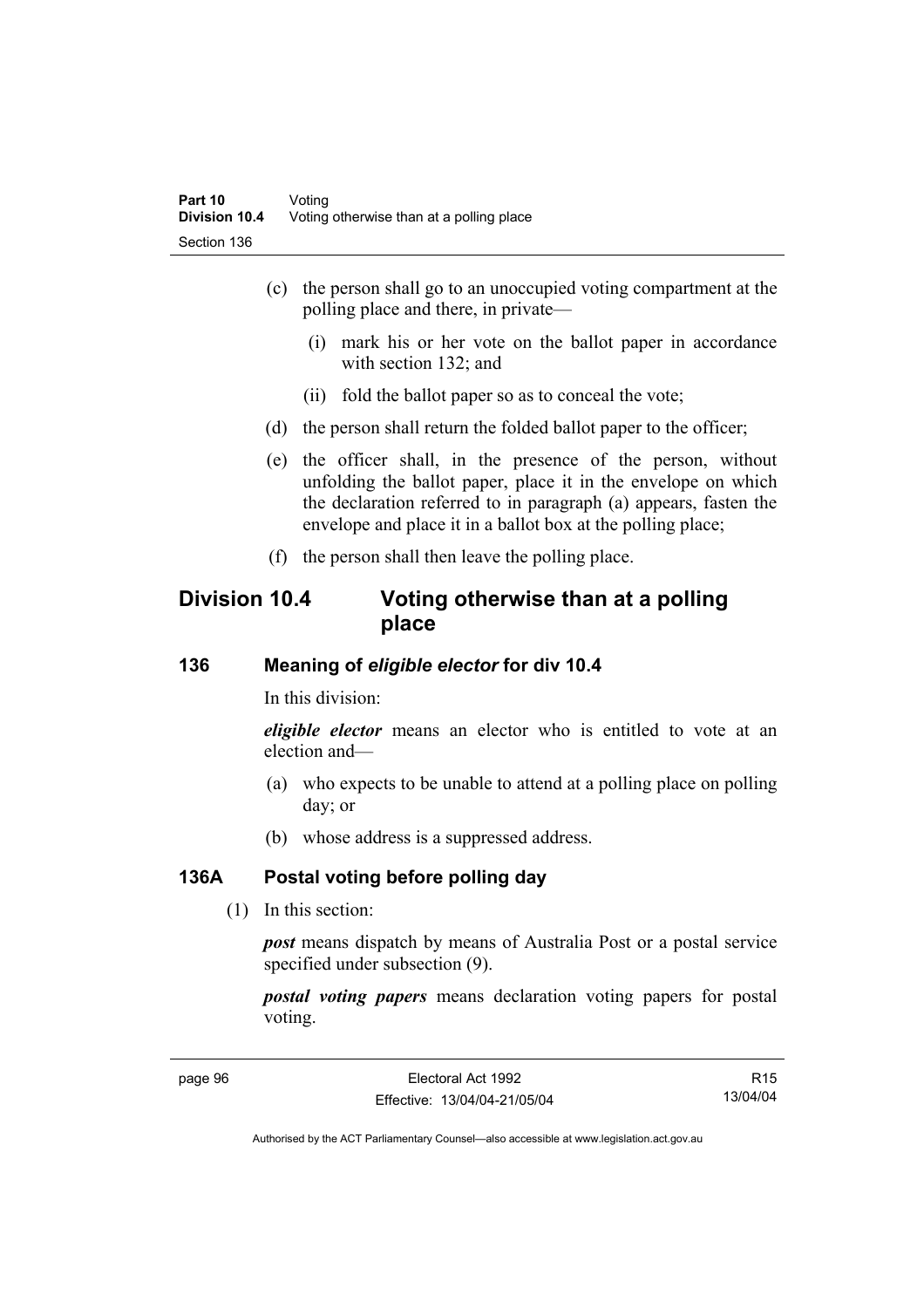(c) the person shall go to an unoccupied voting compartment at the polling place and there, in private—

(i) mark his or her vote on the ballot paper in accordance with section 132; and

(ii) fold the ballot paper so as to conceal the vote;

(d) the person shall return the folded ballot paper to the officer;

(e) the officer shall, in the presence of the person, without unfolding the ballot paper, place it in the envelope on which the declaration referred to in paragraph (a) appears, fasten the envelope and place it in a ballot box at the polling place;

(f) the person shall then leave the polling place.

## Division 10.4 Voting otherwise than at a polling place

### 136 Meaning of *eligible elector* for div 10.4

In this division:

***eligible elector*** means an elector who is entitled to vote at an election and—

(a) who expects to be unable to attend at a polling place on polling day; or

(b) whose address is a suppressed address.

### 136A Postal voting before polling day

(1) In this section:

***post*** means dispatch by means of Australia Post or a postal service specified under subsection (9).

***postal voting papers*** means declaration voting papers for postal voting.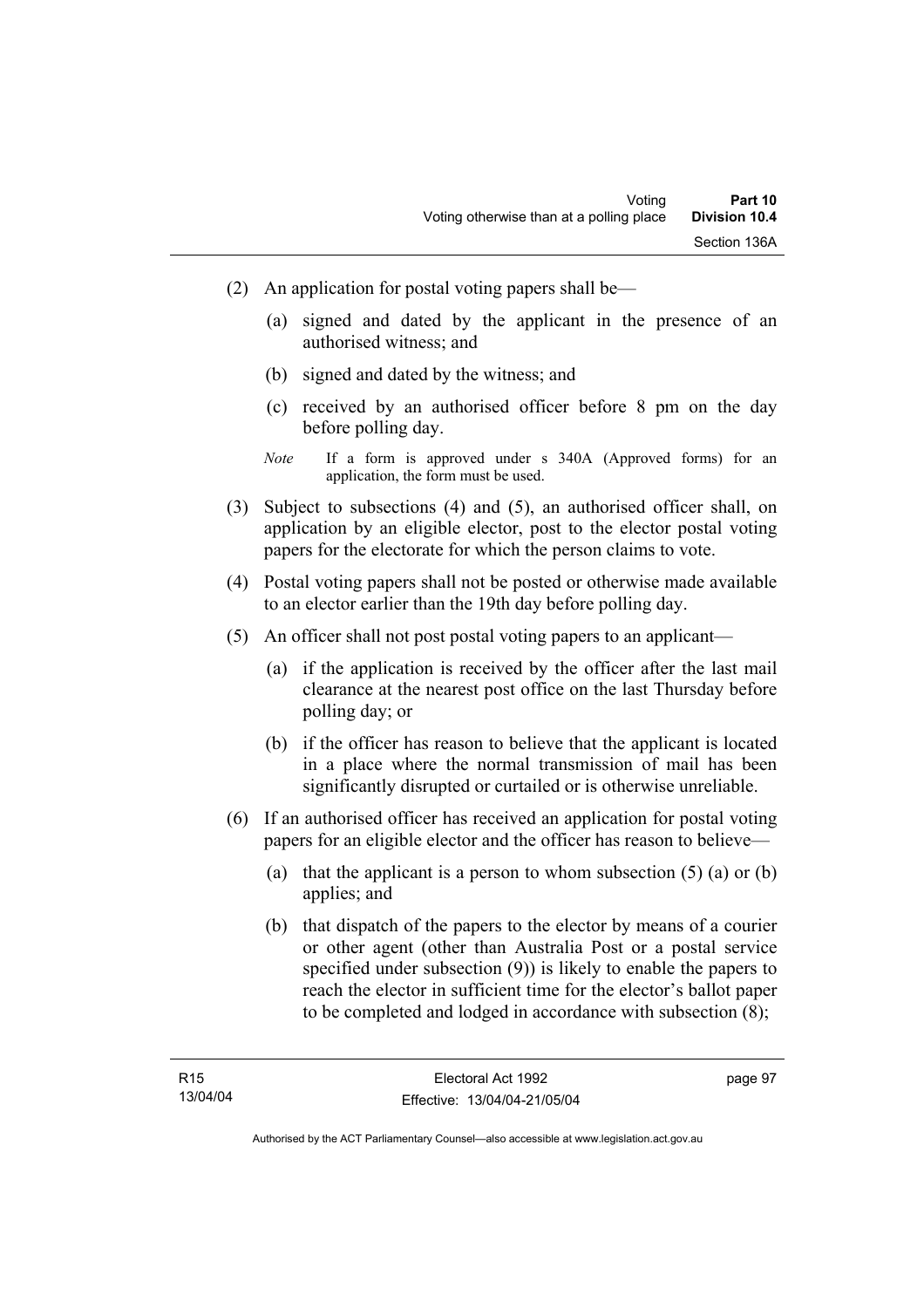(2) An application for postal voting papers shall be—

  (a) signed and dated by the applicant in the presence of an authorised witness; and

  (b) signed and dated by the witness; and

  (c) received by an authorised officer before 8 pm on the day before polling day.

*Note* If a form is approved under s 340A (Approved forms) for an application, the form must be used.

(3) Subject to subsections (4) and (5), an authorised officer shall, on application by an eligible elector, post to the elector postal voting papers for the electorate for which the person claims to vote.

(4) Postal voting papers shall not be posted or otherwise made available to an elector earlier than the 19th day before polling day.

(5) An officer shall not post postal voting papers to an applicant—

  (a) if the application is received by the officer after the last mail clearance at the nearest post office on the last Thursday before polling day; or

  (b) if the officer has reason to believe that the applicant is located in a place where the normal transmission of mail has been significantly disrupted or curtailed or is otherwise unreliable.

(6) If an authorised officer has received an application for postal voting papers for an eligible elector and the officer has reason to believe—

  (a) that the applicant is a person to whom subsection (5) (a) or (b) applies; and

  (b) that dispatch of the papers to the elector by means of a courier or other agent (other than Australia Post or a postal service specified under subsection (9)) is likely to enable the papers to reach the elector in sufficient time for the elector's ballot paper to be completed and lodged in accordance with subsection (8);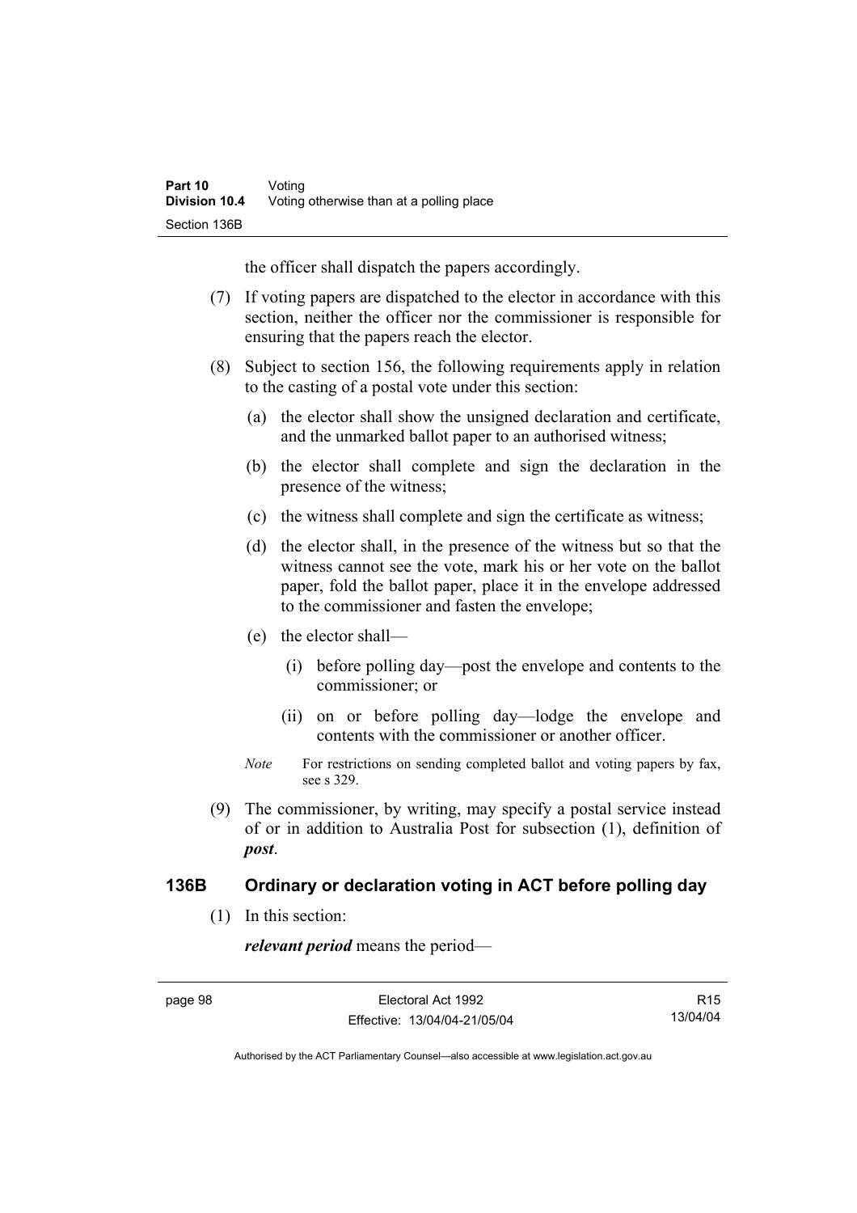the officer shall dispatch the papers accordingly.

(7) If voting papers are dispatched to the elector in accordance with this section, neither the officer nor the commissioner is responsible for ensuring that the papers reach the elector.

(8) Subject to section 156, the following requirements apply in relation to the casting of a postal vote under this section:

(a) the elector shall show the unsigned declaration and certificate, and the unmarked ballot paper to an authorised witness;

(b) the elector shall complete and sign the declaration in the presence of the witness;

(c) the witness shall complete and sign the certificate as witness;

(d) the elector shall, in the presence of the witness but so that the witness cannot see the vote, mark his or her vote on the ballot paper, fold the ballot paper, place it in the envelope addressed to the commissioner and fasten the envelope;

(e) the elector shall—

(i) before polling day—post the envelope and contents to the commissioner; or

(ii) on or before polling day—lodge the envelope and contents with the commissioner or another officer.

*Note* For restrictions on sending completed ballot and voting papers by fax, see s 329.

(9) The commissioner, by writing, may specify a postal service instead of or in addition to Australia Post for subsection (1), definition of ***post***.

### 136B Ordinary or declaration voting in ACT before polling day

(1) In this section:

***relevant period*** means the period—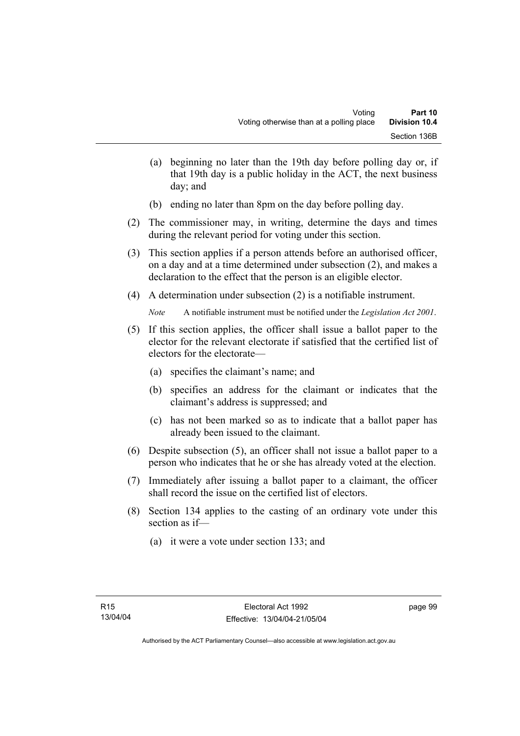(a) beginning no later than the 19th day before polling day or, if that 19th day is a public holiday in the ACT, the next business day; and

(b) ending no later than 8pm on the day before polling day.

(2) The commissioner may, in writing, determine the days and times during the relevant period for voting under this section.

(3) This section applies if a person attends before an authorised officer, on a day and at a time determined under subsection (2), and makes a declaration to the effect that the person is an eligible elector.

(4) A determination under subsection (2) is a notifiable instrument.

*Note* A notifiable instrument must be notified under the *Legislation Act 2001*.

(5) If this section applies, the officer shall issue a ballot paper to the elector for the relevant electorate if satisfied that the certified list of electors for the electorate—

(a) specifies the claimant's name; and

(b) specifies an address for the claimant or indicates that the claimant's address is suppressed; and

(c) has not been marked so as to indicate that a ballot paper has already been issued to the claimant.

(6) Despite subsection (5), an officer shall not issue a ballot paper to a person who indicates that he or she has already voted at the election.

(7) Immediately after issuing a ballot paper to a claimant, the officer shall record the issue on the certified list of electors.

(8) Section 134 applies to the casting of an ordinary vote under this section as if—

(a) it were a vote under section 133; and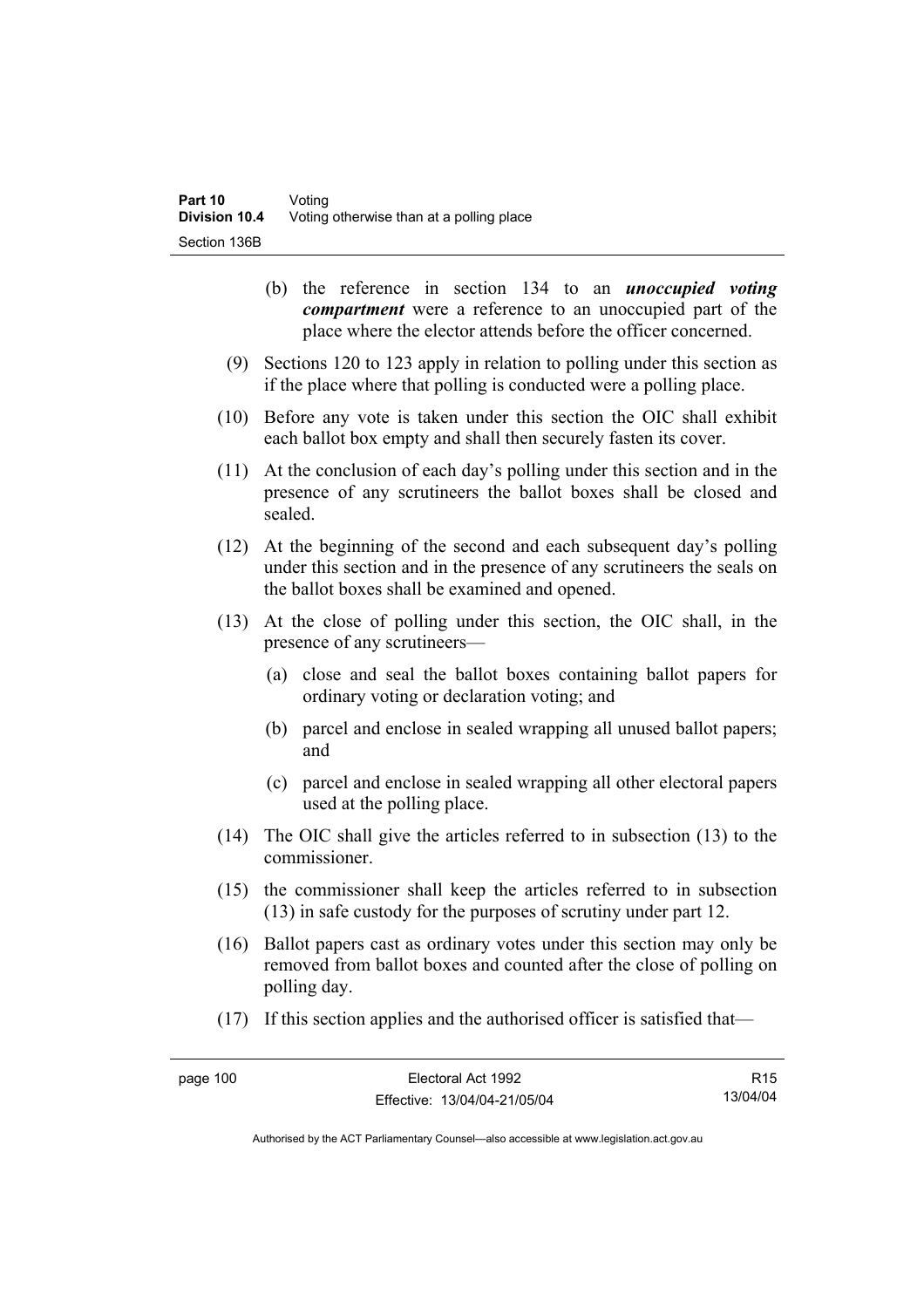(b) the reference in section 134 to an ***unoccupied voting compartment*** were a reference to an unoccupied part of the place where the elector attends before the officer concerned.

(9) Sections 120 to 123 apply in relation to polling under this section as if the place where that polling is conducted were a polling place.

(10) Before any vote is taken under this section the OIC shall exhibit each ballot box empty and shall then securely fasten its cover.

(11) At the conclusion of each day's polling under this section and in the presence of any scrutineers the ballot boxes shall be closed and sealed.

(12) At the beginning of the second and each subsequent day's polling under this section and in the presence of any scrutineers the seals on the ballot boxes shall be examined and opened.

(13) At the close of polling under this section, the OIC shall, in the presence of any scrutineers—

(a) close and seal the ballot boxes containing ballot papers for ordinary voting or declaration voting; and

(b) parcel and enclose in sealed wrapping all unused ballot papers; and

(c) parcel and enclose in sealed wrapping all other electoral papers used at the polling place.

(14) The OIC shall give the articles referred to in subsection (13) to the commissioner.

(15) the commissioner shall keep the articles referred to in subsection (13) in safe custody for the purposes of scrutiny under part 12.

(16) Ballot papers cast as ordinary votes under this section may only be removed from ballot boxes and counted after the close of polling on polling day.

(17) If this section applies and the authorised officer is satisfied that—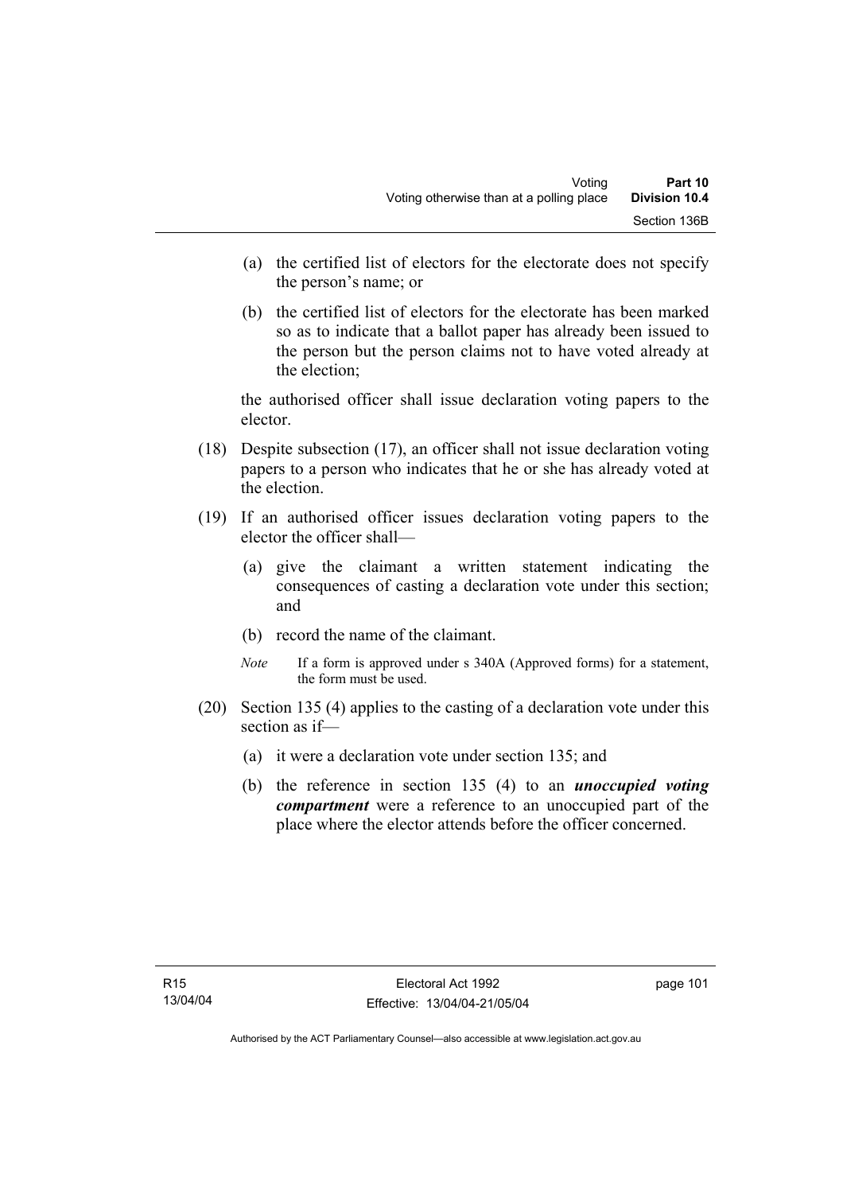(a) the certified list of electors for the electorate does not specify the person's name; or

(b) the certified list of electors for the electorate has been marked so as to indicate that a ballot paper has already been issued to the person but the person claims not to have voted already at the election;

the authorised officer shall issue declaration voting papers to the elector.

(18) Despite subsection (17), an officer shall not issue declaration voting papers to a person who indicates that he or she has already voted at the election.

(19) If an authorised officer issues declaration voting papers to the elector the officer shall—

(a) give the claimant a written statement indicating the consequences of casting a declaration vote under this section; and

(b) record the name of the claimant.

*Note* If a form is approved under s 340A (Approved forms) for a statement, the form must be used.

(20) Section 135 (4) applies to the casting of a declaration vote under this section as if—

(a) it were a declaration vote under section 135; and

(b) the reference in section 135 (4) to an ***unoccupied voting compartment*** were a reference to an unoccupied part of the place where the elector attends before the officer concerned.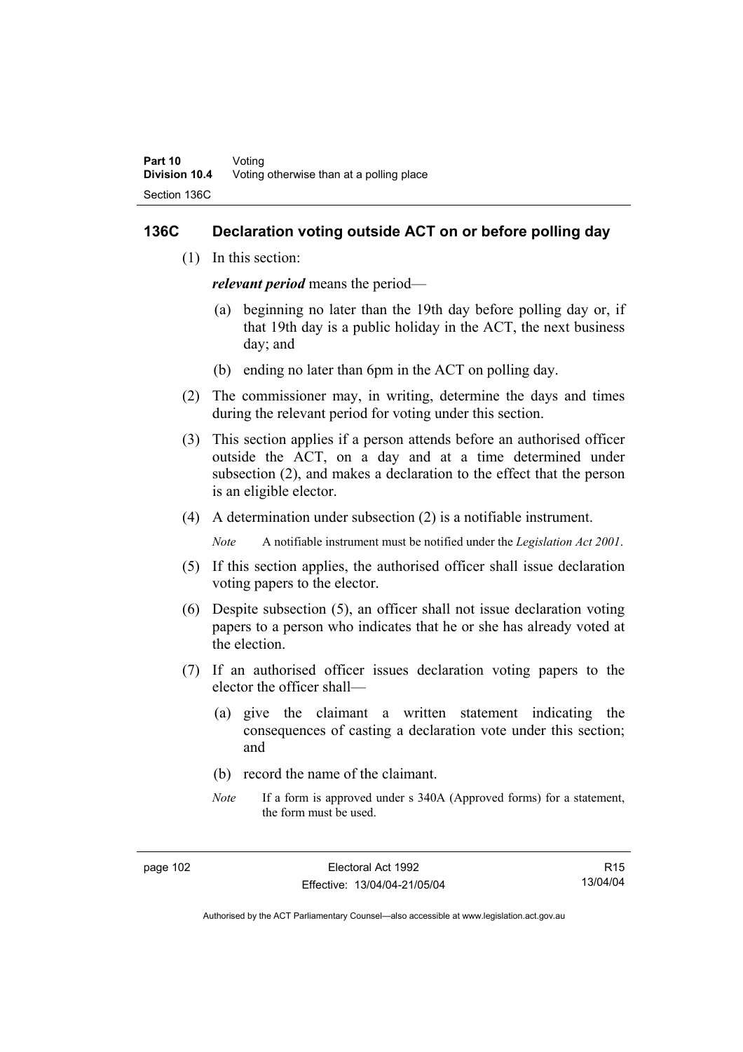## 136C Declaration voting outside ACT on or before polling day

(1) In this section:

***relevant period*** means the period—

(a) beginning no later than the 19th day before polling day or, if that 19th day is a public holiday in the ACT, the next business day; and

(b) ending no later than 6pm in the ACT on polling day.

(2) The commissioner may, in writing, determine the days and times during the relevant period for voting under this section.

(3) This section applies if a person attends before an authorised officer outside the ACT, on a day and at a time determined under subsection (2), and makes a declaration to the effect that the person is an eligible elector.

(4) A determination under subsection (2) is a notifiable instrument.

*Note* A notifiable instrument must be notified under the *Legislation Act 2001*.

(5) If this section applies, the authorised officer shall issue declaration voting papers to the elector.

(6) Despite subsection (5), an officer shall not issue declaration voting papers to a person who indicates that he or she has already voted at the election.

(7) If an authorised officer issues declaration voting papers to the elector the officer shall—

(a) give the claimant a written statement indicating the consequences of casting a declaration vote under this section; and

(b) record the name of the claimant.

*Note* If a form is approved under s 340A (Approved forms) for a statement, the form must be used.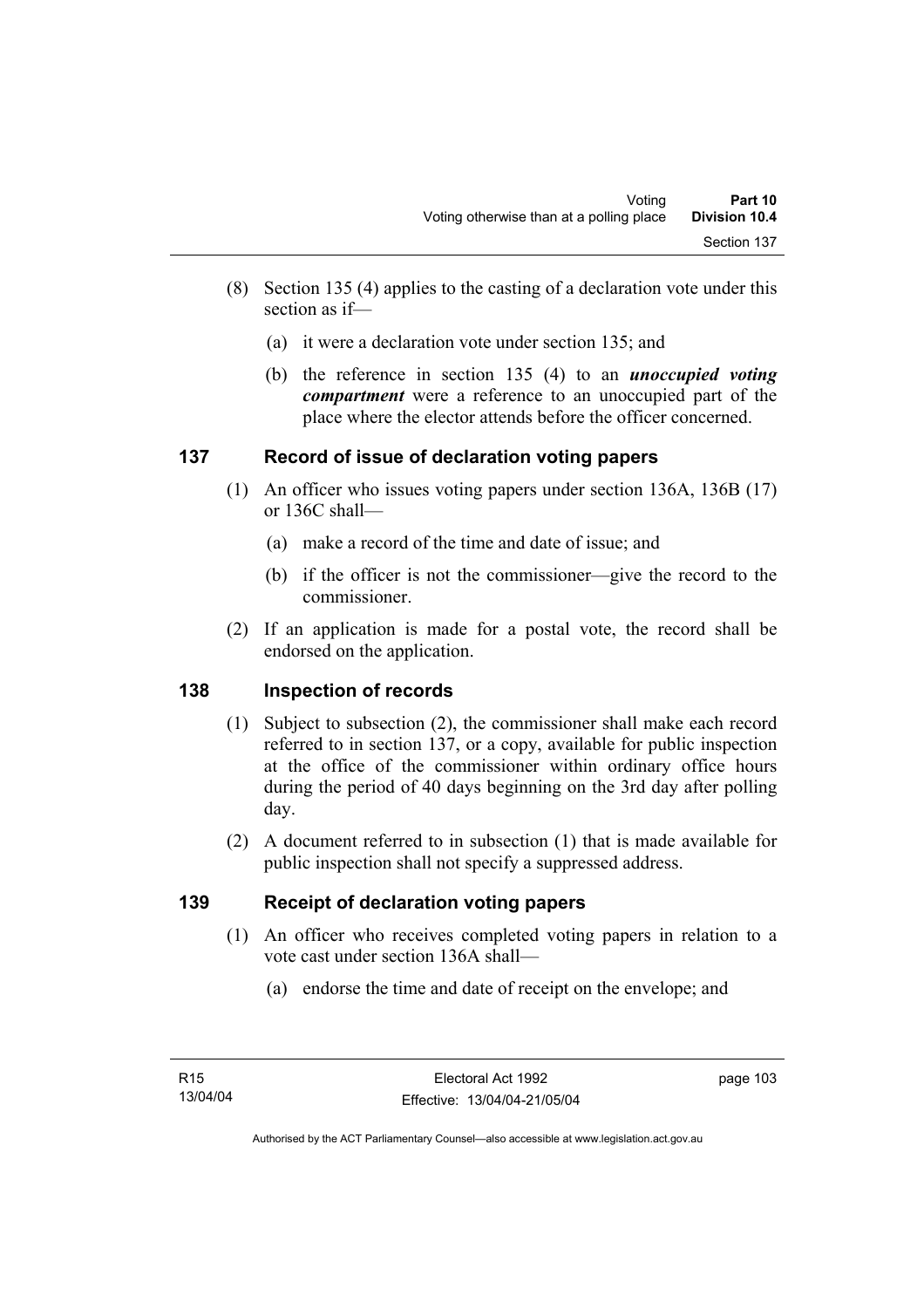(8) Section 135 (4) applies to the casting of a declaration vote under this section as if—

   (a) it were a declaration vote under section 135; and

   (b) the reference in section 135 (4) to an ***unoccupied voting compartment*** were a reference to an unoccupied part of the place where the elector attends before the officer concerned.

## 137 Record of issue of declaration voting papers

(1) An officer who issues voting papers under section 136A, 136B (17) or 136C shall—

   (a) make a record of the time and date of issue; and

   (b) if the officer is not the commissioner—give the record to the commissioner.

(2) If an application is made for a postal vote, the record shall be endorsed on the application.

## 138 Inspection of records

(1) Subject to subsection (2), the commissioner shall make each record referred to in section 137, or a copy, available for public inspection at the office of the commissioner within ordinary office hours during the period of 40 days beginning on the 3rd day after polling day.

(2) A document referred to in subsection (1) that is made available for public inspection shall not specify a suppressed address.

## 139 Receipt of declaration voting papers

(1) An officer who receives completed voting papers in relation to a vote cast under section 136A shall—

   (a) endorse the time and date of receipt on the envelope; and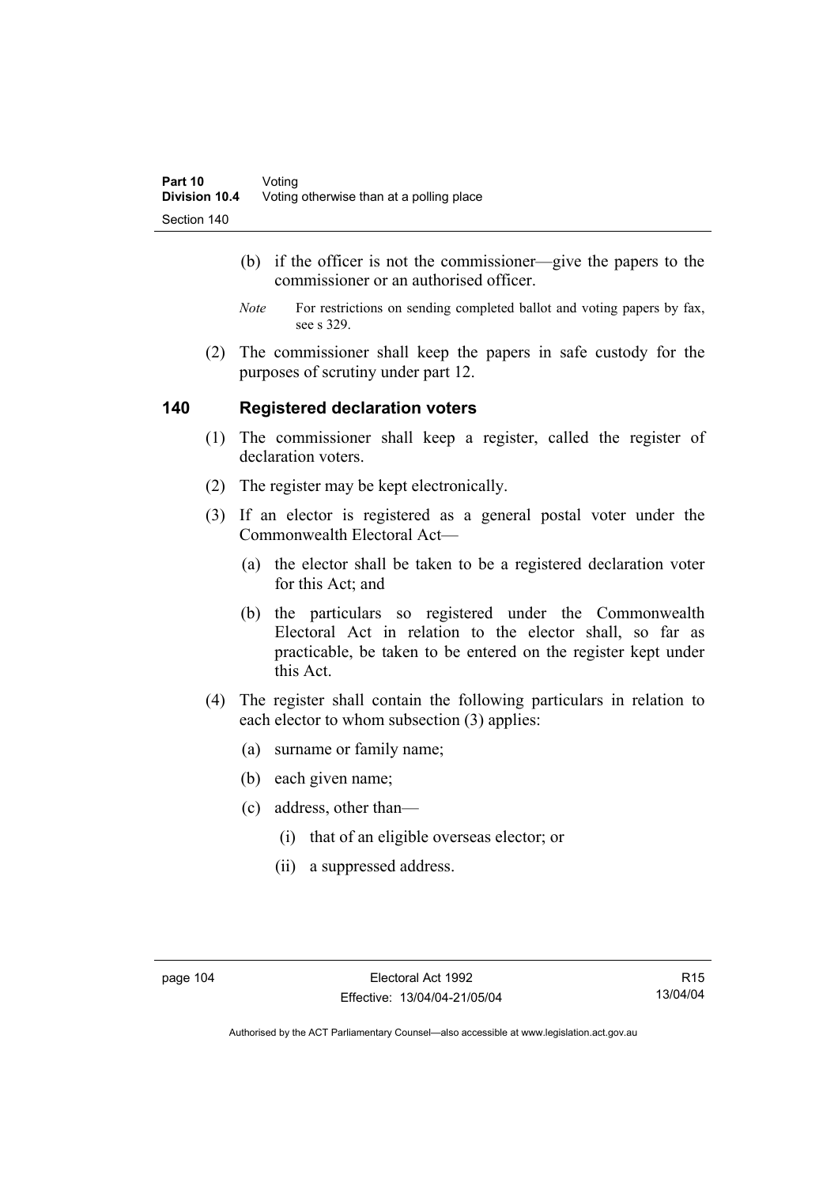(b) if the officer is not the commissioner—give the papers to the commissioner or an authorised officer.

*Note* For restrictions on sending completed ballot and voting papers by fax, see s 329.

(2) The commissioner shall keep the papers in safe custody for the purposes of scrutiny under part 12.

## 140 Registered declaration voters

(1) The commissioner shall keep a register, called the register of declaration voters.

(2) The register may be kept electronically.

(3) If an elector is registered as a general postal voter under the Commonwealth Electoral Act—

(a) the elector shall be taken to be a registered declaration voter for this Act; and

(b) the particulars so registered under the Commonwealth Electoral Act in relation to the elector shall, so far as practicable, be taken to be entered on the register kept under this Act.

(4) The register shall contain the following particulars in relation to each elector to whom subsection (3) applies:

(a) surname or family name;

(b) each given name;

(c) address, other than—

(i) that of an eligible overseas elector; or

(ii) a suppressed address.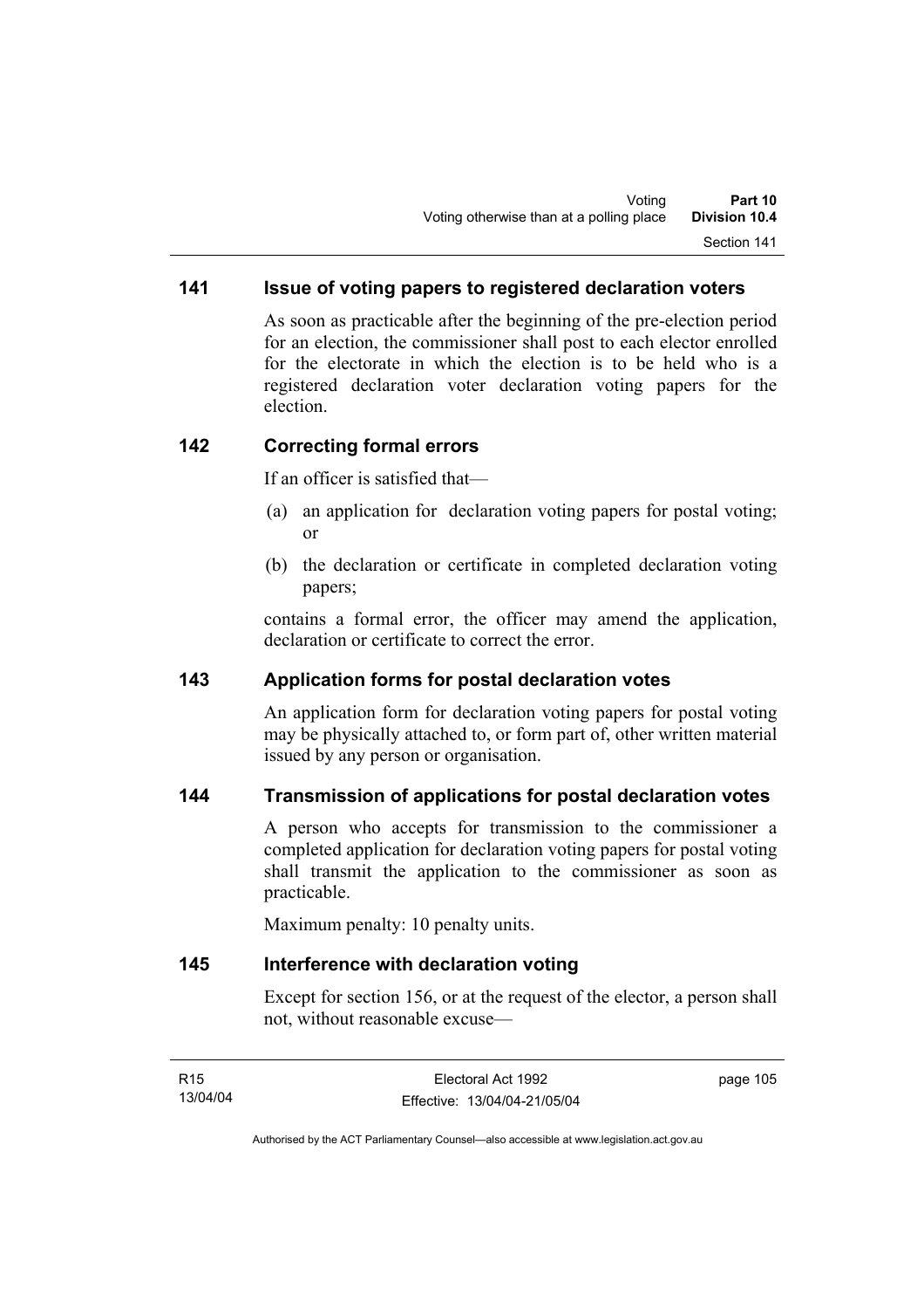### 141 Issue of voting papers to registered declaration voters

As soon as practicable after the beginning of the pre-election period for an election, the commissioner shall post to each elector enrolled for the electorate in which the election is to be held who is a registered declaration voter declaration voting papers for the election.

### 142 Correcting formal errors

If an officer is satisfied that—

(a) an application for declaration voting papers for postal voting; or

(b) the declaration or certificate in completed declaration voting papers;

contains a formal error, the officer may amend the application, declaration or certificate to correct the error.

### 143 Application forms for postal declaration votes

An application form for declaration voting papers for postal voting may be physically attached to, or form part of, other written material issued by any person or organisation.

### 144 Transmission of applications for postal declaration votes

A person who accepts for transmission to the commissioner a completed application for declaration voting papers for postal voting shall transmit the application to the commissioner as soon as practicable.

Maximum penalty: 10 penalty units.

### 145 Interference with declaration voting

Except for section 156, or at the request of the elector, a person shall not, without reasonable excuse—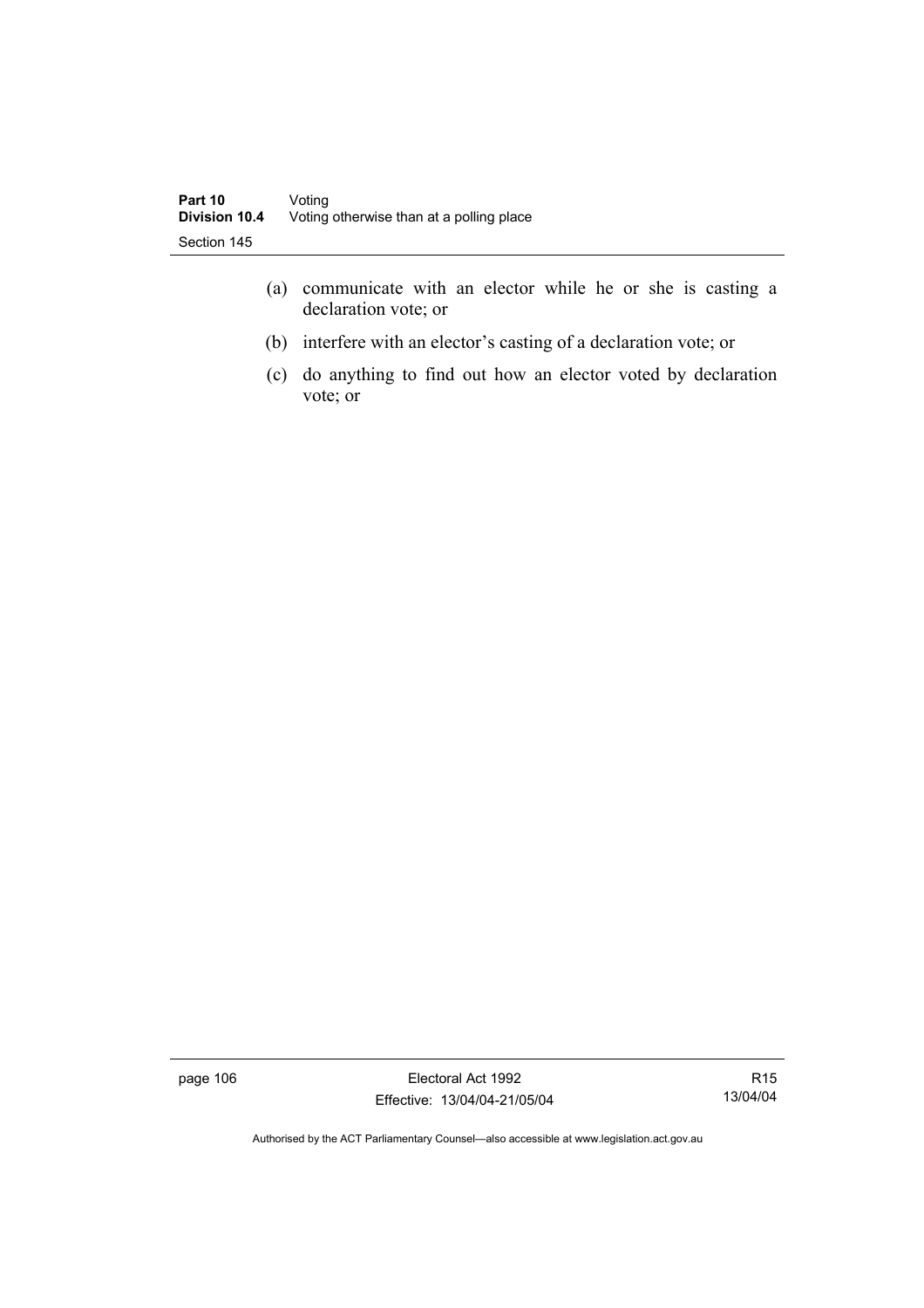(a) communicate with an elector while he or she is casting a declaration vote; or

(b) interfere with an elector's casting of a declaration vote; or

(c) do anything to find out how an elector voted by declaration vote; or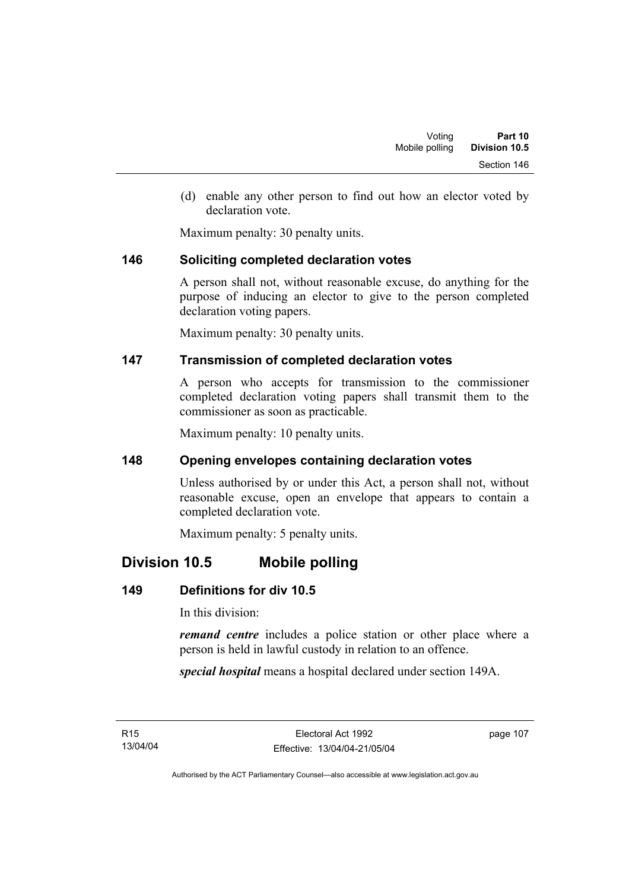(d) enable any other person to find out how an elector voted by declaration vote.

Maximum penalty: 30 penalty units.

### 146 Soliciting completed declaration votes

A person shall not, without reasonable excuse, do anything for the purpose of inducing an elector to give to the person completed declaration voting papers.

Maximum penalty: 30 penalty units.

### 147 Transmission of completed declaration votes

A person who accepts for transmission to the commissioner completed declaration voting papers shall transmit them to the commissioner as soon as practicable.

Maximum penalty: 10 penalty units.

### 148 Opening envelopes containing declaration votes

Unless authorised by or under this Act, a person shall not, without reasonable excuse, open an envelope that appears to contain a completed declaration vote.

Maximum penalty: 5 penalty units.

## Division 10.5 Mobile polling

### 149 Definitions for div 10.5

In this division:

***remand centre*** includes a police station or other place where a person is held in lawful custody in relation to an offence.

***special hospital*** means a hospital declared under section 149A.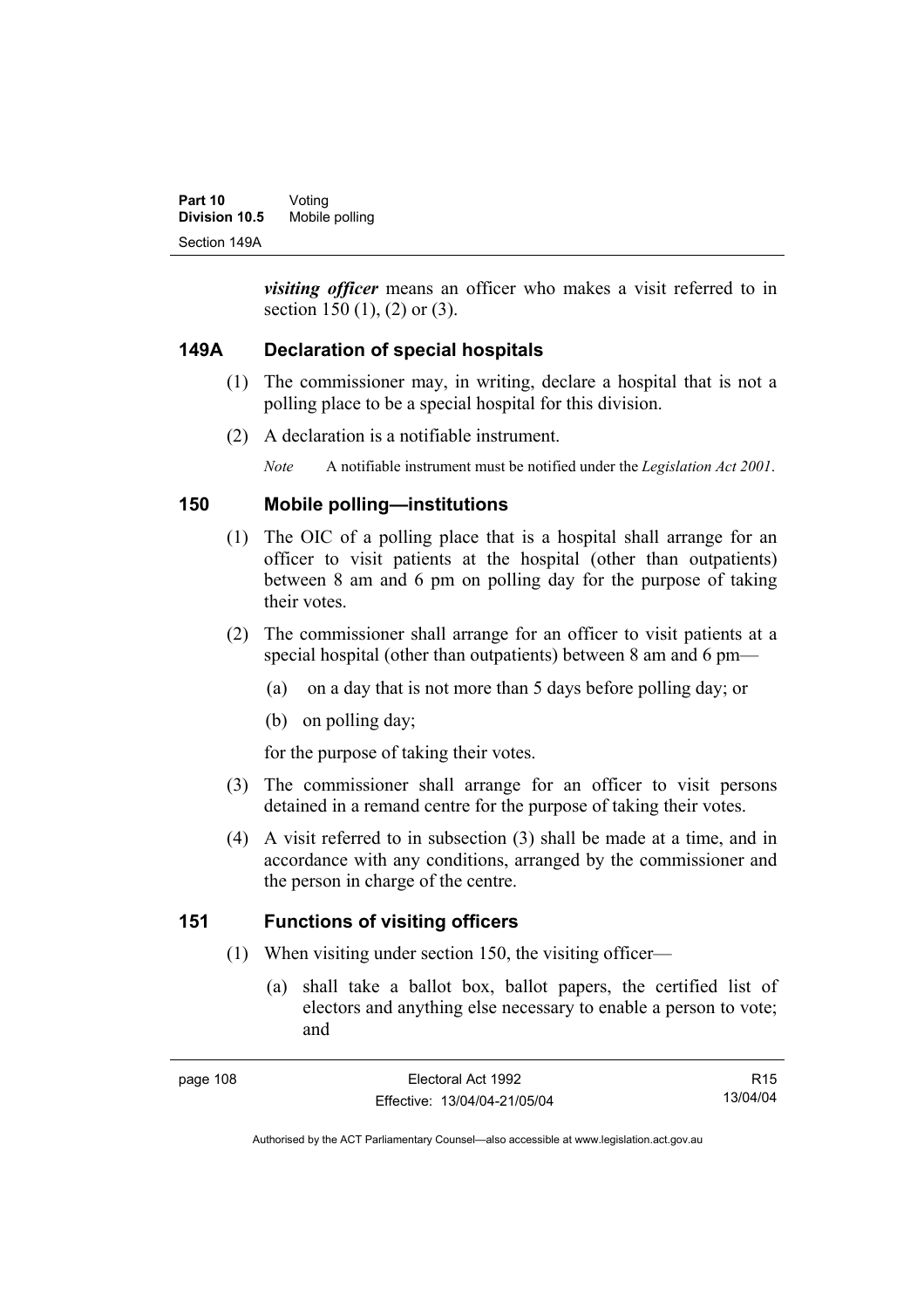***visiting officer*** means an officer who makes a visit referred to in section 150 (1), (2) or (3).

## 149A Declaration of special hospitals

(1) The commissioner may, in writing, declare a hospital that is not a polling place to be a special hospital for this division.

(2) A declaration is a notifiable instrument.

*Note* A notifiable instrument must be notified under the *Legislation Act 2001*.

## 150 Mobile polling—institutions

(1) The OIC of a polling place that is a hospital shall arrange for an officer to visit patients at the hospital (other than outpatients) between 8 am and 6 pm on polling day for the purpose of taking their votes.

(2) The commissioner shall arrange for an officer to visit patients at a special hospital (other than outpatients) between 8 am and 6 pm—

(a) on a day that is not more than 5 days before polling day; or

(b) on polling day;

for the purpose of taking their votes.

(3) The commissioner shall arrange for an officer to visit persons detained in a remand centre for the purpose of taking their votes.

(4) A visit referred to in subsection (3) shall be made at a time, and in accordance with any conditions, arranged by the commissioner and the person in charge of the centre.

## 151 Functions of visiting officers

(1) When visiting under section 150, the visiting officer—

(a) shall take a ballot box, ballot papers, the certified list of electors and anything else necessary to enable a person to vote; and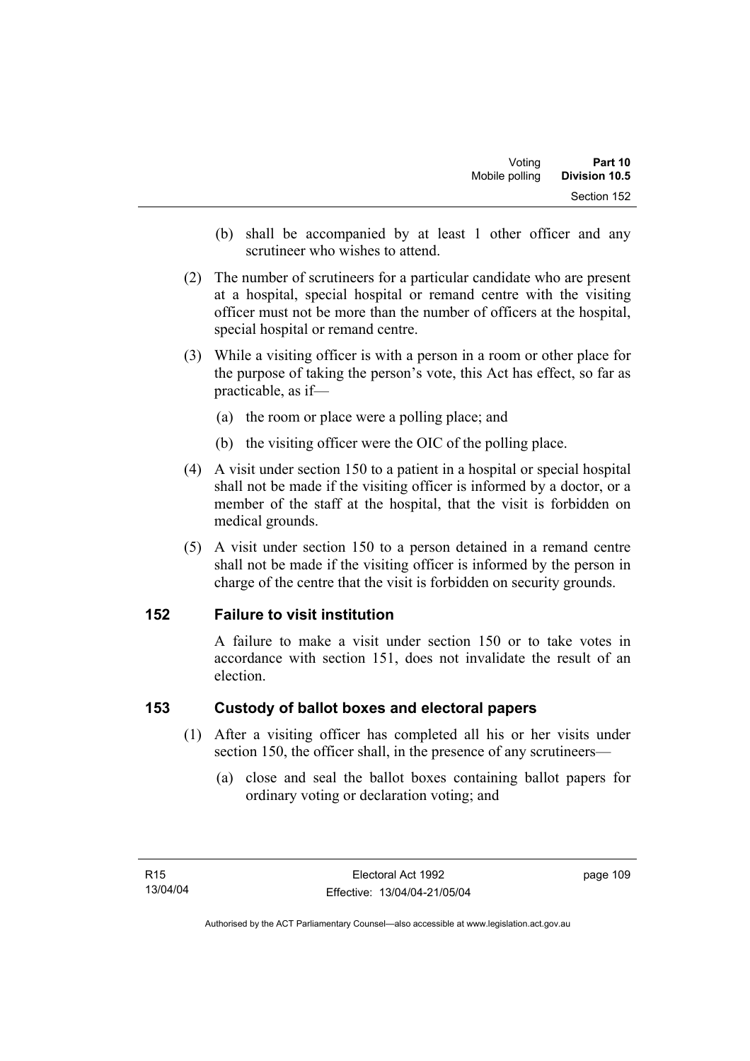(b) shall be accompanied by at least 1 other officer and any scrutineer who wishes to attend.

(2) The number of scrutineers for a particular candidate who are present at a hospital, special hospital or remand centre with the visiting officer must not be more than the number of officers at the hospital, special hospital or remand centre.

(3) While a visiting officer is with a person in a room or other place for the purpose of taking the person's vote, this Act has effect, so far as practicable, as if—

(a) the room or place were a polling place; and

(b) the visiting officer were the OIC of the polling place.

(4) A visit under section 150 to a patient in a hospital or special hospital shall not be made if the visiting officer is informed by a doctor, or a member of the staff at the hospital, that the visit is forbidden on medical grounds.

(5) A visit under section 150 to a person detained in a remand centre shall not be made if the visiting officer is informed by the person in charge of the centre that the visit is forbidden on security grounds.

## 152 Failure to visit institution

A failure to make a visit under section 150 or to take votes in accordance with section 151, does not invalidate the result of an election.

## 153 Custody of ballot boxes and electoral papers

(1) After a visiting officer has completed all his or her visits under section 150, the officer shall, in the presence of any scrutineers—

(a) close and seal the ballot boxes containing ballot papers for ordinary voting or declaration voting; and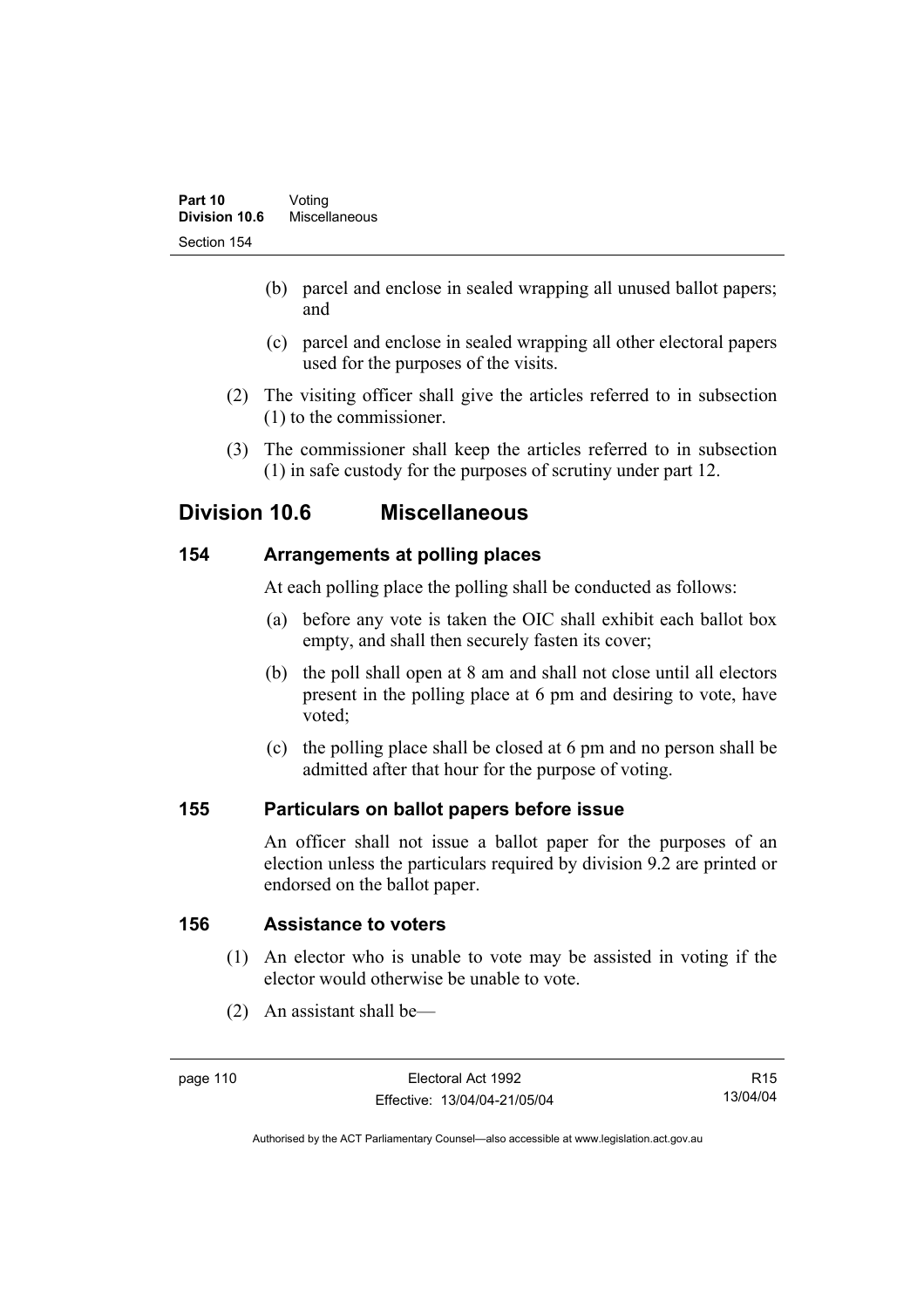(b) parcel and enclose in sealed wrapping all unused ballot papers; and

(c) parcel and enclose in sealed wrapping all other electoral papers used for the purposes of the visits.

(2) The visiting officer shall give the articles referred to in subsection (1) to the commissioner.

(3) The commissioner shall keep the articles referred to in subsection (1) in safe custody for the purposes of scrutiny under part 12.

## Division 10.6 Miscellaneous

### 154 Arrangements at polling places

At each polling place the polling shall be conducted as follows:

(a) before any vote is taken the OIC shall exhibit each ballot box empty, and shall then securely fasten its cover;

(b) the poll shall open at 8 am and shall not close until all electors present in the polling place at 6 pm and desiring to vote, have voted;

(c) the polling place shall be closed at 6 pm and no person shall be admitted after that hour for the purpose of voting.

### 155 Particulars on ballot papers before issue

An officer shall not issue a ballot paper for the purposes of an election unless the particulars required by division 9.2 are printed or endorsed on the ballot paper.

### 156 Assistance to voters

(1) An elector who is unable to vote may be assisted in voting if the elector would otherwise be unable to vote.

(2) An assistant shall be—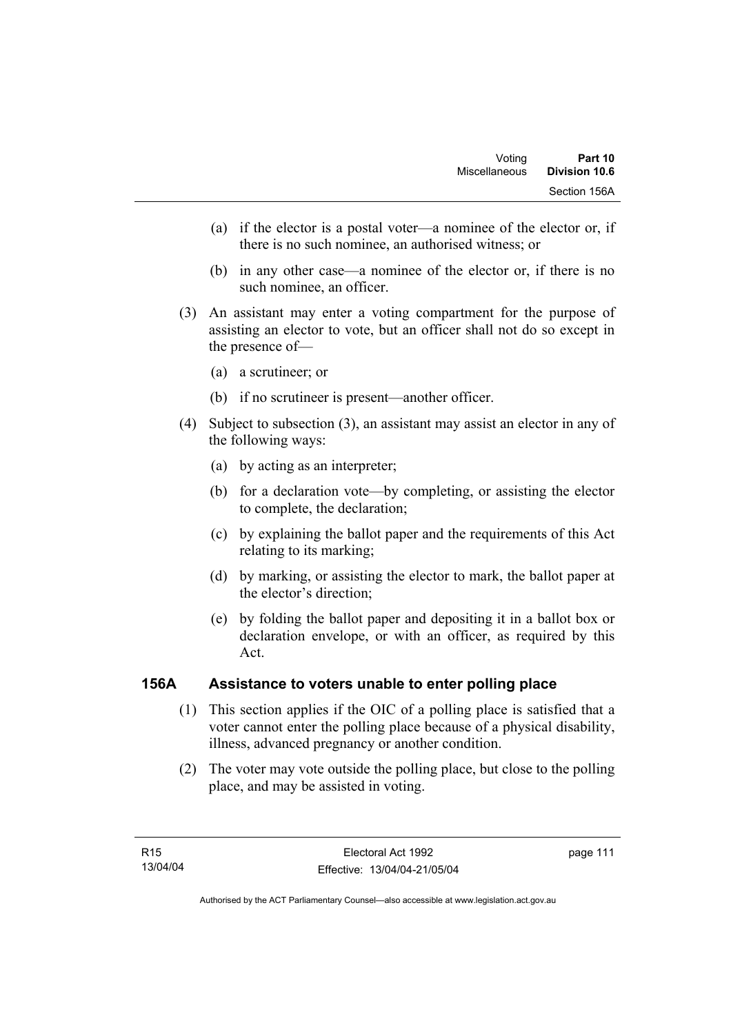(a) if the elector is a postal voter—a nominee of the elector or, if there is no such nominee, an authorised witness; or

(b) in any other case—a nominee of the elector or, if there is no such nominee, an officer.

(3) An assistant may enter a voting compartment for the purpose of assisting an elector to vote, but an officer shall not do so except in the presence of—

(a) a scrutineer; or

(b) if no scrutineer is present—another officer.

(4) Subject to subsection (3), an assistant may assist an elector in any of the following ways:

(a) by acting as an interpreter;

(b) for a declaration vote—by completing, or assisting the elector to complete, the declaration;

(c) by explaining the ballot paper and the requirements of this Act relating to its marking;

(d) by marking, or assisting the elector to mark, the ballot paper at the elector's direction;

(e) by folding the ballot paper and depositing it in a ballot box or declaration envelope, or with an officer, as required by this Act.

## 156A Assistance to voters unable to enter polling place

(1) This section applies if the OIC of a polling place is satisfied that a voter cannot enter the polling place because of a physical disability, illness, advanced pregnancy or another condition.

(2) The voter may vote outside the polling place, but close to the polling place, and may be assisted in voting.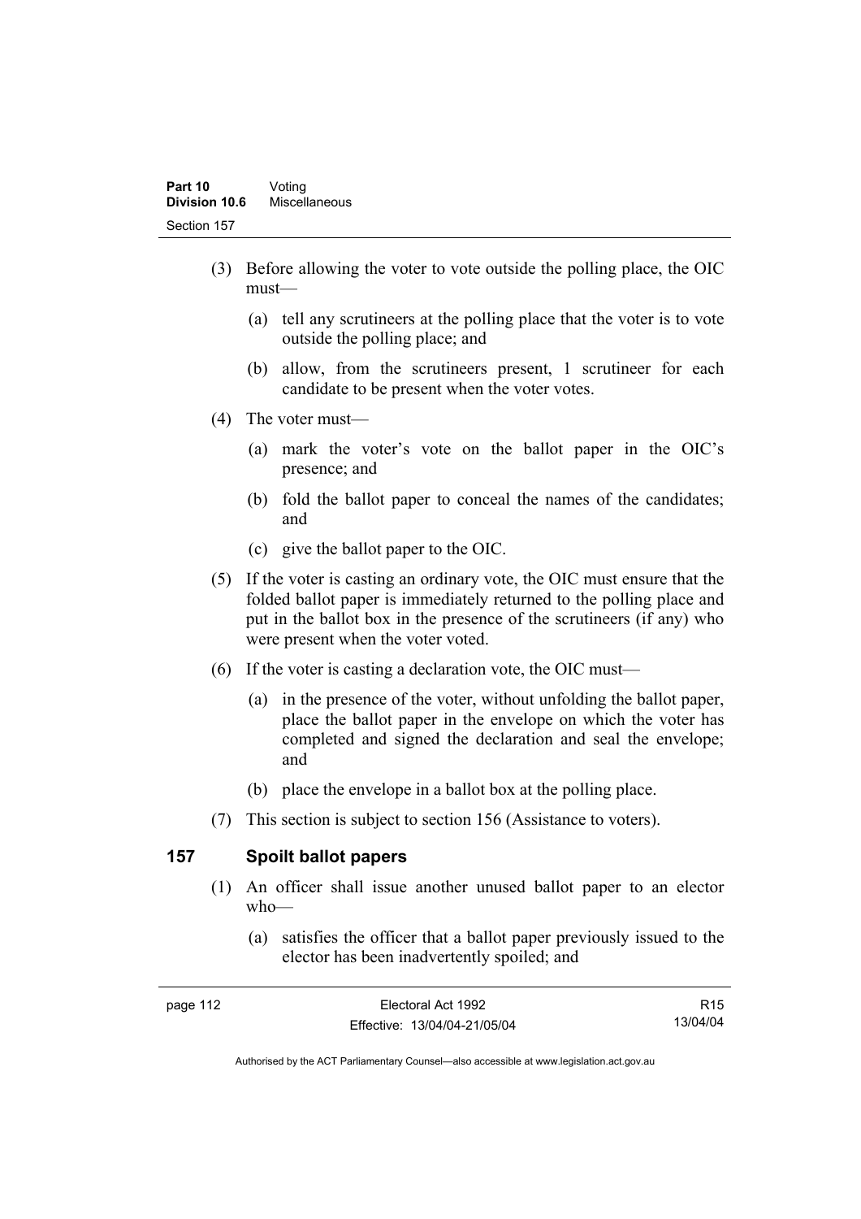(3) Before allowing the voter to vote outside the polling place, the OIC must—

(a) tell any scrutineers at the polling place that the voter is to vote outside the polling place; and

(b) allow, from the scrutineers present, 1 scrutineer for each candidate to be present when the voter votes.

(4) The voter must—

(a) mark the voter's vote on the ballot paper in the OIC's presence; and

(b) fold the ballot paper to conceal the names of the candidates; and

(c) give the ballot paper to the OIC.

(5) If the voter is casting an ordinary vote, the OIC must ensure that the folded ballot paper is immediately returned to the polling place and put in the ballot box in the presence of the scrutineers (if any) who were present when the voter voted.

(6) If the voter is casting a declaration vote, the OIC must—

(a) in the presence of the voter, without unfolding the ballot paper, place the ballot paper in the envelope on which the voter has completed and signed the declaration and seal the envelope; and

(b) place the envelope in a ballot box at the polling place.

(7) This section is subject to section 156 (Assistance to voters).

## 157 Spoilt ballot papers

(1) An officer shall issue another unused ballot paper to an elector who—

(a) satisfies the officer that a ballot paper previously issued to the elector has been inadvertently spoiled; and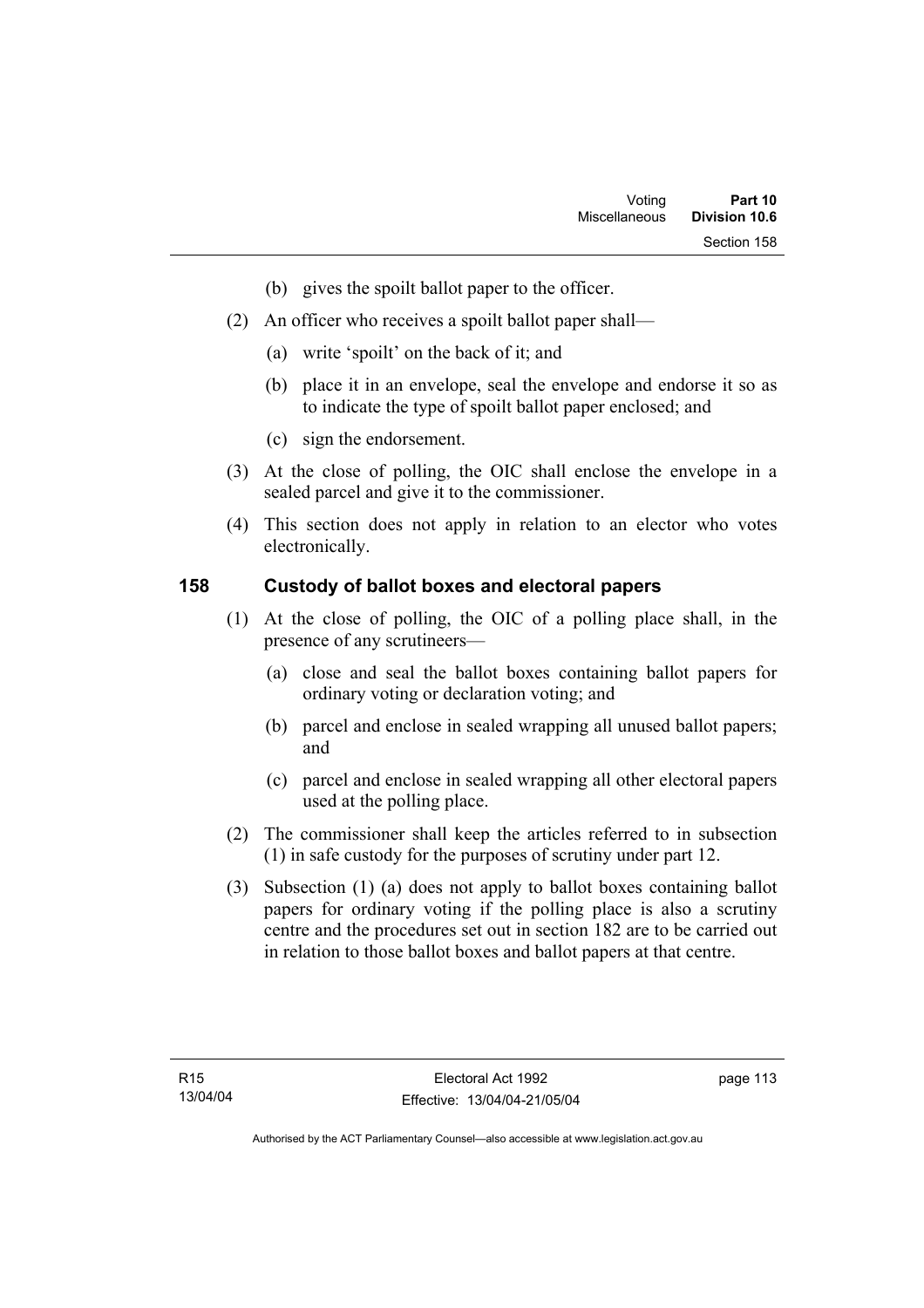(b) gives the spoilt ballot paper to the officer.

(2) An officer who receives a spoilt ballot paper shall—

(a) write 'spoilt' on the back of it; and

(b) place it in an envelope, seal the envelope and endorse it so as to indicate the type of spoilt ballot paper enclosed; and

(c) sign the endorsement.

(3) At the close of polling, the OIC shall enclose the envelope in a sealed parcel and give it to the commissioner.

(4) This section does not apply in relation to an elector who votes electronically.

### 158 Custody of ballot boxes and electoral papers

(1) At the close of polling, the OIC of a polling place shall, in the presence of any scrutineers—

(a) close and seal the ballot boxes containing ballot papers for ordinary voting or declaration voting; and

(b) parcel and enclose in sealed wrapping all unused ballot papers; and

(c) parcel and enclose in sealed wrapping all other electoral papers used at the polling place.

(2) The commissioner shall keep the articles referred to in subsection (1) in safe custody for the purposes of scrutiny under part 12.

(3) Subsection (1) (a) does not apply to ballot boxes containing ballot papers for ordinary voting if the polling place is also a scrutiny centre and the procedures set out in section 182 are to be carried out in relation to those ballot boxes and ballot papers at that centre.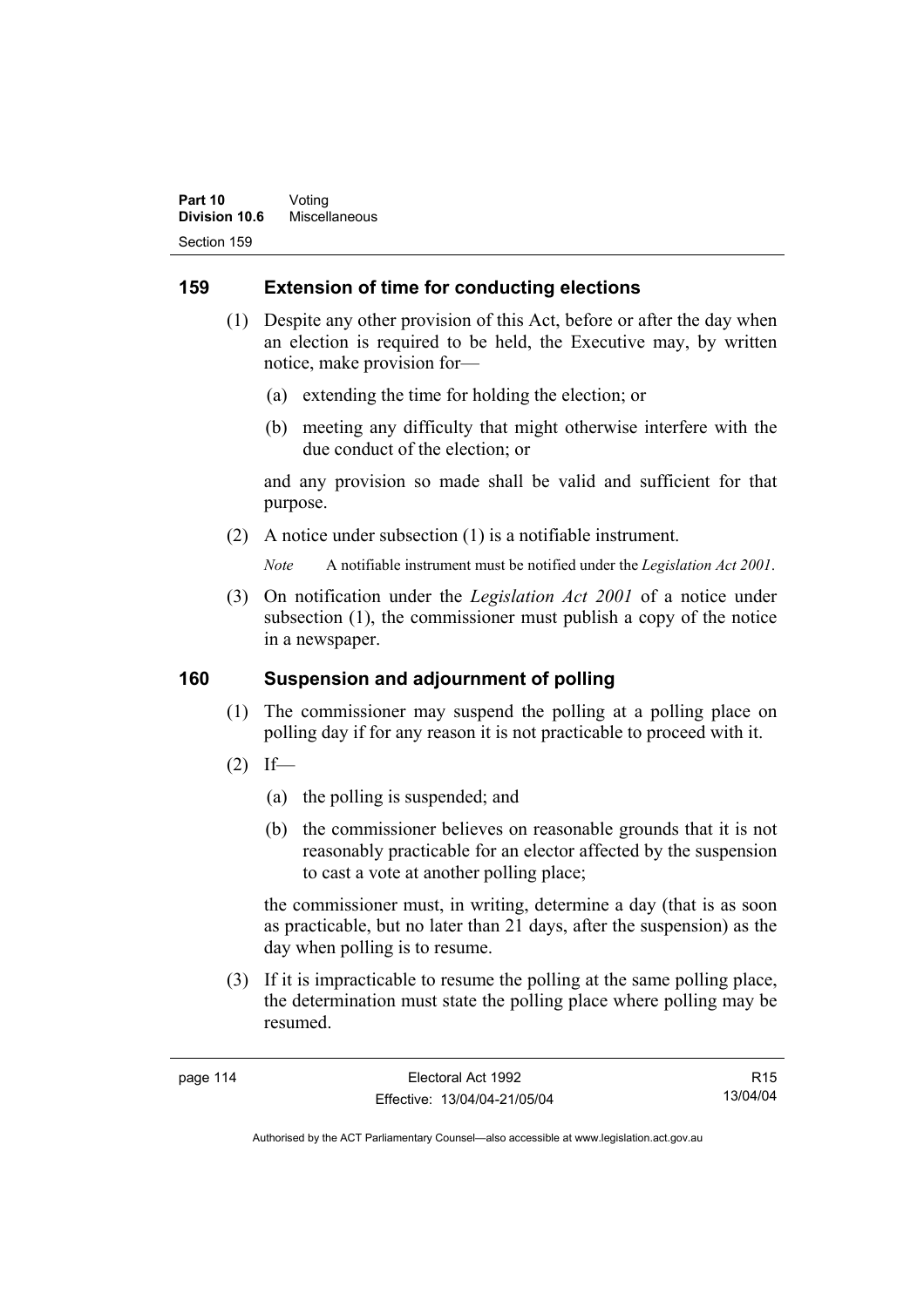## 159 Extension of time for conducting elections

(1) Despite any other provision of this Act, before or after the day when an election is required to be held, the Executive may, by written notice, make provision for—

(a) extending the time for holding the election; or

(b) meeting any difficulty that might otherwise interfere with the due conduct of the election; or

and any provision so made shall be valid and sufficient for that purpose.

(2) A notice under subsection (1) is a notifiable instrument.

*Note* A notifiable instrument must be notified under the *Legislation Act 2001*.

(3) On notification under the *Legislation Act 2001* of a notice under subsection (1), the commissioner must publish a copy of the notice in a newspaper.

## 160 Suspension and adjournment of polling

(1) The commissioner may suspend the polling at a polling place on polling day if for any reason it is not practicable to proceed with it.

(2) If—

(a) the polling is suspended; and

(b) the commissioner believes on reasonable grounds that it is not reasonably practicable for an elector affected by the suspension to cast a vote at another polling place;

the commissioner must, in writing, determine a day (that is as soon as practicable, but no later than 21 days, after the suspension) as the day when polling is to resume.

(3) If it is impracticable to resume the polling at the same polling place, the determination must state the polling place where polling may be resumed.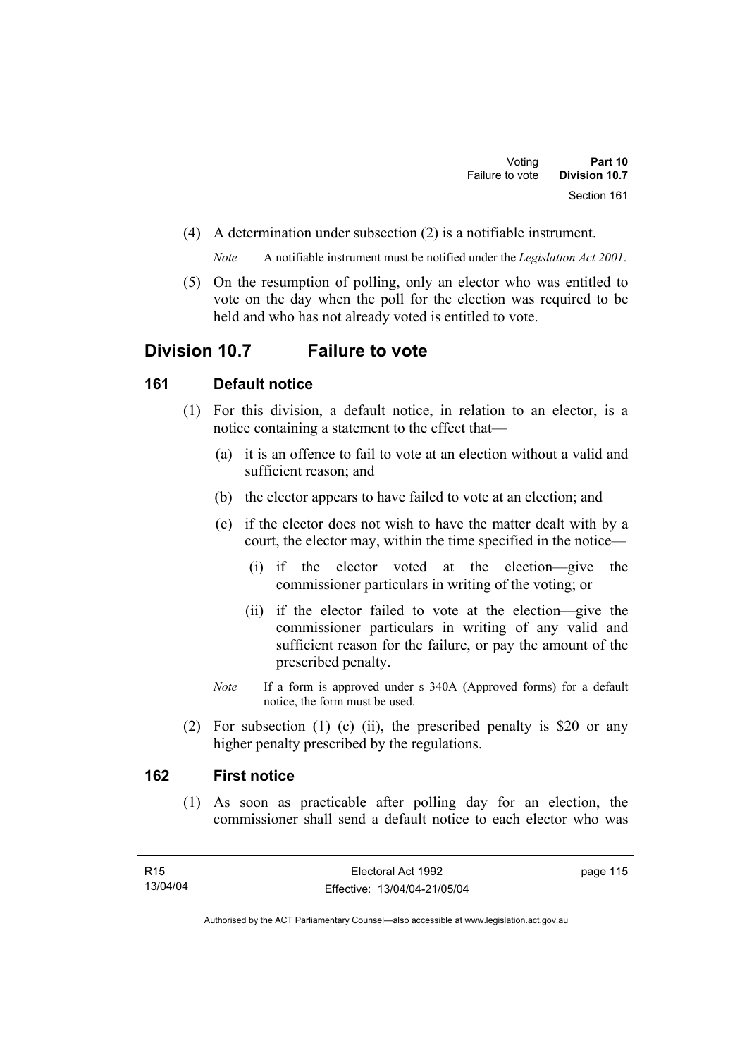(4) A determination under subsection (2) is a notifiable instrument.

*Note* A notifiable instrument must be notified under the *Legislation Act 2001*.

(5) On the resumption of polling, only an elector who was entitled to vote on the day when the poll for the election was required to be held and who has not already voted is entitled to vote.

## Division 10.7 Failure to vote

### 161 Default notice

(1) For this division, a default notice, in relation to an elector, is a notice containing a statement to the effect that—

(a) it is an offence to fail to vote at an election without a valid and sufficient reason; and

(b) the elector appears to have failed to vote at an election; and

(c) if the elector does not wish to have the matter dealt with by a court, the elector may, within the time specified in the notice—

(i) if the elector voted at the election—give the commissioner particulars in writing of the voting; or

(ii) if the elector failed to vote at the election—give the commissioner particulars in writing of any valid and sufficient reason for the failure, or pay the amount of the prescribed penalty.

*Note* If a form is approved under s 340A (Approved forms) for a default notice, the form must be used.

(2) For subsection (1) (c) (ii), the prescribed penalty is $20 or any higher penalty prescribed by the regulations.

### 162 First notice

(1) As soon as practicable after polling day for an election, the commissioner shall send a default notice to each elector who was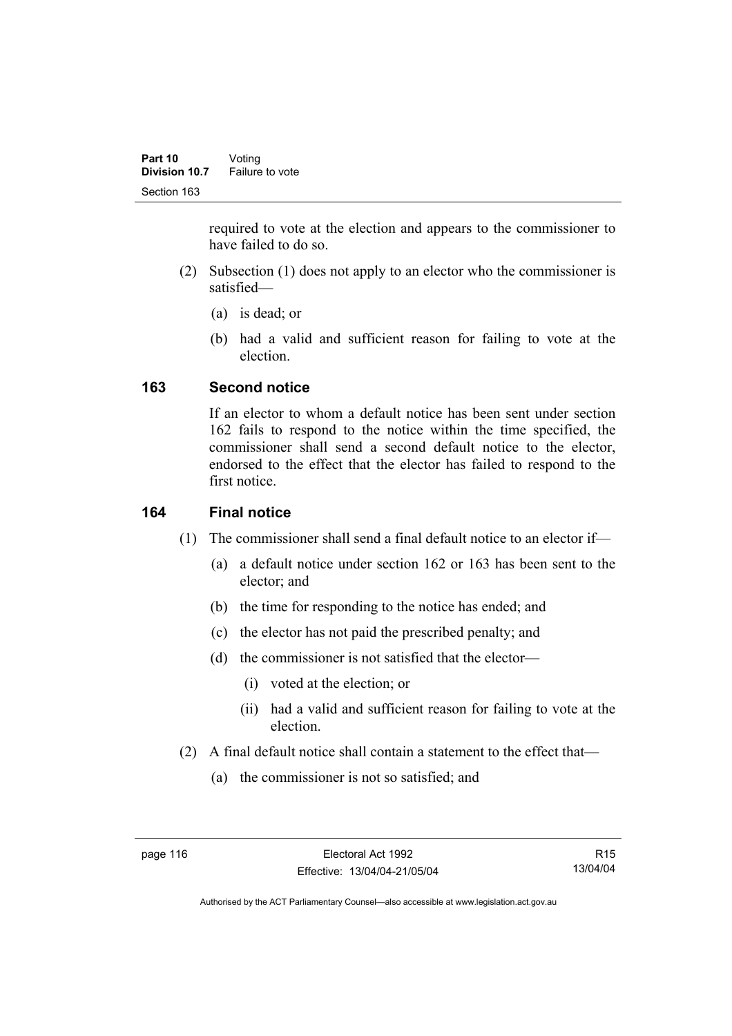required to vote at the election and appears to the commissioner to have failed to do so.

(2) Subsection (1) does not apply to an elector who the commissioner is satisfied—

(a) is dead; or

(b) had a valid and sufficient reason for failing to vote at the election.

## 163 Second notice

If an elector to whom a default notice has been sent under section 162 fails to respond to the notice within the time specified, the commissioner shall send a second default notice to the elector, endorsed to the effect that the elector has failed to respond to the first notice.

## 164 Final notice

(1) The commissioner shall send a final default notice to an elector if—

(a) a default notice under section 162 or 163 has been sent to the elector; and

(b) the time for responding to the notice has ended; and

(c) the elector has not paid the prescribed penalty; and

(d) the commissioner is not satisfied that the elector—

(i) voted at the election; or

(ii) had a valid and sufficient reason for failing to vote at the election.

(2) A final default notice shall contain a statement to the effect that—

(a) the commissioner is not so satisfied; and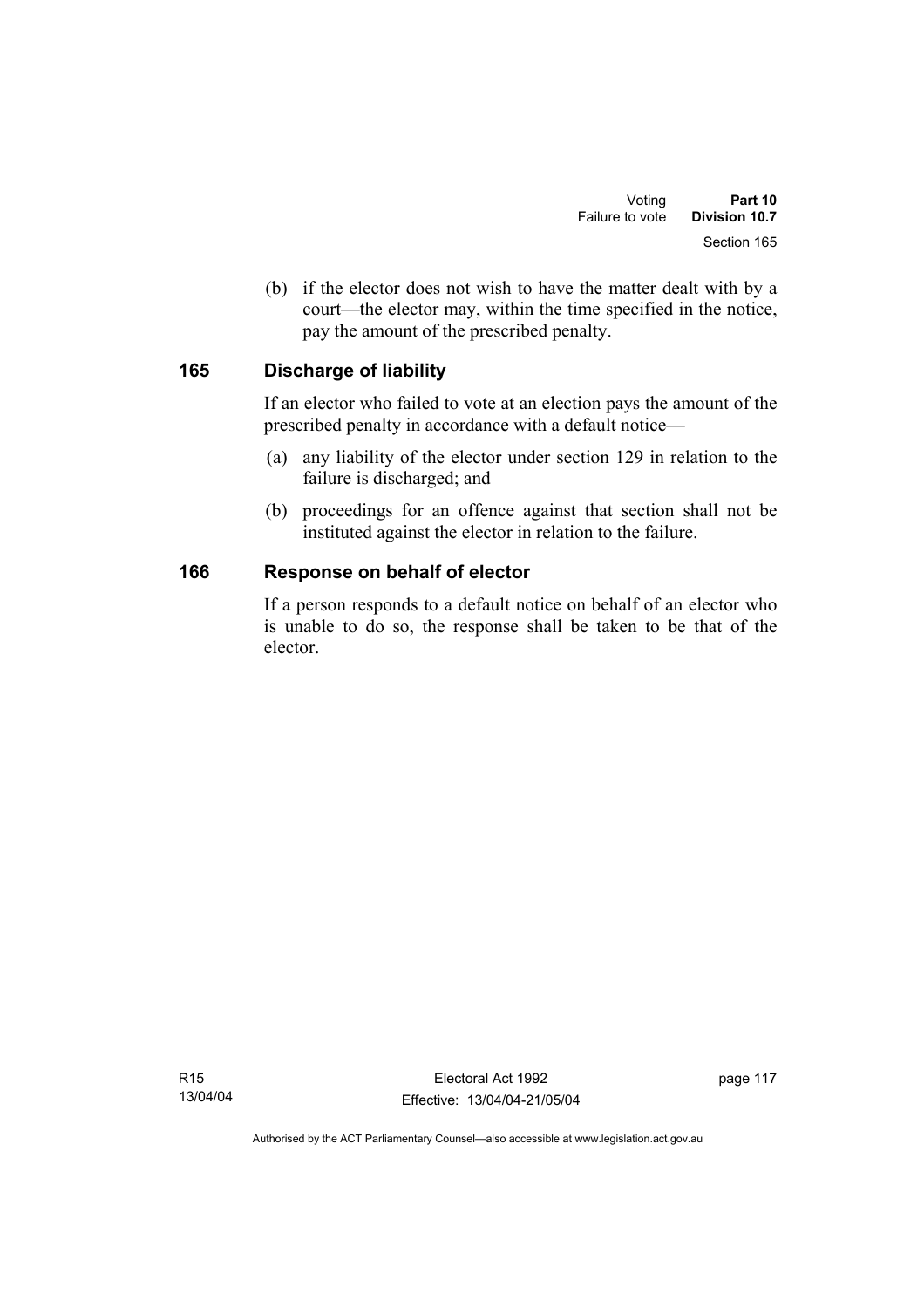(b) if the elector does not wish to have the matter dealt with by a court—the elector may, within the time specified in the notice, pay the amount of the prescribed penalty.

## 165 Discharge of liability

If an elector who failed to vote at an election pays the amount of the prescribed penalty in accordance with a default notice—

(a) any liability of the elector under section 129 in relation to the failure is discharged; and

(b) proceedings for an offence against that section shall not be instituted against the elector in relation to the failure.

## 166 Response on behalf of elector

If a person responds to a default notice on behalf of an elector who is unable to do so, the response shall be taken to be that of the elector.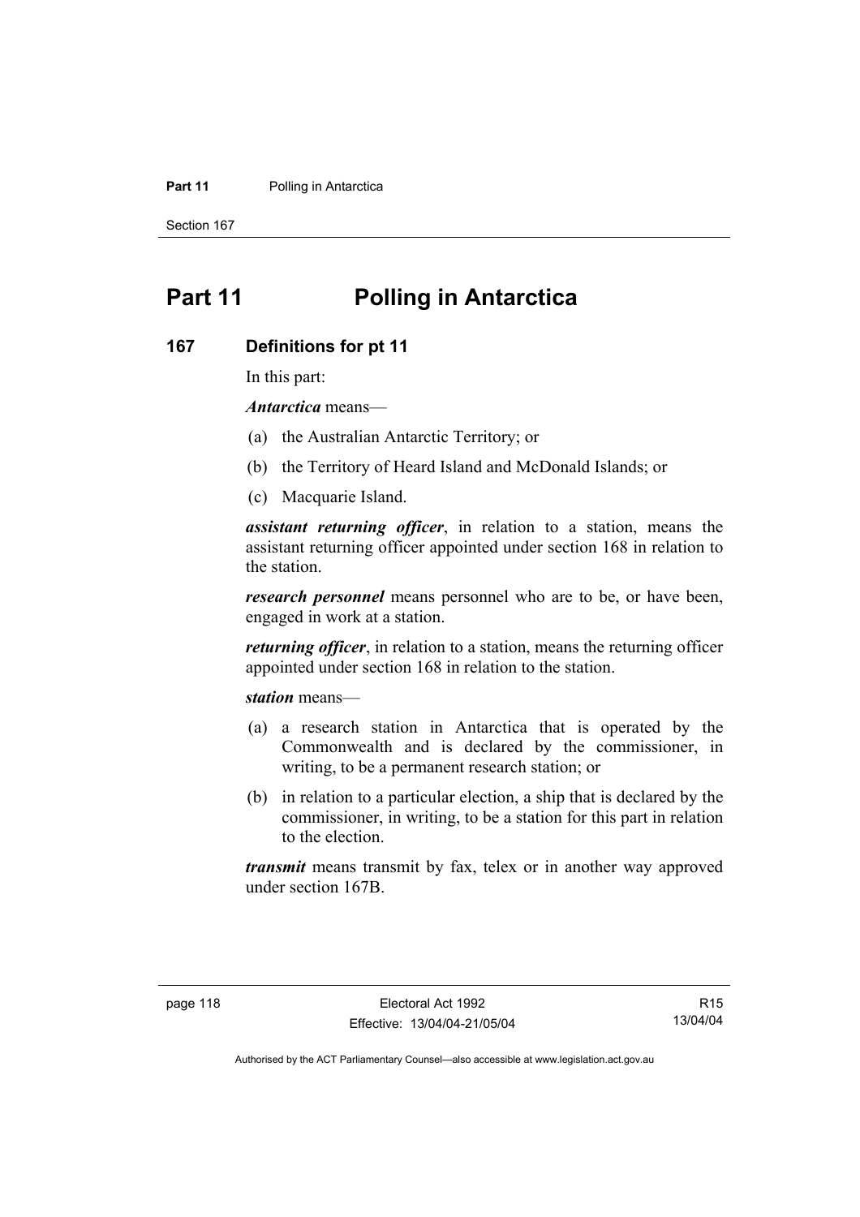# Part 11 Polling in Antarctica

## 167 Definitions for pt 11

In this part:

***Antarctica*** means—

(a) the Australian Antarctic Territory; or

(b) the Territory of Heard Island and McDonald Islands; or

(c) Macquarie Island.

***assistant returning officer***, in relation to a station, means the assistant returning officer appointed under section 168 in relation to the station.

***research personnel*** means personnel who are to be, or have been, engaged in work at a station.

***returning officer***, in relation to a station, means the returning officer appointed under section 168 in relation to the station.

***station*** means—

(a) a research station in Antarctica that is operated by the Commonwealth and is declared by the commissioner, in writing, to be a permanent research station; or

(b) in relation to a particular election, a ship that is declared by the commissioner, in writing, to be a station for this part in relation to the election.

***transmit*** means transmit by fax, telex or in another way approved under section 167B.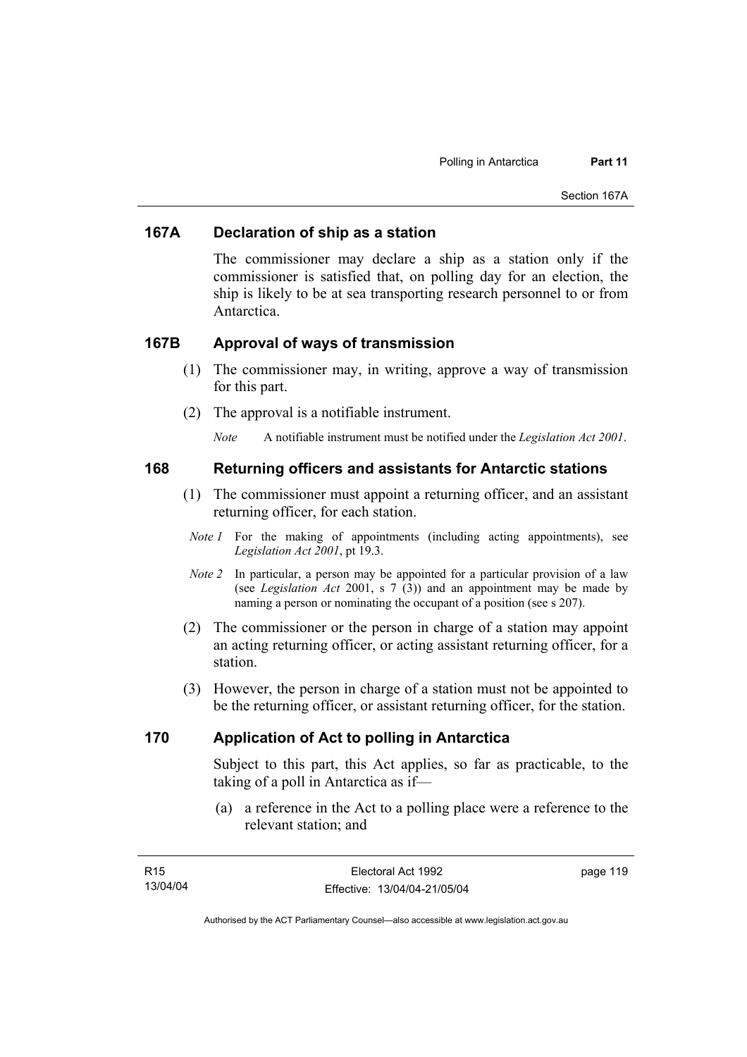### 167A Declaration of ship as a station

The commissioner may declare a ship as a station only if the commissioner is satisfied that, on polling day for an election, the ship is likely to be at sea transporting research personnel to or from Antarctica.

### 167B Approval of ways of transmission

(1) The commissioner may, in writing, approve a way of transmission for this part.

(2) The approval is a notifiable instrument.

*Note* A notifiable instrument must be notified under the *Legislation Act 2001*.

### 168 Returning officers and assistants for Antarctic stations

(1) The commissioner must appoint a returning officer, and an assistant returning officer, for each station.

*Note 1* For the making of appointments (including acting appointments), see *Legislation Act 2001*, pt 19.3.

*Note 2* In particular, a person may be appointed for a particular provision of a law (see *Legislation Act* 2001, s 7 (3)) and an appointment may be made by naming a person or nominating the occupant of a position (see s 207).

(2) The commissioner or the person in charge of a station may appoint an acting returning officer, or acting assistant returning officer, for a station.

(3) However, the person in charge of a station must not be appointed to be the returning officer, or assistant returning officer, for the station.

### 170 Application of Act to polling in Antarctica

Subject to this part, this Act applies, so far as practicable, to the taking of a poll in Antarctica as if—

(a) a reference in the Act to a polling place were a reference to the relevant station; and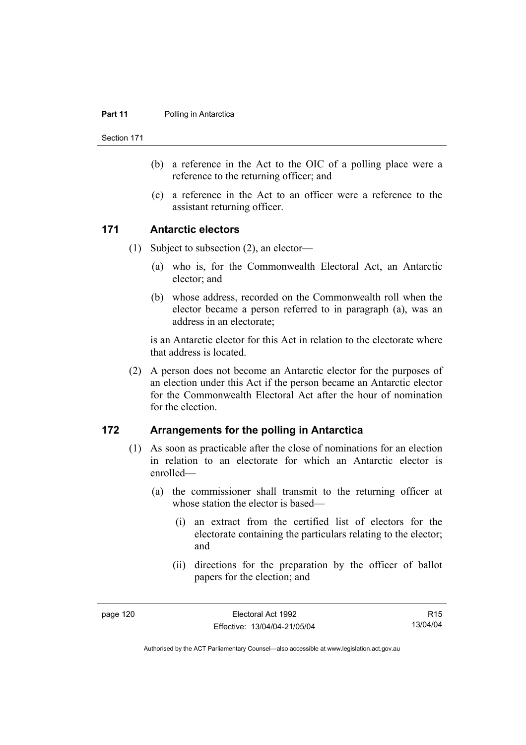(b) a reference in the Act to the OIC of a polling place were a reference to the returning officer; and

(c) a reference in the Act to an officer were a reference to the assistant returning officer.

## 171 Antarctic electors

(1) Subject to subsection (2), an elector—

(a) who is, for the Commonwealth Electoral Act, an Antarctic elector; and

(b) whose address, recorded on the Commonwealth roll when the elector became a person referred to in paragraph (a), was an address in an electorate;

is an Antarctic elector for this Act in relation to the electorate where that address is located.

(2) A person does not become an Antarctic elector for the purposes of an election under this Act if the person became an Antarctic elector for the Commonwealth Electoral Act after the hour of nomination for the election.

## 172 Arrangements for the polling in Antarctica

(1) As soon as practicable after the close of nominations for an election in relation to an electorate for which an Antarctic elector is enrolled—

(a) the commissioner shall transmit to the returning officer at whose station the elector is based—

(i) an extract from the certified list of electors for the electorate containing the particulars relating to the elector; and

(ii) directions for the preparation by the officer of ballot papers for the election; and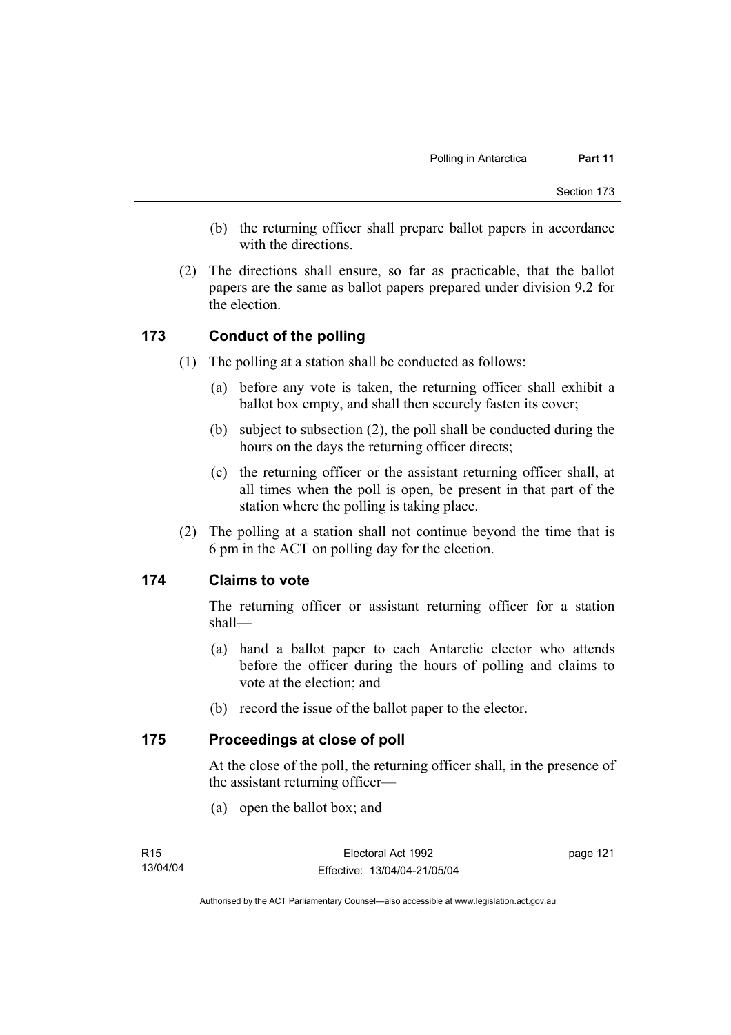(b) the returning officer shall prepare ballot papers in accordance with the directions.

(2) The directions shall ensure, so far as practicable, that the ballot papers are the same as ballot papers prepared under division 9.2 for the election.

### 173 Conduct of the polling

(1) The polling at a station shall be conducted as follows:

(a) before any vote is taken, the returning officer shall exhibit a ballot box empty, and shall then securely fasten its cover;

(b) subject to subsection (2), the poll shall be conducted during the hours on the days the returning officer directs;

(c) the returning officer or the assistant returning officer shall, at all times when the poll is open, be present in that part of the station where the polling is taking place.

(2) The polling at a station shall not continue beyond the time that is 6 pm in the ACT on polling day for the election.

### 174 Claims to vote

The returning officer or assistant returning officer for a station shall—

(a) hand a ballot paper to each Antarctic elector who attends before the officer during the hours of polling and claims to vote at the election; and

(b) record the issue of the ballot paper to the elector.

### 175 Proceedings at close of poll

At the close of the poll, the returning officer shall, in the presence of the assistant returning officer—

(a) open the ballot box; and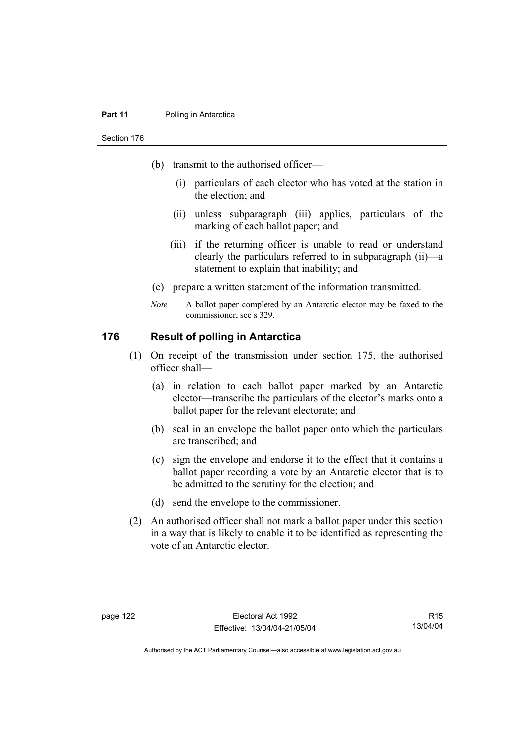(b) transmit to the authorised officer—

   (i) particulars of each elector who has voted at the station in the election; and

   (ii) unless subparagraph (iii) applies, particulars of the marking of each ballot paper; and

   (iii) if the returning officer is unable to read or understand clearly the particulars referred to in subparagraph (ii)—a statement to explain that inability; and

(c) prepare a written statement of the information transmitted.

*Note* A ballot paper completed by an Antarctic elector may be faxed to the commissioner, see s 329.

## 176 Result of polling in Antarctica

(1) On receipt of the transmission under section 175, the authorised officer shall—

   (a) in relation to each ballot paper marked by an Antarctic elector—transcribe the particulars of the elector's marks onto a ballot paper for the relevant electorate; and

   (b) seal in an envelope the ballot paper onto which the particulars are transcribed; and

   (c) sign the envelope and endorse it to the effect that it contains a ballot paper recording a vote by an Antarctic elector that is to be admitted to the scrutiny for the election; and

   (d) send the envelope to the commissioner.

(2) An authorised officer shall not mark a ballot paper under this section in a way that is likely to enable it to be identified as representing the vote of an Antarctic elector.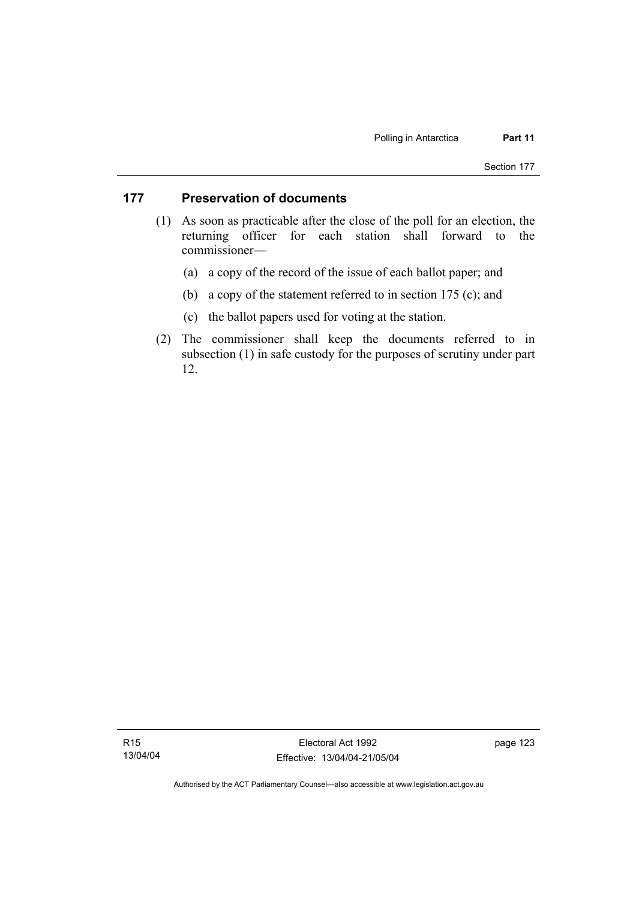## 177 Preservation of documents

(1) As soon as practicable after the close of the poll for an election, the returning officer for each station shall forward to the commissioner—

(a) a copy of the record of the issue of each ballot paper; and

(b) a copy of the statement referred to in section 175 (c); and

(c) the ballot papers used for voting at the station.

(2) The commissioner shall keep the documents referred to in subsection (1) in safe custody for the purposes of scrutiny under part 12.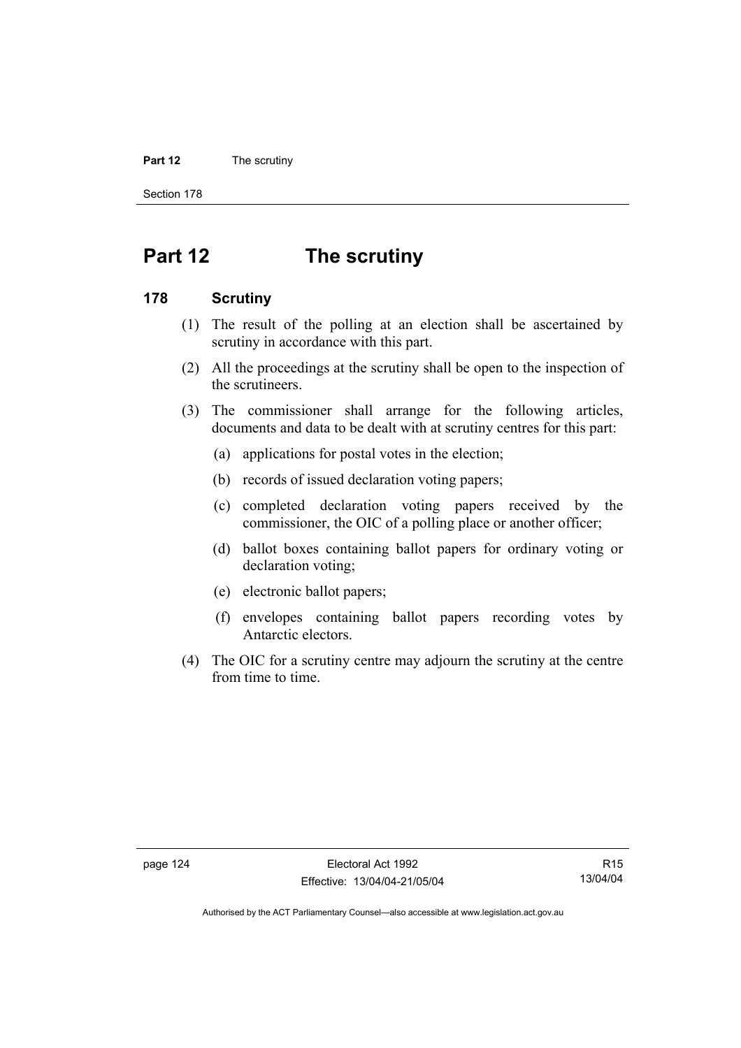# Part 12 The scrutiny

## 178 Scrutiny

(1) The result of the polling at an election shall be ascertained by scrutiny in accordance with this part.

(2) All the proceedings at the scrutiny shall be open to the inspection of the scrutineers.

(3) The commissioner shall arrange for the following articles, documents and data to be dealt with at scrutiny centres for this part:

- (a) applications for postal votes in the election;
- (b) records of issued declaration voting papers;
- (c) completed declaration voting papers received by the commissioner, the OIC of a polling place or another officer;
- (d) ballot boxes containing ballot papers for ordinary voting or declaration voting;
- (e) electronic ballot papers;
- (f) envelopes containing ballot papers recording votes by Antarctic electors.

(4) The OIC for a scrutiny centre may adjourn the scrutiny at the centre from time to time.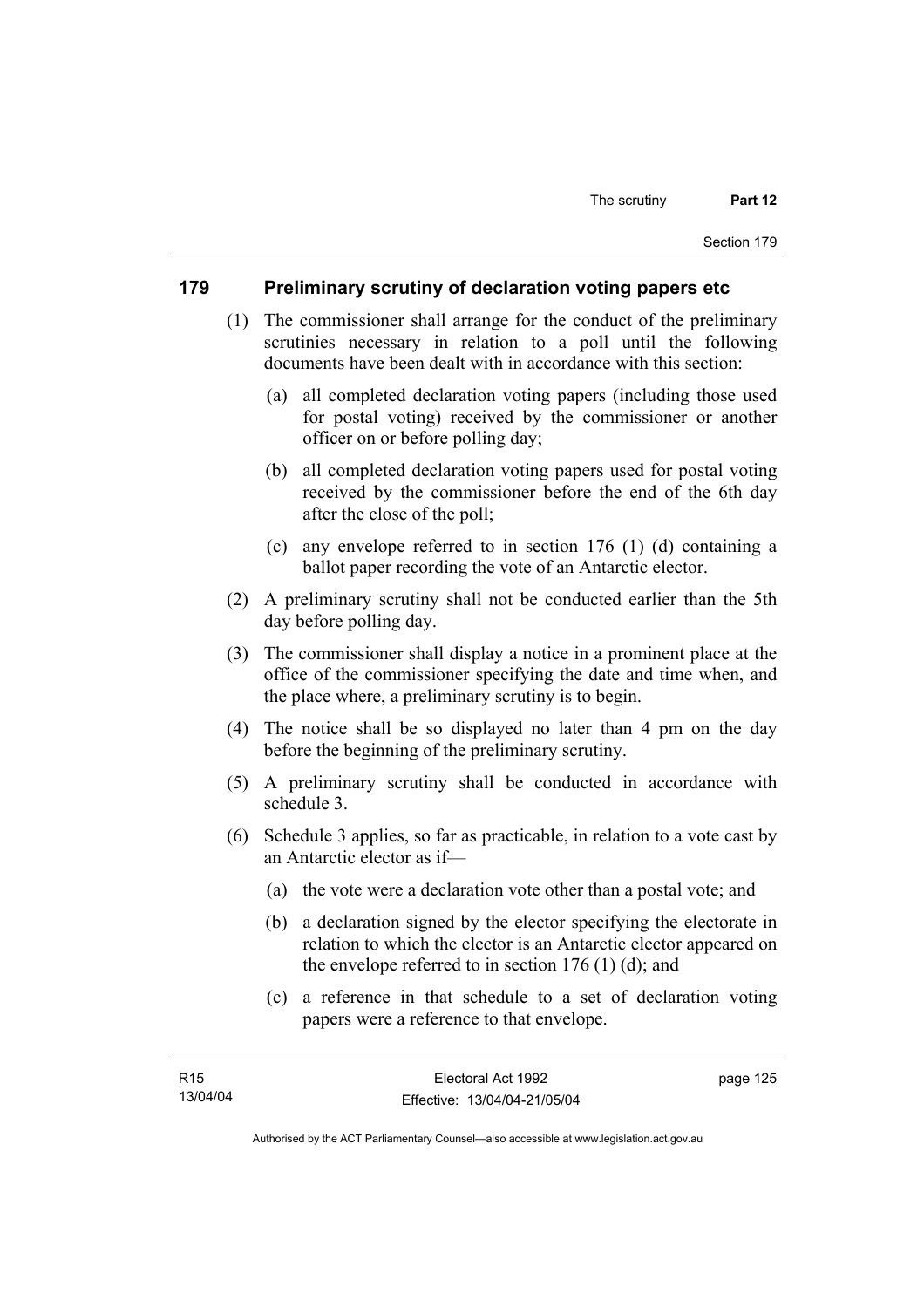## 179 Preliminary scrutiny of declaration voting papers etc

(1) The commissioner shall arrange for the conduct of the preliminary scrutinies necessary in relation to a poll until the following documents have been dealt with in accordance with this section:

(a) all completed declaration voting papers (including those used for postal voting) received by the commissioner or another officer on or before polling day;

(b) all completed declaration voting papers used for postal voting received by the commissioner before the end of the 6th day after the close of the poll;

(c) any envelope referred to in section 176 (1) (d) containing a ballot paper recording the vote of an Antarctic elector.

(2) A preliminary scrutiny shall not be conducted earlier than the 5th day before polling day.

(3) The commissioner shall display a notice in a prominent place at the office of the commissioner specifying the date and time when, and the place where, a preliminary scrutiny is to begin.

(4) The notice shall be so displayed no later than 4 pm on the day before the beginning of the preliminary scrutiny.

(5) A preliminary scrutiny shall be conducted in accordance with schedule 3.

(6) Schedule 3 applies, so far as practicable, in relation to a vote cast by an Antarctic elector as if—

(a) the vote were a declaration vote other than a postal vote; and

(b) a declaration signed by the elector specifying the electorate in relation to which the elector is an Antarctic elector appeared on the envelope referred to in section 176 (1) (d); and

(c) a reference in that schedule to a set of declaration voting papers were a reference to that envelope.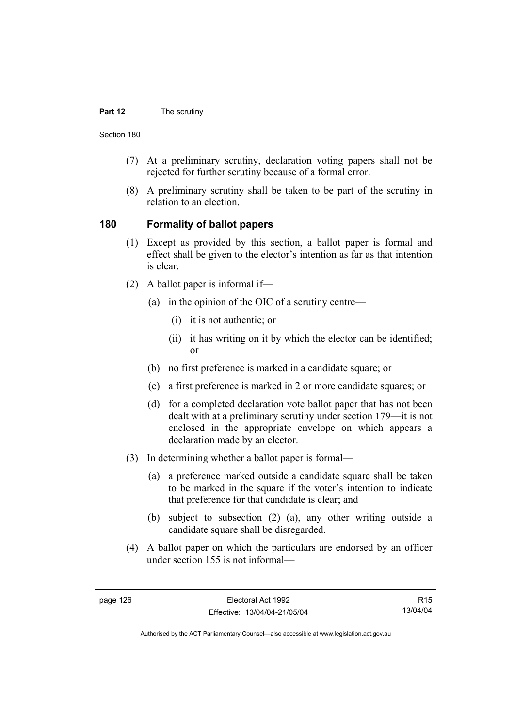(7) At a preliminary scrutiny, declaration voting papers shall not be rejected for further scrutiny because of a formal error.

(8) A preliminary scrutiny shall be taken to be part of the scrutiny in relation to an election.

## 180 Formality of ballot papers

(1) Except as provided by this section, a ballot paper is formal and effect shall be given to the elector's intention as far as that intention is clear.

(2) A ballot paper is informal if—

(a) in the opinion of the OIC of a scrutiny centre—

(i) it is not authentic; or

(ii) it has writing on it by which the elector can be identified; or

(b) no first preference is marked in a candidate square; or

(c) a first preference is marked in 2 or more candidate squares; or

(d) for a completed declaration vote ballot paper that has not been dealt with at a preliminary scrutiny under section 179—it is not enclosed in the appropriate envelope on which appears a declaration made by an elector.

(3) In determining whether a ballot paper is formal—

(a) a preference marked outside a candidate square shall be taken to be marked in the square if the voter's intention to indicate that preference for that candidate is clear; and

(b) subject to subsection (2) (a), any other writing outside a candidate square shall be disregarded.

(4) A ballot paper on which the particulars are endorsed by an officer under section 155 is not informal—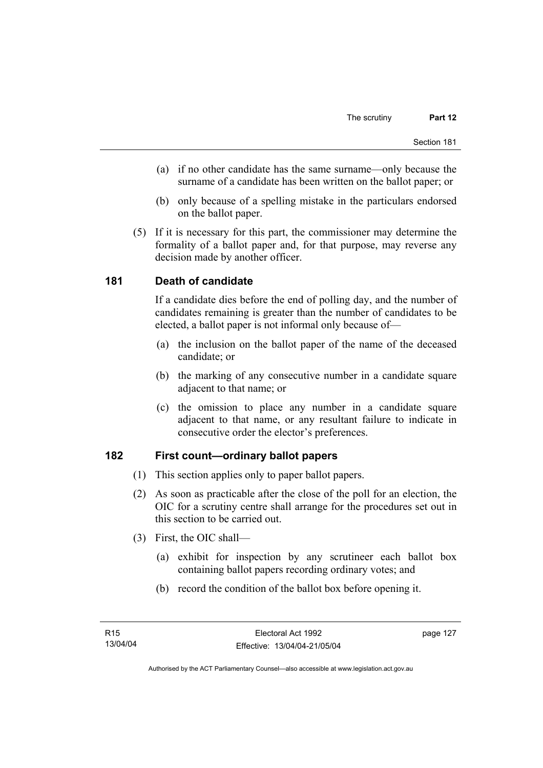(a) if no other candidate has the same surname—only because the surname of a candidate has been written on the ballot paper; or

(b) only because of a spelling mistake in the particulars endorsed on the ballot paper.

(5) If it is necessary for this part, the commissioner may determine the formality of a ballot paper and, for that purpose, may reverse any decision made by another officer.

## 181 Death of candidate

If a candidate dies before the end of polling day, and the number of candidates remaining is greater than the number of candidates to be elected, a ballot paper is not informal only because of—

(a) the inclusion on the ballot paper of the name of the deceased candidate; or

(b) the marking of any consecutive number in a candidate square adjacent to that name; or

(c) the omission to place any number in a candidate square adjacent to that name, or any resultant failure to indicate in consecutive order the elector's preferences.

## 182 First count—ordinary ballot papers

(1) This section applies only to paper ballot papers.

(2) As soon as practicable after the close of the poll for an election, the OIC for a scrutiny centre shall arrange for the procedures set out in this section to be carried out.

(3) First, the OIC shall—

(a) exhibit for inspection by any scrutineer each ballot box containing ballot papers recording ordinary votes; and

(b) record the condition of the ballot box before opening it.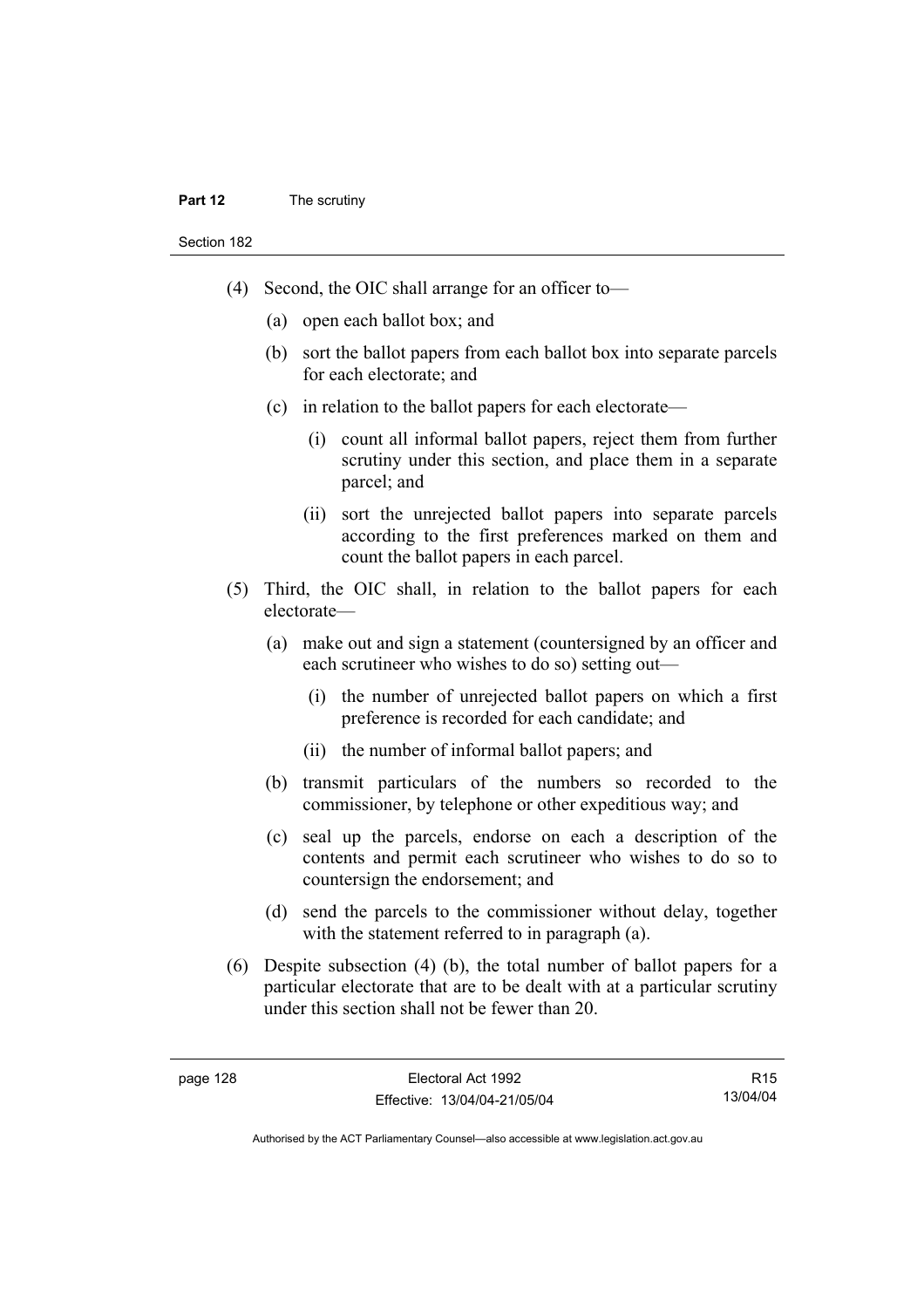(4) Second, the OIC shall arrange for an officer to—

   (a) open each ballot box; and

   (b) sort the ballot papers from each ballot box into separate parcels for each electorate; and

   (c) in relation to the ballot papers for each electorate—

      (i) count all informal ballot papers, reject them from further scrutiny under this section, and place them in a separate parcel; and

      (ii) sort the unrejected ballot papers into separate parcels according to the first preferences marked on them and count the ballot papers in each parcel.

(5) Third, the OIC shall, in relation to the ballot papers for each electorate—

   (a) make out and sign a statement (countersigned by an officer and each scrutineer who wishes to do so) setting out—

      (i) the number of unrejected ballot papers on which a first preference is recorded for each candidate; and

      (ii) the number of informal ballot papers; and

   (b) transmit particulars of the numbers so recorded to the commissioner, by telephone or other expeditious way; and

   (c) seal up the parcels, endorse on each a description of the contents and permit each scrutineer who wishes to do so to countersign the endorsement; and

   (d) send the parcels to the commissioner without delay, together with the statement referred to in paragraph (a).

(6) Despite subsection (4) (b), the total number of ballot papers for a particular electorate that are to be dealt with at a particular scrutiny under this section shall not be fewer than 20.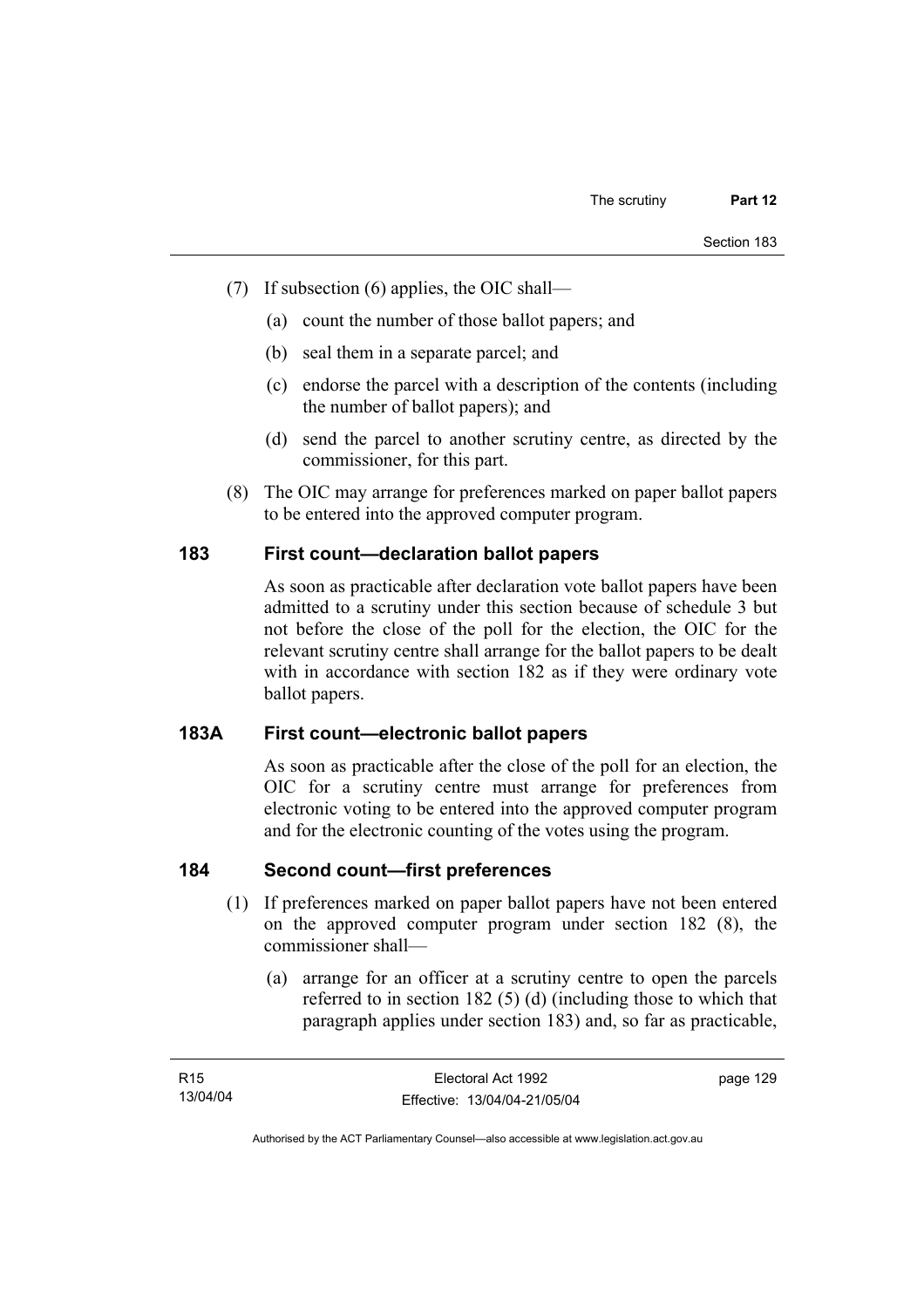(7) If subsection (6) applies, the OIC shall—

(a) count the number of those ballot papers; and

(b) seal them in a separate parcel; and

(c) endorse the parcel with a description of the contents (including the number of ballot papers); and

(d) send the parcel to another scrutiny centre, as directed by the commissioner, for this part.

(8) The OIC may arrange for preferences marked on paper ballot papers to be entered into the approved computer program.

## 183 First count—declaration ballot papers

As soon as practicable after declaration vote ballot papers have been admitted to a scrutiny under this section because of schedule 3 but not before the close of the poll for the election, the OIC for the relevant scrutiny centre shall arrange for the ballot papers to be dealt with in accordance with section 182 as if they were ordinary vote ballot papers.

## 183A First count—electronic ballot papers

As soon as practicable after the close of the poll for an election, the OIC for a scrutiny centre must arrange for preferences from electronic voting to be entered into the approved computer program and for the electronic counting of the votes using the program.

## 184 Second count—first preferences

(1) If preferences marked on paper ballot papers have not been entered on the approved computer program under section 182 (8), the commissioner shall—

(a) arrange for an officer at a scrutiny centre to open the parcels referred to in section 182 (5) (d) (including those to which that paragraph applies under section 183) and, so far as practicable,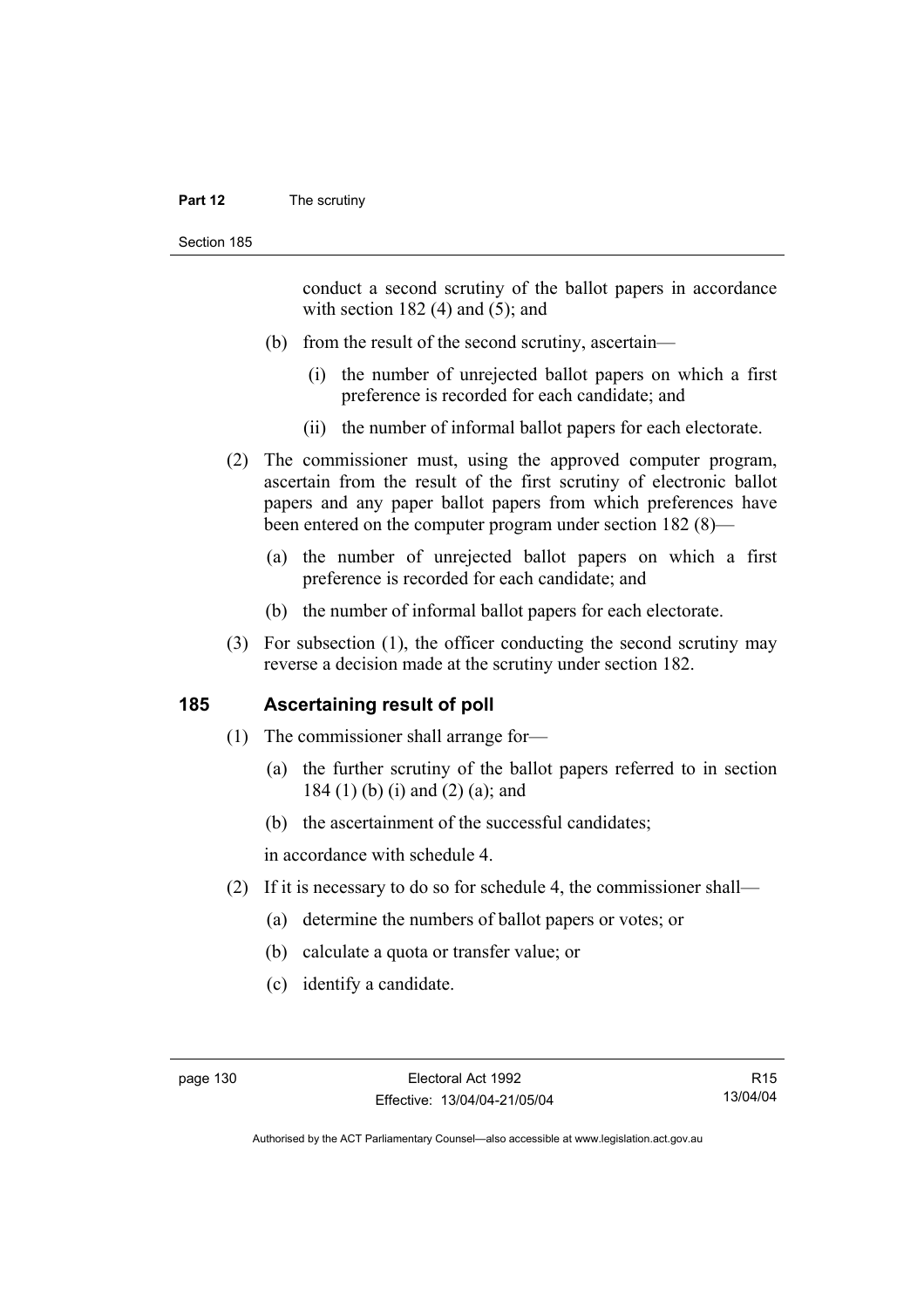conduct a second scrutiny of the ballot papers in accordance with section 182 (4) and (5); and

(b) from the result of the second scrutiny, ascertain—

(i) the number of unrejected ballot papers on which a first preference is recorded for each candidate; and

(ii) the number of informal ballot papers for each electorate.

(2) The commissioner must, using the approved computer program, ascertain from the result of the first scrutiny of electronic ballot papers and any paper ballot papers from which preferences have been entered on the computer program under section 182 (8)—

(a) the number of unrejected ballot papers on which a first preference is recorded for each candidate; and

(b) the number of informal ballot papers for each electorate.

(3) For subsection (1), the officer conducting the second scrutiny may reverse a decision made at the scrutiny under section 182.

## 185 Ascertaining result of poll

(1) The commissioner shall arrange for—

(a) the further scrutiny of the ballot papers referred to in section 184 (1) (b) (i) and (2) (a); and

(b) the ascertainment of the successful candidates;

in accordance with schedule 4.

(2) If it is necessary to do so for schedule 4, the commissioner shall—

(a) determine the numbers of ballot papers or votes; or

(b) calculate a quota or transfer value; or

(c) identify a candidate.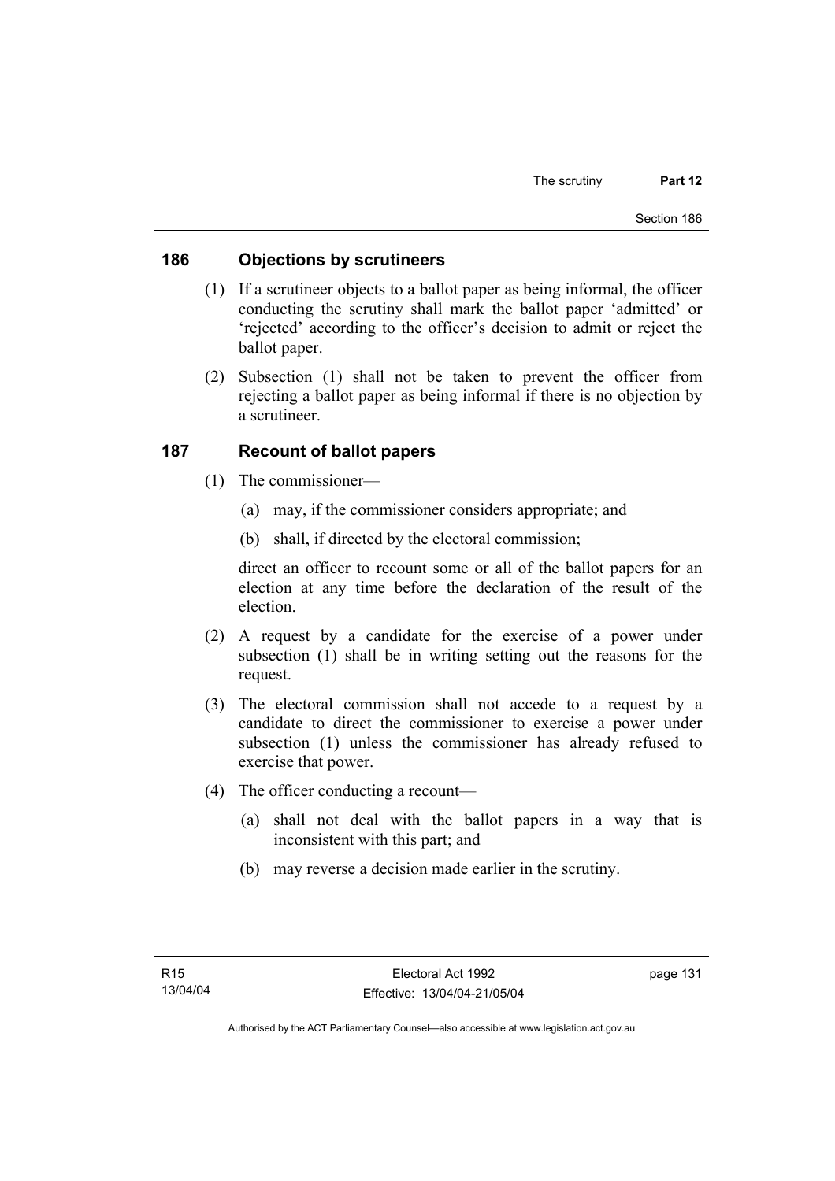## 186 Objections by scrutineers

(1) If a scrutineer objects to a ballot paper as being informal, the officer conducting the scrutiny shall mark the ballot paper 'admitted' or 'rejected' according to the officer's decision to admit or reject the ballot paper.

(2) Subsection (1) shall not be taken to prevent the officer from rejecting a ballot paper as being informal if there is no objection by a scrutineer.

## 187 Recount of ballot papers

(1) The commissioner—

(a) may, if the commissioner considers appropriate; and

(b) shall, if directed by the electoral commission;

direct an officer to recount some or all of the ballot papers for an election at any time before the declaration of the result of the election.

(2) A request by a candidate for the exercise of a power under subsection (1) shall be in writing setting out the reasons for the request.

(3) The electoral commission shall not accede to a request by a candidate to direct the commissioner to exercise a power under subsection (1) unless the commissioner has already refused to exercise that power.

(4) The officer conducting a recount—

(a) shall not deal with the ballot papers in a way that is inconsistent with this part; and

(b) may reverse a decision made earlier in the scrutiny.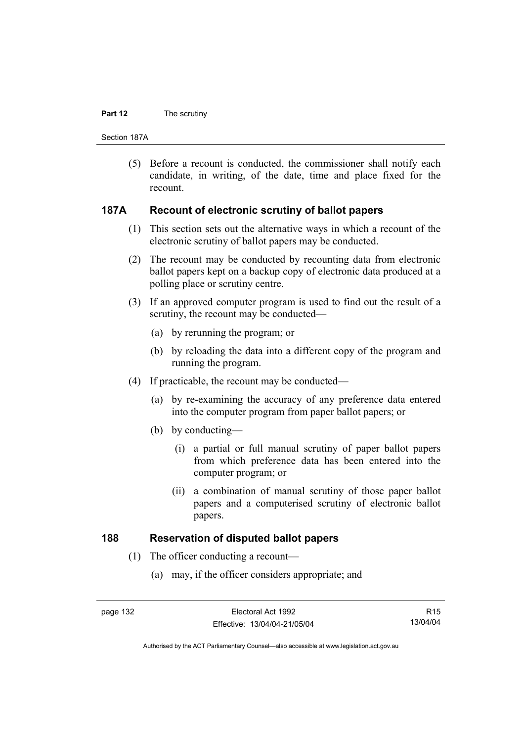(5) Before a recount is conducted, the commissioner shall notify each candidate, in writing, of the date, time and place fixed for the recount.

## 187A Recount of electronic scrutiny of ballot papers

(1) This section sets out the alternative ways in which a recount of the electronic scrutiny of ballot papers may be conducted.

(2) The recount may be conducted by recounting data from electronic ballot papers kept on a backup copy of electronic data produced at a polling place or scrutiny centre.

(3) If an approved computer program is used to find out the result of a scrutiny, the recount may be conducted—

(a) by rerunning the program; or

(b) by reloading the data into a different copy of the program and running the program.

(4) If practicable, the recount may be conducted—

(a) by re-examining the accuracy of any preference data entered into the computer program from paper ballot papers; or

(b) by conducting—

(i) a partial or full manual scrutiny of paper ballot papers from which preference data has been entered into the computer program; or

(ii) a combination of manual scrutiny of those paper ballot papers and a computerised scrutiny of electronic ballot papers.

## 188 Reservation of disputed ballot papers

(1) The officer conducting a recount—

(a) may, if the officer considers appropriate; and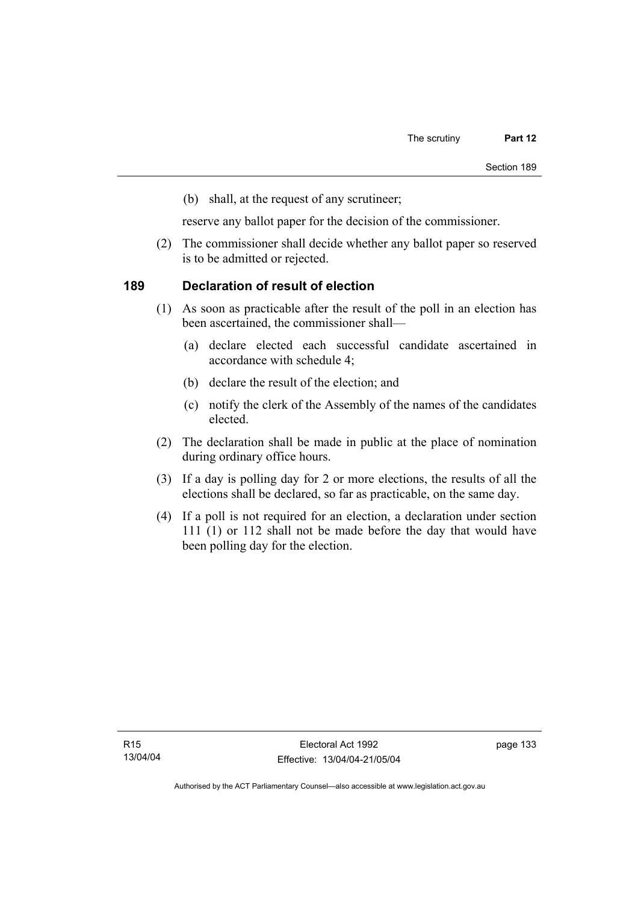(b) shall, at the request of any scrutineer;

reserve any ballot paper for the decision of the commissioner.

(2) The commissioner shall decide whether any ballot paper so reserved is to be admitted or rejected.

## 189 Declaration of result of election

(1) As soon as practicable after the result of the poll in an election has been ascertained, the commissioner shall—

(a) declare elected each successful candidate ascertained in accordance with schedule 4;

(b) declare the result of the election; and

(c) notify the clerk of the Assembly of the names of the candidates elected.

(2) The declaration shall be made in public at the place of nomination during ordinary office hours.

(3) If a day is polling day for 2 or more elections, the results of all the elections shall be declared, so far as practicable, on the same day.

(4) If a poll is not required for an election, a declaration under section 111 (1) or 112 shall not be made before the day that would have been polling day for the election.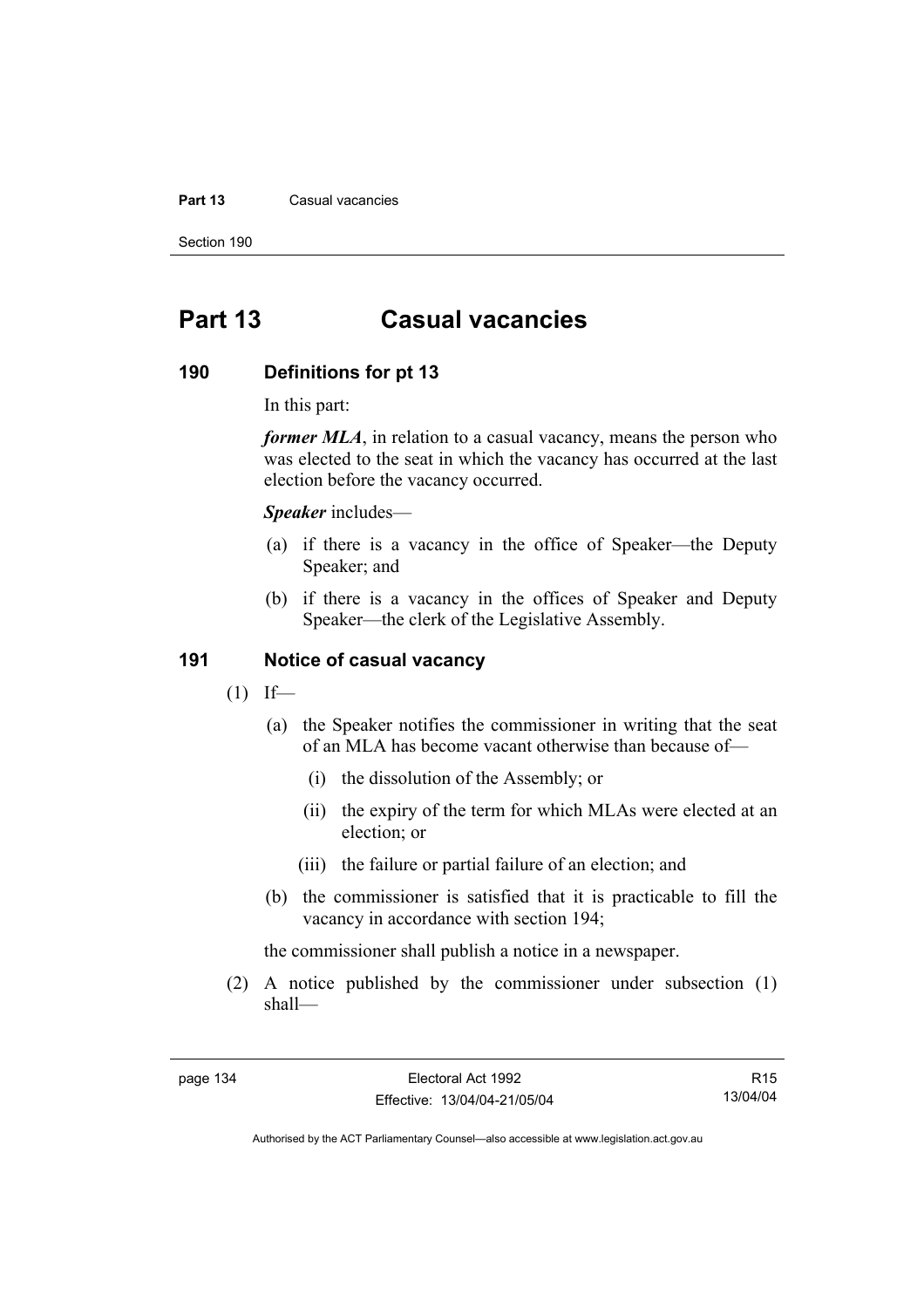# Part 13 Casual vacancies

## 190 Definitions for pt 13

In this part:

***former MLA***, in relation to a casual vacancy, means the person who was elected to the seat in which the vacancy has occurred at the last election before the vacancy occurred.

***Speaker*** includes—

(a) if there is a vacancy in the office of Speaker—the Deputy Speaker; and

(b) if there is a vacancy in the offices of Speaker and Deputy Speaker—the clerk of the Legislative Assembly.

## 191 Notice of casual vacancy

(1) If—

(a) the Speaker notifies the commissioner in writing that the seat of an MLA has become vacant otherwise than because of—

(i) the dissolution of the Assembly; or

(ii) the expiry of the term for which MLAs were elected at an election; or

(iii) the failure or partial failure of an election; and

(b) the commissioner is satisfied that it is practicable to fill the vacancy in accordance with section 194;

the commissioner shall publish a notice in a newspaper.

(2) A notice published by the commissioner under subsection (1) shall—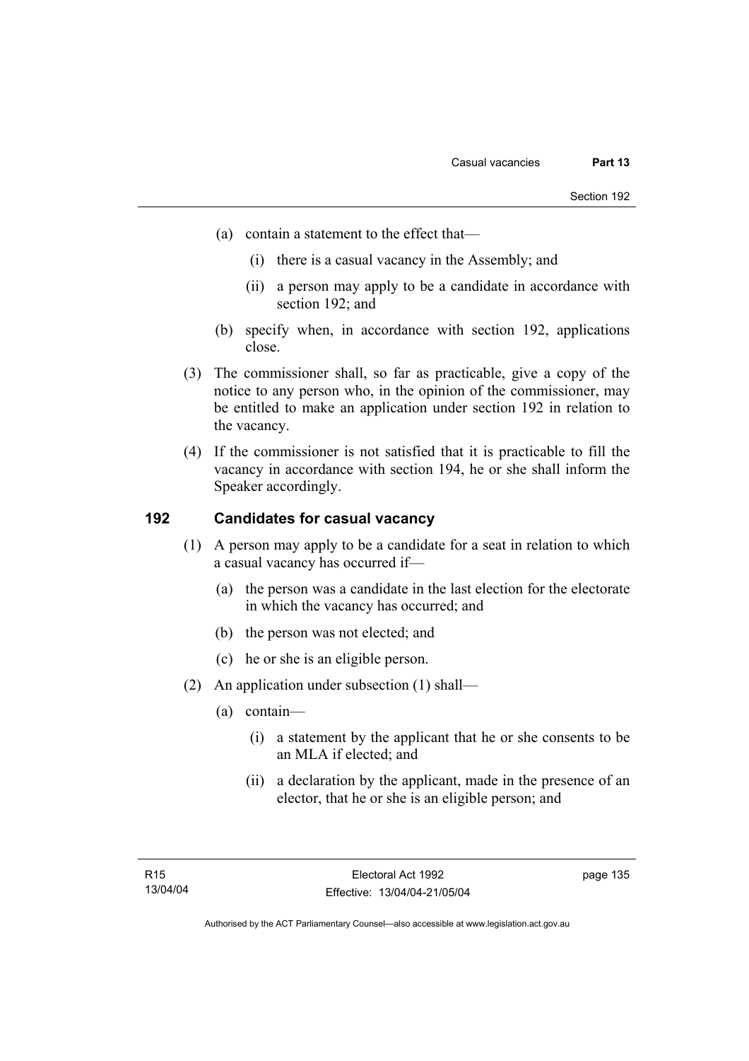(a) contain a statement to the effect that—

   (i) there is a casual vacancy in the Assembly; and

   (ii) a person may apply to be a candidate in accordance with section 192; and

(b) specify when, in accordance with section 192, applications close.

(3) The commissioner shall, so far as practicable, give a copy of the notice to any person who, in the opinion of the commissioner, may be entitled to make an application under section 192 in relation to the vacancy.

(4) If the commissioner is not satisfied that it is practicable to fill the vacancy in accordance with section 194, he or she shall inform the Speaker accordingly.

## 192 Candidates for casual vacancy

(1) A person may apply to be a candidate for a seat in relation to which a casual vacancy has occurred if—

   (a) the person was a candidate in the last election for the electorate in which the vacancy has occurred; and

   (b) the person was not elected; and

   (c) he or she is an eligible person.

(2) An application under subsection (1) shall—

   (a) contain—

      (i) a statement by the applicant that he or she consents to be an MLA if elected; and

      (ii) a declaration by the applicant, made in the presence of an elector, that he or she is an eligible person; and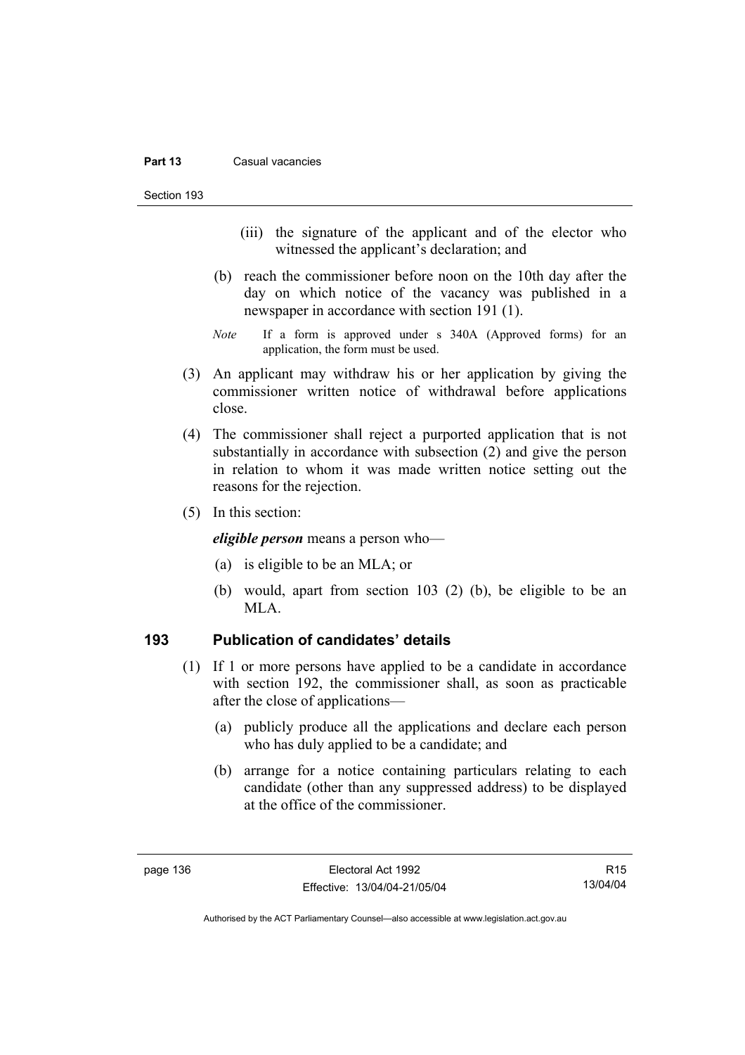(iii) the signature of the applicant and of the elector who witnessed the applicant's declaration; and

(b) reach the commissioner before noon on the 10th day after the day on which notice of the vacancy was published in a newspaper in accordance with section 191 (1).

*Note* If a form is approved under s 340A (Approved forms) for an application, the form must be used.

(3) An applicant may withdraw his or her application by giving the commissioner written notice of withdrawal before applications close.

(4) The commissioner shall reject a purported application that is not substantially in accordance with subsection (2) and give the person in relation to whom it was made written notice setting out the reasons for the rejection.

(5) In this section:

***eligible person*** means a person who—

(a) is eligible to be an MLA; or

(b) would, apart from section 103 (2) (b), be eligible to be an MLA.

## 193 Publication of candidates' details

(1) If 1 or more persons have applied to be a candidate in accordance with section 192, the commissioner shall, as soon as practicable after the close of applications—

(a) publicly produce all the applications and declare each person who has duly applied to be a candidate; and

(b) arrange for a notice containing particulars relating to each candidate (other than any suppressed address) to be displayed at the office of the commissioner.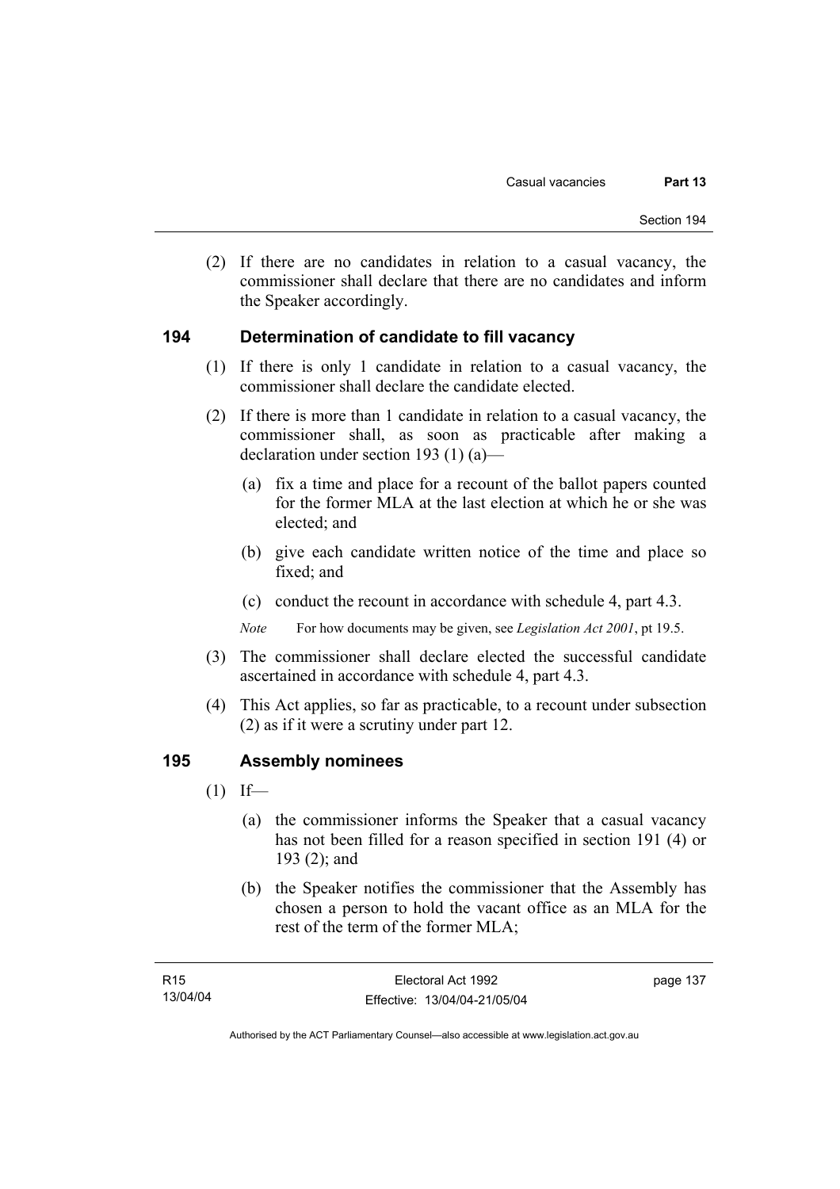(2) If there are no candidates in relation to a casual vacancy, the commissioner shall declare that there are no candidates and inform the Speaker accordingly.

## 194 Determination of candidate to fill vacancy

(1) If there is only 1 candidate in relation to a casual vacancy, the commissioner shall declare the candidate elected.

(2) If there is more than 1 candidate in relation to a casual vacancy, the commissioner shall, as soon as practicable after making a declaration under section 193 (1) (a)—

(a) fix a time and place for a recount of the ballot papers counted for the former MLA at the last election at which he or she was elected; and

(b) give each candidate written notice of the time and place so fixed; and

(c) conduct the recount in accordance with schedule 4, part 4.3.

*Note* For how documents may be given, see *Legislation Act 2001*, pt 19.5.

(3) The commissioner shall declare elected the successful candidate ascertained in accordance with schedule 4, part 4.3.

(4) This Act applies, so far as practicable, to a recount under subsection (2) as if it were a scrutiny under part 12.

## 195 Assembly nominees

(1) If—

(a) the commissioner informs the Speaker that a casual vacancy has not been filled for a reason specified in section 191 (4) or 193 (2); and

(b) the Speaker notifies the commissioner that the Assembly has chosen a person to hold the vacant office as an MLA for the rest of the term of the former MLA;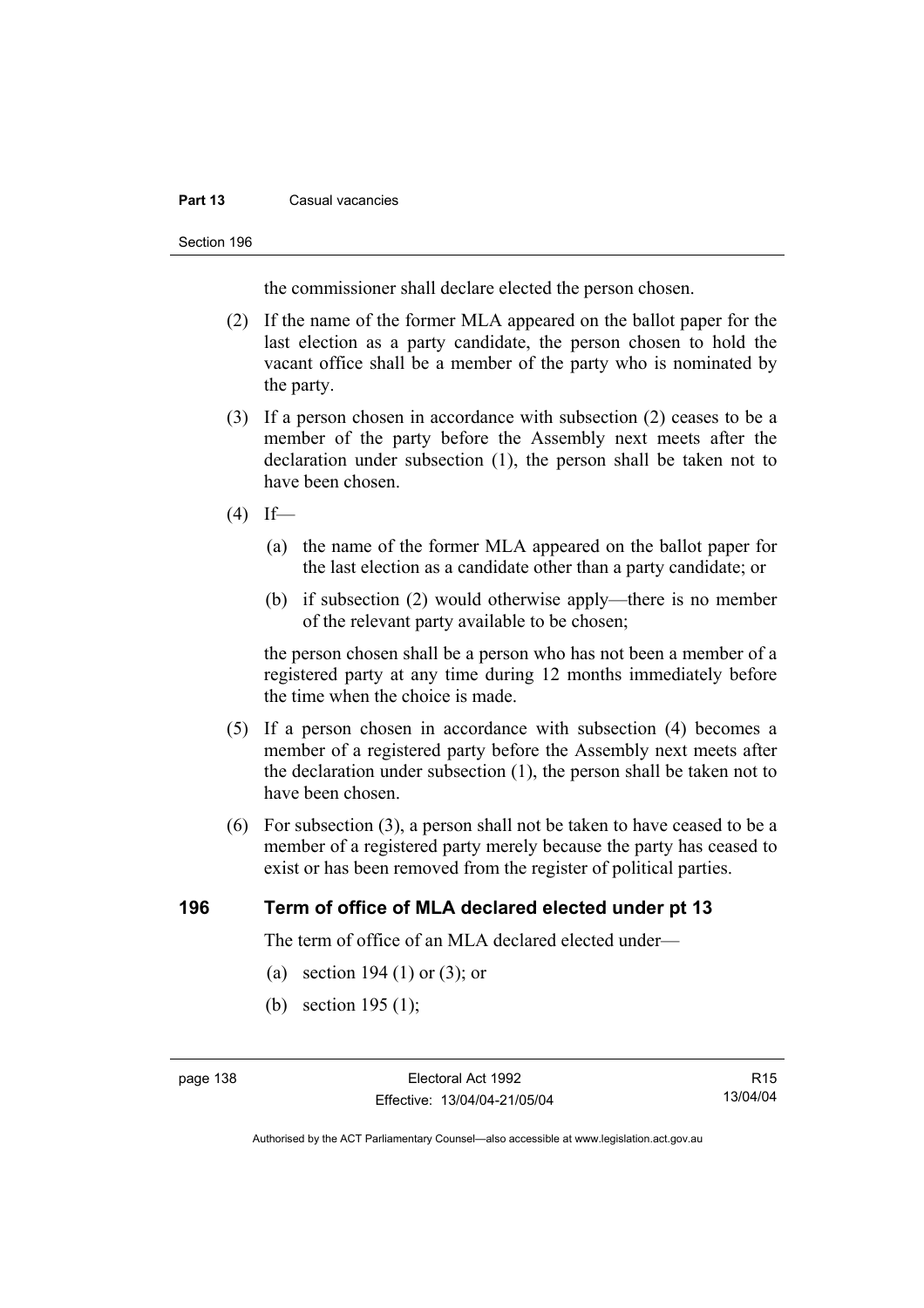the commissioner shall declare elected the person chosen.

(2) If the name of the former MLA appeared on the ballot paper for the last election as a party candidate, the person chosen to hold the vacant office shall be a member of the party who is nominated by the party.

(3) If a person chosen in accordance with subsection (2) ceases to be a member of the party before the Assembly next meets after the declaration under subsection (1), the person shall be taken not to have been chosen.

(4) If—

(a) the name of the former MLA appeared on the ballot paper for the last election as a candidate other than a party candidate; or

(b) if subsection (2) would otherwise apply—there is no member of the relevant party available to be chosen;

the person chosen shall be a person who has not been a member of a registered party at any time during 12 months immediately before the time when the choice is made.

(5) If a person chosen in accordance with subsection (4) becomes a member of a registered party before the Assembly next meets after the declaration under subsection (1), the person shall be taken not to have been chosen.

(6) For subsection (3), a person shall not be taken to have ceased to be a member of a registered party merely because the party has ceased to exist or has been removed from the register of political parties.

### 196 Term of office of MLA declared elected under pt 13

The term of office of an MLA declared elected under—

(a) section 194 (1) or (3); or

(b) section 195 (1);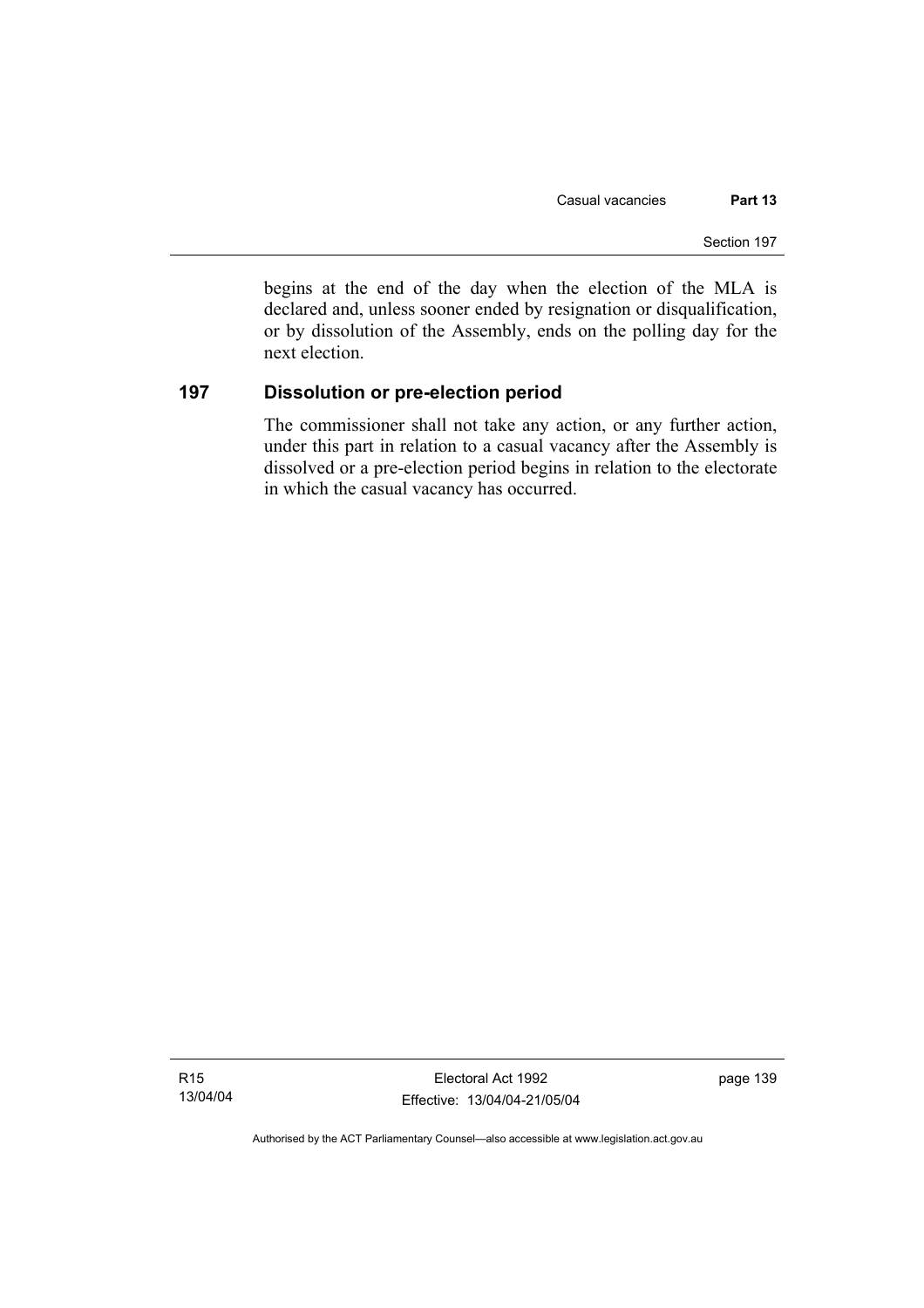begins at the end of the day when the election of the MLA is declared and, unless sooner ended by resignation or disqualification, or by dissolution of the Assembly, ends on the polling day for the next election.

## 197 Dissolution or pre-election period

The commissioner shall not take any action, or any further action, under this part in relation to a casual vacancy after the Assembly is dissolved or a pre-election period begins in relation to the electorate in which the casual vacancy has occurred.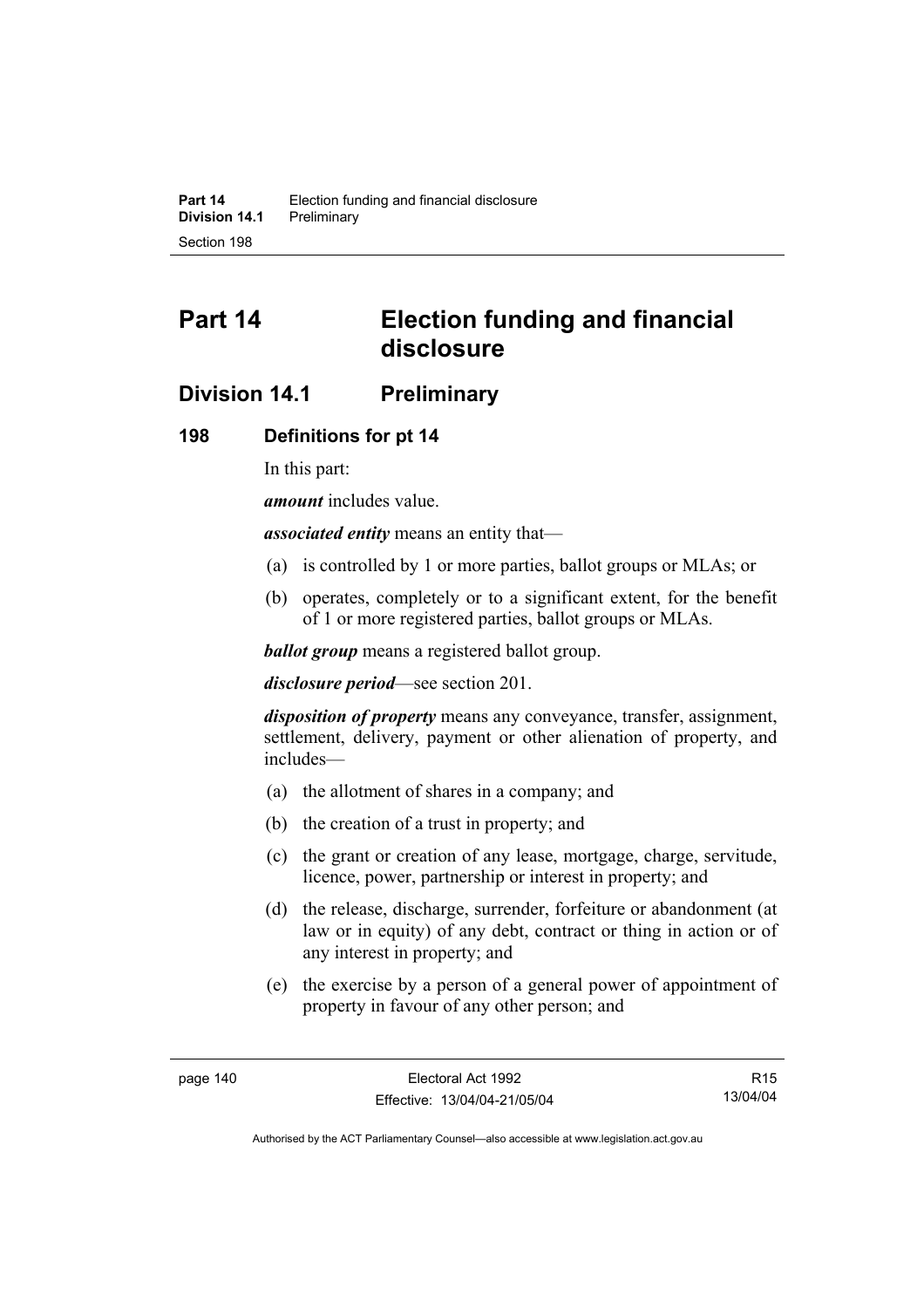# Part 14 Election funding and financial disclosure

## Division 14.1 Preliminary

### 198 Definitions for pt 14

In this part:

***amount*** includes value.

***associated entity*** means an entity that—

(a) is controlled by 1 or more parties, ballot groups or MLAs; or

(b) operates, completely or to a significant extent, for the benefit of 1 or more registered parties, ballot groups or MLAs.

***ballot group*** means a registered ballot group.

***disclosure period***—see section 201.

***disposition of property*** means any conveyance, transfer, assignment, settlement, delivery, payment or other alienation of property, and includes—

(a) the allotment of shares in a company; and

(b) the creation of a trust in property; and

(c) the grant or creation of any lease, mortgage, charge, servitude, licence, power, partnership or interest in property; and

(d) the release, discharge, surrender, forfeiture or abandonment (at law or in equity) of any debt, contract or thing in action or of any interest in property; and

(e) the exercise by a person of a general power of appointment of property in favour of any other person; and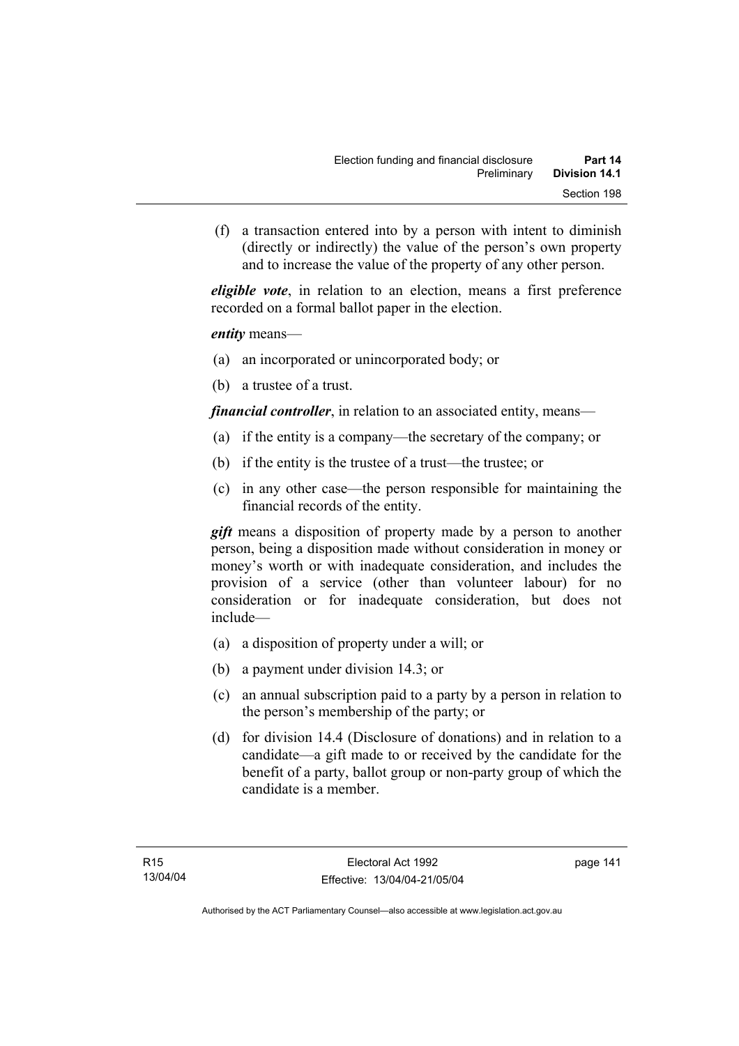(f) a transaction entered into by a person with intent to diminish (directly or indirectly) the value of the person's own property and to increase the value of the property of any other person.

***eligible vote***, in relation to an election, means a first preference recorded on a formal ballot paper in the election.

***entity*** means—

(a) an incorporated or unincorporated body; or

(b) a trustee of a trust.

***financial controller***, in relation to an associated entity, means—

(a) if the entity is a company—the secretary of the company; or

(b) if the entity is the trustee of a trust—the trustee; or

(c) in any other case—the person responsible for maintaining the financial records of the entity.

***gift*** means a disposition of property made by a person to another person, being a disposition made without consideration in money or money's worth or with inadequate consideration, and includes the provision of a service (other than volunteer labour) for no consideration or for inadequate consideration, but does not include—

(a) a disposition of property under a will; or

(b) a payment under division 14.3; or

(c) an annual subscription paid to a party by a person in relation to the person's membership of the party; or

(d) for division 14.4 (Disclosure of donations) and in relation to a candidate—a gift made to or received by the candidate for the benefit of a party, ballot group or non-party group of which the candidate is a member.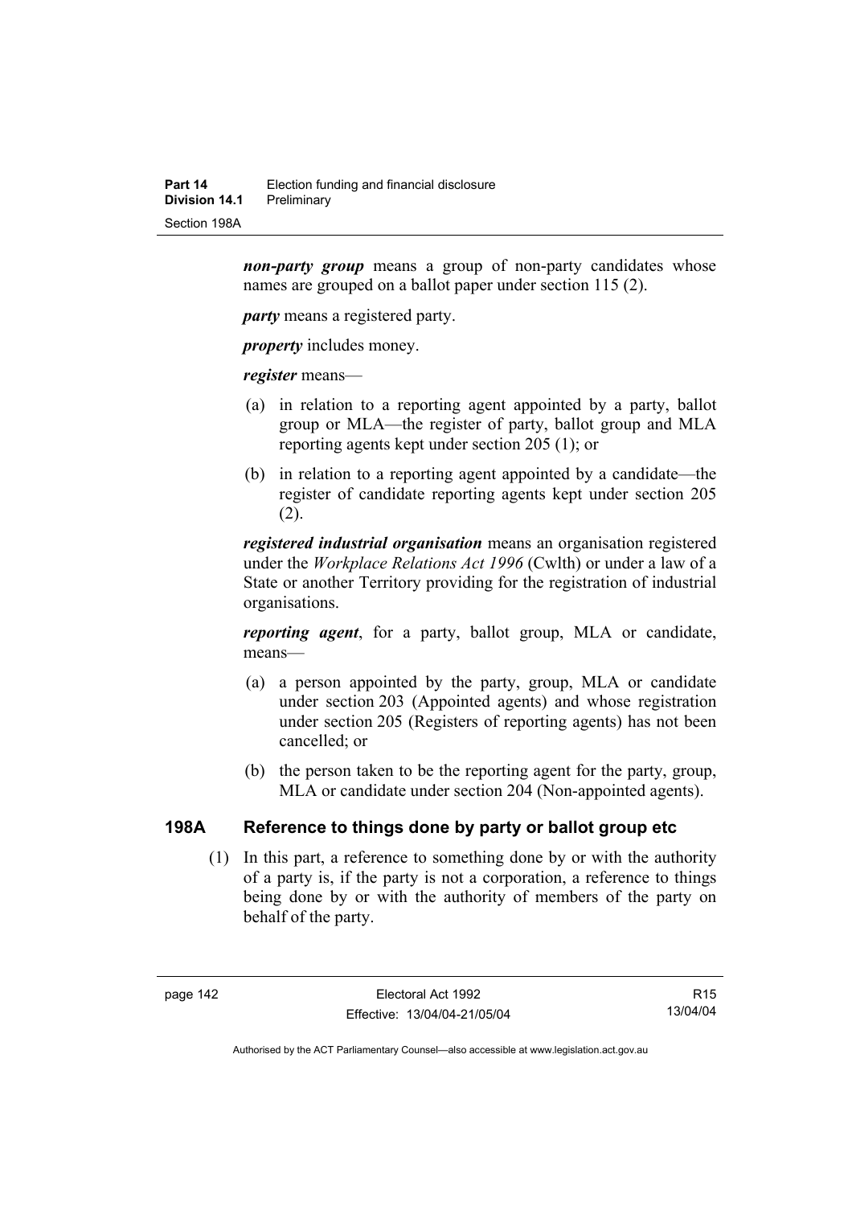***non-party group*** means a group of non-party candidates whose names are grouped on a ballot paper under section 115 (2).

***party*** means a registered party.

***property*** includes money.

***register*** means—

(a) in relation to a reporting agent appointed by a party, ballot group or MLA—the register of party, ballot group and MLA reporting agents kept under section 205 (1); or

(b) in relation to a reporting agent appointed by a candidate—the register of candidate reporting agents kept under section 205 (2).

***registered industrial organisation*** means an organisation registered under the *Workplace Relations Act 1996* (Cwlth) or under a law of a State or another Territory providing for the registration of industrial organisations.

***reporting agent***, for a party, ballot group, MLA or candidate, means—

(a) a person appointed by the party, group, MLA or candidate under section 203 (Appointed agents) and whose registration under section 205 (Registers of reporting agents) has not been cancelled; or

(b) the person taken to be the reporting agent for the party, group, MLA or candidate under section 204 (Non-appointed agents).

## 198A Reference to things done by party or ballot group etc

(1) In this part, a reference to something done by or with the authority of a party is, if the party is not a corporation, a reference to things being done by or with the authority of members of the party on behalf of the party.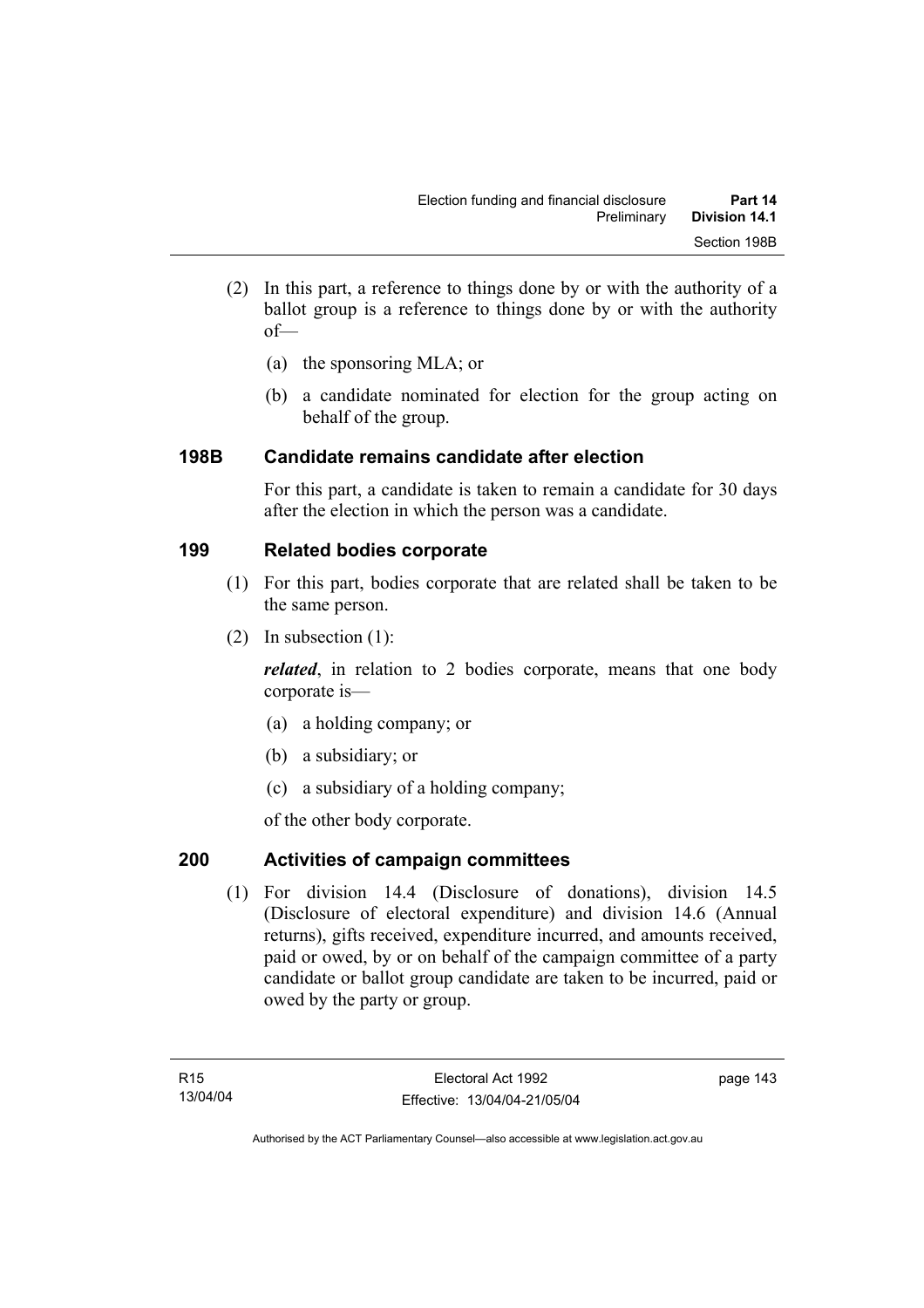(2) In this part, a reference to things done by or with the authority of a ballot group is a reference to things done by or with the authority of—

(a) the sponsoring MLA; or

(b) a candidate nominated for election for the group acting on behalf of the group.

### 198B Candidate remains candidate after election

For this part, a candidate is taken to remain a candidate for 30 days after the election in which the person was a candidate.

### 199 Related bodies corporate

(1) For this part, bodies corporate that are related shall be taken to be the same person.

(2) In subsection (1):

***related***, in relation to 2 bodies corporate, means that one body corporate is—

(a) a holding company; or

(b) a subsidiary; or

(c) a subsidiary of a holding company;

of the other body corporate.

### 200 Activities of campaign committees

(1) For division 14.4 (Disclosure of donations), division 14.5 (Disclosure of electoral expenditure) and division 14.6 (Annual returns), gifts received, expenditure incurred, and amounts received, paid or owed, by or on behalf of the campaign committee of a party candidate or ballot group candidate are taken to be incurred, paid or owed by the party or group.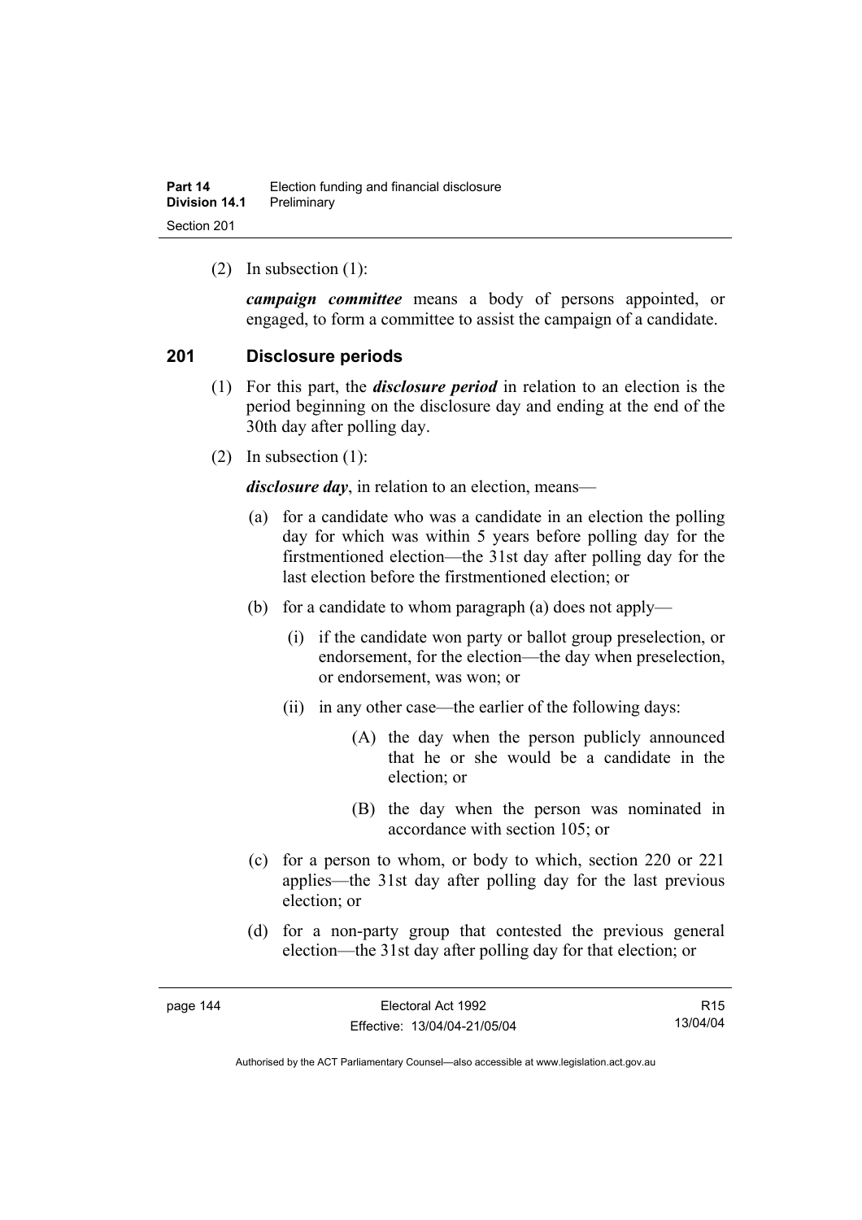(2) In subsection (1):

***campaign committee*** means a body of persons appointed, or engaged, to form a committee to assist the campaign of a candidate.

## 201 Disclosure periods

(1) For this part, the ***disclosure period*** in relation to an election is the period beginning on the disclosure day and ending at the end of the 30th day after polling day.

(2) In subsection (1):

***disclosure day***, in relation to an election, means—

(a) for a candidate who was a candidate in an election the polling day for which was within 5 years before polling day for the firstmentioned election—the 31st day after polling day for the last election before the firstmentioned election; or

(b) for a candidate to whom paragraph (a) does not apply—

(i) if the candidate won party or ballot group preselection, or endorsement, for the election—the day when preselection, or endorsement, was won; or

(ii) in any other case—the earlier of the following days:

(A) the day when the person publicly announced that he or she would be a candidate in the election; or

(B) the day when the person was nominated in accordance with section 105; or

(c) for a person to whom, or body to which, section 220 or 221 applies—the 31st day after polling day for the last previous election; or

(d) for a non-party group that contested the previous general election—the 31st day after polling day for that election; or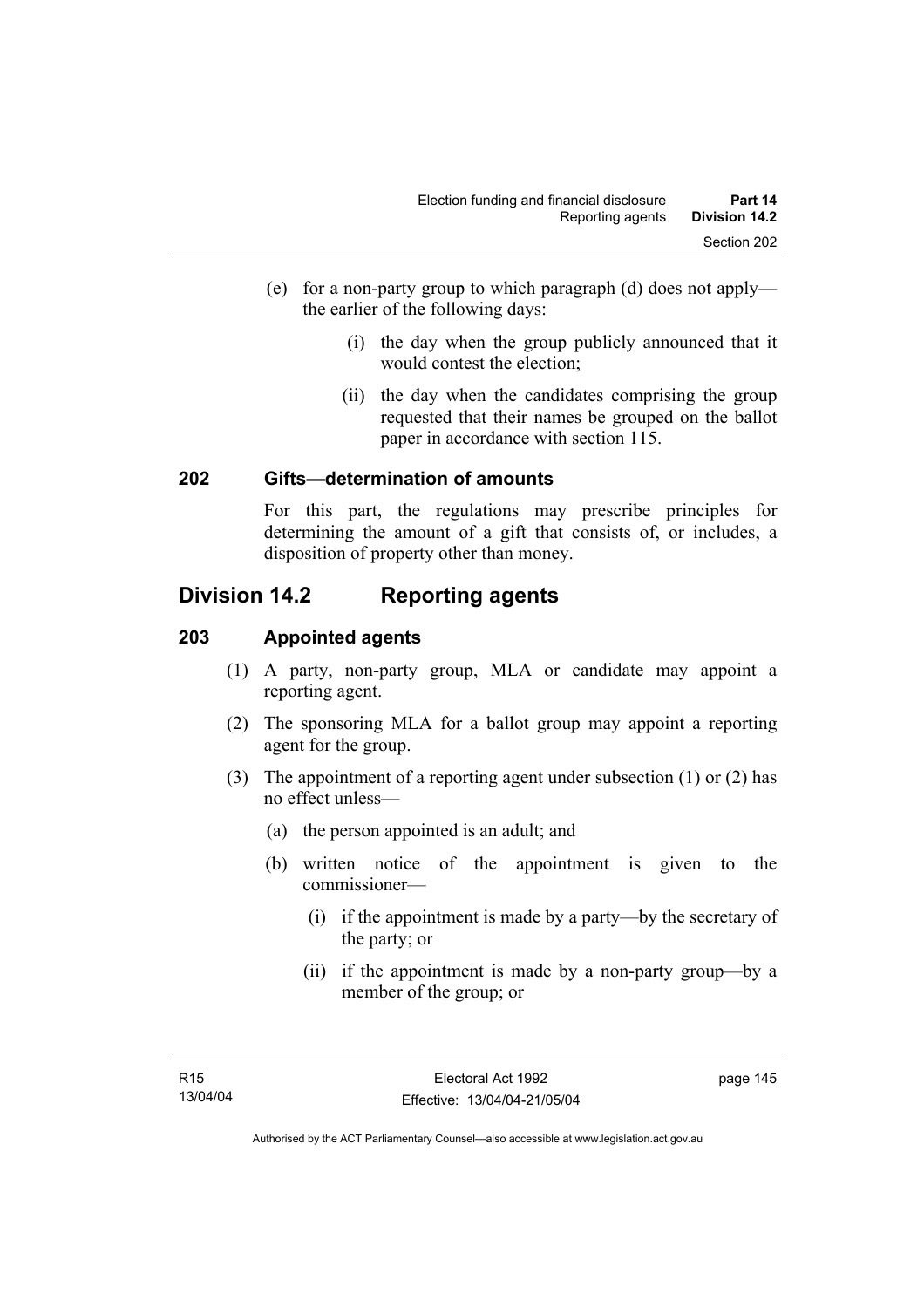(e) for a non-party group to which paragraph (d) does not apply—the earlier of the following days:

  (i) the day when the group publicly announced that it would contest the election;

  (ii) the day when the candidates comprising the group requested that their names be grouped on the ballot paper in accordance with section 115.

### 202 Gifts—determination of amounts

For this part, the regulations may prescribe principles for determining the amount of a gift that consists of, or includes, a disposition of property other than money.

## Division 14.2 Reporting agents

### 203 Appointed agents

(1) A party, non-party group, MLA or candidate may appoint a reporting agent.

(2) The sponsoring MLA for a ballot group may appoint a reporting agent for the group.

(3) The appointment of a reporting agent under subsection (1) or (2) has no effect unless—

  (a) the person appointed is an adult; and

  (b) written notice of the appointment is given to the commissioner—

    (i) if the appointment is made by a party—by the secretary of the party; or

    (ii) if the appointment is made by a non-party group—by a member of the group; or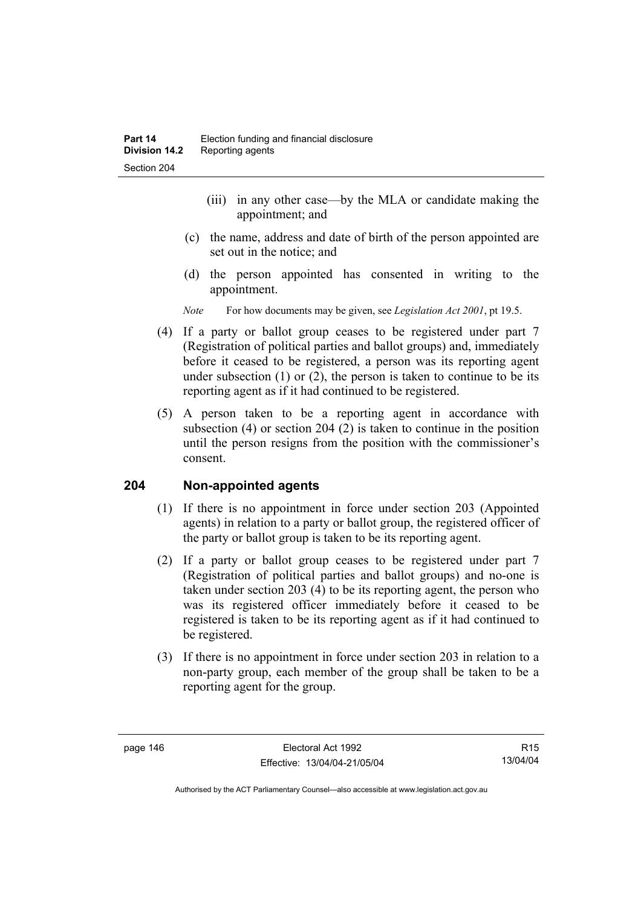(iii) in any other case—by the MLA or candidate making the appointment; and

(c) the name, address and date of birth of the person appointed are set out in the notice; and

(d) the person appointed has consented in writing to the appointment.

*Note* For how documents may be given, see *Legislation Act 2001*, pt 19.5.

(4) If a party or ballot group ceases to be registered under part 7 (Registration of political parties and ballot groups) and, immediately before it ceased to be registered, a person was its reporting agent under subsection (1) or (2), the person is taken to continue to be its reporting agent as if it had continued to be registered.

(5) A person taken to be a reporting agent in accordance with subsection (4) or section 204 (2) is taken to continue in the position until the person resigns from the position with the commissioner's consent.

## 204 Non-appointed agents

(1) If there is no appointment in force under section 203 (Appointed agents) in relation to a party or ballot group, the registered officer of the party or ballot group is taken to be its reporting agent.

(2) If a party or ballot group ceases to be registered under part 7 (Registration of political parties and ballot groups) and no-one is taken under section 203 (4) to be its reporting agent, the person who was its registered officer immediately before it ceased to be registered is taken to be its reporting agent as if it had continued to be registered.

(3) If there is no appointment in force under section 203 in relation to a non-party group, each member of the group shall be taken to be a reporting agent for the group.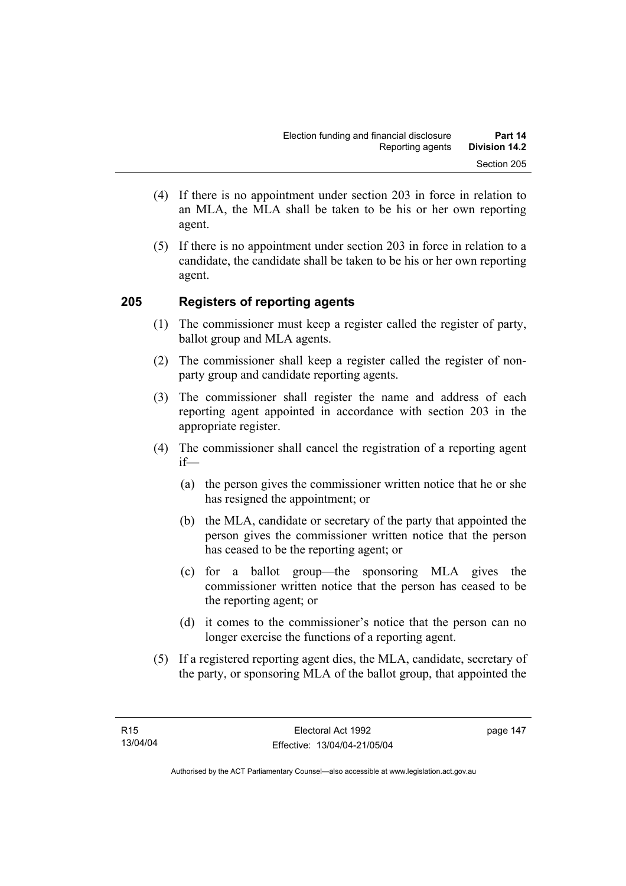(4) If there is no appointment under section 203 in force in relation to an MLA, the MLA shall be taken to be his or her own reporting agent.

(5) If there is no appointment under section 203 in force in relation to a candidate, the candidate shall be taken to be his or her own reporting agent.

## 205 Registers of reporting agents

(1) The commissioner must keep a register called the register of party, ballot group and MLA agents.

(2) The commissioner shall keep a register called the register of non-party group and candidate reporting agents.

(3) The commissioner shall register the name and address of each reporting agent appointed in accordance with section 203 in the appropriate register.

(4) The commissioner shall cancel the registration of a reporting agent if—

(a) the person gives the commissioner written notice that he or she has resigned the appointment; or

(b) the MLA, candidate or secretary of the party that appointed the person gives the commissioner written notice that the person has ceased to be the reporting agent; or

(c) for a ballot group—the sponsoring MLA gives the commissioner written notice that the person has ceased to be the reporting agent; or

(d) it comes to the commissioner's notice that the person can no longer exercise the functions of a reporting agent.

(5) If a registered reporting agent dies, the MLA, candidate, secretary of the party, or sponsoring MLA of the ballot group, that appointed the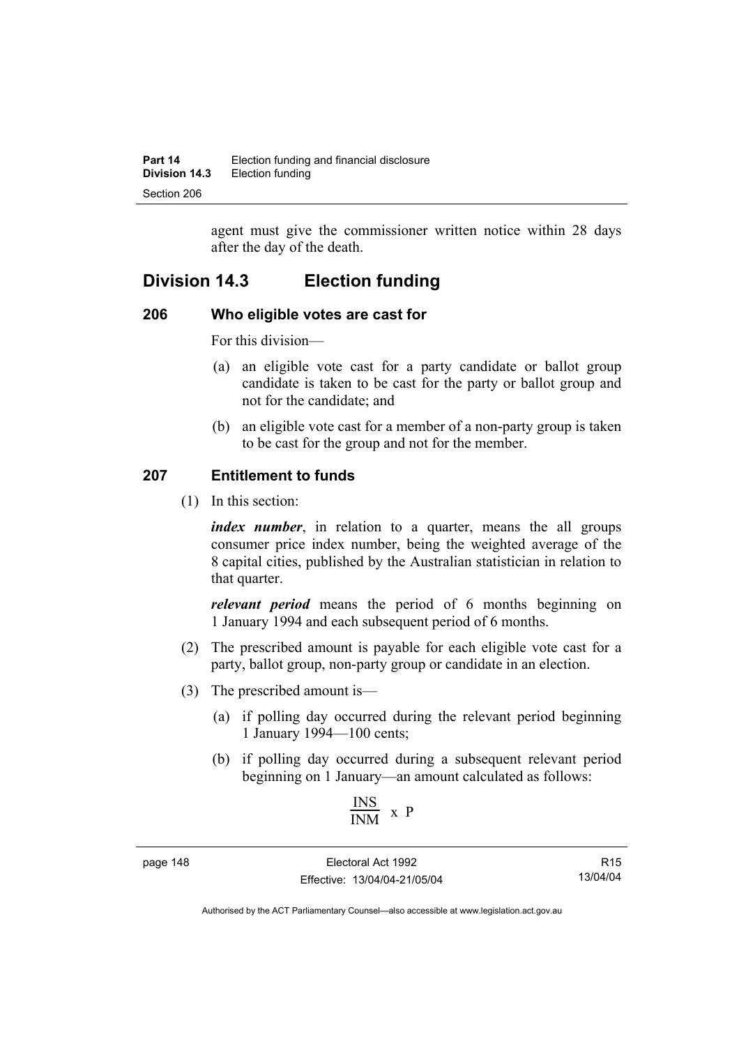agent must give the commissioner written notice within 28 days after the day of the death.

## Division 14.3 Election funding

### 206 Who eligible votes are cast for

For this division—

(a) an eligible vote cast for a party candidate or ballot group candidate is taken to be cast for the party or ballot group and not for the candidate; and

(b) an eligible vote cast for a member of a non-party group is taken to be cast for the group and not for the member.

### 207 Entitlement to funds

(1) In this section:

***index number***, in relation to a quarter, means the all groups consumer price index number, being the weighted average of the 8 capital cities, published by the Australian statistician in relation to that quarter.

***relevant period*** means the period of 6 months beginning on 1 January 1994 and each subsequent period of 6 months.

(2) The prescribed amount is payable for each eligible vote cast for a party, ballot group, non-party group or candidate in an election.

(3) The prescribed amount is—

(a) if polling day occurred during the relevant period beginning 1 January 1994—100 cents;

(b) if polling day occurred during a subsequent relevant period beginning on 1 January—an amount calculated as follows:

$$\frac{INS}{INM} \times P$$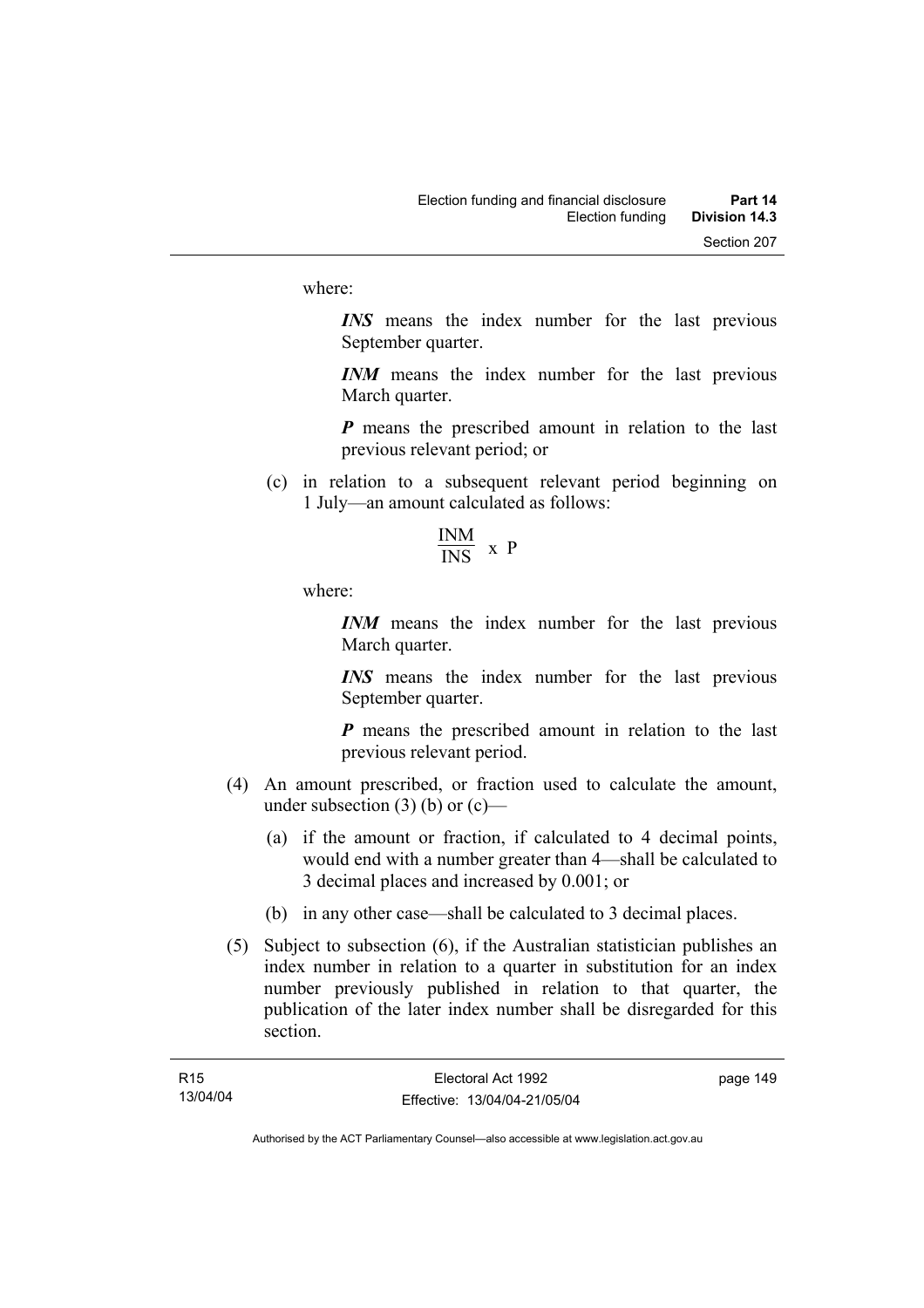where:

***INS*** means the index number for the last previous September quarter.

***INM*** means the index number for the last previous March quarter.

***P*** means the prescribed amount in relation to the last previous relevant period; or

(c) in relation to a subsequent relevant period beginning on 1 July—an amount calculated as follows:

$$\frac{INM}{INS} \times P$$

where:

***INM*** means the index number for the last previous March quarter.

***INS*** means the index number for the last previous September quarter.

***P*** means the prescribed amount in relation to the last previous relevant period.

(4) An amount prescribed, or fraction used to calculate the amount, under subsection (3) (b) or (c)—

(a) if the amount or fraction, if calculated to 4 decimal points, would end with a number greater than 4—shall be calculated to 3 decimal places and increased by 0.001; or

(b) in any other case—shall be calculated to 3 decimal places.

(5) Subject to subsection (6), if the Australian statistician publishes an index number in relation to a quarter in substitution for an index number previously published in relation to that quarter, the publication of the later index number shall be disregarded for this section.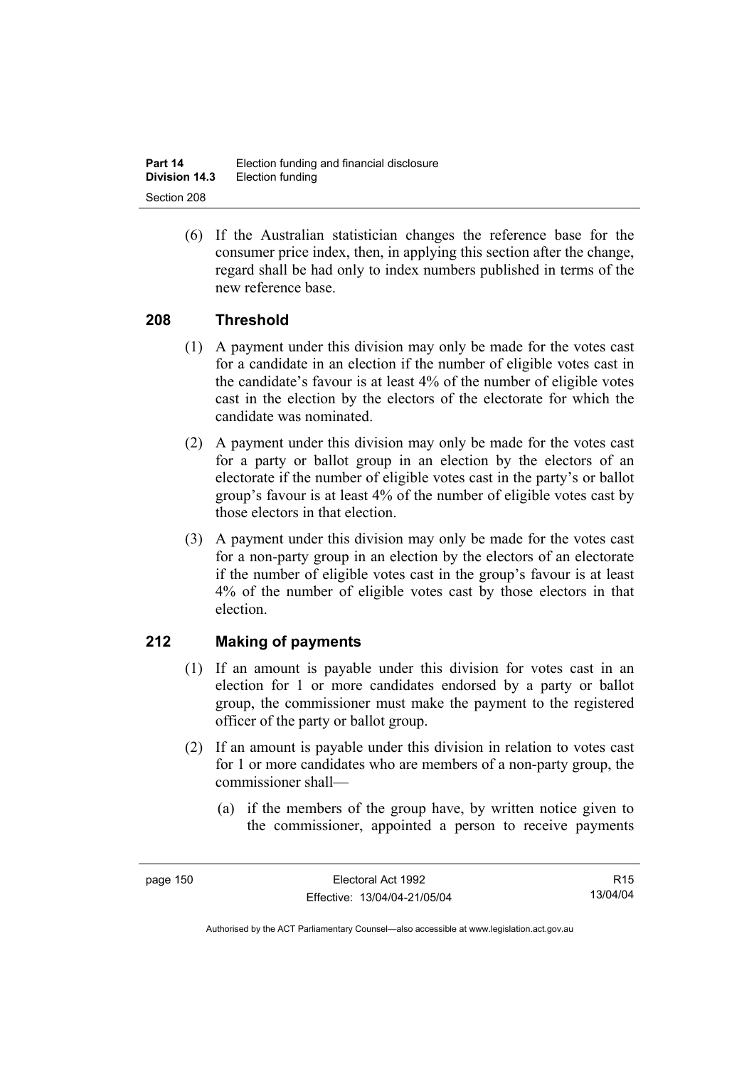(6) If the Australian statistician changes the reference base for the consumer price index, then, in applying this section after the change, regard shall be had only to index numbers published in terms of the new reference base.

## 208 Threshold

(1) A payment under this division may only be made for the votes cast for a candidate in an election if the number of eligible votes cast in the candidate's favour is at least 4% of the number of eligible votes cast in the election by the electors of the electorate for which the candidate was nominated.

(2) A payment under this division may only be made for the votes cast for a party or ballot group in an election by the electors of an electorate if the number of eligible votes cast in the party's or ballot group's favour is at least 4% of the number of eligible votes cast by those electors in that election.

(3) A payment under this division may only be made for the votes cast for a non-party group in an election by the electors of an electorate if the number of eligible votes cast in the group's favour is at least 4% of the number of eligible votes cast by those electors in that election.

## 212 Making of payments

(1) If an amount is payable under this division for votes cast in an election for 1 or more candidates endorsed by a party or ballot group, the commissioner must make the payment to the registered officer of the party or ballot group.

(2) If an amount is payable under this division in relation to votes cast for 1 or more candidates who are members of a non-party group, the commissioner shall—

(a) if the members of the group have, by written notice given to the commissioner, appointed a person to receive payments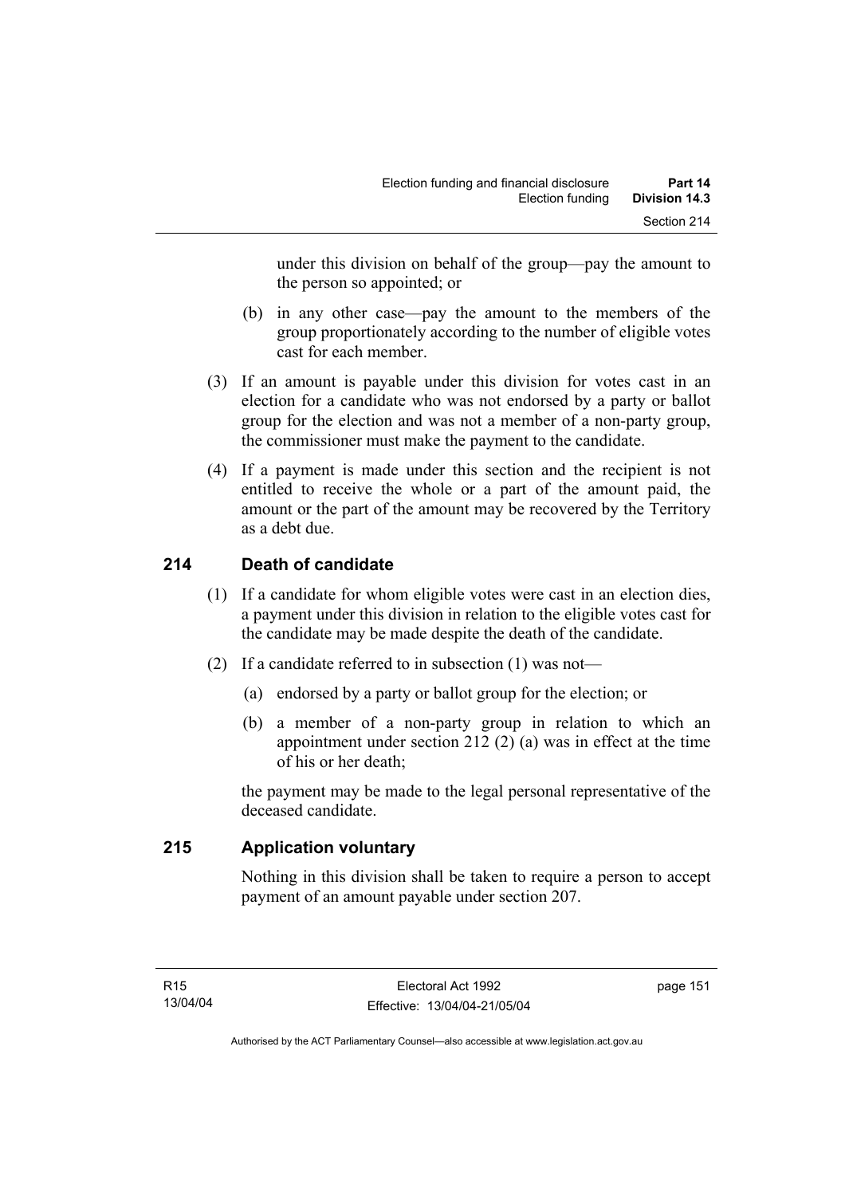under this division on behalf of the group—pay the amount to the person so appointed; or

(b) in any other case—pay the amount to the members of the group proportionately according to the number of eligible votes cast for each member.

(3) If an amount is payable under this division for votes cast in an election for a candidate who was not endorsed by a party or ballot group for the election and was not a member of a non-party group, the commissioner must make the payment to the candidate.

(4) If a payment is made under this section and the recipient is not entitled to receive the whole or a part of the amount paid, the amount or the part of the amount may be recovered by the Territory as a debt due.

## 214 Death of candidate

(1) If a candidate for whom eligible votes were cast in an election dies, a payment under this division in relation to the eligible votes cast for the candidate may be made despite the death of the candidate.

(2) If a candidate referred to in subsection (1) was not—

(a) endorsed by a party or ballot group for the election; or

(b) a member of a non-party group in relation to which an appointment under section 212 (2) (a) was in effect at the time of his or her death;

the payment may be made to the legal personal representative of the deceased candidate.

## 215 Application voluntary

Nothing in this division shall be taken to require a person to accept payment of an amount payable under section 207.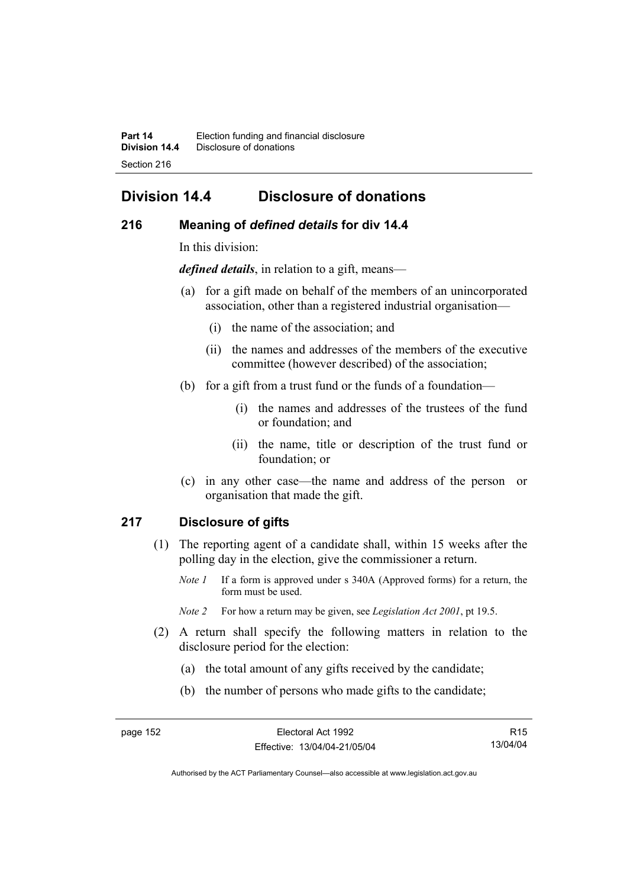# Division 14.4 Disclosure of donations

## 216 Meaning of *defined details* for div 14.4

In this division:

***defined details***, in relation to a gift, means—

(a) for a gift made on behalf of the members of an unincorporated association, other than a registered industrial organisation—

(i) the name of the association; and

(ii) the names and addresses of the members of the executive committee (however described) of the association;

(b) for a gift from a trust fund or the funds of a foundation—

(i) the names and addresses of the trustees of the fund or foundation; and

(ii) the name, title or description of the trust fund or foundation; or

(c) in any other case—the name and address of the person or organisation that made the gift.

## 217 Disclosure of gifts

(1) The reporting agent of a candidate shall, within 15 weeks after the polling day in the election, give the commissioner a return.

*Note 1* If a form is approved under s 340A (Approved forms) for a return, the form must be used.

*Note 2* For how a return may be given, see *Legislation Act 2001*, pt 19.5.

(2) A return shall specify the following matters in relation to the disclosure period for the election:

(a) the total amount of any gifts received by the candidate;

(b) the number of persons who made gifts to the candidate;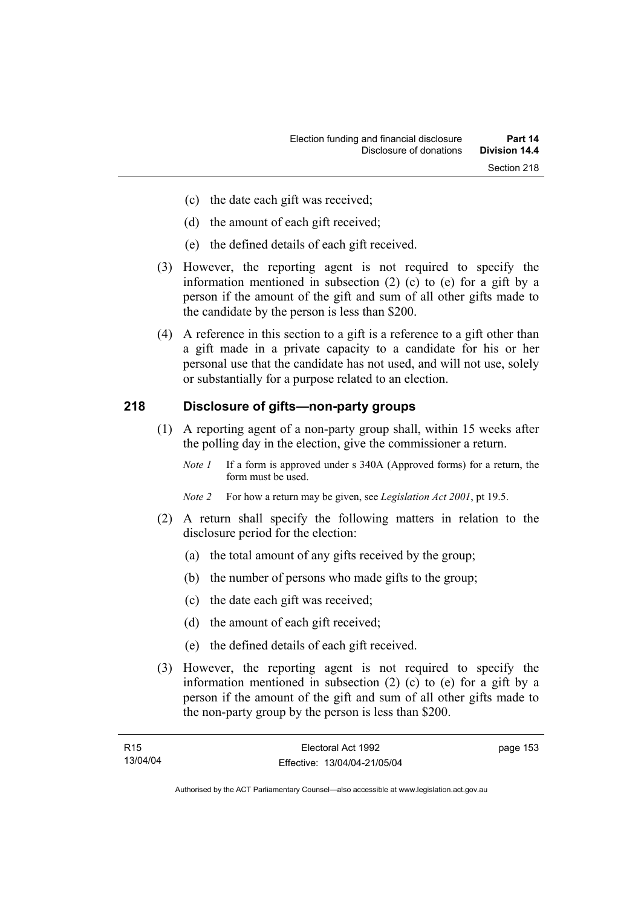(c) the date each gift was received;

(d) the amount of each gift received;

(e) the defined details of each gift received.

(3) However, the reporting agent is not required to specify the information mentioned in subsection (2) (c) to (e) for a gift by a person if the amount of the gift and sum of all other gifts made to the candidate by the person is less than $200.

(4) A reference in this section to a gift is a reference to a gift other than a gift made in a private capacity to a candidate for his or her personal use that the candidate has not used, and will not use, solely or substantially for a purpose related to an election.

## 218 Disclosure of gifts—non-party groups

(1) A reporting agent of a non-party group shall, within 15 weeks after the polling day in the election, give the commissioner a return.

*Note 1* If a form is approved under s 340A (Approved forms) for a return, the form must be used.

*Note 2* For how a return may be given, see *Legislation Act 2001*, pt 19.5.

(2) A return shall specify the following matters in relation to the disclosure period for the election:

(a) the total amount of any gifts received by the group;

(b) the number of persons who made gifts to the group;

(c) the date each gift was received;

(d) the amount of each gift received;

(e) the defined details of each gift received.

(3) However, the reporting agent is not required to specify the information mentioned in subsection (2) (c) to (e) for a gift by a person if the amount of the gift and sum of all other gifts made to the non-party group by the person is less than $200.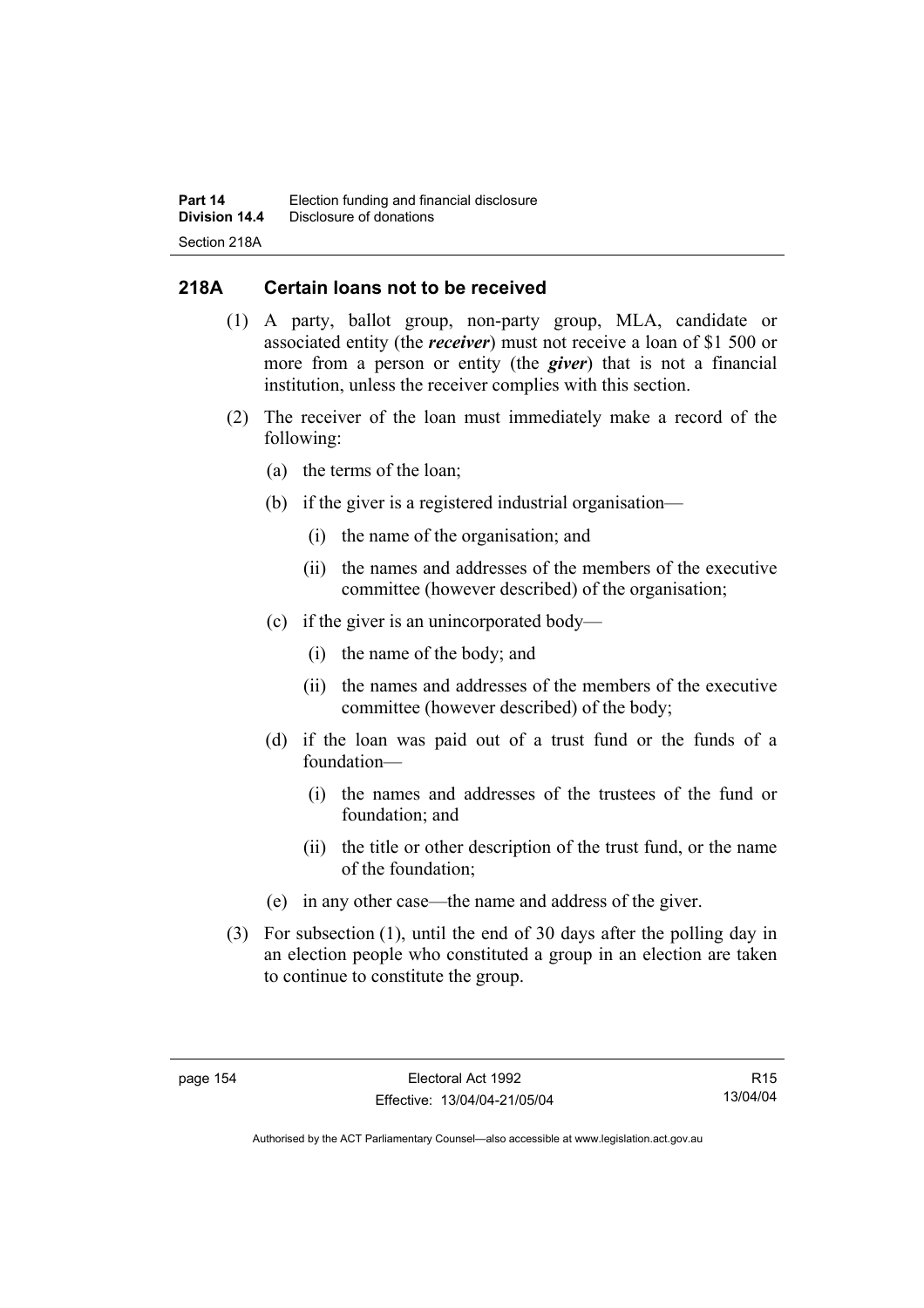## 218A Certain loans not to be received

(1) A party, ballot group, non-party group, MLA, candidate or associated entity (the ***receiver***) must not receive a loan of $1 500 or more from a person or entity (the ***giver***) that is not a financial institution, unless the receiver complies with this section.

(2) The receiver of the loan must immediately make a record of the following:

(a) the terms of the loan;

(b) if the giver is a registered industrial organisation—

(i) the name of the organisation; and

(ii) the names and addresses of the members of the executive committee (however described) of the organisation;

(c) if the giver is an unincorporated body—

(i) the name of the body; and

(ii) the names and addresses of the members of the executive committee (however described) of the body;

(d) if the loan was paid out of a trust fund or the funds of a foundation—

(i) the names and addresses of the trustees of the fund or foundation; and

(ii) the title or other description of the trust fund, or the name of the foundation;

(e) in any other case—the name and address of the giver.

(3) For subsection (1), until the end of 30 days after the polling day in an election people who constituted a group in an election are taken to continue to constitute the group.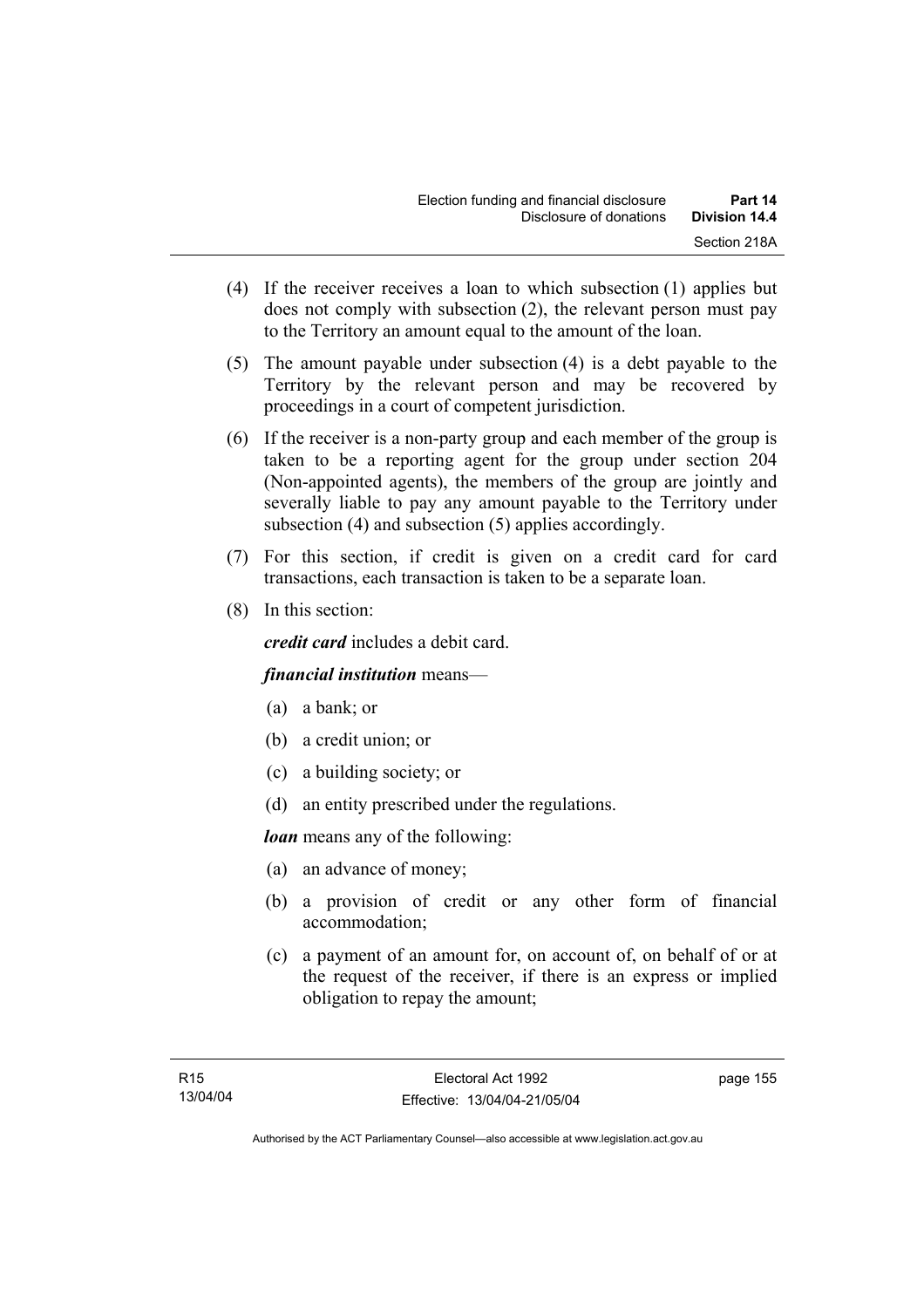(4) If the receiver receives a loan to which subsection (1) applies but does not comply with subsection (2), the relevant person must pay to the Territory an amount equal to the amount of the loan.

(5) The amount payable under subsection (4) is a debt payable to the Territory by the relevant person and may be recovered by proceedings in a court of competent jurisdiction.

(6) If the receiver is a non-party group and each member of the group is taken to be a reporting agent for the group under section 204 (Non-appointed agents), the members of the group are jointly and severally liable to pay any amount payable to the Territory under subsection (4) and subsection (5) applies accordingly.

(7) For this section, if credit is given on a credit card for card transactions, each transaction is taken to be a separate loan.

(8) In this section:

***credit card*** includes a debit card.

***financial institution*** means—

(a) a bank; or

(b) a credit union; or

(c) a building society; or

(d) an entity prescribed under the regulations.

***loan*** means any of the following:

(a) an advance of money;

(b) a provision of credit or any other form of financial accommodation;

(c) a payment of an amount for, on account of, on behalf of or at the request of the receiver, if there is an express or implied obligation to repay the amount;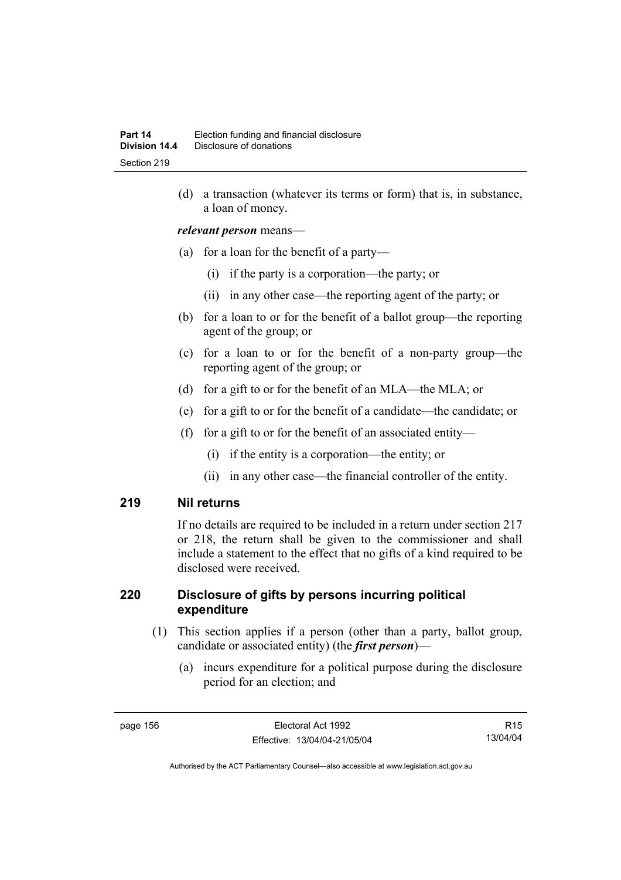(d) a transaction (whatever its terms or form) that is, in substance, a loan of money.

***relevant person*** means—

(a) for a loan for the benefit of a party—

(i) if the party is a corporation—the party; or

(ii) in any other case—the reporting agent of the party; or

(b) for a loan to or for the benefit of a ballot group—the reporting agent of the group; or

(c) for a loan to or for the benefit of a non-party group—the reporting agent of the group; or

(d) for a gift to or for the benefit of an MLA—the MLA; or

(e) for a gift to or for the benefit of a candidate—the candidate; or

(f) for a gift to or for the benefit of an associated entity—

(i) if the entity is a corporation—the entity; or

(ii) in any other case—the financial controller of the entity.

## 219 Nil returns

If no details are required to be included in a return under section 217 or 218, the return shall be given to the commissioner and shall include a statement to the effect that no gifts of a kind required to be disclosed were received.

## 220 Disclosure of gifts by persons incurring political expenditure

(1) This section applies if a person (other than a party, ballot group, candidate or associated entity) (the ***first person***)—

(a) incurs expenditure for a political purpose during the disclosure period for an election; and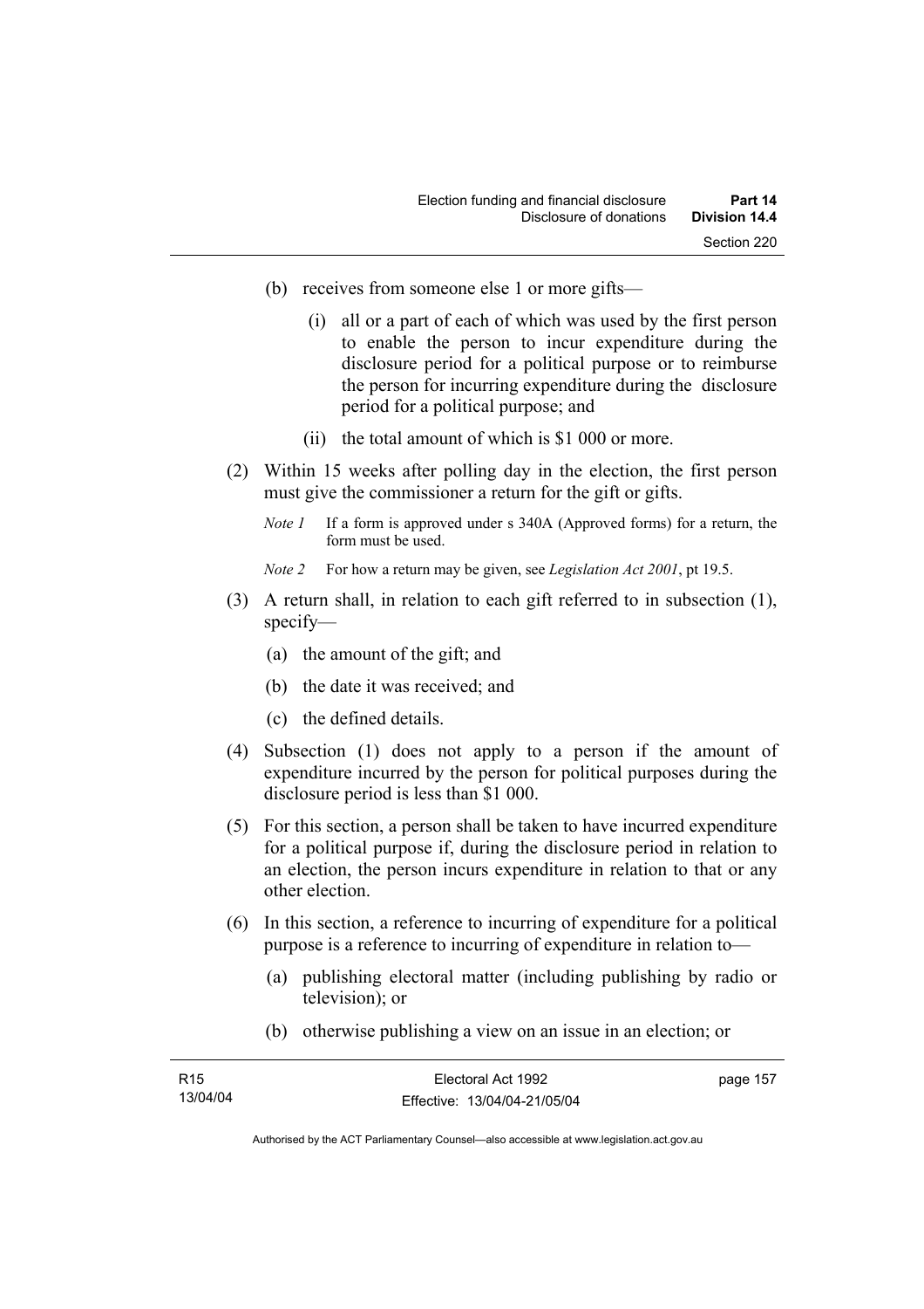(b) receives from someone else 1 or more gifts—

(i) all or a part of each of which was used by the first person to enable the person to incur expenditure during the disclosure period for a political purpose or to reimburse the person for incurring expenditure during the disclosure period for a political purpose; and

(ii) the total amount of which is $1 000 or more.

(2) Within 15 weeks after polling day in the election, the first person must give the commissioner a return for the gift or gifts.

*Note 1* If a form is approved under s 340A (Approved forms) for a return, the form must be used.

*Note 2* For how a return may be given, see *Legislation Act 2001*, pt 19.5.

(3) A return shall, in relation to each gift referred to in subsection (1), specify—

(a) the amount of the gift; and

(b) the date it was received; and

(c) the defined details.

(4) Subsection (1) does not apply to a person if the amount of expenditure incurred by the person for political purposes during the disclosure period is less than $1 000.

(5) For this section, a person shall be taken to have incurred expenditure for a political purpose if, during the disclosure period in relation to an election, the person incurs expenditure in relation to that or any other election.

(6) In this section, a reference to incurring of expenditure for a political purpose is a reference to incurring of expenditure in relation to—

(a) publishing electoral matter (including publishing by radio or television); or

(b) otherwise publishing a view on an issue in an election; or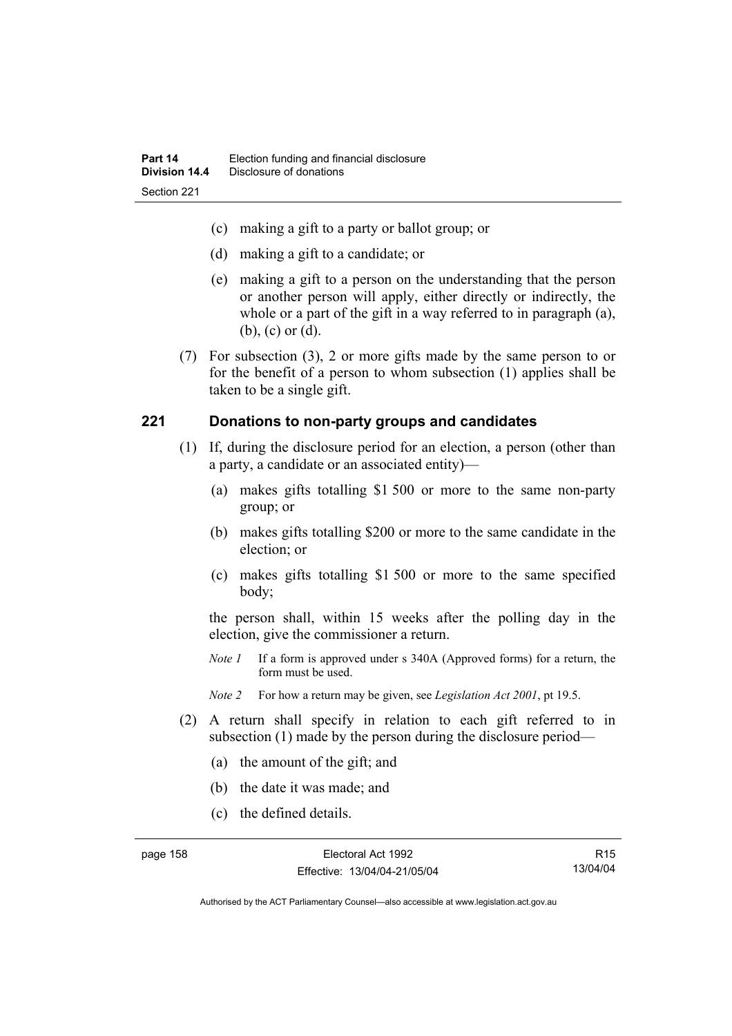(c) making a gift to a party or ballot group; or

(d) making a gift to a candidate; or

(e) making a gift to a person on the understanding that the person or another person will apply, either directly or indirectly, the whole or a part of the gift in a way referred to in paragraph (a), (b), (c) or (d).

(7) For subsection (3), 2 or more gifts made by the same person to or for the benefit of a person to whom subsection (1) applies shall be taken to be a single gift.

## 221 Donations to non-party groups and candidates

(1) If, during the disclosure period for an election, a person (other than a party, a candidate or an associated entity)—

(a) makes gifts totalling $1 500 or more to the same non-party group; or

(b) makes gifts totalling $200 or more to the same candidate in the election; or

(c) makes gifts totalling $1 500 or more to the same specified body;

the person shall, within 15 weeks after the polling day in the election, give the commissioner a return.

*Note 1* If a form is approved under s 340A (Approved forms) for a return, the form must be used.

*Note 2* For how a return may be given, see *Legislation Act 2001*, pt 19.5.

(2) A return shall specify in relation to each gift referred to in subsection (1) made by the person during the disclosure period—

(a) the amount of the gift; and

(b) the date it was made; and

(c) the defined details.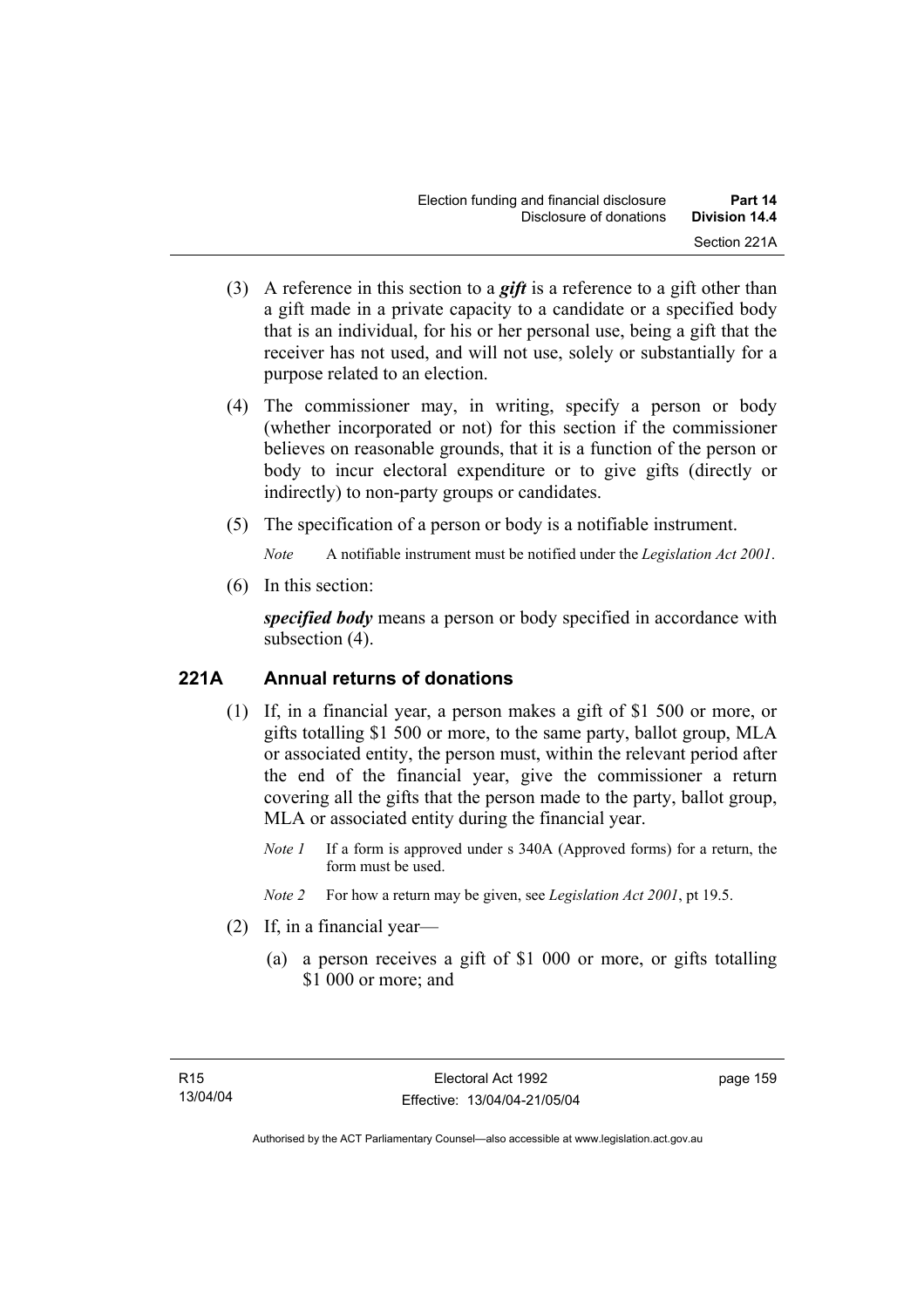(3) A reference in this section to a ***gift*** is a reference to a gift other than a gift made in a private capacity to a candidate or a specified body that is an individual, for his or her personal use, being a gift that the receiver has not used, and will not use, solely or substantially for a purpose related to an election.

(4) The commissioner may, in writing, specify a person or body (whether incorporated or not) for this section if the commissioner believes on reasonable grounds, that it is a function of the person or body to incur electoral expenditure or to give gifts (directly or indirectly) to non-party groups or candidates.

(5) The specification of a person or body is a notifiable instrument.

*Note* A notifiable instrument must be notified under the *Legislation Act 2001*.

(6) In this section:

***specified body*** means a person or body specified in accordance with subsection (4).

## 221A Annual returns of donations

(1) If, in a financial year, a person makes a gift of $1 500 or more, or gifts totalling $1 500 or more, to the same party, ballot group, MLA or associated entity, the person must, within the relevant period after the end of the financial year, give the commissioner a return covering all the gifts that the person made to the party, ballot group, MLA or associated entity during the financial year.

*Note 1* If a form is approved under s 340A (Approved forms) for a return, the form must be used.

*Note 2* For how a return may be given, see *Legislation Act 2001*, pt 19.5.

(2) If, in a financial year—

(a) a person receives a gift of $1 000 or more, or gifts totalling $1 000 or more; and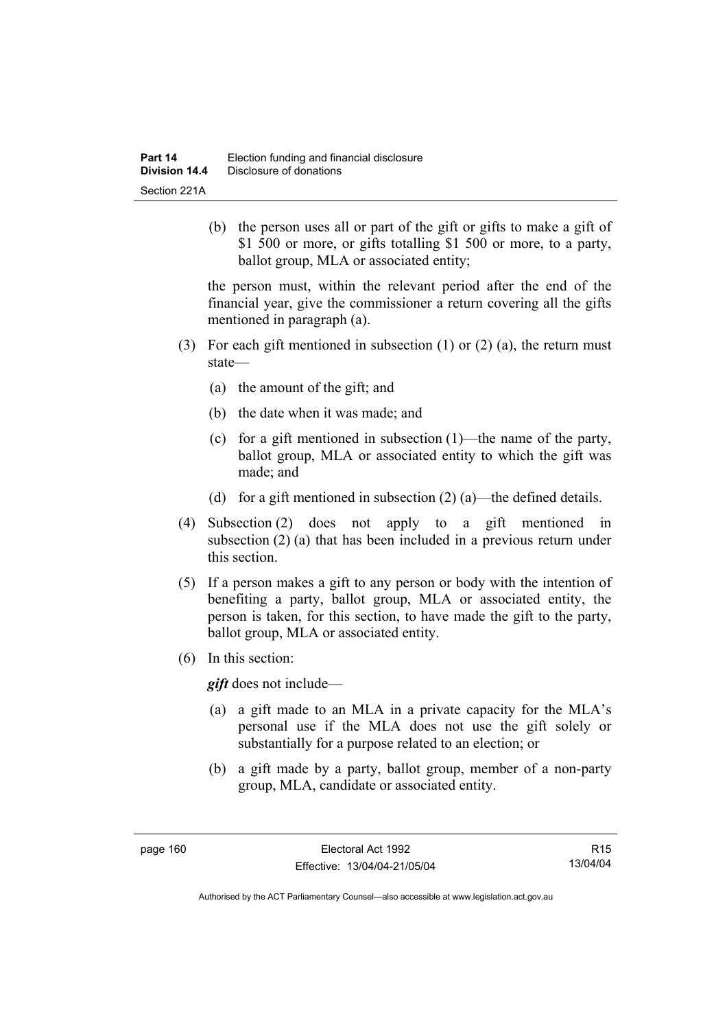(b) the person uses all or part of the gift or gifts to make a gift of $1 500 or more, or gifts totalling $1 500 or more, to a party, ballot group, MLA or associated entity;

the person must, within the relevant period after the end of the financial year, give the commissioner a return covering all the gifts mentioned in paragraph (a).

(3) For each gift mentioned in subsection (1) or (2) (a), the return must state—

(a) the amount of the gift; and

(b) the date when it was made; and

(c) for a gift mentioned in subsection (1)—the name of the party, ballot group, MLA or associated entity to which the gift was made; and

(d) for a gift mentioned in subsection (2) (a)—the defined details.

(4) Subsection (2) does not apply to a gift mentioned in subsection (2) (a) that has been included in a previous return under this section.

(5) If a person makes a gift to any person or body with the intention of benefiting a party, ballot group, MLA or associated entity, the person is taken, for this section, to have made the gift to the party, ballot group, MLA or associated entity.

(6) In this section:

***gift*** does not include—

(a) a gift made to an MLA in a private capacity for the MLA's personal use if the MLA does not use the gift solely or substantially for a purpose related to an election; or

(b) a gift made by a party, ballot group, member of a non-party group, MLA, candidate or associated entity.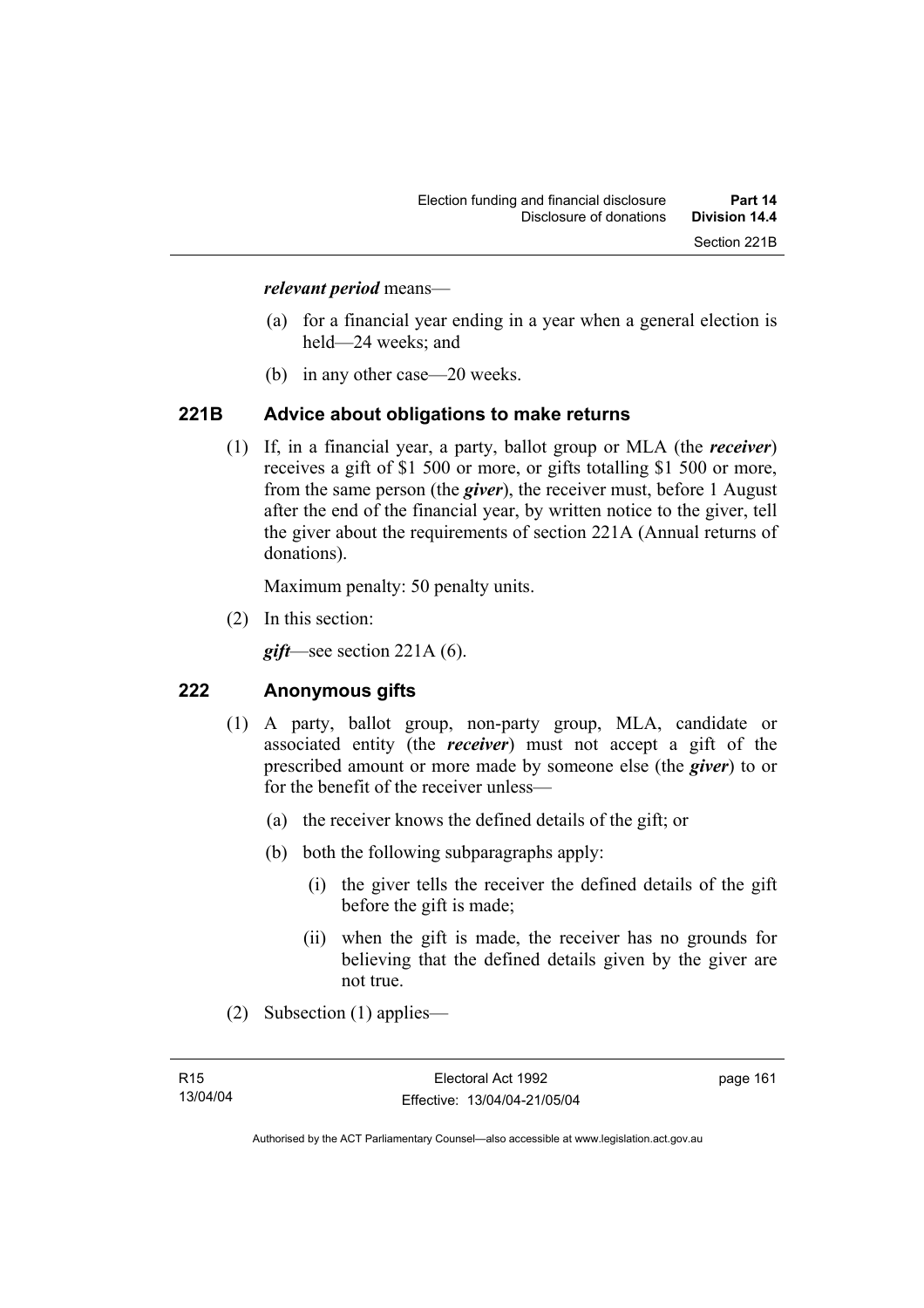***relevant period*** means—

(a) for a financial year ending in a year when a general election is held—24 weeks; and

(b) in any other case—20 weeks.

## 221B Advice about obligations to make returns

(1) If, in a financial year, a party, ballot group or MLA (the ***receiver***) receives a gift of $1 500 or more, or gifts totalling $1 500 or more, from the same person (the ***giver***), the receiver must, before 1 August after the end of the financial year, by written notice to the giver, tell the giver about the requirements of section 221A (Annual returns of donations).

Maximum penalty: 50 penalty units.

(2) In this section:

***gift***—see section 221A (6).

## 222 Anonymous gifts

(1) A party, ballot group, non-party group, MLA, candidate or associated entity (the ***receiver***) must not accept a gift of the prescribed amount or more made by someone else (the ***giver***) to or for the benefit of the receiver unless—

(a) the receiver knows the defined details of the gift; or

(b) both the following subparagraphs apply:

(i) the giver tells the receiver the defined details of the gift before the gift is made;

(ii) when the gift is made, the receiver has no grounds for believing that the defined details given by the giver are not true.

(2) Subsection (1) applies—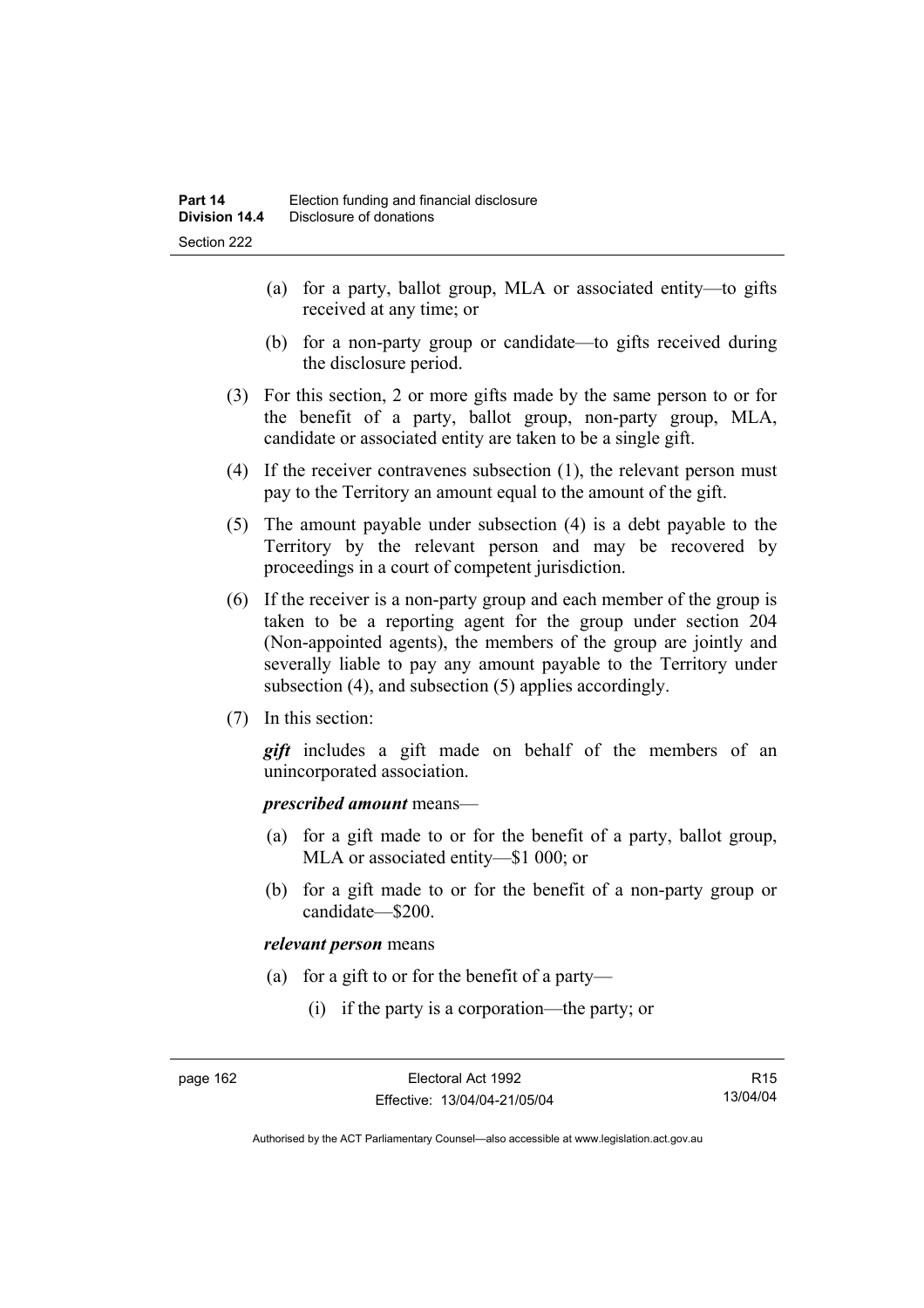(a) for a party, ballot group, MLA or associated entity—to gifts received at any time; or

(b) for a non-party group or candidate—to gifts received during the disclosure period.

(3) For this section, 2 or more gifts made by the same person to or for the benefit of a party, ballot group, non-party group, MLA, candidate or associated entity are taken to be a single gift.

(4) If the receiver contravenes subsection (1), the relevant person must pay to the Territory an amount equal to the amount of the gift.

(5) The amount payable under subsection (4) is a debt payable to the Territory by the relevant person and may be recovered by proceedings in a court of competent jurisdiction.

(6) If the receiver is a non-party group and each member of the group is taken to be a reporting agent for the group under section 204 (Non-appointed agents), the members of the group are jointly and severally liable to pay any amount payable to the Territory under subsection (4), and subsection (5) applies accordingly.

(7) In this section:

***gift*** includes a gift made on behalf of the members of an unincorporated association.

***prescribed amount*** means—

(a) for a gift made to or for the benefit of a party, ballot group, MLA or associated entity—$1 000; or

(b) for a gift made to or for the benefit of a non-party group or candidate—$200.

***relevant person*** means

(a) for a gift to or for the benefit of a party—

(i) if the party is a corporation—the party; or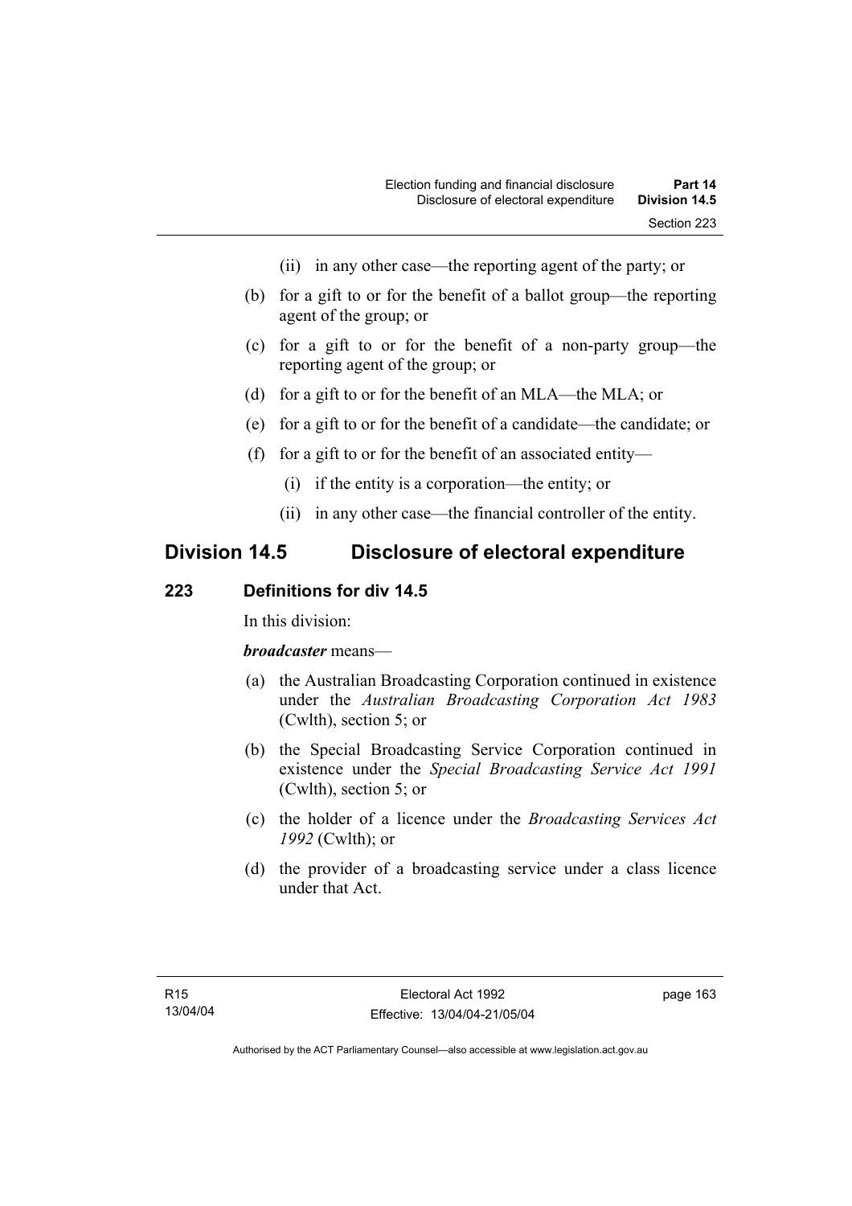(ii) in any other case—the reporting agent of the party; or

(b) for a gift to or for the benefit of a ballot group—the reporting agent of the group; or

(c) for a gift to or for the benefit of a non-party group—the reporting agent of the group; or

(d) for a gift to or for the benefit of an MLA—the MLA; or

(e) for a gift to or for the benefit of a candidate—the candidate; or

(f) for a gift to or for the benefit of an associated entity—

(i) if the entity is a corporation—the entity; or

(ii) in any other case—the financial controller of the entity.

## Division 14.5 Disclosure of electoral expenditure

### 223 Definitions for div 14.5

In this division:

***broadcaster*** means—

(a) the Australian Broadcasting Corporation continued in existence under the *Australian Broadcasting Corporation Act 1983* (Cwlth), section 5; or

(b) the Special Broadcasting Service Corporation continued in existence under the *Special Broadcasting Service Act 1991* (Cwlth), section 5; or

(c) the holder of a licence under the *Broadcasting Services Act 1992* (Cwlth); or

(d) the provider of a broadcasting service under a class licence under that Act.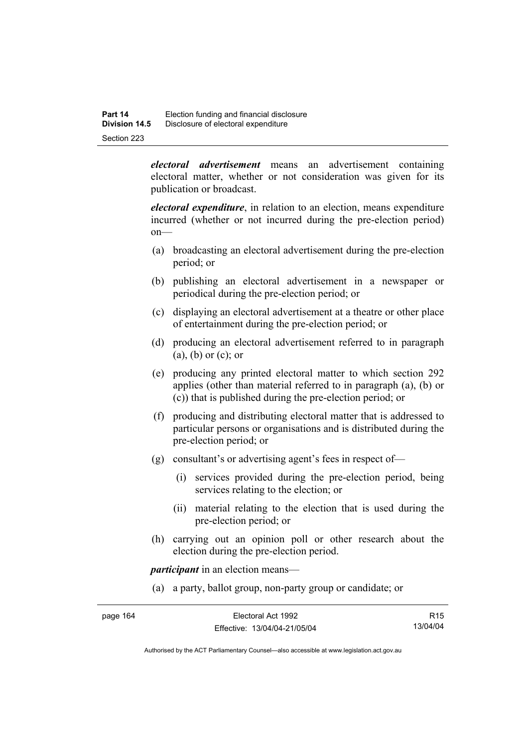***electoral advertisement*** means an advertisement containing electoral matter, whether or not consideration was given for its publication or broadcast.

***electoral expenditure***, in relation to an election, means expenditure incurred (whether or not incurred during the pre-election period) on—

(a) broadcasting an electoral advertisement during the pre-election period; or

(b) publishing an electoral advertisement in a newspaper or periodical during the pre-election period; or

(c) displaying an electoral advertisement at a theatre or other place of entertainment during the pre-election period; or

(d) producing an electoral advertisement referred to in paragraph (a), (b) or (c); or

(e) producing any printed electoral matter to which section 292 applies (other than material referred to in paragraph (a), (b) or (c)) that is published during the pre-election period; or

(f) producing and distributing electoral matter that is addressed to particular persons or organisations and is distributed during the pre-election period; or

(g) consultant's or advertising agent's fees in respect of—

  (i) services provided during the pre-election period, being services relating to the election; or

  (ii) material relating to the election that is used during the pre-election period; or

(h) carrying out an opinion poll or other research about the election during the pre-election period.

***participant*** in an election means—

(a) a party, ballot group, non-party group or candidate; or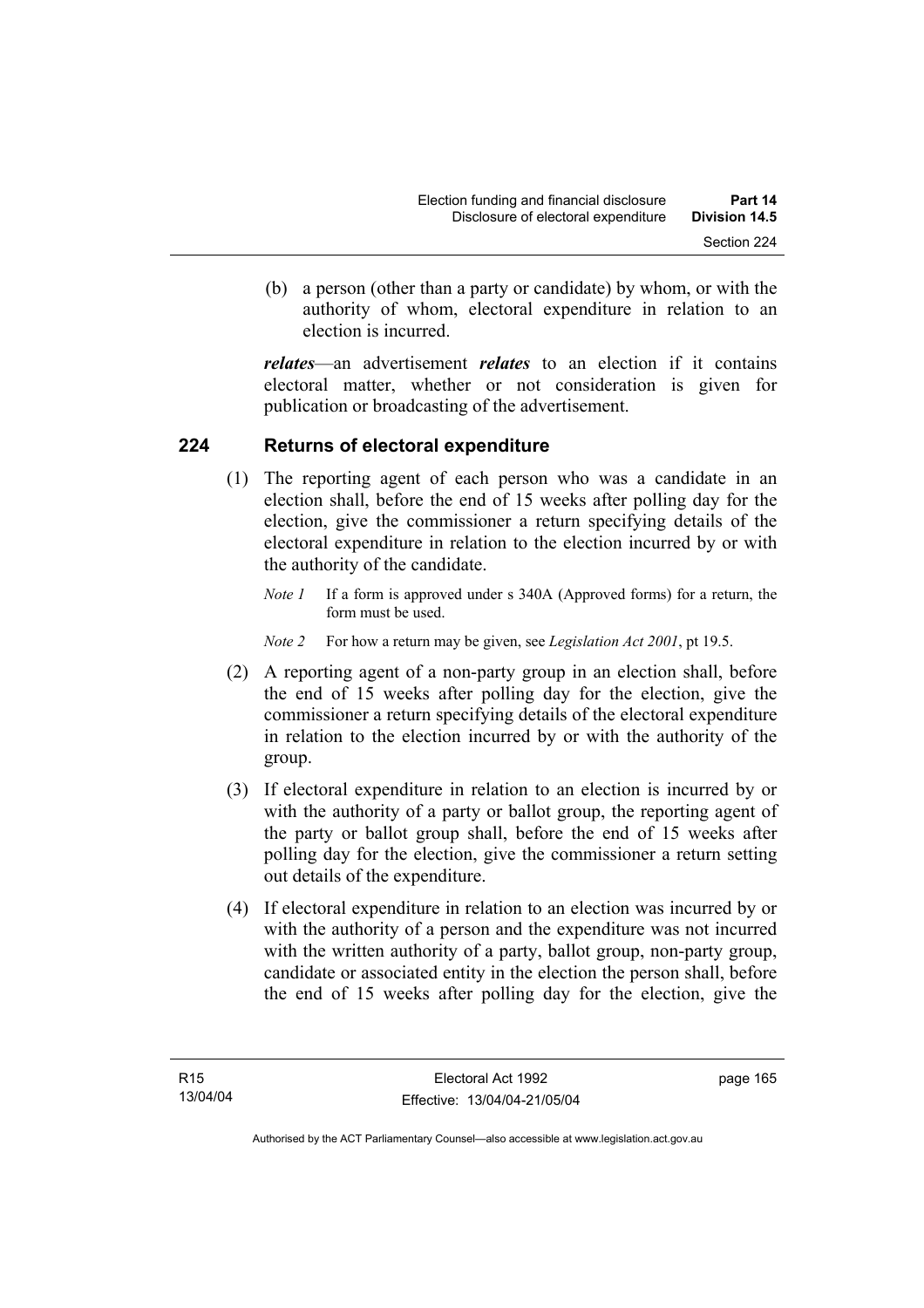(b) a person (other than a party or candidate) by whom, or with the authority of whom, electoral expenditure in relation to an election is incurred.

***relates***—an advertisement ***relates*** to an election if it contains electoral matter, whether or not consideration is given for publication or broadcasting of the advertisement.

## 224 Returns of electoral expenditure

(1) The reporting agent of each person who was a candidate in an election shall, before the end of 15 weeks after polling day for the election, give the commissioner a return specifying details of the electoral expenditure in relation to the election incurred by or with the authority of the candidate.

*Note 1* If a form is approved under s 340A (Approved forms) for a return, the form must be used.

*Note 2* For how a return may be given, see *Legislation Act 2001*, pt 19.5.

(2) A reporting agent of a non-party group in an election shall, before the end of 15 weeks after polling day for the election, give the commissioner a return specifying details of the electoral expenditure in relation to the election incurred by or with the authority of the group.

(3) If electoral expenditure in relation to an election is incurred by or with the authority of a party or ballot group, the reporting agent of the party or ballot group shall, before the end of 15 weeks after polling day for the election, give the commissioner a return setting out details of the expenditure.

(4) If electoral expenditure in relation to an election was incurred by or with the authority of a person and the expenditure was not incurred with the written authority of a party, ballot group, non-party group, candidate or associated entity in the election the person shall, before the end of 15 weeks after polling day for the election, give the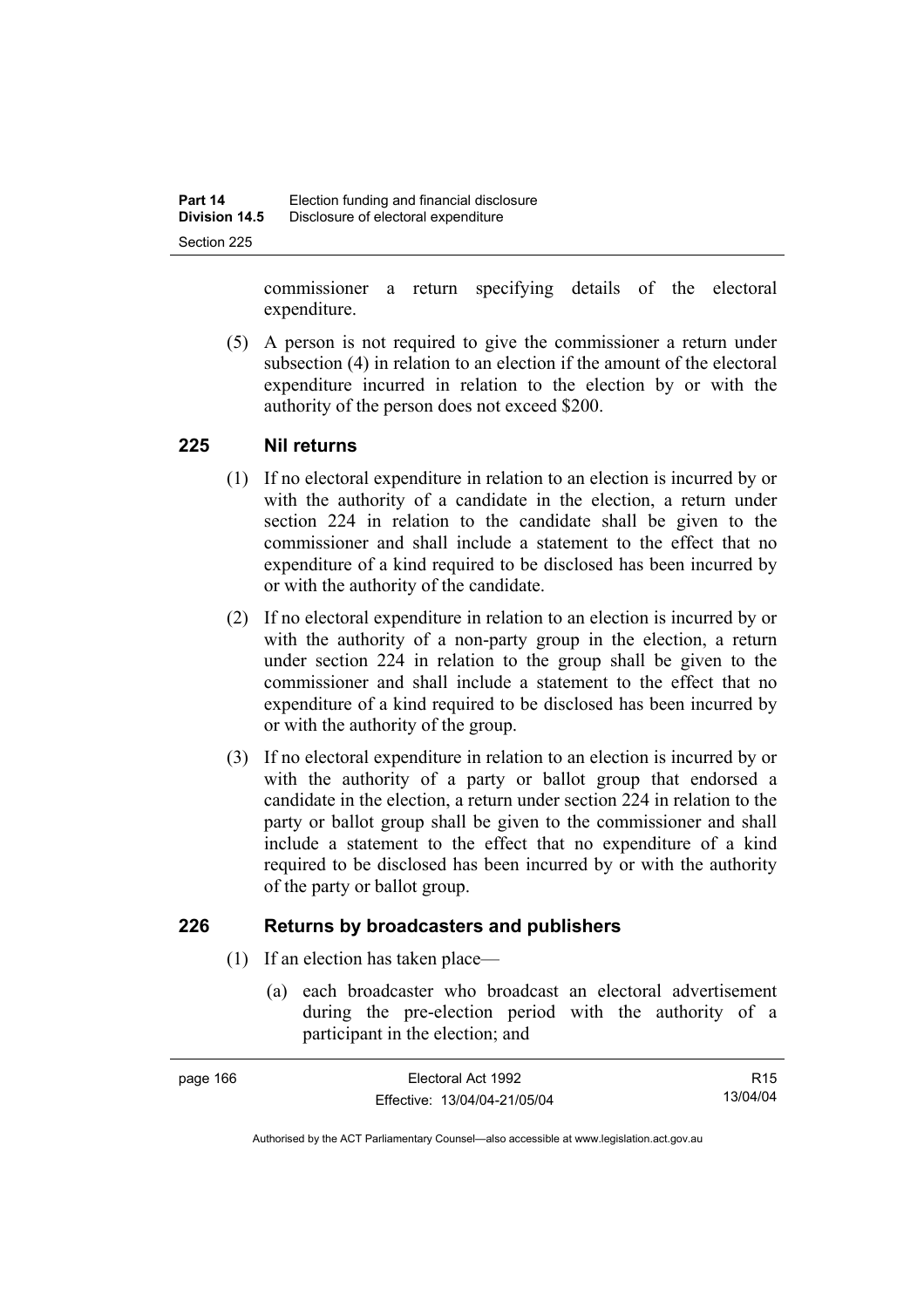commissioner a return specifying details of the electoral expenditure.

(5) A person is not required to give the commissioner a return under subsection (4) in relation to an election if the amount of the electoral expenditure incurred in relation to the election by or with the authority of the person does not exceed $200.

## 225 Nil returns

(1) If no electoral expenditure in relation to an election is incurred by or with the authority of a candidate in the election, a return under section 224 in relation to the candidate shall be given to the commissioner and shall include a statement to the effect that no expenditure of a kind required to be disclosed has been incurred by or with the authority of the candidate.

(2) If no electoral expenditure in relation to an election is incurred by or with the authority of a non-party group in the election, a return under section 224 in relation to the group shall be given to the commissioner and shall include a statement to the effect that no expenditure of a kind required to be disclosed has been incurred by or with the authority of the group.

(3) If no electoral expenditure in relation to an election is incurred by or with the authority of a party or ballot group that endorsed a candidate in the election, a return under section 224 in relation to the party or ballot group shall be given to the commissioner and shall include a statement to the effect that no expenditure of a kind required to be disclosed has been incurred by or with the authority of the party or ballot group.

## 226 Returns by broadcasters and publishers

(1) If an election has taken place—

(a) each broadcaster who broadcast an electoral advertisement during the pre-election period with the authority of a participant in the election; and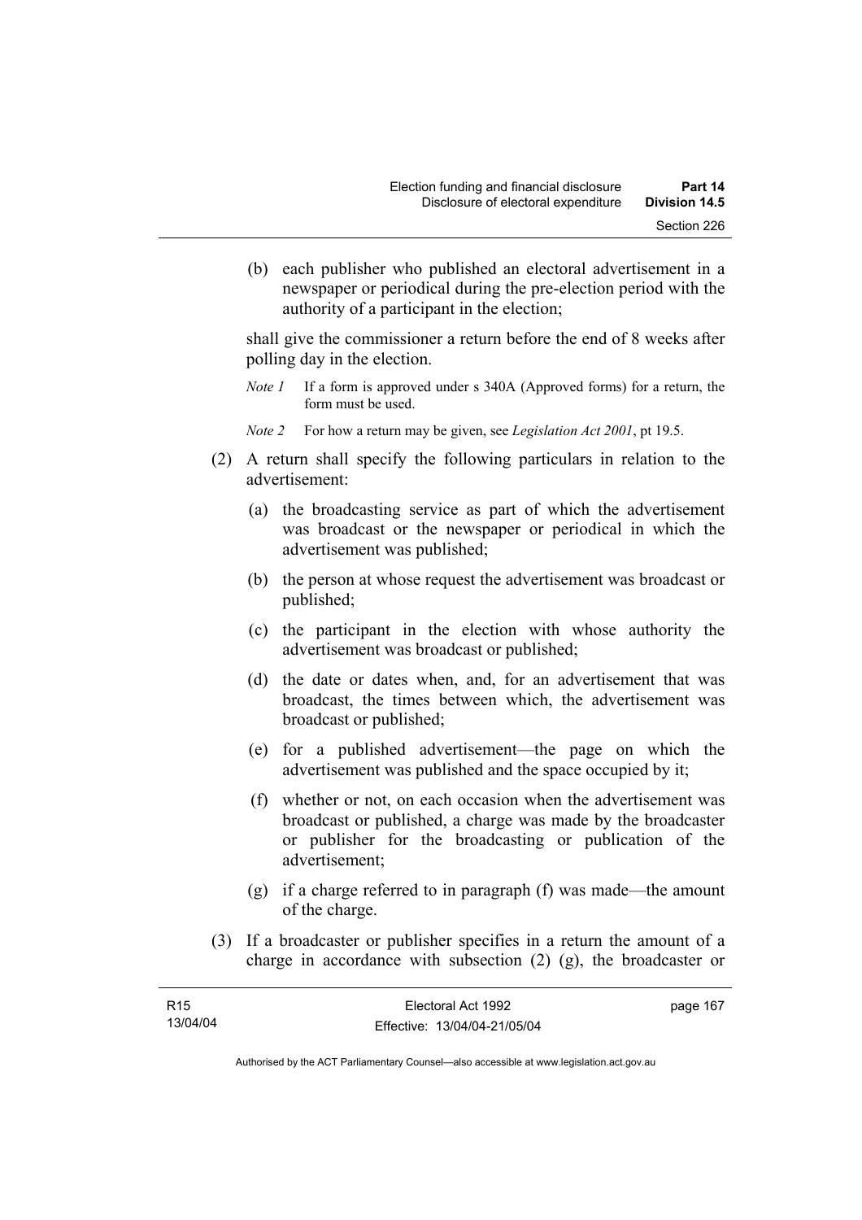(b) each publisher who published an electoral advertisement in a newspaper or periodical during the pre-election period with the authority of a participant in the election;

shall give the commissioner a return before the end of 8 weeks after polling day in the election.

*Note 1* If a form is approved under s 340A (Approved forms) for a return, the form must be used.

*Note 2* For how a return may be given, see *Legislation Act 2001*, pt 19.5.

(2) A return shall specify the following particulars in relation to the advertisement:

(a) the broadcasting service as part of which the advertisement was broadcast or the newspaper or periodical in which the advertisement was published;

(b) the person at whose request the advertisement was broadcast or published;

(c) the participant in the election with whose authority the advertisement was broadcast or published;

(d) the date or dates when, and, for an advertisement that was broadcast, the times between which, the advertisement was broadcast or published;

(e) for a published advertisement—the page on which the advertisement was published and the space occupied by it;

(f) whether or not, on each occasion when the advertisement was broadcast or published, a charge was made by the broadcaster or publisher for the broadcasting or publication of the advertisement;

(g) if a charge referred to in paragraph (f) was made—the amount of the charge.

(3) If a broadcaster or publisher specifies in a return the amount of a charge in accordance with subsection (2) (g), the broadcaster or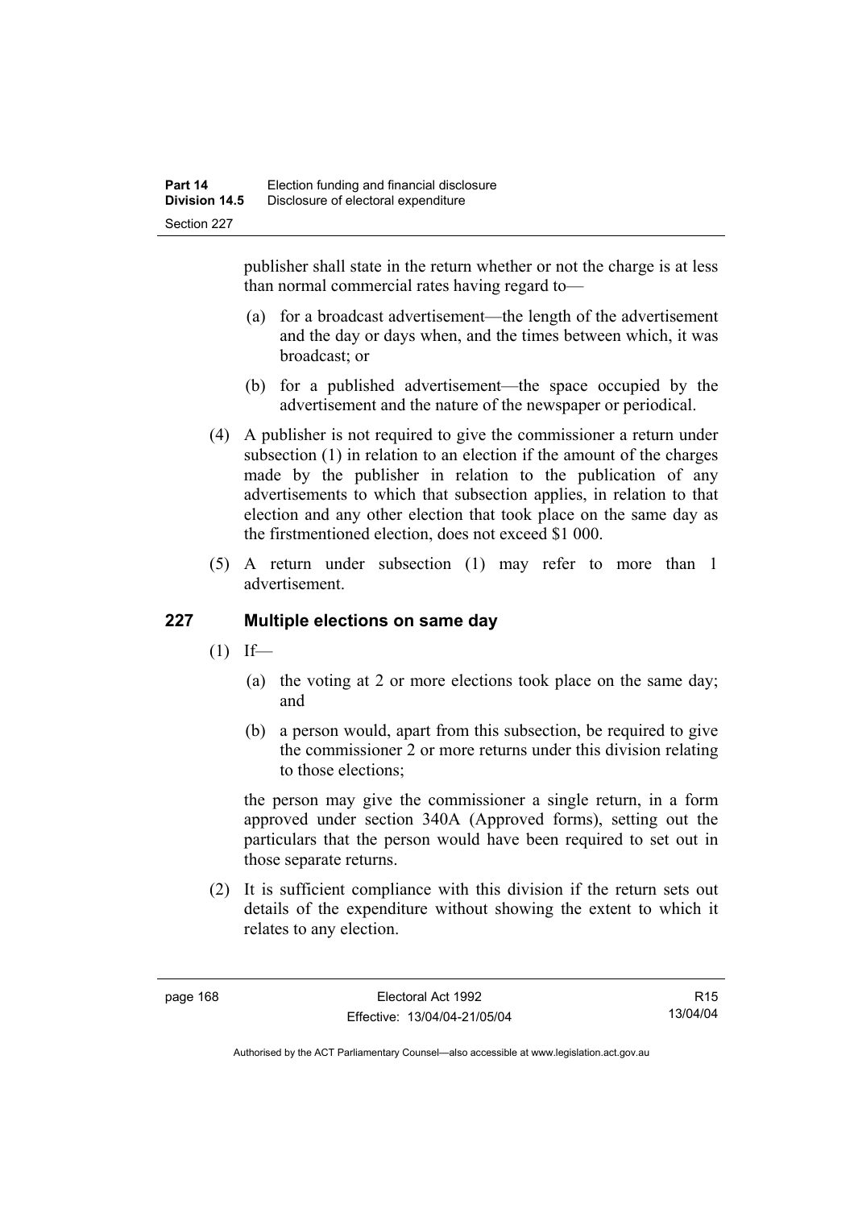publisher shall state in the return whether or not the charge is at less than normal commercial rates having regard to—

(a) for a broadcast advertisement—the length of the advertisement and the day or days when, and the times between which, it was broadcast; or

(b) for a published advertisement—the space occupied by the advertisement and the nature of the newspaper or periodical.

(4) A publisher is not required to give the commissioner a return under subsection (1) in relation to an election if the amount of the charges made by the publisher in relation to the publication of any advertisements to which that subsection applies, in relation to that election and any other election that took place on the same day as the firstmentioned election, does not exceed $1 000.

(5) A return under subsection (1) may refer to more than 1 advertisement.

## 227 Multiple elections on same day

(1) If—

(a) the voting at 2 or more elections took place on the same day; and

(b) a person would, apart from this subsection, be required to give the commissioner 2 or more returns under this division relating to those elections;

the person may give the commissioner a single return, in a form approved under section 340A (Approved forms), setting out the particulars that the person would have been required to set out in those separate returns.

(2) It is sufficient compliance with this division if the return sets out details of the expenditure without showing the extent to which it relates to any election.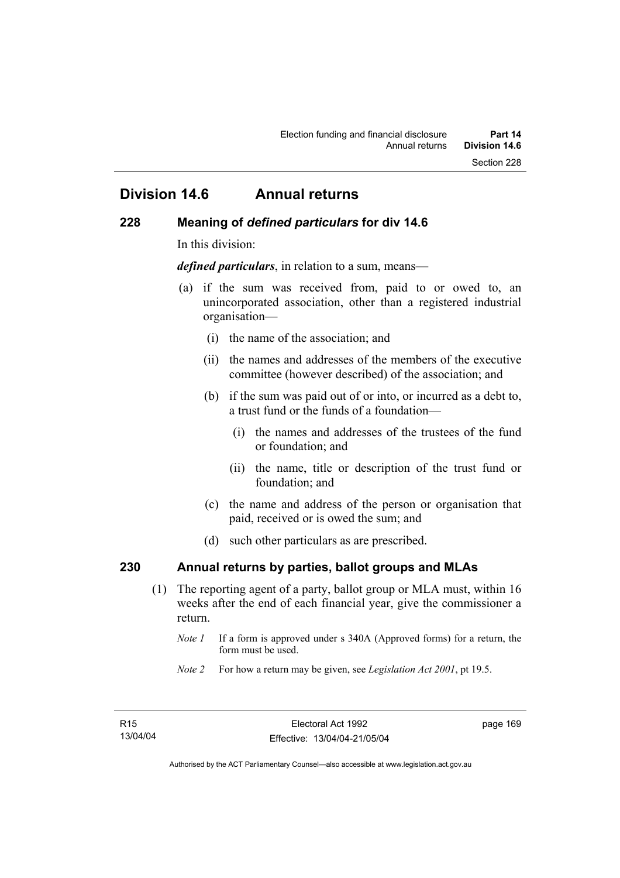## Division 14.6 Annual returns

### 228 Meaning of *defined particulars* for div 14.6

In this division:

***defined particulars***, in relation to a sum, means—

(a) if the sum was received from, paid to or owed to, an unincorporated association, other than a registered industrial organisation—

(i) the name of the association; and

(ii) the names and addresses of the members of the executive committee (however described) of the association; and

(b) if the sum was paid out of or into, or incurred as a debt to, a trust fund or the funds of a foundation—

(i) the names and addresses of the trustees of the fund or foundation; and

(ii) the name, title or description of the trust fund or foundation; and

(c) the name and address of the person or organisation that paid, received or is owed the sum; and

(d) such other particulars as are prescribed.

### 230 Annual returns by parties, ballot groups and MLAs

(1) The reporting agent of a party, ballot group or MLA must, within 16 weeks after the end of each financial year, give the commissioner a return.

*Note 1* If a form is approved under s 340A (Approved forms) for a return, the form must be used.

*Note 2* For how a return may be given, see *Legislation Act 2001*, pt 19.5.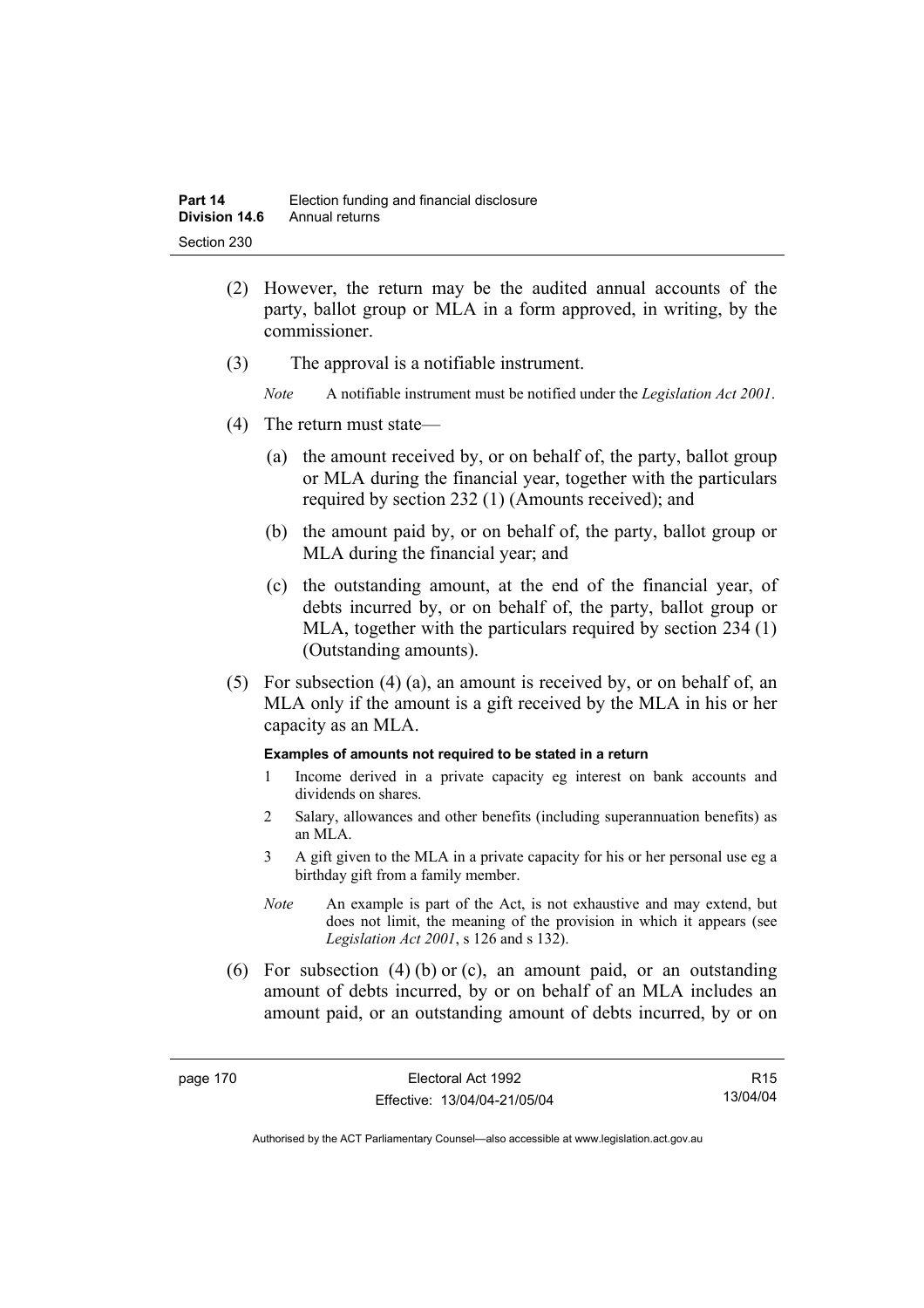(2) However, the return may be the audited annual accounts of the party, ballot group or MLA in a form approved, in writing, by the commissioner.

(3) The approval is a notifiable instrument.

*Note* A notifiable instrument must be notified under the *Legislation Act 2001*.

(4) The return must state—

(a) the amount received by, or on behalf of, the party, ballot group or MLA during the financial year, together with the particulars required by section 232 (1) (Amounts received); and

(b) the amount paid by, or on behalf of, the party, ballot group or MLA during the financial year; and

(c) the outstanding amount, at the end of the financial year, of debts incurred by, or on behalf of, the party, ballot group or MLA, together with the particulars required by section 234 (1) (Outstanding amounts).

(5) For subsection (4) (a), an amount is received by, or on behalf of, an MLA only if the amount is a gift received by the MLA in his or her capacity as an MLA.

**Examples of amounts not required to be stated in a return**

1 Income derived in a private capacity eg interest on bank accounts and dividends on shares.

2 Salary, allowances and other benefits (including superannuation benefits) as an MLA.

3 A gift given to the MLA in a private capacity for his or her personal use eg a birthday gift from a family member.

*Note* An example is part of the Act, is not exhaustive and may extend, but does not limit, the meaning of the provision in which it appears (see *Legislation Act 2001*, s 126 and s 132).

(6) For subsection (4) (b) or (c), an amount paid, or an outstanding amount of debts incurred, by or on behalf of an MLA includes an amount paid, or an outstanding amount of debts incurred, by or on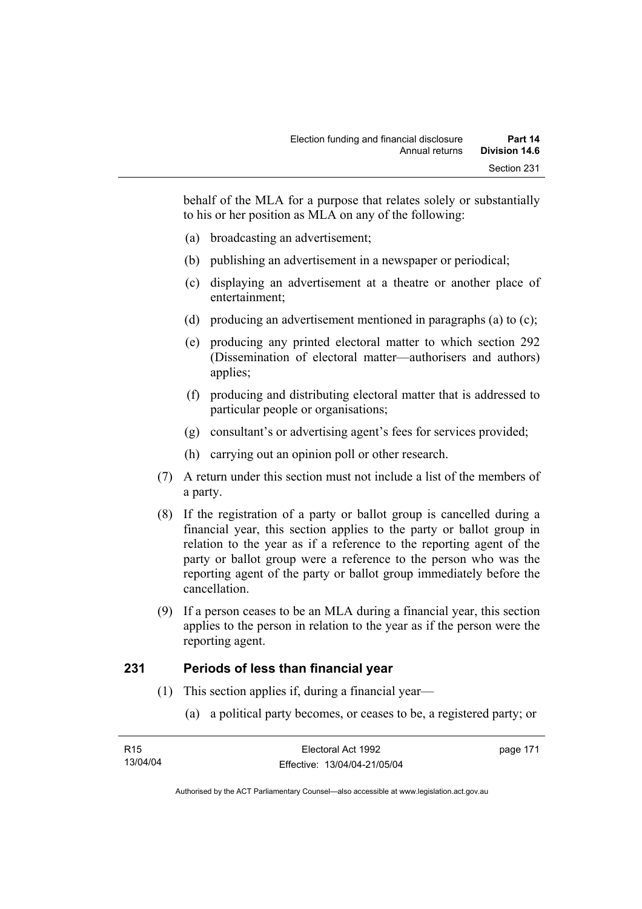behalf of the MLA for a purpose that relates solely or substantially to his or her position as MLA on any of the following:

(a) broadcasting an advertisement;

(b) publishing an advertisement in a newspaper or periodical;

(c) displaying an advertisement at a theatre or another place of entertainment;

(d) producing an advertisement mentioned in paragraphs (a) to (c);

(e) producing any printed electoral matter to which section 292 (Dissemination of electoral matter—authorisers and authors) applies;

(f) producing and distributing electoral matter that is addressed to particular people or organisations;

(g) consultant's or advertising agent's fees for services provided;

(h) carrying out an opinion poll or other research.

(7) A return under this section must not include a list of the members of a party.

(8) If the registration of a party or ballot group is cancelled during a financial year, this section applies to the party or ballot group in relation to the year as if a reference to the reporting agent of the party or ballot group were a reference to the person who was the reporting agent of the party or ballot group immediately before the cancellation.

(9) If a person ceases to be an MLA during a financial year, this section applies to the person in relation to the year as if the person were the reporting agent.

## 231 Periods of less than financial year

(1) This section applies if, during a financial year—

(a) a political party becomes, or ceases to be, a registered party; or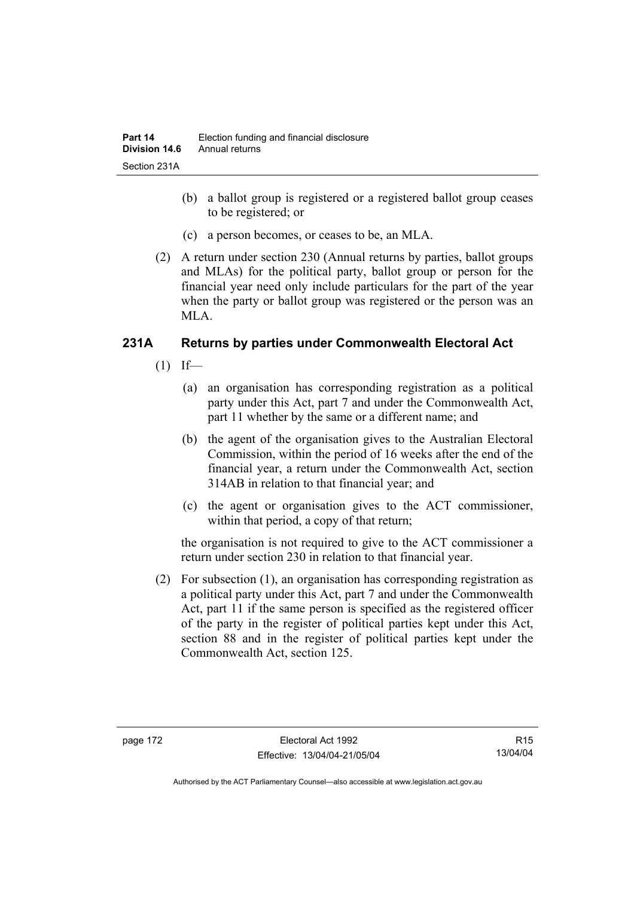(b) a ballot group is registered or a registered ballot group ceases to be registered; or

(c) a person becomes, or ceases to be, an MLA.

(2) A return under section 230 (Annual returns by parties, ballot groups and MLAs) for the political party, ballot group or person for the financial year need only include particulars for the part of the year when the party or ballot group was registered or the person was an MLA.

### 231A Returns by parties under Commonwealth Electoral Act

(1) If—

(a) an organisation has corresponding registration as a political party under this Act, part 7 and under the Commonwealth Act, part 11 whether by the same or a different name; and

(b) the agent of the organisation gives to the Australian Electoral Commission, within the period of 16 weeks after the end of the financial year, a return under the Commonwealth Act, section 314AB in relation to that financial year; and

(c) the agent or organisation gives to the ACT commissioner, within that period, a copy of that return;

the organisation is not required to give to the ACT commissioner a return under section 230 in relation to that financial year.

(2) For subsection (1), an organisation has corresponding registration as a political party under this Act, part 7 and under the Commonwealth Act, part 11 if the same person is specified as the registered officer of the party in the register of political parties kept under this Act, section 88 and in the register of political parties kept under the Commonwealth Act, section 125.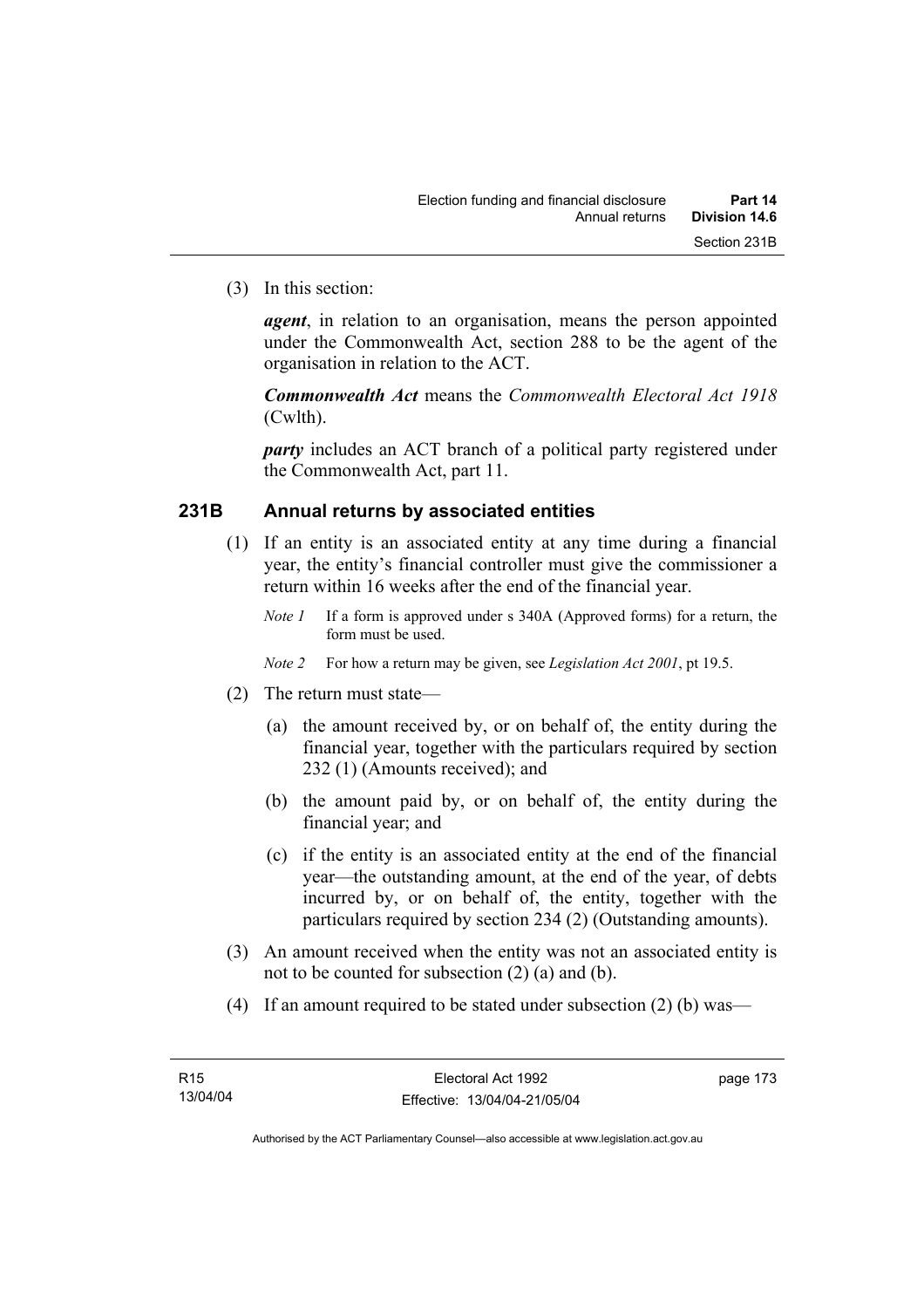(3) In this section:

***agent***, in relation to an organisation, means the person appointed under the Commonwealth Act, section 288 to be the agent of the organisation in relation to the ACT.

***Commonwealth Act*** means the *Commonwealth Electoral Act 1918* (Cwlth).

***party*** includes an ACT branch of a political party registered under the Commonwealth Act, part 11.

## 231B Annual returns by associated entities

(1) If an entity is an associated entity at any time during a financial year, the entity's financial controller must give the commissioner a return within 16 weeks after the end of the financial year.

*Note 1* If a form is approved under s 340A (Approved forms) for a return, the form must be used.

*Note 2* For how a return may be given, see *Legislation Act 2001*, pt 19.5.

(2) The return must state—

(a) the amount received by, or on behalf of, the entity during the financial year, together with the particulars required by section 232 (1) (Amounts received); and

(b) the amount paid by, or on behalf of, the entity during the financial year; and

(c) if the entity is an associated entity at the end of the financial year—the outstanding amount, at the end of the year, of debts incurred by, or on behalf of, the entity, together with the particulars required by section 234 (2) (Outstanding amounts).

(3) An amount received when the entity was not an associated entity is not to be counted for subsection (2) (a) and (b).

(4) If an amount required to be stated under subsection (2) (b) was—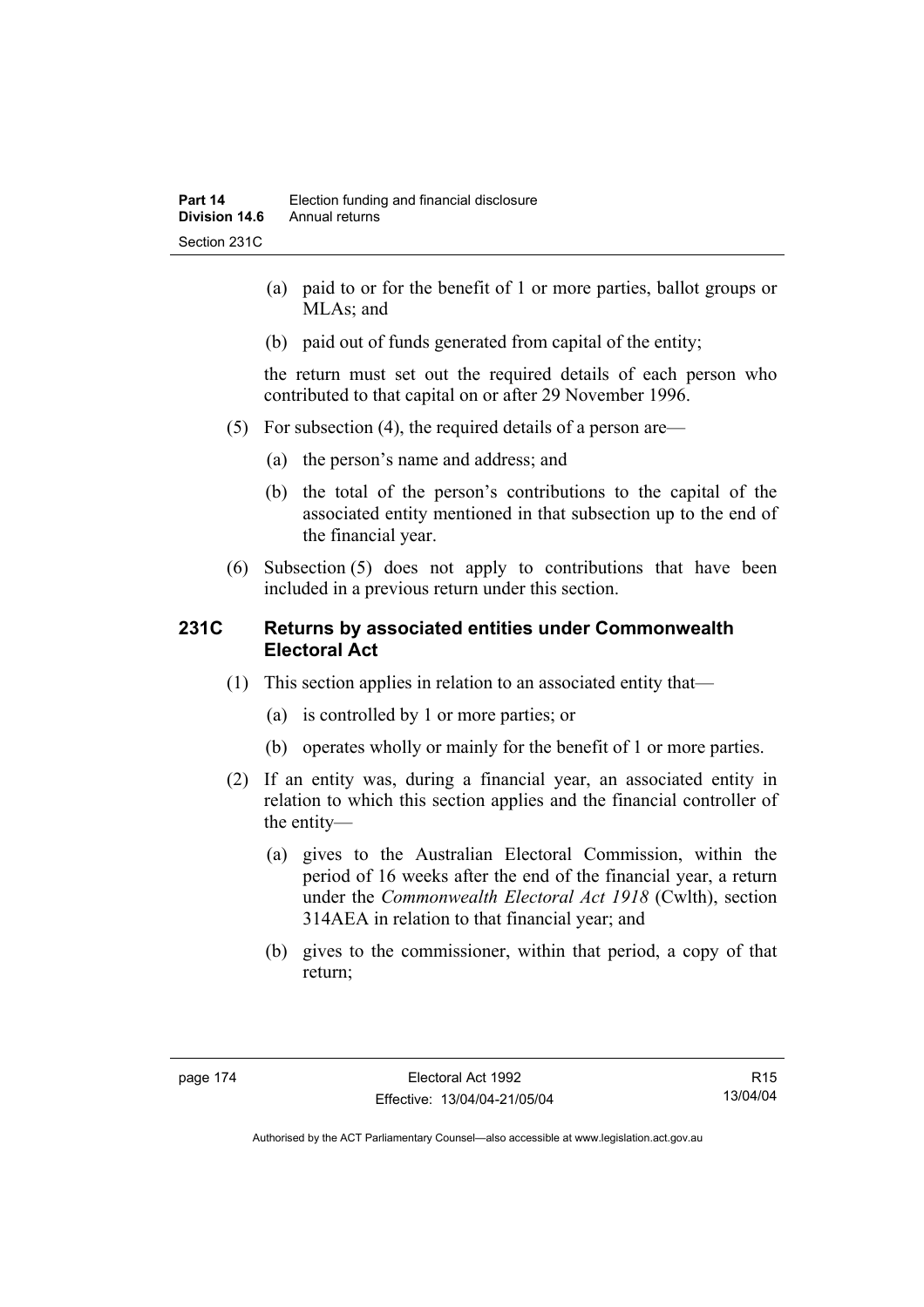(a) paid to or for the benefit of 1 or more parties, ballot groups or MLAs; and

(b) paid out of funds generated from capital of the entity;

the return must set out the required details of each person who contributed to that capital on or after 29 November 1996.

(5) For subsection (4), the required details of a person are—

(a) the person's name and address; and

(b) the total of the person's contributions to the capital of the associated entity mentioned in that subsection up to the end of the financial year.

(6) Subsection (5) does not apply to contributions that have been included in a previous return under this section.

## 231C Returns by associated entities under Commonwealth Electoral Act

(1) This section applies in relation to an associated entity that—

(a) is controlled by 1 or more parties; or

(b) operates wholly or mainly for the benefit of 1 or more parties.

(2) If an entity was, during a financial year, an associated entity in relation to which this section applies and the financial controller of the entity—

(a) gives to the Australian Electoral Commission, within the period of 16 weeks after the end of the financial year, a return under the *Commonwealth Electoral Act 1918* (Cwlth), section 314AEA in relation to that financial year; and

(b) gives to the commissioner, within that period, a copy of that return;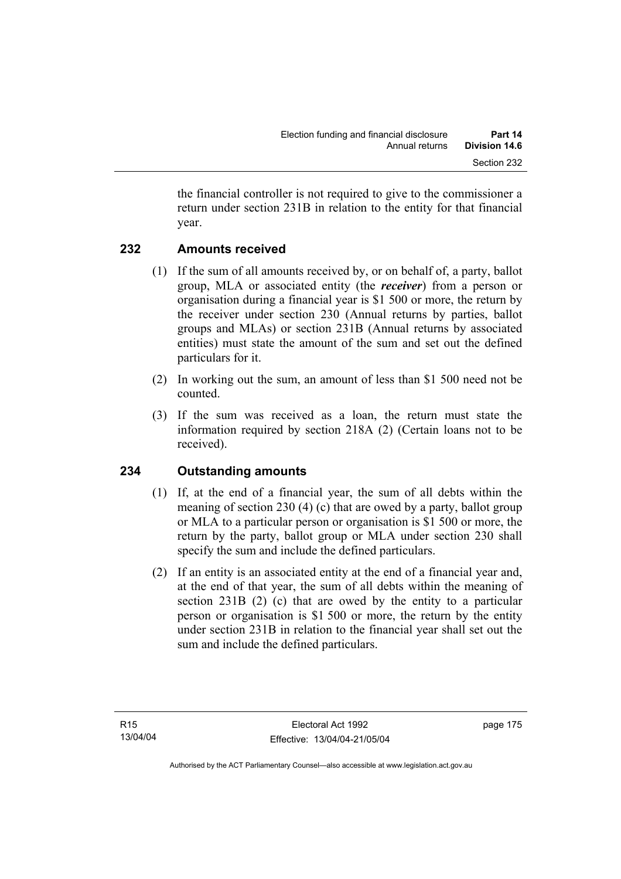the financial controller is not required to give to the commissioner a return under section 231B in relation to the entity for that financial year.

## 232 Amounts received

(1) If the sum of all amounts received by, or on behalf of, a party, ballot group, MLA or associated entity (the ***receiver***) from a person or organisation during a financial year is $1 500 or more, the return by the receiver under section 230 (Annual returns by parties, ballot groups and MLAs) or section 231B (Annual returns by associated entities) must state the amount of the sum and set out the defined particulars for it.

(2) In working out the sum, an amount of less than $1 500 need not be counted.

(3) If the sum was received as a loan, the return must state the information required by section 218A (2) (Certain loans not to be received).

## 234 Outstanding amounts

(1) If, at the end of a financial year, the sum of all debts within the meaning of section 230 (4) (c) that are owed by a party, ballot group or MLA to a particular person or organisation is $1 500 or more, the return by the party, ballot group or MLA under section 230 shall specify the sum and include the defined particulars.

(2) If an entity is an associated entity at the end of a financial year and, at the end of that year, the sum of all debts within the meaning of section 231B (2) (c) that are owed by the entity to a particular person or organisation is $1 500 or more, the return by the entity under section 231B in relation to the financial year shall set out the sum and include the defined particulars.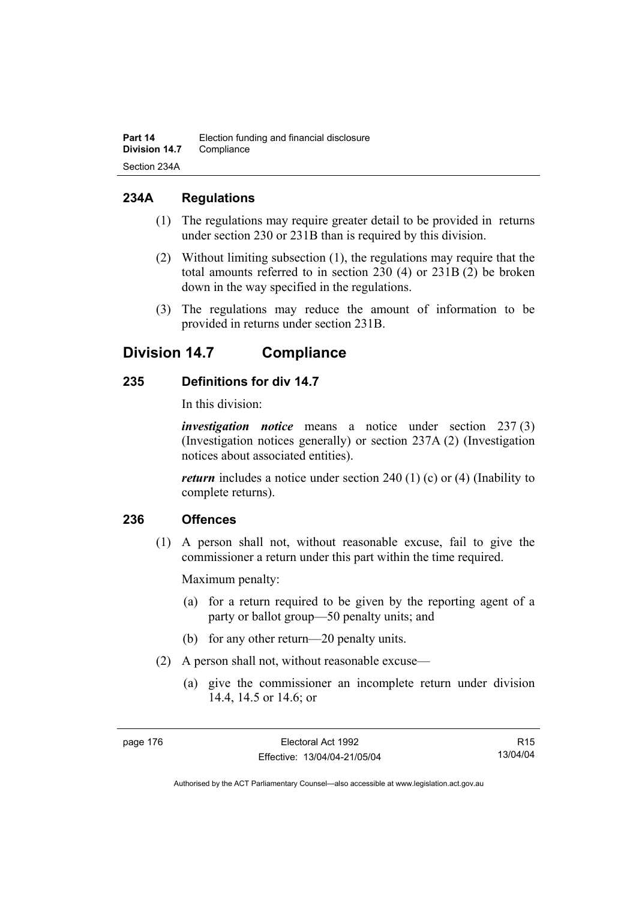### 234A Regulations

(1) The regulations may require greater detail to be provided in returns under section 230 or 231B than is required by this division.

(2) Without limiting subsection (1), the regulations may require that the total amounts referred to in section 230 (4) or 231B (2) be broken down in the way specified in the regulations.

(3) The regulations may reduce the amount of information to be provided in returns under section 231B.

## Division 14.7 Compliance

### 235 Definitions for div 14.7

In this division:

***investigation notice*** means a notice under section 237 (3) (Investigation notices generally) or section 237A (2) (Investigation notices about associated entities).

***return*** includes a notice under section 240 (1) (c) or (4) (Inability to complete returns).

### 236 Offences

(1) A person shall not, without reasonable excuse, fail to give the commissioner a return under this part within the time required.

Maximum penalty:

(a) for a return required to be given by the reporting agent of a party or ballot group—50 penalty units; and

(b) for any other return—20 penalty units.

(2) A person shall not, without reasonable excuse—

(a) give the commissioner an incomplete return under division 14.4, 14.5 or 14.6; or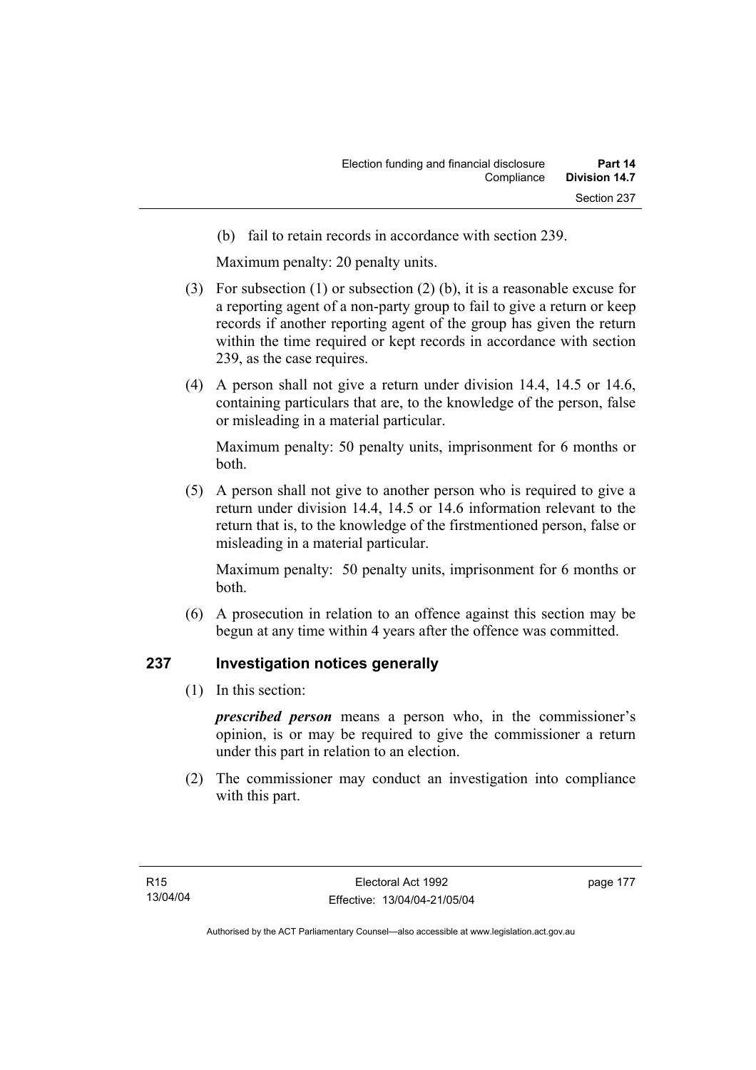(b) fail to retain records in accordance with section 239.

Maximum penalty: 20 penalty units.

(3) For subsection (1) or subsection (2) (b), it is a reasonable excuse for a reporting agent of a non-party group to fail to give a return or keep records if another reporting agent of the group has given the return within the time required or kept records in accordance with section 239, as the case requires.

(4) A person shall not give a return under division 14.4, 14.5 or 14.6, containing particulars that are, to the knowledge of the person, false or misleading in a material particular.

Maximum penalty: 50 penalty units, imprisonment for 6 months or both.

(5) A person shall not give to another person who is required to give a return under division 14.4, 14.5 or 14.6 information relevant to the return that is, to the knowledge of the firstmentioned person, false or misleading in a material particular.

Maximum penalty: 50 penalty units, imprisonment for 6 months or both.

(6) A prosecution in relation to an offence against this section may be begun at any time within 4 years after the offence was committed.

## 237 Investigation notices generally

(1) In this section:

***prescribed person*** means a person who, in the commissioner's opinion, is or may be required to give the commissioner a return under this part in relation to an election.

(2) The commissioner may conduct an investigation into compliance with this part.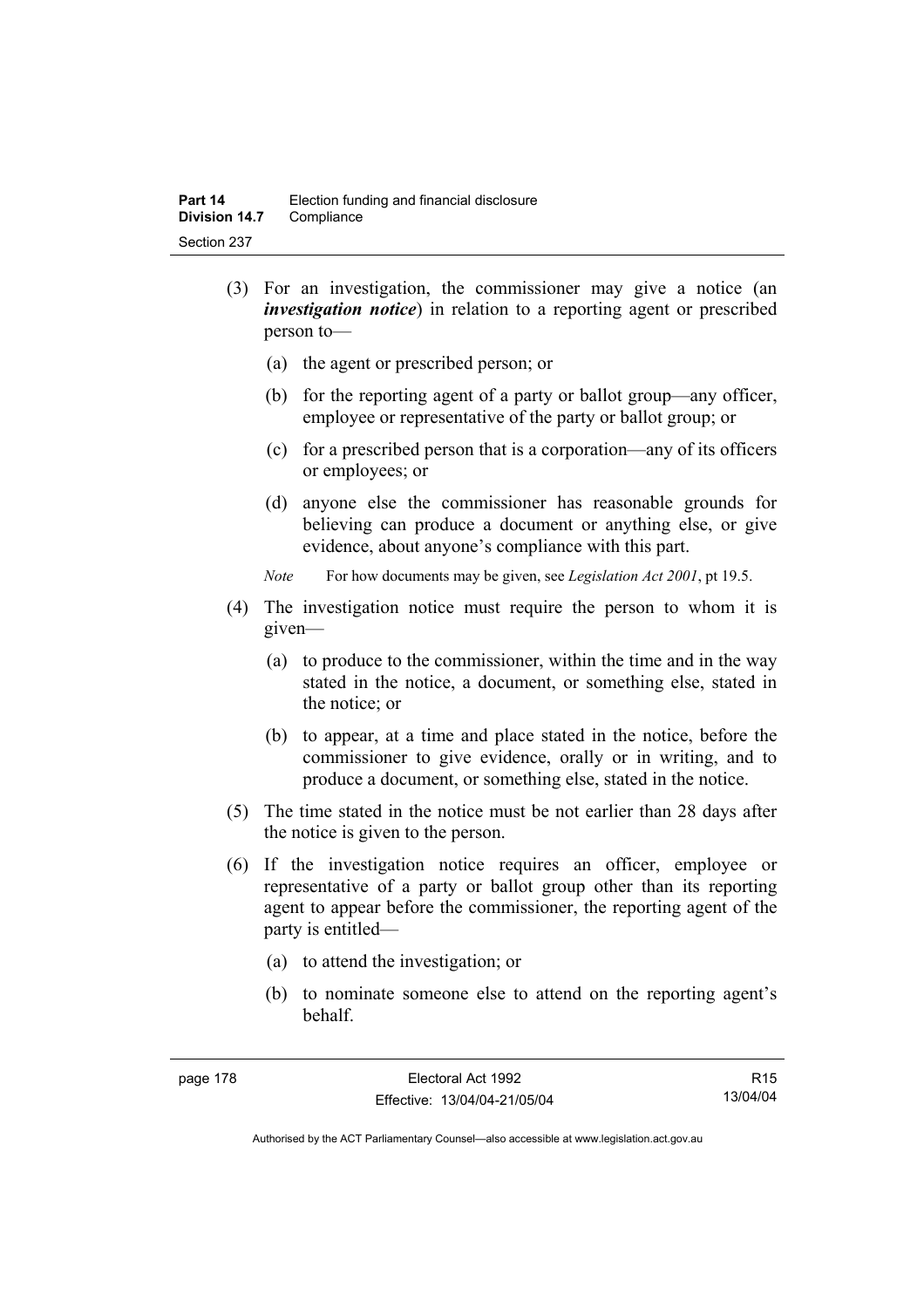(3) For an investigation, the commissioner may give a notice (an ***investigation notice***) in relation to a reporting agent or prescribed person to—

(a) the agent or prescribed person; or

(b) for the reporting agent of a party or ballot group—any officer, employee or representative of the party or ballot group; or

(c) for a prescribed person that is a corporation—any of its officers or employees; or

(d) anyone else the commissioner has reasonable grounds for believing can produce a document or anything else, or give evidence, about anyone's compliance with this part.

*Note* For how documents may be given, see *Legislation Act 2001*, pt 19.5.

(4) The investigation notice must require the person to whom it is given—

(a) to produce to the commissioner, within the time and in the way stated in the notice, a document, or something else, stated in the notice; or

(b) to appear, at a time and place stated in the notice, before the commissioner to give evidence, orally or in writing, and to produce a document, or something else, stated in the notice.

(5) The time stated in the notice must be not earlier than 28 days after the notice is given to the person.

(6) If the investigation notice requires an officer, employee or representative of a party or ballot group other than its reporting agent to appear before the commissioner, the reporting agent of the party is entitled—

(a) to attend the investigation; or

(b) to nominate someone else to attend on the reporting agent's behalf.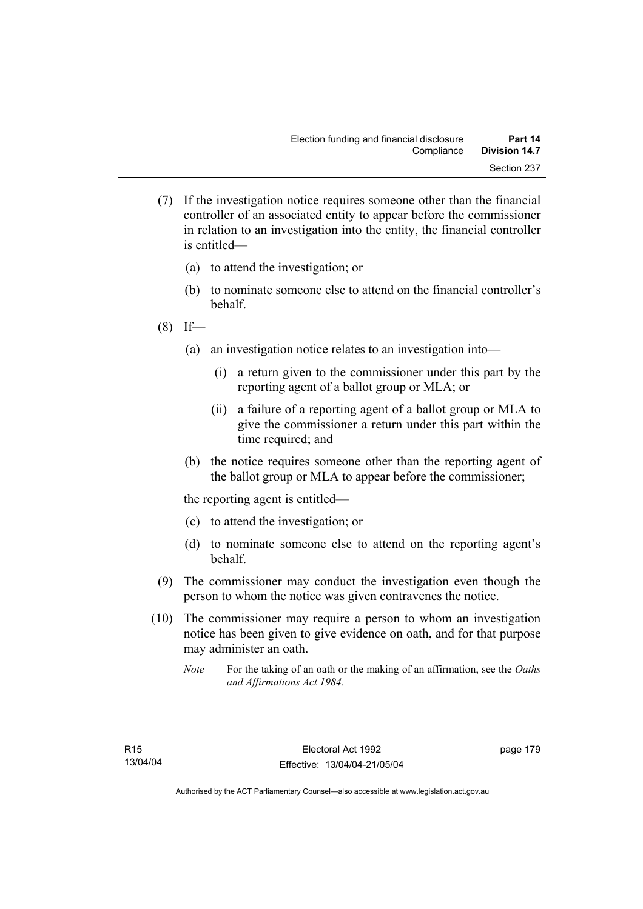(7) If the investigation notice requires someone other than the financial controller of an associated entity to appear before the commissioner in relation to an investigation into the entity, the financial controller is entitled—

(a) to attend the investigation; or

(b) to nominate someone else to attend on the financial controller's behalf.

(8) If—

(a) an investigation notice relates to an investigation into—

(i) a return given to the commissioner under this part by the reporting agent of a ballot group or MLA; or

(ii) a failure of a reporting agent of a ballot group or MLA to give the commissioner a return under this part within the time required; and

(b) the notice requires someone other than the reporting agent of the ballot group or MLA to appear before the commissioner;

the reporting agent is entitled—

(c) to attend the investigation; or

(d) to nominate someone else to attend on the reporting agent's behalf.

(9) The commissioner may conduct the investigation even though the person to whom the notice was given contravenes the notice.

(10) The commissioner may require a person to whom an investigation notice has been given to give evidence on oath, and for that purpose may administer an oath.

*Note* For the taking of an oath or the making of an affirmation, see the *Oaths and Affirmations Act 1984.*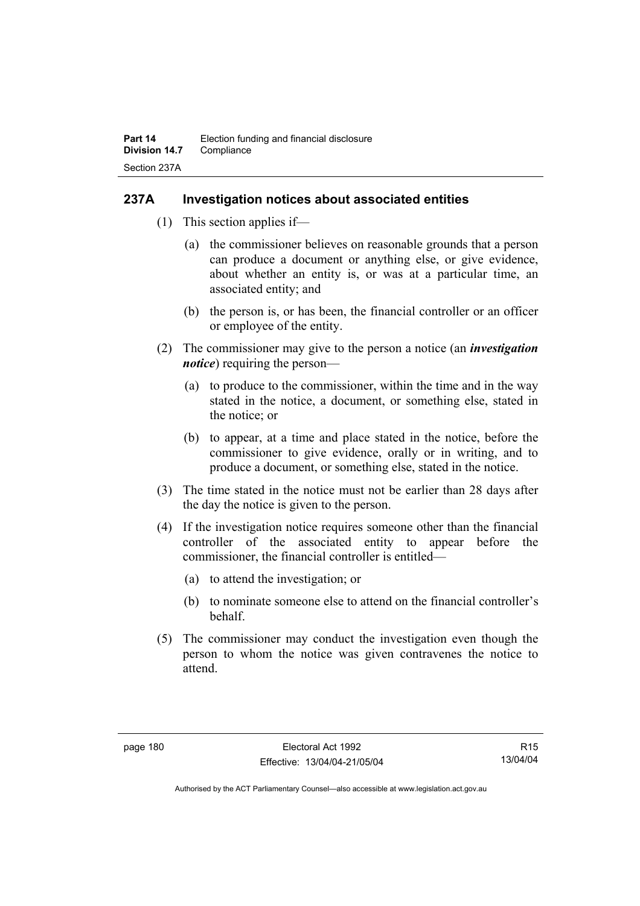## 237A Investigation notices about associated entities

(1) This section applies if—

(a) the commissioner believes on reasonable grounds that a person can produce a document or anything else, or give evidence, about whether an entity is, or was at a particular time, an associated entity; and

(b) the person is, or has been, the financial controller or an officer or employee of the entity.

(2) The commissioner may give to the person a notice (an ***investigation notice***) requiring the person—

(a) to produce to the commissioner, within the time and in the way stated in the notice, a document, or something else, stated in the notice; or

(b) to appear, at a time and place stated in the notice, before the commissioner to give evidence, orally or in writing, and to produce a document, or something else, stated in the notice.

(3) The time stated in the notice must not be earlier than 28 days after the day the notice is given to the person.

(4) If the investigation notice requires someone other than the financial controller of the associated entity to appear before the commissioner, the financial controller is entitled—

(a) to attend the investigation; or

(b) to nominate someone else to attend on the financial controller's behalf.

(5) The commissioner may conduct the investigation even though the person to whom the notice was given contravenes the notice to attend.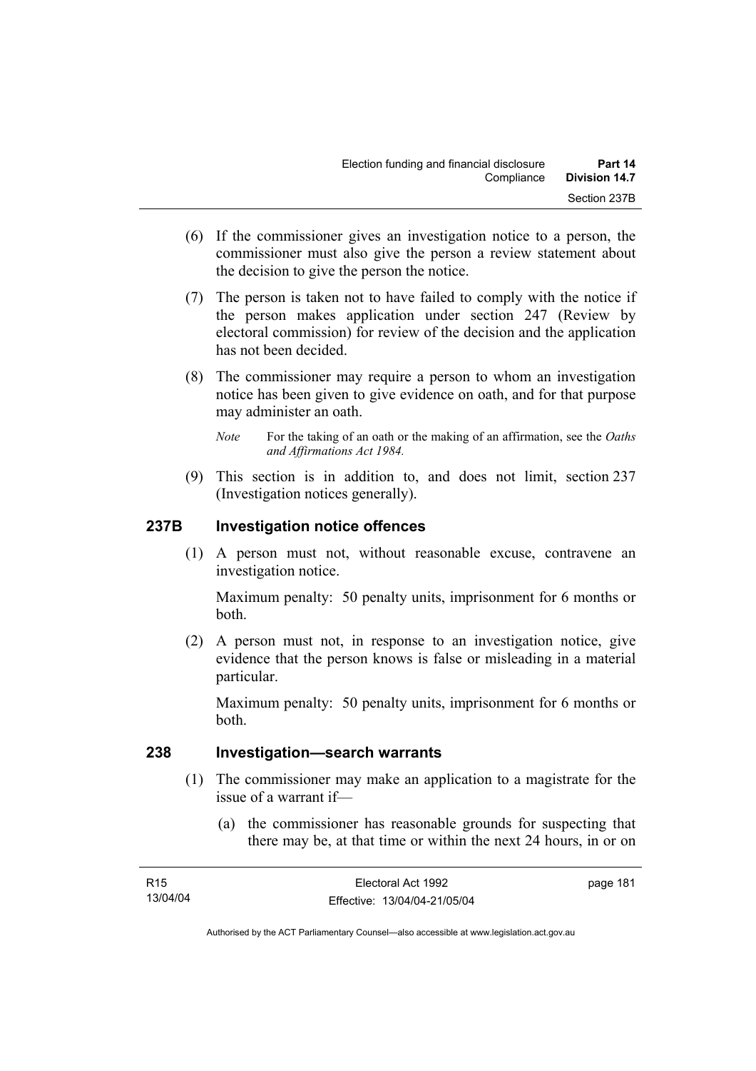(6) If the commissioner gives an investigation notice to a person, the commissioner must also give the person a review statement about the decision to give the person the notice.

(7) The person is taken not to have failed to comply with the notice if the person makes application under section 247 (Review by electoral commission) for review of the decision and the application has not been decided.

(8) The commissioner may require a person to whom an investigation notice has been given to give evidence on oath, and for that purpose may administer an oath.

*Note* For the taking of an oath or the making of an affirmation, see the *Oaths and Affirmations Act 1984.*

(9) This section is in addition to, and does not limit, section 237 (Investigation notices generally).

## 237B Investigation notice offences

(1) A person must not, without reasonable excuse, contravene an investigation notice.

Maximum penalty: 50 penalty units, imprisonment for 6 months or both.

(2) A person must not, in response to an investigation notice, give evidence that the person knows is false or misleading in a material particular.

Maximum penalty: 50 penalty units, imprisonment for 6 months or both.

## 238 Investigation—search warrants

(1) The commissioner may make an application to a magistrate for the issue of a warrant if—

(a) the commissioner has reasonable grounds for suspecting that there may be, at that time or within the next 24 hours, in or on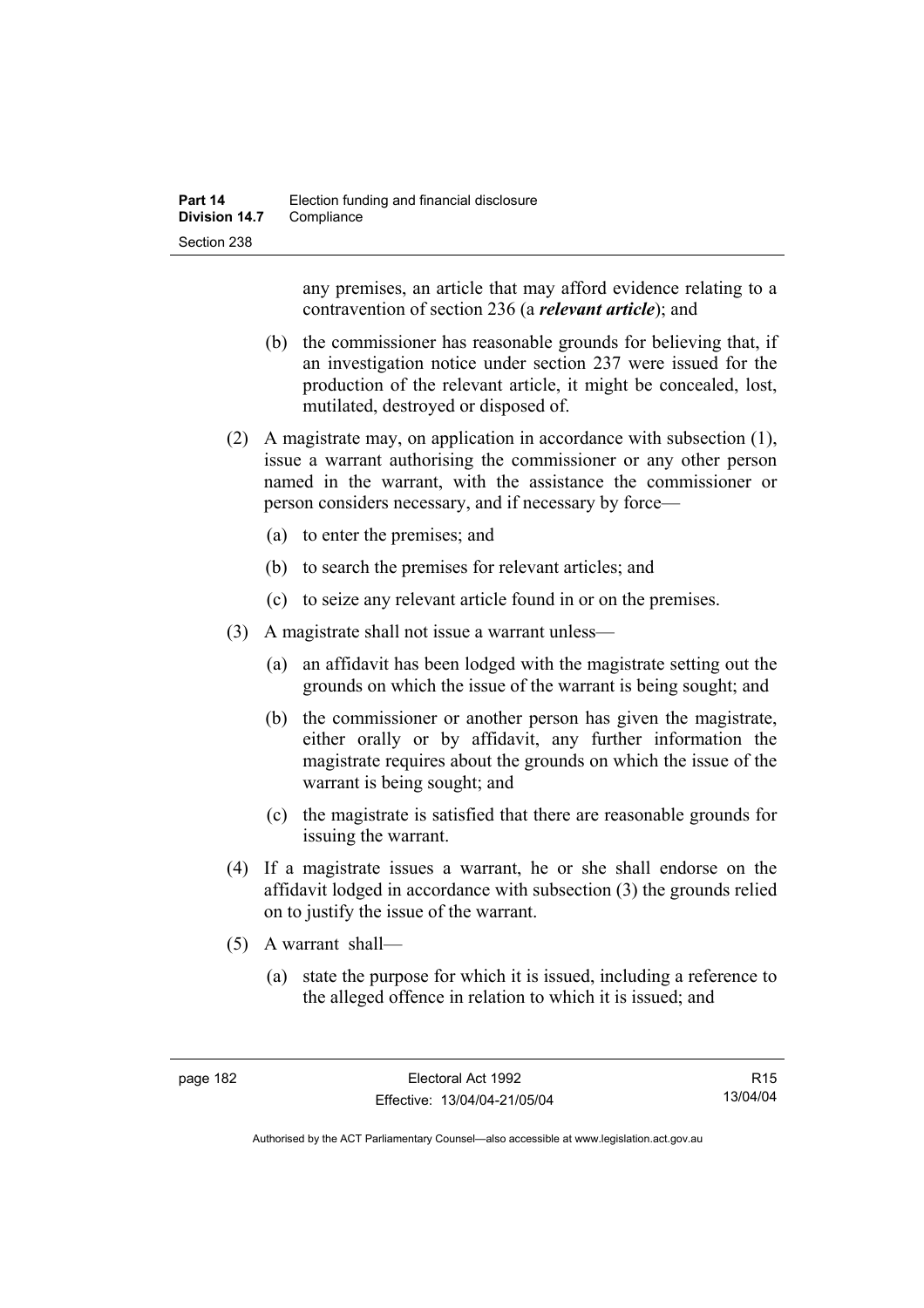any premises, an article that may afford evidence relating to a contravention of section 236 (a ***relevant article***); and

(b) the commissioner has reasonable grounds for believing that, if an investigation notice under section 237 were issued for the production of the relevant article, it might be concealed, lost, mutilated, destroyed or disposed of.

(2) A magistrate may, on application in accordance with subsection (1), issue a warrant authorising the commissioner or any other person named in the warrant, with the assistance the commissioner or person considers necessary, and if necessary by force—

(a) to enter the premises; and

(b) to search the premises for relevant articles; and

(c) to seize any relevant article found in or on the premises.

(3) A magistrate shall not issue a warrant unless—

(a) an affidavit has been lodged with the magistrate setting out the grounds on which the issue of the warrant is being sought; and

(b) the commissioner or another person has given the magistrate, either orally or by affidavit, any further information the magistrate requires about the grounds on which the issue of the warrant is being sought; and

(c) the magistrate is satisfied that there are reasonable grounds for issuing the warrant.

(4) If a magistrate issues a warrant, he or she shall endorse on the affidavit lodged in accordance with subsection (3) the grounds relied on to justify the issue of the warrant.

(5) A warrant shall—

(a) state the purpose for which it is issued, including a reference to the alleged offence in relation to which it is issued; and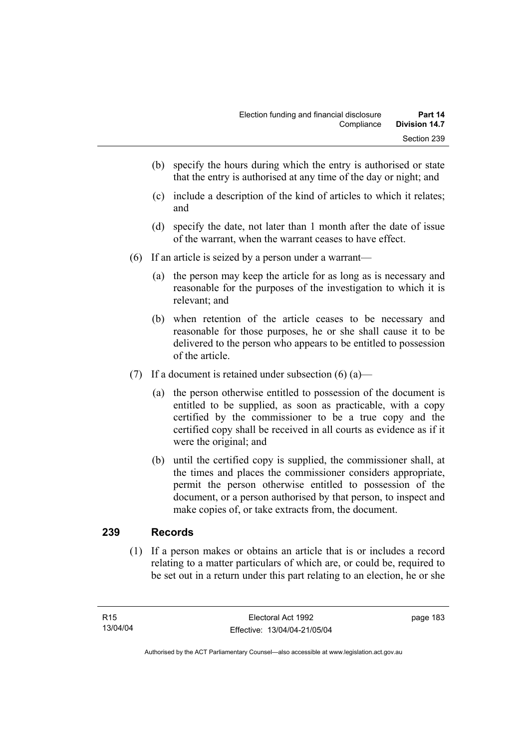(b) specify the hours during which the entry is authorised or state that the entry is authorised at any time of the day or night; and

(c) include a description of the kind of articles to which it relates; and

(d) specify the date, not later than 1 month after the date of issue of the warrant, when the warrant ceases to have effect.

(6) If an article is seized by a person under a warrant—

(a) the person may keep the article for as long as is necessary and reasonable for the purposes of the investigation to which it is relevant; and

(b) when retention of the article ceases to be necessary and reasonable for those purposes, he or she shall cause it to be delivered to the person who appears to be entitled to possession of the article.

(7) If a document is retained under subsection (6) (a)—

(a) the person otherwise entitled to possession of the document is entitled to be supplied, as soon as practicable, with a copy certified by the commissioner to be a true copy and the certified copy shall be received in all courts as evidence as if it were the original; and

(b) until the certified copy is supplied, the commissioner shall, at the times and places the commissioner considers appropriate, permit the person otherwise entitled to possession of the document, or a person authorised by that person, to inspect and make copies of, or take extracts from, the document.

## 239 Records

(1) If a person makes or obtains an article that is or includes a record relating to a matter particulars of which are, or could be, required to be set out in a return under this part relating to an election, he or she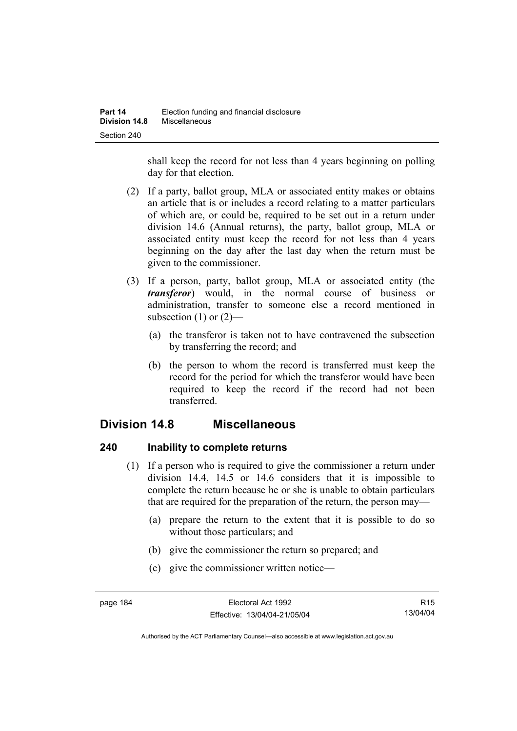shall keep the record for not less than 4 years beginning on polling day for that election.

(2) If a party, ballot group, MLA or associated entity makes or obtains an article that is or includes a record relating to a matter particulars of which are, or could be, required to be set out in a return under division 14.6 (Annual returns), the party, ballot group, MLA or associated entity must keep the record for not less than 4 years beginning on the day after the last day when the return must be given to the commissioner.

(3) If a person, party, ballot group, MLA or associated entity (the ***transferor***) would, in the normal course of business or administration, transfer to someone else a record mentioned in subsection (1) or (2)—

(a) the transferor is taken not to have contravened the subsection by transferring the record; and

(b) the person to whom the record is transferred must keep the record for the period for which the transferor would have been required to keep the record if the record had not been transferred.

## Division 14.8 Miscellaneous

### 240 Inability to complete returns

(1) If a person who is required to give the commissioner a return under division 14.4, 14.5 or 14.6 considers that it is impossible to complete the return because he or she is unable to obtain particulars that are required for the preparation of the return, the person may—

(a) prepare the return to the extent that it is possible to do so without those particulars; and

(b) give the commissioner the return so prepared; and

(c) give the commissioner written notice—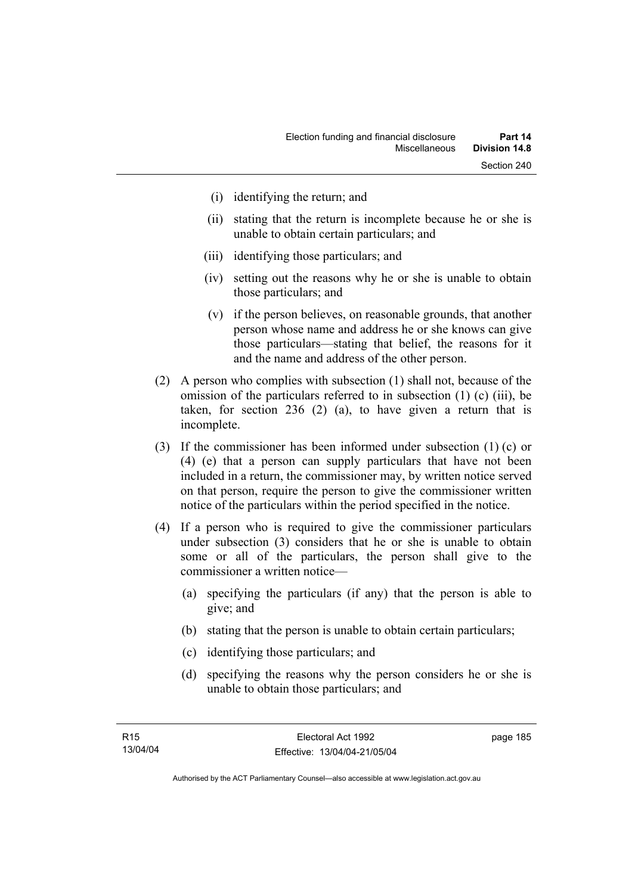(i) identifying the return; and

(ii) stating that the return is incomplete because he or she is unable to obtain certain particulars; and

(iii) identifying those particulars; and

(iv) setting out the reasons why he or she is unable to obtain those particulars; and

(v) if the person believes, on reasonable grounds, that another person whose name and address he or she knows can give those particulars—stating that belief, the reasons for it and the name and address of the other person.

(2) A person who complies with subsection (1) shall not, because of the omission of the particulars referred to in subsection (1) (c) (iii), be taken, for section 236 (2) (a), to have given a return that is incomplete.

(3) If the commissioner has been informed under subsection (1) (c) or (4) (e) that a person can supply particulars that have not been included in a return, the commissioner may, by written notice served on that person, require the person to give the commissioner written notice of the particulars within the period specified in the notice.

(4) If a person who is required to give the commissioner particulars under subsection (3) considers that he or she is unable to obtain some or all of the particulars, the person shall give to the commissioner a written notice—

(a) specifying the particulars (if any) that the person is able to give; and

(b) stating that the person is unable to obtain certain particulars;

(c) identifying those particulars; and

(d) specifying the reasons why the person considers he or she is unable to obtain those particulars; and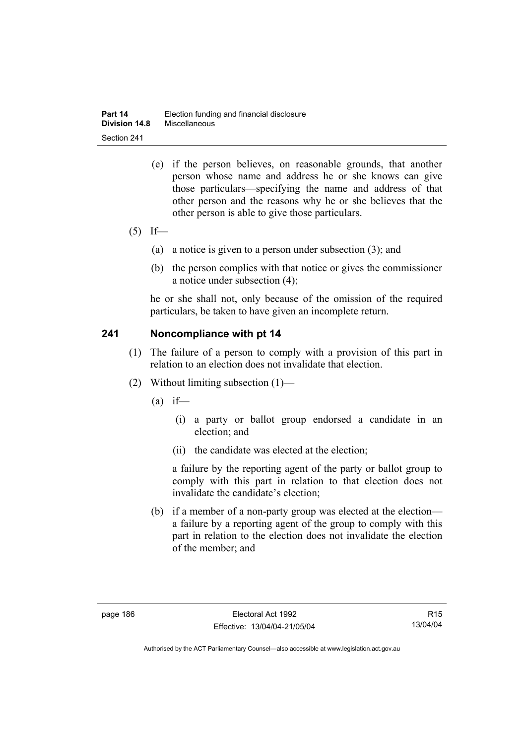(e) if the person believes, on reasonable grounds, that another person whose name and address he or she knows can give those particulars—specifying the name and address of that other person and the reasons why he or she believes that the other person is able to give those particulars.

(5) If—

(a) a notice is given to a person under subsection (3); and

(b) the person complies with that notice or gives the commissioner a notice under subsection (4);

he or she shall not, only because of the omission of the required particulars, be taken to have given an incomplete return.

## 241 Noncompliance with pt 14

(1) The failure of a person to comply with a provision of this part in relation to an election does not invalidate that election.

(2) Without limiting subsection (1)—

(a) if—

(i) a party or ballot group endorsed a candidate in an election; and

(ii) the candidate was elected at the election;

a failure by the reporting agent of the party or ballot group to comply with this part in relation to that election does not invalidate the candidate's election;

(b) if a member of a non-party group was elected at the election—a failure by a reporting agent of the group to comply with this part in relation to the election does not invalidate the election of the member; and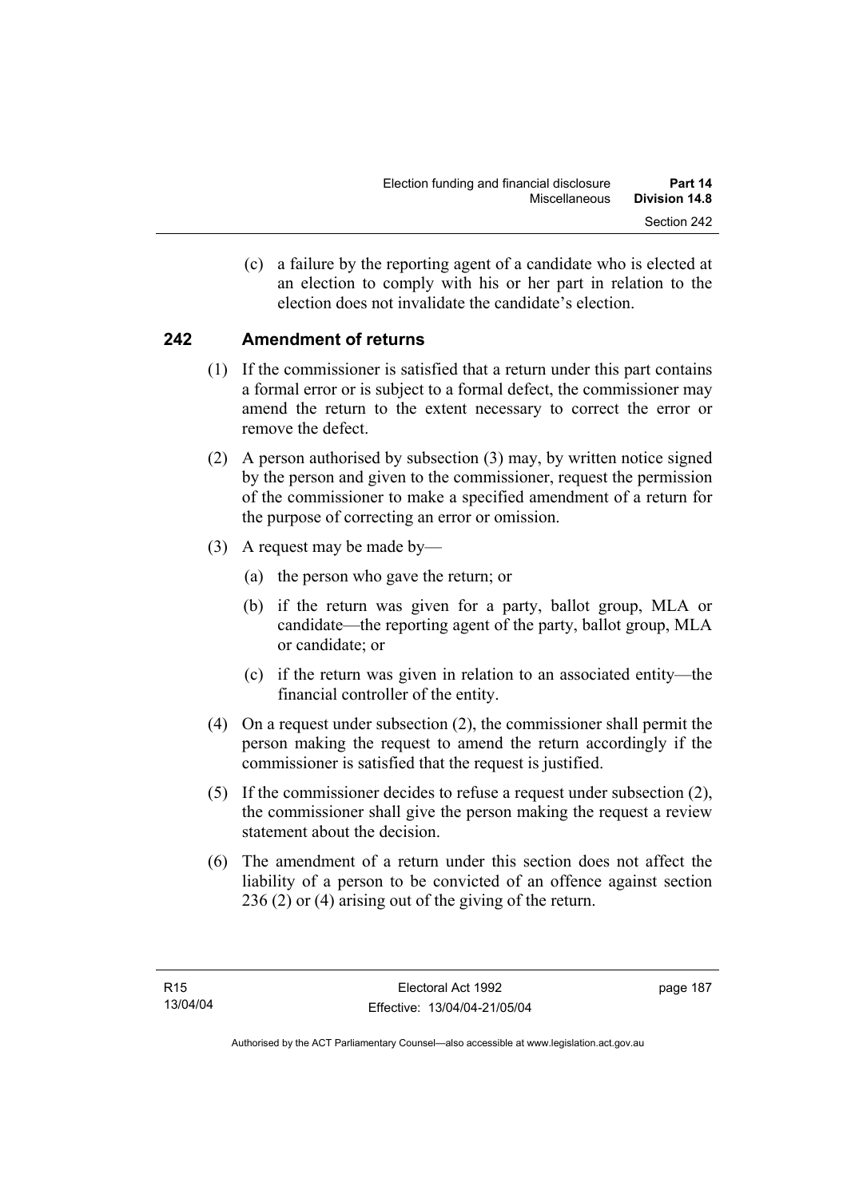(c) a failure by the reporting agent of a candidate who is elected at an election to comply with his or her part in relation to the election does not invalidate the candidate's election.

## 242 Amendment of returns

(1) If the commissioner is satisfied that a return under this part contains a formal error or is subject to a formal defect, the commissioner may amend the return to the extent necessary to correct the error or remove the defect.

(2) A person authorised by subsection (3) may, by written notice signed by the person and given to the commissioner, request the permission of the commissioner to make a specified amendment of a return for the purpose of correcting an error or omission.

(3) A request may be made by—

(a) the person who gave the return; or

(b) if the return was given for a party, ballot group, MLA or candidate—the reporting agent of the party, ballot group, MLA or candidate; or

(c) if the return was given in relation to an associated entity—the financial controller of the entity.

(4) On a request under subsection (2), the commissioner shall permit the person making the request to amend the return accordingly if the commissioner is satisfied that the request is justified.

(5) If the commissioner decides to refuse a request under subsection (2), the commissioner shall give the person making the request a review statement about the decision.

(6) The amendment of a return under this section does not affect the liability of a person to be convicted of an offence against section 236 (2) or (4) arising out of the giving of the return.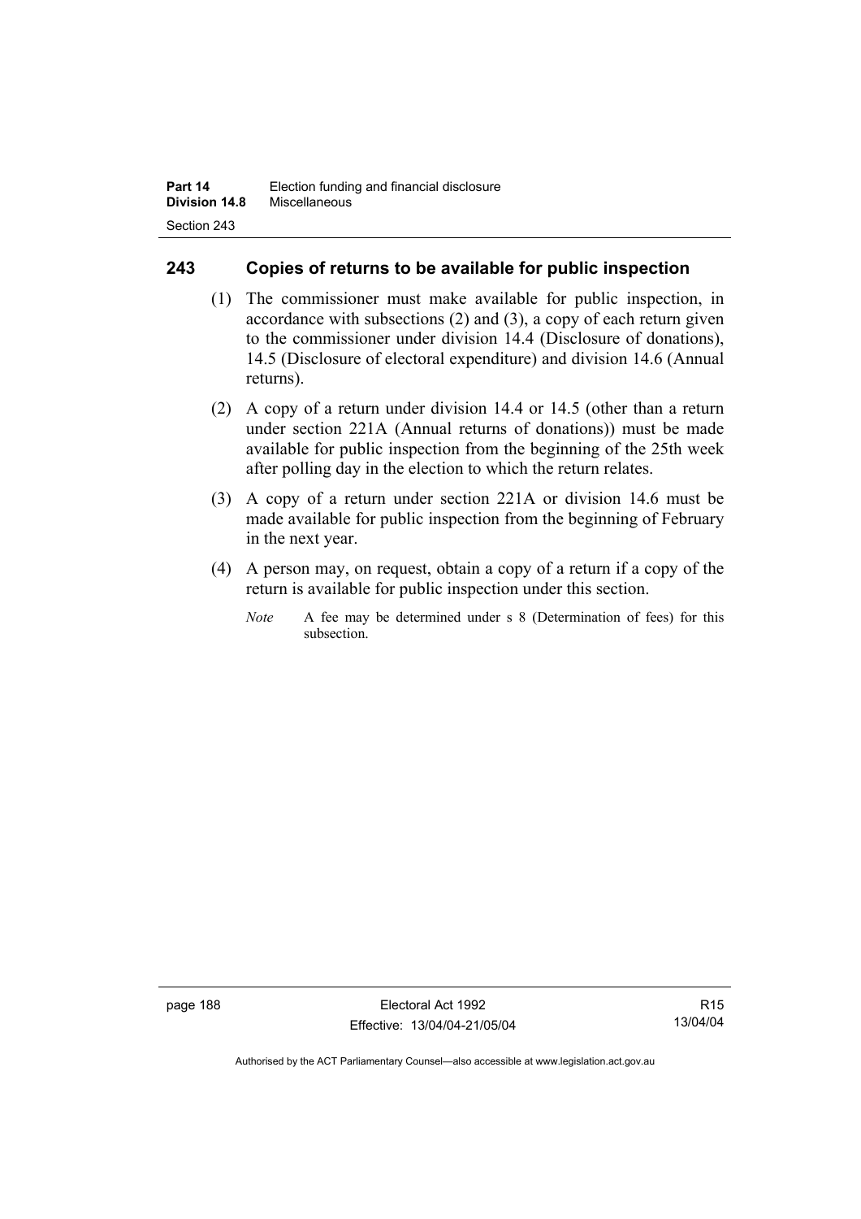## 243 Copies of returns to be available for public inspection

(1) The commissioner must make available for public inspection, in accordance with subsections (2) and (3), a copy of each return given to the commissioner under division 14.4 (Disclosure of donations), 14.5 (Disclosure of electoral expenditure) and division 14.6 (Annual returns).

(2) A copy of a return under division 14.4 or 14.5 (other than a return under section 221A (Annual returns of donations)) must be made available for public inspection from the beginning of the 25th week after polling day in the election to which the return relates.

(3) A copy of a return under section 221A or division 14.6 must be made available for public inspection from the beginning of February in the next year.

(4) A person may, on request, obtain a copy of a return if a copy of the return is available for public inspection under this section.

*Note* A fee may be determined under s 8 (Determination of fees) for this subsection.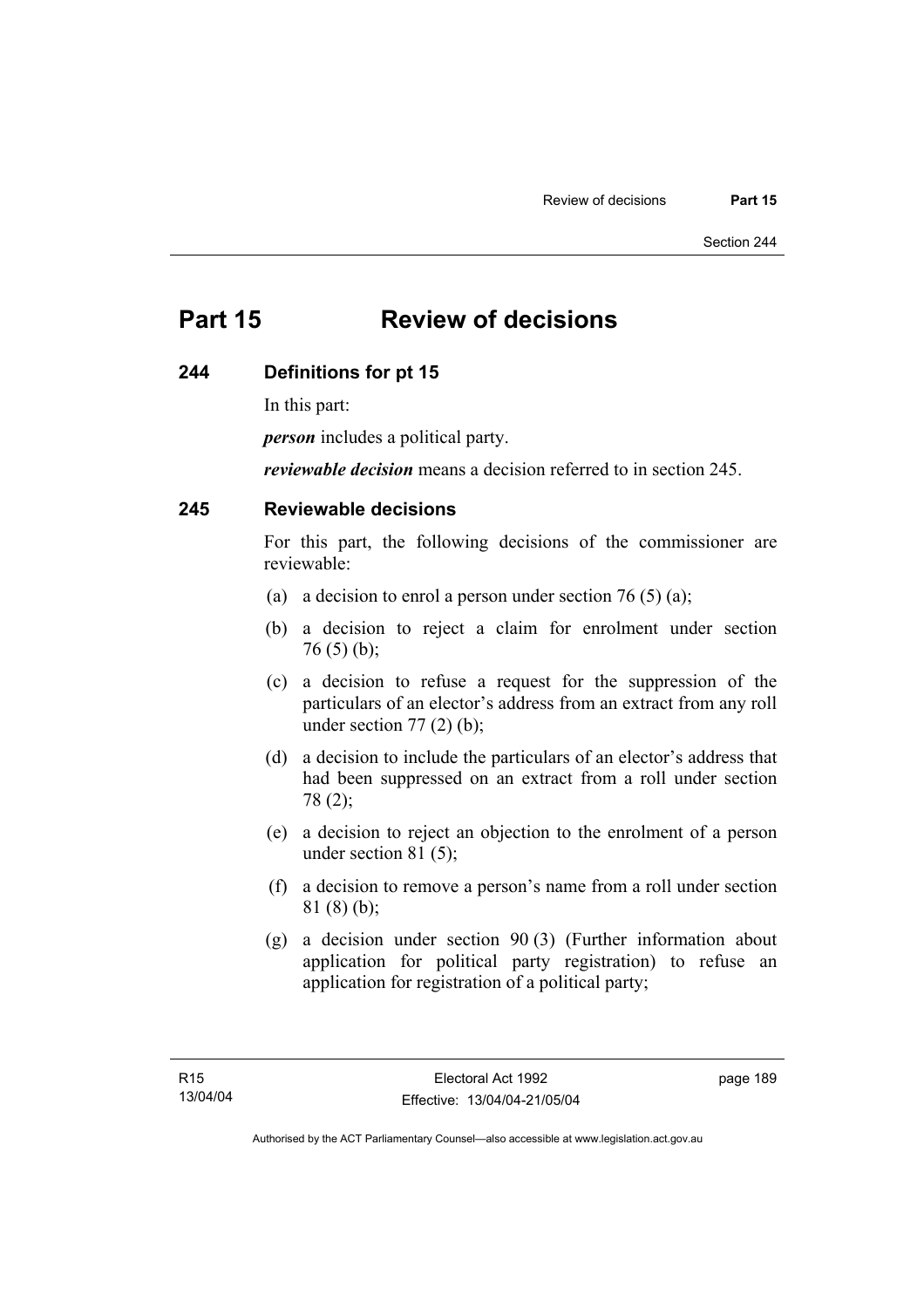# Part 15 Review of decisions

## 244 Definitions for pt 15

In this part:

***person*** includes a political party.

***reviewable decision*** means a decision referred to in section 245.

## 245 Reviewable decisions

For this part, the following decisions of the commissioner are reviewable:

(a) a decision to enrol a person under section 76 (5) (a);

(b) a decision to reject a claim for enrolment under section 76 (5) (b);

(c) a decision to refuse a request for the suppression of the particulars of an elector's address from an extract from any roll under section 77 (2) (b);

(d) a decision to include the particulars of an elector's address that had been suppressed on an extract from a roll under section 78 (2);

(e) a decision to reject an objection to the enrolment of a person under section 81 (5);

(f) a decision to remove a person's name from a roll under section 81 (8) (b);

(g) a decision under section 90 (3) (Further information about application for political party registration) to refuse an application for registration of a political party;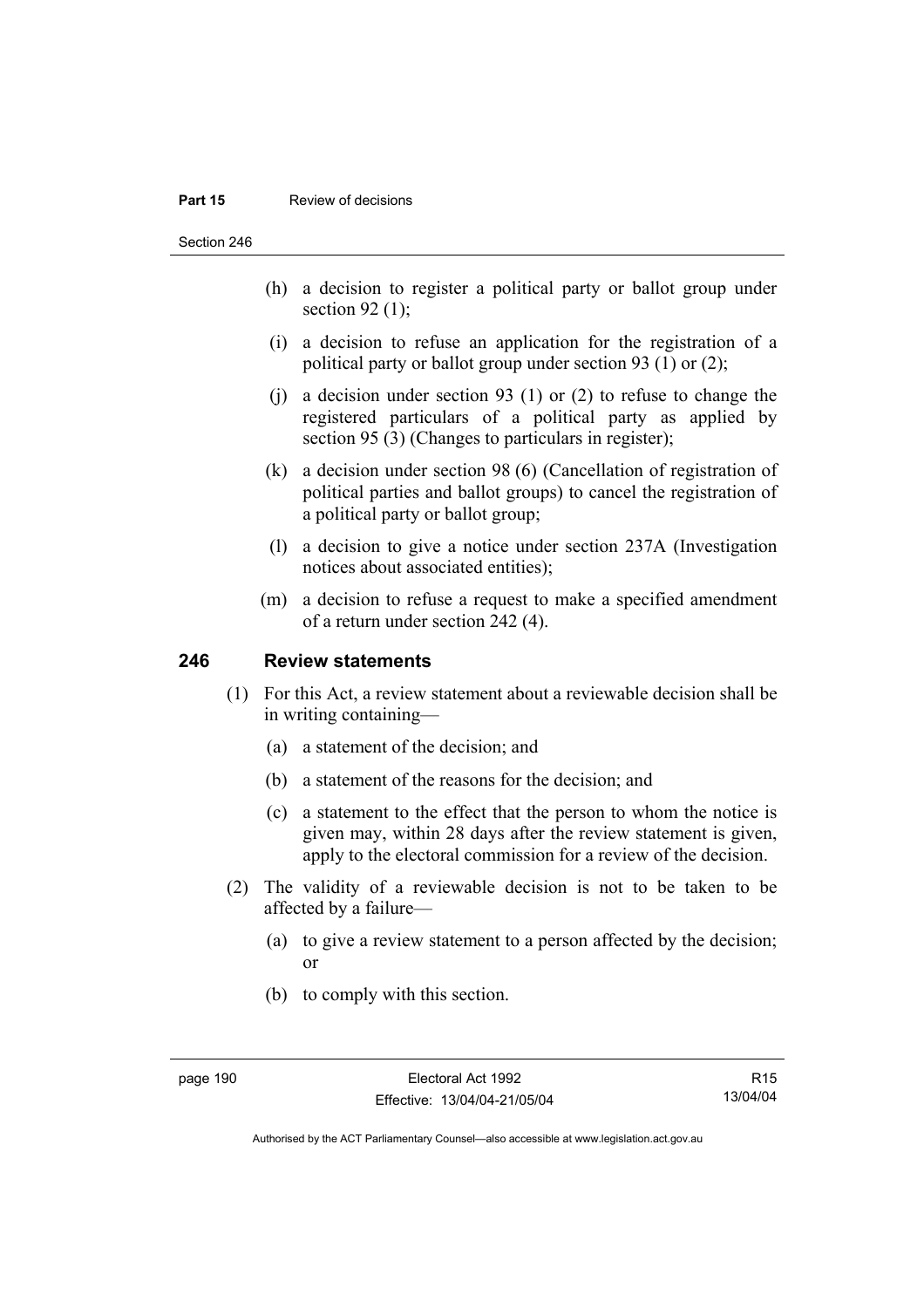(h) a decision to register a political party or ballot group under section 92 (1);

(i) a decision to refuse an application for the registration of a political party or ballot group under section 93 (1) or (2);

(j) a decision under section 93 (1) or (2) to refuse to change the registered particulars of a political party as applied by section 95 (3) (Changes to particulars in register);

(k) a decision under section 98 (6) (Cancellation of registration of political parties and ballot groups) to cancel the registration of a political party or ballot group;

(l) a decision to give a notice under section 237A (Investigation notices about associated entities);

(m) a decision to refuse a request to make a specified amendment of a return under section 242 (4).

## 246 Review statements

(1) For this Act, a review statement about a reviewable decision shall be in writing containing—

(a) a statement of the decision; and

(b) a statement of the reasons for the decision; and

(c) a statement to the effect that the person to whom the notice is given may, within 28 days after the review statement is given, apply to the electoral commission for a review of the decision.

(2) The validity of a reviewable decision is not to be taken to be affected by a failure—

(a) to give a review statement to a person affected by the decision; or

(b) to comply with this section.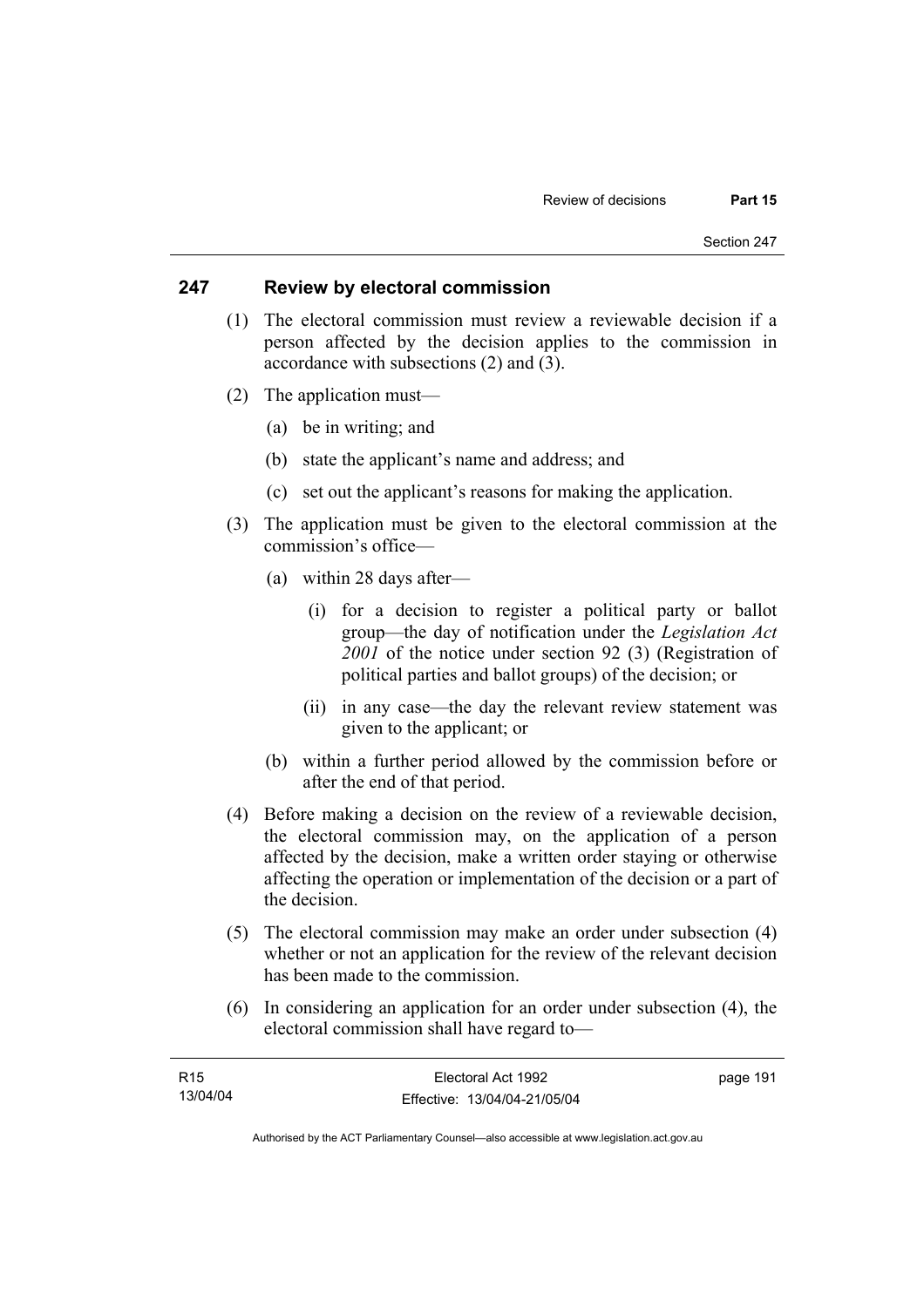## 247 Review by electoral commission

(1) The electoral commission must review a reviewable decision if a person affected by the decision applies to the commission in accordance with subsections (2) and (3).

(2) The application must—

(a) be in writing; and

(b) state the applicant's name and address; and

(c) set out the applicant's reasons for making the application.

(3) The application must be given to the electoral commission at the commission's office—

(a) within 28 days after—

(i) for a decision to register a political party or ballot group—the day of notification under the *Legislation Act 2001* of the notice under section 92 (3) (Registration of political parties and ballot groups) of the decision; or

(ii) in any case—the day the relevant review statement was given to the applicant; or

(b) within a further period allowed by the commission before or after the end of that period.

(4) Before making a decision on the review of a reviewable decision, the electoral commission may, on the application of a person affected by the decision, make a written order staying or otherwise affecting the operation or implementation of the decision or a part of the decision.

(5) The electoral commission may make an order under subsection (4) whether or not an application for the review of the relevant decision has been made to the commission.

(6) In considering an application for an order under subsection (4), the electoral commission shall have regard to—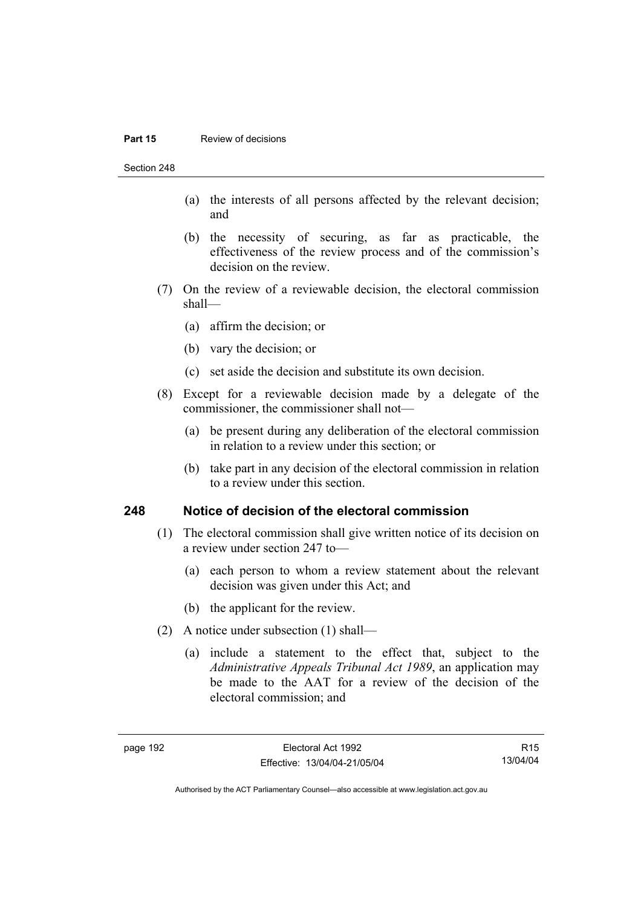(a) the interests of all persons affected by the relevant decision; and

(b) the necessity of securing, as far as practicable, the effectiveness of the review process and of the commission's decision on the review.

(7) On the review of a reviewable decision, the electoral commission shall—

(a) affirm the decision; or

(b) vary the decision; or

(c) set aside the decision and substitute its own decision.

(8) Except for a reviewable decision made by a delegate of the commissioner, the commissioner shall not—

(a) be present during any deliberation of the electoral commission in relation to a review under this section; or

(b) take part in any decision of the electoral commission in relation to a review under this section.

## 248 Notice of decision of the electoral commission

(1) The electoral commission shall give written notice of its decision on a review under section 247 to—

(a) each person to whom a review statement about the relevant decision was given under this Act; and

(b) the applicant for the review.

(2) A notice under subsection (1) shall—

(a) include a statement to the effect that, subject to the *Administrative Appeals Tribunal Act 1989*, an application may be made to the AAT for a review of the decision of the electoral commission; and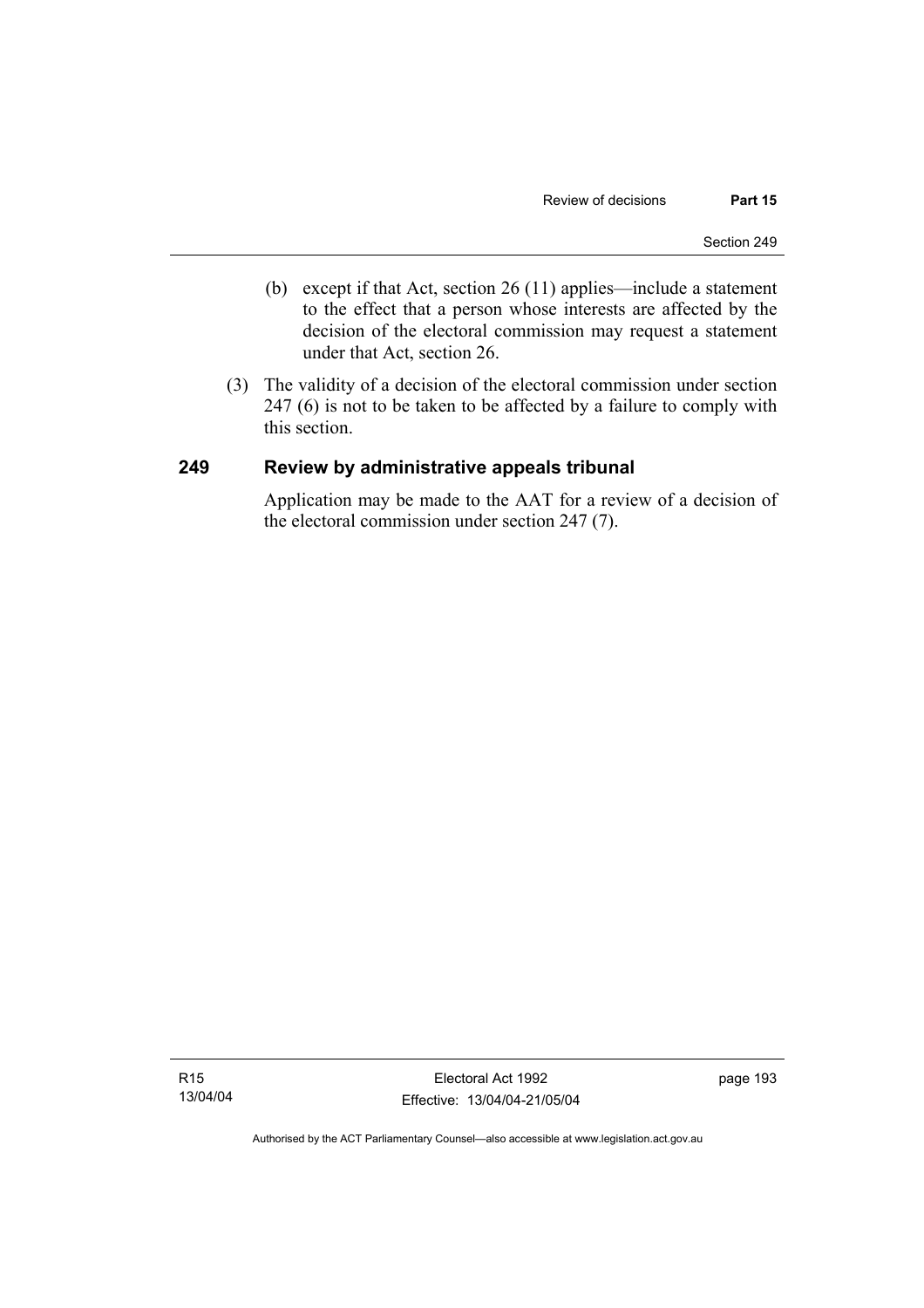(b) except if that Act, section 26 (11) applies—include a statement to the effect that a person whose interests are affected by the decision of the electoral commission may request a statement under that Act, section 26.

(3) The validity of a decision of the electoral commission under section 247 (6) is not to be taken to be affected by a failure to comply with this section.

## 249 Review by administrative appeals tribunal

Application may be made to the AAT for a review of a decision of the electoral commission under section 247 (7).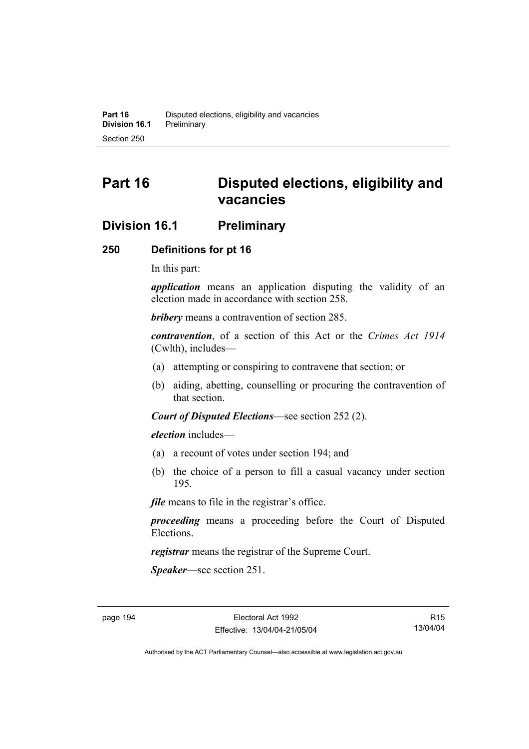# Part 16 Disputed elections, eligibility and vacancies

## Division 16.1 Preliminary

### 250 Definitions for pt 16

In this part:

***application*** means an application disputing the validity of an election made in accordance with section 258.

***bribery*** means a contravention of section 285.

***contravention***, of a section of this Act or the *Crimes Act 1914* (Cwlth), includes—

(a) attempting or conspiring to contravene that section; or

(b) aiding, abetting, counselling or procuring the contravention of that section.

***Court of Disputed Elections***—see section 252 (2).

***election*** includes—

(a) a recount of votes under section 194; and

(b) the choice of a person to fill a casual vacancy under section 195.

***file*** means to file in the registrar's office.

***proceeding*** means a proceeding before the Court of Disputed Elections.

***registrar*** means the registrar of the Supreme Court.

***Speaker***—see section 251.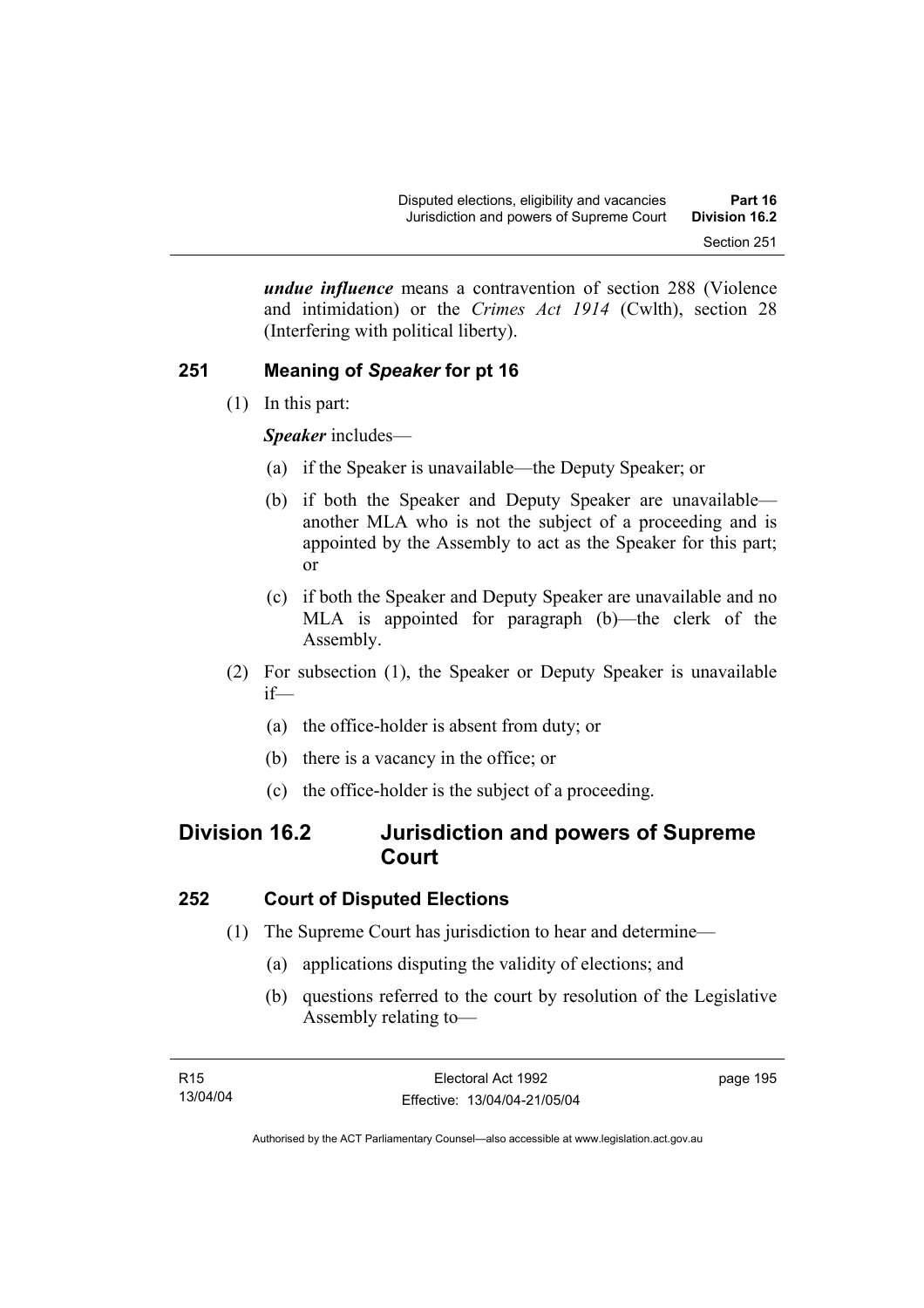***undue influence*** means a contravention of section 288 (Violence and intimidation) or the *Crimes Act 1914* (Cwlth), section 28 (Interfering with political liberty).

### 251 Meaning of *Speaker* for pt 16

(1) In this part:

***Speaker*** includes—

(a) if the Speaker is unavailable—the Deputy Speaker; or

(b) if both the Speaker and Deputy Speaker are unavailable—another MLA who is not the subject of a proceeding and is appointed by the Assembly to act as the Speaker for this part; or

(c) if both the Speaker and Deputy Speaker are unavailable and no MLA is appointed for paragraph (b)—the clerk of the Assembly.

(2) For subsection (1), the Speaker or Deputy Speaker is unavailable if—

(a) the office-holder is absent from duty; or

(b) there is a vacancy in the office; or

(c) the office-holder is the subject of a proceeding.

## Division 16.2 Jurisdiction and powers of Supreme Court

### 252 Court of Disputed Elections

(1) The Supreme Court has jurisdiction to hear and determine—

(a) applications disputing the validity of elections; and

(b) questions referred to the court by resolution of the Legislative Assembly relating to—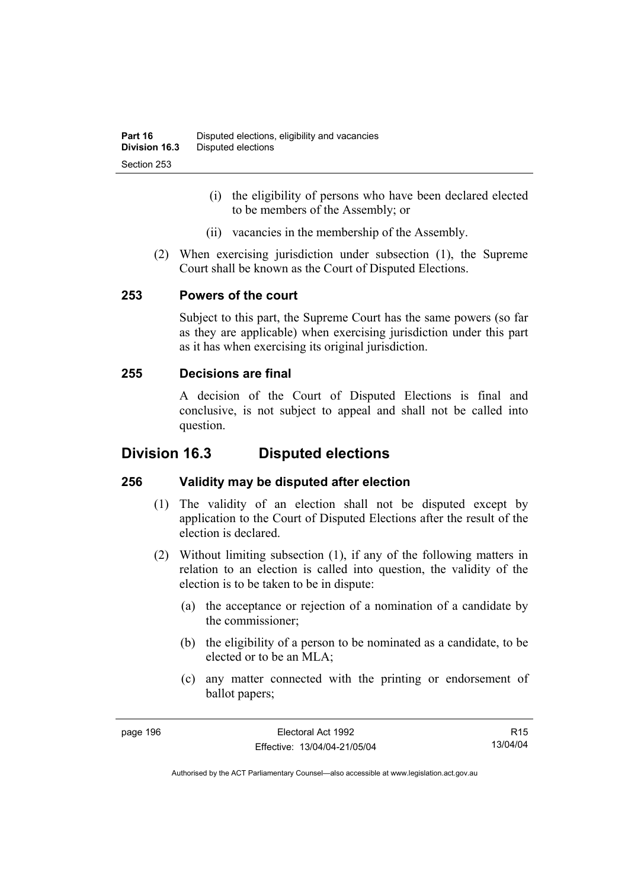(i) the eligibility of persons who have been declared elected to be members of the Assembly; or

(ii) vacancies in the membership of the Assembly.

(2) When exercising jurisdiction under subsection (1), the Supreme Court shall be known as the Court of Disputed Elections.

### 253 Powers of the court

Subject to this part, the Supreme Court has the same powers (so far as they are applicable) when exercising jurisdiction under this part as it has when exercising its original jurisdiction.

### 255 Decisions are final

A decision of the Court of Disputed Elections is final and conclusive, is not subject to appeal and shall not be called into question.

## Division 16.3 Disputed elections

### 256 Validity may be disputed after election

(1) The validity of an election shall not be disputed except by application to the Court of Disputed Elections after the result of the election is declared.

(2) Without limiting subsection (1), if any of the following matters in relation to an election is called into question, the validity of the election is to be taken to be in dispute:

(a) the acceptance or rejection of a nomination of a candidate by the commissioner;

(b) the eligibility of a person to be nominated as a candidate, to be elected or to be an MLA;

(c) any matter connected with the printing or endorsement of ballot papers;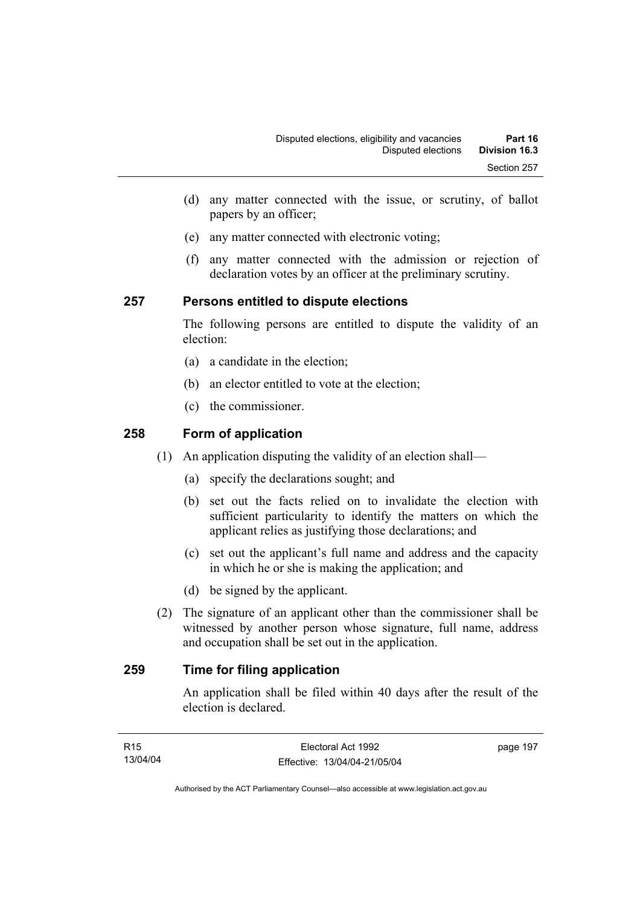(d) any matter connected with the issue, or scrutiny, of ballot papers by an officer;

(e) any matter connected with electronic voting;

(f) any matter connected with the admission or rejection of declaration votes by an officer at the preliminary scrutiny.

## 257 Persons entitled to dispute elections

The following persons are entitled to dispute the validity of an election:

(a) a candidate in the election;

(b) an elector entitled to vote at the election;

(c) the commissioner.

## 258 Form of application

(1) An application disputing the validity of an election shall—

(a) specify the declarations sought; and

(b) set out the facts relied on to invalidate the election with sufficient particularity to identify the matters on which the applicant relies as justifying those declarations; and

(c) set out the applicant's full name and address and the capacity in which he or she is making the application; and

(d) be signed by the applicant.

(2) The signature of an applicant other than the commissioner shall be witnessed by another person whose signature, full name, address and occupation shall be set out in the application.

## 259 Time for filing application

An application shall be filed within 40 days after the result of the election is declared.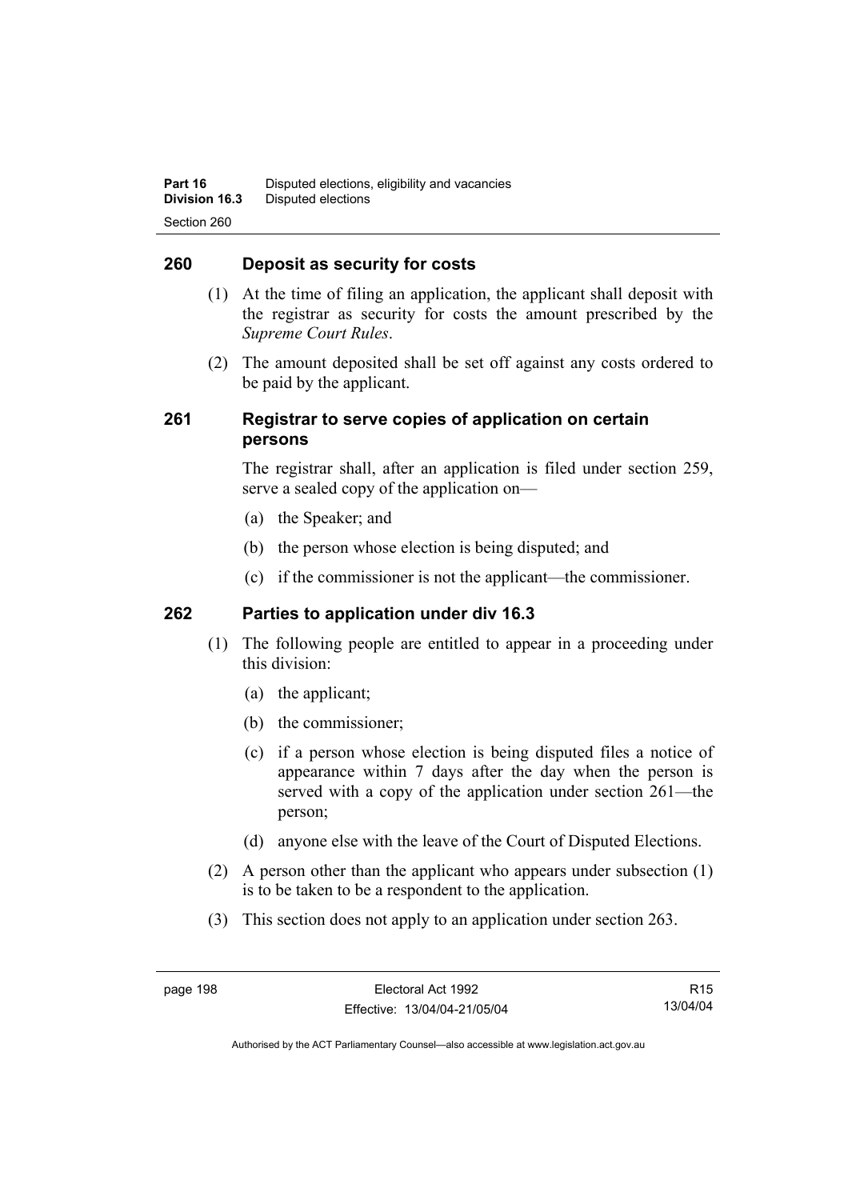## 260 Deposit as security for costs

(1) At the time of filing an application, the applicant shall deposit with the registrar as security for costs the amount prescribed by the *Supreme Court Rules*.

(2) The amount deposited shall be set off against any costs ordered to be paid by the applicant.

## 261 Registrar to serve copies of application on certain persons

The registrar shall, after an application is filed under section 259, serve a sealed copy of the application on—

(a) the Speaker; and

(b) the person whose election is being disputed; and

(c) if the commissioner is not the applicant—the commissioner.

## 262 Parties to application under div 16.3

(1) The following people are entitled to appear in a proceeding under this division:

(a) the applicant;

(b) the commissioner;

(c) if a person whose election is being disputed files a notice of appearance within 7 days after the day when the person is served with a copy of the application under section 261—the person;

(d) anyone else with the leave of the Court of Disputed Elections.

(2) A person other than the applicant who appears under subsection (1) is to be taken to be a respondent to the application.

(3) This section does not apply to an application under section 263.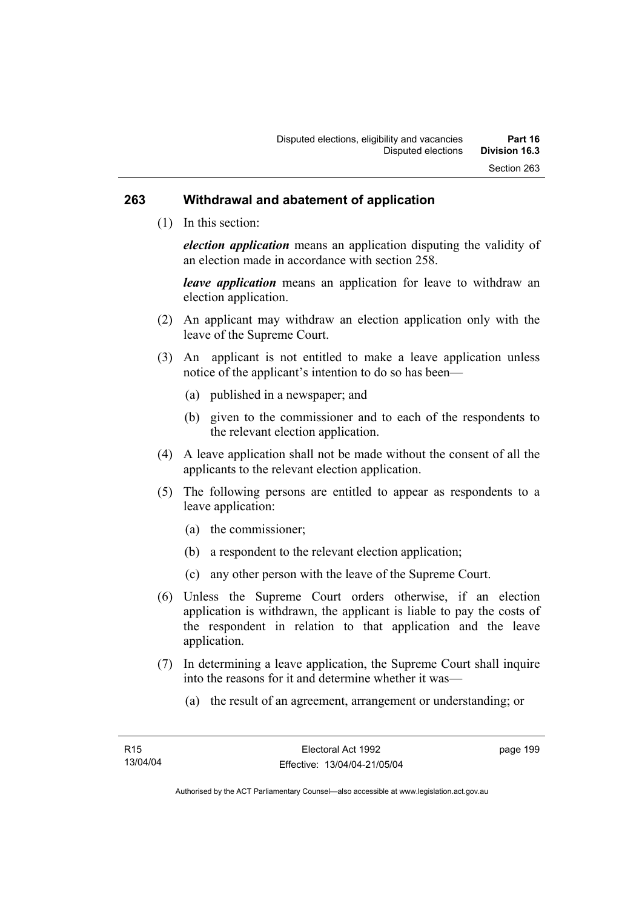## 263 Withdrawal and abatement of application

(1) In this section:

***election application*** means an application disputing the validity of an election made in accordance with section 258.

***leave application*** means an application for leave to withdraw an election application.

(2) An applicant may withdraw an election application only with the leave of the Supreme Court.

(3) An applicant is not entitled to make a leave application unless notice of the applicant's intention to do so has been—

(a) published in a newspaper; and

(b) given to the commissioner and to each of the respondents to the relevant election application.

(4) A leave application shall not be made without the consent of all the applicants to the relevant election application.

(5) The following persons are entitled to appear as respondents to a leave application:

(a) the commissioner;

(b) a respondent to the relevant election application;

(c) any other person with the leave of the Supreme Court.

(6) Unless the Supreme Court orders otherwise, if an election application is withdrawn, the applicant is liable to pay the costs of the respondent in relation to that application and the leave application.

(7) In determining a leave application, the Supreme Court shall inquire into the reasons for it and determine whether it was—

(a) the result of an agreement, arrangement or understanding; or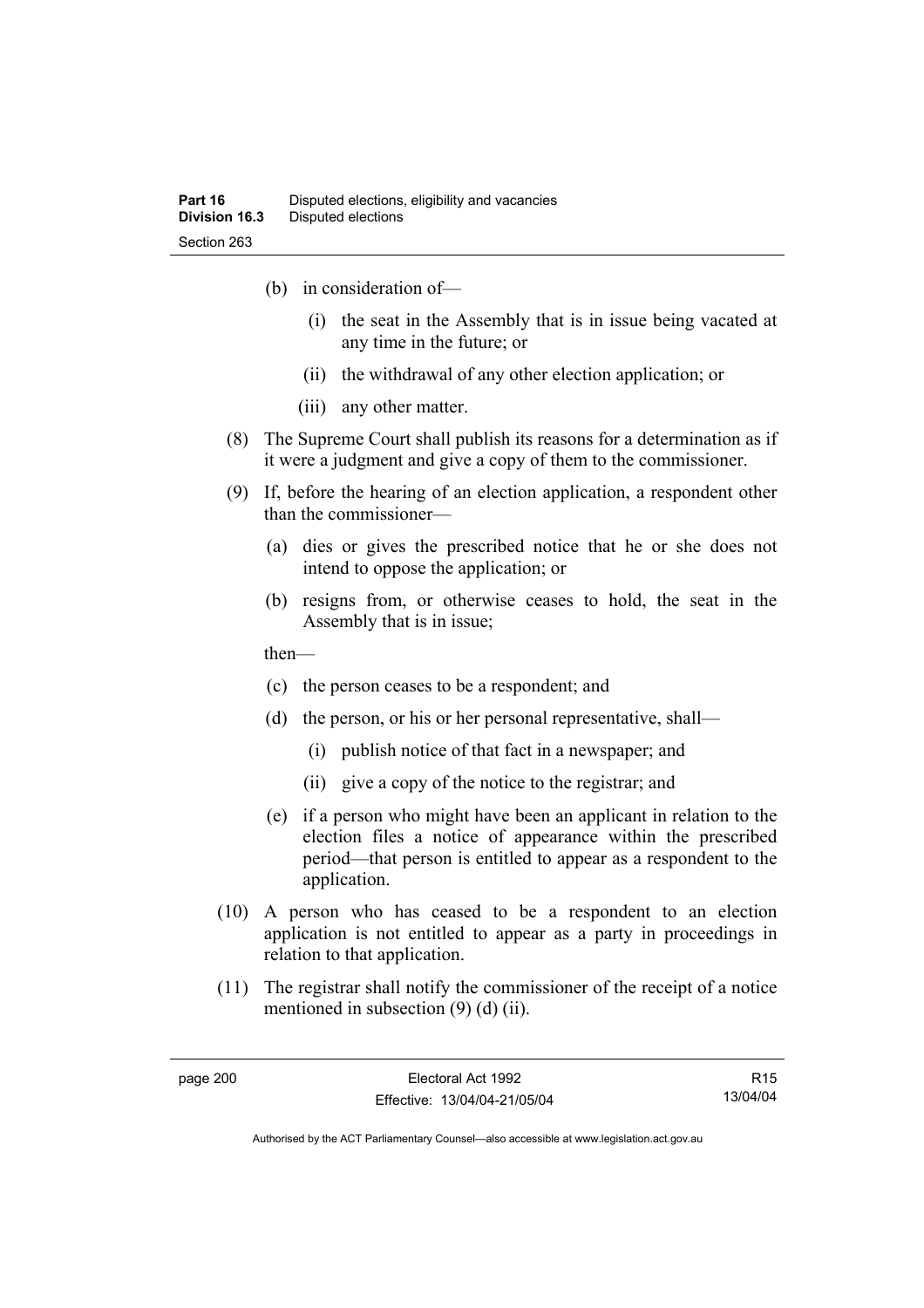(b) in consideration of—

  (i) the seat in the Assembly that is in issue being vacated at any time in the future; or

  (ii) the withdrawal of any other election application; or

  (iii) any other matter.

(8) The Supreme Court shall publish its reasons for a determination as if it were a judgment and give a copy of them to the commissioner.

(9) If, before the hearing of an election application, a respondent other than the commissioner—

  (a) dies or gives the prescribed notice that he or she does not intend to oppose the application; or

  (b) resigns from, or otherwise ceases to hold, the seat in the Assembly that is in issue;

  then—

  (c) the person ceases to be a respondent; and

  (d) the person, or his or her personal representative, shall—

    (i) publish notice of that fact in a newspaper; and

    (ii) give a copy of the notice to the registrar; and

  (e) if a person who might have been an applicant in relation to the election files a notice of appearance within the prescribed period—that person is entitled to appear as a respondent to the application.

(10) A person who has ceased to be a respondent to an election application is not entitled to appear as a party in proceedings in relation to that application.

(11) The registrar shall notify the commissioner of the receipt of a notice mentioned in subsection (9) (d) (ii).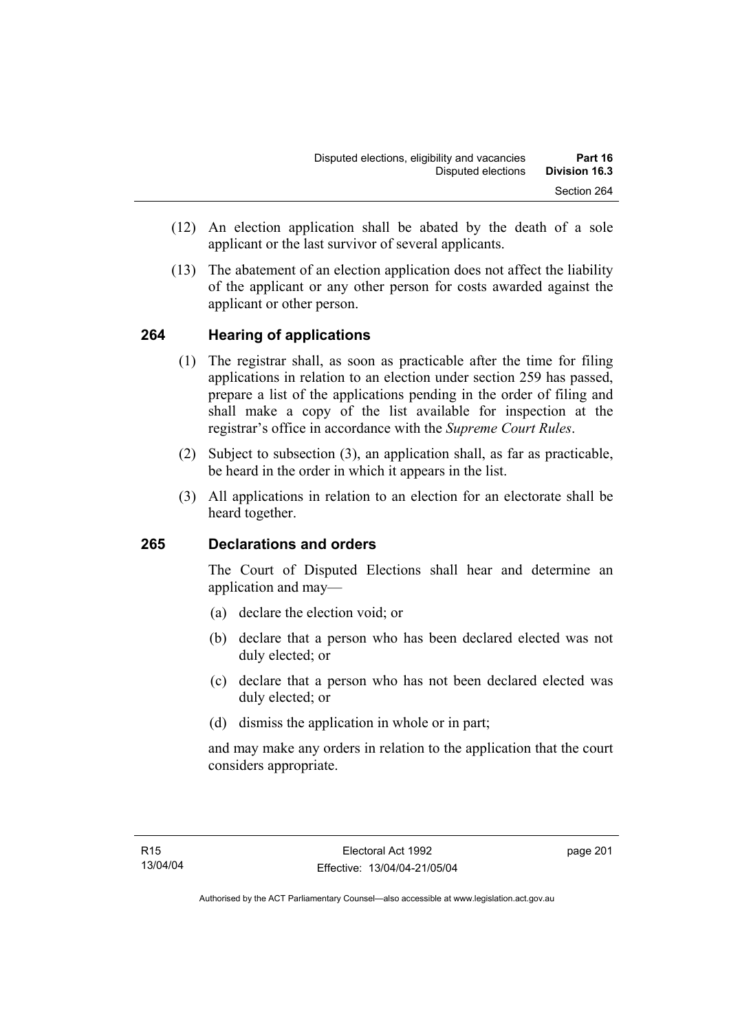(12) An election application shall be abated by the death of a sole applicant or the last survivor of several applicants.

(13) The abatement of an election application does not affect the liability of the applicant or any other person for costs awarded against the applicant or other person.

## 264 Hearing of applications

(1) The registrar shall, as soon as practicable after the time for filing applications in relation to an election under section 259 has passed, prepare a list of the applications pending in the order of filing and shall make a copy of the list available for inspection at the registrar's office in accordance with the *Supreme Court Rules*.

(2) Subject to subsection (3), an application shall, as far as practicable, be heard in the order in which it appears in the list.

(3) All applications in relation to an election for an electorate shall be heard together.

## 265 Declarations and orders

The Court of Disputed Elections shall hear and determine an application and may—

(a) declare the election void; or

(b) declare that a person who has been declared elected was not duly elected; or

(c) declare that a person who has not been declared elected was duly elected; or

(d) dismiss the application in whole or in part;

and may make any orders in relation to the application that the court considers appropriate.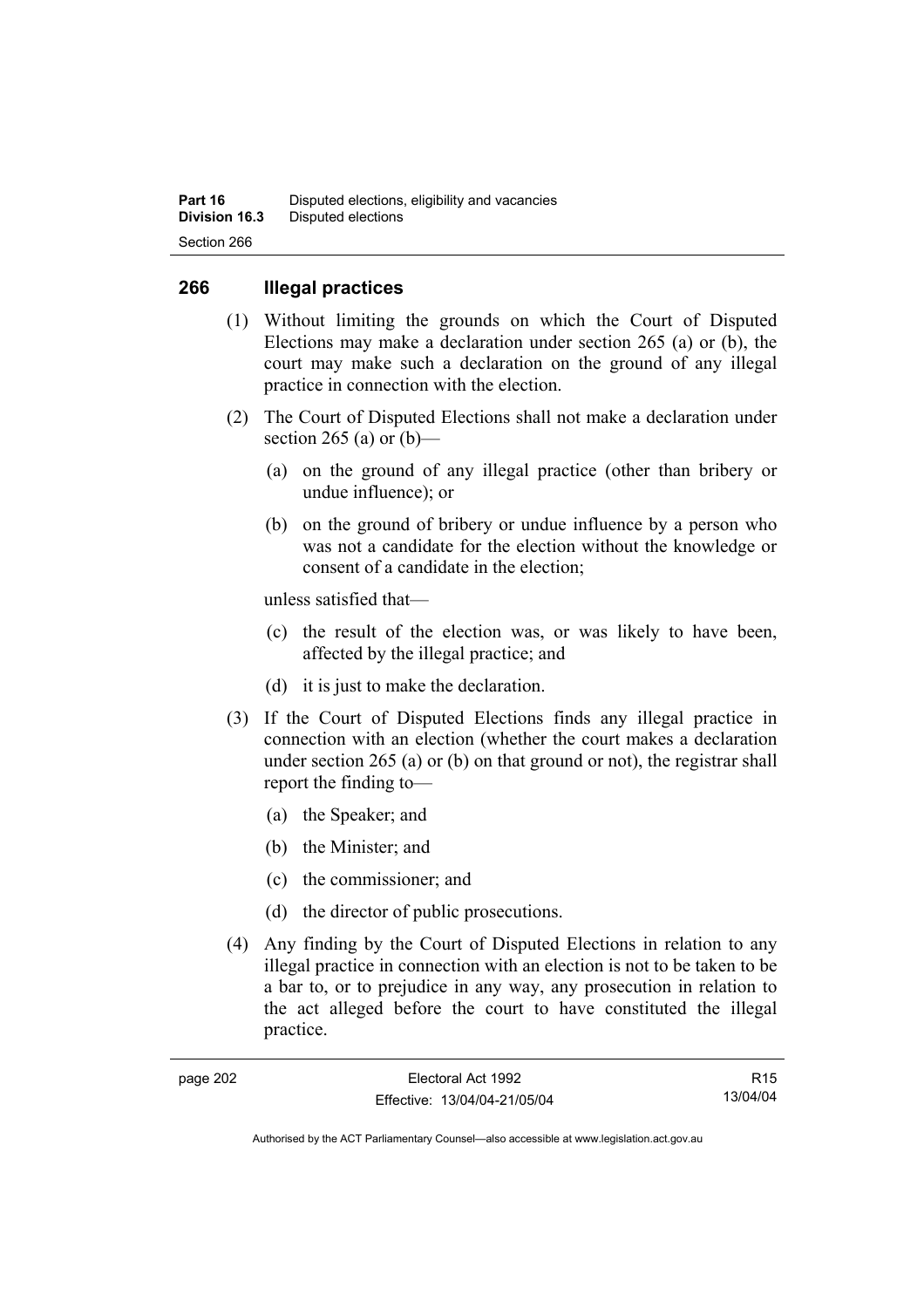## 266 Illegal practices

(1) Without limiting the grounds on which the Court of Disputed Elections may make a declaration under section 265 (a) or (b), the court may make such a declaration on the ground of any illegal practice in connection with the election.

(2) The Court of Disputed Elections shall not make a declaration under section 265 (a) or (b)—

- (a) on the ground of any illegal practice (other than bribery or undue influence); or
- (b) on the ground of bribery or undue influence by a person who was not a candidate for the election without the knowledge or consent of a candidate in the election;

unless satisfied that—

- (c) the result of the election was, or was likely to have been, affected by the illegal practice; and
- (d) it is just to make the declaration.

(3) If the Court of Disputed Elections finds any illegal practice in connection with an election (whether the court makes a declaration under section 265 (a) or (b) on that ground or not), the registrar shall report the finding to—

- (a) the Speaker; and
- (b) the Minister; and
- (c) the commissioner; and
- (d) the director of public prosecutions.

(4) Any finding by the Court of Disputed Elections in relation to any illegal practice in connection with an election is not to be taken to be a bar to, or to prejudice in any way, any prosecution in relation to the act alleged before the court to have constituted the illegal practice.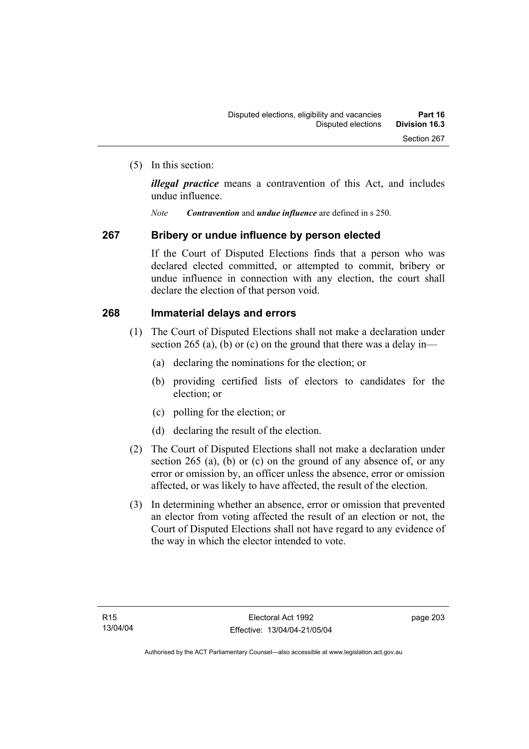(5) In this section:

***illegal practice*** means a contravention of this Act, and includes undue influence.

*Note* ***Contravention*** and ***undue influence*** are defined in s 250.

## 267 Bribery or undue influence by person elected

If the Court of Disputed Elections finds that a person who was declared elected committed, or attempted to commit, bribery or undue influence in connection with any election, the court shall declare the election of that person void.

## 268 Immaterial delays and errors

(1) The Court of Disputed Elections shall not make a declaration under section 265 (a), (b) or (c) on the ground that there was a delay in—

(a) declaring the nominations for the election; or

(b) providing certified lists of electors to candidates for the election; or

(c) polling for the election; or

(d) declaring the result of the election.

(2) The Court of Disputed Elections shall not make a declaration under section 265 (a), (b) or (c) on the ground of any absence of, or any error or omission by, an officer unless the absence, error or omission affected, or was likely to have affected, the result of the election.

(3) In determining whether an absence, error or omission that prevented an elector from voting affected the result of an election or not, the Court of Disputed Elections shall not have regard to any evidence of the way in which the elector intended to vote.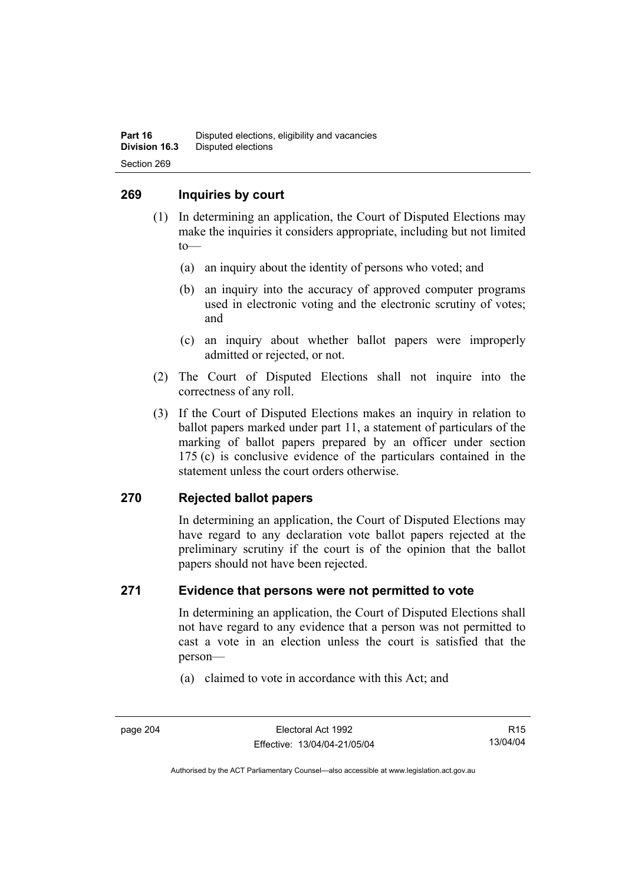## 269 Inquiries by court

(1) In determining an application, the Court of Disputed Elections may make the inquiries it considers appropriate, including but not limited to—

(a) an inquiry about the identity of persons who voted; and

(b) an inquiry into the accuracy of approved computer programs used in electronic voting and the electronic scrutiny of votes; and

(c) an inquiry about whether ballot papers were improperly admitted or rejected, or not.

(2) The Court of Disputed Elections shall not inquire into the correctness of any roll.

(3) If the Court of Disputed Elections makes an inquiry in relation to ballot papers marked under part 11, a statement of particulars of the marking of ballot papers prepared by an officer under section 175 (c) is conclusive evidence of the particulars contained in the statement unless the court orders otherwise.

## 270 Rejected ballot papers

In determining an application, the Court of Disputed Elections may have regard to any declaration vote ballot papers rejected at the preliminary scrutiny if the court is of the opinion that the ballot papers should not have been rejected.

## 271 Evidence that persons were not permitted to vote

In determining an application, the Court of Disputed Elections shall not have regard to any evidence that a person was not permitted to cast a vote in an election unless the court is satisfied that the person—

(a) claimed to vote in accordance with this Act; and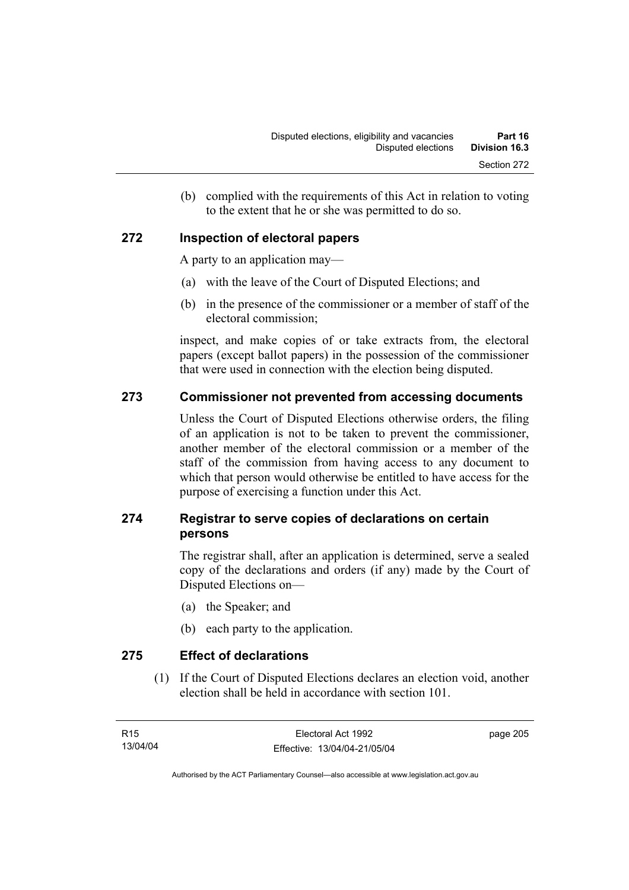(b) complied with the requirements of this Act in relation to voting to the extent that he or she was permitted to do so.

## 272 Inspection of electoral papers

A party to an application may—

(a) with the leave of the Court of Disputed Elections; and

(b) in the presence of the commissioner or a member of staff of the electoral commission;

inspect, and make copies of or take extracts from, the electoral papers (except ballot papers) in the possession of the commissioner that were used in connection with the election being disputed.

## 273 Commissioner not prevented from accessing documents

Unless the Court of Disputed Elections otherwise orders, the filing of an application is not to be taken to prevent the commissioner, another member of the electoral commission or a member of the staff of the commission from having access to any document to which that person would otherwise be entitled to have access for the purpose of exercising a function under this Act.

## 274 Registrar to serve copies of declarations on certain persons

The registrar shall, after an application is determined, serve a sealed copy of the declarations and orders (if any) made by the Court of Disputed Elections on—

(a) the Speaker; and

(b) each party to the application.

## 275 Effect of declarations

(1) If the Court of Disputed Elections declares an election void, another election shall be held in accordance with section 101.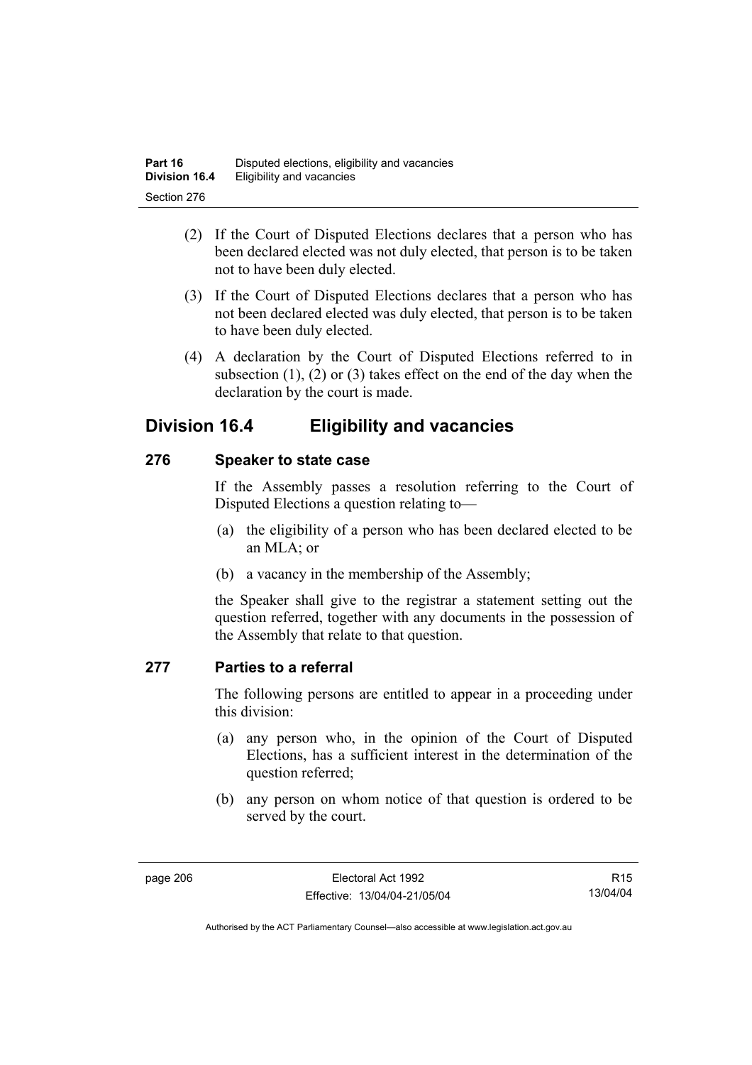(2) If the Court of Disputed Elections declares that a person who has been declared elected was not duly elected, that person is to be taken not to have been duly elected.

(3) If the Court of Disputed Elections declares that a person who has not been declared elected was duly elected, that person is to be taken to have been duly elected.

(4) A declaration by the Court of Disputed Elections referred to in subsection (1), (2) or (3) takes effect on the end of the day when the declaration by the court is made.

## Division 16.4 Eligibility and vacancies

### 276 Speaker to state case

If the Assembly passes a resolution referring to the Court of Disputed Elections a question relating to—

(a) the eligibility of a person who has been declared elected to be an MLA; or

(b) a vacancy in the membership of the Assembly;

the Speaker shall give to the registrar a statement setting out the question referred, together with any documents in the possession of the Assembly that relate to that question.

### 277 Parties to a referral

The following persons are entitled to appear in a proceeding under this division:

(a) any person who, in the opinion of the Court of Disputed Elections, has a sufficient interest in the determination of the question referred;

(b) any person on whom notice of that question is ordered to be served by the court.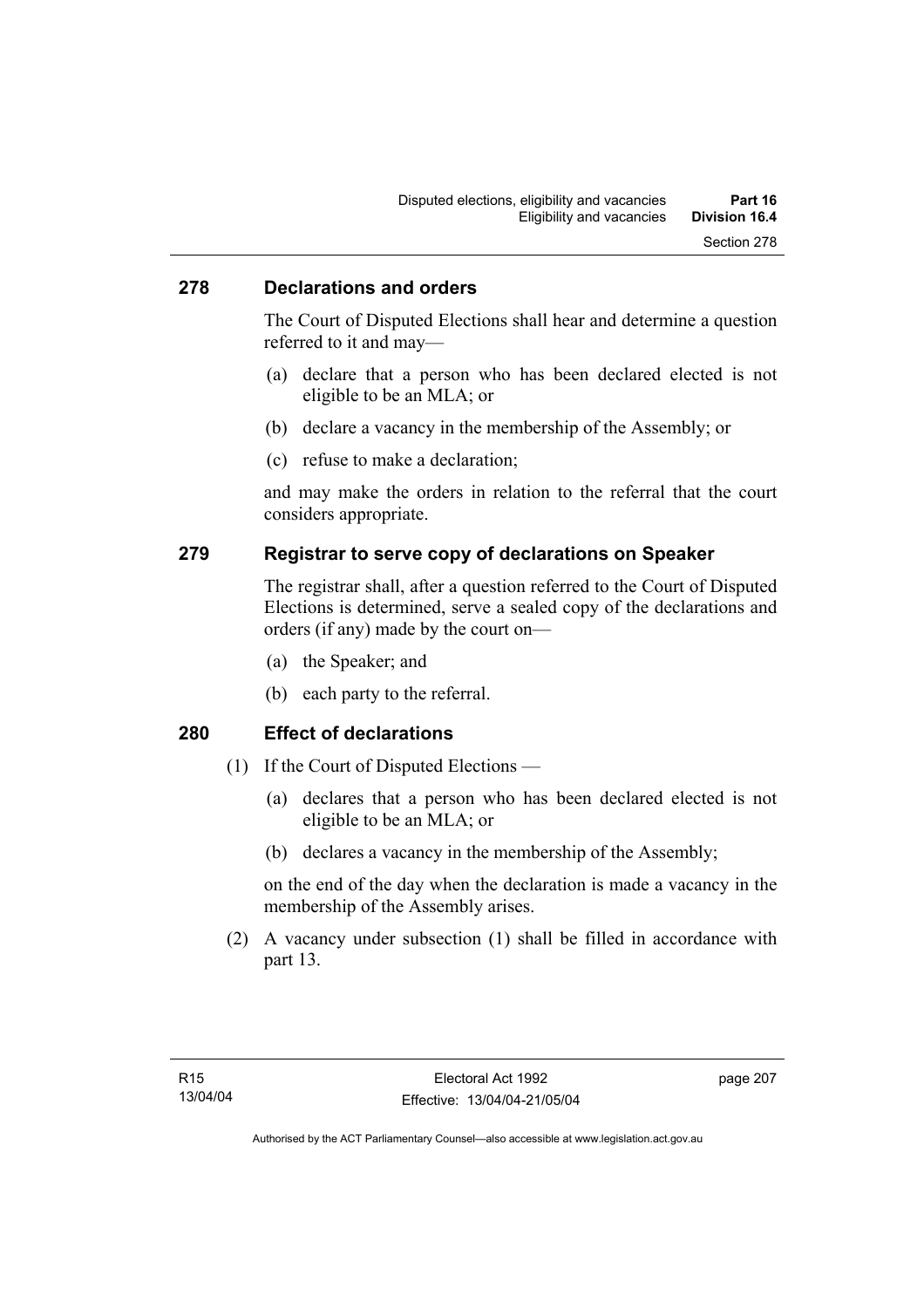## 278 Declarations and orders

The Court of Disputed Elections shall hear and determine a question referred to it and may—

(a) declare that a person who has been declared elected is not eligible to be an MLA; or

(b) declare a vacancy in the membership of the Assembly; or

(c) refuse to make a declaration;

and may make the orders in relation to the referral that the court considers appropriate.

## 279 Registrar to serve copy of declarations on Speaker

The registrar shall, after a question referred to the Court of Disputed Elections is determined, serve a sealed copy of the declarations and orders (if any) made by the court on—

(a) the Speaker; and

(b) each party to the referral.

## 280 Effect of declarations

(1) If the Court of Disputed Elections —

(a) declares that a person who has been declared elected is not eligible to be an MLA; or

(b) declares a vacancy in the membership of the Assembly;

on the end of the day when the declaration is made a vacancy in the membership of the Assembly arises.

(2) A vacancy under subsection (1) shall be filled in accordance with part 13.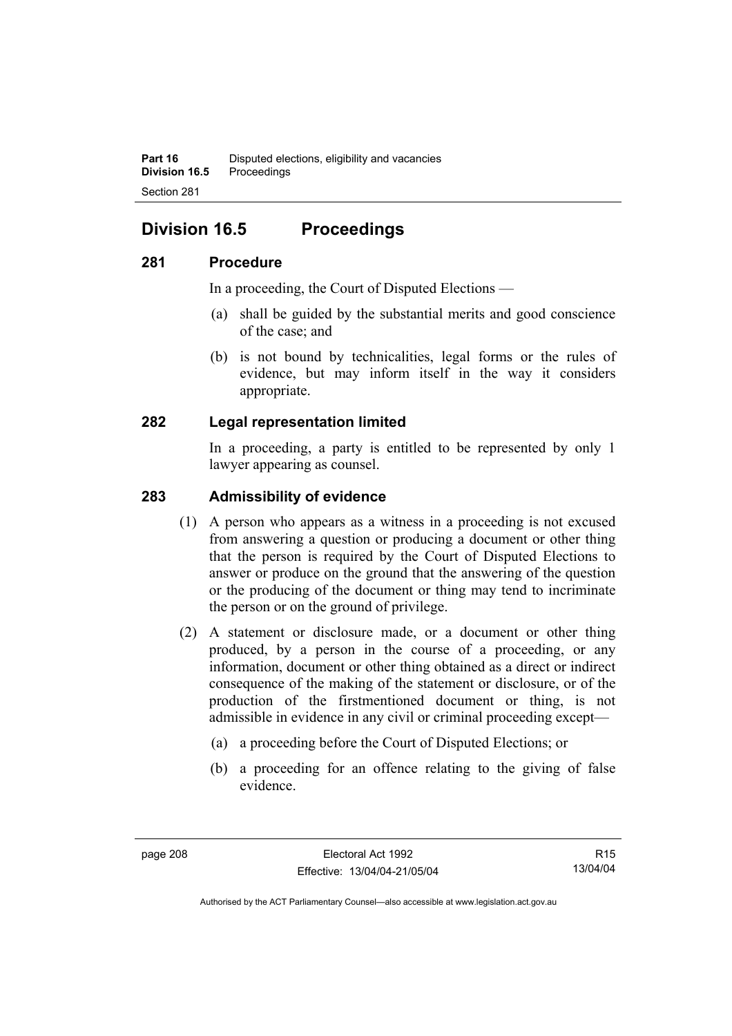## Division 16.5 Proceedings

### 281 Procedure

In a proceeding, the Court of Disputed Elections —

(a) shall be guided by the substantial merits and good conscience of the case; and

(b) is not bound by technicalities, legal forms or the rules of evidence, but may inform itself in the way it considers appropriate.

### 282 Legal representation limited

In a proceeding, a party is entitled to be represented by only 1 lawyer appearing as counsel.

### 283 Admissibility of evidence

(1) A person who appears as a witness in a proceeding is not excused from answering a question or producing a document or other thing that the person is required by the Court of Disputed Elections to answer or produce on the ground that the answering of the question or the producing of the document or thing may tend to incriminate the person or on the ground of privilege.

(2) A statement or disclosure made, or a document or other thing produced, by a person in the course of a proceeding, or any information, document or other thing obtained as a direct or indirect consequence of the making of the statement or disclosure, or of the production of the firstmentioned document or thing, is not admissible in evidence in any civil or criminal proceeding except—

(a) a proceeding before the Court of Disputed Elections; or

(b) a proceeding for an offence relating to the giving of false evidence.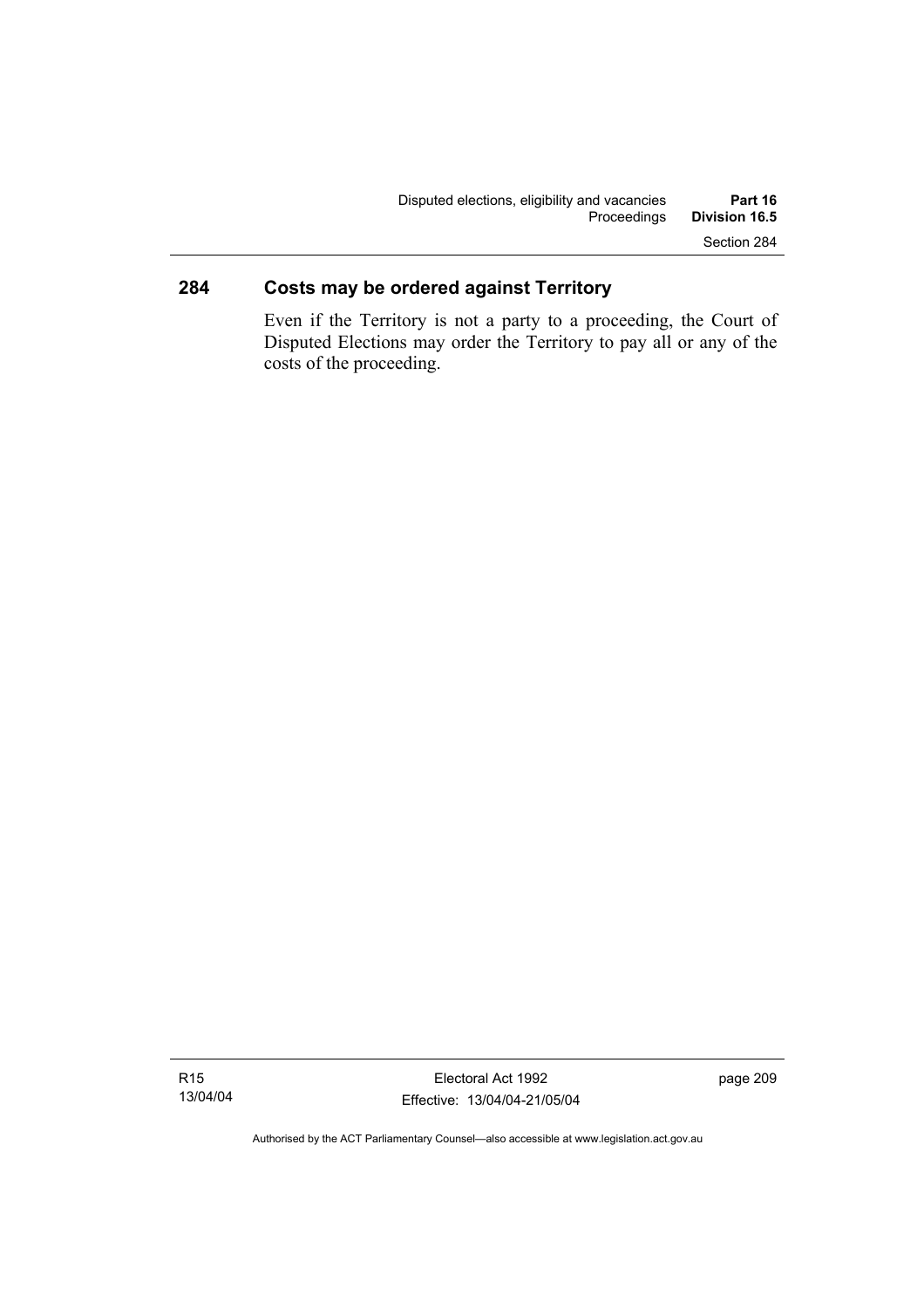## 284 Costs may be ordered against Territory

Even if the Territory is not a party to a proceeding, the Court of Disputed Elections may order the Territory to pay all or any of the costs of the proceeding.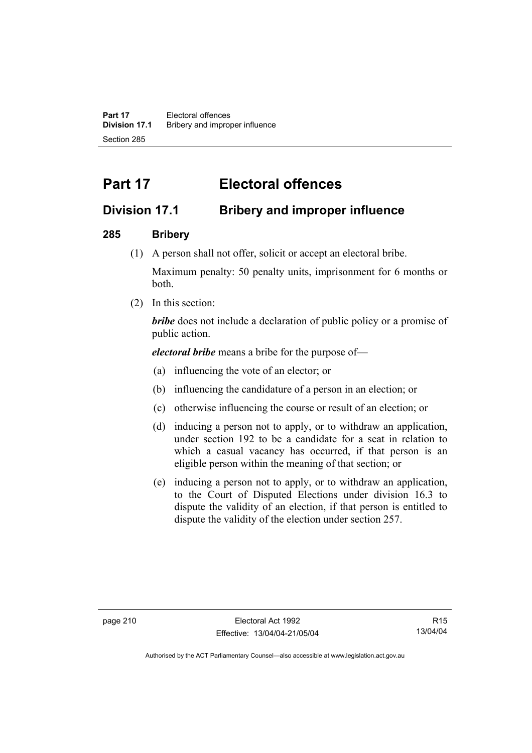# Part 17 Electoral offences

## Division 17.1 Bribery and improper influence

### 285 Bribery

(1) A person shall not offer, solicit or accept an electoral bribe.

Maximum penalty: 50 penalty units, imprisonment for 6 months or both.

(2) In this section:

***bribe*** does not include a declaration of public policy or a promise of public action.

***electoral bribe*** means a bribe for the purpose of—

(a) influencing the vote of an elector; or

(b) influencing the candidature of a person in an election; or

(c) otherwise influencing the course or result of an election; or

(d) inducing a person not to apply, or to withdraw an application, under section 192 to be a candidate for a seat in relation to which a casual vacancy has occurred, if that person is an eligible person within the meaning of that section; or

(e) inducing a person not to apply, or to withdraw an application, to the Court of Disputed Elections under division 16.3 to dispute the validity of an election, if that person is entitled to dispute the validity of the election under section 257.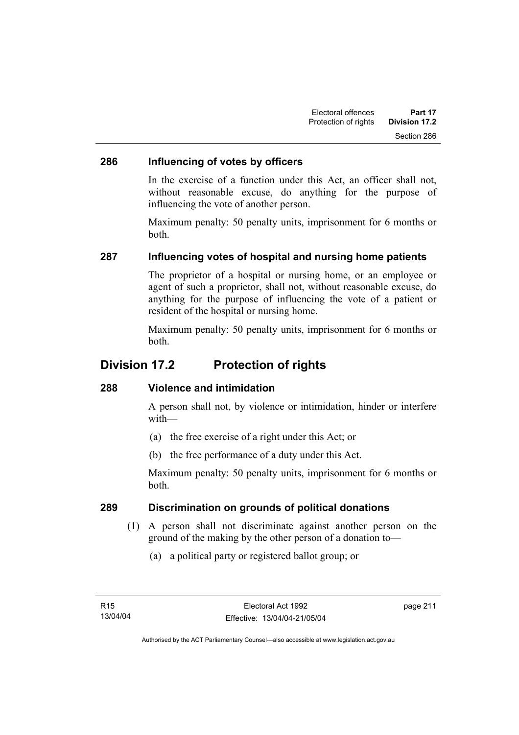### 286 Influencing of votes by officers

In the exercise of a function under this Act, an officer shall not, without reasonable excuse, do anything for the purpose of influencing the vote of another person.

Maximum penalty: 50 penalty units, imprisonment for 6 months or both.

### 287 Influencing votes of hospital and nursing home patients

The proprietor of a hospital or nursing home, or an employee or agent of such a proprietor, shall not, without reasonable excuse, do anything for the purpose of influencing the vote of a patient or resident of the hospital or nursing home.

Maximum penalty: 50 penalty units, imprisonment for 6 months or both.

## Division 17.2 Protection of rights

### 288 Violence and intimidation

A person shall not, by violence or intimidation, hinder or interfere with—

(a) the free exercise of a right under this Act; or

(b) the free performance of a duty under this Act.

Maximum penalty: 50 penalty units, imprisonment for 6 months or both.

### 289 Discrimination on grounds of political donations

(1) A person shall not discriminate against another person on the ground of the making by the other person of a donation to—

(a) a political party or registered ballot group; or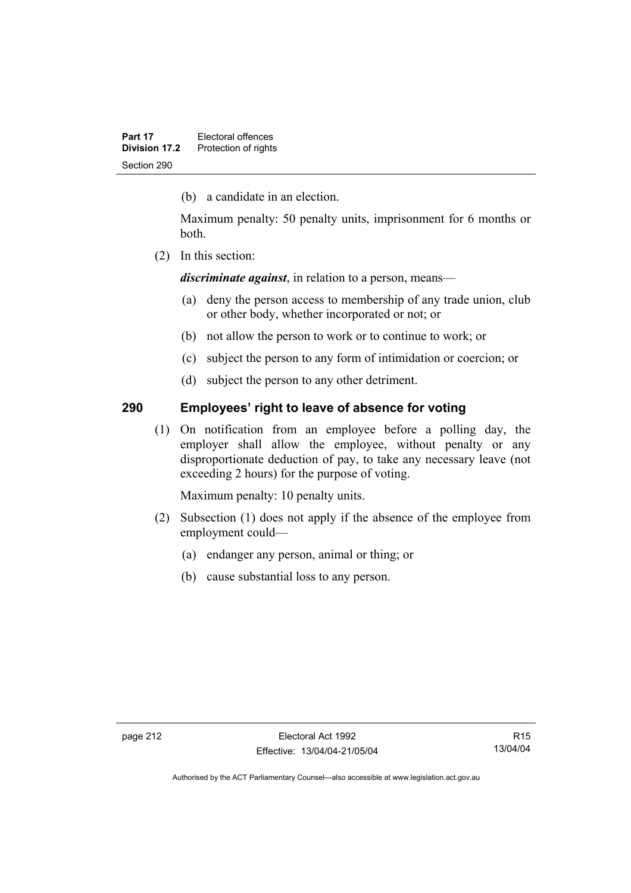(b) a candidate in an election.

Maximum penalty: 50 penalty units, imprisonment for 6 months or both.

(2) In this section:

***discriminate against***, in relation to a person, means—

(a) deny the person access to membership of any trade union, club or other body, whether incorporated or not; or

(b) not allow the person to work or to continue to work; or

(c) subject the person to any form of intimidation or coercion; or

(d) subject the person to any other detriment.

## 290 Employees' right to leave of absence for voting

(1) On notification from an employee before a polling day, the employer shall allow the employee, without penalty or any disproportionate deduction of pay, to take any necessary leave (not exceeding 2 hours) for the purpose of voting.

Maximum penalty: 10 penalty units.

(2) Subsection (1) does not apply if the absence of the employee from employment could—

(a) endanger any person, animal or thing; or

(b) cause substantial loss to any person.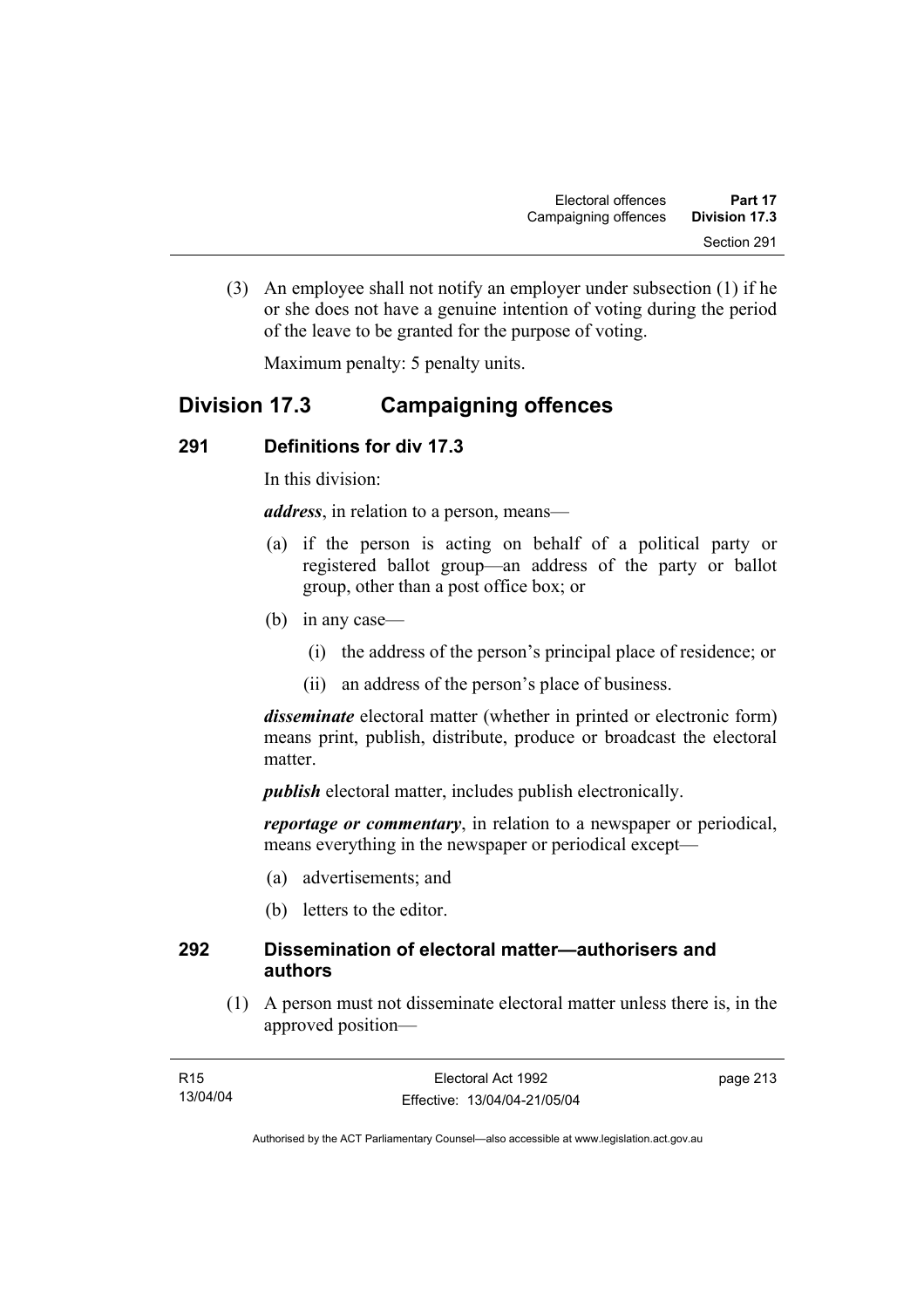(3) An employee shall not notify an employer under subsection (1) if he or she does not have a genuine intention of voting during the period of the leave to be granted for the purpose of voting.

Maximum penalty: 5 penalty units.

## Division 17.3 Campaigning offences

### 291 Definitions for div 17.3

In this division:

***address***, in relation to a person, means—

(a) if the person is acting on behalf of a political party or registered ballot group—an address of the party or ballot group, other than a post office box; or

(b) in any case—

(i) the address of the person's principal place of residence; or

(ii) an address of the person's place of business.

***disseminate*** electoral matter (whether in printed or electronic form) means print, publish, distribute, produce or broadcast the electoral matter.

***publish*** electoral matter, includes publish electronically.

***reportage or commentary***, in relation to a newspaper or periodical, means everything in the newspaper or periodical except—

(a) advertisements; and

(b) letters to the editor.

### 292 Dissemination of electoral matter—authorisers and authors

(1) A person must not disseminate electoral matter unless there is, in the approved position—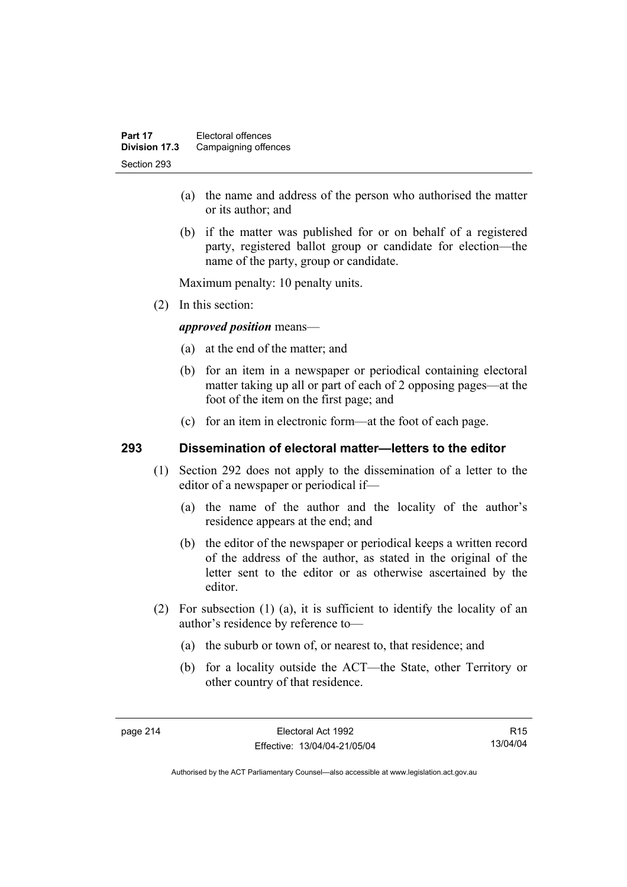(a) the name and address of the person who authorised the matter or its author; and

(b) if the matter was published for or on behalf of a registered party, registered ballot group or candidate for election—the name of the party, group or candidate.

Maximum penalty: 10 penalty units.

(2) In this section:

***approved position*** means—

(a) at the end of the matter; and

(b) for an item in a newspaper or periodical containing electoral matter taking up all or part of each of 2 opposing pages—at the foot of the item on the first page; and

(c) for an item in electronic form—at the foot of each page.

### 293 Dissemination of electoral matter—letters to the editor

(1) Section 292 does not apply to the dissemination of a letter to the editor of a newspaper or periodical if—

(a) the name of the author and the locality of the author's residence appears at the end; and

(b) the editor of the newspaper or periodical keeps a written record of the address of the author, as stated in the original of the letter sent to the editor or as otherwise ascertained by the editor.

(2) For subsection (1) (a), it is sufficient to identify the locality of an author's residence by reference to—

(a) the suburb or town of, or nearest to, that residence; and

(b) for a locality outside the ACT—the State, other Territory or other country of that residence.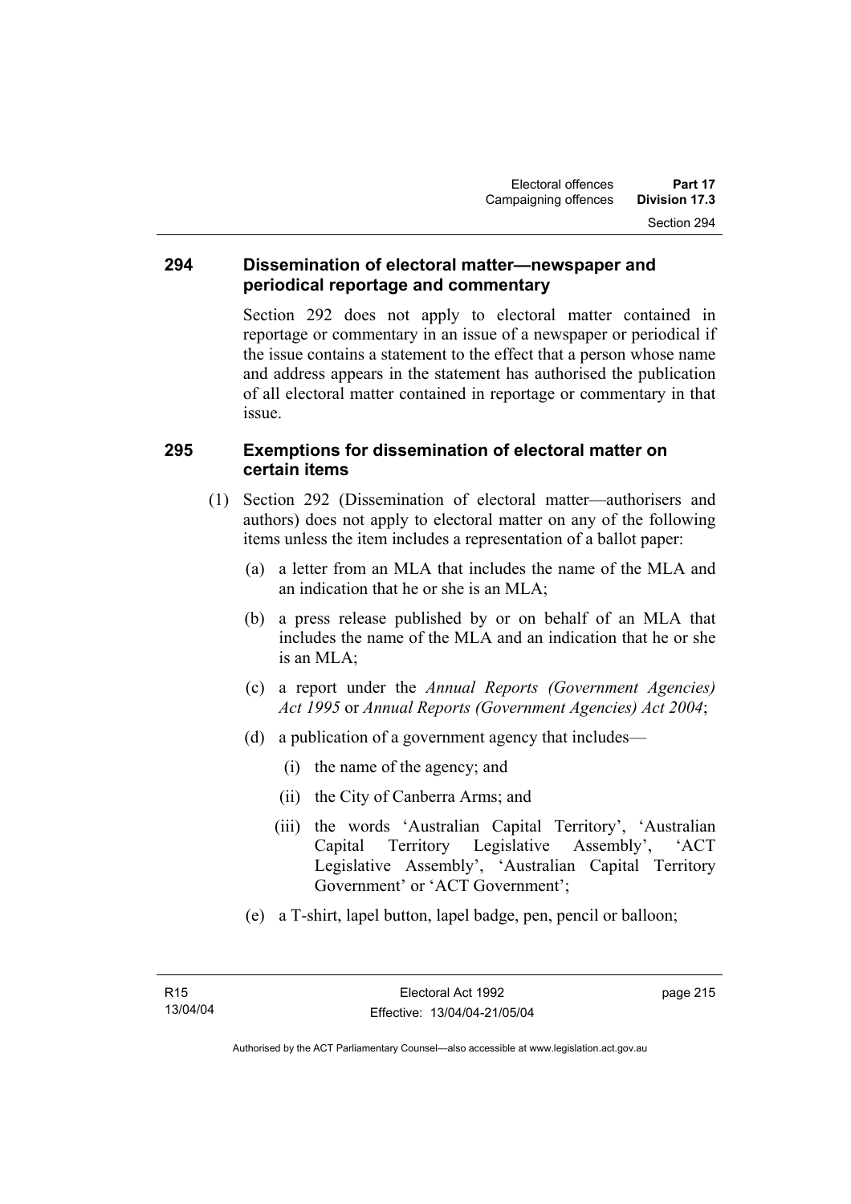### 294 Dissemination of electoral matter—newspaper and periodical reportage and commentary

Section 292 does not apply to electoral matter contained in reportage or commentary in an issue of a newspaper or periodical if the issue contains a statement to the effect that a person whose name and address appears in the statement has authorised the publication of all electoral matter contained in reportage or commentary in that issue.

### 295 Exemptions for dissemination of electoral matter on certain items

(1) Section 292 (Dissemination of electoral matter—authorisers and authors) does not apply to electoral matter on any of the following items unless the item includes a representation of a ballot paper:

(a) a letter from an MLA that includes the name of the MLA and an indication that he or she is an MLA;

(b) a press release published by or on behalf of an MLA that includes the name of the MLA and an indication that he or she is an MLA;

(c) a report under the *Annual Reports (Government Agencies) Act 1995* or *Annual Reports (Government Agencies) Act 2004*;

(d) a publication of a government agency that includes—

(i) the name of the agency; and

(ii) the City of Canberra Arms; and

(iii) the words 'Australian Capital Territory', 'Australian Capital Territory Legislative Assembly', 'ACT Legislative Assembly', 'Australian Capital Territory Government' or 'ACT Government';

(e) a T-shirt, lapel button, lapel badge, pen, pencil or balloon;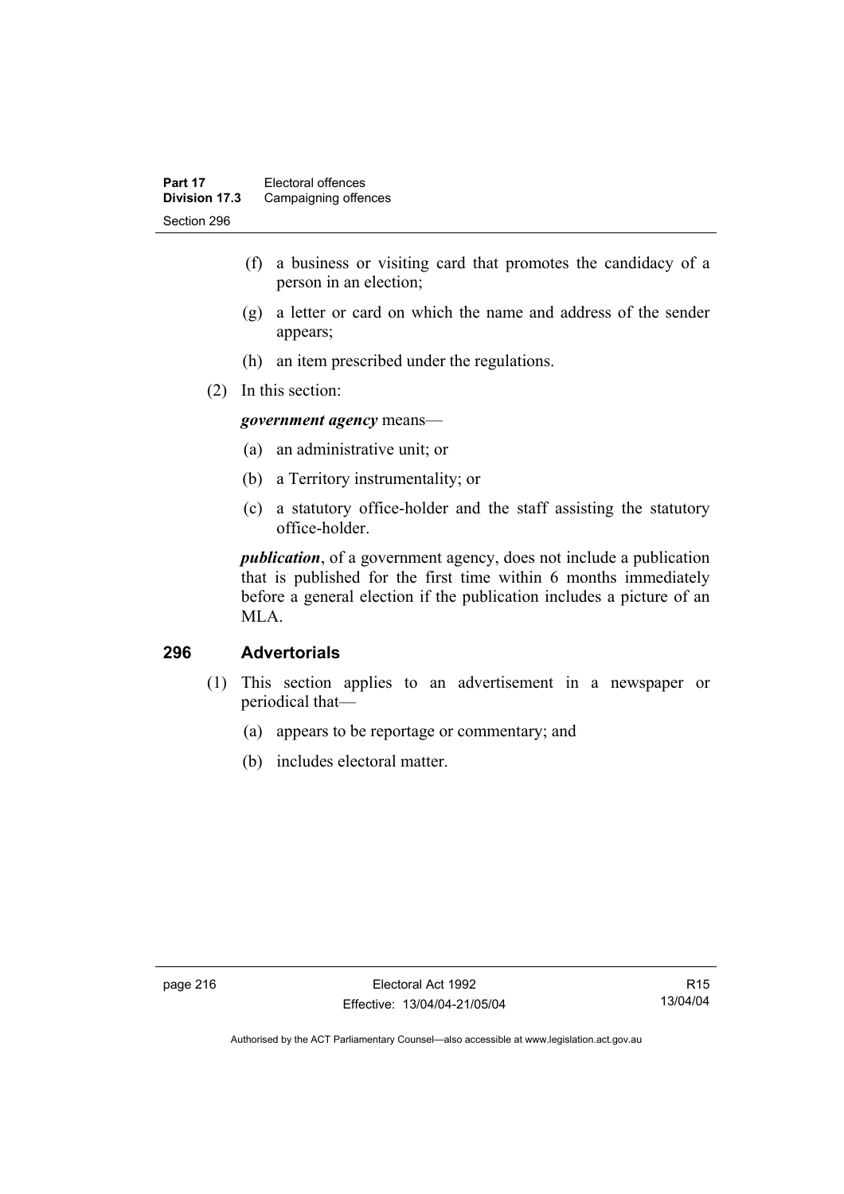(f) a business or visiting card that promotes the candidacy of a person in an election;

(g) a letter or card on which the name and address of the sender appears;

(h) an item prescribed under the regulations.

(2) In this section:

***government agency*** means—

(a) an administrative unit; or

(b) a Territory instrumentality; or

(c) a statutory office-holder and the staff assisting the statutory office-holder.

***publication***, of a government agency, does not include a publication that is published for the first time within 6 months immediately before a general election if the publication includes a picture of an MLA.

## 296 Advertorials

(1) This section applies to an advertisement in a newspaper or periodical that—

(a) appears to be reportage or commentary; and

(b) includes electoral matter.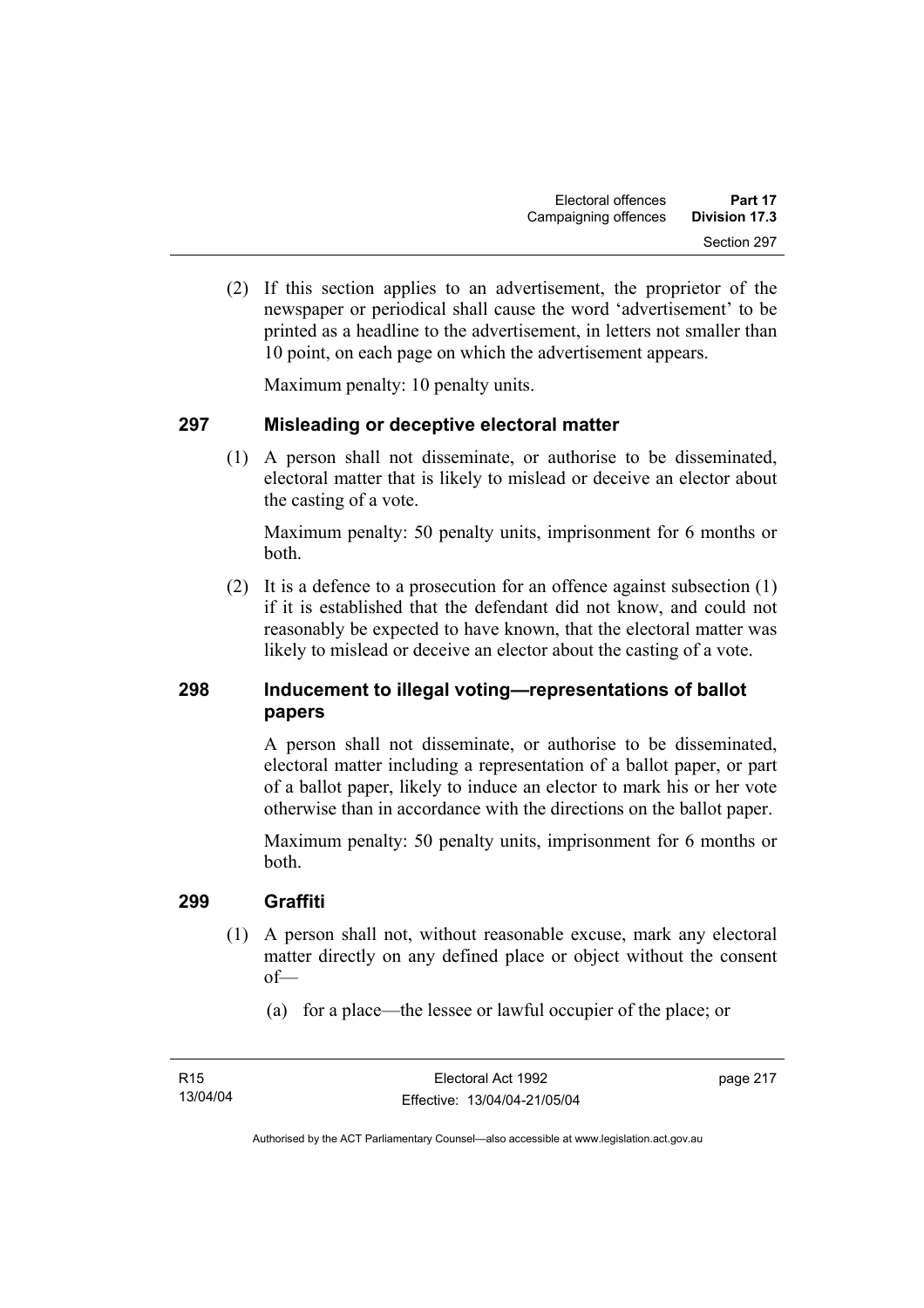(2) If this section applies to an advertisement, the proprietor of the newspaper or periodical shall cause the word 'advertisement' to be printed as a headline to the advertisement, in letters not smaller than 10 point, on each page on which the advertisement appears.

Maximum penalty: 10 penalty units.

### 297 Misleading or deceptive electoral matter

(1) A person shall not disseminate, or authorise to be disseminated, electoral matter that is likely to mislead or deceive an elector about the casting of a vote.

Maximum penalty: 50 penalty units, imprisonment for 6 months or both.

(2) It is a defence to a prosecution for an offence against subsection (1) if it is established that the defendant did not know, and could not reasonably be expected to have known, that the electoral matter was likely to mislead or deceive an elector about the casting of a vote.

### 298 Inducement to illegal voting—representations of ballot papers

A person shall not disseminate, or authorise to be disseminated, electoral matter including a representation of a ballot paper, or part of a ballot paper, likely to induce an elector to mark his or her vote otherwise than in accordance with the directions on the ballot paper.

Maximum penalty: 50 penalty units, imprisonment for 6 months or both.

### 299 Graffiti

(1) A person shall not, without reasonable excuse, mark any electoral matter directly on any defined place or object without the consent of—

(a) for a place—the lessee or lawful occupier of the place; or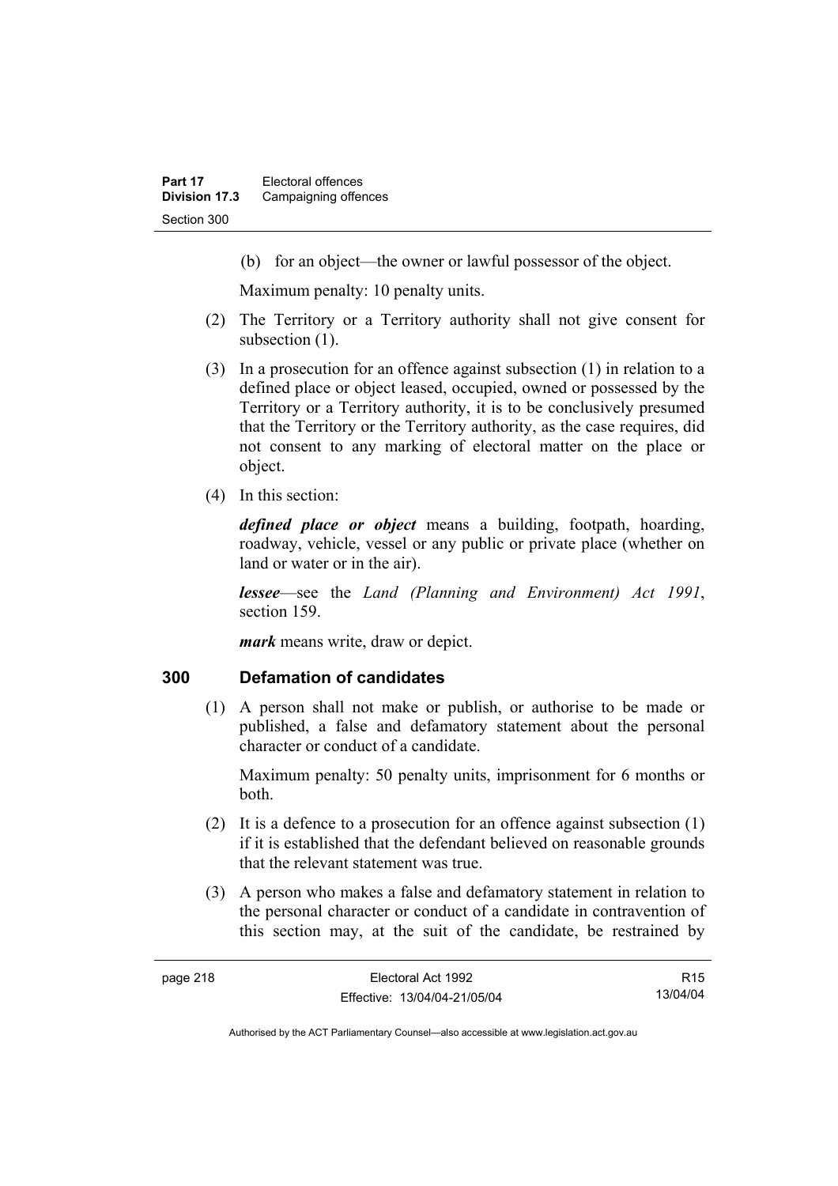(b) for an object—the owner or lawful possessor of the object.

Maximum penalty: 10 penalty units.

(2) The Territory or a Territory authority shall not give consent for subsection (1).

(3) In a prosecution for an offence against subsection (1) in relation to a defined place or object leased, occupied, owned or possessed by the Territory or a Territory authority, it is to be conclusively presumed that the Territory or the Territory authority, as the case requires, did not consent to any marking of electoral matter on the place or object.

(4) In this section:

***defined place or object*** means a building, footpath, hoarding, roadway, vehicle, vessel or any public or private place (whether on land or water or in the air).

***lessee***—see the *Land (Planning and Environment) Act 1991*, section 159.

***mark*** means write, draw or depict.

## 300 Defamation of candidates

(1) A person shall not make or publish, or authorise to be made or published, a false and defamatory statement about the personal character or conduct of a candidate.

Maximum penalty: 50 penalty units, imprisonment for 6 months or both.

(2) It is a defence to a prosecution for an offence against subsection (1) if it is established that the defendant believed on reasonable grounds that the relevant statement was true.

(3) A person who makes a false and defamatory statement in relation to the personal character or conduct of a candidate in contravention of this section may, at the suit of the candidate, be restrained by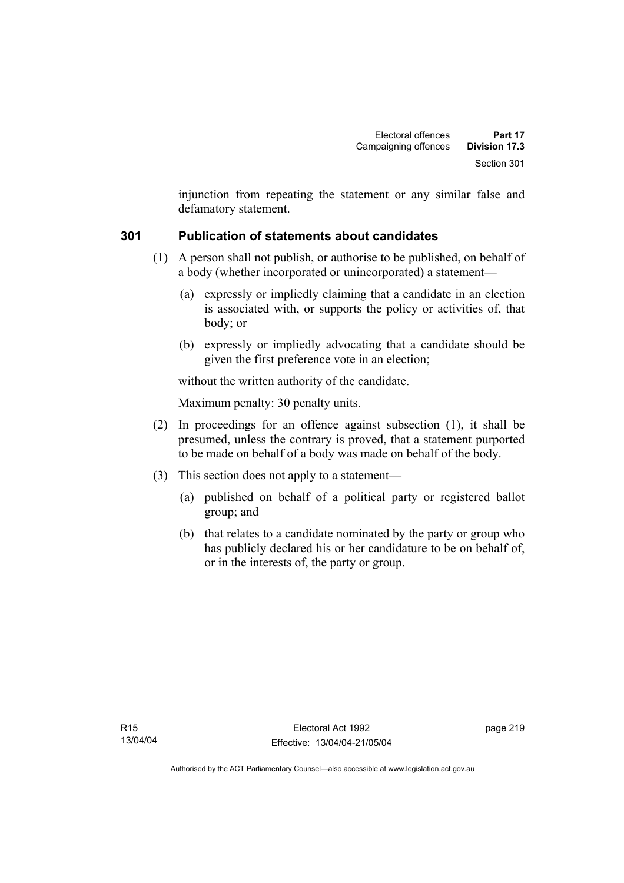injunction from repeating the statement or any similar false and defamatory statement.

## 301 Publication of statements about candidates

(1) A person shall not publish, or authorise to be published, on behalf of a body (whether incorporated or unincorporated) a statement—

(a) expressly or impliedly claiming that a candidate in an election is associated with, or supports the policy or activities of, that body; or

(b) expressly or impliedly advocating that a candidate should be given the first preference vote in an election;

without the written authority of the candidate.

Maximum penalty: 30 penalty units.

(2) In proceedings for an offence against subsection (1), it shall be presumed, unless the contrary is proved, that a statement purported to be made on behalf of a body was made on behalf of the body.

(3) This section does not apply to a statement—

(a) published on behalf of a political party or registered ballot group; and

(b) that relates to a candidate nominated by the party or group who has publicly declared his or her candidature to be on behalf of, or in the interests of, the party or group.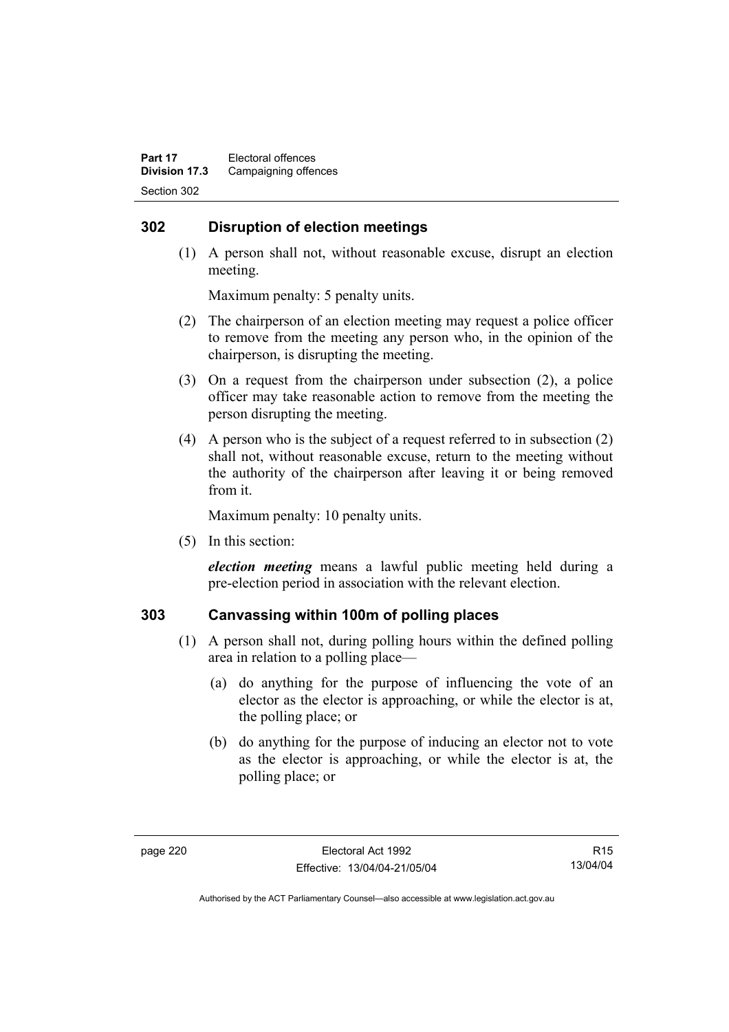## 302 Disruption of election meetings

(1) A person shall not, without reasonable excuse, disrupt an election meeting.

Maximum penalty: 5 penalty units.

(2) The chairperson of an election meeting may request a police officer to remove from the meeting any person who, in the opinion of the chairperson, is disrupting the meeting.

(3) On a request from the chairperson under subsection (2), a police officer may take reasonable action to remove from the meeting the person disrupting the meeting.

(4) A person who is the subject of a request referred to in subsection (2) shall not, without reasonable excuse, return to the meeting without the authority of the chairperson after leaving it or being removed from it.

Maximum penalty: 10 penalty units.

(5) In this section:

***election meeting*** means a lawful public meeting held during a pre-election period in association with the relevant election.

## 303 Canvassing within 100m of polling places

(1) A person shall not, during polling hours within the defined polling area in relation to a polling place—

(a) do anything for the purpose of influencing the vote of an elector as the elector is approaching, or while the elector is at, the polling place; or

(b) do anything for the purpose of inducing an elector not to vote as the elector is approaching, or while the elector is at, the polling place; or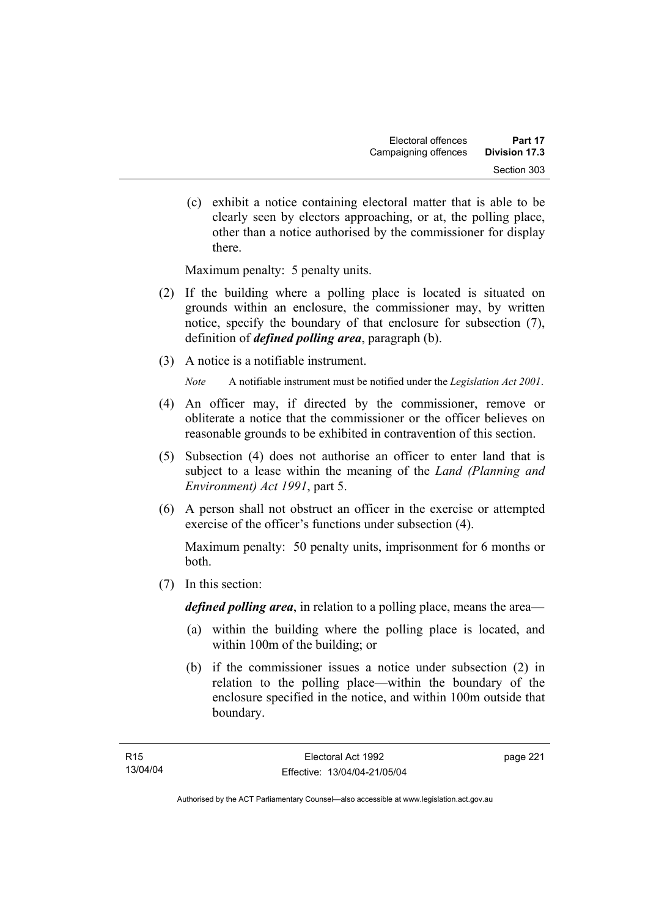(c) exhibit a notice containing electoral matter that is able to be clearly seen by electors approaching, or at, the polling place, other than a notice authorised by the commissioner for display there.

Maximum penalty: 5 penalty units.

(2) If the building where a polling place is located is situated on grounds within an enclosure, the commissioner may, by written notice, specify the boundary of that enclosure for subsection (7), definition of ***defined polling area***, paragraph (b).

(3) A notice is a notifiable instrument.

*Note* A notifiable instrument must be notified under the *Legislation Act 2001*.

(4) An officer may, if directed by the commissioner, remove or obliterate a notice that the commissioner or the officer believes on reasonable grounds to be exhibited in contravention of this section.

(5) Subsection (4) does not authorise an officer to enter land that is subject to a lease within the meaning of the *Land (Planning and Environment) Act 1991*, part 5.

(6) A person shall not obstruct an officer in the exercise or attempted exercise of the officer's functions under subsection (4).

Maximum penalty: 50 penalty units, imprisonment for 6 months or both.

(7) In this section:

***defined polling area***, in relation to a polling place, means the area—

(a) within the building where the polling place is located, and within 100m of the building; or

(b) if the commissioner issues a notice under subsection (2) in relation to the polling place—within the boundary of the enclosure specified in the notice, and within 100m outside that boundary.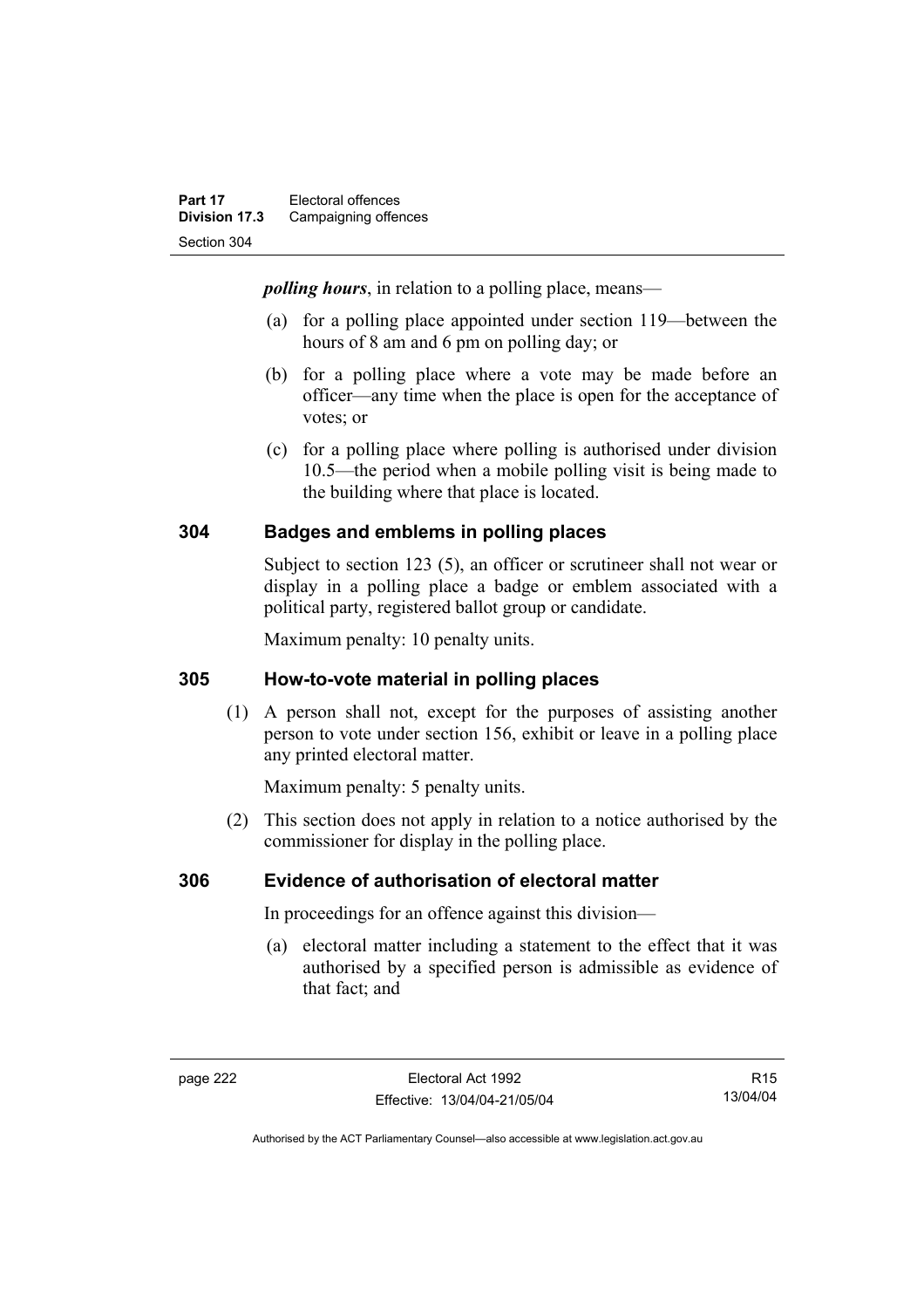***polling hours***, in relation to a polling place, means—

(a) for a polling place appointed under section 119—between the hours of 8 am and 6 pm on polling day; or

(b) for a polling place where a vote may be made before an officer—any time when the place is open for the acceptance of votes; or

(c) for a polling place where polling is authorised under division 10.5—the period when a mobile polling visit is being made to the building where that place is located.

### 304 Badges and emblems in polling places

Subject to section 123 (5), an officer or scrutineer shall not wear or display in a polling place a badge or emblem associated with a political party, registered ballot group or candidate.

Maximum penalty: 10 penalty units.

### 305 How-to-vote material in polling places

(1) A person shall not, except for the purposes of assisting another person to vote under section 156, exhibit or leave in a polling place any printed electoral matter.

Maximum penalty: 5 penalty units.

(2) This section does not apply in relation to a notice authorised by the commissioner for display in the polling place.

### 306 Evidence of authorisation of electoral matter

In proceedings for an offence against this division—

(a) electoral matter including a statement to the effect that it was authorised by a specified person is admissible as evidence of that fact; and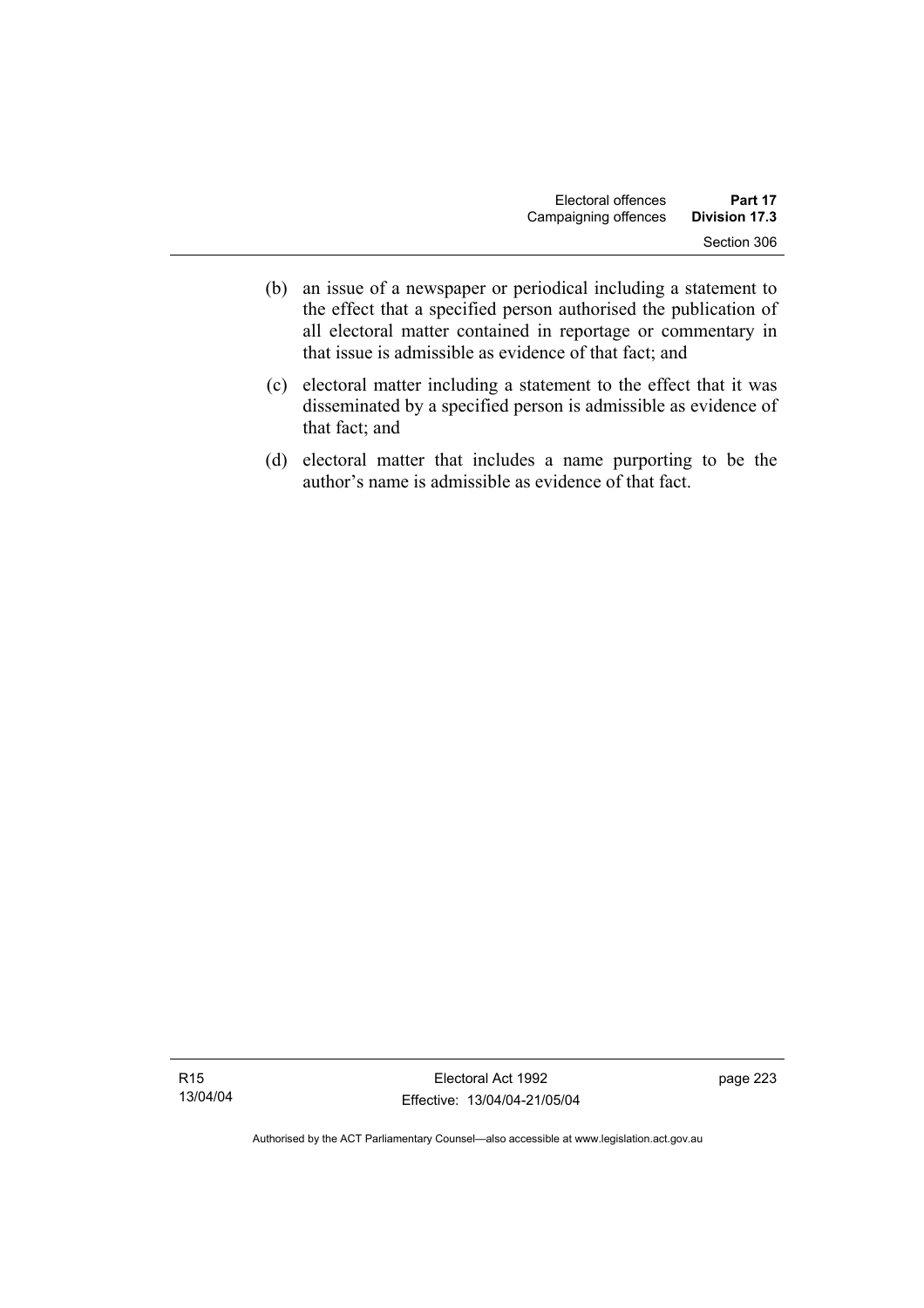(b) an issue of a newspaper or periodical including a statement to the effect that a specified person authorised the publication of all electoral matter contained in reportage or commentary in that issue is admissible as evidence of that fact; and

(c) electoral matter including a statement to the effect that it was disseminated by a specified person is admissible as evidence of that fact; and

(d) electoral matter that includes a name purporting to be the author's name is admissible as evidence of that fact.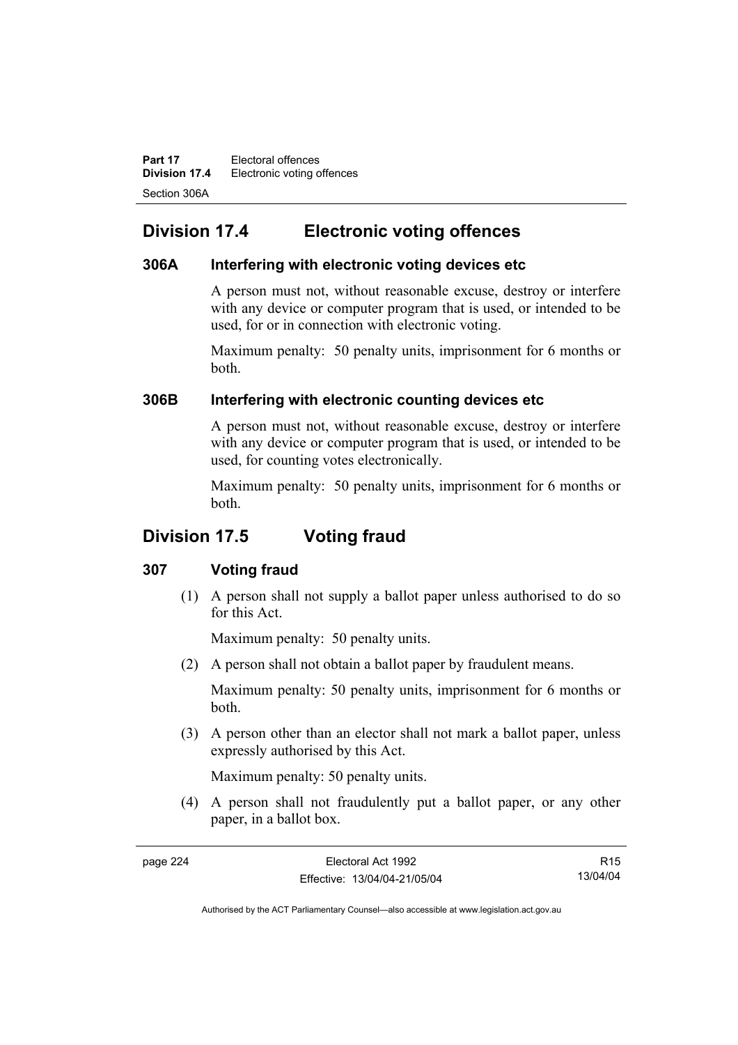## Division 17.4 Electronic voting offences

### 306A Interfering with electronic voting devices etc

A person must not, without reasonable excuse, destroy or interfere with any device or computer program that is used, or intended to be used, for or in connection with electronic voting.

Maximum penalty: 50 penalty units, imprisonment for 6 months or both.

### 306B Interfering with electronic counting devices etc

A person must not, without reasonable excuse, destroy or interfere with any device or computer program that is used, or intended to be used, for counting votes electronically.

Maximum penalty: 50 penalty units, imprisonment for 6 months or both.

## Division 17.5 Voting fraud

### 307 Voting fraud

(1) A person shall not supply a ballot paper unless authorised to do so for this Act.

Maximum penalty: 50 penalty units.

(2) A person shall not obtain a ballot paper by fraudulent means.

Maximum penalty: 50 penalty units, imprisonment for 6 months or both.

(3) A person other than an elector shall not mark a ballot paper, unless expressly authorised by this Act.

Maximum penalty: 50 penalty units.

(4) A person shall not fraudulently put a ballot paper, or any other paper, in a ballot box.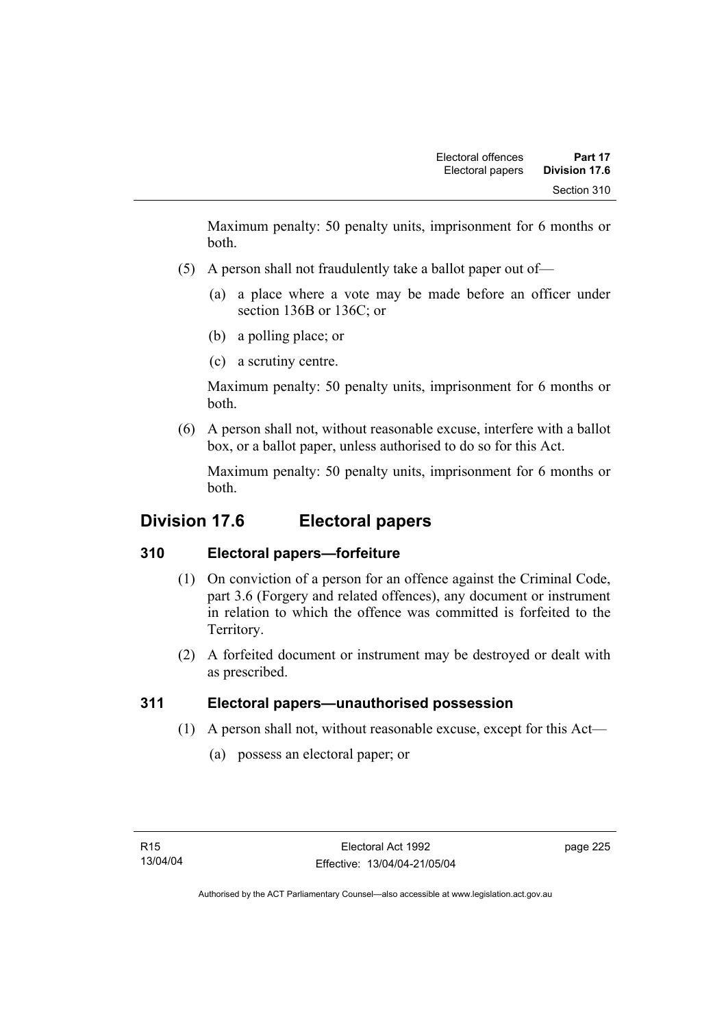Maximum penalty: 50 penalty units, imprisonment for 6 months or both.

(5) A person shall not fraudulently take a ballot paper out of—

(a) a place where a vote may be made before an officer under section 136B or 136C; or

(b) a polling place; or

(c) a scrutiny centre.

Maximum penalty: 50 penalty units, imprisonment for 6 months or both.

(6) A person shall not, without reasonable excuse, interfere with a ballot box, or a ballot paper, unless authorised to do so for this Act.

Maximum penalty: 50 penalty units, imprisonment for 6 months or both.

## Division 17.6 Electoral papers

### 310 Electoral papers—forfeiture

(1) On conviction of a person for an offence against the Criminal Code, part 3.6 (Forgery and related offences), any document or instrument in relation to which the offence was committed is forfeited to the Territory.

(2) A forfeited document or instrument may be destroyed or dealt with as prescribed.

### 311 Electoral papers—unauthorised possession

(1) A person shall not, without reasonable excuse, except for this Act—

(a) possess an electoral paper; or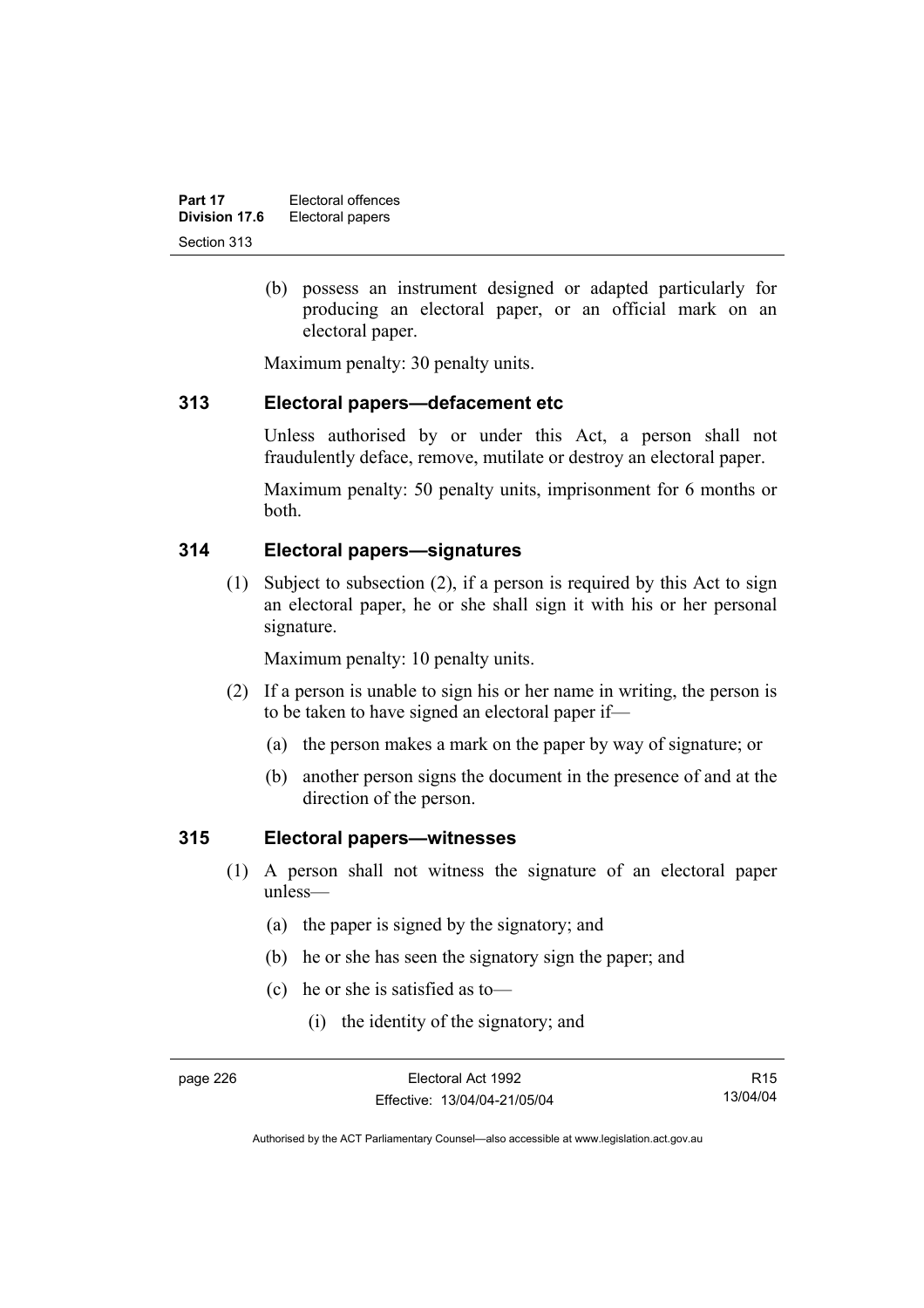(b) possess an instrument designed or adapted particularly for producing an electoral paper, or an official mark on an electoral paper.

Maximum penalty: 30 penalty units.

## 313 Electoral papers—defacement etc

Unless authorised by or under this Act, a person shall not fraudulently deface, remove, mutilate or destroy an electoral paper.

Maximum penalty: 50 penalty units, imprisonment for 6 months or both.

## 314 Electoral papers—signatures

(1) Subject to subsection (2), if a person is required by this Act to sign an electoral paper, he or she shall sign it with his or her personal signature.

Maximum penalty: 10 penalty units.

(2) If a person is unable to sign his or her name in writing, the person is to be taken to have signed an electoral paper if—

(a) the person makes a mark on the paper by way of signature; or

(b) another person signs the document in the presence of and at the direction of the person.

## 315 Electoral papers—witnesses

(1) A person shall not witness the signature of an electoral paper unless—

(a) the paper is signed by the signatory; and

(b) he or she has seen the signatory sign the paper; and

(c) he or she is satisfied as to—

(i) the identity of the signatory; and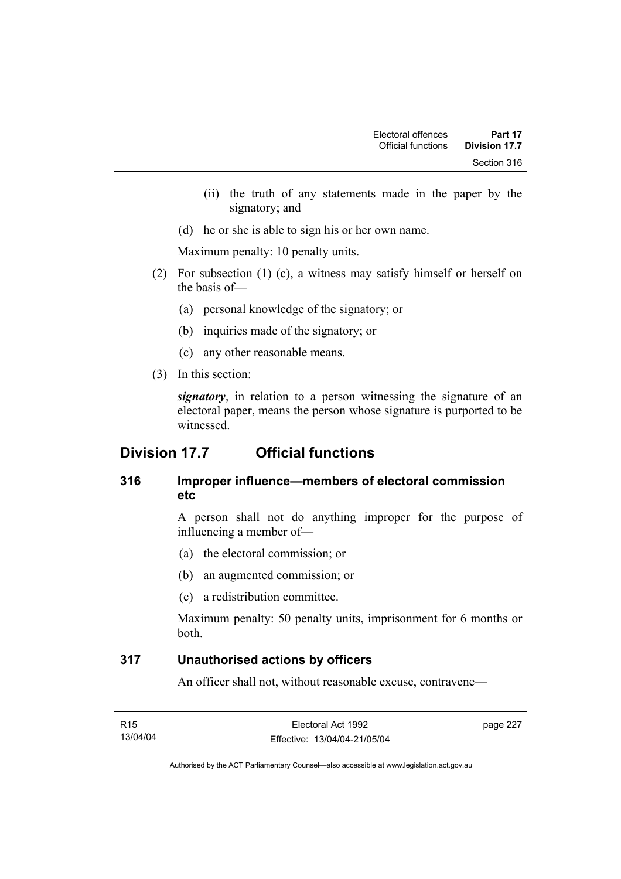(ii) the truth of any statements made in the paper by the signatory; and

(d) he or she is able to sign his or her own name.

Maximum penalty: 10 penalty units.

(2) For subsection (1) (c), a witness may satisfy himself or herself on the basis of—

(a) personal knowledge of the signatory; or

(b) inquiries made of the signatory; or

(c) any other reasonable means.

(3) In this section:

***signatory***, in relation to a person witnessing the signature of an electoral paper, means the person whose signature is purported to be witnessed.

## Division 17.7 Official functions

### 316 Improper influence—members of electoral commission etc

A person shall not do anything improper for the purpose of influencing a member of—

(a) the electoral commission; or

(b) an augmented commission; or

(c) a redistribution committee.

Maximum penalty: 50 penalty units, imprisonment for 6 months or both.

### 317 Unauthorised actions by officers

An officer shall not, without reasonable excuse, contravene—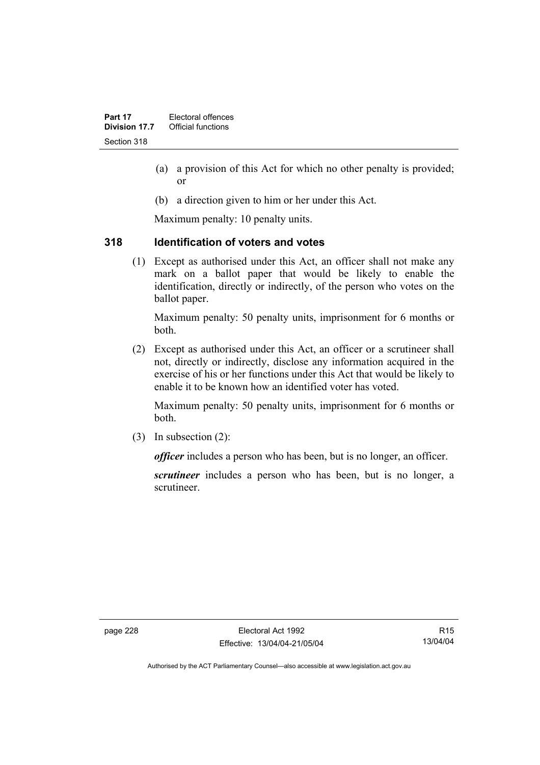(a) a provision of this Act for which no other penalty is provided; or

(b) a direction given to him or her under this Act.

Maximum penalty: 10 penalty units.

## 318 Identification of voters and votes

(1) Except as authorised under this Act, an officer shall not make any mark on a ballot paper that would be likely to enable the identification, directly or indirectly, of the person who votes on the ballot paper.

Maximum penalty: 50 penalty units, imprisonment for 6 months or both.

(2) Except as authorised under this Act, an officer or a scrutineer shall not, directly or indirectly, disclose any information acquired in the exercise of his or her functions under this Act that would be likely to enable it to be known how an identified voter has voted.

Maximum penalty: 50 penalty units, imprisonment for 6 months or both.

(3) In subsection (2):

***officer*** includes a person who has been, but is no longer, an officer.

***scrutineer*** includes a person who has been, but is no longer, a scrutineer.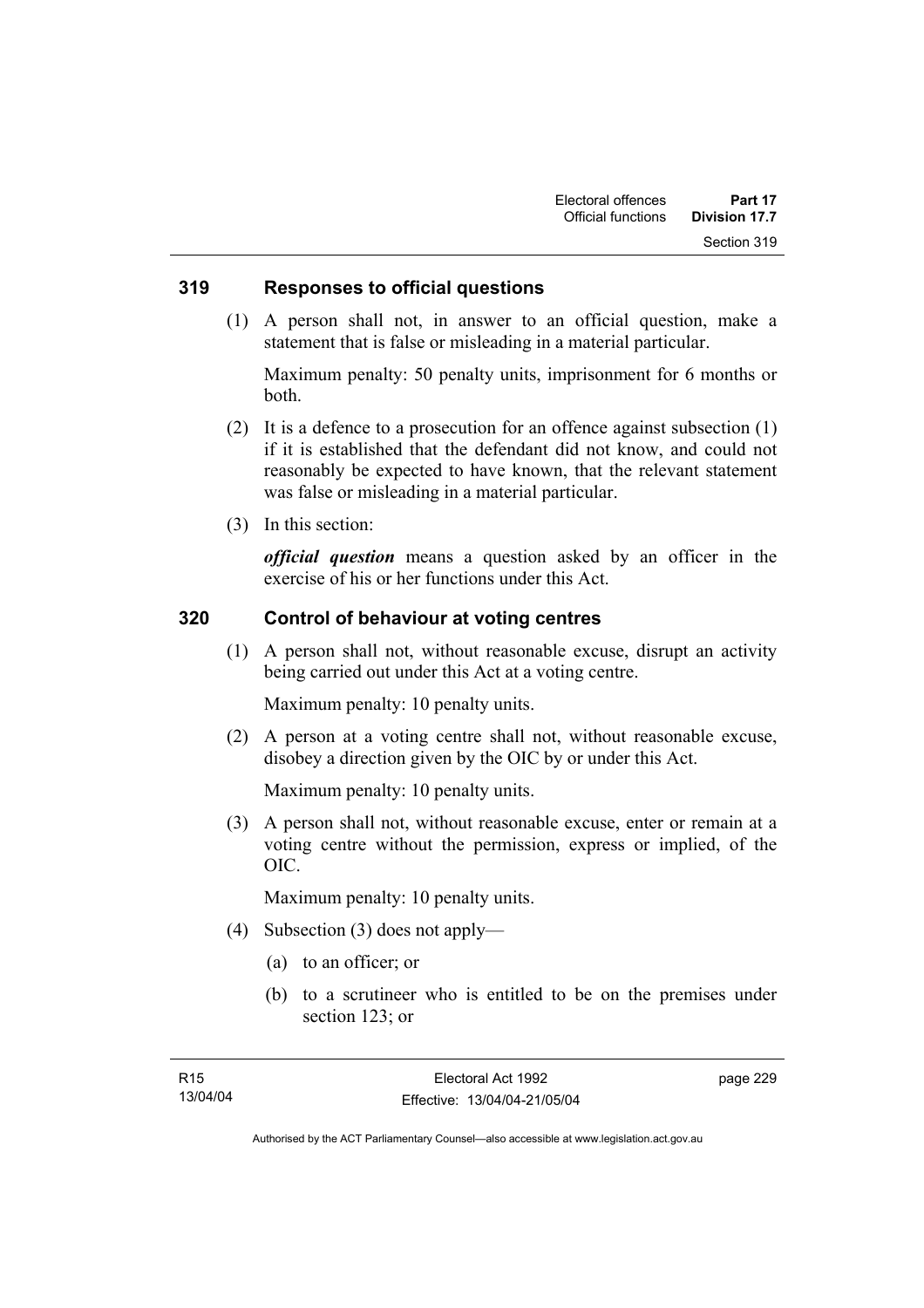## 319 Responses to official questions

(1) A person shall not, in answer to an official question, make a statement that is false or misleading in a material particular.

Maximum penalty: 50 penalty units, imprisonment for 6 months or both.

(2) It is a defence to a prosecution for an offence against subsection (1) if it is established that the defendant did not know, and could not reasonably be expected to have known, that the relevant statement was false or misleading in a material particular.

(3) In this section:

***official question*** means a question asked by an officer in the exercise of his or her functions under this Act.

## 320 Control of behaviour at voting centres

(1) A person shall not, without reasonable excuse, disrupt an activity being carried out under this Act at a voting centre.

Maximum penalty: 10 penalty units.

(2) A person at a voting centre shall not, without reasonable excuse, disobey a direction given by the OIC by or under this Act.

Maximum penalty: 10 penalty units.

(3) A person shall not, without reasonable excuse, enter or remain at a voting centre without the permission, express or implied, of the OIC.

Maximum penalty: 10 penalty units.

(4) Subsection (3) does not apply—

(a) to an officer; or

(b) to a scrutineer who is entitled to be on the premises under section 123; or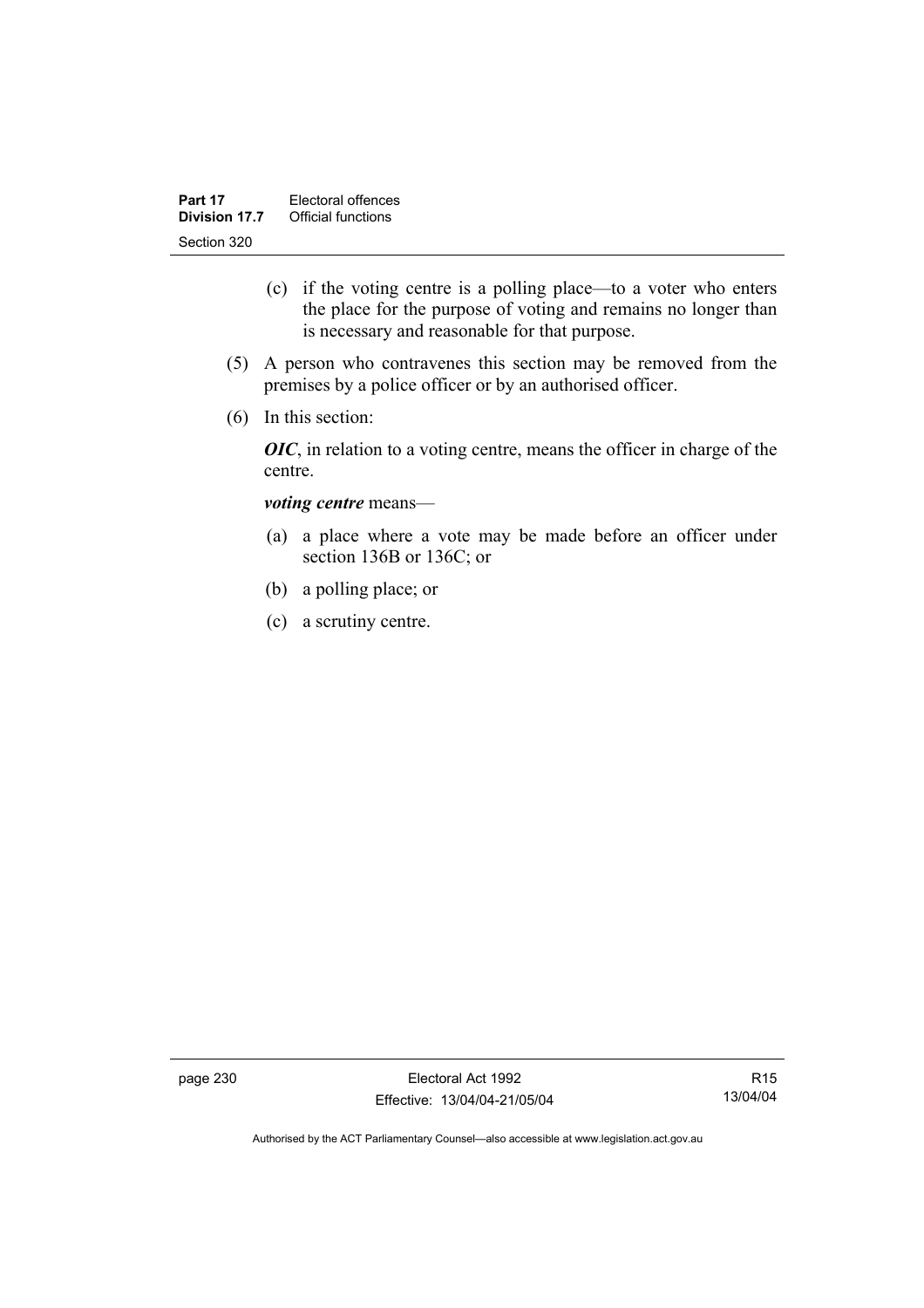(c) if the voting centre is a polling place—to a voter who enters the place for the purpose of voting and remains no longer than is necessary and reasonable for that purpose.

(5) A person who contravenes this section may be removed from the premises by a police officer or by an authorised officer.

(6) In this section:

***OIC***, in relation to a voting centre, means the officer in charge of the centre.

***voting centre*** means—

(a) a place where a vote may be made before an officer under section 136B or 136C; or

(b) a polling place; or

(c) a scrutiny centre.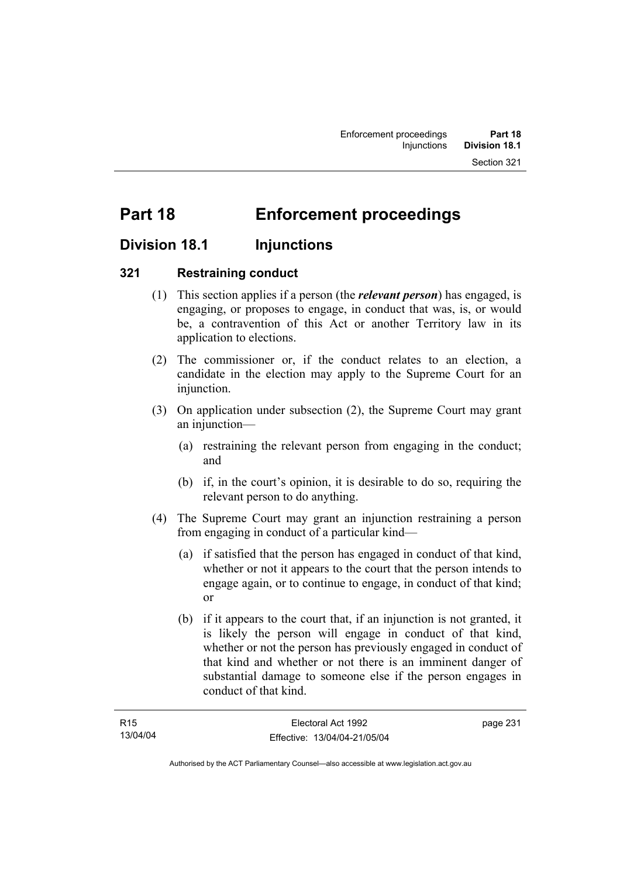# Part 18 Enforcement proceedings

## Division 18.1 Injunctions

### 321 Restraining conduct

(1) This section applies if a person (the ***relevant person***) has engaged, is engaging, or proposes to engage, in conduct that was, is, or would be, a contravention of this Act or another Territory law in its application to elections.

(2) The commissioner or, if the conduct relates to an election, a candidate in the election may apply to the Supreme Court for an injunction.

(3) On application under subsection (2), the Supreme Court may grant an injunction—

(a) restraining the relevant person from engaging in the conduct; and

(b) if, in the court's opinion, it is desirable to do so, requiring the relevant person to do anything.

(4) The Supreme Court may grant an injunction restraining a person from engaging in conduct of a particular kind—

(a) if satisfied that the person has engaged in conduct of that kind, whether or not it appears to the court that the person intends to engage again, or to continue to engage, in conduct of that kind; or

(b) if it appears to the court that, if an injunction is not granted, it is likely the person will engage in conduct of that kind, whether or not the person has previously engaged in conduct of that kind and whether or not there is an imminent danger of substantial damage to someone else if the person engages in conduct of that kind.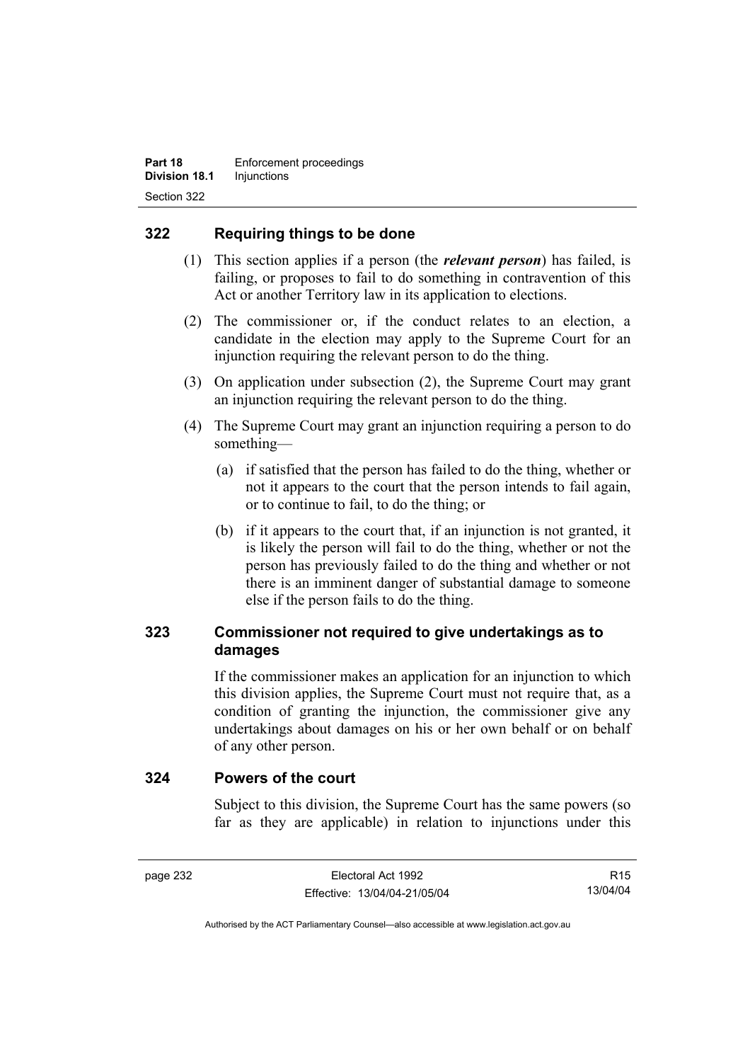## 322 Requiring things to be done

(1) This section applies if a person (the ***relevant person***) has failed, is failing, or proposes to fail to do something in contravention of this Act or another Territory law in its application to elections.

(2) The commissioner or, if the conduct relates to an election, a candidate in the election may apply to the Supreme Court for an injunction requiring the relevant person to do the thing.

(3) On application under subsection (2), the Supreme Court may grant an injunction requiring the relevant person to do the thing.

(4) The Supreme Court may grant an injunction requiring a person to do something—

(a) if satisfied that the person has failed to do the thing, whether or not it appears to the court that the person intends to fail again, or to continue to fail, to do the thing; or

(b) if it appears to the court that, if an injunction is not granted, it is likely the person will fail to do the thing, whether or not the person has previously failed to do the thing and whether or not there is an imminent danger of substantial damage to someone else if the person fails to do the thing.

## 323 Commissioner not required to give undertakings as to damages

If the commissioner makes an application for an injunction to which this division applies, the Supreme Court must not require that, as a condition of granting the injunction, the commissioner give any undertakings about damages on his or her own behalf or on behalf of any other person.

## 324 Powers of the court

Subject to this division, the Supreme Court has the same powers (so far as they are applicable) in relation to injunctions under this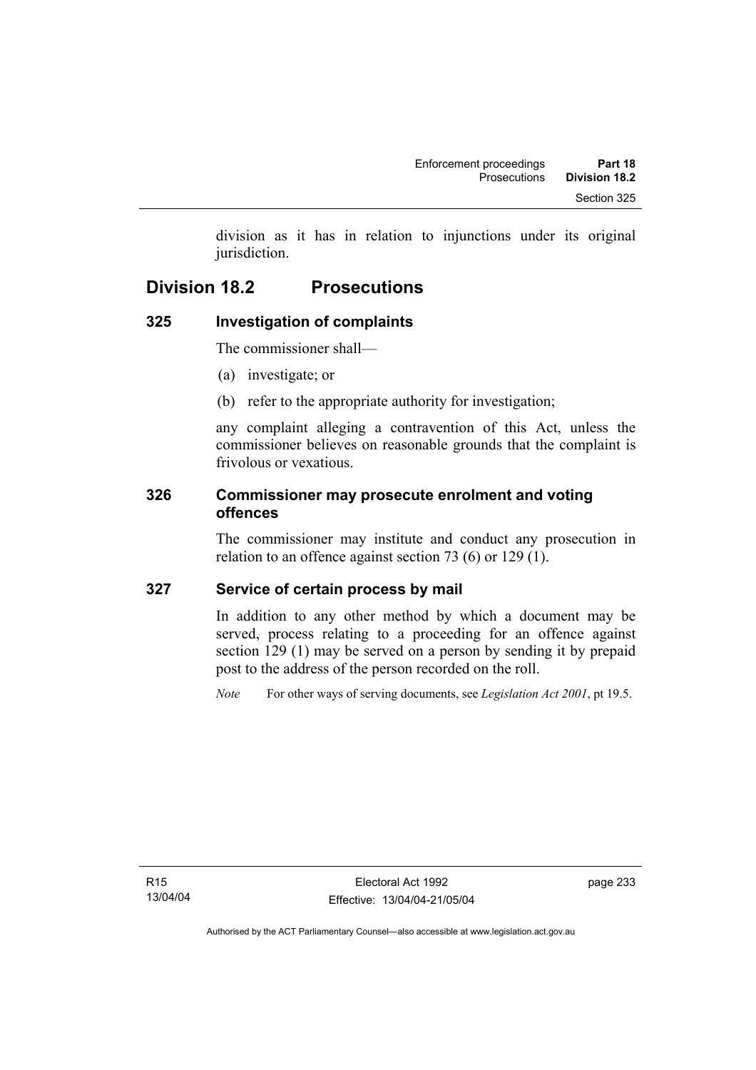division as it has in relation to injunctions under its original jurisdiction.

## Division 18.2 Prosecutions

### 325 Investigation of complaints

The commissioner shall—

(a) investigate; or

(b) refer to the appropriate authority for investigation;

any complaint alleging a contravention of this Act, unless the commissioner believes on reasonable grounds that the complaint is frivolous or vexatious.

### 326 Commissioner may prosecute enrolment and voting offences

The commissioner may institute and conduct any prosecution in relation to an offence against section 73 (6) or 129 (1).

### 327 Service of certain process by mail

In addition to any other method by which a document may be served, process relating to a proceeding for an offence against section 129 (1) may be served on a person by sending it by prepaid post to the address of the person recorded on the roll.

*Note* For other ways of serving documents, see *Legislation Act 2001*, pt 19.5.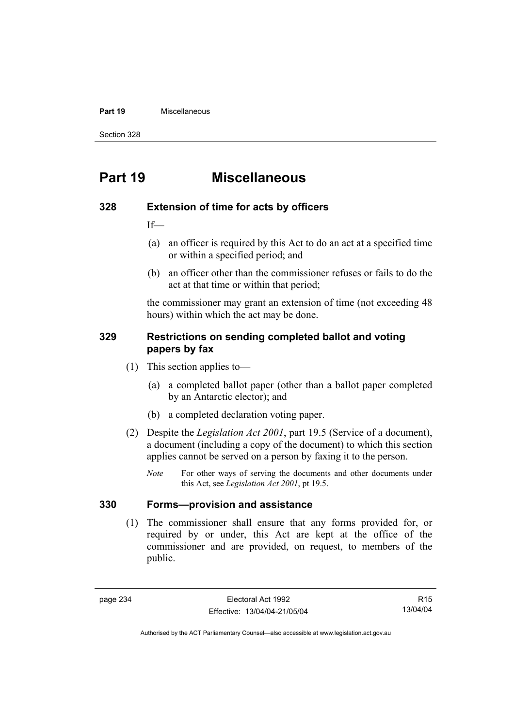# Part 19 Miscellaneous

## 328 Extension of time for acts by officers

If—

(a) an officer is required by this Act to do an act at a specified time or within a specified period; and

(b) an officer other than the commissioner refuses or fails to do the act at that time or within that period;

the commissioner may grant an extension of time (not exceeding 48 hours) within which the act may be done.

## 329 Restrictions on sending completed ballot and voting papers by fax

(1) This section applies to—

(a) a completed ballot paper (other than a ballot paper completed by an Antarctic elector); and

(b) a completed declaration voting paper.

(2) Despite the *Legislation Act 2001*, part 19.5 (Service of a document), a document (including a copy of the document) to which this section applies cannot be served on a person by faxing it to the person.

*Note* For other ways of serving the documents and other documents under this Act, see *Legislation Act 2001*, pt 19.5.

## 330 Forms—provision and assistance

(1) The commissioner shall ensure that any forms provided for, or required by or under, this Act are kept at the office of the commissioner and are provided, on request, to members of the public.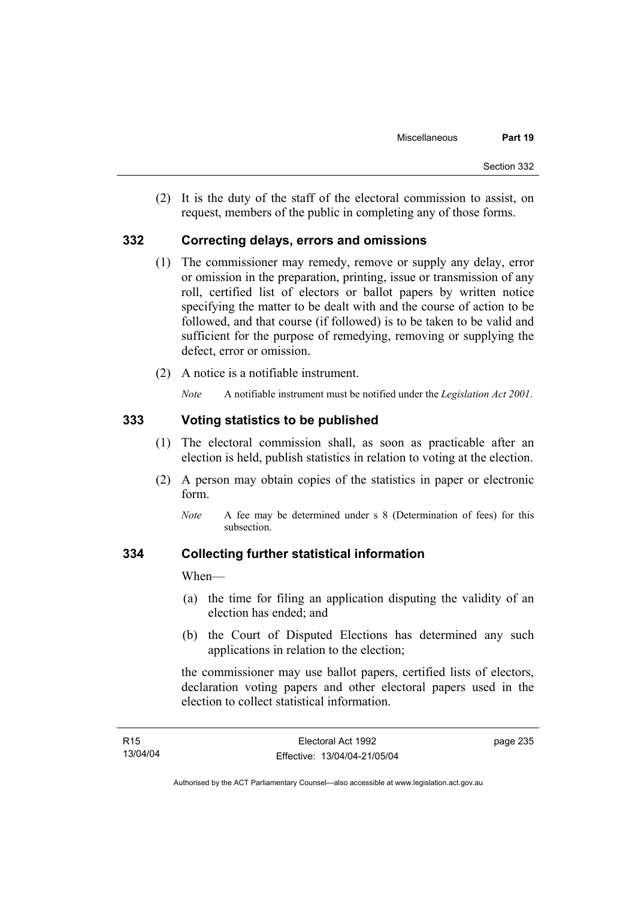(2) It is the duty of the staff of the electoral commission to assist, on request, members of the public in completing any of those forms.

### 332 Correcting delays, errors and omissions

(1) The commissioner may remedy, remove or supply any delay, error or omission in the preparation, printing, issue or transmission of any roll, certified list of electors or ballot papers by written notice specifying the matter to be dealt with and the course of action to be followed, and that course (if followed) is to be taken to be valid and sufficient for the purpose of remedying, removing or supplying the defect, error or omission.

(2) A notice is a notifiable instrument.

*Note* A notifiable instrument must be notified under the *Legislation Act 2001*.

### 333 Voting statistics to be published

(1) The electoral commission shall, as soon as practicable after an election is held, publish statistics in relation to voting at the election.

(2) A person may obtain copies of the statistics in paper or electronic form.

*Note* A fee may be determined under s 8 (Determination of fees) for this subsection.

### 334 Collecting further statistical information

When—

(a) the time for filing an application disputing the validity of an election has ended; and

(b) the Court of Disputed Elections has determined any such applications in relation to the election;

the commissioner may use ballot papers, certified lists of electors, declaration voting papers and other electoral papers used in the election to collect statistical information.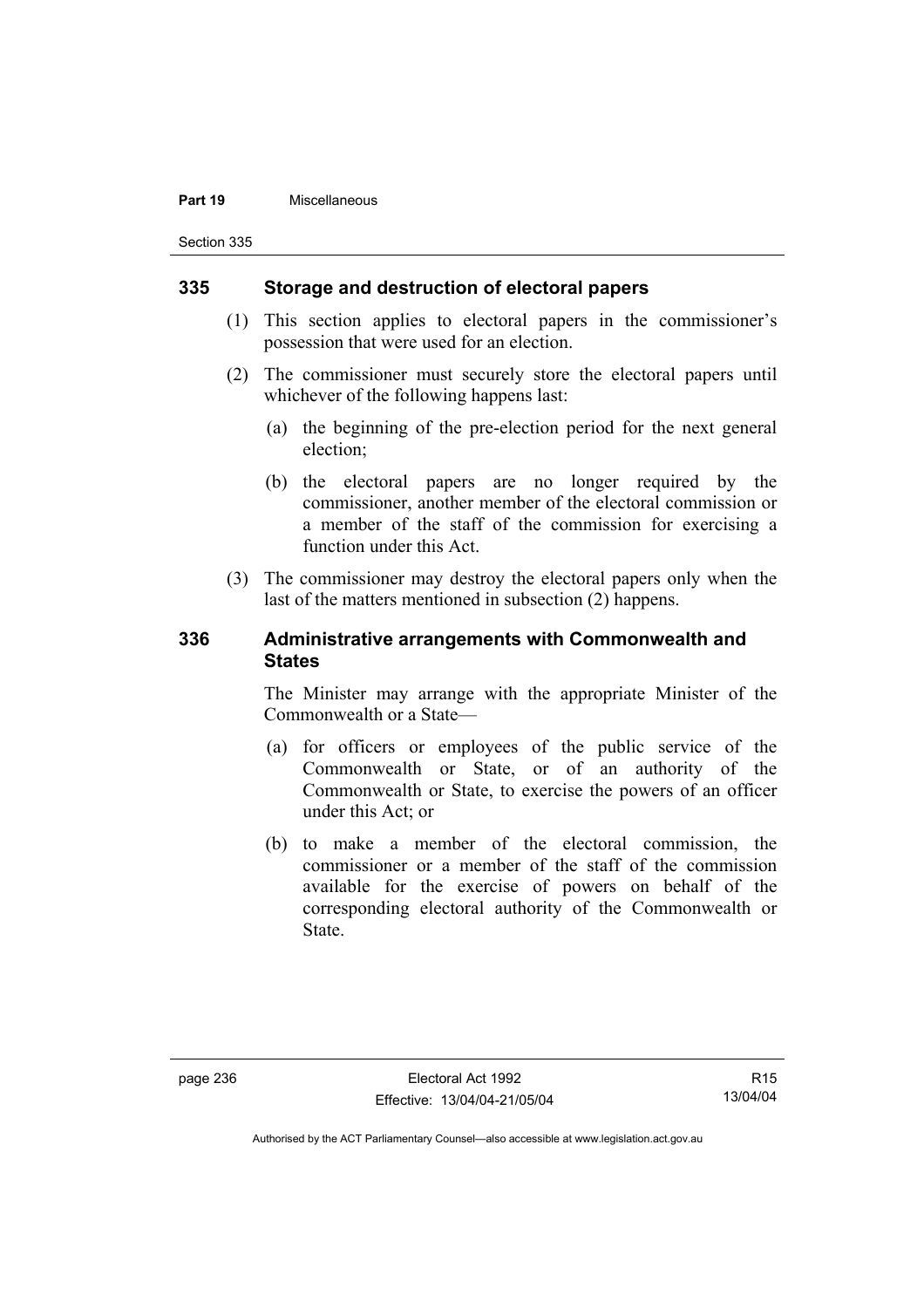## 335 Storage and destruction of electoral papers

(1) This section applies to electoral papers in the commissioner's possession that were used for an election.

(2) The commissioner must securely store the electoral papers until whichever of the following happens last:

(a) the beginning of the pre-election period for the next general election;

(b) the electoral papers are no longer required by the commissioner, another member of the electoral commission or a member of the staff of the commission for exercising a function under this Act.

(3) The commissioner may destroy the electoral papers only when the last of the matters mentioned in subsection (2) happens.

## 336 Administrative arrangements with Commonwealth and States

The Minister may arrange with the appropriate Minister of the Commonwealth or a State—

(a) for officers or employees of the public service of the Commonwealth or State, or of an authority of the Commonwealth or State, to exercise the powers of an officer under this Act; or

(b) to make a member of the electoral commission, the commissioner or a member of the staff of the commission available for the exercise of powers on behalf of the corresponding electoral authority of the Commonwealth or State.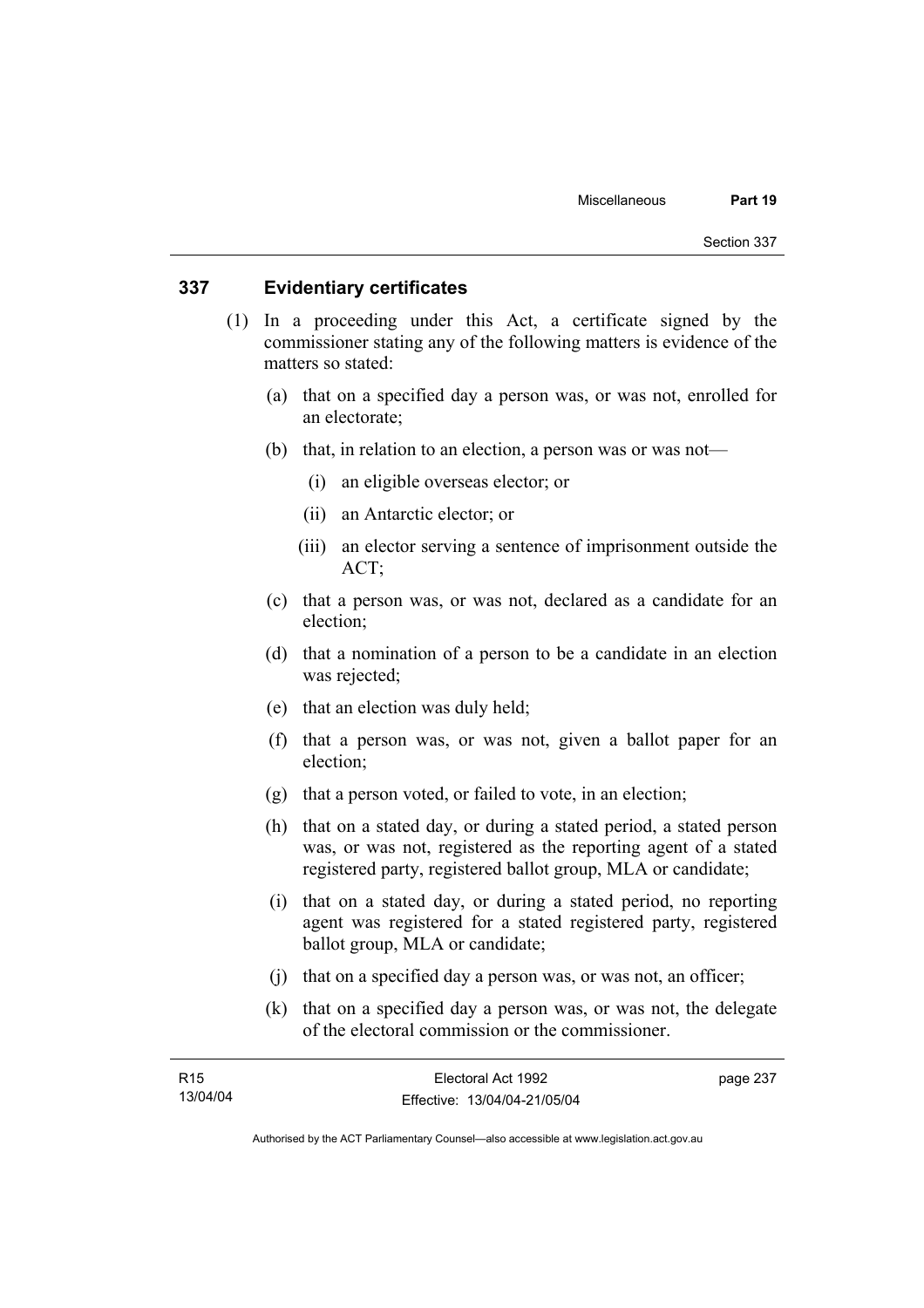## 337 Evidentiary certificates

(1) In a proceeding under this Act, a certificate signed by the commissioner stating any of the following matters is evidence of the matters so stated:

(a) that on a specified day a person was, or was not, enrolled for an electorate;

(b) that, in relation to an election, a person was or was not—

(i) an eligible overseas elector; or

(ii) an Antarctic elector; or

(iii) an elector serving a sentence of imprisonment outside the ACT;

(c) that a person was, or was not, declared as a candidate for an election;

(d) that a nomination of a person to be a candidate in an election was rejected;

(e) that an election was duly held;

(f) that a person was, or was not, given a ballot paper for an election;

(g) that a person voted, or failed to vote, in an election;

(h) that on a stated day, or during a stated period, a stated person was, or was not, registered as the reporting agent of a stated registered party, registered ballot group, MLA or candidate;

(i) that on a stated day, or during a stated period, no reporting agent was registered for a stated registered party, registered ballot group, MLA or candidate;

(j) that on a specified day a person was, or was not, an officer;

(k) that on a specified day a person was, or was not, the delegate of the electoral commission or the commissioner.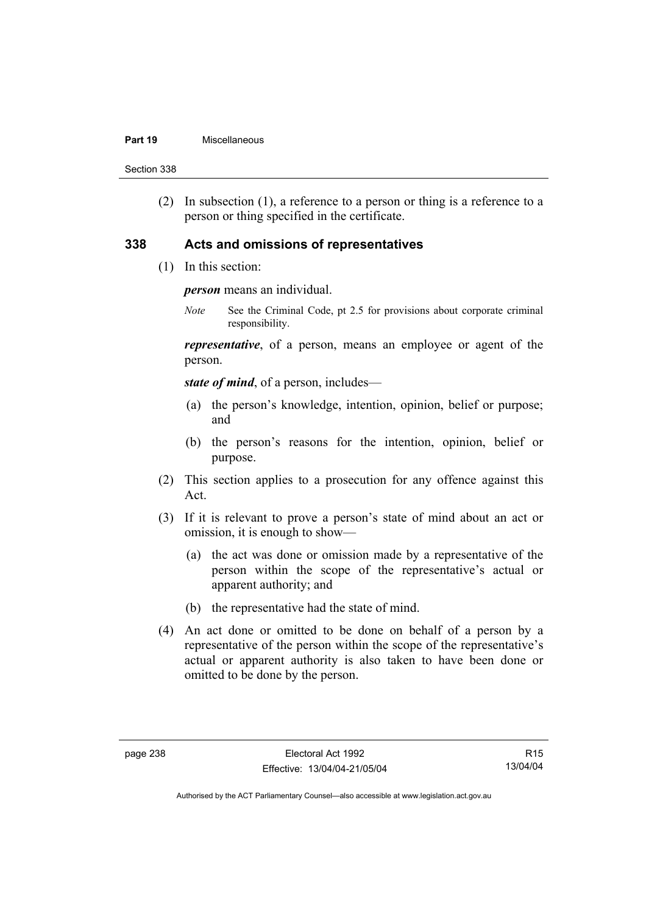(2) In subsection (1), a reference to a person or thing is a reference to a person or thing specified in the certificate.

## 338 Acts and omissions of representatives

(1) In this section:

***person*** means an individual.

*Note* See the Criminal Code, pt 2.5 for provisions about corporate criminal responsibility.

***representative***, of a person, means an employee or agent of the person.

***state of mind***, of a person, includes—

(a) the person's knowledge, intention, opinion, belief or purpose; and

(b) the person's reasons for the intention, opinion, belief or purpose.

(2) This section applies to a prosecution for any offence against this Act.

(3) If it is relevant to prove a person's state of mind about an act or omission, it is enough to show—

(a) the act was done or omission made by a representative of the person within the scope of the representative's actual or apparent authority; and

(b) the representative had the state of mind.

(4) An act done or omitted to be done on behalf of a person by a representative of the person within the scope of the representative's actual or apparent authority is also taken to have been done or omitted to be done by the person.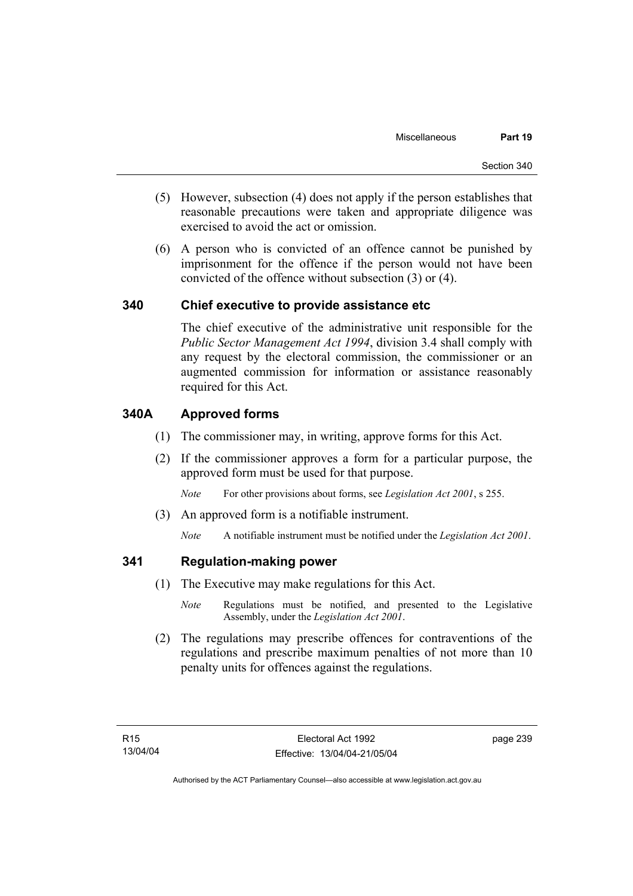(5) However, subsection (4) does not apply if the person establishes that reasonable precautions were taken and appropriate diligence was exercised to avoid the act or omission.

(6) A person who is convicted of an offence cannot be punished by imprisonment for the offence if the person would not have been convicted of the offence without subsection (3) or (4).

### 340 Chief executive to provide assistance etc

The chief executive of the administrative unit responsible for the *Public Sector Management Act 1994*, division 3.4 shall comply with any request by the electoral commission, the commissioner or an augmented commission for information or assistance reasonably required for this Act.

### 340A Approved forms

(1) The commissioner may, in writing, approve forms for this Act.

(2) If the commissioner approves a form for a particular purpose, the approved form must be used for that purpose.

*Note* For other provisions about forms, see *Legislation Act 2001*, s 255.

(3) An approved form is a notifiable instrument.

*Note* A notifiable instrument must be notified under the *Legislation Act 2001*.

### 341 Regulation-making power

(1) The Executive may make regulations for this Act.

*Note* Regulations must be notified, and presented to the Legislative Assembly, under the *Legislation Act 2001*.

(2) The regulations may prescribe offences for contraventions of the regulations and prescribe maximum penalties of not more than 10 penalty units for offences against the regulations.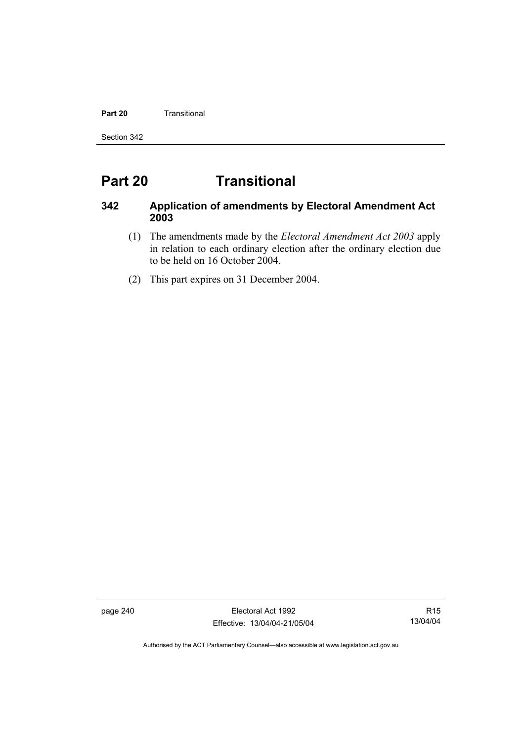# Part 20 Transitional

## 342 Application of amendments by Electoral Amendment Act 2003

(1) The amendments made by the *Electoral Amendment Act 2003* apply in relation to each ordinary election after the ordinary election due to be held on 16 October 2004.

(2) This part expires on 31 December 2004.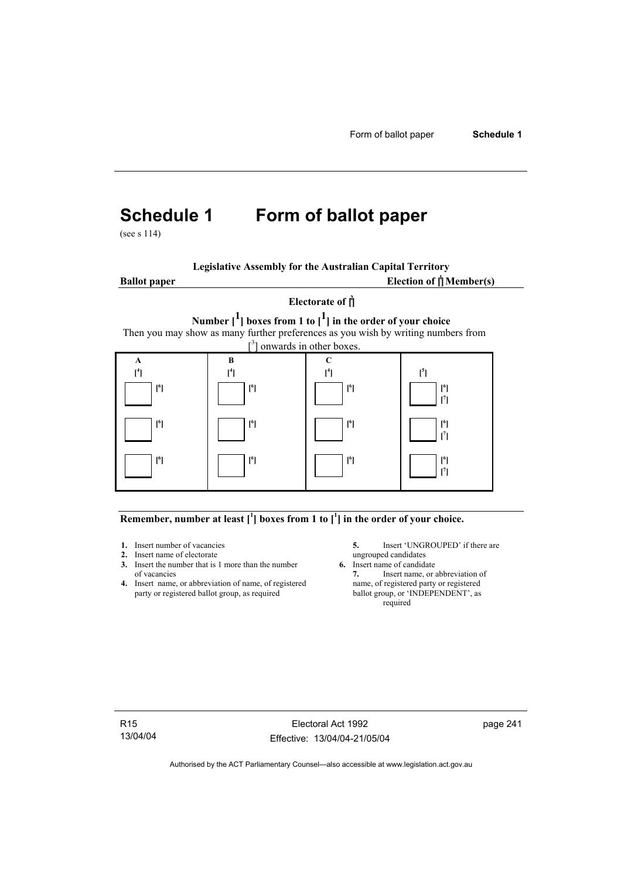# Schedule 1 Form of ballot paper

(see s 114)

**Legislative Assembly for the Australian Capital Territory**

**Ballot paper** **Election of [1] Member(s)**

**Electorate of [2]**

**Number [1] boxes from 1 to [1] in the order of your choice**

Then you may show as many further preferences as you wish by writing numbers from [3] onwards in other boxes.

| A [4] | B [4] | C [4] | [5] |
|---|---|---|---|
| ☐ [6] | ☐ [6] | ☐ [6] | ☐ [6] [7] |
| ☐ [6] | ☐ [6] | ☐ [6] | ☐ [6] [7] |
| ☐ [6] | ☐ [6] | ☐ [6] | ☐ [6] [7] |

**Remember, number at least [1] boxes from 1 to [1] in the order of your choice.**

1. Insert number of vacancies
2. Insert name of electorate
3. Insert the number that is 1 more than the number of vacancies
4. Insert name, or abbreviation of name, of registered party or registered ballot group, as required
5. Insert 'UNGROUPED' if there are ungrouped candidates
6. Insert name of candidate
7. Insert name, or abbreviation of name, of registered party or registered ballot group, or 'INDEPENDENT', as required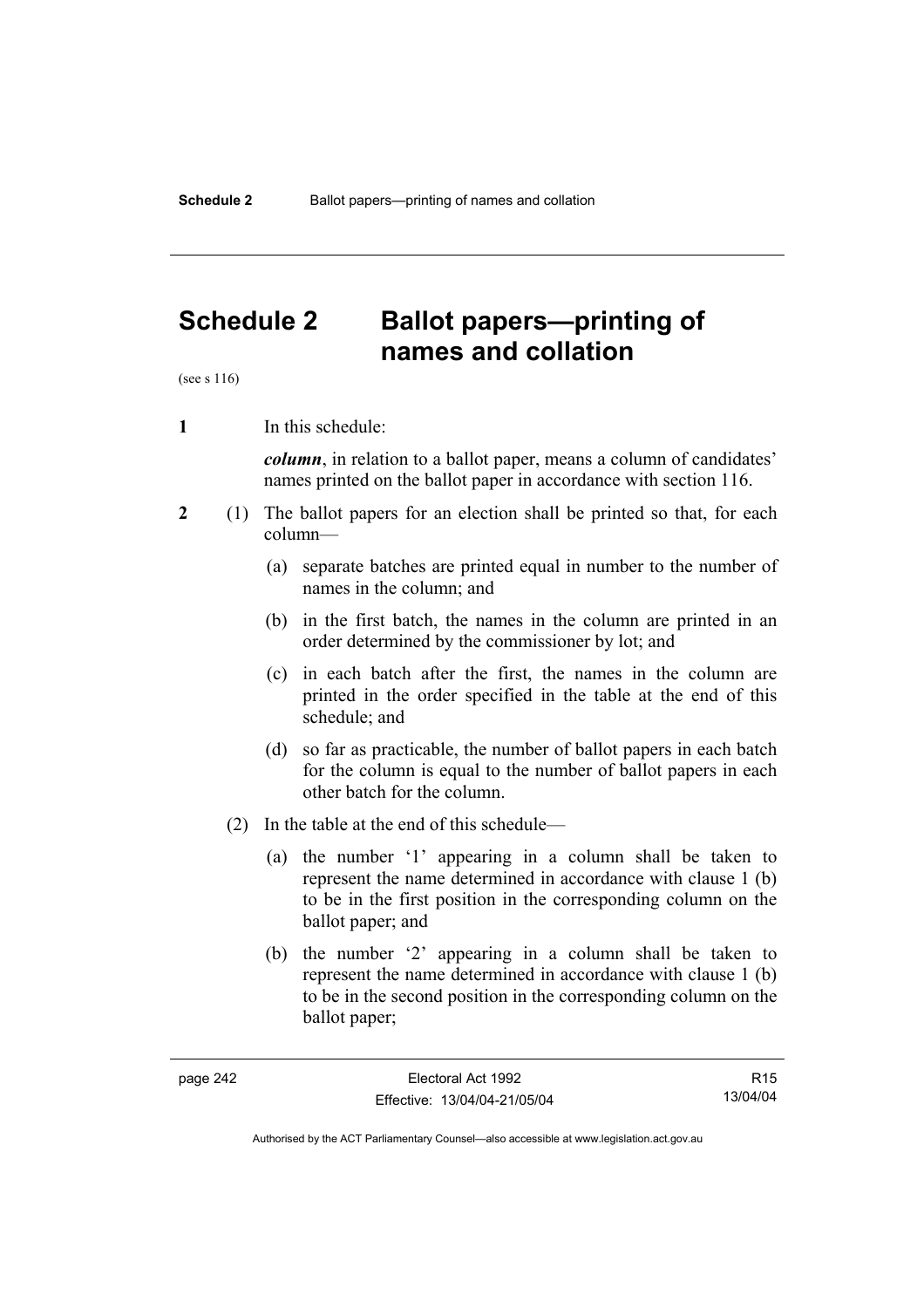# Schedule 2 Ballot papers—printing of names and collation

(see s 116)

**1** In this schedule:

***column***, in relation to a ballot paper, means a column of candidates' names printed on the ballot paper in accordance with section 116.

**2** (1) The ballot papers for an election shall be printed so that, for each column—

(a) separate batches are printed equal in number to the number of names in the column; and

(b) in the first batch, the names in the column are printed in an order determined by the commissioner by lot; and

(c) in each batch after the first, the names in the column are printed in the order specified in the table at the end of this schedule; and

(d) so far as practicable, the number of ballot papers in each batch for the column is equal to the number of ballot papers in each other batch for the column.

(2) In the table at the end of this schedule—

(a) the number '1' appearing in a column shall be taken to represent the name determined in accordance with clause 1 (b) to be in the first position in the corresponding column on the ballot paper; and

(b) the number '2' appearing in a column shall be taken to represent the name determined in accordance with clause 1 (b) to be in the second position in the corresponding column on the ballot paper;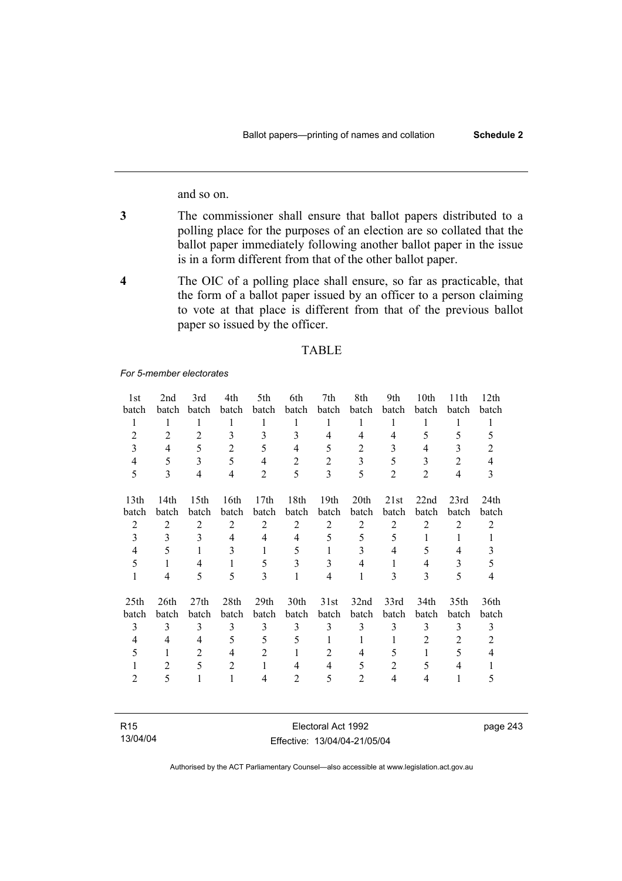and so on.

**3** The commissioner shall ensure that ballot papers distributed to a polling place for the purposes of an election are so collated that the ballot paper immediately following another ballot paper in the issue is in a form different from that of the other ballot paper.

**4** The OIC of a polling place shall ensure, so far as practicable, that the form of a ballot paper issued by an officer to a person claiming to vote at that place is different from that of the previous ballot paper so issued by the officer.

TABLE

*For 5-member electorates*

| 1st batch | 2nd batch | 3rd batch | 4th batch | 5th batch | 6th batch | 7th batch | 8th batch | 9th batch | 10th batch | 11th batch | 12th batch |
|---|---|---|---|---|---|---|---|---|---|---|---|
| 1 | 1 | 1 | 1 | 1 | 1 | 1 | 1 | 1 | 1 | 1 | 1 |
| 2 | 2 | 2 | 3 | 3 | 3 | 4 | 4 | 4 | 5 | 5 | 5 |
| 3 | 4 | 5 | 2 | 5 | 4 | 5 | 2 | 3 | 4 | 3 | 2 |
| 4 | 5 | 3 | 5 | 4 | 2 | 2 | 3 | 5 | 3 | 2 | 4 |
| 5 | 3 | 4 | 4 | 2 | 5 | 3 | 5 | 2 | 2 | 4 | 3 |

| 13th batch | 14th batch | 15th batch | 16th batch | 17th batch | 18th batch | 19th batch | 20th batch | 21st batch | 22nd batch | 23rd batch | 24th batch |
|---|---|---|---|---|---|---|---|---|---|---|---|
| 2 | 2 | 2 | 2 | 2 | 2 | 2 | 2 | 2 | 2 | 2 | 2 |
| 3 | 3 | 3 | 4 | 4 | 4 | 5 | 5 | 5 | 1 | 1 | 1 |
| 4 | 5 | 1 | 3 | 1 | 5 | 1 | 3 | 4 | 5 | 4 | 3 |
| 5 | 1 | 4 | 1 | 5 | 3 | 3 | 4 | 1 | 4 | 3 | 5 |
| 1 | 4 | 5 | 5 | 3 | 1 | 4 | 1 | 3 | 3 | 5 | 4 |

| 25th batch | 26th batch | 27th batch | 28th batch | 29th batch | 30th batch | 31st batch | 32nd batch | 33rd batch | 34th batch | 35th batch | 36th batch |
|---|---|---|---|---|---|---|---|---|---|---|---|
| 3 | 3 | 3 | 3 | 3 | 3 | 3 | 3 | 3 | 3 | 3 | 3 |
| 4 | 4 | 4 | 5 | 5 | 5 | 1 | 1 | 1 | 2 | 2 | 2 |
| 5 | 1 | 2 | 4 | 2 | 1 | 2 | 4 | 5 | 1 | 5 | 4 |
| 1 | 2 | 5 | 2 | 1 | 4 | 4 | 5 | 2 | 5 | 4 | 1 |
| 2 | 5 | 1 | 1 | 4 | 2 | 5 | 2 | 4 | 4 | 1 | 5 |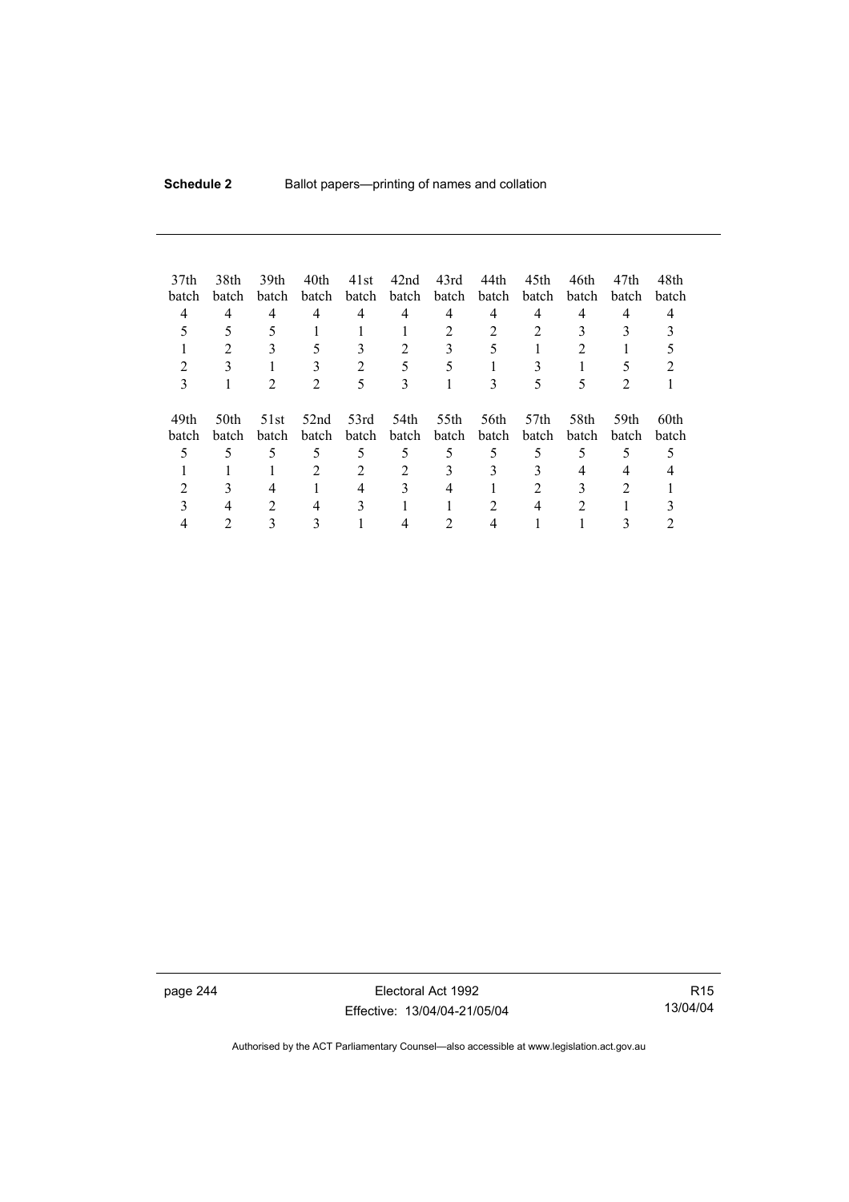| 37th batch | 38th batch | 39th batch | 40th batch | 41st batch | 42nd batch | 43rd batch | 44th batch | 45th batch | 46th batch | 47th batch | 48th batch |
|---|---|---|---|---|---|---|---|---|---|---|---|
| 4 | 4 | 4 | 4 | 4 | 4 | 4 | 4 | 4 | 4 | 4 | 4 |
| 5 | 5 | 5 | 1 | 1 | 1 | 2 | 2 | 2 | 3 | 3 | 3 |
| 1 | 2 | 3 | 5 | 3 | 2 | 3 | 5 | 1 | 2 | 1 | 5 |
| 2 | 3 | 1 | 3 | 2 | 5 | 5 | 1 | 3 | 1 | 5 | 2 |
| 3 | 1 | 2 | 2 | 5 | 3 | 1 | 3 | 5 | 5 | 2 | 1 |

| 49th batch | 50th batch | 51st batch | 52nd batch | 53rd batch | 54th batch | 55th batch | 56th batch | 57th batch | 58th batch | 59th batch | 60th batch |
|---|---|---|---|---|---|---|---|---|---|---|---|
| 5 | 5 | 5 | 5 | 5 | 5 | 5 | 5 | 5 | 5 | 5 | 5 |
| 1 | 1 | 1 | 2 | 2 | 2 | 3 | 3 | 3 | 4 | 4 | 4 |
| 2 | 3 | 4 | 1 | 4 | 3 | 4 | 1 | 2 | 3 | 2 | 1 |
| 3 | 4 | 2 | 4 | 3 | 1 | 1 | 2 | 4 | 2 | 1 | 3 |
| 4 | 2 | 3 | 3 | 1 | 4 | 2 | 4 | 1 | 1 | 3 | 2 |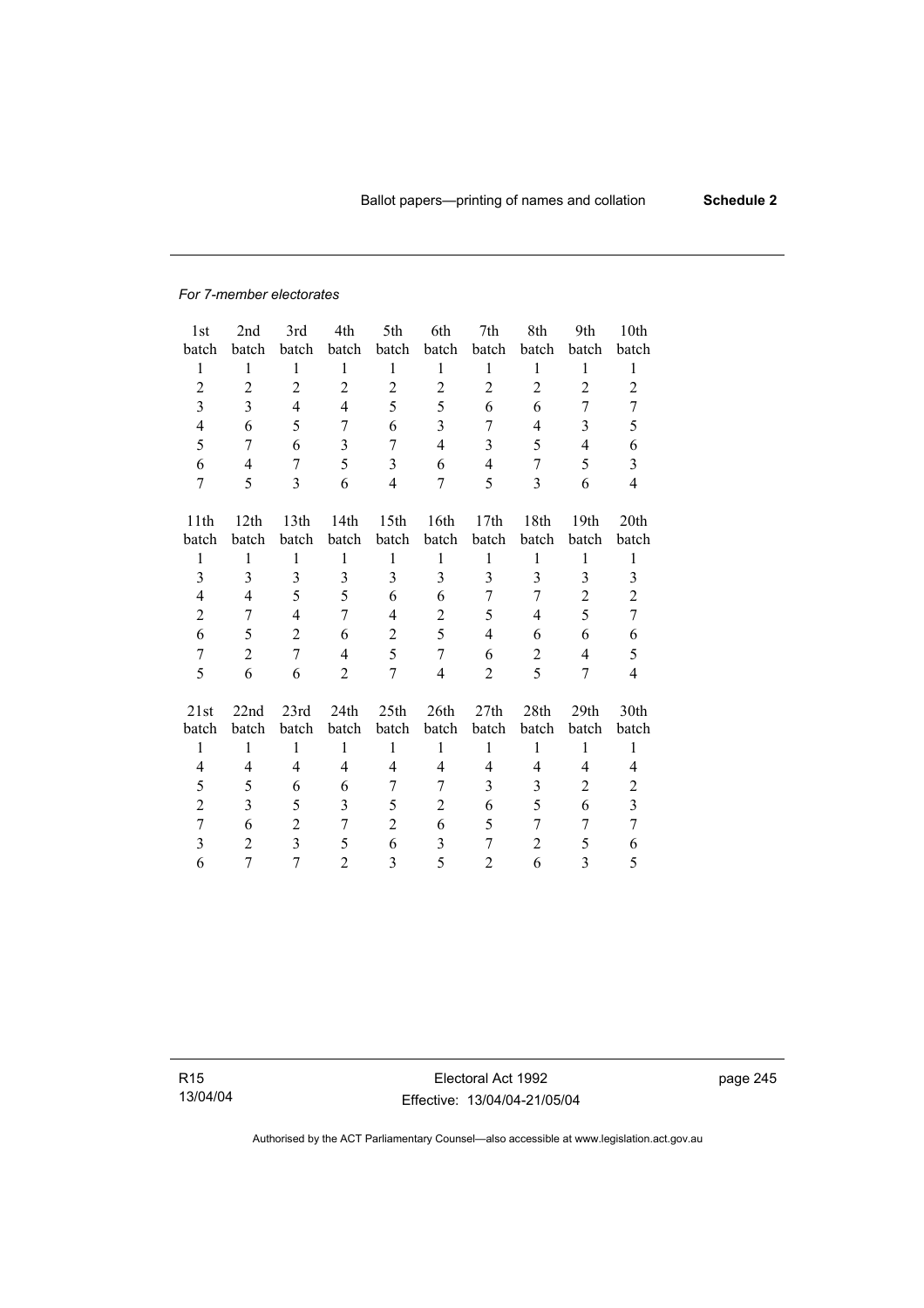*For 7-member electorates*

| 1st batch | 2nd batch | 3rd batch | 4th batch | 5th batch | 6th batch | 7th batch | 8th batch | 9th batch | 10th batch |
|---|---|---|---|---|---|---|---|---|---|
| 1 | 1 | 1 | 1 | 1 | 1 | 1 | 1 | 1 | 1 |
| 2 | 2 | 2 | 2 | 2 | 2 | 2 | 2 | 2 | 2 |
| 3 | 3 | 4 | 4 | 5 | 5 | 6 | 6 | 7 | 7 |
| 4 | 6 | 5 | 7 | 6 | 3 | 7 | 4 | 3 | 5 |
| 5 | 7 | 6 | 3 | 7 | 4 | 3 | 5 | 4 | 6 |
| 6 | 4 | 7 | 5 | 3 | 6 | 4 | 7 | 5 | 3 |
| 7 | 5 | 3 | 6 | 4 | 7 | 5 | 3 | 6 | 4 |

| 11th batch | 12th batch | 13th batch | 14th batch | 15th batch | 16th batch | 17th batch | 18th batch | 19th batch | 20th batch |
|---|---|---|---|---|---|---|---|---|---|
| 1 | 1 | 1 | 1 | 1 | 1 | 1 | 1 | 1 | 1 |
| 3 | 3 | 3 | 3 | 3 | 3 | 3 | 3 | 3 | 3 |
| 4 | 4 | 5 | 5 | 6 | 6 | 7 | 7 | 2 | 2 |
| 2 | 7 | 4 | 7 | 4 | 2 | 5 | 4 | 5 | 7 |
| 6 | 5 | 2 | 6 | 2 | 5 | 4 | 6 | 6 | 6 |
| 7 | 2 | 7 | 4 | 5 | 7 | 6 | 2 | 4 | 5 |
| 5 | 6 | 6 | 2 | 7 | 4 | 2 | 5 | 7 | 4 |

| 21st batch | 22nd batch | 23rd batch | 24th batch | 25th batch | 26th batch | 27th batch | 28th batch | 29th batch | 30th batch |
|---|---|---|---|---|---|---|---|---|---|
| 1 | 1 | 1 | 1 | 1 | 1 | 1 | 1 | 1 | 1 |
| 4 | 4 | 4 | 4 | 4 | 4 | 4 | 4 | 4 | 4 |
| 5 | 5 | 6 | 6 | 7 | 7 | 3 | 3 | 2 | 2 |
| 2 | 3 | 5 | 3 | 5 | 2 | 6 | 5 | 6 | 3 |
| 7 | 6 | 2 | 7 | 2 | 6 | 5 | 7 | 7 | 7 |
| 3 | 2 | 3 | 5 | 6 | 3 | 7 | 2 | 5 | 6 |
| 6 | 7 | 7 | 2 | 3 | 5 | 2 | 6 | 3 | 5 |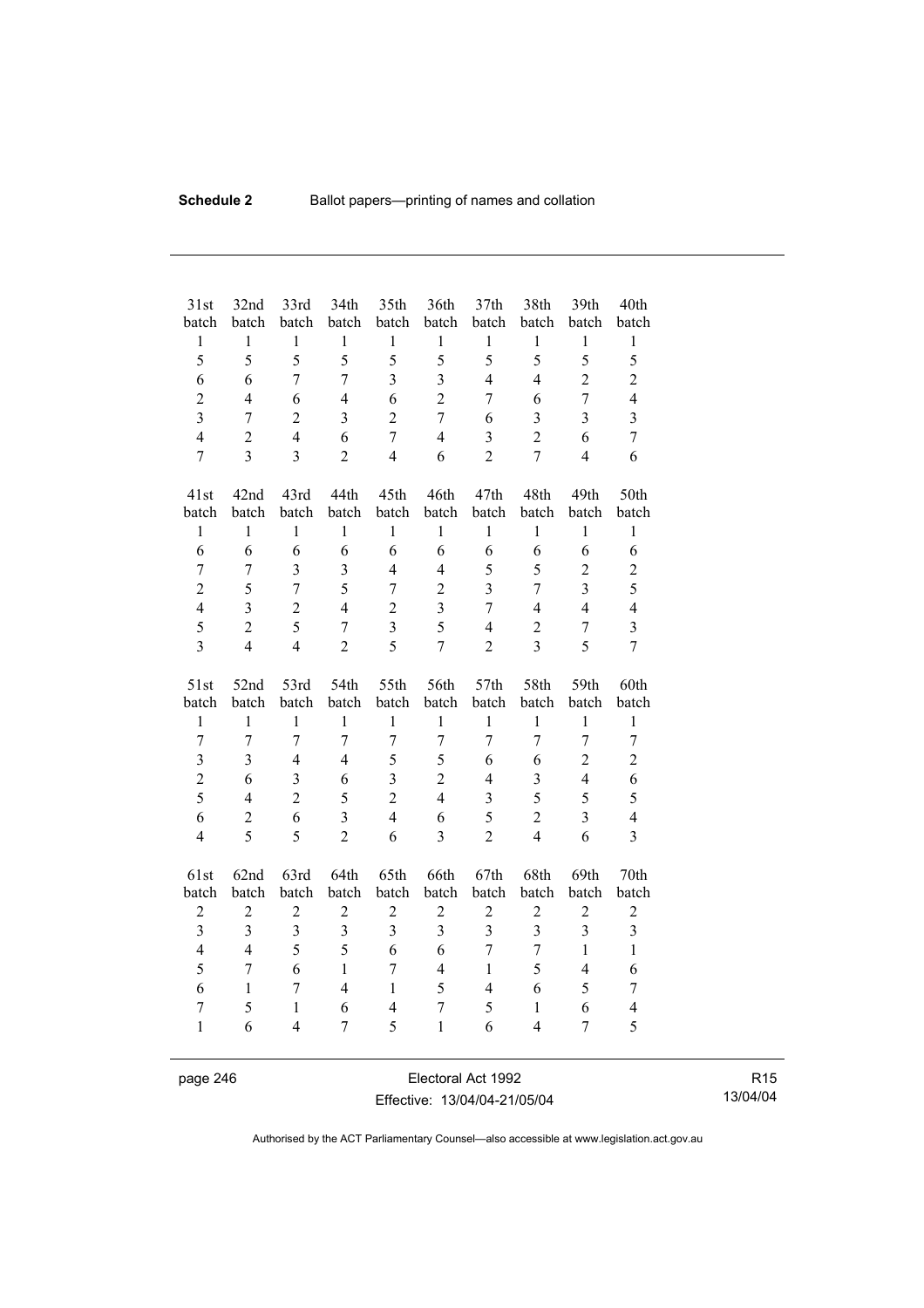| 31st batch | 32nd batch | 33rd batch | 34th batch | 35th batch | 36th batch | 37th batch | 38th batch | 39th batch | 40th batch |
|---|---|---|---|---|---|---|---|---|---|
| 1 | 1 | 1 | 1 | 1 | 1 | 1 | 1 | 1 | 1 |
| 5 | 5 | 5 | 5 | 5 | 5 | 5 | 5 | 5 | 5 |
| 6 | 6 | 7 | 7 | 3 | 3 | 4 | 4 | 2 | 2 |
| 2 | 4 | 6 | 4 | 6 | 2 | 7 | 6 | 7 | 4 |
| 3 | 7 | 2 | 3 | 2 | 7 | 6 | 3 | 3 | 3 |
| 4 | 2 | 4 | 6 | 7 | 4 | 3 | 2 | 6 | 7 |
| 7 | 3 | 3 | 2 | 4 | 6 | 2 | 7 | 4 | 6 |

| 41st batch | 42nd batch | 43rd batch | 44th batch | 45th batch | 46th batch | 47th batch | 48th batch | 49th batch | 50th batch |
|---|---|---|---|---|---|---|---|---|---|
| 1 | 1 | 1 | 1 | 1 | 1 | 1 | 1 | 1 | 1 |
| 6 | 6 | 6 | 6 | 6 | 6 | 6 | 6 | 6 | 6 |
| 7 | 7 | 3 | 3 | 4 | 4 | 5 | 5 | 2 | 2 |
| 2 | 5 | 7 | 5 | 7 | 2 | 3 | 7 | 3 | 5 |
| 4 | 3 | 2 | 4 | 2 | 3 | 7 | 4 | 4 | 4 |
| 5 | 2 | 5 | 7 | 3 | 5 | 4 | 2 | 7 | 3 |
| 3 | 4 | 4 | 2 | 5 | 7 | 2 | 3 | 5 | 7 |

| 51st batch | 52nd batch | 53rd batch | 54th batch | 55th batch | 56th batch | 57th batch | 58th batch | 59th batch | 60th batch |
|---|---|---|---|---|---|---|---|---|---|
| 1 | 1 | 1 | 1 | 1 | 1 | 1 | 1 | 1 | 1 |
| 7 | 7 | 7 | 7 | 7 | 7 | 7 | 7 | 7 | 7 |
| 3 | 3 | 4 | 4 | 5 | 5 | 6 | 6 | 2 | 2 |
| 2 | 6 | 3 | 6 | 3 | 2 | 4 | 3 | 4 | 6 |
| 5 | 4 | 2 | 5 | 2 | 4 | 3 | 5 | 5 | 5 |
| 6 | 2 | 6 | 3 | 4 | 6 | 5 | 2 | 3 | 4 |
| 4 | 5 | 5 | 2 | 6 | 3 | 2 | 4 | 6 | 3 |

| 61st batch | 62nd batch | 63rd batch | 64th batch | 65th batch | 66th batch | 67th batch | 68th batch | 69th batch | 70th batch |
|---|---|---|---|---|---|---|---|---|---|
| 2 | 2 | 2 | 2 | 2 | 2 | 2 | 2 | 2 | 2 |
| 3 | 3 | 3 | 3 | 3 | 3 | 3 | 3 | 3 | 3 |
| 4 | 4 | 5 | 5 | 6 | 6 | 7 | 7 | 1 | 1 |
| 5 | 7 | 6 | 1 | 7 | 4 | 1 | 5 | 4 | 6 |
| 6 | 1 | 7 | 4 | 1 | 5 | 4 | 6 | 5 | 7 |
| 7 | 5 | 1 | 6 | 4 | 7 | 5 | 1 | 6 | 4 |
| 1 | 6 | 4 | 7 | 5 | 1 | 6 | 4 | 7 | 5 |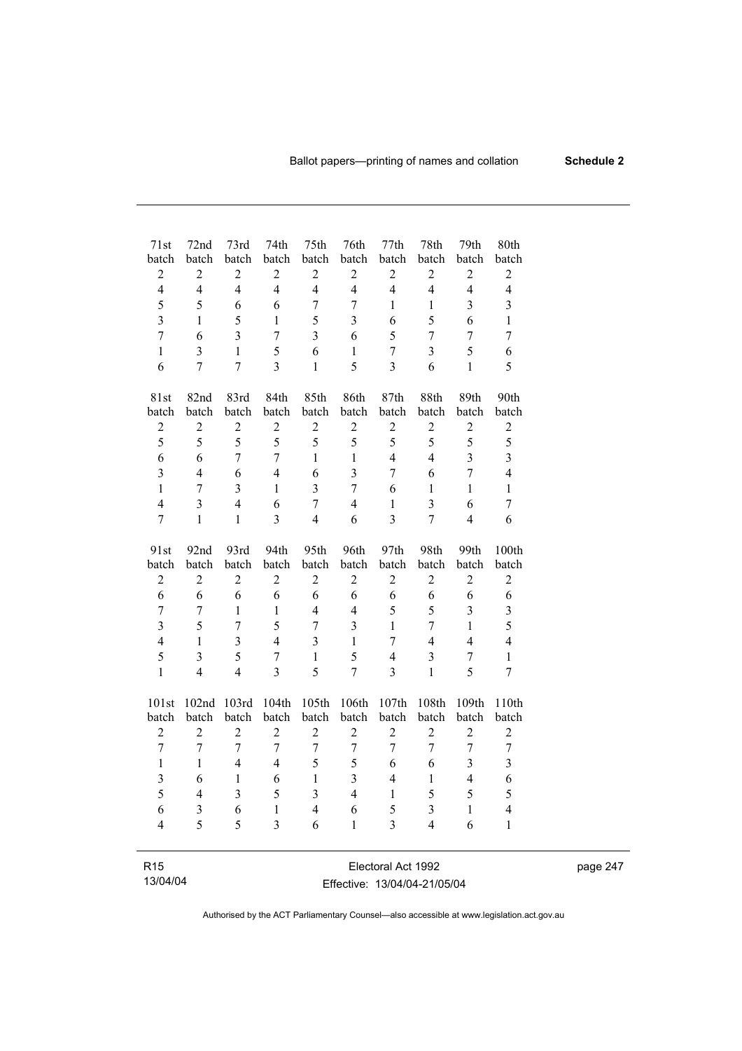| 71st batch | 72nd batch | 73rd batch | 74th batch | 75th batch | 76th batch | 77th batch | 78th batch | 79th batch | 80th batch |
|---|---|---|---|---|---|---|---|---|---|
| 2 | 2 | 2 | 2 | 2 | 2 | 2 | 2 | 2 | 2 |
| 4 | 4 | 4 | 4 | 4 | 4 | 4 | 4 | 4 | 4 |
| 5 | 5 | 6 | 6 | 7 | 7 | 1 | 1 | 3 | 3 |
| 3 | 1 | 5 | 1 | 5 | 3 | 6 | 5 | 6 | 1 |
| 7 | 6 | 3 | 7 | 3 | 6 | 5 | 7 | 7 | 7 |
| 1 | 3 | 1 | 5 | 6 | 1 | 7 | 3 | 5 | 6 |
| 6 | 7 | 7 | 3 | 1 | 5 | 3 | 6 | 1 | 5 |

| 81st batch | 82nd batch | 83rd batch | 84th batch | 85th batch | 86th batch | 87th batch | 88th batch | 89th batch | 90th batch |
|---|---|---|---|---|---|---|---|---|---|
| 2 | 2 | 2 | 2 | 2 | 2 | 2 | 2 | 2 | 2 |
| 5 | 5 | 5 | 5 | 5 | 5 | 5 | 5 | 5 | 5 |
| 6 | 6 | 7 | 7 | 1 | 1 | 4 | 4 | 3 | 3 |
| 3 | 4 | 6 | 4 | 6 | 3 | 7 | 6 | 7 | 4 |
| 1 | 7 | 3 | 1 | 3 | 7 | 6 | 1 | 1 | 1 |
| 4 | 3 | 4 | 6 | 7 | 4 | 1 | 3 | 6 | 7 |
| 7 | 1 | 1 | 3 | 4 | 6 | 3 | 7 | 4 | 6 |

| 91st batch | 92nd batch | 93rd batch | 94th batch | 95th batch | 96th batch | 97th batch | 98th batch | 99th batch | 100th batch |
|---|---|---|---|---|---|---|---|---|---|
| 2 | 2 | 2 | 2 | 2 | 2 | 2 | 2 | 2 | 2 |
| 6 | 6 | 6 | 6 | 6 | 6 | 6 | 6 | 6 | 6 |
| 7 | 7 | 1 | 1 | 4 | 4 | 5 | 5 | 3 | 3 |
| 3 | 5 | 7 | 5 | 7 | 3 | 1 | 7 | 1 | 5 |
| 4 | 1 | 3 | 4 | 3 | 1 | 7 | 4 | 4 | 4 |
| 5 | 3 | 5 | 7 | 1 | 5 | 4 | 3 | 7 | 1 |
| 1 | 4 | 4 | 3 | 5 | 7 | 3 | 1 | 5 | 7 |

| 101st batch | 102nd batch | 103rd batch | 104th batch | 105th batch | 106th batch | 107th batch | 108th batch | 109th batch | 110th batch |
|---|---|---|---|---|---|---|---|---|---|
| 2 | 2 | 2 | 2 | 2 | 2 | 2 | 2 | 2 | 2 |
| 7 | 7 | 7 | 7 | 7 | 7 | 7 | 7 | 7 | 7 |
| 1 | 1 | 4 | 4 | 5 | 5 | 6 | 6 | 3 | 3 |
| 3 | 6 | 1 | 6 | 1 | 3 | 4 | 1 | 4 | 6 |
| 5 | 4 | 3 | 5 | 3 | 4 | 1 | 5 | 5 | 5 |
| 6 | 3 | 6 | 1 | 4 | 6 | 5 | 3 | 1 | 4 |
| 4 | 5 | 5 | 3 | 6 | 1 | 3 | 4 | 6 | 1 |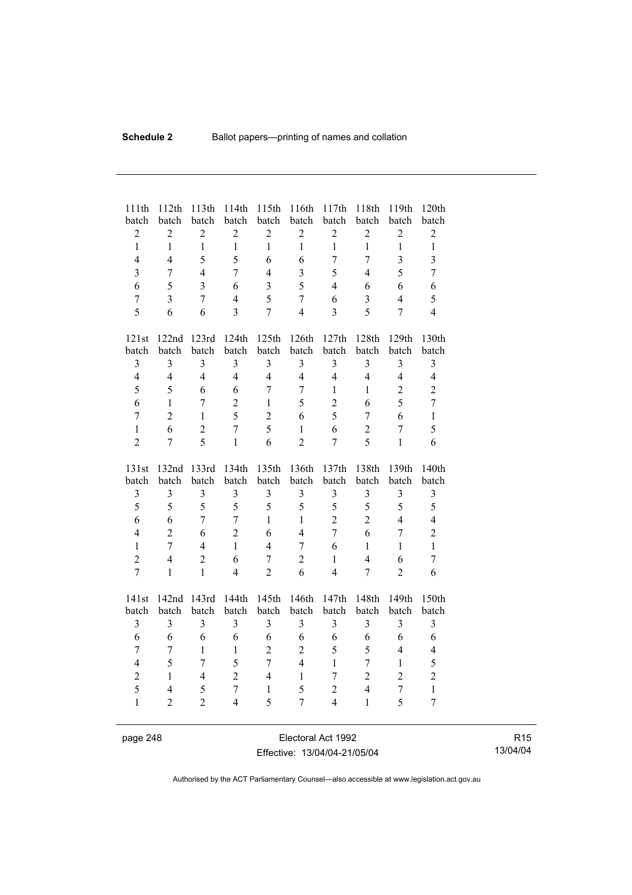| 111th batch | 112th batch | 113th batch | 114th batch | 115th batch | 116th batch | 117th batch | 118th batch | 119th batch | 120th batch |
|---|---|---|---|---|---|---|---|---|---|
| 2 | 2 | 2 | 2 | 2 | 2 | 2 | 2 | 2 | 2 |
| 1 | 1 | 1 | 1 | 1 | 1 | 1 | 1 | 1 | 1 |
| 4 | 4 | 5 | 5 | 6 | 6 | 7 | 7 | 3 | 3 |
| 3 | 7 | 4 | 7 | 4 | 3 | 5 | 4 | 5 | 7 |
| 6 | 5 | 3 | 6 | 3 | 5 | 4 | 6 | 6 | 6 |
| 7 | 3 | 7 | 4 | 5 | 7 | 6 | 3 | 4 | 5 |
| 5 | 6 | 6 | 3 | 7 | 4 | 3 | 5 | 7 | 4 |

| 121st batch | 122nd batch | 123rd batch | 124th batch | 125th batch | 126th batch | 127th batch | 128th batch | 129th batch | 130th batch |
|---|---|---|---|---|---|---|---|---|---|
| 3 | 3 | 3 | 3 | 3 | 3 | 3 | 3 | 3 | 3 |
| 4 | 4 | 4 | 4 | 4 | 4 | 4 | 4 | 4 | 4 |
| 5 | 5 | 6 | 6 | 7 | 7 | 1 | 1 | 2 | 2 |
| 6 | 1 | 7 | 2 | 1 | 5 | 2 | 6 | 5 | 7 |
| 7 | 2 | 1 | 5 | 2 | 6 | 5 | 7 | 6 | 1 |
| 1 | 6 | 2 | 7 | 5 | 1 | 6 | 2 | 7 | 5 |
| 2 | 7 | 5 | 1 | 6 | 2 | 7 | 5 | 1 | 6 |

| 131st batch | 132nd batch | 133rd batch | 134th batch | 135th batch | 136th batch | 137th batch | 138th batch | 139th batch | 140th batch |
|---|---|---|---|---|---|---|---|---|---|
| 3 | 3 | 3 | 3 | 3 | 3 | 3 | 3 | 3 | 3 |
| 5 | 5 | 5 | 5 | 5 | 5 | 5 | 5 | 5 | 5 |
| 6 | 6 | 7 | 7 | 1 | 1 | 2 | 2 | 4 | 4 |
| 4 | 2 | 6 | 2 | 6 | 4 | 7 | 6 | 7 | 2 |
| 1 | 7 | 4 | 1 | 4 | 7 | 6 | 1 | 1 | 1 |
| 2 | 4 | 2 | 6 | 7 | 2 | 1 | 4 | 6 | 7 |
| 7 | 1 | 1 | 4 | 2 | 6 | 4 | 7 | 2 | 6 |

| 141st batch | 142nd batch | 143rd batch | 144th batch | 145th batch | 146th batch | 147th batch | 148th batch | 149th batch | 150th batch |
|---|---|---|---|---|---|---|---|---|---|
| 3 | 3 | 3 | 3 | 3 | 3 | 3 | 3 | 3 | 3 |
| 6 | 6 | 6 | 6 | 6 | 6 | 6 | 6 | 6 | 6 |
| 7 | 7 | 1 | 1 | 2 | 2 | 5 | 5 | 4 | 4 |
| 4 | 5 | 7 | 5 | 7 | 4 | 1 | 7 | 1 | 5 |
| 2 | 1 | 4 | 2 | 4 | 1 | 7 | 2 | 2 | 2 |
| 5 | 4 | 5 | 7 | 1 | 5 | 2 | 4 | 7 | 1 |
| 1 | 2 | 2 | 4 | 5 | 7 | 4 | 1 | 5 | 7 |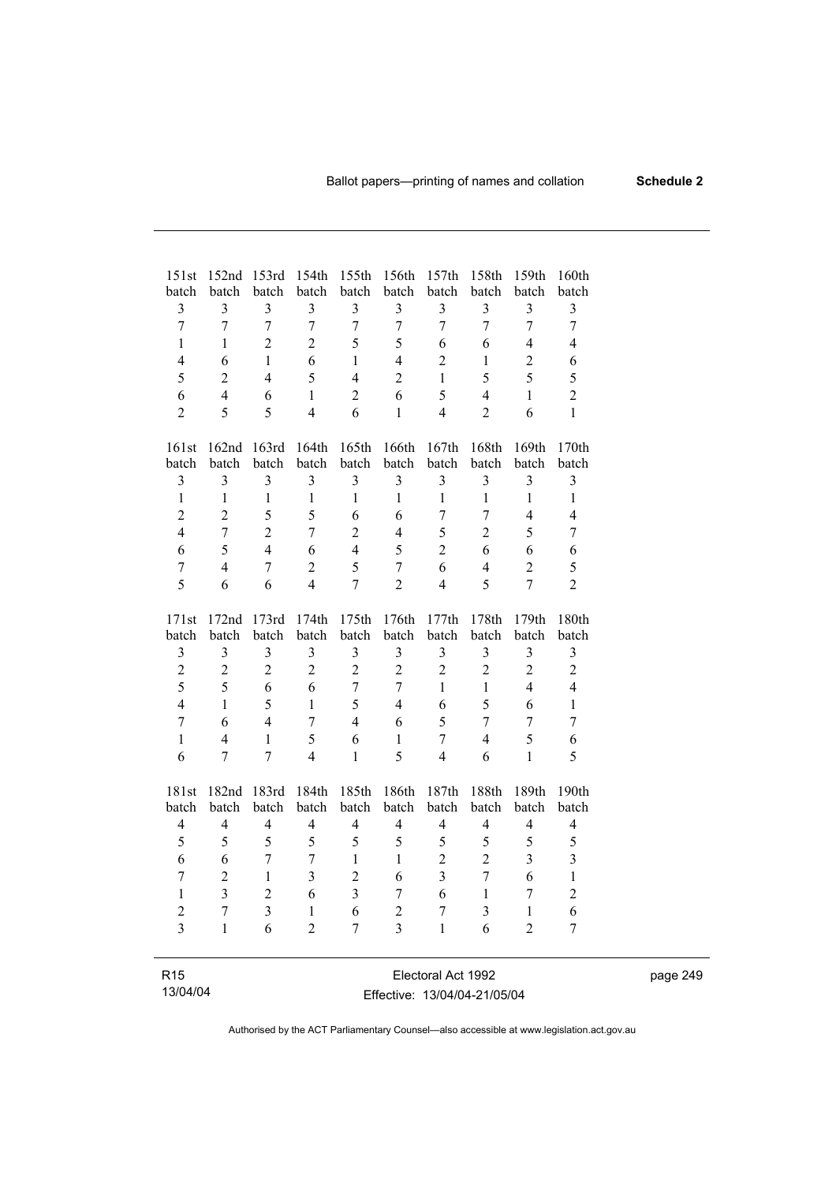| 151st batch | 152nd batch | 153rd batch | 154th batch | 155th batch | 156th batch | 157th batch | 158th batch | 159th batch | 160th batch |
|---|---|---|---|---|---|---|---|---|---|
| 3 | 3 | 3 | 3 | 3 | 3 | 3 | 3 | 3 | 3 |
| 7 | 7 | 7 | 7 | 7 | 7 | 7 | 7 | 7 | 7 |
| 1 | 1 | 2 | 2 | 5 | 5 | 6 | 6 | 4 | 4 |
| 4 | 6 | 1 | 6 | 1 | 4 | 2 | 1 | 2 | 6 |
| 5 | 2 | 4 | 5 | 4 | 2 | 1 | 5 | 5 | 5 |
| 6 | 4 | 6 | 1 | 2 | 6 | 5 | 4 | 1 | 2 |
| 2 | 5 | 5 | 4 | 6 | 1 | 4 | 2 | 6 | 1 |

| 161st batch | 162nd batch | 163rd batch | 164th batch | 165th batch | 166th batch | 167th batch | 168th batch | 169th batch | 170th batch |
|---|---|---|---|---|---|---|---|---|---|
| 3 | 3 | 3 | 3 | 3 | 3 | 3 | 3 | 3 | 3 |
| 1 | 1 | 1 | 1 | 1 | 1 | 1 | 1 | 1 | 1 |
| 2 | 2 | 5 | 5 | 6 | 6 | 7 | 7 | 4 | 4 |
| 4 | 7 | 2 | 7 | 2 | 4 | 5 | 2 | 5 | 7 |
| 6 | 5 | 4 | 6 | 4 | 5 | 2 | 6 | 6 | 6 |
| 7 | 4 | 7 | 2 | 5 | 7 | 6 | 4 | 2 | 5 |
| 5 | 6 | 6 | 4 | 7 | 2 | 4 | 5 | 7 | 2 |

| 171st batch | 172nd batch | 173rd batch | 174th batch | 175th batch | 176th batch | 177th batch | 178th batch | 179th batch | 180th batch |
|---|---|---|---|---|---|---|---|---|---|
| 3 | 3 | 3 | 3 | 3 | 3 | 3 | 3 | 3 | 3 |
| 2 | 2 | 2 | 2 | 2 | 2 | 2 | 2 | 2 | 2 |
| 5 | 5 | 6 | 6 | 7 | 7 | 1 | 1 | 4 | 4 |
| 4 | 1 | 5 | 1 | 5 | 4 | 6 | 5 | 6 | 1 |
| 7 | 6 | 4 | 7 | 4 | 6 | 5 | 7 | 7 | 7 |
| 1 | 4 | 1 | 5 | 6 | 1 | 7 | 4 | 5 | 6 |
| 6 | 7 | 7 | 4 | 1 | 5 | 4 | 6 | 1 | 5 |

| 181st batch | 182nd batch | 183rd batch | 184th batch | 185th batch | 186th batch | 187th batch | 188th batch | 189th batch | 190th batch |
|---|---|---|---|---|---|---|---|---|---|
| 4 | 4 | 4 | 4 | 4 | 4 | 4 | 4 | 4 | 4 |
| 5 | 5 | 5 | 5 | 5 | 5 | 5 | 5 | 5 | 5 |
| 6 | 6 | 7 | 7 | 1 | 1 | 2 | 2 | 3 | 3 |
| 7 | 2 | 1 | 3 | 2 | 6 | 3 | 7 | 6 | 1 |
| 1 | 3 | 2 | 6 | 3 | 7 | 6 | 1 | 7 | 2 |
| 2 | 7 | 3 | 1 | 6 | 2 | 7 | 3 | 1 | 6 |
| 3 | 1 | 6 | 2 | 7 | 3 | 1 | 6 | 2 | 7 |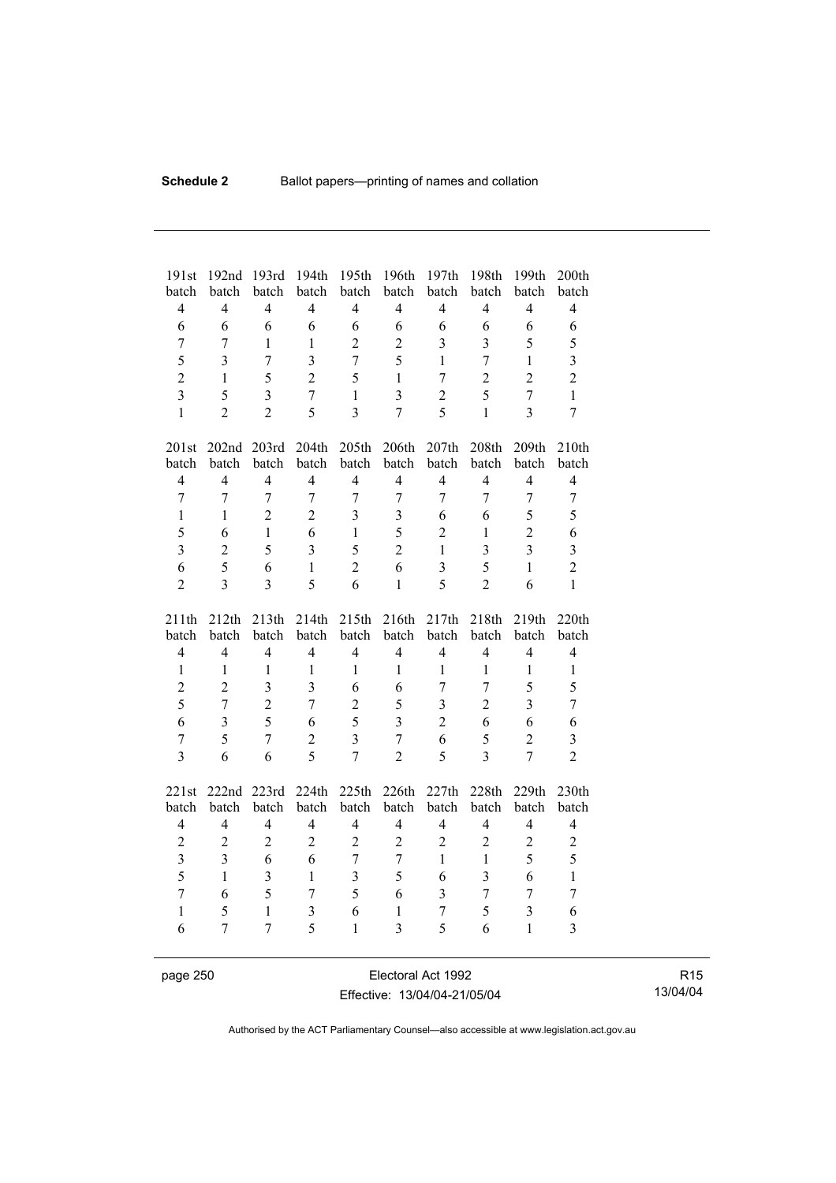| 191st batch | 192nd batch | 193rd batch | 194th batch | 195th batch | 196th batch | 197th batch | 198th batch | 199th batch | 200th batch |
|---|---|---|---|---|---|---|---|---|---|
| 4 | 4 | 4 | 4 | 4 | 4 | 4 | 4 | 4 | 4 |
| 6 | 6 | 6 | 6 | 6 | 6 | 6 | 6 | 6 | 6 |
| 7 | 7 | 1 | 1 | 2 | 2 | 3 | 3 | 5 | 5 |
| 5 | 3 | 7 | 3 | 7 | 5 | 1 | 7 | 1 | 3 |
| 2 | 1 | 5 | 2 | 5 | 1 | 7 | 2 | 2 | 2 |
| 3 | 5 | 3 | 7 | 1 | 3 | 2 | 5 | 7 | 1 |
| 1 | 2 | 2 | 5 | 3 | 7 | 5 | 1 | 3 | 7 |

| 201st batch | 202nd batch | 203rd batch | 204th batch | 205th batch | 206th batch | 207th batch | 208th batch | 209th batch | 210th batch |
|---|---|---|---|---|---|---|---|---|---|
| 4 | 4 | 4 | 4 | 4 | 4 | 4 | 4 | 4 | 4 |
| 7 | 7 | 7 | 7 | 7 | 7 | 7 | 7 | 7 | 7 |
| 1 | 1 | 2 | 2 | 3 | 3 | 6 | 6 | 5 | 5 |
| 5 | 6 | 1 | 6 | 1 | 5 | 2 | 1 | 2 | 6 |
| 3 | 2 | 5 | 3 | 5 | 2 | 1 | 3 | 3 | 3 |
| 6 | 5 | 6 | 1 | 2 | 6 | 3 | 5 | 1 | 2 |
| 2 | 3 | 3 | 5 | 6 | 1 | 5 | 2 | 6 | 1 |

| 211th batch | 212th batch | 213th batch | 214th batch | 215th batch | 216th batch | 217th batch | 218th batch | 219th batch | 220th batch |
|---|---|---|---|---|---|---|---|---|---|
| 4 | 4 | 4 | 4 | 4 | 4 | 4 | 4 | 4 | 4 |
| 1 | 1 | 1 | 1 | 1 | 1 | 1 | 1 | 1 | 1 |
| 2 | 2 | 3 | 3 | 6 | 6 | 7 | 7 | 5 | 5 |
| 5 | 7 | 2 | 7 | 2 | 5 | 3 | 2 | 3 | 7 |
| 6 | 3 | 5 | 6 | 5 | 3 | 2 | 6 | 6 | 6 |
| 7 | 5 | 7 | 2 | 3 | 7 | 6 | 5 | 2 | 3 |
| 3 | 6 | 6 | 5 | 7 | 2 | 5 | 3 | 7 | 2 |

| 221st batch | 222nd batch | 223rd batch | 224th batch | 225th batch | 226th batch | 227th batch | 228th batch | 229th batch | 230th batch |
|---|---|---|---|---|---|---|---|---|---|
| 4 | 4 | 4 | 4 | 4 | 4 | 4 | 4 | 4 | 4 |
| 2 | 2 | 2 | 2 | 2 | 2 | 2 | 2 | 2 | 2 |
| 3 | 3 | 6 | 6 | 7 | 7 | 1 | 1 | 5 | 5 |
| 5 | 1 | 3 | 1 | 3 | 5 | 6 | 3 | 6 | 1 |
| 7 | 6 | 5 | 7 | 5 | 6 | 3 | 7 | 7 | 7 |
| 1 | 5 | 1 | 3 | 6 | 1 | 7 | 5 | 3 | 6 |
| 6 | 7 | 7 | 5 | 1 | 3 | 5 | 6 | 1 | 3 |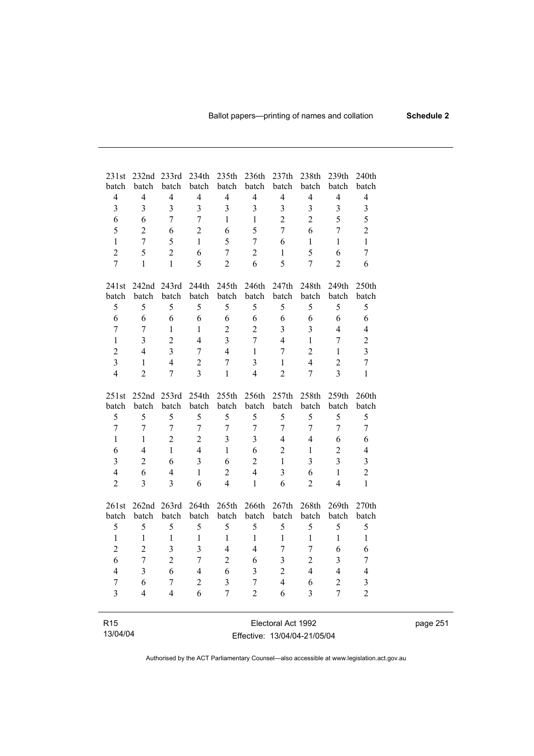| 231st batch | 232nd batch | 233rd batch | 234th batch | 235th batch | 236th batch | 237th batch | 238th batch | 239th batch | 240th batch |
|---|---|---|---|---|---|---|---|---|---|
| 4 | 4 | 4 | 4 | 4 | 4 | 4 | 4 | 4 | 4 |
| 3 | 3 | 3 | 3 | 3 | 3 | 3 | 3 | 3 | 3 |
| 6 | 6 | 7 | 7 | 1 | 1 | 2 | 2 | 5 | 5 |
| 5 | 2 | 6 | 2 | 6 | 5 | 7 | 6 | 7 | 2 |
| 1 | 7 | 5 | 1 | 5 | 7 | 6 | 1 | 1 | 1 |
| 2 | 5 | 2 | 6 | 7 | 2 | 1 | 5 | 6 | 7 |
| 7 | 1 | 1 | 5 | 2 | 6 | 5 | 7 | 2 | 6 |

| 241st batch | 242nd batch | 243rd batch | 244th batch | 245th batch | 246th batch | 247th batch | 248th batch | 249th batch | 250th batch |
|---|---|---|---|---|---|---|---|---|---|
| 5 | 5 | 5 | 5 | 5 | 5 | 5 | 5 | 5 | 5 |
| 6 | 6 | 6 | 6 | 6 | 6 | 6 | 6 | 6 | 6 |
| 7 | 7 | 1 | 1 | 2 | 2 | 3 | 3 | 4 | 4 |
| 1 | 3 | 2 | 4 | 3 | 7 | 4 | 1 | 7 | 2 |
| 2 | 4 | 3 | 7 | 4 | 1 | 7 | 2 | 1 | 3 |
| 3 | 1 | 4 | 2 | 7 | 3 | 1 | 4 | 2 | 7 |
| 4 | 2 | 7 | 3 | 1 | 4 | 2 | 7 | 3 | 1 |

| 251st batch | 252nd batch | 253rd batch | 254th batch | 255th batch | 256th batch | 257th batch | 258th batch | 259th batch | 260th batch |
|---|---|---|---|---|---|---|---|---|---|
| 5 | 5 | 5 | 5 | 5 | 5 | 5 | 5 | 5 | 5 |
| 7 | 7 | 7 | 7 | 7 | 7 | 7 | 7 | 7 | 7 |
| 1 | 1 | 2 | 2 | 3 | 3 | 4 | 4 | 6 | 6 |
| 6 | 4 | 1 | 4 | 1 | 6 | 2 | 1 | 2 | 4 |
| 3 | 2 | 6 | 3 | 6 | 2 | 1 | 3 | 3 | 3 |
| 4 | 6 | 4 | 1 | 2 | 4 | 3 | 6 | 1 | 2 |
| 2 | 3 | 3 | 6 | 4 | 1 | 6 | 2 | 4 | 1 |

| 261st batch | 262nd batch | 263rd batch | 264th batch | 265th batch | 266th batch | 267th batch | 268th batch | 269th batch | 270th batch |
|---|---|---|---|---|---|---|---|---|---|
| 5 | 5 | 5 | 5 | 5 | 5 | 5 | 5 | 5 | 5 |
| 1 | 1 | 1 | 1 | 1 | 1 | 1 | 1 | 1 | 1 |
| 2 | 2 | 3 | 3 | 4 | 4 | 7 | 7 | 6 | 6 |
| 6 | 7 | 2 | 7 | 2 | 6 | 3 | 2 | 3 | 7 |
| 4 | 3 | 6 | 4 | 6 | 3 | 2 | 4 | 4 | 4 |
| 7 | 6 | 7 | 2 | 3 | 7 | 4 | 6 | 2 | 3 |
| 3 | 4 | 4 | 6 | 7 | 2 | 6 | 3 | 7 | 2 |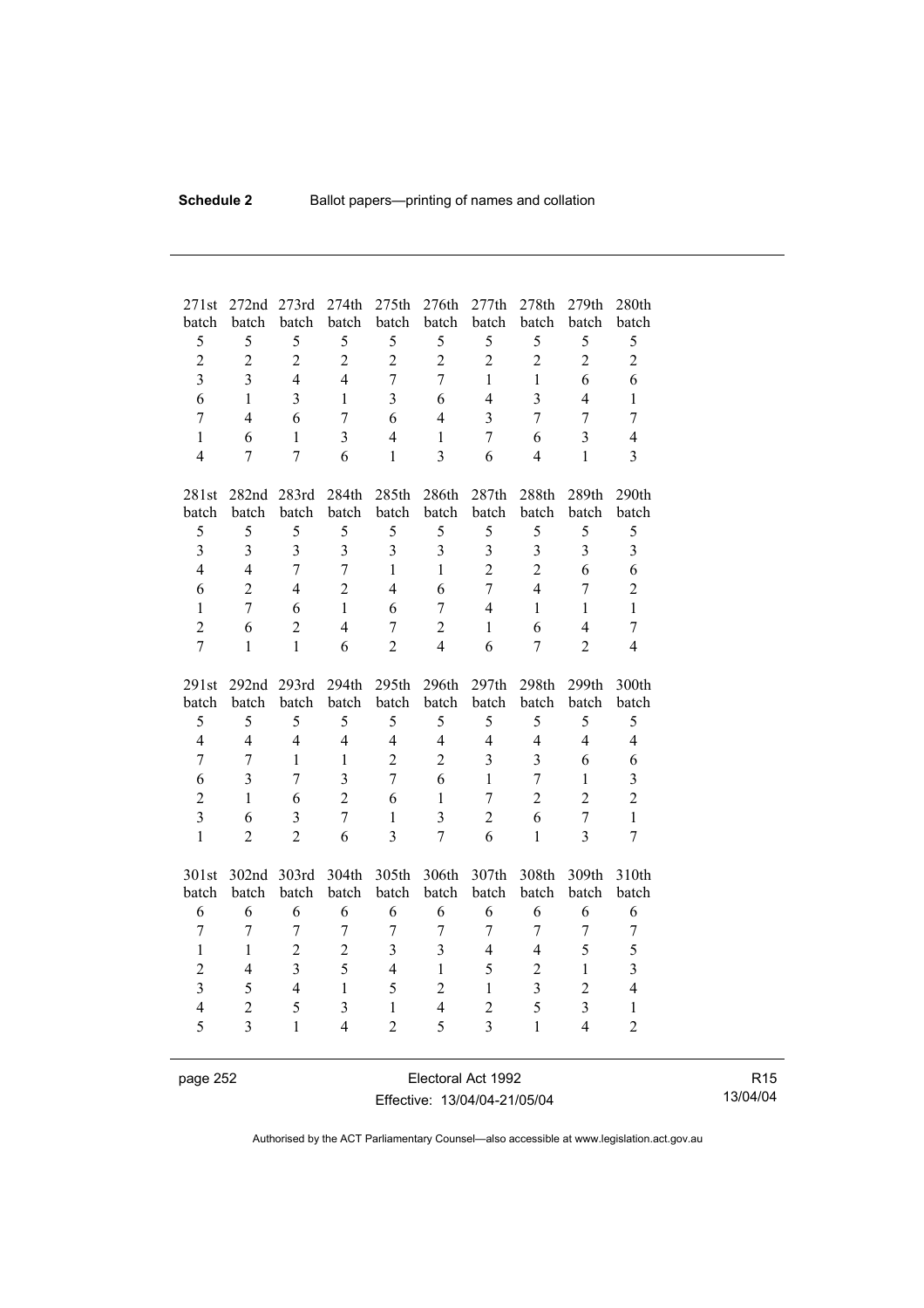| 271st batch | 272nd batch | 273rd batch | 274th batch | 275th batch | 276th batch | 277th batch | 278th batch | 279th batch | 280th batch |
|---|---|---|---|---|---|---|---|---|---|
| 5 | 5 | 5 | 5 | 5 | 5 | 5 | 5 | 5 | 5 |
| 2 | 2 | 2 | 2 | 2 | 2 | 2 | 2 | 2 | 2 |
| 3 | 3 | 4 | 4 | 7 | 7 | 1 | 1 | 6 | 6 |
| 6 | 1 | 3 | 1 | 3 | 6 | 4 | 3 | 4 | 1 |
| 7 | 4 | 6 | 7 | 6 | 4 | 3 | 7 | 7 | 7 |
| 1 | 6 | 1 | 3 | 4 | 1 | 7 | 6 | 3 | 4 |
| 4 | 7 | 7 | 6 | 1 | 3 | 6 | 4 | 1 | 3 |

| 281st batch | 282nd batch | 283rd batch | 284th batch | 285th batch | 286th batch | 287th batch | 288th batch | 289th batch | 290th batch |
|---|---|---|---|---|---|---|---|---|---|
| 5 | 5 | 5 | 5 | 5 | 5 | 5 | 5 | 5 | 5 |
| 3 | 3 | 3 | 3 | 3 | 3 | 3 | 3 | 3 | 3 |
| 4 | 4 | 7 | 7 | 1 | 1 | 2 | 2 | 6 | 6 |
| 6 | 2 | 4 | 2 | 4 | 6 | 7 | 4 | 7 | 2 |
| 1 | 7 | 6 | 1 | 6 | 7 | 4 | 1 | 1 | 1 |
| 2 | 6 | 2 | 4 | 7 | 2 | 1 | 6 | 4 | 7 |
| 7 | 1 | 1 | 6 | 2 | 4 | 6 | 7 | 2 | 4 |

| 291st batch | 292nd batch | 293rd batch | 294th batch | 295th batch | 296th batch | 297th batch | 298th batch | 299th batch | 300th batch |
|---|---|---|---|---|---|---|---|---|---|
| 5 | 5 | 5 | 5 | 5 | 5 | 5 | 5 | 5 | 5 |
| 4 | 4 | 4 | 4 | 4 | 4 | 4 | 4 | 4 | 4 |
| 7 | 7 | 1 | 1 | 2 | 2 | 3 | 3 | 6 | 6 |
| 6 | 3 | 7 | 3 | 7 | 6 | 1 | 7 | 1 | 3 |
| 2 | 1 | 6 | 2 | 6 | 1 | 7 | 2 | 2 | 2 |
| 3 | 6 | 3 | 7 | 1 | 3 | 2 | 6 | 7 | 1 |
| 1 | 2 | 2 | 6 | 3 | 7 | 6 | 1 | 3 | 7 |

| 301st batch | 302nd batch | 303rd batch | 304th batch | 305th batch | 306th batch | 307th batch | 308th batch | 309th batch | 310th batch |
|---|---|---|---|---|---|---|---|---|---|
| 6 | 6 | 6 | 6 | 6 | 6 | 6 | 6 | 6 | 6 |
| 7 | 7 | 7 | 7 | 7 | 7 | 7 | 7 | 7 | 7 |
| 1 | 1 | 2 | 2 | 3 | 3 | 4 | 4 | 5 | 5 |
| 2 | 4 | 3 | 5 | 4 | 1 | 5 | 2 | 1 | 3 |
| 3 | 5 | 4 | 1 | 5 | 2 | 1 | 3 | 2 | 4 |
| 4 | 2 | 5 | 3 | 1 | 4 | 2 | 5 | 3 | 1 |
| 5 | 3 | 1 | 4 | 2 | 5 | 3 | 1 | 4 | 2 |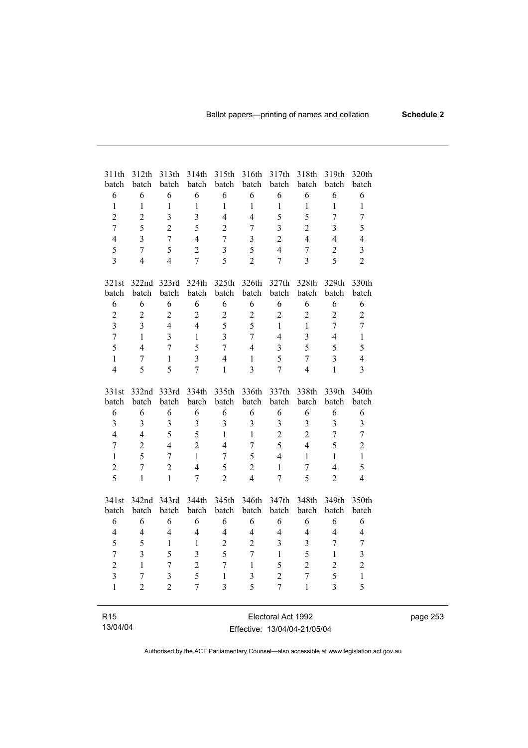| 311th batch | 312th batch | 313th batch | 314th batch | 315th batch | 316th batch | 317th batch | 318th batch | 319th batch | 320th batch |
|---|---|---|---|---|---|---|---|---|---|
| 6 | 6 | 6 | 6 | 6 | 6 | 6 | 6 | 6 | 6 |
| 1 | 1 | 1 | 1 | 1 | 1 | 1 | 1 | 1 | 1 |
| 2 | 2 | 3 | 3 | 4 | 4 | 5 | 5 | 7 | 7 |
| 7 | 5 | 2 | 5 | 2 | 7 | 3 | 2 | 3 | 5 |
| 4 | 3 | 7 | 4 | 7 | 3 | 2 | 4 | 4 | 4 |
| 5 | 7 | 5 | 2 | 3 | 5 | 4 | 7 | 2 | 3 |
| 3 | 4 | 4 | 7 | 5 | 2 | 7 | 3 | 5 | 2 |

| 321st batch | 322nd batch | 323rd batch | 324th batch | 325th batch | 326th batch | 327th batch | 328th batch | 329th batch | 330th batch |
|---|---|---|---|---|---|---|---|---|---|
| 6 | 6 | 6 | 6 | 6 | 6 | 6 | 6 | 6 | 6 |
| 2 | 2 | 2 | 2 | 2 | 2 | 2 | 2 | 2 | 2 |
| 3 | 3 | 4 | 4 | 5 | 5 | 1 | 1 | 7 | 7 |
| 7 | 1 | 3 | 1 | 3 | 7 | 4 | 3 | 4 | 1 |
| 5 | 4 | 7 | 5 | 7 | 4 | 3 | 5 | 5 | 5 |
| 1 | 7 | 1 | 3 | 4 | 1 | 5 | 7 | 3 | 4 |
| 4 | 5 | 5 | 7 | 1 | 3 | 7 | 4 | 1 | 3 |

| 331st batch | 332nd batch | 333rd batch | 334th batch | 335th batch | 336th batch | 337th batch | 338th batch | 339th batch | 340th batch |
|---|---|---|---|---|---|---|---|---|---|
| 6 | 6 | 6 | 6 | 6 | 6 | 6 | 6 | 6 | 6 |
| 3 | 3 | 3 | 3 | 3 | 3 | 3 | 3 | 3 | 3 |
| 4 | 4 | 5 | 5 | 1 | 1 | 2 | 2 | 7 | 7 |
| 7 | 2 | 4 | 2 | 4 | 7 | 5 | 4 | 5 | 2 |
| 1 | 5 | 7 | 1 | 7 | 5 | 4 | 1 | 1 | 1 |
| 2 | 7 | 2 | 4 | 5 | 2 | 1 | 7 | 4 | 5 |
| 5 | 1 | 1 | 7 | 2 | 4 | 7 | 5 | 2 | 4 |

| 341st batch | 342nd batch | 343rd batch | 344th batch | 345th batch | 346th batch | 347th batch | 348th batch | 349th batch | 350th batch |
|---|---|---|---|---|---|---|---|---|---|
| 6 | 6 | 6 | 6 | 6 | 6 | 6 | 6 | 6 | 6 |
| 4 | 4 | 4 | 4 | 4 | 4 | 4 | 4 | 4 | 4 |
| 5 | 5 | 1 | 1 | 2 | 2 | 3 | 3 | 7 | 7 |
| 7 | 3 | 5 | 3 | 5 | 7 | 1 | 5 | 1 | 3 |
| 2 | 1 | 7 | 2 | 7 | 1 | 5 | 2 | 2 | 2 |
| 3 | 7 | 3 | 5 | 1 | 3 | 2 | 7 | 5 | 1 |
| 1 | 2 | 2 | 7 | 3 | 5 | 7 | 1 | 3 | 5 |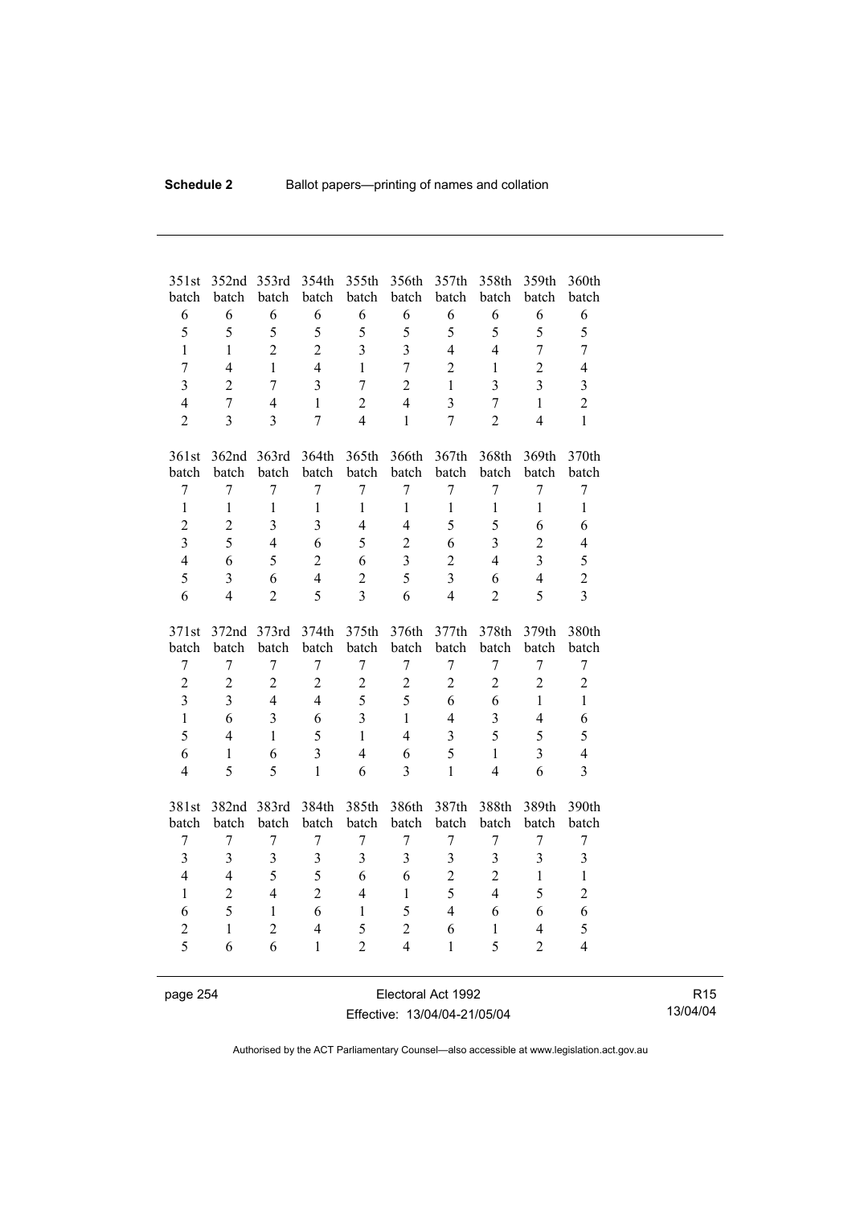| 351st batch | 352nd batch | 353rd batch | 354th batch | 355th batch | 356th batch | 357th batch | 358th batch | 359th batch | 360th batch |
|---|---|---|---|---|---|---|---|---|---|
| 6 | 6 | 6 | 6 | 6 | 6 | 6 | 6 | 6 | 6 |
| 5 | 5 | 5 | 5 | 5 | 5 | 5 | 5 | 5 | 5 |
| 1 | 1 | 2 | 2 | 3 | 3 | 4 | 4 | 7 | 7 |
| 7 | 4 | 1 | 4 | 1 | 7 | 2 | 1 | 2 | 4 |
| 3 | 2 | 7 | 3 | 7 | 2 | 1 | 3 | 3 | 3 |
| 4 | 7 | 4 | 1 | 2 | 4 | 3 | 7 | 1 | 2 |
| 2 | 3 | 3 | 7 | 4 | 1 | 7 | 2 | 4 | 1 |

| 361st batch | 362nd batch | 363rd batch | 364th batch | 365th batch | 366th batch | 367th batch | 368th batch | 369th batch | 370th batch |
|---|---|---|---|---|---|---|---|---|---|
| 7 | 7 | 7 | 7 | 7 | 7 | 7 | 7 | 7 | 7 |
| 1 | 1 | 1 | 1 | 1 | 1 | 1 | 1 | 1 | 1 |
| 2 | 2 | 3 | 3 | 4 | 4 | 5 | 5 | 6 | 6 |
| 3 | 5 | 4 | 6 | 5 | 2 | 6 | 3 | 2 | 4 |
| 4 | 6 | 5 | 2 | 6 | 3 | 2 | 4 | 3 | 5 |
| 5 | 3 | 6 | 4 | 2 | 5 | 3 | 6 | 4 | 2 |
| 6 | 4 | 2 | 5 | 3 | 6 | 4 | 2 | 5 | 3 |

| 371st batch | 372nd batch | 373rd batch | 374th batch | 375th batch | 376th batch | 377th batch | 378th batch | 379th batch | 380th batch |
|---|---|---|---|---|---|---|---|---|---|
| 7 | 7 | 7 | 7 | 7 | 7 | 7 | 7 | 7 | 7 |
| 2 | 2 | 2 | 2 | 2 | 2 | 2 | 2 | 2 | 2 |
| 3 | 3 | 4 | 4 | 5 | 5 | 6 | 6 | 1 | 1 |
| 1 | 6 | 3 | 6 | 3 | 1 | 4 | 3 | 4 | 6 |
| 5 | 4 | 1 | 5 | 1 | 4 | 3 | 5 | 5 | 5 |
| 6 | 1 | 6 | 3 | 4 | 6 | 5 | 1 | 3 | 4 |
| 4 | 5 | 5 | 1 | 6 | 3 | 1 | 4 | 6 | 3 |

| 381st batch | 382nd batch | 383rd batch | 384th batch | 385th batch | 386th batch | 387th batch | 388th batch | 389th batch | 390th batch |
|---|---|---|---|---|---|---|---|---|---|
| 7 | 7 | 7 | 7 | 7 | 7 | 7 | 7 | 7 | 7 |
| 3 | 3 | 3 | 3 | 3 | 3 | 3 | 3 | 3 | 3 |
| 4 | 4 | 5 | 5 | 6 | 6 | 2 | 2 | 1 | 1 |
| 1 | 2 | 4 | 2 | 4 | 1 | 5 | 4 | 5 | 2 |
| 6 | 5 | 1 | 6 | 1 | 5 | 4 | 6 | 6 | 6 |
| 2 | 1 | 2 | 4 | 5 | 2 | 6 | 1 | 4 | 5 |
| 5 | 6 | 6 | 1 | 2 | 4 | 1 | 5 | 2 | 4 |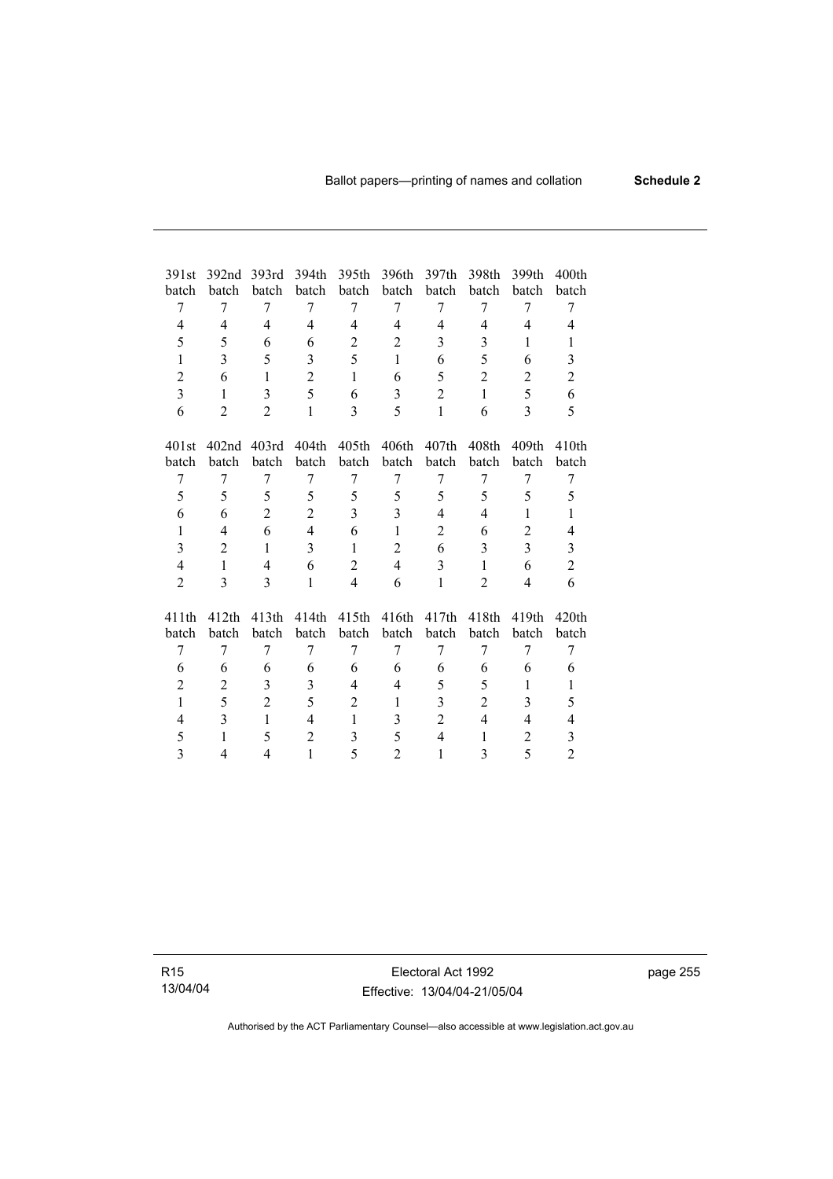| 391st batch | 392nd batch | 393rd batch | 394th batch | 395th batch | 396th batch | 397th batch | 398th batch | 399th batch | 400th batch |
|---|---|---|---|---|---|---|---|---|---|
| 7 | 7 | 7 | 7 | 7 | 7 | 7 | 7 | 7 | 7 |
| 4 | 4 | 4 | 4 | 4 | 4 | 4 | 4 | 4 | 4 |
| 5 | 5 | 6 | 6 | 2 | 2 | 3 | 3 | 1 | 1 |
| 1 | 3 | 5 | 3 | 5 | 1 | 6 | 5 | 6 | 3 |
| 2 | 6 | 1 | 2 | 1 | 6 | 5 | 2 | 2 | 2 |
| 3 | 1 | 3 | 5 | 6 | 3 | 2 | 1 | 5 | 6 |
| 6 | 2 | 2 | 1 | 3 | 5 | 1 | 6 | 3 | 5 |

| 401st batch | 402nd batch | 403rd batch | 404th batch | 405th batch | 406th batch | 407th batch | 408th batch | 409th batch | 410th batch |
|---|---|---|---|---|---|---|---|---|---|
| 7 | 7 | 7 | 7 | 7 | 7 | 7 | 7 | 7 | 7 |
| 5 | 5 | 5 | 5 | 5 | 5 | 5 | 5 | 5 | 5 |
| 6 | 6 | 2 | 2 | 3 | 3 | 4 | 4 | 1 | 1 |
| 1 | 4 | 6 | 4 | 6 | 1 | 2 | 6 | 2 | 4 |
| 3 | 2 | 1 | 3 | 1 | 2 | 6 | 3 | 3 | 3 |
| 4 | 1 | 4 | 6 | 2 | 4 | 3 | 1 | 6 | 2 |
| 2 | 3 | 3 | 1 | 4 | 6 | 1 | 2 | 4 | 6 |

| 411th batch | 412th batch | 413th batch | 414th batch | 415th batch | 416th batch | 417th batch | 418th batch | 419th batch | 420th batch |
|---|---|---|---|---|---|---|---|---|---|
| 7 | 7 | 7 | 7 | 7 | 7 | 7 | 7 | 7 | 7 |
| 6 | 6 | 6 | 6 | 6 | 6 | 6 | 6 | 6 | 6 |
| 2 | 2 | 3 | 3 | 4 | 4 | 5 | 5 | 1 | 1 |
| 1 | 5 | 2 | 5 | 2 | 1 | 3 | 2 | 3 | 5 |
| 4 | 3 | 1 | 4 | 1 | 3 | 2 | 4 | 4 | 4 |
| 5 | 1 | 5 | 2 | 3 | 5 | 4 | 1 | 2 | 3 |
| 3 | 4 | 4 | 1 | 5 | 2 | 1 | 3 | 5 | 2 |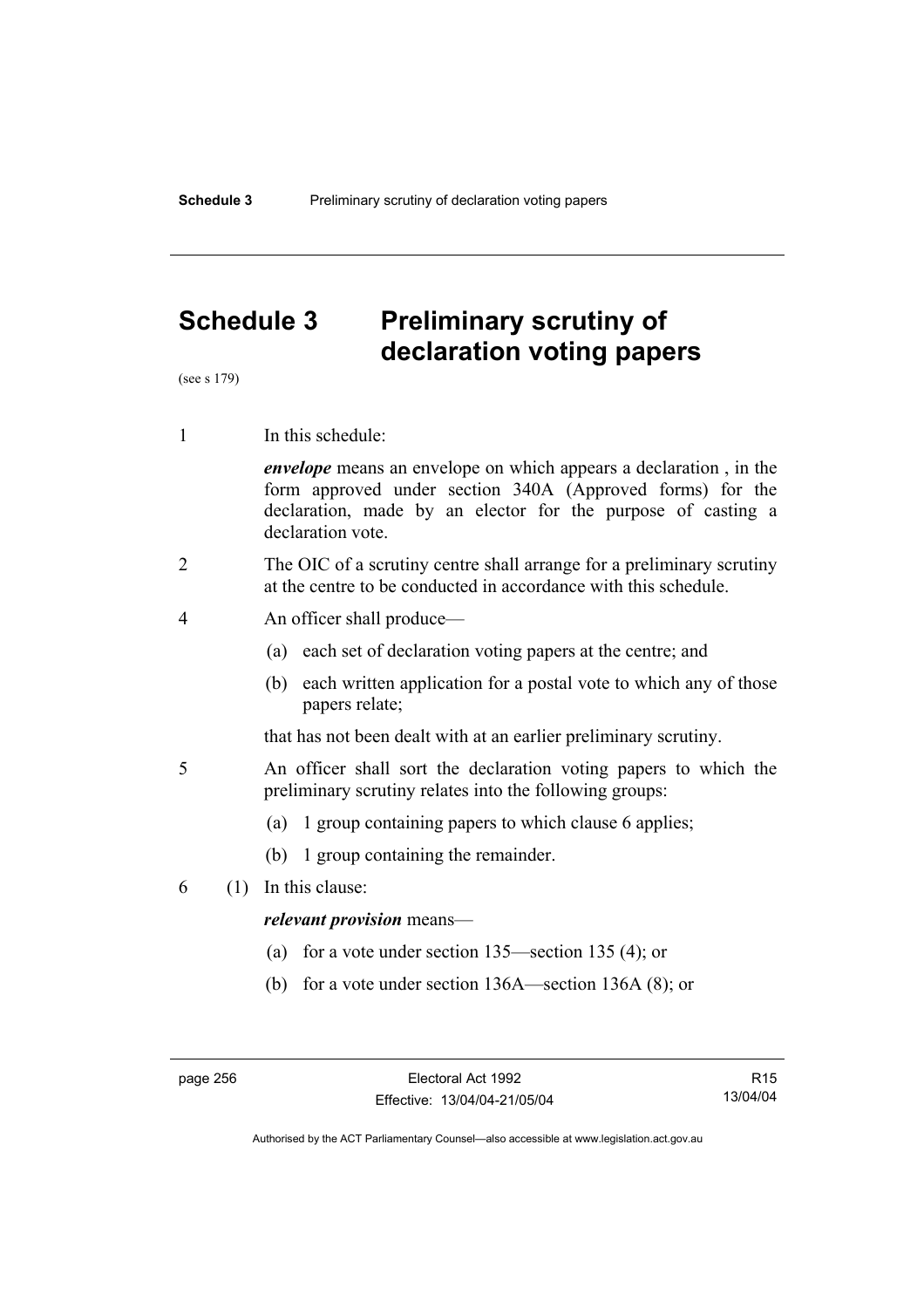# Schedule 3 Preliminary scrutiny of declaration voting papers

(see s 179)

1 In this schedule:

***envelope*** means an envelope on which appears a declaration , in the form approved under section 340A (Approved forms) for the declaration, made by an elector for the purpose of casting a declaration vote.

2 The OIC of a scrutiny centre shall arrange for a preliminary scrutiny at the centre to be conducted in accordance with this schedule.

4 An officer shall produce—

(a) each set of declaration voting papers at the centre; and

(b) each written application for a postal vote to which any of those papers relate;

that has not been dealt with at an earlier preliminary scrutiny.

5 An officer shall sort the declaration voting papers to which the preliminary scrutiny relates into the following groups:

(a) 1 group containing papers to which clause 6 applies;

(b) 1 group containing the remainder.

6 (1) In this clause:

***relevant provision*** means—

(a) for a vote under section 135—section 135 (4); or

(b) for a vote under section 136A—section 136A (8); or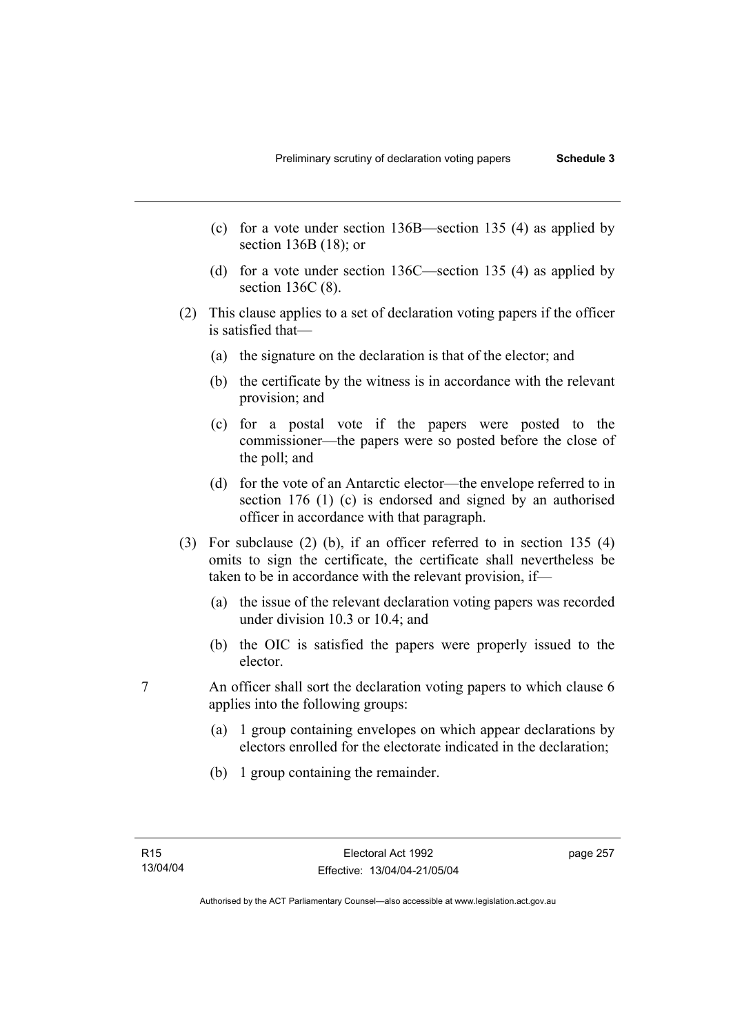(c) for a vote under section 136B—section 135 (4) as applied by section 136B (18); or

(d) for a vote under section 136C—section 135 (4) as applied by section 136C (8).

(2) This clause applies to a set of declaration voting papers if the officer is satisfied that—

(a) the signature on the declaration is that of the elector; and

(b) the certificate by the witness is in accordance with the relevant provision; and

(c) for a postal vote if the papers were posted to the commissioner—the papers were so posted before the close of the poll; and

(d) for the vote of an Antarctic elector—the envelope referred to in section 176 (1) (c) is endorsed and signed by an authorised officer in accordance with that paragraph.

(3) For subclause (2) (b), if an officer referred to in section 135 (4) omits to sign the certificate, the certificate shall nevertheless be taken to be in accordance with the relevant provision, if—

(a) the issue of the relevant declaration voting papers was recorded under division 10.3 or 10.4; and

(b) the OIC is satisfied the papers were properly issued to the elector.

7 An officer shall sort the declaration voting papers to which clause 6 applies into the following groups:

(a) 1 group containing envelopes on which appear declarations by electors enrolled for the electorate indicated in the declaration;

(b) 1 group containing the remainder.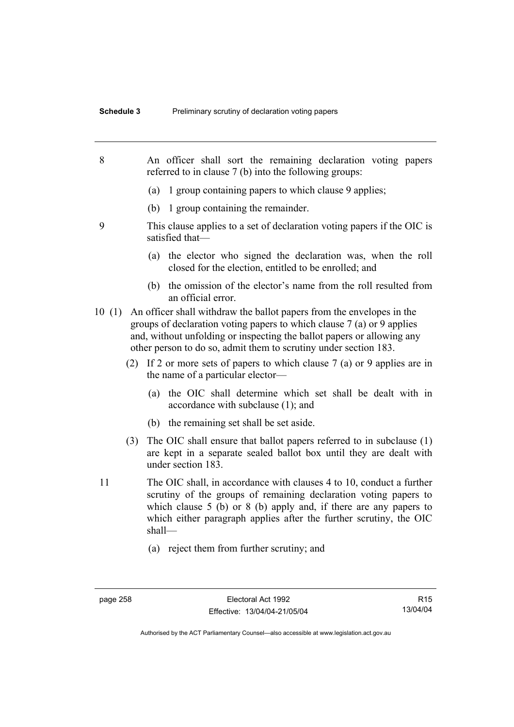8 An officer shall sort the remaining declaration voting papers referred to in clause 7 (b) into the following groups:

(a) 1 group containing papers to which clause 9 applies;

(b) 1 group containing the remainder.

9 This clause applies to a set of declaration voting papers if the OIC is satisfied that—

(a) the elector who signed the declaration was, when the roll closed for the election, entitled to be enrolled; and

(b) the omission of the elector's name from the roll resulted from an official error.

10 (1) An officer shall withdraw the ballot papers from the envelopes in the groups of declaration voting papers to which clause 7 (a) or 9 applies and, without unfolding or inspecting the ballot papers or allowing any other person to do so, admit them to scrutiny under section 183.

(2) If 2 or more sets of papers to which clause 7 (a) or 9 applies are in the name of a particular elector—

(a) the OIC shall determine which set shall be dealt with in accordance with subclause (1); and

(b) the remaining set shall be set aside.

(3) The OIC shall ensure that ballot papers referred to in subclause (1) are kept in a separate sealed ballot box until they are dealt with under section 183.

11 The OIC shall, in accordance with clauses 4 to 10, conduct a further scrutiny of the groups of remaining declaration voting papers to which clause 5 (b) or 8 (b) apply and, if there are any papers to which either paragraph applies after the further scrutiny, the OIC shall—

(a) reject them from further scrutiny; and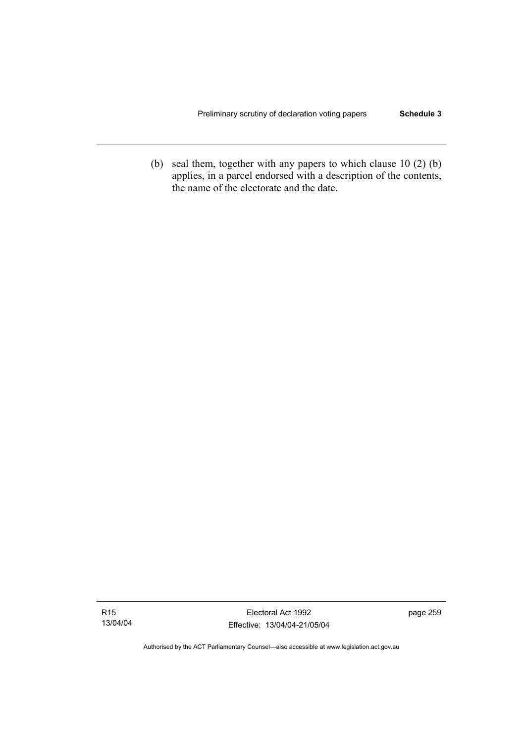(b) seal them, together with any papers to which clause 10 (2) (b) applies, in a parcel endorsed with a description of the contents, the name of the electorate and the date.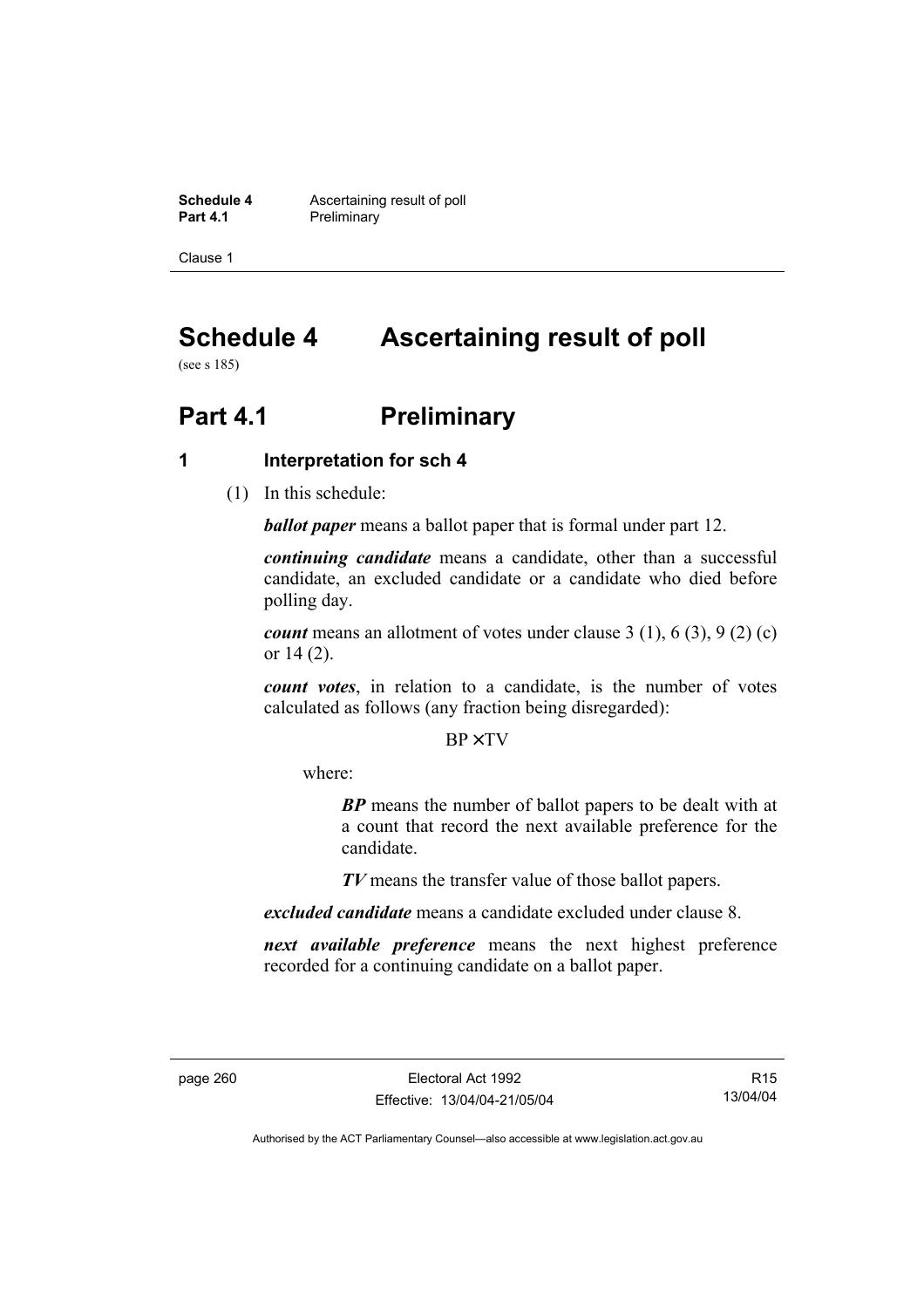# Schedule 4 Ascertaining result of poll

(see s 185)

## Part 4.1 Preliminary

### 1 Interpretation for sch 4

(1) In this schedule:

***ballot paper*** means a ballot paper that is formal under part 12.

***continuing candidate*** means a candidate, other than a successful candidate, an excluded candidate or a candidate who died before polling day.

***count*** means an allotment of votes under clause 3 (1), 6 (3), 9 (2) (c) or 14 (2).

***count votes***, in relation to a candidate, is the number of votes calculated as follows (any fraction being disregarded):

$$BP \times TV$$

where:

> ***BP*** means the number of ballot papers to be dealt with at a count that record the next available preference for the candidate.
>
> ***TV*** means the transfer value of those ballot papers.

***excluded candidate*** means a candidate excluded under clause 8.

***next available preference*** means the next highest preference recorded for a continuing candidate on a ballot paper.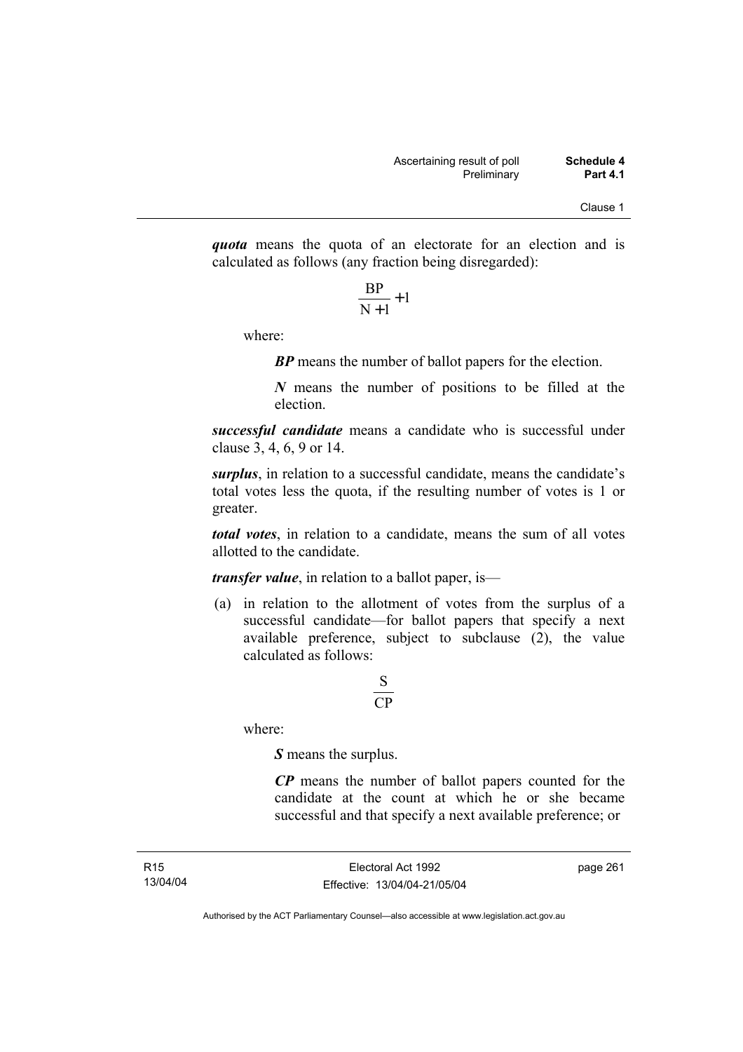***quota*** means the quota of an electorate for an election and is calculated as follows (any fraction being disregarded):

$$\frac{BP}{N+1}+1$$

where:

> ***BP*** means the number of ballot papers for the election.
>
> ***N*** means the number of positions to be filled at the election.

***successful candidate*** means a candidate who is successful under clause 3, 4, 6, 9 or 14.

***surplus***, in relation to a successful candidate, means the candidate's total votes less the quota, if the resulting number of votes is 1 or greater.

***total votes***, in relation to a candidate, means the sum of all votes allotted to the candidate.

***transfer value***, in relation to a ballot paper, is—

(a) in relation to the allotment of votes from the surplus of a successful candidate—for ballot papers that specify a next available preference, subject to subclause (2), the value calculated as follows:

$$\frac{S}{CP}$$

where:

> ***S*** means the surplus.
>
> ***CP*** means the number of ballot papers counted for the candidate at the count at which he or she became successful and that specify a next available preference; or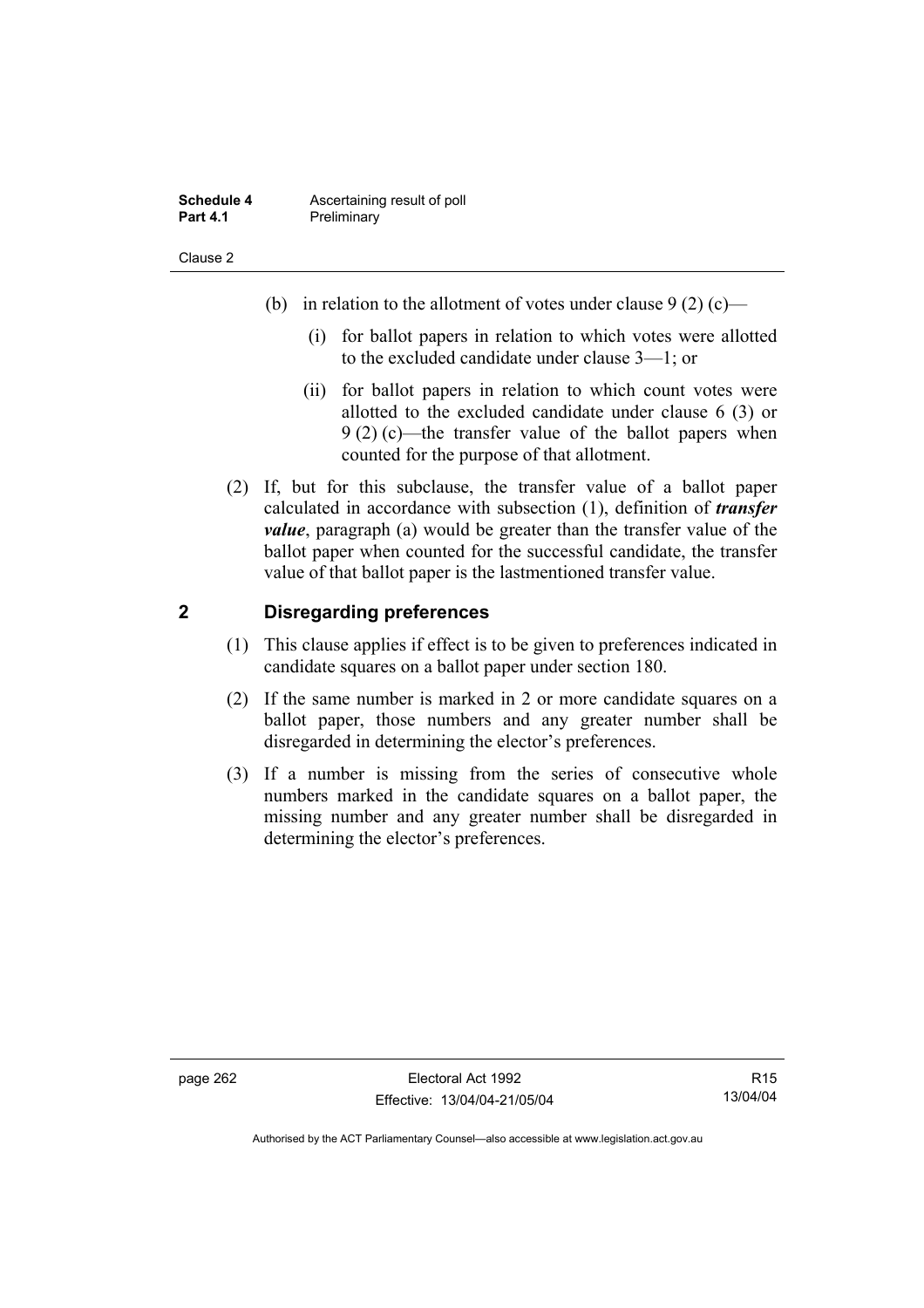(b) in relation to the allotment of votes under clause 9 (2) (c)—

(i) for ballot papers in relation to which votes were allotted to the excluded candidate under clause 3—1; or

(ii) for ballot papers in relation to which count votes were allotted to the excluded candidate under clause 6 (3) or 9 (2) (c)—the transfer value of the ballot papers when counted for the purpose of that allotment.

(2) If, but for this subclause, the transfer value of a ballot paper calculated in accordance with subsection (1), definition of ***transfer value***, paragraph (a) would be greater than the transfer value of the ballot paper when counted for the successful candidate, the transfer value of that ballot paper is the lastmentioned transfer value.

## 2 Disregarding preferences

(1) This clause applies if effect is to be given to preferences indicated in candidate squares on a ballot paper under section 180.

(2) If the same number is marked in 2 or more candidate squares on a ballot paper, those numbers and any greater number shall be disregarded in determining the elector's preferences.

(3) If a number is missing from the series of consecutive whole numbers marked in the candidate squares on a ballot paper, the missing number and any greater number shall be disregarded in determining the elector's preferences.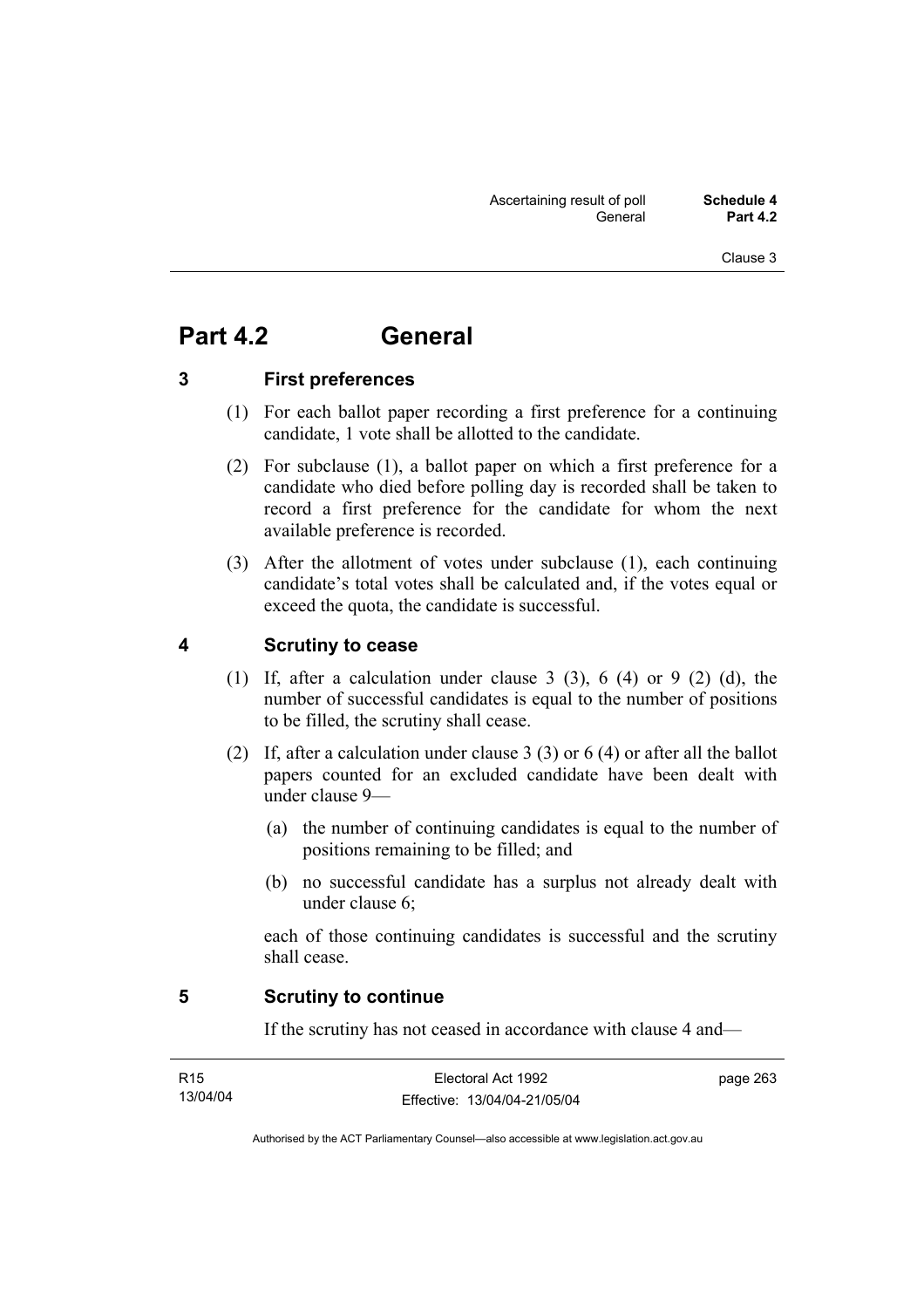# Part 4.2 General

## 3 First preferences

(1) For each ballot paper recording a first preference for a continuing candidate, 1 vote shall be allotted to the candidate.

(2) For subclause (1), a ballot paper on which a first preference for a candidate who died before polling day is recorded shall be taken to record a first preference for the candidate for whom the next available preference is recorded.

(3) After the allotment of votes under subclause (1), each continuing candidate's total votes shall be calculated and, if the votes equal or exceed the quota, the candidate is successful.

## 4 Scrutiny to cease

(1) If, after a calculation under clause 3 (3), 6 (4) or 9 (2) (d), the number of successful candidates is equal to the number of positions to be filled, the scrutiny shall cease.

(2) If, after a calculation under clause 3 (3) or 6 (4) or after all the ballot papers counted for an excluded candidate have been dealt with under clause 9—

(a) the number of continuing candidates is equal to the number of positions remaining to be filled; and

(b) no successful candidate has a surplus not already dealt with under clause 6;

each of those continuing candidates is successful and the scrutiny shall cease.

## 5 Scrutiny to continue

If the scrutiny has not ceased in accordance with clause 4 and—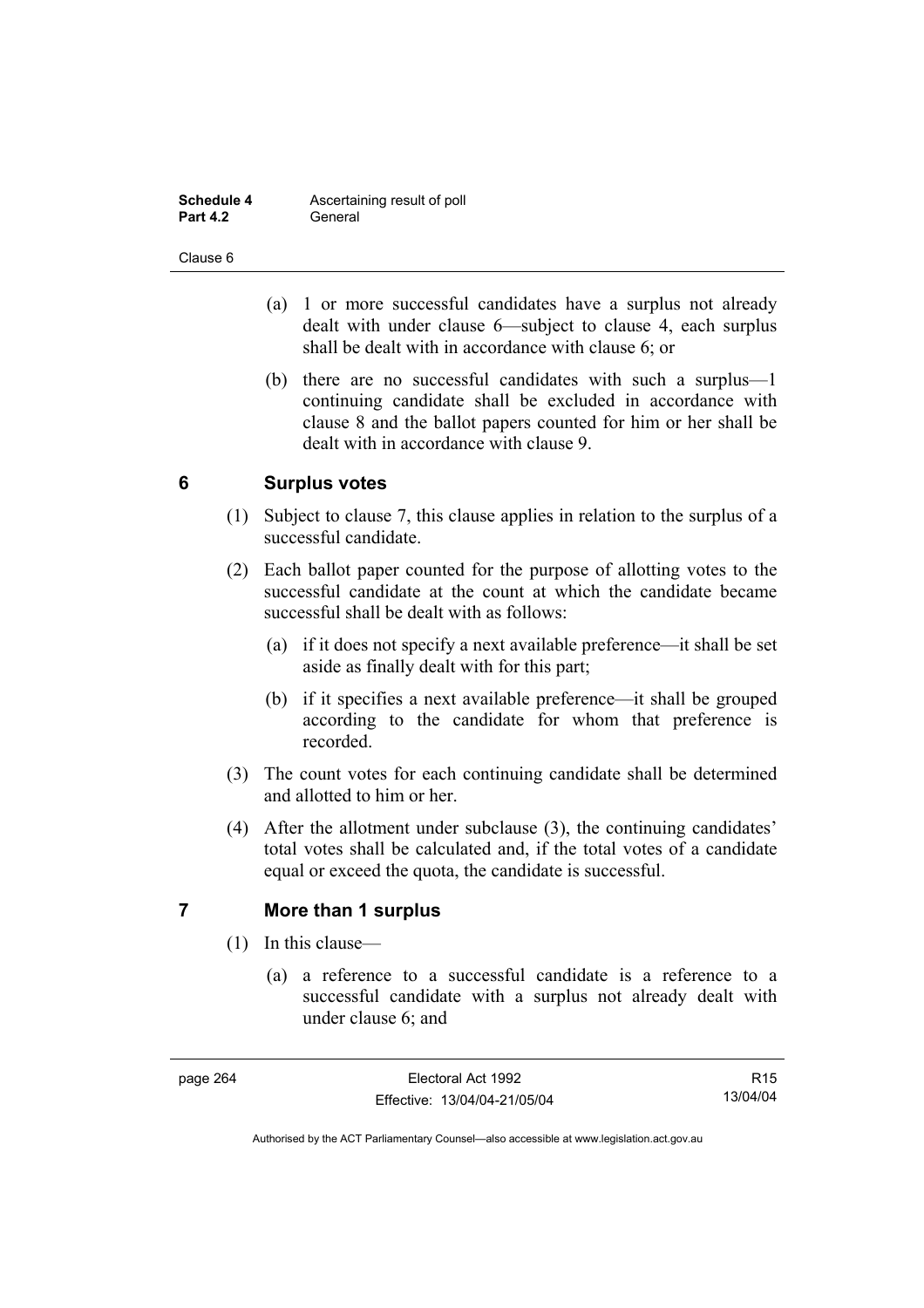(a) 1 or more successful candidates have a surplus not already dealt with under clause 6—subject to clause 4, each surplus shall be dealt with in accordance with clause 6; or

(b) there are no successful candidates with such a surplus—1 continuing candidate shall be excluded in accordance with clause 8 and the ballot papers counted for him or her shall be dealt with in accordance with clause 9.

## 6 Surplus votes

(1) Subject to clause 7, this clause applies in relation to the surplus of a successful candidate.

(2) Each ballot paper counted for the purpose of allotting votes to the successful candidate at the count at which the candidate became successful shall be dealt with as follows:

(a) if it does not specify a next available preference—it shall be set aside as finally dealt with for this part;

(b) if it specifies a next available preference—it shall be grouped according to the candidate for whom that preference is recorded.

(3) The count votes for each continuing candidate shall be determined and allotted to him or her.

(4) After the allotment under subclause (3), the continuing candidates' total votes shall be calculated and, if the total votes of a candidate equal or exceed the quota, the candidate is successful.

## 7 More than 1 surplus

(1) In this clause—

(a) a reference to a successful candidate is a reference to a successful candidate with a surplus not already dealt with under clause 6; and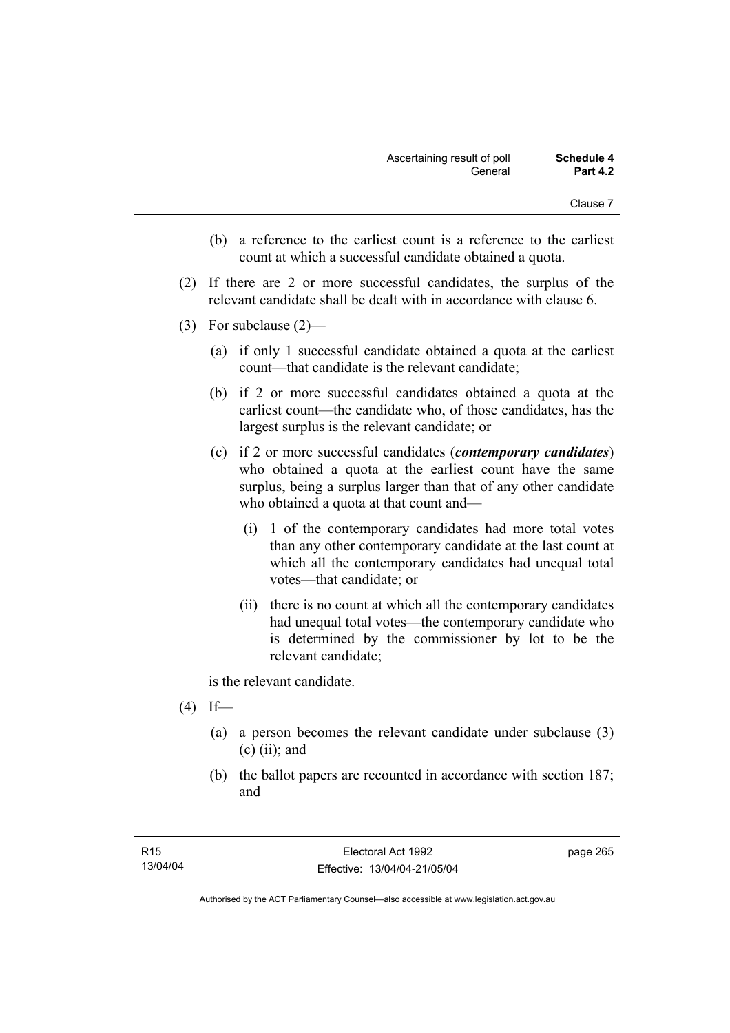(b) a reference to the earliest count is a reference to the earliest count at which a successful candidate obtained a quota.

(2) If there are 2 or more successful candidates, the surplus of the relevant candidate shall be dealt with in accordance with clause 6.

(3) For subclause (2)—

(a) if only 1 successful candidate obtained a quota at the earliest count—that candidate is the relevant candidate;

(b) if 2 or more successful candidates obtained a quota at the earliest count—the candidate who, of those candidates, has the largest surplus is the relevant candidate; or

(c) if 2 or more successful candidates (***contemporary candidates***) who obtained a quota at the earliest count have the same surplus, being a surplus larger than that of any other candidate who obtained a quota at that count and—

(i) 1 of the contemporary candidates had more total votes than any other contemporary candidate at the last count at which all the contemporary candidates had unequal total votes—that candidate; or

(ii) there is no count at which all the contemporary candidates had unequal total votes—the contemporary candidate who is determined by the commissioner by lot to be the relevant candidate;

is the relevant candidate.

(4) If—

(a) a person becomes the relevant candidate under subclause (3) (c) (ii); and

(b) the ballot papers are recounted in accordance with section 187; and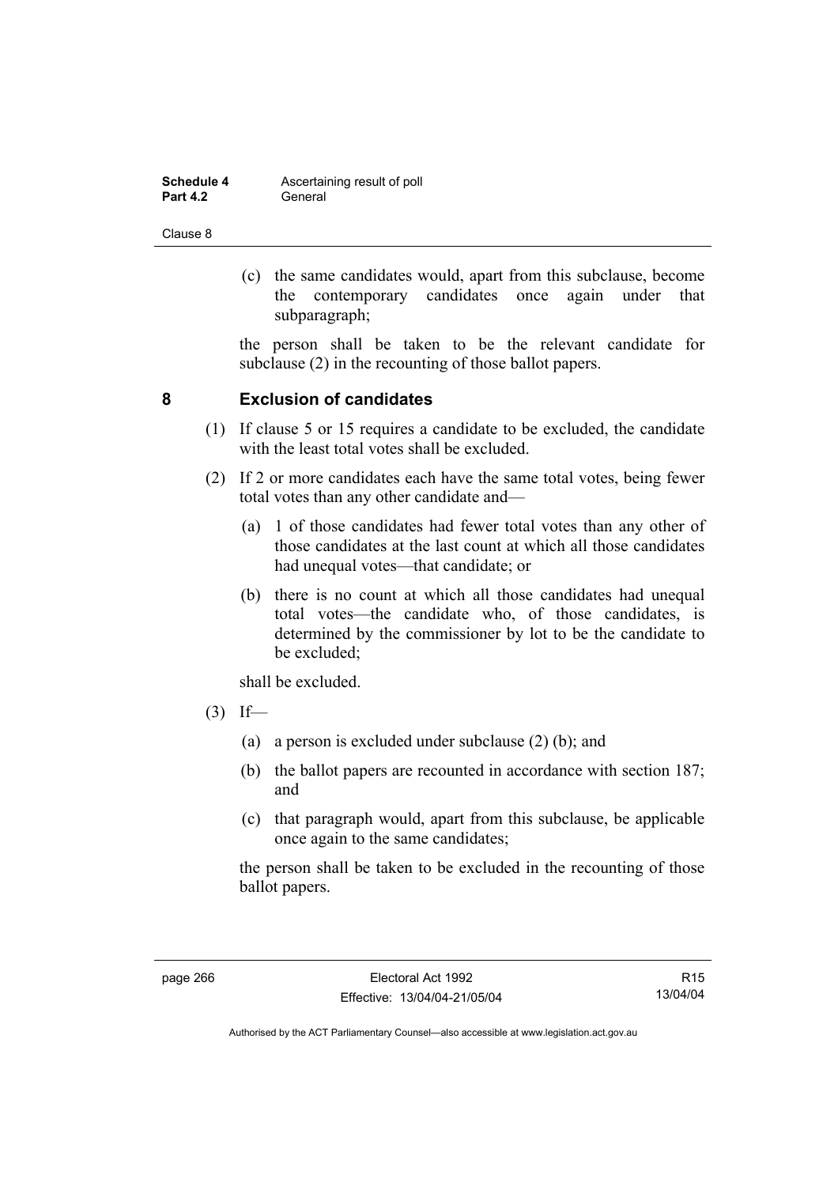(c) the same candidates would, apart from this subclause, become the contemporary candidates once again under that subparagraph;

the person shall be taken to be the relevant candidate for subclause (2) in the recounting of those ballot papers.

## 8 Exclusion of candidates

(1) If clause 5 or 15 requires a candidate to be excluded, the candidate with the least total votes shall be excluded.

(2) If 2 or more candidates each have the same total votes, being fewer total votes than any other candidate and—

(a) 1 of those candidates had fewer total votes than any other of those candidates at the last count at which all those candidates had unequal votes—that candidate; or

(b) there is no count at which all those candidates had unequal total votes—the candidate who, of those candidates, is determined by the commissioner by lot to be the candidate to be excluded;

shall be excluded.

(3) If—

(a) a person is excluded under subclause (2) (b); and

(b) the ballot papers are recounted in accordance with section 187; and

(c) that paragraph would, apart from this subclause, be applicable once again to the same candidates;

the person shall be taken to be excluded in the recounting of those ballot papers.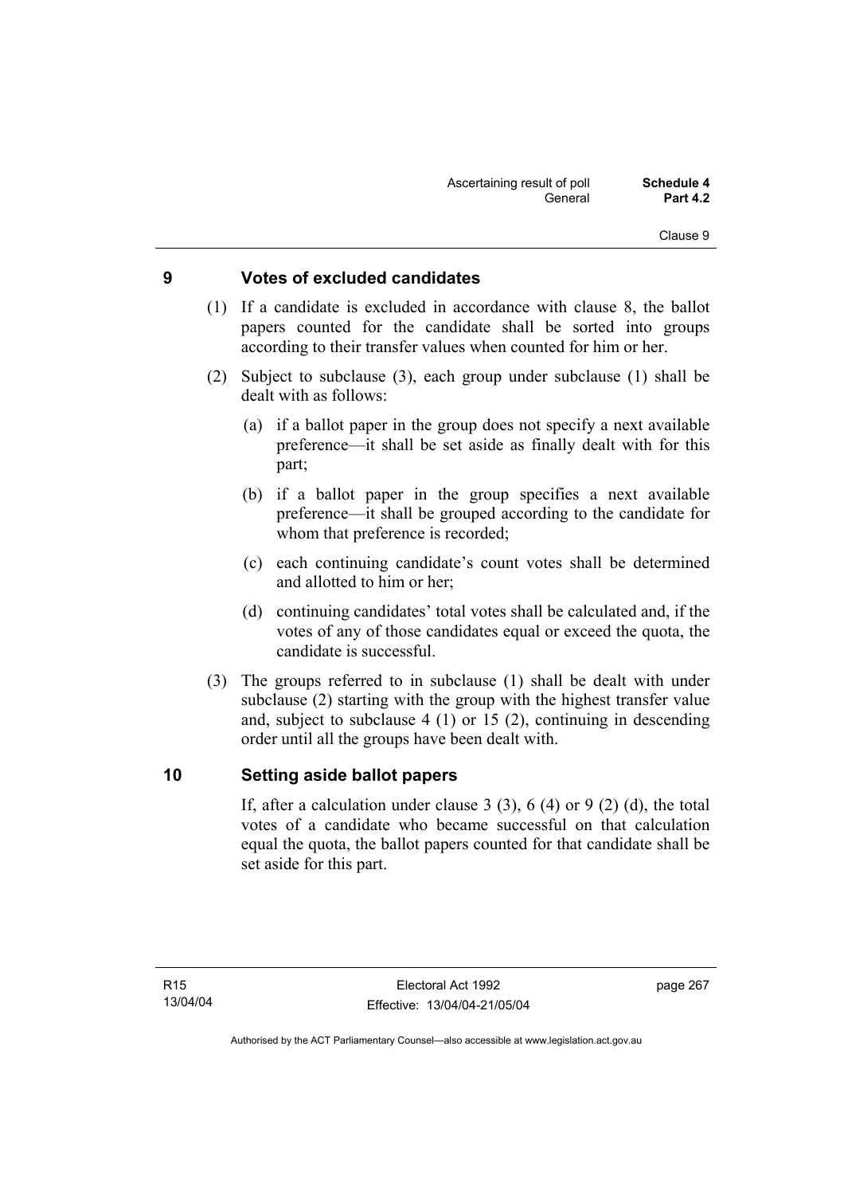## 9 Votes of excluded candidates

(1) If a candidate is excluded in accordance with clause 8, the ballot papers counted for the candidate shall be sorted into groups according to their transfer values when counted for him or her.

(2) Subject to subclause (3), each group under subclause (1) shall be dealt with as follows:

(a) if a ballot paper in the group does not specify a next available preference—it shall be set aside as finally dealt with for this part;

(b) if a ballot paper in the group specifies a next available preference—it shall be grouped according to the candidate for whom that preference is recorded;

(c) each continuing candidate's count votes shall be determined and allotted to him or her;

(d) continuing candidates' total votes shall be calculated and, if the votes of any of those candidates equal or exceed the quota, the candidate is successful.

(3) The groups referred to in subclause (1) shall be dealt with under subclause (2) starting with the group with the highest transfer value and, subject to subclause 4 (1) or 15 (2), continuing in descending order until all the groups have been dealt with.

## 10 Setting aside ballot papers

If, after a calculation under clause 3 (3), 6 (4) or 9 (2) (d), the total votes of a candidate who became successful on that calculation equal the quota, the ballot papers counted for that candidate shall be set aside for this part.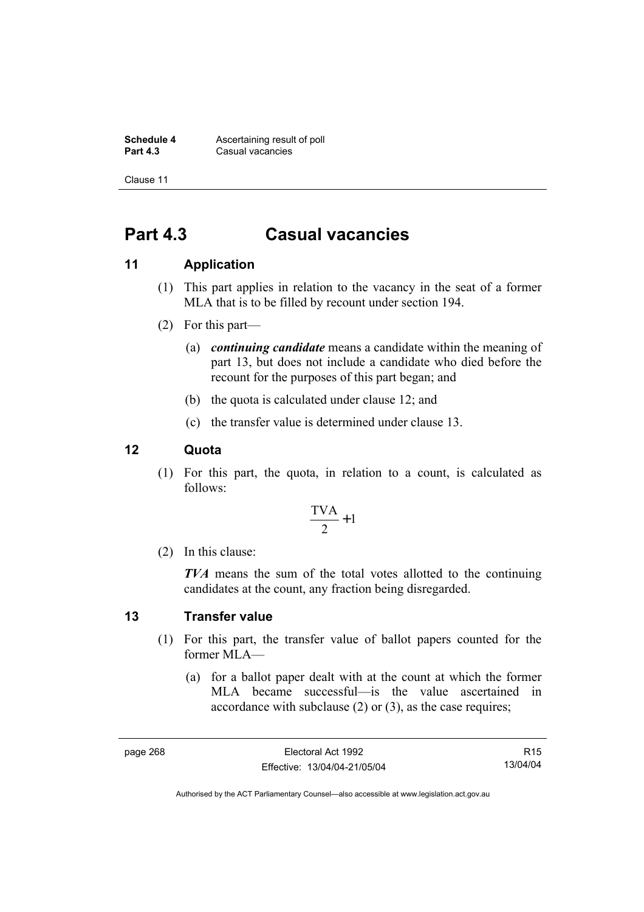# Part 4.3 Casual vacancies

## 11 Application

(1) This part applies in relation to the vacancy in the seat of a former MLA that is to be filled by recount under section 194.

(2) For this part—

(a) ***continuing candidate*** means a candidate within the meaning of part 13, but does not include a candidate who died before the recount for the purposes of this part began; and

(b) the quota is calculated under clause 12; and

(c) the transfer value is determined under clause 13.

## 12 Quota

(1) For this part, the quota, in relation to a count, is calculated as follows:

$$\frac{\text{TVA}}{2}+1$$

(2) In this clause:

***TVA*** means the sum of the total votes allotted to the continuing candidates at the count, any fraction being disregarded.

## 13 Transfer value

(1) For this part, the transfer value of ballot papers counted for the former MLA—

(a) for a ballot paper dealt with at the count at which the former MLA became successful—is the value ascertained in accordance with subclause (2) or (3), as the case requires;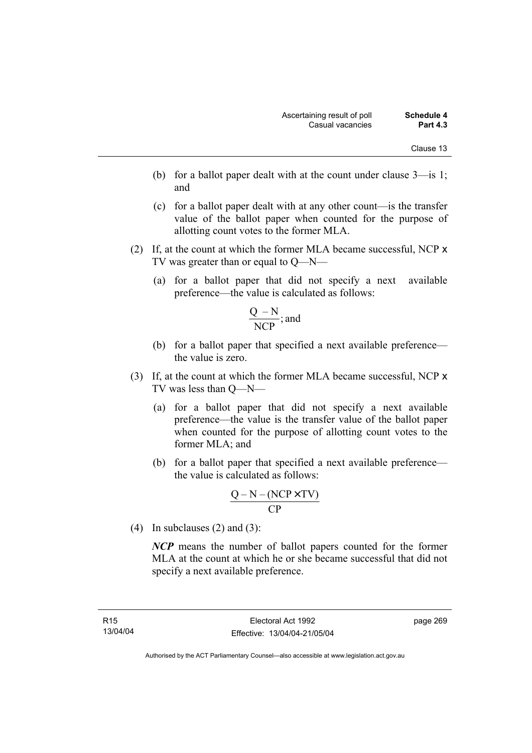(b) for a ballot paper dealt with at the count under clause 3—is 1; and

(c) for a ballot paper dealt with at any other count—is the transfer value of the ballot paper when counted for the purpose of allotting count votes to the former MLA.

(2) If, at the count at which the former MLA became successful, NCP x TV was greater than or equal to Q—N—

(a) for a ballot paper that did not specify a next available preference—the value is calculated as follows:

$$\frac{Q - N}{NCP}; \text{ and}$$

(b) for a ballot paper that specified a next available preference—the value is zero.

(3) If, at the count at which the former MLA became successful, NCP x TV was less than Q—N—

(a) for a ballot paper that did not specify a next available preference—the value is the transfer value of the ballot paper when counted for the purpose of allotting count votes to the former MLA; and

(b) for a ballot paper that specified a next available preference—the value is calculated as follows:

$$\frac{Q - N - (NCP \times TV)}{CP}$$

(4) In subclauses (2) and (3):

***NCP*** means the number of ballot papers counted for the former MLA at the count at which he or she became successful that did not specify a next available preference.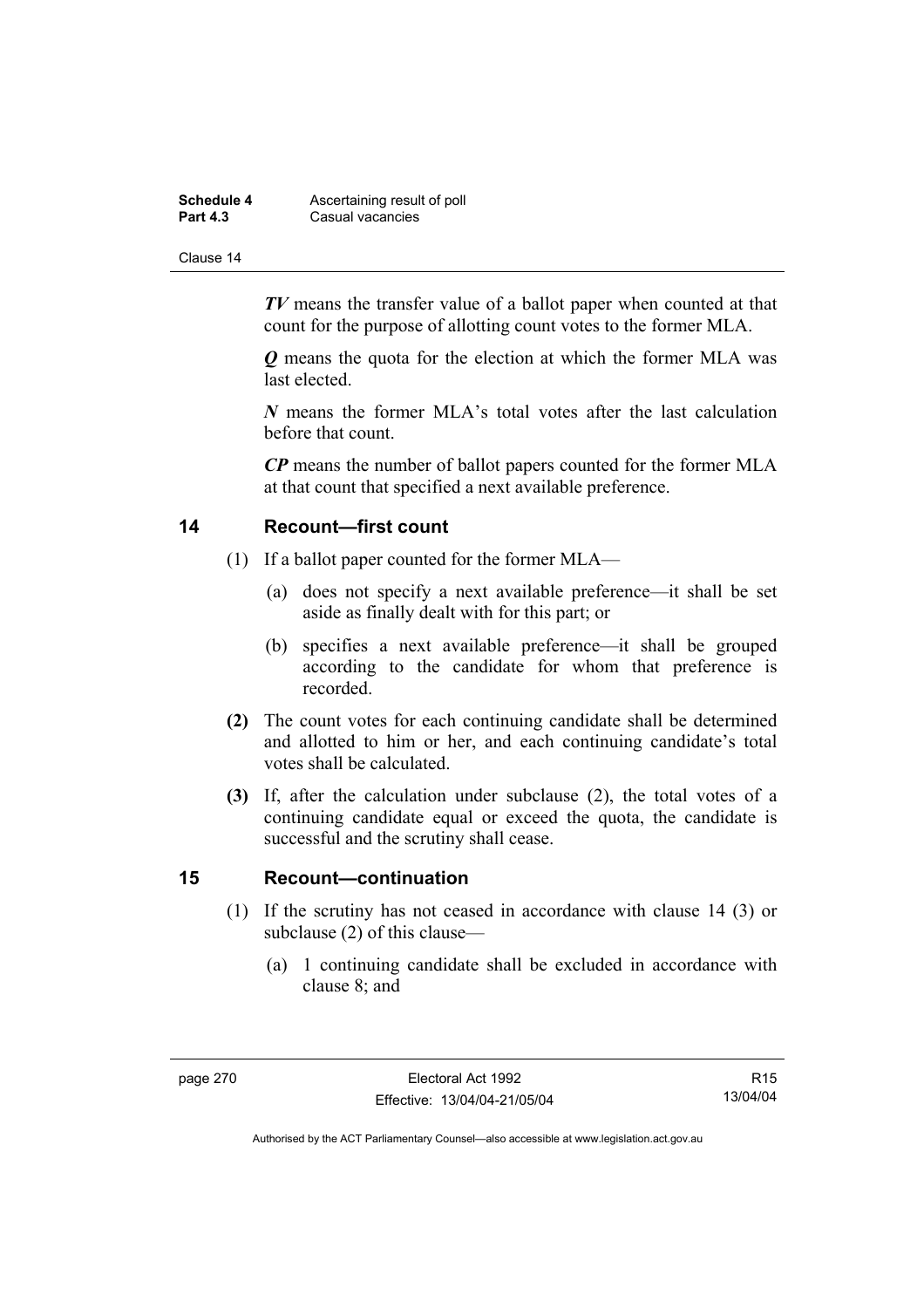***TV*** means the transfer value of a ballot paper when counted at that count for the purpose of allotting count votes to the former MLA.

***Q*** means the quota for the election at which the former MLA was last elected.

***N*** means the former MLA's total votes after the last calculation before that count.

***CP*** means the number of ballot papers counted for the former MLA at that count that specified a next available preference.

## 14 Recount—first count

(1) If a ballot paper counted for the former MLA—

(a) does not specify a next available preference—it shall be set aside as finally dealt with for this part; or

(b) specifies a next available preference—it shall be grouped according to the candidate for whom that preference is recorded.

**(2)** The count votes for each continuing candidate shall be determined and allotted to him or her, and each continuing candidate's total votes shall be calculated.

**(3)** If, after the calculation under subclause (2), the total votes of a continuing candidate equal or exceed the quota, the candidate is successful and the scrutiny shall cease.

## 15 Recount—continuation

(1) If the scrutiny has not ceased in accordance with clause 14 (3) or subclause (2) of this clause—

(a) 1 continuing candidate shall be excluded in accordance with clause 8; and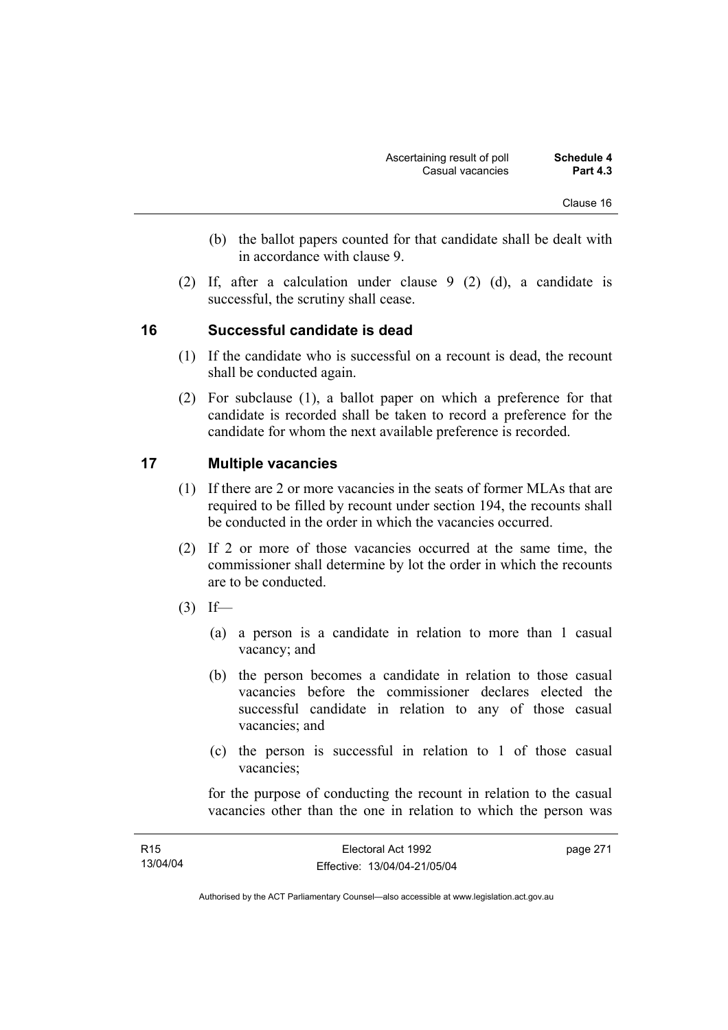(b) the ballot papers counted for that candidate shall be dealt with in accordance with clause 9.

(2) If, after a calculation under clause 9 (2) (d), a candidate is successful, the scrutiny shall cease.

## 16 Successful candidate is dead

(1) If the candidate who is successful on a recount is dead, the recount shall be conducted again.

(2) For subclause (1), a ballot paper on which a preference for that candidate is recorded shall be taken to record a preference for the candidate for whom the next available preference is recorded.

## 17 Multiple vacancies

(1) If there are 2 or more vacancies in the seats of former MLAs that are required to be filled by recount under section 194, the recounts shall be conducted in the order in which the vacancies occurred.

(2) If 2 or more of those vacancies occurred at the same time, the commissioner shall determine by lot the order in which the recounts are to be conducted.

(3) If—

(a) a person is a candidate in relation to more than 1 casual vacancy; and

(b) the person becomes a candidate in relation to those casual vacancies before the commissioner declares elected the successful candidate in relation to any of those casual vacancies; and

(c) the person is successful in relation to 1 of those casual vacancies;

for the purpose of conducting the recount in relation to the casual vacancies other than the one in relation to which the person was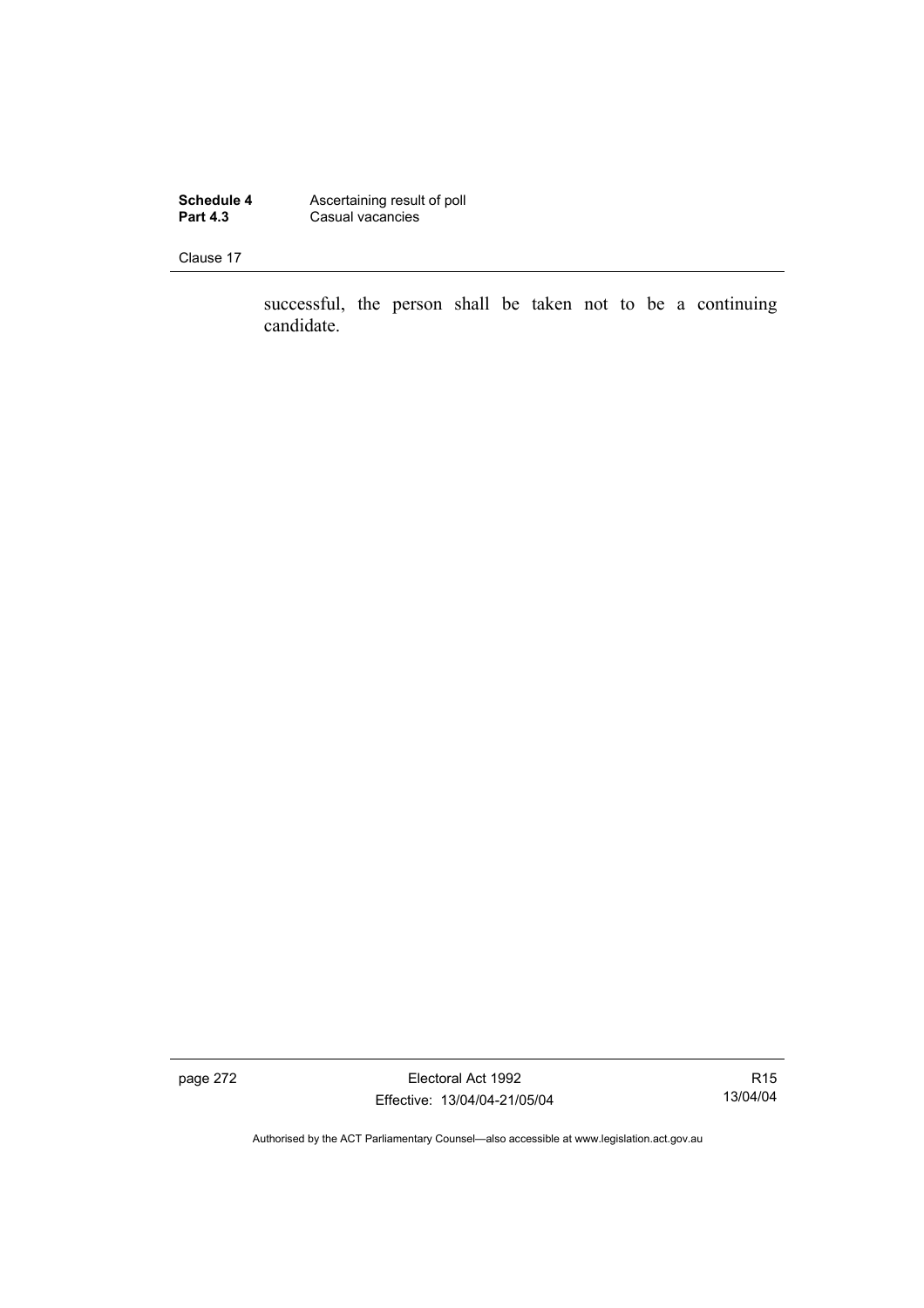successful, the person shall be taken not to be a continuing candidate.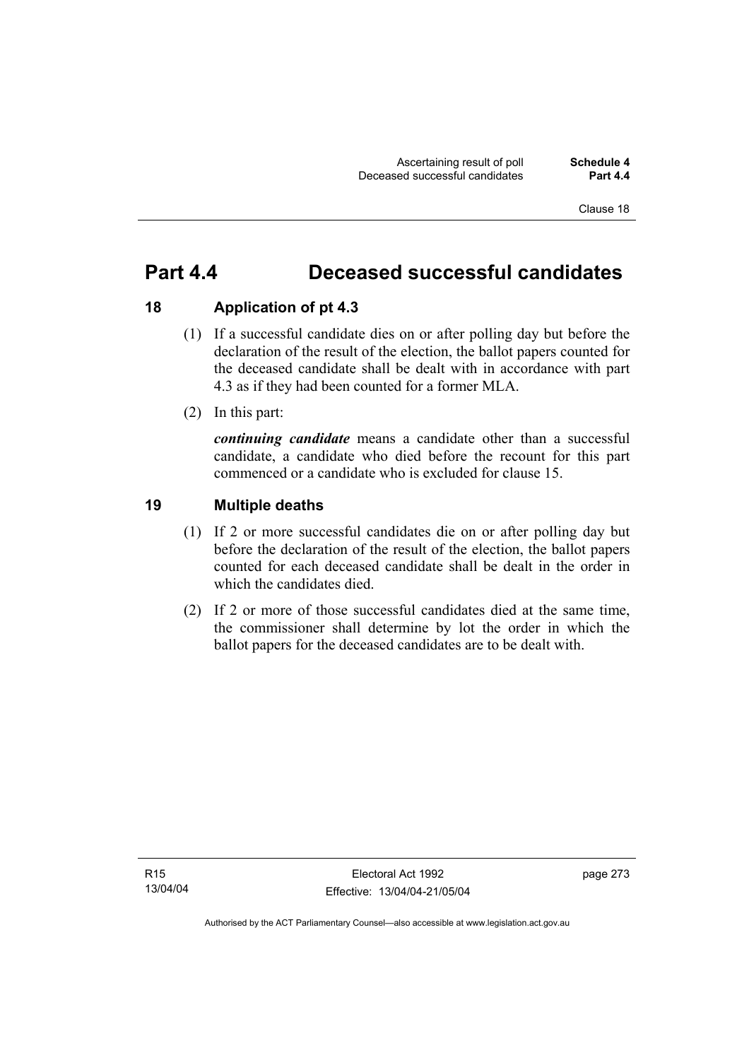# Part 4.4 Deceased successful candidates

## 18 Application of pt 4.3

(1) If a successful candidate dies on or after polling day but before the declaration of the result of the election, the ballot papers counted for the deceased candidate shall be dealt with in accordance with part 4.3 as if they had been counted for a former MLA.

(2) In this part:

***continuing candidate*** means a candidate other than a successful candidate, a candidate who died before the recount for this part commenced or a candidate who is excluded for clause 15.

## 19 Multiple deaths

(1) If 2 or more successful candidates die on or after polling day but before the declaration of the result of the election, the ballot papers counted for each deceased candidate shall be dealt in the order in which the candidates died.

(2) If 2 or more of those successful candidates died at the same time, the commissioner shall determine by lot the order in which the ballot papers for the deceased candidates are to be dealt with.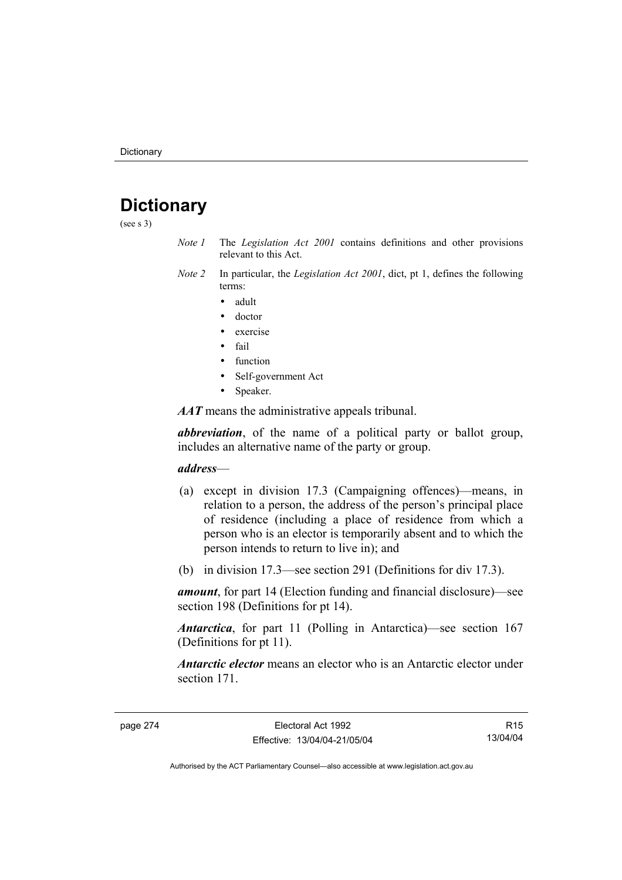# Dictionary

(see s 3)

*Note 1* The *Legislation Act 2001* contains definitions and other provisions relevant to this Act.

*Note 2* In particular, the *Legislation Act 2001*, dict, pt 1, defines the following terms:

- adult
- doctor
- exercise
- fail
- function
- Self-government Act
- Speaker.

***AAT*** means the administrative appeals tribunal.

***abbreviation***, of the name of a political party or ballot group, includes an alternative name of the party or group.

***address***—

(a) except in division 17.3 (Campaigning offences)—means, in relation to a person, the address of the person's principal place of residence (including a place of residence from which a person who is an elector is temporarily absent and to which the person intends to return to live in); and

(b) in division 17.3—see section 291 (Definitions for div 17.3).

***amount***, for part 14 (Election funding and financial disclosure)—see section 198 (Definitions for pt 14).

***Antarctica***, for part 11 (Polling in Antarctica)—see section 167 (Definitions for pt 11).

***Antarctic elector*** means an elector who is an Antarctic elector under section 171.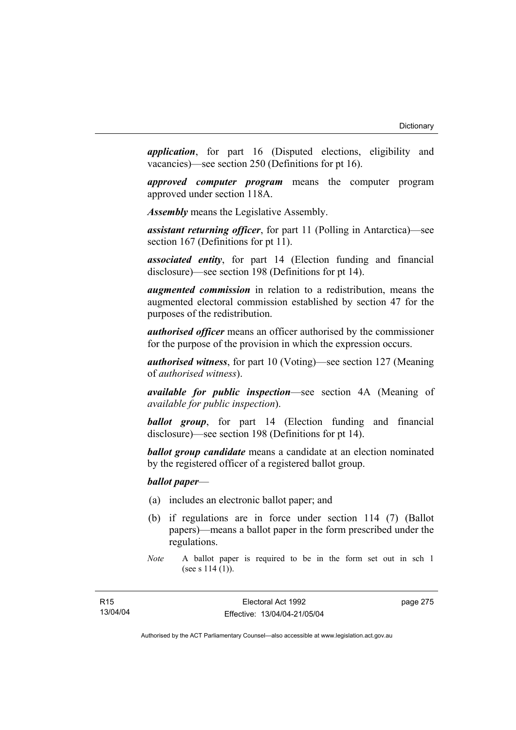***application***, for part 16 (Disputed elections, eligibility and vacancies)—see section 250 (Definitions for pt 16).

***approved computer program*** means the computer program approved under section 118A.

***Assembly*** means the Legislative Assembly.

***assistant returning officer***, for part 11 (Polling in Antarctica)—see section 167 (Definitions for pt 11).

***associated entity***, for part 14 (Election funding and financial disclosure)—see section 198 (Definitions for pt 14).

***augmented commission*** in relation to a redistribution, means the augmented electoral commission established by section 47 for the purposes of the redistribution.

***authorised officer*** means an officer authorised by the commissioner for the purpose of the provision in which the expression occurs.

***authorised witness***, for part 10 (Voting)—see section 127 (Meaning of *authorised witness*).

***available for public inspection***—see section 4A (Meaning of *available for public inspection*).

***ballot group***, for part 14 (Election funding and financial disclosure)—see section 198 (Definitions for pt 14).

***ballot group candidate*** means a candidate at an election nominated by the registered officer of a registered ballot group.

***ballot paper***—

(a) includes an electronic ballot paper; and

(b) if regulations are in force under section 114 (7) (Ballot papers)—means a ballot paper in the form prescribed under the regulations.

*Note* A ballot paper is required to be in the form set out in sch 1 (see s 114 (1)).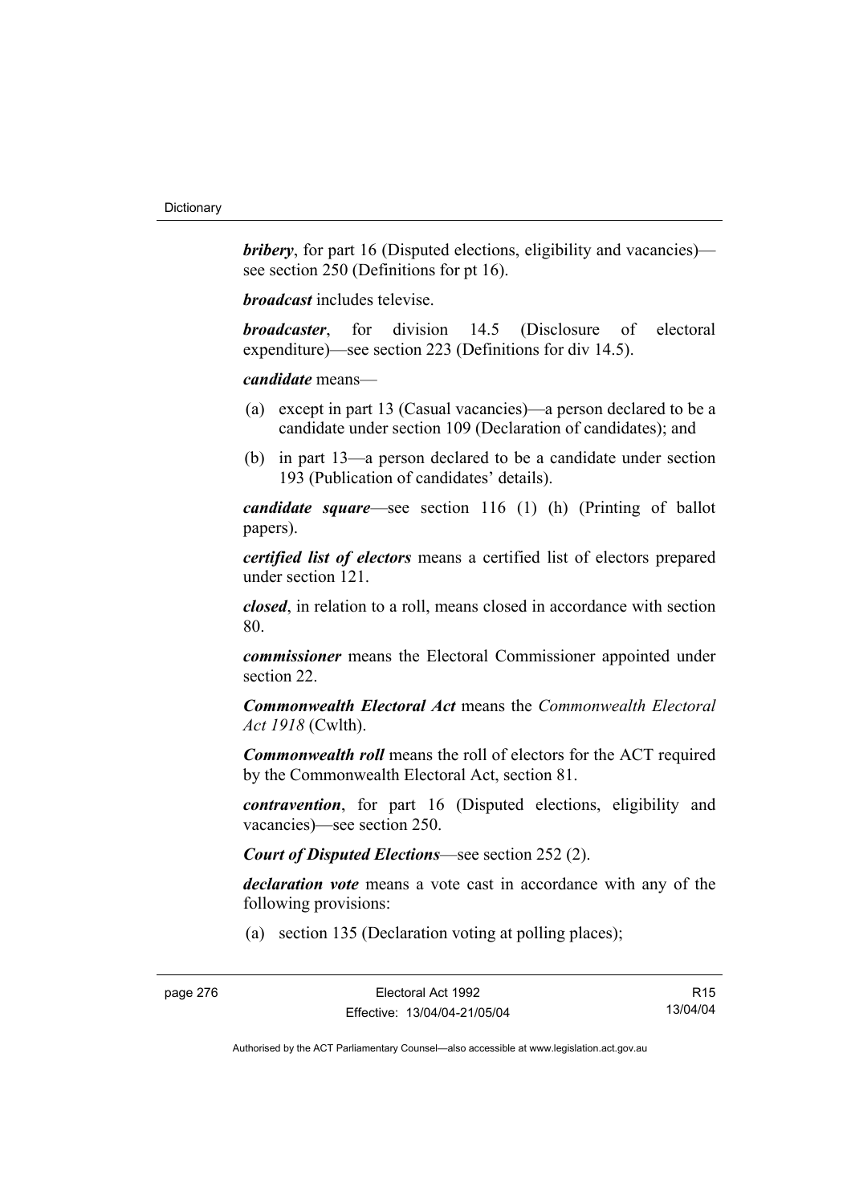***bribery***, for part 16 (Disputed elections, eligibility and vacancies)—see section 250 (Definitions for pt 16).

***broadcast*** includes televise.

***broadcaster***, for division 14.5 (Disclosure of electoral expenditure)—see section 223 (Definitions for div 14.5).

***candidate*** means—

(a) except in part 13 (Casual vacancies)—a person declared to be a candidate under section 109 (Declaration of candidates); and

(b) in part 13—a person declared to be a candidate under section 193 (Publication of candidates' details).

***candidate square***—see section 116 (1) (h) (Printing of ballot papers).

***certified list of electors*** means a certified list of electors prepared under section 121.

***closed***, in relation to a roll, means closed in accordance with section 80.

***commissioner*** means the Electoral Commissioner appointed under section 22.

***Commonwealth Electoral Act*** means the *Commonwealth Electoral Act 1918* (Cwlth).

***Commonwealth roll*** means the roll of electors for the ACT required by the Commonwealth Electoral Act, section 81.

***contravention***, for part 16 (Disputed elections, eligibility and vacancies)—see section 250.

***Court of Disputed Elections***—see section 252 (2).

***declaration vote*** means a vote cast in accordance with any of the following provisions:

(a) section 135 (Declaration voting at polling places);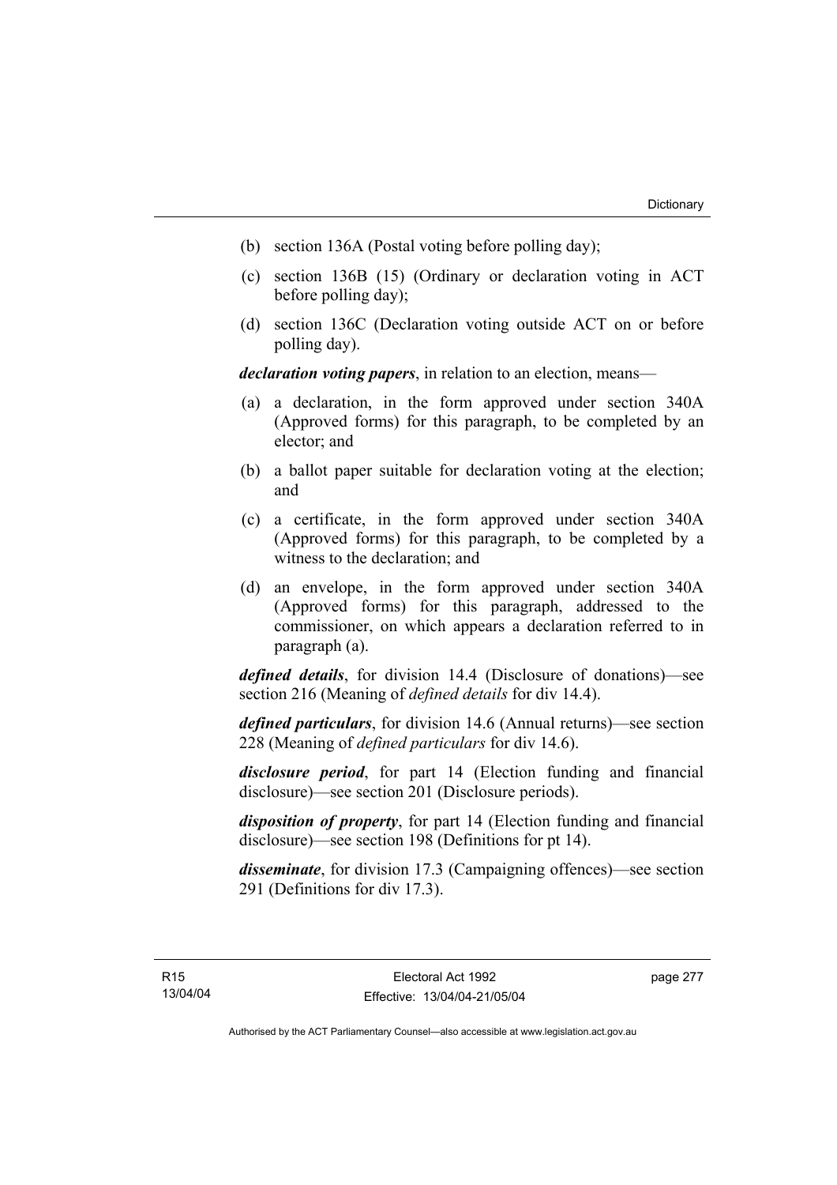(b) section 136A (Postal voting before polling day);

(c) section 136B (15) (Ordinary or declaration voting in ACT before polling day);

(d) section 136C (Declaration voting outside ACT on or before polling day).

***declaration voting papers***, in relation to an election, means—

(a) a declaration, in the form approved under section 340A (Approved forms) for this paragraph, to be completed by an elector; and

(b) a ballot paper suitable for declaration voting at the election; and

(c) a certificate, in the form approved under section 340A (Approved forms) for this paragraph, to be completed by a witness to the declaration; and

(d) an envelope, in the form approved under section 340A (Approved forms) for this paragraph, addressed to the commissioner, on which appears a declaration referred to in paragraph (a).

***defined details***, for division 14.4 (Disclosure of donations)—see section 216 (Meaning of *defined details* for div 14.4).

***defined particulars***, for division 14.6 (Annual returns)—see section 228 (Meaning of *defined particulars* for div 14.6).

***disclosure period***, for part 14 (Election funding and financial disclosure)—see section 201 (Disclosure periods).

***disposition of property***, for part 14 (Election funding and financial disclosure)—see section 198 (Definitions for pt 14).

***disseminate***, for division 17.3 (Campaigning offences)—see section 291 (Definitions for div 17.3).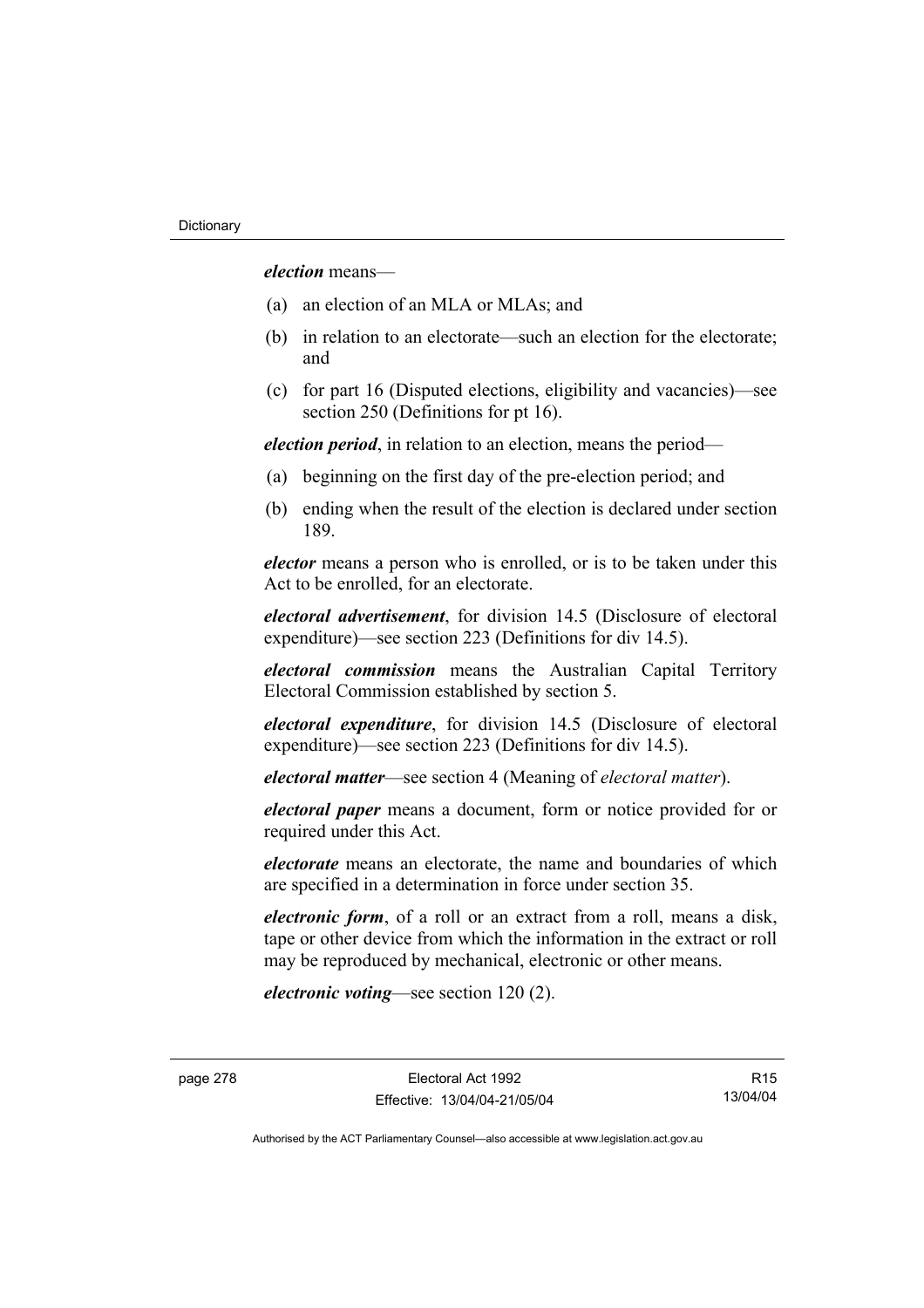***election*** means—

(a) an election of an MLA or MLAs; and

(b) in relation to an electorate—such an election for the electorate; and

(c) for part 16 (Disputed elections, eligibility and vacancies)—see section 250 (Definitions for pt 16).

***election period***, in relation to an election, means the period—

(a) beginning on the first day of the pre-election period; and

(b) ending when the result of the election is declared under section 189.

***elector*** means a person who is enrolled, or is to be taken under this Act to be enrolled, for an electorate.

***electoral advertisement***, for division 14.5 (Disclosure of electoral expenditure)—see section 223 (Definitions for div 14.5).

***electoral commission*** means the Australian Capital Territory Electoral Commission established by section 5.

***electoral expenditure***, for division 14.5 (Disclosure of electoral expenditure)—see section 223 (Definitions for div 14.5).

***electoral matter***—see section 4 (Meaning of *electoral matter*).

***electoral paper*** means a document, form or notice provided for or required under this Act.

***electorate*** means an electorate, the name and boundaries of which are specified in a determination in force under section 35.

***electronic form***, of a roll or an extract from a roll, means a disk, tape or other device from which the information in the extract or roll may be reproduced by mechanical, electronic or other means.

***electronic voting***—see section 120 (2).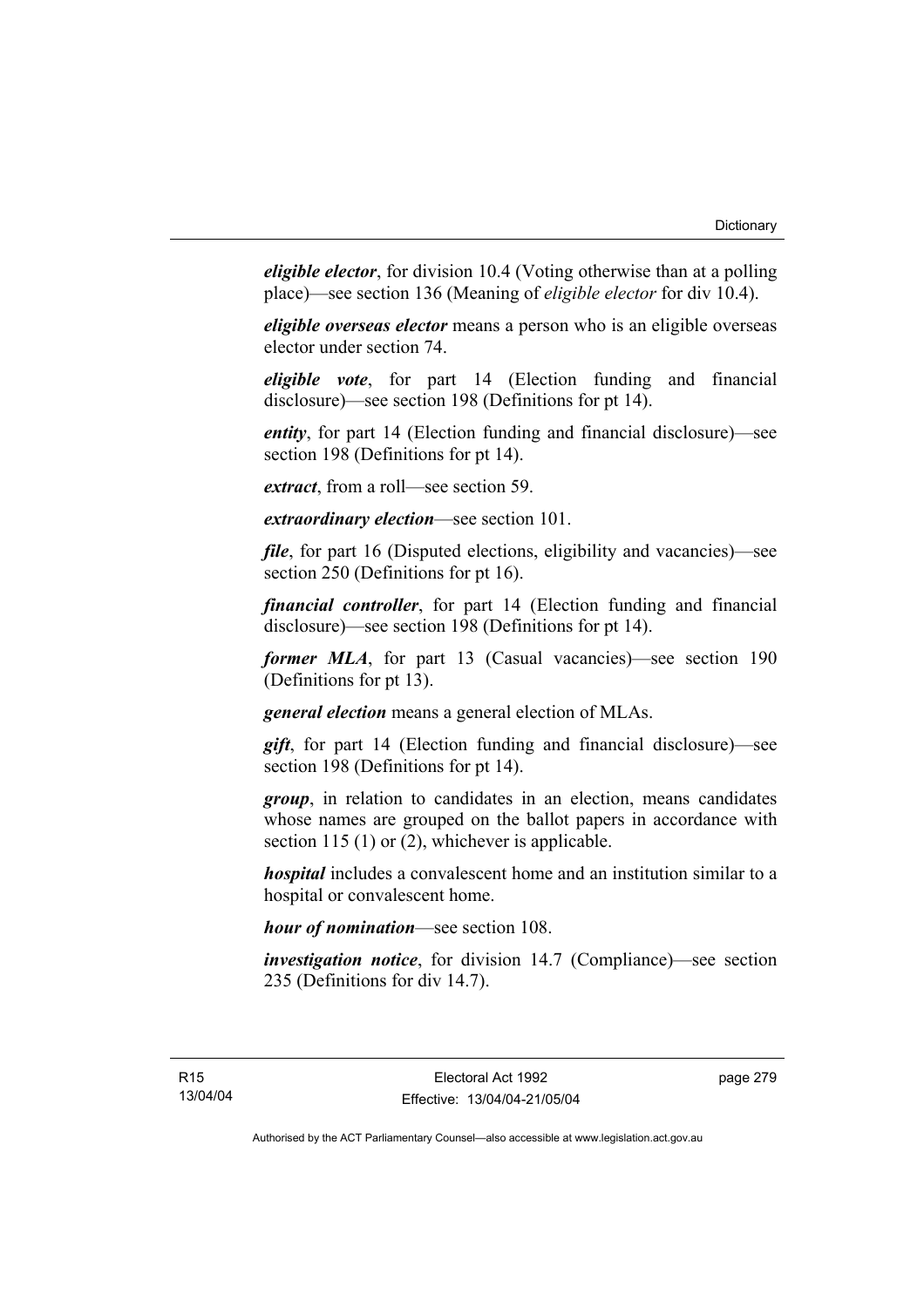***eligible elector***, for division 10.4 (Voting otherwise than at a polling place)—see section 136 (Meaning of *eligible elector* for div 10.4).

***eligible overseas elector*** means a person who is an eligible overseas elector under section 74.

***eligible vote***, for part 14 (Election funding and financial disclosure)—see section 198 (Definitions for pt 14).

***entity***, for part 14 (Election funding and financial disclosure)—see section 198 (Definitions for pt 14).

***extract***, from a roll—see section 59.

***extraordinary election***—see section 101.

***file***, for part 16 (Disputed elections, eligibility and vacancies)—see section 250 (Definitions for pt 16).

***financial controller***, for part 14 (Election funding and financial disclosure)—see section 198 (Definitions for pt 14).

***former MLA***, for part 13 (Casual vacancies)—see section 190 (Definitions for pt 13).

***general election*** means a general election of MLAs.

***gift***, for part 14 (Election funding and financial disclosure)—see section 198 (Definitions for pt 14).

***group***, in relation to candidates in an election, means candidates whose names are grouped on the ballot papers in accordance with section 115 (1) or (2), whichever is applicable.

***hospital*** includes a convalescent home and an institution similar to a hospital or convalescent home.

***hour of nomination***—see section 108.

***investigation notice***, for division 14.7 (Compliance)—see section 235 (Definitions for div 14.7).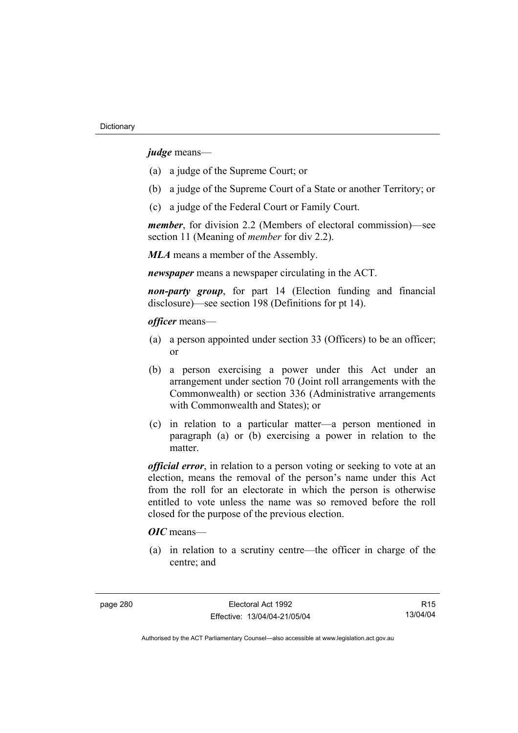***judge*** means—

(a) a judge of the Supreme Court; or

(b) a judge of the Supreme Court of a State or another Territory; or

(c) a judge of the Federal Court or Family Court.

***member***, for division 2.2 (Members of electoral commission)—see section 11 (Meaning of *member* for div 2.2).

***MLA*** means a member of the Assembly.

***newspaper*** means a newspaper circulating in the ACT.

***non-party group***, for part 14 (Election funding and financial disclosure)—see section 198 (Definitions for pt 14).

***officer*** means—

(a) a person appointed under section 33 (Officers) to be an officer; or

(b) a person exercising a power under this Act under an arrangement under section 70 (Joint roll arrangements with the Commonwealth) or section 336 (Administrative arrangements with Commonwealth and States); or

(c) in relation to a particular matter—a person mentioned in paragraph (a) or (b) exercising a power in relation to the matter.

***official error***, in relation to a person voting or seeking to vote at an election, means the removal of the person's name under this Act from the roll for an electorate in which the person is otherwise entitled to vote unless the name was so removed before the roll closed for the purpose of the previous election.

***OIC*** means—

(a) in relation to a scrutiny centre—the officer in charge of the centre; and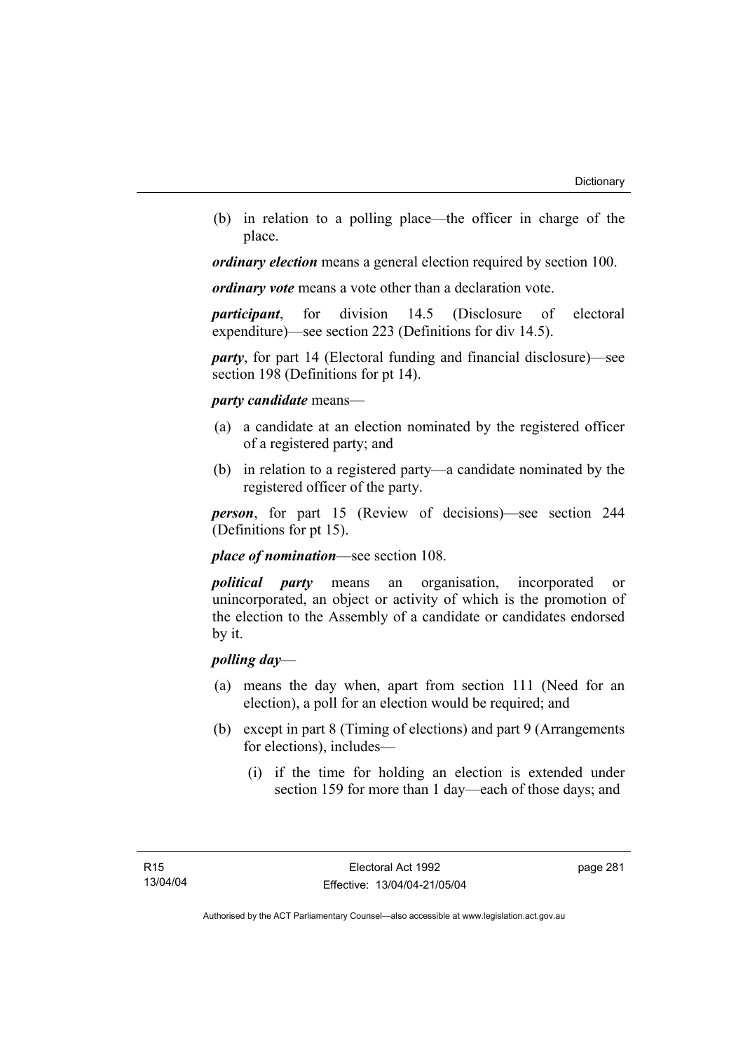(b) in relation to a polling place—the officer in charge of the place.

***ordinary election*** means a general election required by section 100.

***ordinary vote*** means a vote other than a declaration vote.

***participant***, for division 14.5 (Disclosure of electoral expenditure)—see section 223 (Definitions for div 14.5).

***party***, for part 14 (Electoral funding and financial disclosure)—see section 198 (Definitions for pt 14).

***party candidate*** means—

(a) a candidate at an election nominated by the registered officer of a registered party; and

(b) in relation to a registered party—a candidate nominated by the registered officer of the party.

***person***, for part 15 (Review of decisions)—see section 244 (Definitions for pt 15).

***place of nomination***—see section 108.

***political party*** means an organisation, incorporated or unincorporated, an object or activity of which is the promotion of the election to the Assembly of a candidate or candidates endorsed by it.

***polling day***—

(a) means the day when, apart from section 111 (Need for an election), a poll for an election would be required; and

(b) except in part 8 (Timing of elections) and part 9 (Arrangements for elections), includes—

(i) if the time for holding an election is extended under section 159 for more than 1 day—each of those days; and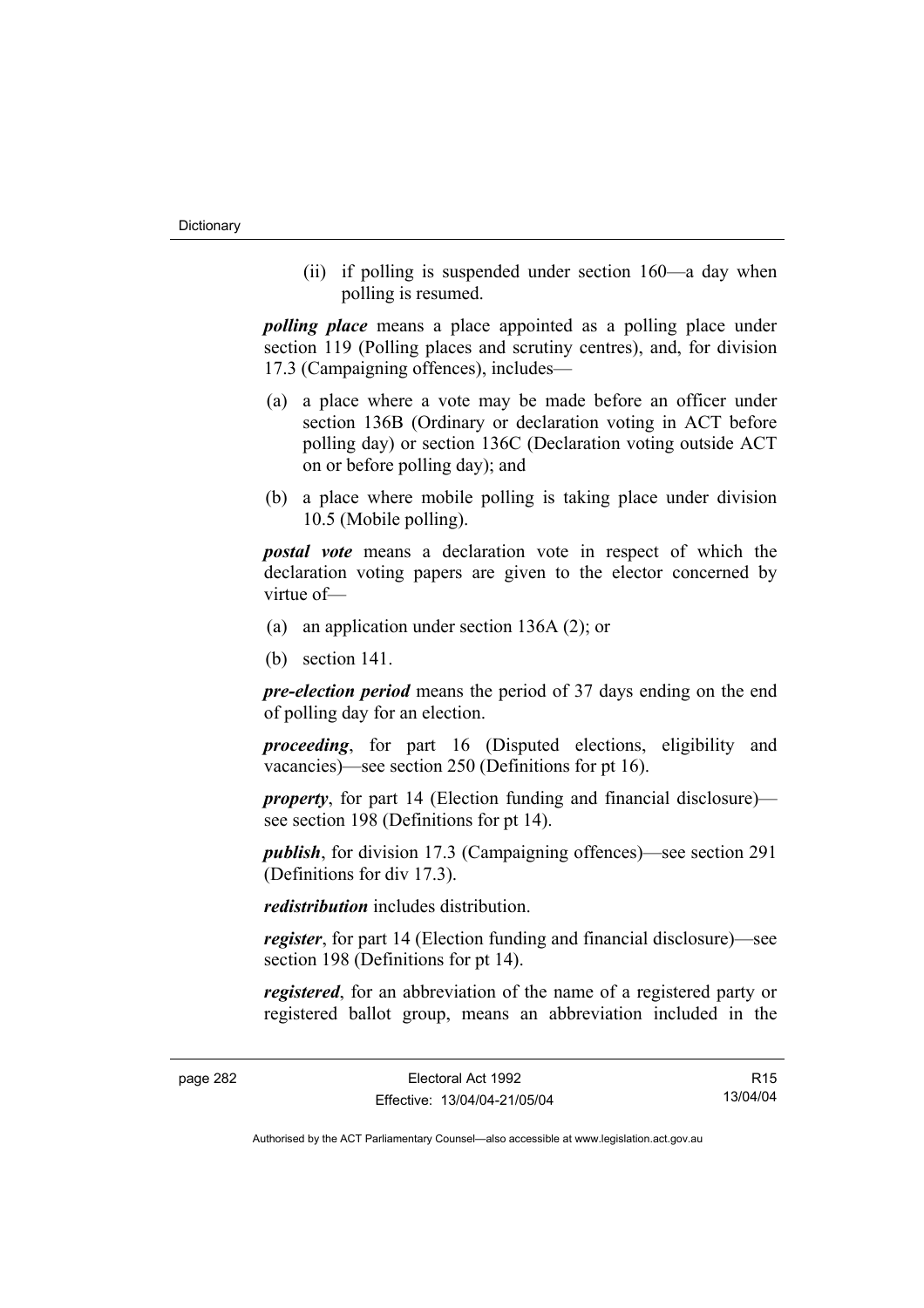(ii) if polling is suspended under section 160—a day when polling is resumed.

***polling place*** means a place appointed as a polling place under section 119 (Polling places and scrutiny centres), and, for division 17.3 (Campaigning offences), includes—

(a) a place where a vote may be made before an officer under section 136B (Ordinary or declaration voting in ACT before polling day) or section 136C (Declaration voting outside ACT on or before polling day); and

(b) a place where mobile polling is taking place under division 10.5 (Mobile polling).

***postal vote*** means a declaration vote in respect of which the declaration voting papers are given to the elector concerned by virtue of—

(a) an application under section 136A (2); or

(b) section 141.

***pre-election period*** means the period of 37 days ending on the end of polling day for an election.

***proceeding***, for part 16 (Disputed elections, eligibility and vacancies)—see section 250 (Definitions for pt 16).

***property***, for part 14 (Election funding and financial disclosure)—see section 198 (Definitions for pt 14).

***publish***, for division 17.3 (Campaigning offences)—see section 291 (Definitions for div 17.3).

***redistribution*** includes distribution.

***register***, for part 14 (Election funding and financial disclosure)—see section 198 (Definitions for pt 14).

***registered***, for an abbreviation of the name of a registered party or registered ballot group, means an abbreviation included in the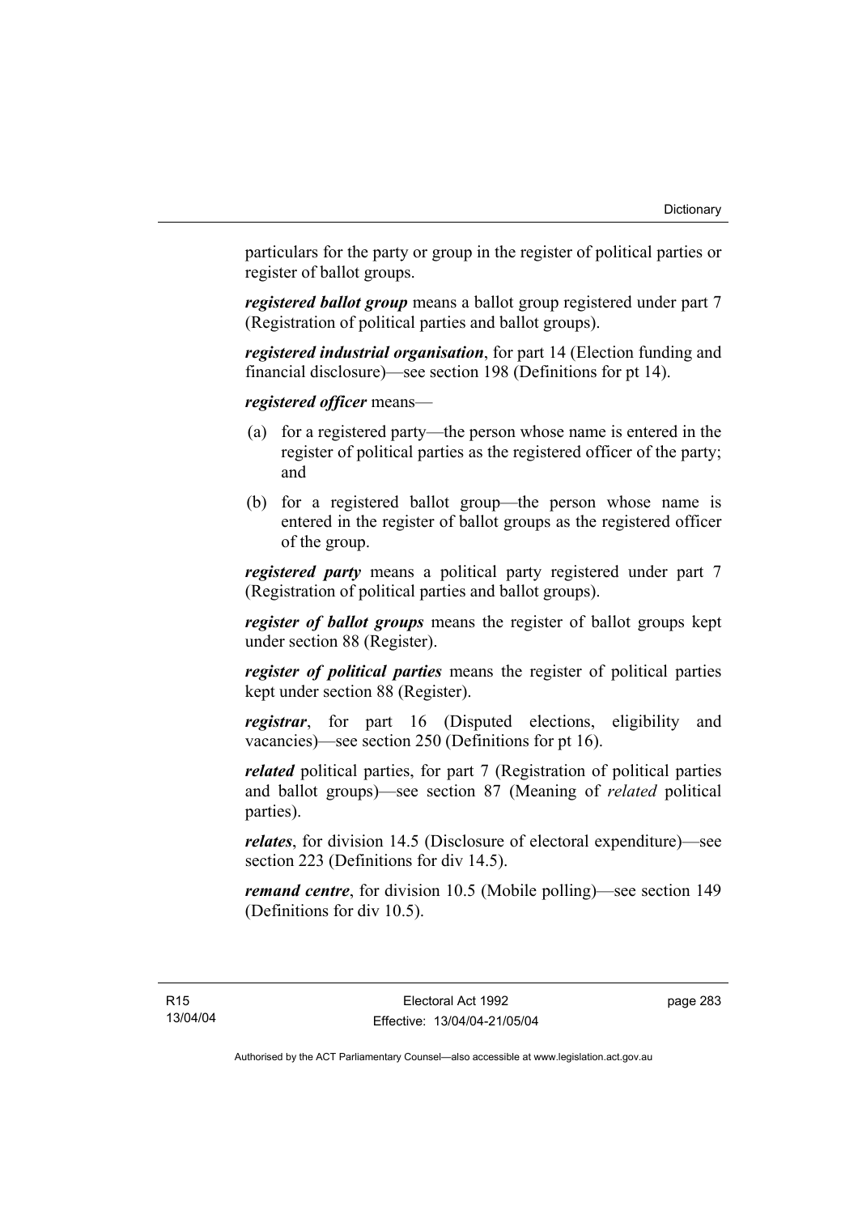particulars for the party or group in the register of political parties or register of ballot groups.

***registered ballot group*** means a ballot group registered under part 7 (Registration of political parties and ballot groups).

***registered industrial organisation***, for part 14 (Election funding and financial disclosure)—see section 198 (Definitions for pt 14).

***registered officer*** means—

(a) for a registered party—the person whose name is entered in the register of political parties as the registered officer of the party; and

(b) for a registered ballot group—the person whose name is entered in the register of ballot groups as the registered officer of the group.

***registered party*** means a political party registered under part 7 (Registration of political parties and ballot groups).

***register of ballot groups*** means the register of ballot groups kept under section 88 (Register).

***register of political parties*** means the register of political parties kept under section 88 (Register).

***registrar***, for part 16 (Disputed elections, eligibility and vacancies)—see section 250 (Definitions for pt 16).

***related*** political parties, for part 7 (Registration of political parties and ballot groups)—see section 87 (Meaning of *related* political parties).

***relates***, for division 14.5 (Disclosure of electoral expenditure)—see section 223 (Definitions for div 14.5).

***remand centre***, for division 10.5 (Mobile polling)—see section 149 (Definitions for div 10.5).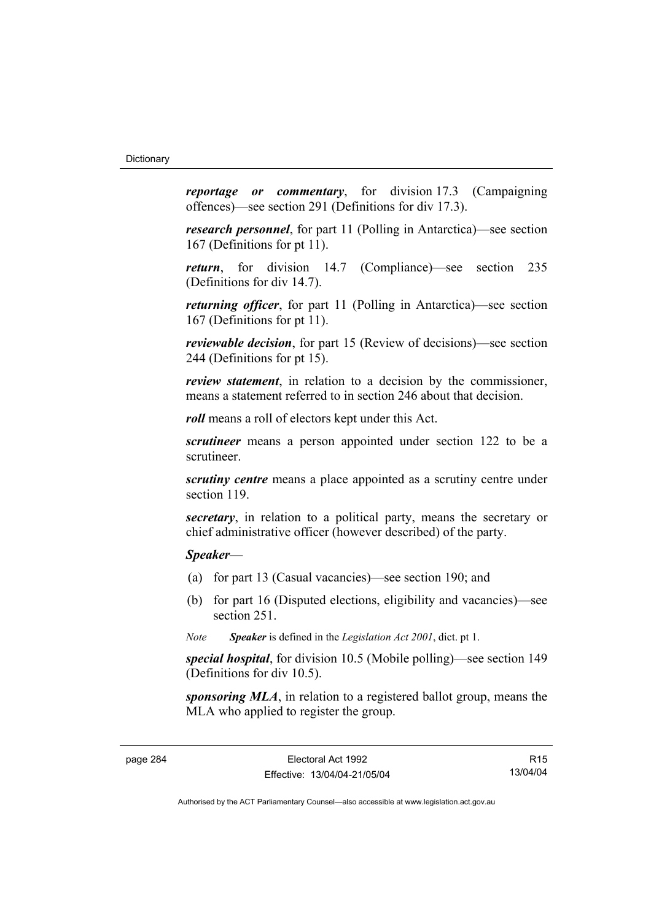***reportage or commentary***, for division 17.3 (Campaigning offences)—see section 291 (Definitions for div 17.3).

***research personnel***, for part 11 (Polling in Antarctica)—see section 167 (Definitions for pt 11).

***return***, for division 14.7 (Compliance)—see section 235 (Definitions for div 14.7).

***returning officer***, for part 11 (Polling in Antarctica)—see section 167 (Definitions for pt 11).

***reviewable decision***, for part 15 (Review of decisions)—see section 244 (Definitions for pt 15).

***review statement***, in relation to a decision by the commissioner, means a statement referred to in section 246 about that decision.

***roll*** means a roll of electors kept under this Act.

***scrutineer*** means a person appointed under section 122 to be a scrutineer.

***scrutiny centre*** means a place appointed as a scrutiny centre under section 119.

***secretary***, in relation to a political party, means the secretary or chief administrative officer (however described) of the party.

***Speaker***—

(a) for part 13 (Casual vacancies)—see section 190; and

(b) for part 16 (Disputed elections, eligibility and vacancies)—see section 251.

*Note* ***Speaker*** is defined in the *Legislation Act 2001*, dict. pt 1.

***special hospital***, for division 10.5 (Mobile polling)—see section 149 (Definitions for div 10.5).

***sponsoring MLA***, in relation to a registered ballot group, means the MLA who applied to register the group.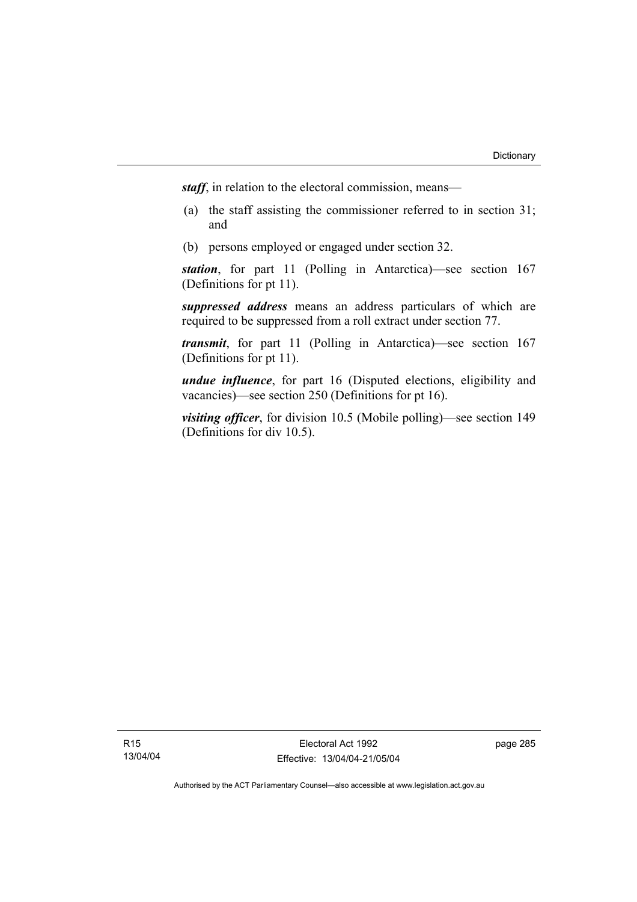***staff***, in relation to the electoral commission, means—

(a) the staff assisting the commissioner referred to in section 31; and

(b) persons employed or engaged under section 32.

***station***, for part 11 (Polling in Antarctica)—see section 167 (Definitions for pt 11).

***suppressed address*** means an address particulars of which are required to be suppressed from a roll extract under section 77.

***transmit***, for part 11 (Polling in Antarctica)—see section 167 (Definitions for pt 11).

***undue influence***, for part 16 (Disputed elections, eligibility and vacancies)—see section 250 (Definitions for pt 16).

***visiting officer***, for division 10.5 (Mobile polling)—see section 149 (Definitions for div 10.5).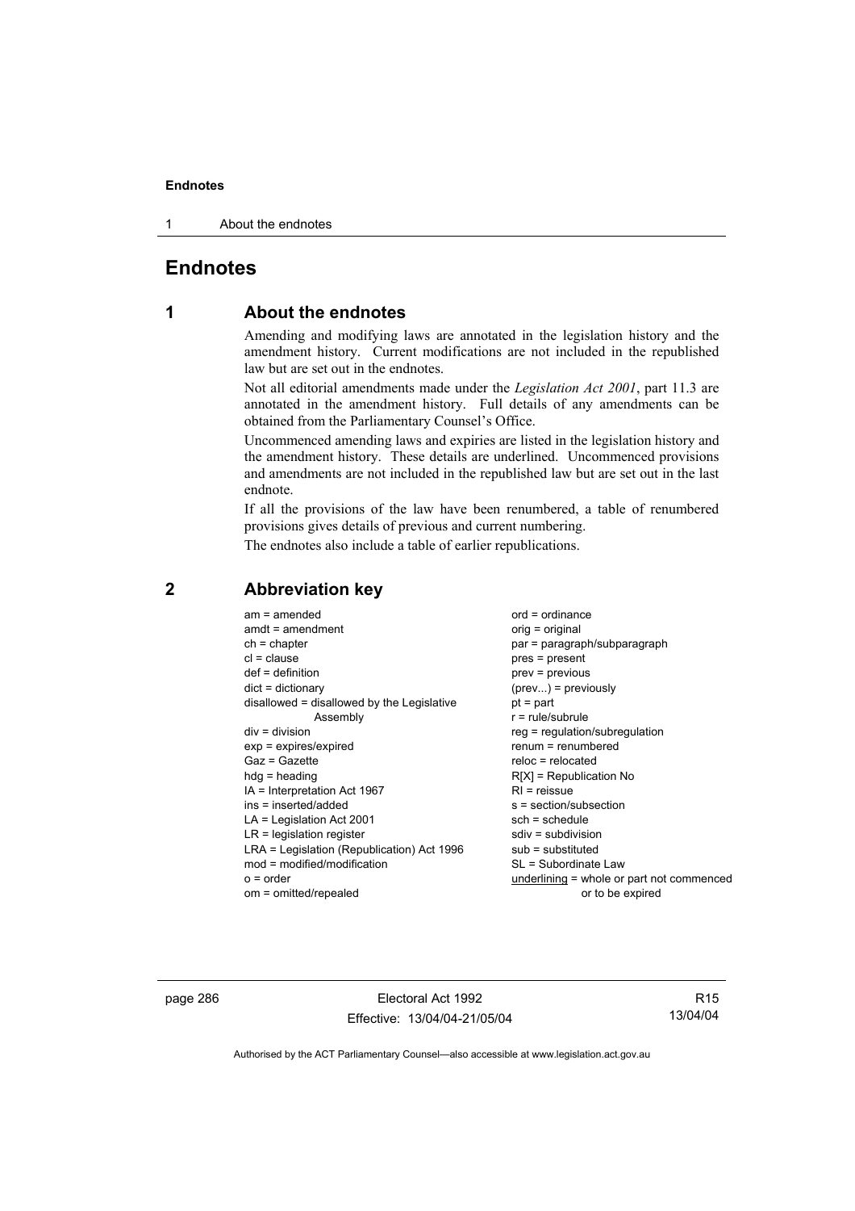# Endnotes

## 1 About the endnotes

Amending and modifying laws are annotated in the legislation history and the amendment history. Current modifications are not included in the republished law but are set out in the endnotes.

Not all editorial amendments made under the *Legislation Act 2001*, part 11.3 are annotated in the amendment history. Full details of any amendments can be obtained from the Parliamentary Counsel's Office.

Uncommenced amending laws and expiries are listed in the legislation history and the amendment history. These details are underlined. Uncommenced provisions and amendments are not included in the republished law but are set out in the last endnote.

If all the provisions of the law have been renumbered, a table of renumbered provisions gives details of previous and current numbering.

The endnotes also include a table of earlier republications.

## 2 Abbreviation key

am = amended
amdt = amendment
ch = chapter
cl = clause
def = definition
dict = dictionary
disallowed = disallowed by the Legislative Assembly
div = division
exp = expires/expired
Gaz = Gazette
hdg = heading
IA = Interpretation Act 1967
ins = inserted/added
LA = Legislation Act 2001
LR = legislation register
LRA = Legislation (Republication) Act 1996
mod = modified/modification
o = order
om = omitted/repealed
ord = ordinance
orig = original
par = paragraph/subparagraph
pres = present
prev = previous
(prev...) = previously
pt = part
r = rule/subrule
reg = regulation/subregulation
renum = renumbered
reloc = relocated
R[X] = Republication No
RI = reissue
s = section/subsection
sch = schedule
sdiv = subdivision
sub = substituted
SL = Subordinate Law
underlining = whole or part not commenced or to be expired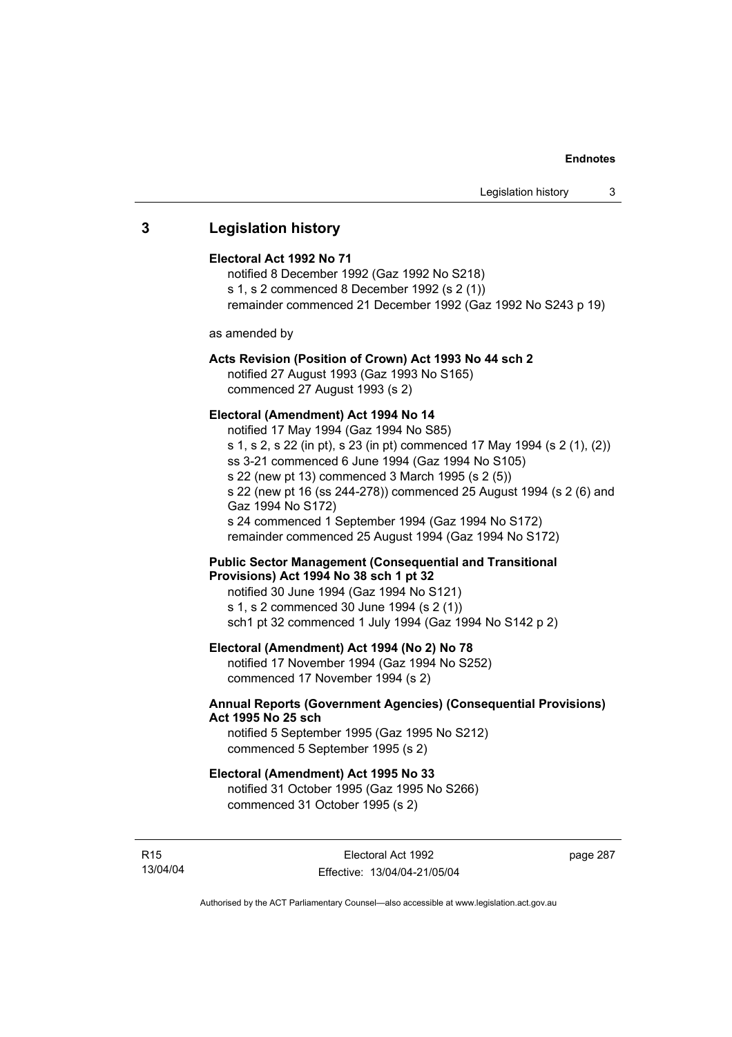## 3 Legislation history

**Electoral Act 1992 No 71**

notified 8 December 1992 (Gaz 1992 No S218)
s 1, s 2 commenced 8 December 1992 (s 2 (1))
remainder commenced 21 December 1992 (Gaz 1992 No S243 p 19)

as amended by

**Acts Revision (Position of Crown) Act 1993 No 44 sch 2**

notified 27 August 1993 (Gaz 1993 No S165)
commenced 27 August 1993 (s 2)

**Electoral (Amendment) Act 1994 No 14**

notified 17 May 1994 (Gaz 1994 No S85)
s 1, s 2, s 22 (in pt), s 23 (in pt) commenced 17 May 1994 (s 2 (1), (2))
ss 3-21 commenced 6 June 1994 (Gaz 1994 No S105)
s 22 (new pt 13) commenced 3 March 1995 (s 2 (5))
s 22 (new pt 16 (ss 244-278)) commenced 25 August 1994 (s 2 (6) and Gaz 1994 No S172)
s 24 commenced 1 September 1994 (Gaz 1994 No S172)
remainder commenced 25 August 1994 (Gaz 1994 No S172)

**Public Sector Management (Consequential and Transitional Provisions) Act 1994 No 38 sch 1 pt 32**

notified 30 June 1994 (Gaz 1994 No S121)
s 1, s 2 commenced 30 June 1994 (s 2 (1))
sch1 pt 32 commenced 1 July 1994 (Gaz 1994 No S142 p 2)

**Electoral (Amendment) Act 1994 (No 2) No 78**

notified 17 November 1994 (Gaz 1994 No S252)
commenced 17 November 1994 (s 2)

**Annual Reports (Government Agencies) (Consequential Provisions) Act 1995 No 25 sch**

notified 5 September 1995 (Gaz 1995 No S212)
commenced 5 September 1995 (s 2)

**Electoral (Amendment) Act 1995 No 33**

notified 31 October 1995 (Gaz 1995 No S266)
commenced 31 October 1995 (s 2)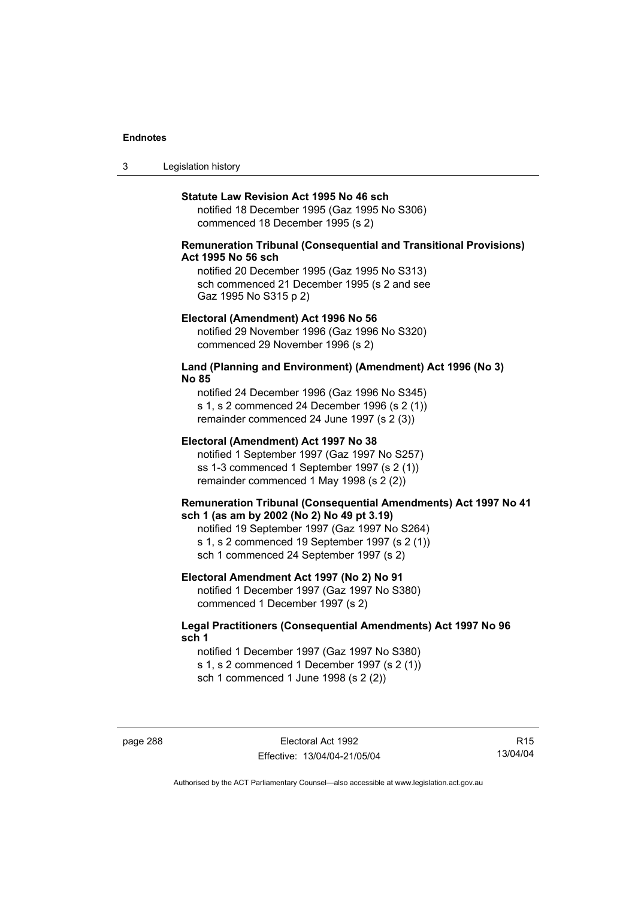**Statute Law Revision Act 1995 No 46 sch**

notified 18 December 1995 (Gaz 1995 No S306)
commenced 18 December 1995 (s 2)

**Remuneration Tribunal (Consequential and Transitional Provisions) Act 1995 No 56 sch**

notified 20 December 1995 (Gaz 1995 No S313)
sch commenced 21 December 1995 (s 2 and see Gaz 1995 No S315 p 2)

**Electoral (Amendment) Act 1996 No 56**

notified 29 November 1996 (Gaz 1996 No S320)
commenced 29 November 1996 (s 2)

**Land (Planning and Environment) (Amendment) Act 1996 (No 3) No 85**

notified 24 December 1996 (Gaz 1996 No S345)
s 1, s 2 commenced 24 December 1996 (s 2 (1))
remainder commenced 24 June 1997 (s 2 (3))

**Electoral (Amendment) Act 1997 No 38**

notified 1 September 1997 (Gaz 1997 No S257)
ss 1-3 commenced 1 September 1997 (s 2 (1))
remainder commenced 1 May 1998 (s 2 (2))

**Remuneration Tribunal (Consequential Amendments) Act 1997 No 41 sch 1 (as am by 2002 (No 2) No 49 pt 3.19)**

notified 19 September 1997 (Gaz 1997 No S264)
s 1, s 2 commenced 19 September 1997 (s 2 (1))
sch 1 commenced 24 September 1997 (s 2)

**Electoral Amendment Act 1997 (No 2) No 91**

notified 1 December 1997 (Gaz 1997 No S380)
commenced 1 December 1997 (s 2)

**Legal Practitioners (Consequential Amendments) Act 1997 No 96 sch 1**

notified 1 December 1997 (Gaz 1997 No S380)
s 1, s 2 commenced 1 December 1997 (s 2 (1))
sch 1 commenced 1 June 1998 (s 2 (2))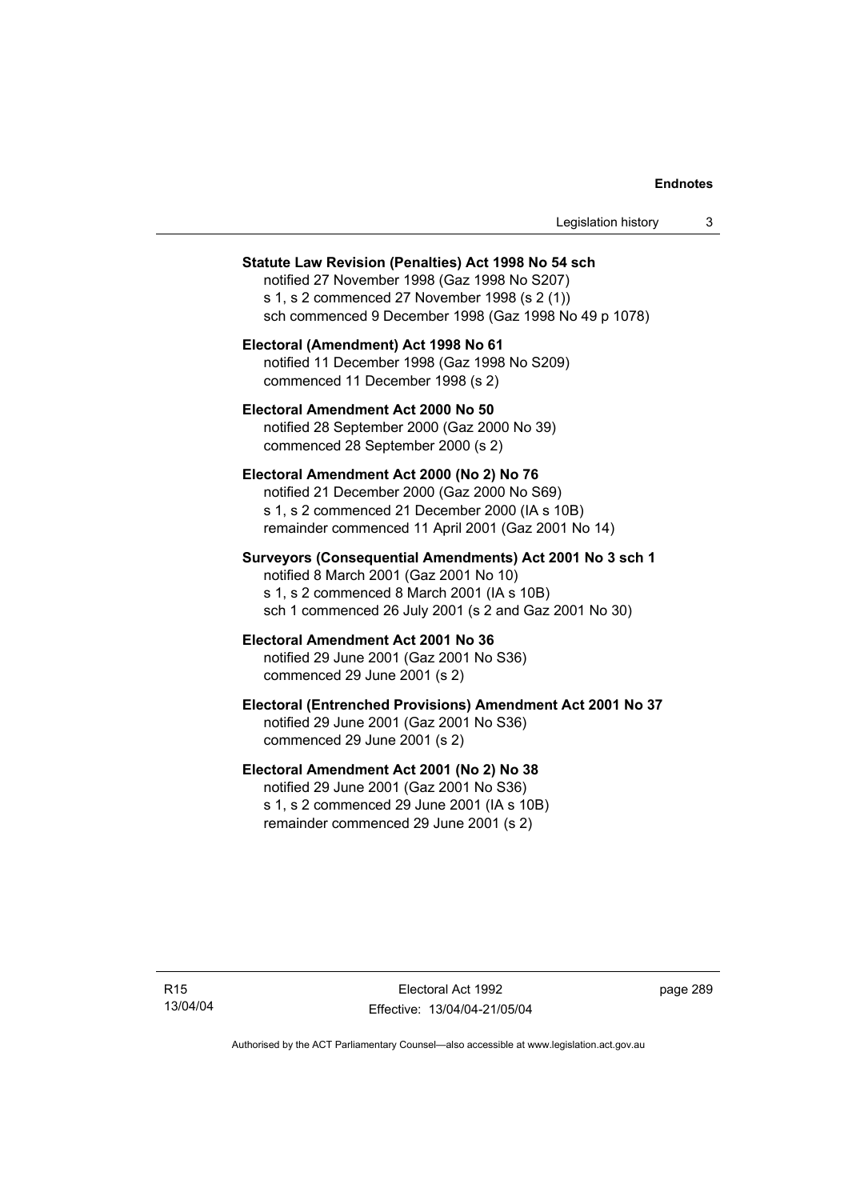**Statute Law Revision (Penalties) Act 1998 No 54 sch**
notified 27 November 1998 (Gaz 1998 No S207)
s 1, s 2 commenced 27 November 1998 (s 2 (1))
sch commenced 9 December 1998 (Gaz 1998 No 49 p 1078)

**Electoral (Amendment) Act 1998 No 61**
notified 11 December 1998 (Gaz 1998 No S209)
commenced 11 December 1998 (s 2)

**Electoral Amendment Act 2000 No 50**
notified 28 September 2000 (Gaz 2000 No 39)
commenced 28 September 2000 (s 2)

**Electoral Amendment Act 2000 (No 2) No 76**
notified 21 December 2000 (Gaz 2000 No S69)
s 1, s 2 commenced 21 December 2000 (IA s 10B)
remainder commenced 11 April 2001 (Gaz 2001 No 14)

**Surveyors (Consequential Amendments) Act 2001 No 3 sch 1**
notified 8 March 2001 (Gaz 2001 No 10)
s 1, s 2 commenced 8 March 2001 (IA s 10B)
sch 1 commenced 26 July 2001 (s 2 and Gaz 2001 No 30)

**Electoral Amendment Act 2001 No 36**
notified 29 June 2001 (Gaz 2001 No S36)
commenced 29 June 2001 (s 2)

**Electoral (Entrenched Provisions) Amendment Act 2001 No 37**
notified 29 June 2001 (Gaz 2001 No S36)
commenced 29 June 2001 (s 2)

**Electoral Amendment Act 2001 (No 2) No 38**
notified 29 June 2001 (Gaz 2001 No S36)
s 1, s 2 commenced 29 June 2001 (IA s 10B)
remainder commenced 29 June 2001 (s 2)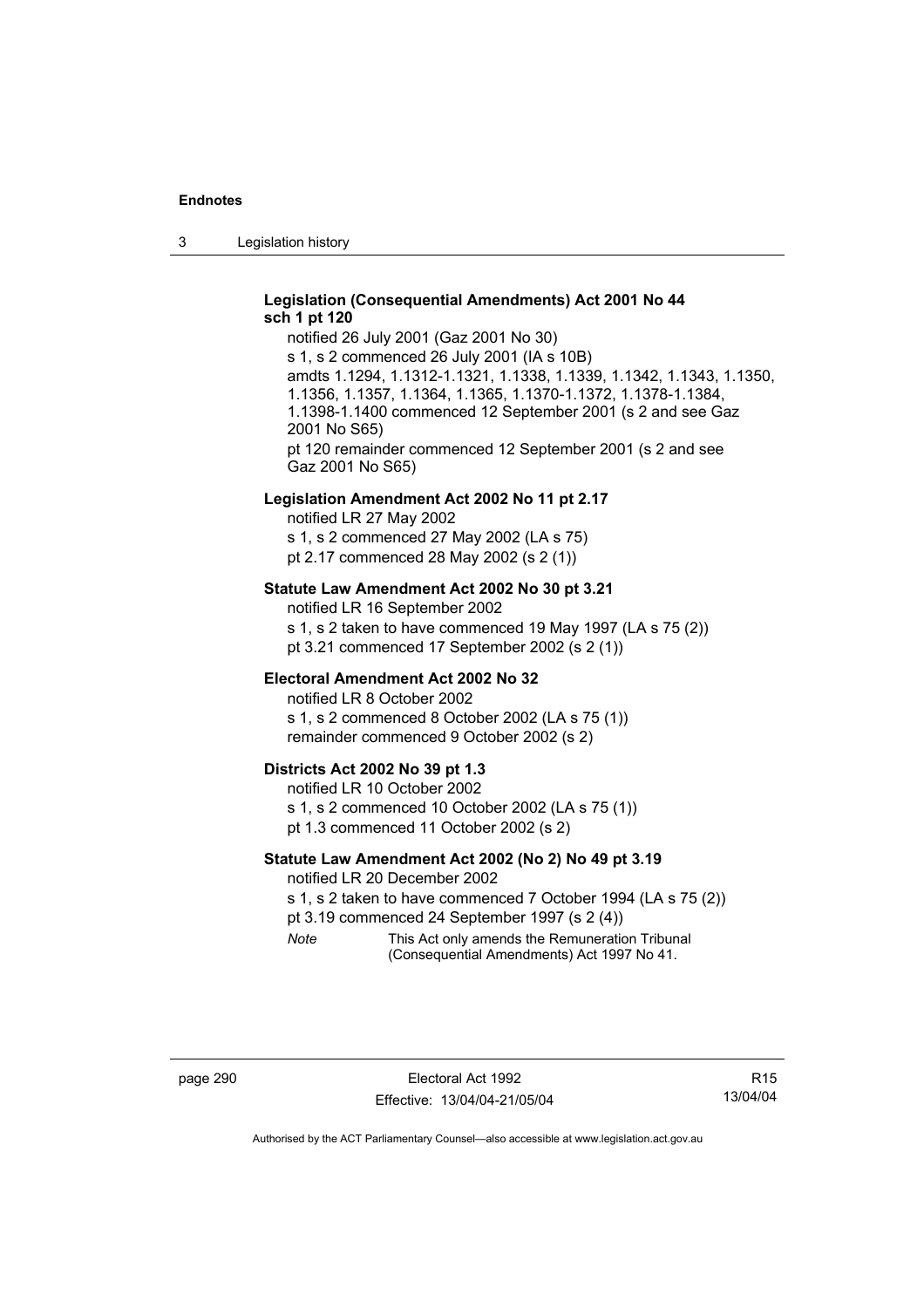**Legislation (Consequential Amendments) Act 2001 No 44 sch 1 pt 120**

notified 26 July 2001 (Gaz 2001 No 30)

s 1, s 2 commenced 26 July 2001 (IA s 10B)

amdts 1.1294, 1.1312-1.1321, 1.1338, 1.1339, 1.1342, 1.1343, 1.1350, 1.1356, 1.1357, 1.1364, 1.1365, 1.1370-1.1372, 1.1378-1.1384, 1.1398-1.1400 commenced 12 September 2001 (s 2 and see Gaz 2001 No S65)

pt 120 remainder commenced 12 September 2001 (s 2 and see Gaz 2001 No S65)

**Legislation Amendment Act 2002 No 11 pt 2.17**

notified LR 27 May 2002

s 1, s 2 commenced 27 May 2002 (LA s 75)

pt 2.17 commenced 28 May 2002 (s 2 (1))

**Statute Law Amendment Act 2002 No 30 pt 3.21**

notified LR 16 September 2002

s 1, s 2 taken to have commenced 19 May 1997 (LA s 75 (2))

pt 3.21 commenced 17 September 2002 (s 2 (1))

**Electoral Amendment Act 2002 No 32**

notified LR 8 October 2002

s 1, s 2 commenced 8 October 2002 (LA s 75 (1))

remainder commenced 9 October 2002 (s 2)

**Districts Act 2002 No 39 pt 1.3**

notified LR 10 October 2002

s 1, s 2 commenced 10 October 2002 (LA s 75 (1))

pt 1.3 commenced 11 October 2002 (s 2)

**Statute Law Amendment Act 2002 (No 2) No 49 pt 3.19**

notified LR 20 December 2002

s 1, s 2 taken to have commenced 7 October 1994 (LA s 75 (2))

pt 3.19 commenced 24 September 1997 (s 2 (4))

*Note* This Act only amends the Remuneration Tribunal (Consequential Amendments) Act 1997 No 41.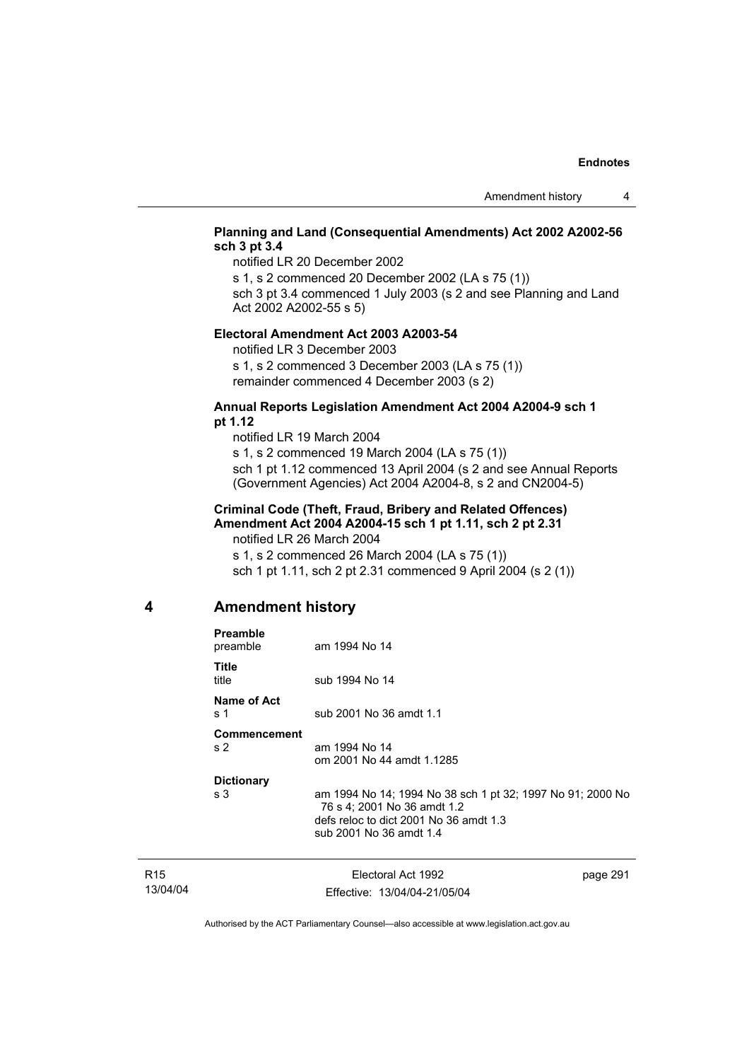**Planning and Land (Consequential Amendments) Act 2002 A2002-56 sch 3 pt 3.4**

notified LR 20 December 2002

s 1, s 2 commenced 20 December 2002 (LA s 75 (1))

sch 3 pt 3.4 commenced 1 July 2003 (s 2 and see Planning and Land Act 2002 A2002-55 s 5)

**Electoral Amendment Act 2003 A2003-54**

notified LR 3 December 2003

s 1, s 2 commenced 3 December 2003 (LA s 75 (1))

remainder commenced 4 December 2003 (s 2)

**Annual Reports Legislation Amendment Act 2004 A2004-9 sch 1 pt 1.12**

notified LR 19 March 2004

s 1, s 2 commenced 19 March 2004 (LA s 75 (1))

sch 1 pt 1.12 commenced 13 April 2004 (s 2 and see Annual Reports (Government Agencies) Act 2004 A2004-8, s 2 and CN2004-5)

**Criminal Code (Theft, Fraud, Bribery and Related Offences) Amendment Act 2004 A2004-15 sch 1 pt 1.11, sch 2 pt 2.31**

notified LR 26 March 2004

s 1, s 2 commenced 26 March 2004 (LA s 75 (1))

sch 1 pt 1.11, sch 2 pt 2.31 commenced 9 April 2004 (s 2 (1))

## 4 Amendment history

**Preamble**

| | |
|---|---|
| preamble | am 1994 No 14 |

**Title**

| | |
|---|---|
| title | sub 1994 No 14 |

**Name of Act**

| | |
|---|---|
| s 1 | sub 2001 No 36 amdt 1.1 |

**Commencement**

| | |
|---|---|
| s 2 | am 1994 No 14<br>om 2001 No 44 amdt 1.1285 |

**Dictionary**

| | |
|---|---|
| s 3 | am 1994 No 14; 1994 No 38 sch 1 pt 32; 1997 No 91; 2000 No 76 s 4; 2001 No 36 amdt 1.2<br>defs reloc to dict 2001 No 36 amdt 1.3<br>sub 2001 No 36 amdt 1.4 |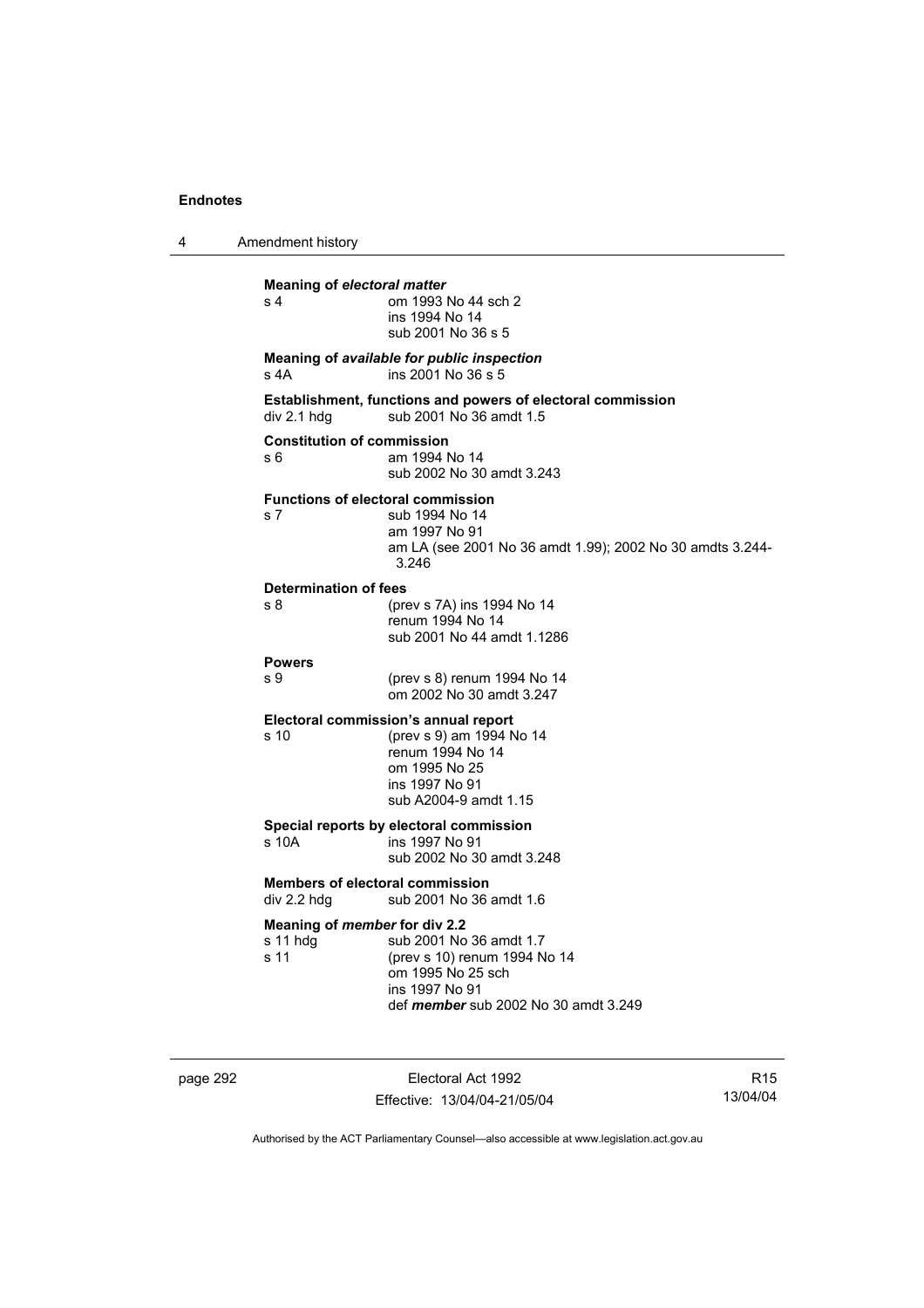**Meaning of *electoral matter***
s 4 om 1993 No 44 sch 2
ins 1994 No 14
sub 2001 No 36 s 5

**Meaning of *available for public inspection***
s 4A ins 2001 No 36 s 5

**Establishment, functions and powers of electoral commission**
div 2.1 hdg sub 2001 No 36 amdt 1.5

**Constitution of commission**
s 6 am 1994 No 14
sub 2002 No 30 amdt 3.243

**Functions of electoral commission**
s 7 sub 1994 No 14
am 1997 No 91
am LA (see 2001 No 36 amdt 1.99); 2002 No 30 amdts 3.244-3.246

**Determination of fees**
s 8 (prev s 7A) ins 1994 No 14
renum 1994 No 14
sub 2001 No 44 amdt 1.1286

**Powers**
s 9 (prev s 8) renum 1994 No 14
om 2002 No 30 amdt 3.247

**Electoral commission's annual report**
s 10 (prev s 9) am 1994 No 14
renum 1994 No 14
om 1995 No 25
ins 1997 No 91
sub A2004-9 amdt 1.15

**Special reports by electoral commission**
s 10A ins 1997 No 91
sub 2002 No 30 amdt 3.248

**Members of electoral commission**
div 2.2 hdg sub 2001 No 36 amdt 1.6

**Meaning of *member* for div 2.2**
s 11 hdg sub 2001 No 36 amdt 1.7
s 11 (prev s 10) renum 1994 No 14
om 1995 No 25 sch
ins 1997 No 91
def ***member*** sub 2002 No 30 amdt 3.249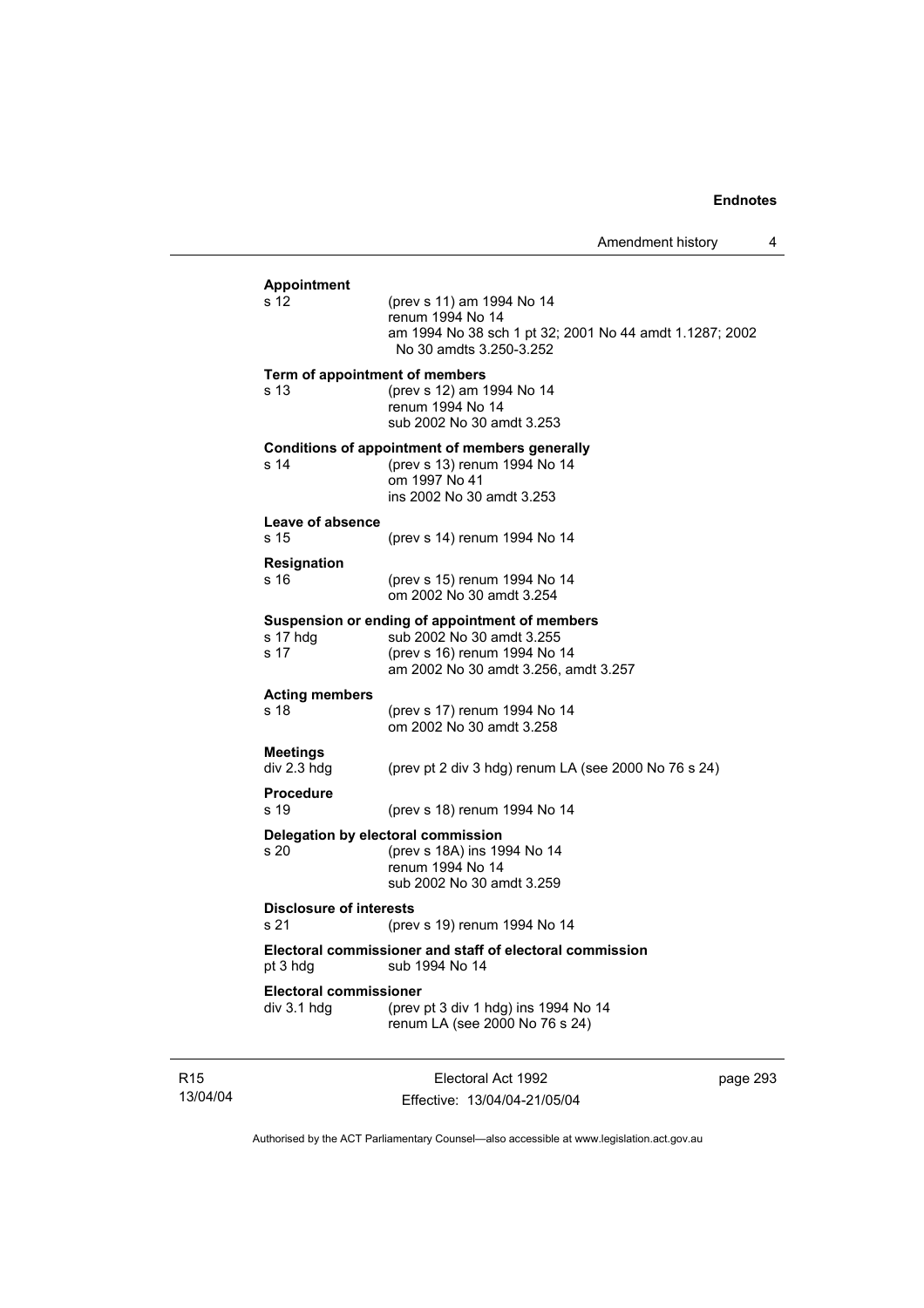**Appointment**

s 12 (prev s 11) am 1994 No 14
renum 1994 No 14
am 1994 No 38 sch 1 pt 32; 2001 No 44 amdt 1.1287; 2002 No 30 amdts 3.250-3.252

**Term of appointment of members**

s 13 (prev s 12) am 1994 No 14
renum 1994 No 14
sub 2002 No 30 amdt 3.253

**Conditions of appointment of members generally**

s 14 (prev s 13) renum 1994 No 14
om 1997 No 41
ins 2002 No 30 amdt 3.253

**Leave of absence**

s 15 (prev s 14) renum 1994 No 14

**Resignation**

s 16 (prev s 15) renum 1994 No 14
om 2002 No 30 amdt 3.254

**Suspension or ending of appointment of members**

s 17 hdg sub 2002 No 30 amdt 3.255
s 17 (prev s 16) renum 1994 No 14
am 2002 No 30 amdt 3.256, amdt 3.257

**Acting members**

s 18 (prev s 17) renum 1994 No 14
om 2002 No 30 amdt 3.258

**Meetings**

div 2.3 hdg (prev pt 2 div 3 hdg) renum LA (see 2000 No 76 s 24)

**Procedure**

s 19 (prev s 18) renum 1994 No 14

**Delegation by electoral commission**

s 20 (prev s 18A) ins 1994 No 14
renum 1994 No 14
sub 2002 No 30 amdt 3.259

**Disclosure of interests**

s 21 (prev s 19) renum 1994 No 14

**Electoral commissioner and staff of electoral commission**

pt 3 hdg sub 1994 No 14

**Electoral commissioner**

div 3.1 hdg (prev pt 3 div 1 hdg) ins 1994 No 14
renum LA (see 2000 No 76 s 24)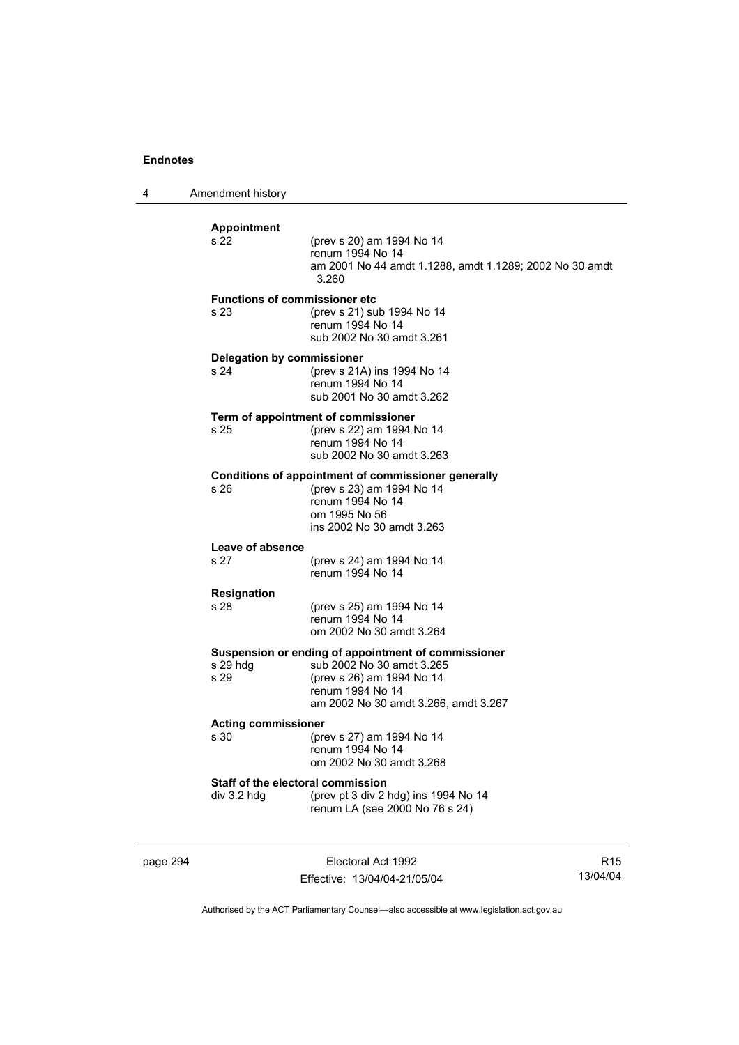**Appointment**

s 22 (prev s 20) am 1994 No 14
renum 1994 No 14
am 2001 No 44 amdt 1.1288, amdt 1.1289; 2002 No 30 amdt 3.260

**Functions of commissioner etc**

s 23 (prev s 21) sub 1994 No 14
renum 1994 No 14
sub 2002 No 30 amdt 3.261

**Delegation by commissioner**

s 24 (prev s 21A) ins 1994 No 14
renum 1994 No 14
sub 2001 No 30 amdt 3.262

**Term of appointment of commissioner**

s 25 (prev s 22) am 1994 No 14
renum 1994 No 14
sub 2002 No 30 amdt 3.263

**Conditions of appointment of commissioner generally**

s 26 (prev s 23) am 1994 No 14
renum 1994 No 14
om 1995 No 56
ins 2002 No 30 amdt 3.263

**Leave of absence**

s 27 (prev s 24) am 1994 No 14
renum 1994 No 14

**Resignation**

s 28 (prev s 25) am 1994 No 14
renum 1994 No 14
om 2002 No 30 amdt 3.264

**Suspension or ending of appointment of commissioner**

s 29 hdg sub 2002 No 30 amdt 3.265
s 29 (prev s 26) am 1994 No 14
renum 1994 No 14
am 2002 No 30 amdt 3.266, amdt 3.267

**Acting commissioner**

s 30 (prev s 27) am 1994 No 14
renum 1994 No 14
om 2002 No 30 amdt 3.268

**Staff of the electoral commission**

div 3.2 hdg (prev pt 3 div 2 hdg) ins 1994 No 14
renum LA (see 2000 No 76 s 24)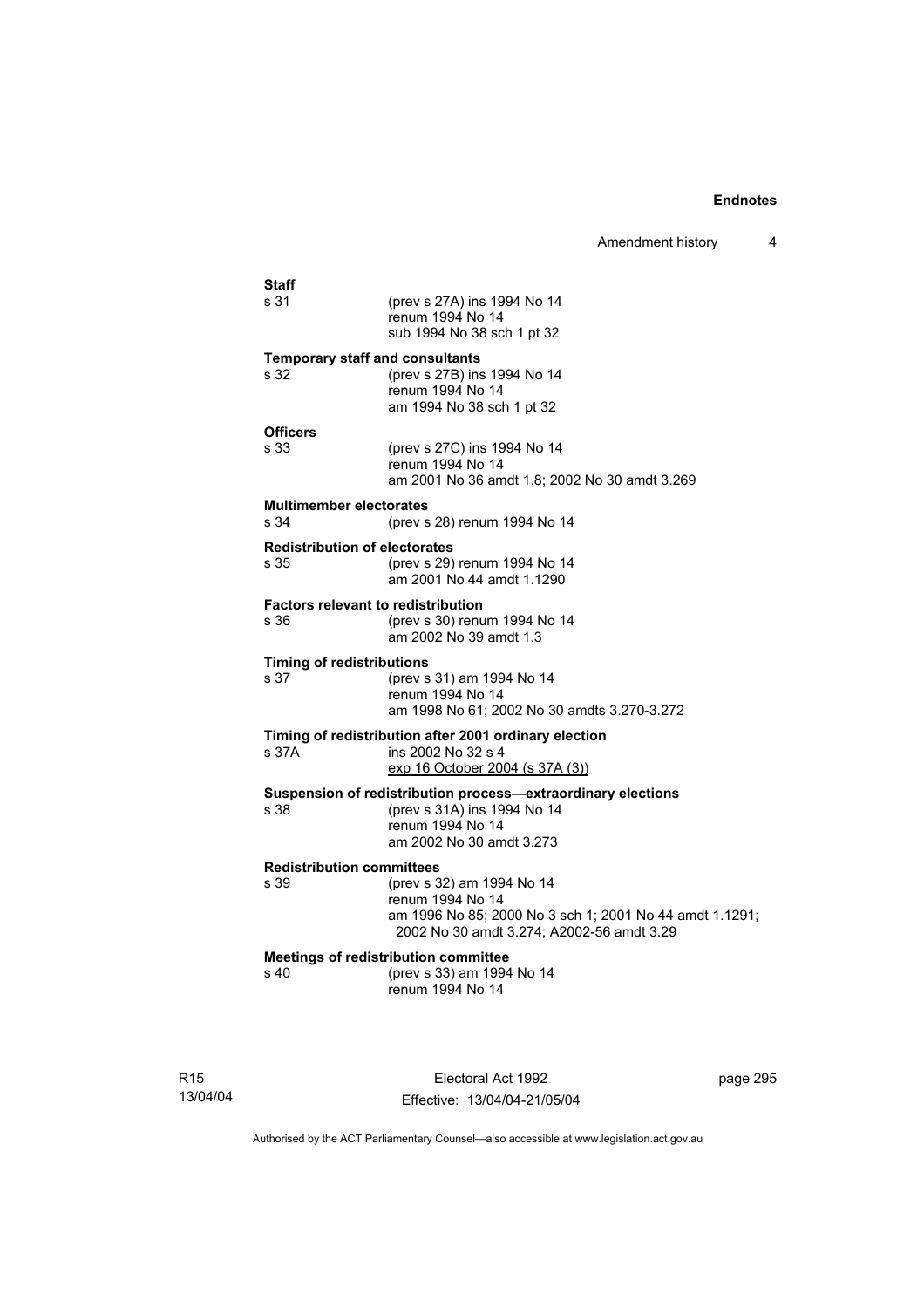**Staff**

s 31 (prev s 27A) ins 1994 No 14
renum 1994 No 14
sub 1994 No 38 sch 1 pt 32

**Temporary staff and consultants**

s 32 (prev s 27B) ins 1994 No 14
renum 1994 No 14
am 1994 No 38 sch 1 pt 32

**Officers**

s 33 (prev s 27C) ins 1994 No 14
renum 1994 No 14
am 2001 No 36 amdt 1.8; 2002 No 30 amdt 3.269

**Multimember electorates**

s 34 (prev s 28) renum 1994 No 14

**Redistribution of electorates**

s 35 (prev s 29) renum 1994 No 14
am 2001 No 44 amdt 1.1290

**Factors relevant to redistribution**

s 36 (prev s 30) renum 1994 No 14
am 2002 No 39 amdt 1.3

**Timing of redistributions**

s 37 (prev s 31) am 1994 No 14
renum 1994 No 14
am 1998 No 61; 2002 No 30 amdts 3.270-3.272

**Timing of redistribution after 2001 ordinary election**

s 37A ins 2002 No 32 s 4
exp 16 October 2004 (s 37A (3))

**Suspension of redistribution process—extraordinary elections**

s 38 (prev s 31A) ins 1994 No 14
renum 1994 No 14
am 2002 No 30 amdt 3.273

**Redistribution committees**

s 39 (prev s 32) am 1994 No 14
renum 1994 No 14
am 1996 No 85; 2000 No 3 sch 1; 2001 No 44 amdt 1.1291; 2002 No 30 amdt 3.274; A2002-56 amdt 3.29

**Meetings of redistribution committee**

s 40 (prev s 33) am 1994 No 14
renum 1994 No 14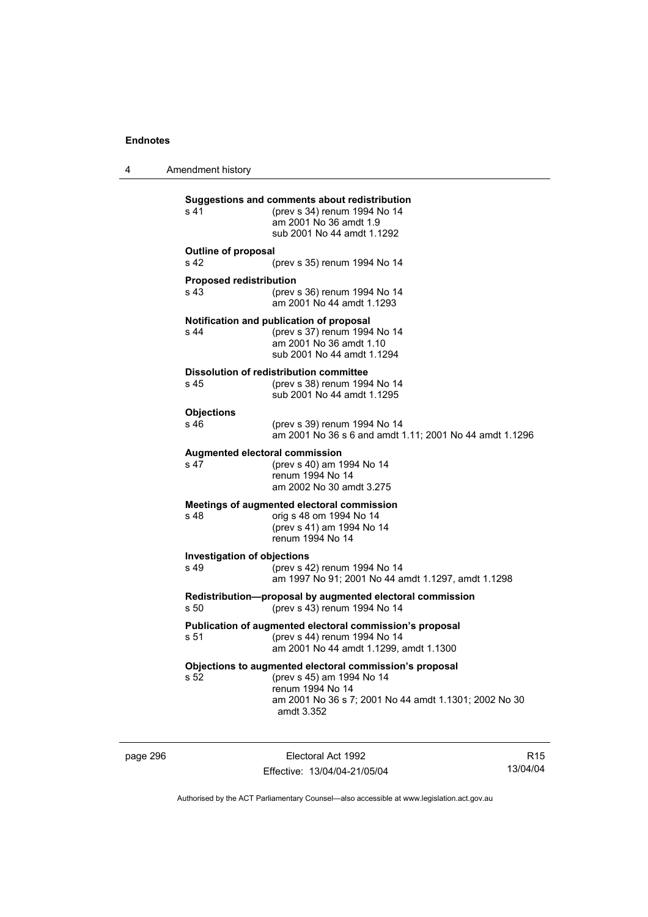**Suggestions and comments about redistribution**

s 41 (prev s 34) renum 1994 No 14
am 2001 No 36 amdt 1.9
sub 2001 No 44 amdt 1.1292

**Outline of proposal**

s 42 (prev s 35) renum 1994 No 14

**Proposed redistribution**

s 43 (prev s 36) renum 1994 No 14
am 2001 No 44 amdt 1.1293

**Notification and publication of proposal**

s 44 (prev s 37) renum 1994 No 14
am 2001 No 36 amdt 1.10
sub 2001 No 44 amdt 1.1294

**Dissolution of redistribution committee**

s 45 (prev s 38) renum 1994 No 14
sub 2001 No 44 amdt 1.1295

**Objections**

s 46 (prev s 39) renum 1994 No 14
am 2001 No 36 s 6 and amdt 1.11; 2001 No 44 amdt 1.1296

**Augmented electoral commission**

s 47 (prev s 40) am 1994 No 14
renum 1994 No 14
am 2002 No 30 amdt 3.275

**Meetings of augmented electoral commission**

s 48 orig s 48 om 1994 No 14
(prev s 41) am 1994 No 14
renum 1994 No 14

**Investigation of objections**

s 49 (prev s 42) renum 1994 No 14
am 1997 No 91; 2001 No 44 amdt 1.1297, amdt 1.1298

**Redistribution—proposal by augmented electoral commission**

s 50 (prev s 43) renum 1994 No 14

**Publication of augmented electoral commission's proposal**

s 51 (prev s 44) renum 1994 No 14
am 2001 No 44 amdt 1.1299, amdt 1.1300

**Objections to augmented electoral commission's proposal**

s 52 (prev s 45) am 1994 No 14
renum 1994 No 14
am 2001 No 36 s 7; 2001 No 44 amdt 1.1301; 2002 No 30 amdt 3.352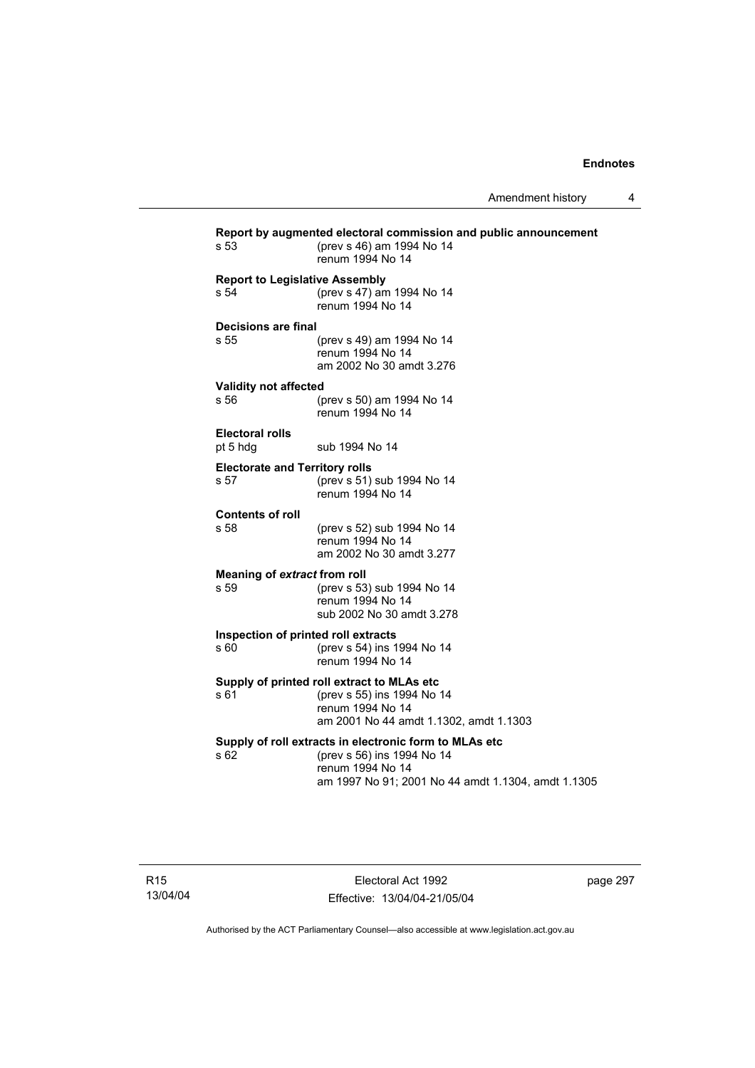**Report by augmented electoral commission and public announcement**

s 53 (prev s 46) am 1994 No 14
renum 1994 No 14

**Report to Legislative Assembly**

s 54 (prev s 47) am 1994 No 14
renum 1994 No 14

**Decisions are final**

s 55 (prev s 49) am 1994 No 14
renum 1994 No 14
am 2002 No 30 amdt 3.276

**Validity not affected**

s 56 (prev s 50) am 1994 No 14
renum 1994 No 14

**Electoral rolls**

pt 5 hdg sub 1994 No 14

**Electorate and Territory rolls**

s 57 (prev s 51) sub 1994 No 14
renum 1994 No 14

**Contents of roll**

s 58 (prev s 52) sub 1994 No 14
renum 1994 No 14
am 2002 No 30 amdt 3.277

**Meaning of *extract* from roll**

s 59 (prev s 53) sub 1994 No 14
renum 1994 No 14
sub 2002 No 30 amdt 3.278

**Inspection of printed roll extracts**

s 60 (prev s 54) ins 1994 No 14
renum 1994 No 14

**Supply of printed roll extract to MLAs etc**

s 61 (prev s 55) ins 1994 No 14
renum 1994 No 14
am 2001 No 44 amdt 1.1302, amdt 1.1303

**Supply of roll extracts in electronic form to MLAs etc**

s 62 (prev s 56) ins 1994 No 14
renum 1994 No 14
am 1997 No 91; 2001 No 44 amdt 1.1304, amdt 1.1305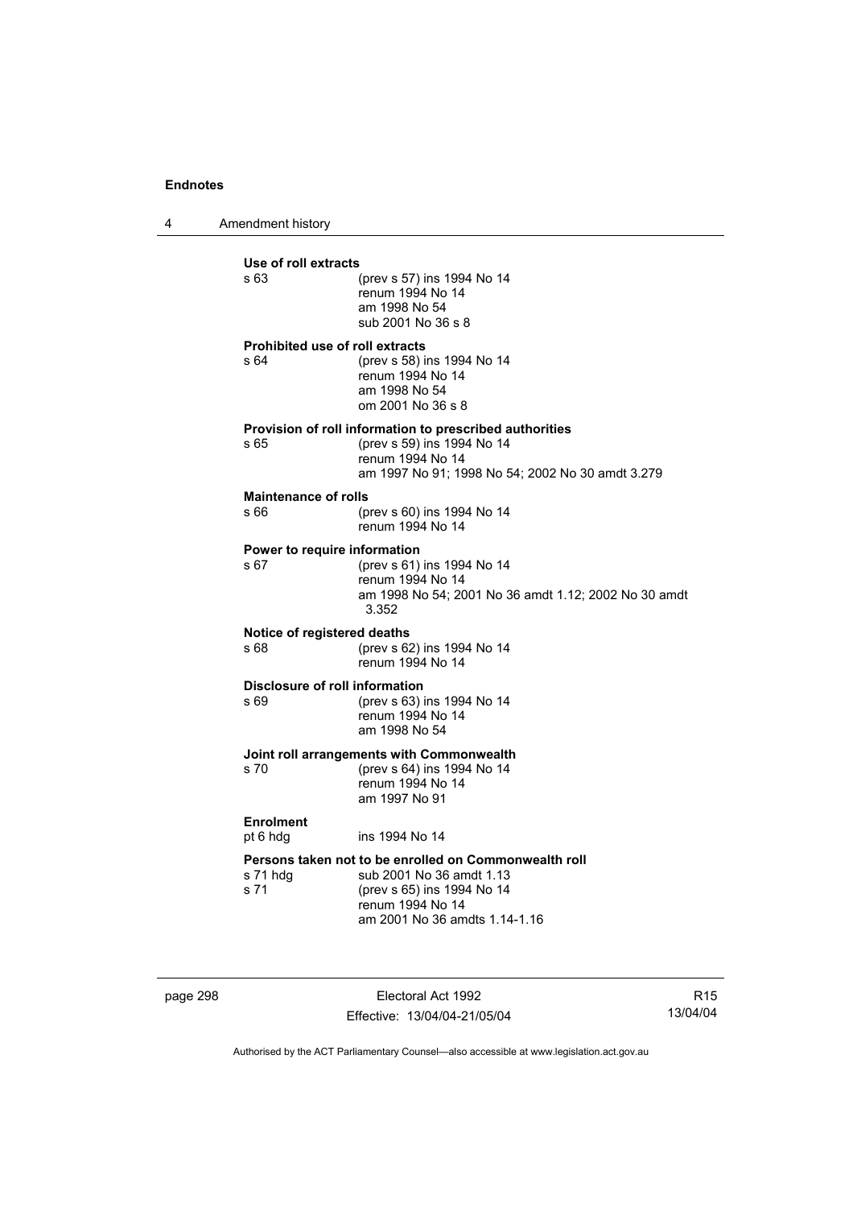**Use of roll extracts**

| | |
|---|---|
| s 63 | (prev s 57) ins 1994 No 14 |
| | renum 1994 No 14 |
| | am 1998 No 54 |
| | sub 2001 No 36 s 8 |

**Prohibited use of roll extracts**

| | |
|---|---|
| s 64 | (prev s 58) ins 1994 No 14 |
| | renum 1994 No 14 |
| | am 1998 No 54 |
| | om 2001 No 36 s 8 |

**Provision of roll information to prescribed authorities**

| | |
|---|---|
| s 65 | (prev s 59) ins 1994 No 14 |
| | renum 1994 No 14 |
| | am 1997 No 91; 1998 No 54; 2002 No 30 amdt 3.279 |

**Maintenance of rolls**

| | |
|---|---|
| s 66 | (prev s 60) ins 1994 No 14 |
| | renum 1994 No 14 |

**Power to require information**

| | |
|---|---|
| s 67 | (prev s 61) ins 1994 No 14 |
| | renum 1994 No 14 |
| | am 1998 No 54; 2001 No 36 amdt 1.12; 2002 No 30 amdt 3.352 |

**Notice of registered deaths**

| | |
|---|---|
| s 68 | (prev s 62) ins 1994 No 14 |
| | renum 1994 No 14 |

**Disclosure of roll information**

| | |
|---|---|
| s 69 | (prev s 63) ins 1994 No 14 |
| | renum 1994 No 14 |
| | am 1998 No 54 |

**Joint roll arrangements with Commonwealth**

| | |
|---|---|
| s 70 | (prev s 64) ins 1994 No 14 |
| | renum 1994 No 14 |
| | am 1997 No 91 |

**Enrolment**

| | |
|---|---|
| pt 6 hdg | ins 1994 No 14 |

**Persons taken not to be enrolled on Commonwealth roll**

| | |
|---|---|
| s 71 hdg | sub 2001 No 36 amdt 1.13 |
| s 71 | (prev s 65) ins 1994 No 14 |
| | renum 1994 No 14 |
| | am 2001 No 36 amdts 1.14-1.16 |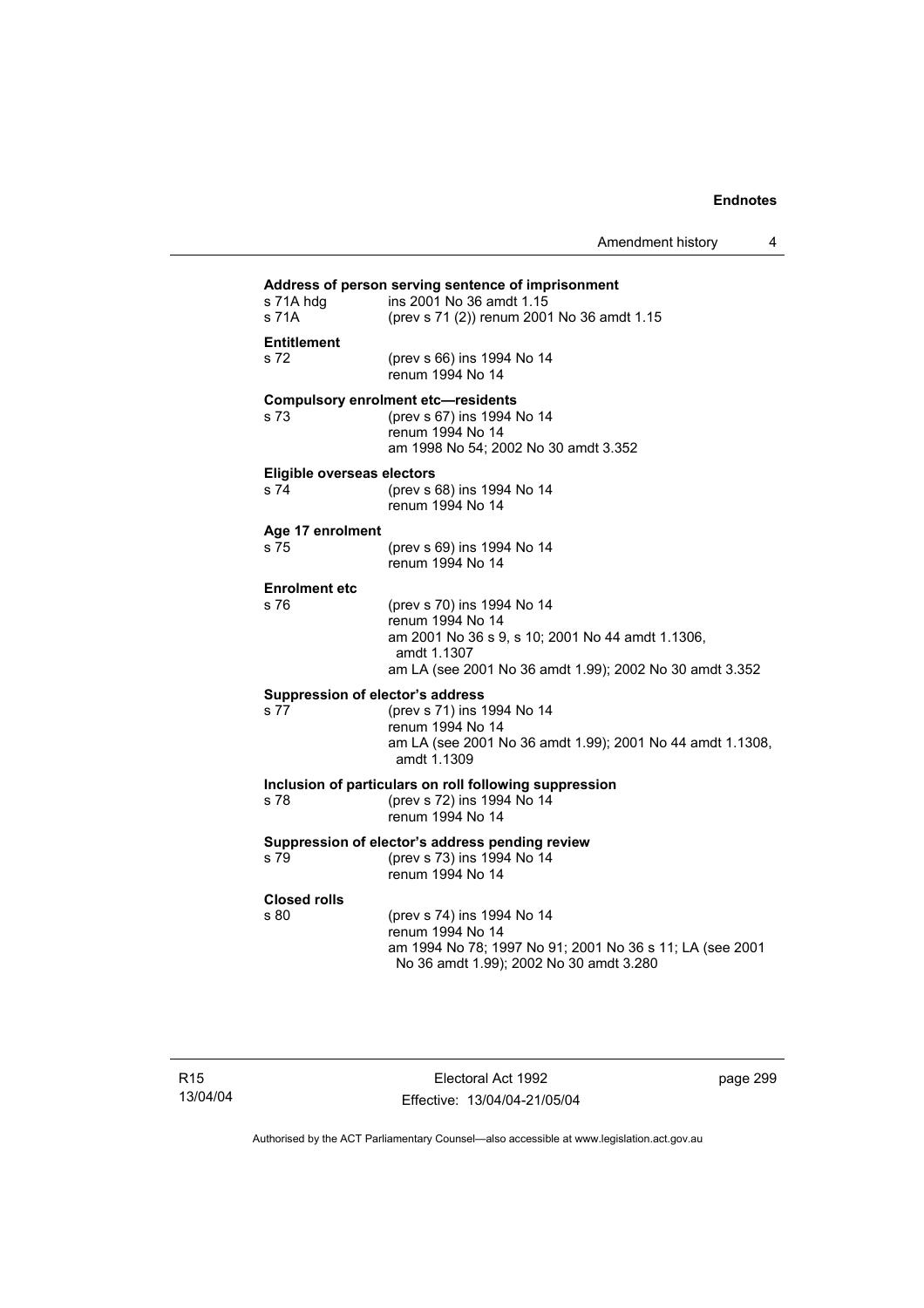**Address of person serving sentence of imprisonment**

| | |
|---|---|
| s 71A hdg | ins 2001 No 36 amdt 1.15 |
| s 71A | (prev s 71 (2)) renum 2001 No 36 amdt 1.15 |

**Entitlement**

| | |
|---|---|
| s 72 | (prev s 66) ins 1994 No 14<br>renum 1994 No 14 |

**Compulsory enrolment etc—residents**

| | |
|---|---|
| s 73 | (prev s 67) ins 1994 No 14<br>renum 1994 No 14<br>am 1998 No 54; 2002 No 30 amdt 3.352 |

**Eligible overseas electors**

| | |
|---|---|
| s 74 | (prev s 68) ins 1994 No 14<br>renum 1994 No 14 |

**Age 17 enrolment**

| | |
|---|---|
| s 75 | (prev s 69) ins 1994 No 14<br>renum 1994 No 14 |

**Enrolment etc**

| | |
|---|---|
| s 76 | (prev s 70) ins 1994 No 14<br>renum 1994 No 14<br>am 2001 No 36 s 9, s 10; 2001 No 44 amdt 1.1306, amdt 1.1307<br>am LA (see 2001 No 36 amdt 1.99); 2002 No 30 amdt 3.352 |

**Suppression of elector's address**

| | |
|---|---|
| s 77 | (prev s 71) ins 1994 No 14<br>renum 1994 No 14<br>am LA (see 2001 No 36 amdt 1.99); 2001 No 44 amdt 1.1308, amdt 1.1309 |

**Inclusion of particulars on roll following suppression**

| | |
|---|---|
| s 78 | (prev s 72) ins 1994 No 14<br>renum 1994 No 14 |

**Suppression of elector's address pending review**

| | |
|---|---|
| s 79 | (prev s 73) ins 1994 No 14<br>renum 1994 No 14 |

**Closed rolls**

| | |
|---|---|
| s 80 | (prev s 74) ins 1994 No 14<br>renum 1994 No 14<br>am 1994 No 78; 1997 No 91; 2001 No 36 s 11; LA (see 2001 No 36 amdt 1.99); 2002 No 30 amdt 3.280 |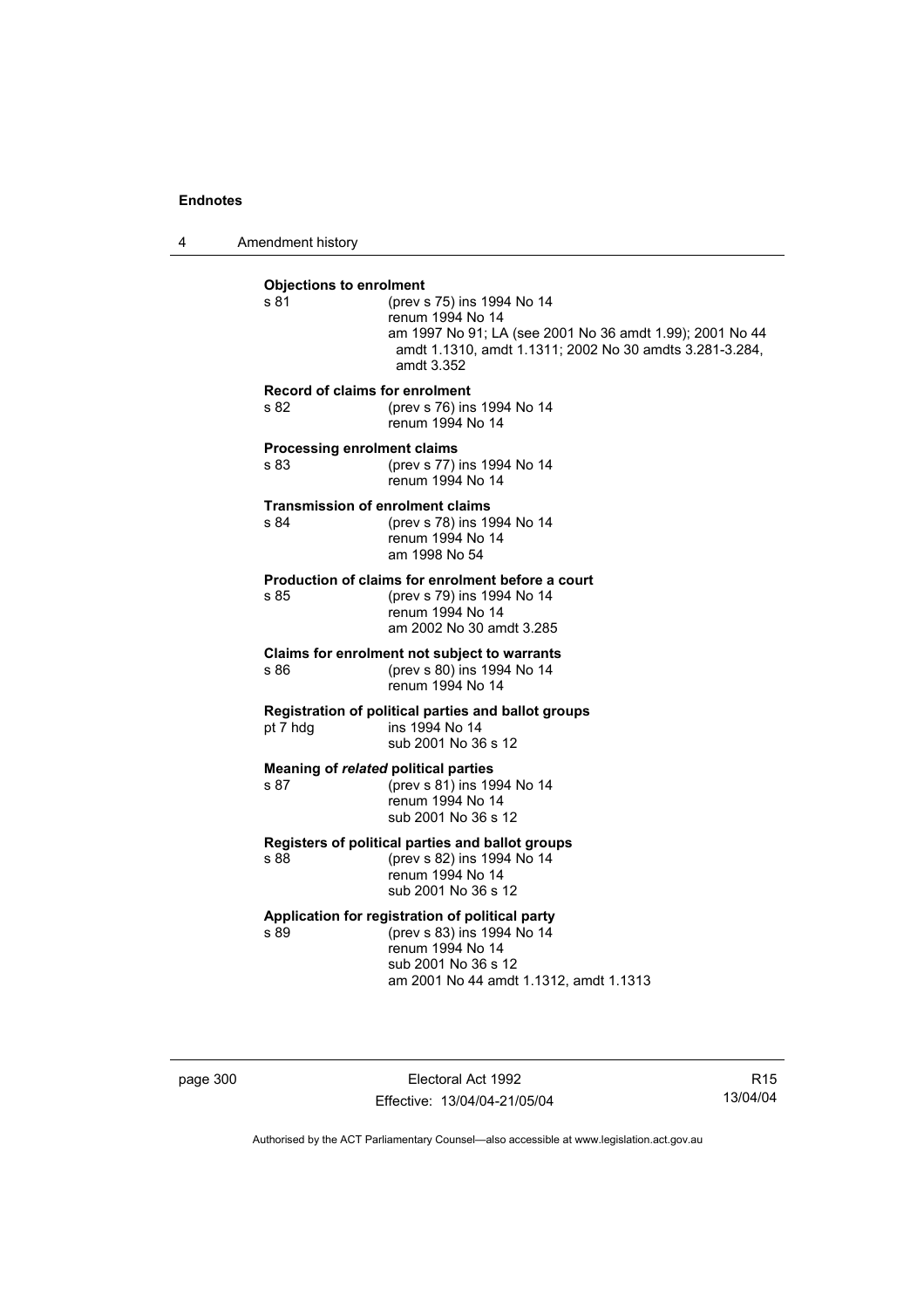**Objections to enrolment**

s 81 (prev s 75) ins 1994 No 14
renum 1994 No 14
am 1997 No 91; LA (see 2001 No 36 amdt 1.99); 2001 No 44 amdt 1.1310, amdt 1.1311; 2002 No 30 amdts 3.281-3.284, amdt 3.352

**Record of claims for enrolment**

s 82 (prev s 76) ins 1994 No 14
renum 1994 No 14

**Processing enrolment claims**

s 83 (prev s 77) ins 1994 No 14
renum 1994 No 14

**Transmission of enrolment claims**

s 84 (prev s 78) ins 1994 No 14
renum 1994 No 14
am 1998 No 54

**Production of claims for enrolment before a court**

s 85 (prev s 79) ins 1994 No 14
renum 1994 No 14
am 2002 No 30 amdt 3.285

**Claims for enrolment not subject to warrants**

s 86 (prev s 80) ins 1994 No 14
renum 1994 No 14

**Registration of political parties and ballot groups**

pt 7 hdg ins 1994 No 14
sub 2001 No 36 s 12

**Meaning of *related* political parties**

s 87 (prev s 81) ins 1994 No 14
renum 1994 No 14
sub 2001 No 36 s 12

**Registers of political parties and ballot groups**

s 88 (prev s 82) ins 1994 No 14
renum 1994 No 14
sub 2001 No 36 s 12

**Application for registration of political party**

s 89 (prev s 83) ins 1994 No 14
renum 1994 No 14
sub 2001 No 36 s 12
am 2001 No 44 amdt 1.1312, amdt 1.1313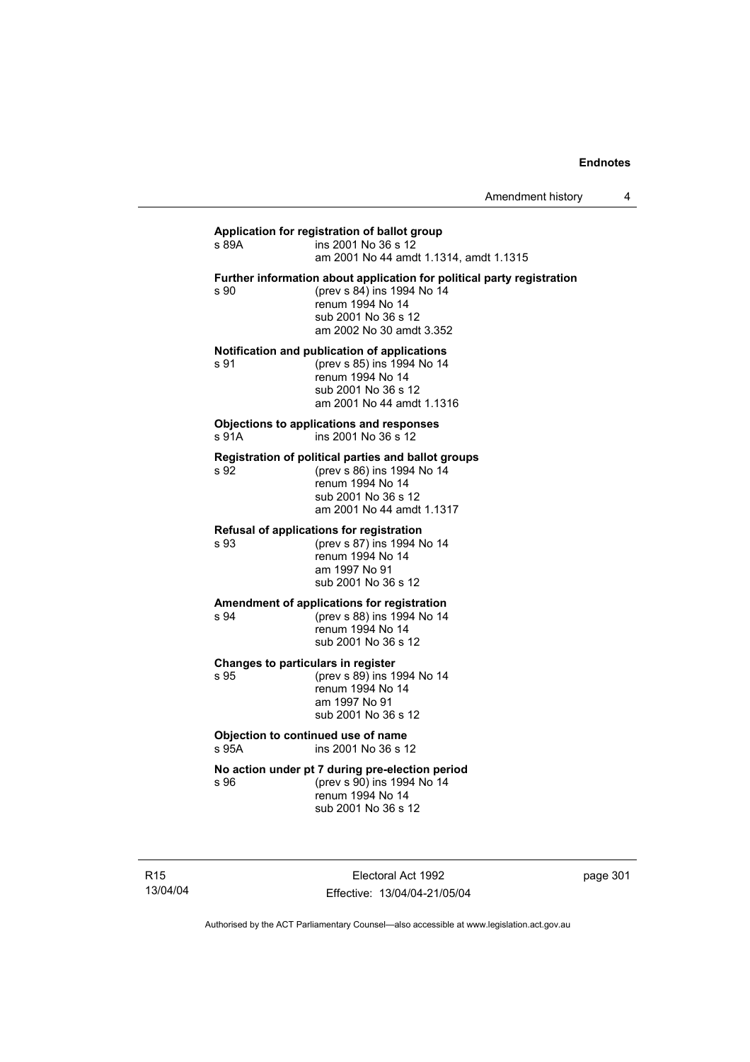**Application for registration of ballot group**
s 89A ins 2001 No 36 s 12
am 2001 No 44 amdt 1.1314, amdt 1.1315

**Further information about application for political party registration**
s 90 (prev s 84) ins 1994 No 14
renum 1994 No 14
sub 2001 No 36 s 12
am 2002 No 30 amdt 3.352

**Notification and publication of applications**
s 91 (prev s 85) ins 1994 No 14
renum 1994 No 14
sub 2001 No 36 s 12
am 2001 No 44 amdt 1.1316

**Objections to applications and responses**
s 91A ins 2001 No 36 s 12

**Registration of political parties and ballot groups**
s 92 (prev s 86) ins 1994 No 14
renum 1994 No 14
sub 2001 No 36 s 12
am 2001 No 44 amdt 1.1317

**Refusal of applications for registration**
s 93 (prev s 87) ins 1994 No 14
renum 1994 No 14
am 1997 No 91
sub 2001 No 36 s 12

**Amendment of applications for registration**
s 94 (prev s 88) ins 1994 No 14
renum 1994 No 14
sub 2001 No 36 s 12

**Changes to particulars in register**
s 95 (prev s 89) ins 1994 No 14
renum 1994 No 14
am 1997 No 91
sub 2001 No 36 s 12

**Objection to continued use of name**
s 95A ins 2001 No 36 s 12

**No action under pt 7 during pre-election period**
s 96 (prev s 90) ins 1994 No 14
renum 1994 No 14
sub 2001 No 36 s 12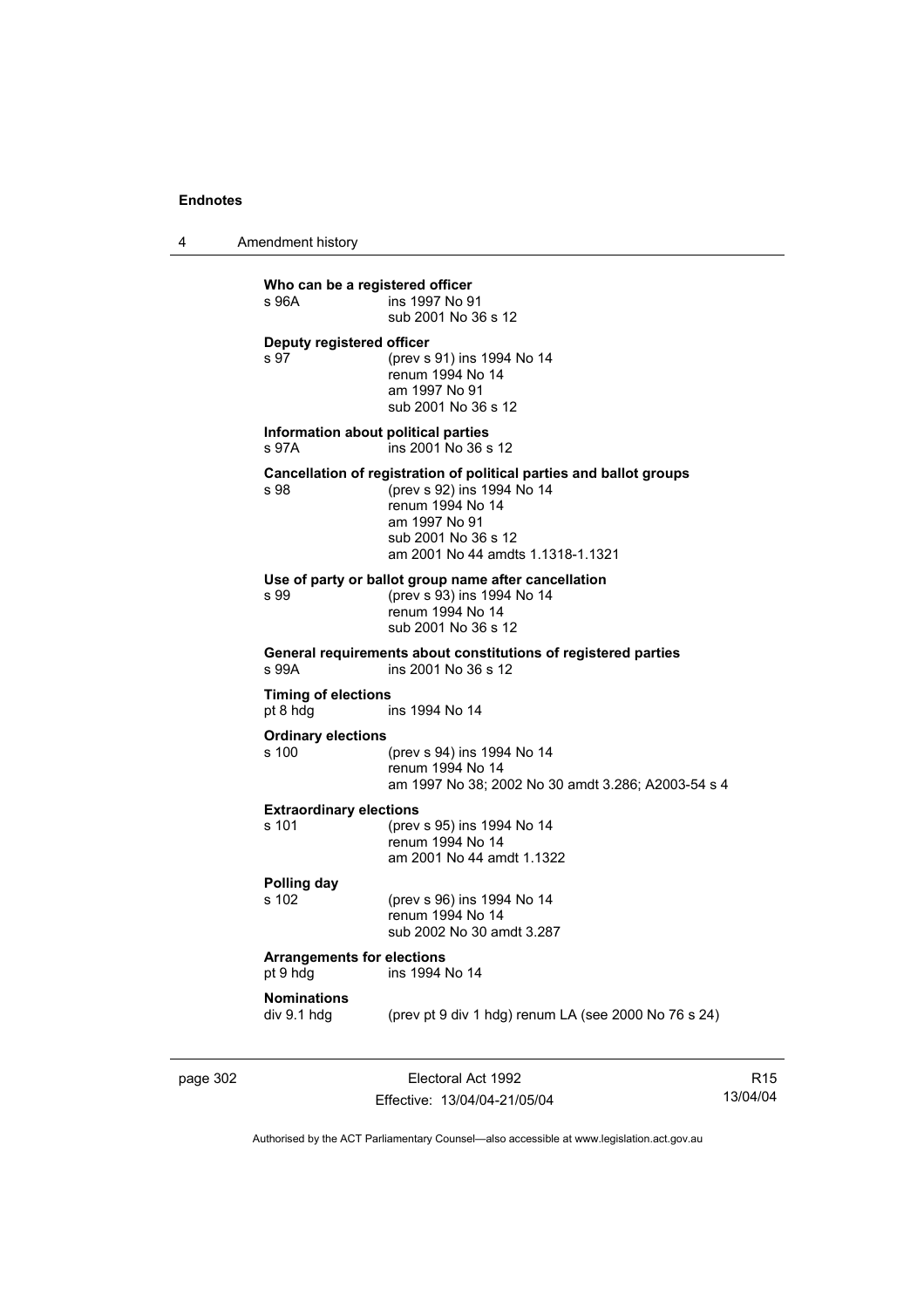**Who can be a registered officer**
s 96A ins 1997 No 91
sub 2001 No 36 s 12

**Deputy registered officer**
s 97 (prev s 91) ins 1994 No 14
renum 1994 No 14
am 1997 No 91
sub 2001 No 36 s 12

**Information about political parties**
s 97A ins 2001 No 36 s 12

**Cancellation of registration of political parties and ballot groups**
s 98 (prev s 92) ins 1994 No 14
renum 1994 No 14
am 1997 No 91
sub 2001 No 36 s 12
am 2001 No 44 amdts 1.1318-1.1321

**Use of party or ballot group name after cancellation**
s 99 (prev s 93) ins 1994 No 14
renum 1994 No 14
sub 2001 No 36 s 12

**General requirements about constitutions of registered parties**
s 99A ins 2001 No 36 s 12

**Timing of elections**
pt 8 hdg ins 1994 No 14

**Ordinary elections**
s 100 (prev s 94) ins 1994 No 14
renum 1994 No 14
am 1997 No 38; 2002 No 30 amdt 3.286; A2003-54 s 4

**Extraordinary elections**
s 101 (prev s 95) ins 1994 No 14
renum 1994 No 14
am 2001 No 44 amdt 1.1322

**Polling day**
s 102 (prev s 96) ins 1994 No 14
renum 1994 No 14
sub 2002 No 30 amdt 3.287

**Arrangements for elections**
pt 9 hdg ins 1994 No 14

**Nominations**
div 9.1 hdg (prev pt 9 div 1 hdg) renum LA (see 2000 No 76 s 24)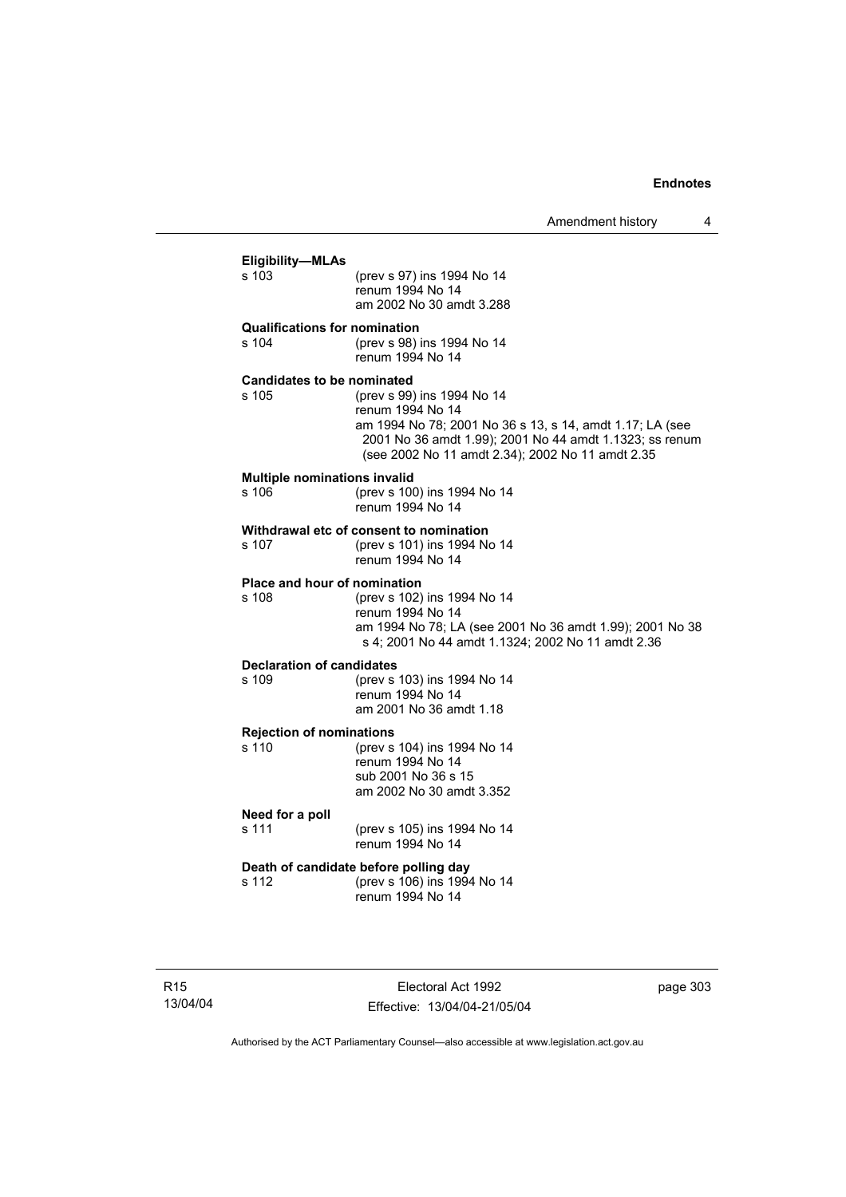**Eligibility—MLAs**

s 103 (prev s 97) ins 1994 No 14
renum 1994 No 14
am 2002 No 30 amdt 3.288

**Qualifications for nomination**

s 104 (prev s 98) ins 1994 No 14
renum 1994 No 14

**Candidates to be nominated**

s 105 (prev s 99) ins 1994 No 14
renum 1994 No 14
am 1994 No 78; 2001 No 36 s 13, s 14, amdt 1.17; LA (see 2001 No 36 amdt 1.99); 2001 No 44 amdt 1.1323; ss renum (see 2002 No 11 amdt 2.34); 2002 No 11 amdt 2.35

**Multiple nominations invalid**

s 106 (prev s 100) ins 1994 No 14
renum 1994 No 14

**Withdrawal etc of consent to nomination**

s 107 (prev s 101) ins 1994 No 14
renum 1994 No 14

**Place and hour of nomination**

s 108 (prev s 102) ins 1994 No 14
renum 1994 No 14
am 1994 No 78; LA (see 2001 No 36 amdt 1.99); 2001 No 38 s 4; 2001 No 44 amdt 1.1324; 2002 No 11 amdt 2.36

**Declaration of candidates**

s 109 (prev s 103) ins 1994 No 14
renum 1994 No 14
am 2001 No 36 amdt 1.18

**Rejection of nominations**

s 110 (prev s 104) ins 1994 No 14
renum 1994 No 14
sub 2001 No 36 s 15
am 2002 No 30 amdt 3.352

**Need for a poll**

s 111 (prev s 105) ins 1994 No 14
renum 1994 No 14

**Death of candidate before polling day**

s 112 (prev s 106) ins 1994 No 14
renum 1994 No 14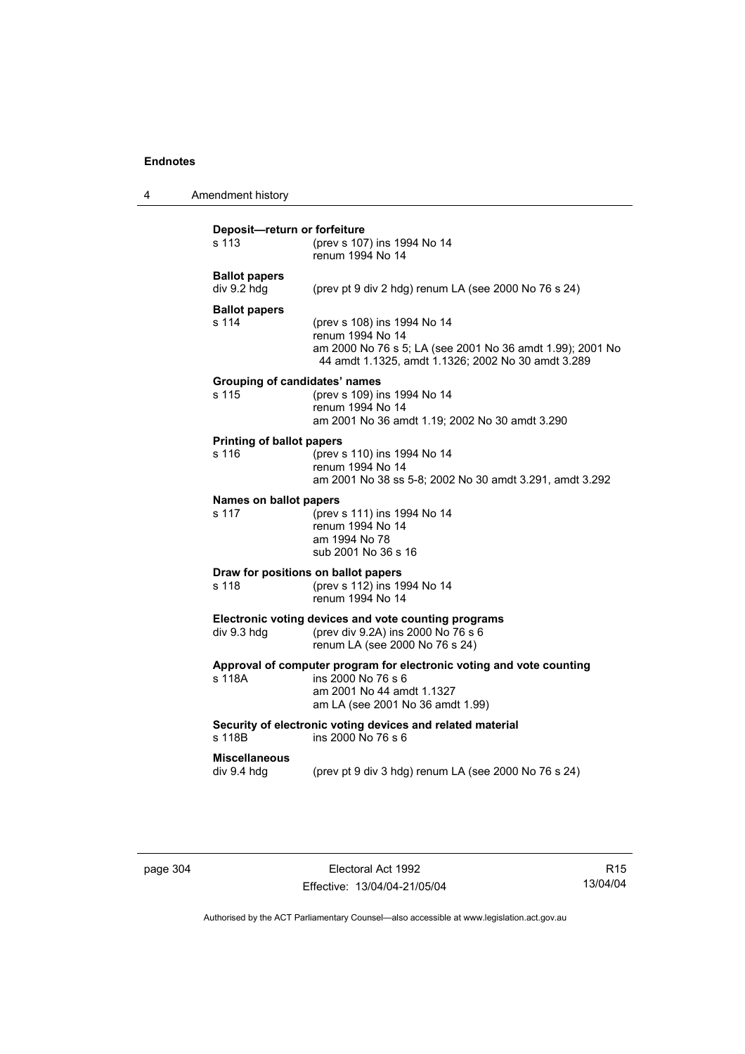**Deposit—return or forfeiture**

s 113 (prev s 107) ins 1994 No 14
renum 1994 No 14

**Ballot papers**

div 9.2 hdg (prev pt 9 div 2 hdg) renum LA (see 2000 No 76 s 24)

**Ballot papers**

s 114 (prev s 108) ins 1994 No 14
renum 1994 No 14
am 2000 No 76 s 5; LA (see 2001 No 36 amdt 1.99); 2001 No 44 amdt 1.1325, amdt 1.1326; 2002 No 30 amdt 3.289

**Grouping of candidates' names**

s 115 (prev s 109) ins 1994 No 14
renum 1994 No 14
am 2001 No 36 amdt 1.19; 2002 No 30 amdt 3.290

**Printing of ballot papers**

s 116 (prev s 110) ins 1994 No 14
renum 1994 No 14
am 2001 No 38 ss 5-8; 2002 No 30 amdt 3.291, amdt 3.292

**Names on ballot papers**

s 117 (prev s 111) ins 1994 No 14
renum 1994 No 14
am 1994 No 78
sub 2001 No 36 s 16

**Draw for positions on ballot papers**

s 118 (prev s 112) ins 1994 No 14
renum 1994 No 14

**Electronic voting devices and vote counting programs**

div 9.3 hdg (prev div 9.2A) ins 2000 No 76 s 6
renum LA (see 2000 No 76 s 24)

**Approval of computer program for electronic voting and vote counting**

s 118A ins 2000 No 76 s 6
am 2001 No 44 amdt 1.1327
am LA (see 2001 No 36 amdt 1.99)

**Security of electronic voting devices and related material**

s 118B ins 2000 No 76 s 6

**Miscellaneous**

div 9.4 hdg (prev pt 9 div 3 hdg) renum LA (see 2000 No 76 s 24)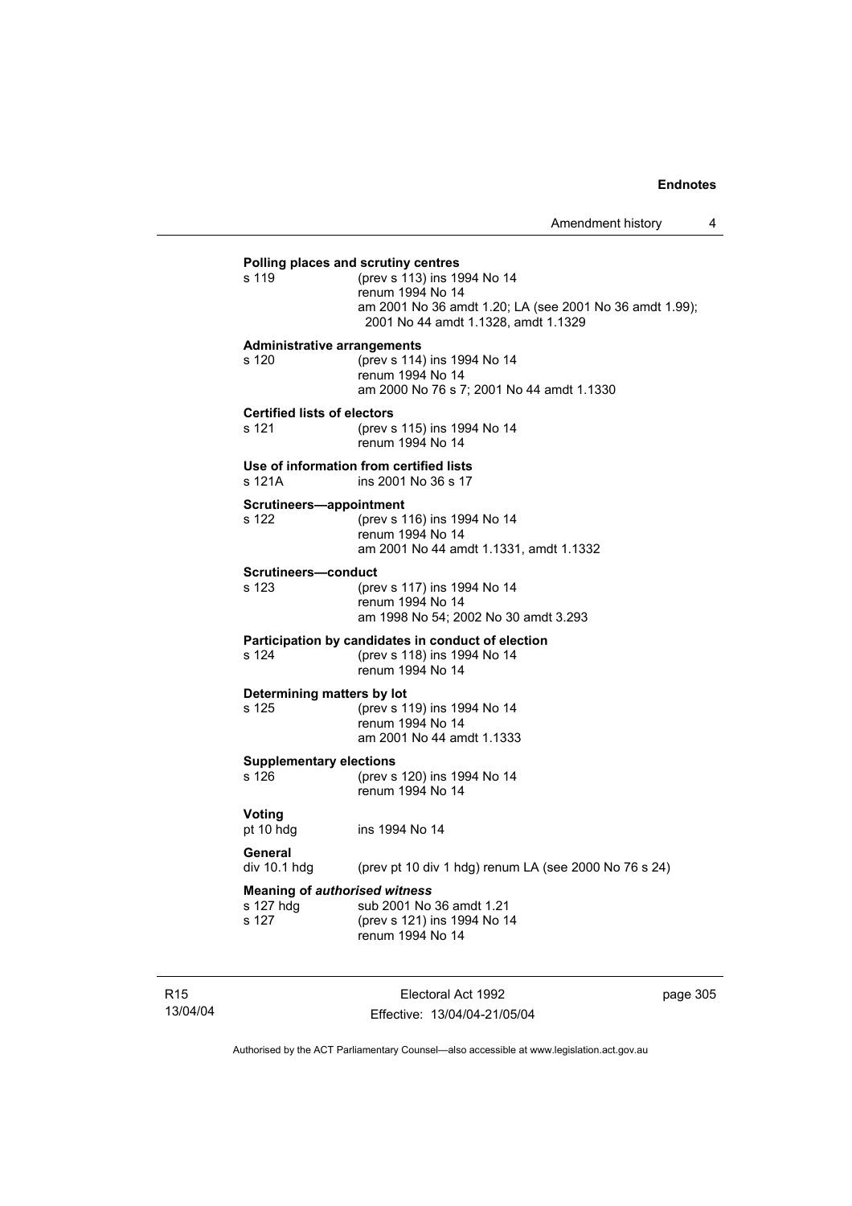**Polling places and scrutiny centres**

s 119 (prev s 113) ins 1994 No 14
renum 1994 No 14
am 2001 No 36 amdt 1.20; LA (see 2001 No 36 amdt 1.99); 2001 No 44 amdt 1.1328, amdt 1.1329

**Administrative arrangements**

s 120 (prev s 114) ins 1994 No 14
renum 1994 No 14
am 2000 No 76 s 7; 2001 No 44 amdt 1.1330

**Certified lists of electors**

s 121 (prev s 115) ins 1994 No 14
renum 1994 No 14

**Use of information from certified lists**

s 121A ins 2001 No 36 s 17

**Scrutineers—appointment**

s 122 (prev s 116) ins 1994 No 14
renum 1994 No 14
am 2001 No 44 amdt 1.1331, amdt 1.1332

**Scrutineers—conduct**

s 123 (prev s 117) ins 1994 No 14
renum 1994 No 14
am 1998 No 54; 2002 No 30 amdt 3.293

**Participation by candidates in conduct of election**

s 124 (prev s 118) ins 1994 No 14
renum 1994 No 14

**Determining matters by lot**

s 125 (prev s 119) ins 1994 No 14
renum 1994 No 14
am 2001 No 44 amdt 1.1333

**Supplementary elections**

s 126 (prev s 120) ins 1994 No 14
renum 1994 No 14

**Voting**

pt 10 hdg ins 1994 No 14

**General**

div 10.1 hdg (prev pt 10 div 1 hdg) renum LA (see 2000 No 76 s 24)

**Meaning of *authorised witness***

s 127 hdg sub 2001 No 36 amdt 1.21
s 127 (prev s 121) ins 1994 No 14
renum 1994 No 14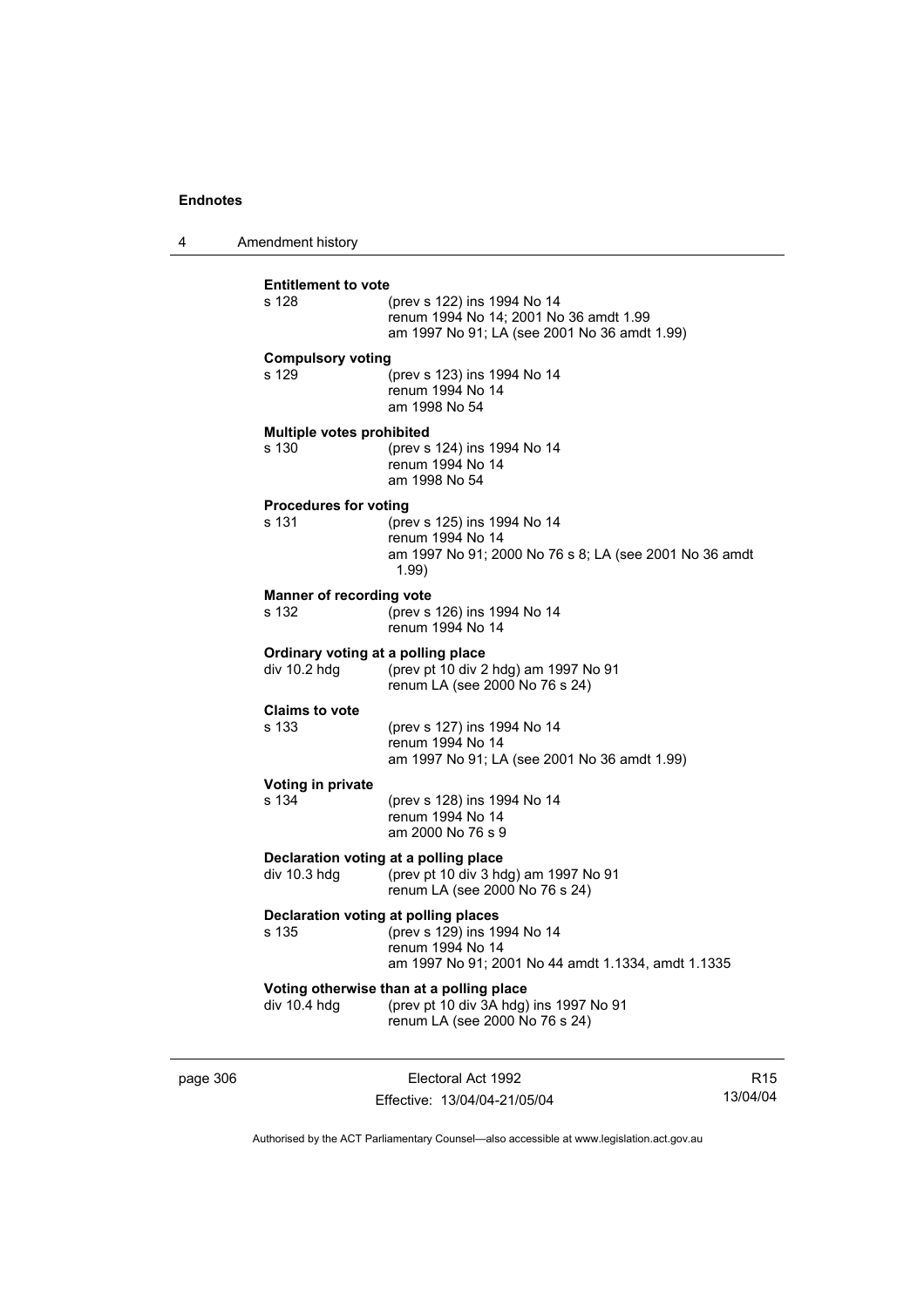**Entitlement to vote**
s 128 (prev s 122) ins 1994 No 14
renum 1994 No 14; 2001 No 36 amdt 1.99
am 1997 No 91; LA (see 2001 No 36 amdt 1.99)

**Compulsory voting**
s 129 (prev s 123) ins 1994 No 14
renum 1994 No 14
am 1998 No 54

**Multiple votes prohibited**
s 130 (prev s 124) ins 1994 No 14
renum 1994 No 14
am 1998 No 54

**Procedures for voting**
s 131 (prev s 125) ins 1994 No 14
renum 1994 No 14
am 1997 No 91; 2000 No 76 s 8; LA (see 2001 No 36 amdt 1.99)

**Manner of recording vote**
s 132 (prev s 126) ins 1994 No 14
renum 1994 No 14

**Ordinary voting at a polling place**
div 10.2 hdg (prev pt 10 div 2 hdg) am 1997 No 91
renum LA (see 2000 No 76 s 24)

**Claims to vote**
s 133 (prev s 127) ins 1994 No 14
renum 1994 No 14
am 1997 No 91; LA (see 2001 No 36 amdt 1.99)

**Voting in private**
s 134 (prev s 128) ins 1994 No 14
renum 1994 No 14
am 2000 No 76 s 9

**Declaration voting at a polling place**
div 10.3 hdg (prev pt 10 div 3 hdg) am 1997 No 91
renum LA (see 2000 No 76 s 24)

**Declaration voting at polling places**
s 135 (prev s 129) ins 1994 No 14
renum 1994 No 14
am 1997 No 91; 2001 No 44 amdt 1.1334, amdt 1.1335

**Voting otherwise than at a polling place**
div 10.4 hdg (prev pt 10 div 3A hdg) ins 1997 No 91
renum LA (see 2000 No 76 s 24)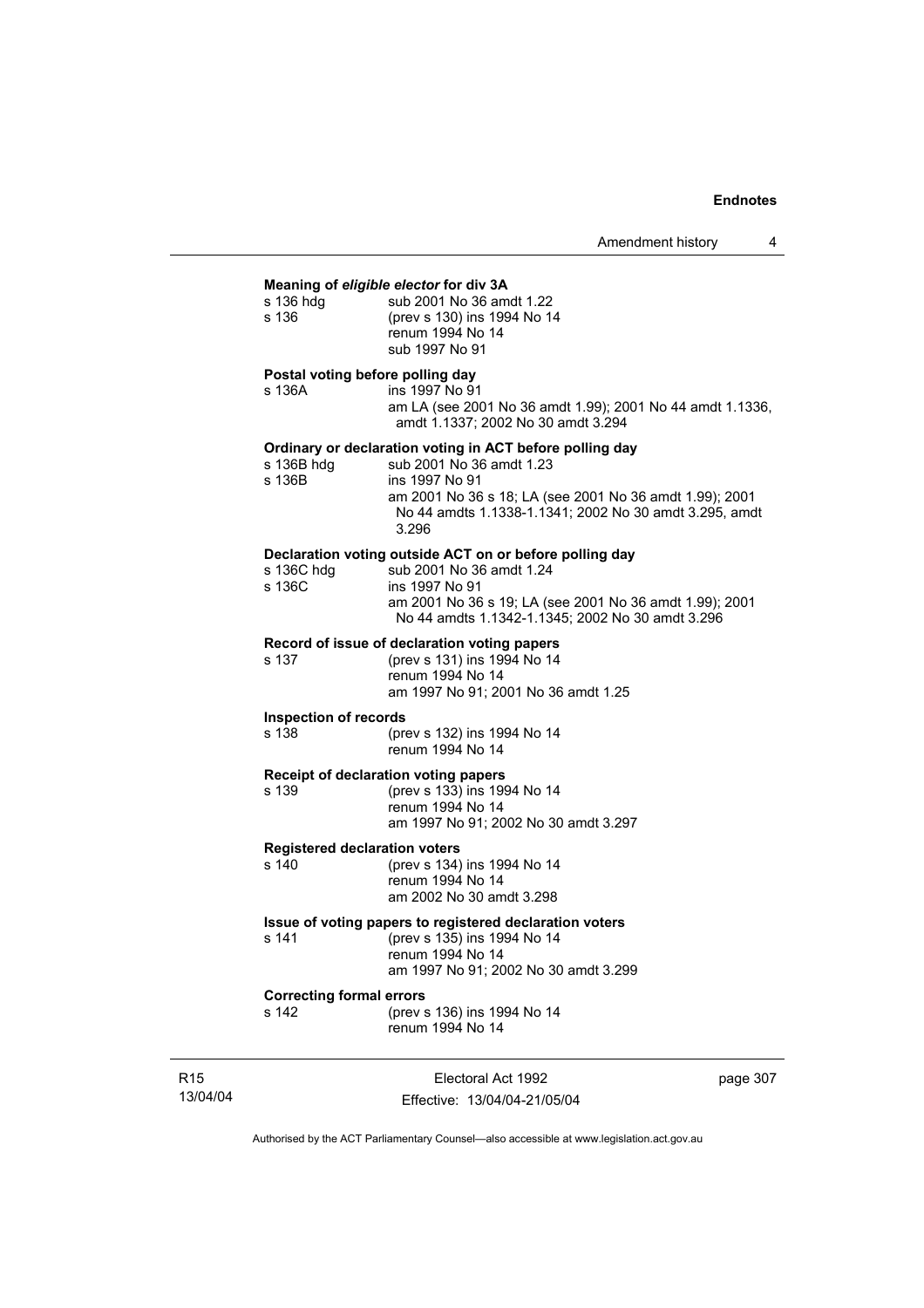**Meaning of *eligible elector* for div 3A**

s 136 hdg sub 2001 No 36 amdt 1.22
s 136 (prev s 130) ins 1994 No 14
renum 1994 No 14
sub 1997 No 91

**Postal voting before polling day**

s 136A ins 1997 No 91
am LA (see 2001 No 36 amdt 1.99); 2001 No 44 amdt 1.1336, amdt 1.1337; 2002 No 30 amdt 3.294

**Ordinary or declaration voting in ACT before polling day**

s 136B hdg sub 2001 No 36 amdt 1.23
s 136B ins 1997 No 91
am 2001 No 36 s 18; LA (see 2001 No 36 amdt 1.99); 2001 No 44 amdts 1.1338-1.1341; 2002 No 30 amdt 3.295, amdt 3.296

**Declaration voting outside ACT on or before polling day**

s 136C hdg sub 2001 No 36 amdt 1.24
s 136C ins 1997 No 91
am 2001 No 36 s 19; LA (see 2001 No 36 amdt 1.99); 2001 No 44 amdts 1.1342-1.1345; 2002 No 30 amdt 3.296

**Record of issue of declaration voting papers**

s 137 (prev s 131) ins 1994 No 14
renum 1994 No 14
am 1997 No 91; 2001 No 36 amdt 1.25

**Inspection of records**

s 138 (prev s 132) ins 1994 No 14
renum 1994 No 14

**Receipt of declaration voting papers**

s 139 (prev s 133) ins 1994 No 14
renum 1994 No 14
am 1997 No 91; 2002 No 30 amdt 3.297

**Registered declaration voters**

s 140 (prev s 134) ins 1994 No 14
renum 1994 No 14
am 2002 No 30 amdt 3.298

**Issue of voting papers to registered declaration voters**

s 141 (prev s 135) ins 1994 No 14
renum 1994 No 14
am 1997 No 91; 2002 No 30 amdt 3.299

**Correcting formal errors**

s 142 (prev s 136) ins 1994 No 14
renum 1994 No 14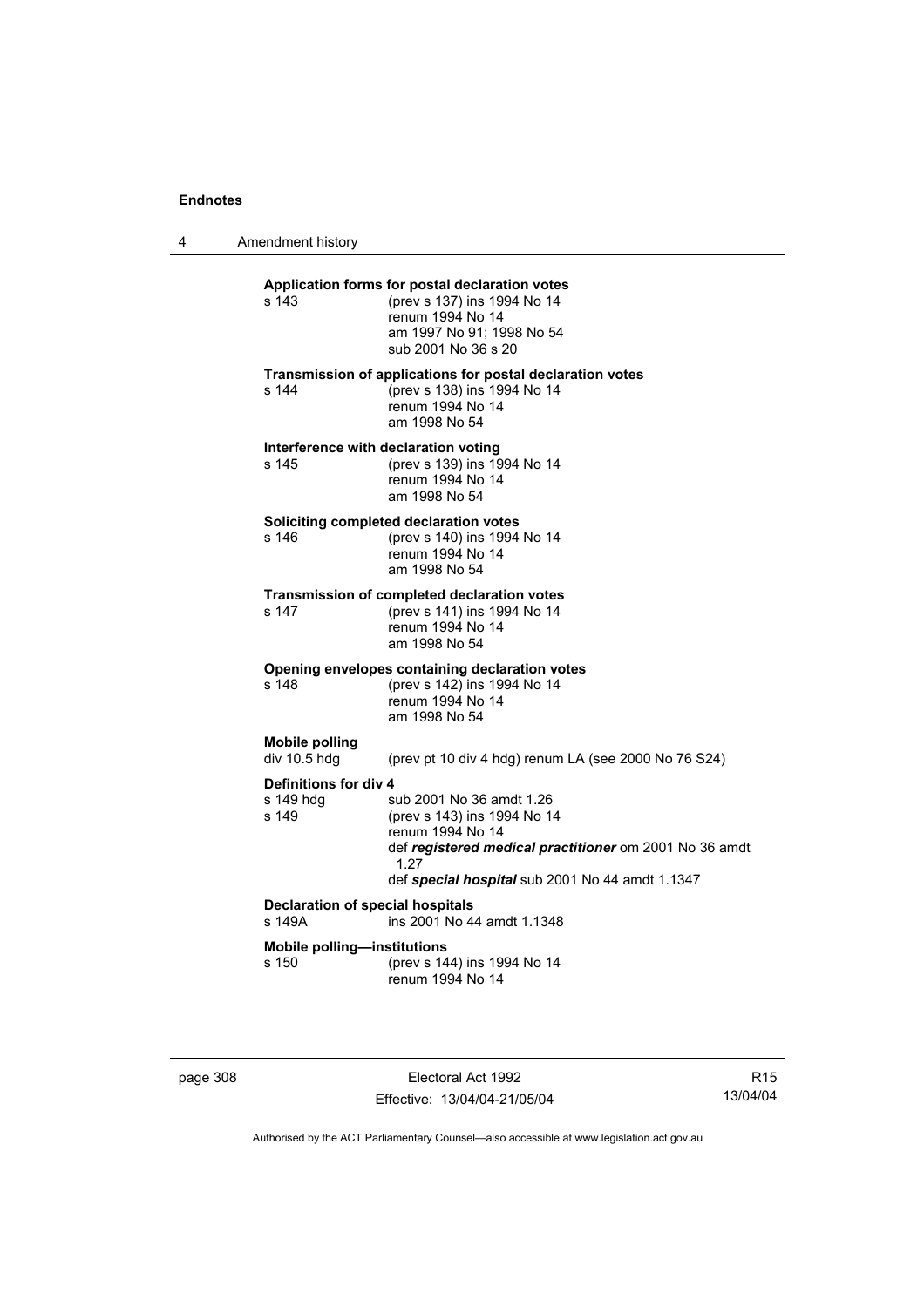**Application forms for postal declaration votes**

s 143 (prev s 137) ins 1994 No 14
renum 1994 No 14
am 1997 No 91; 1998 No 54
sub 2001 No 36 s 20

**Transmission of applications for postal declaration votes**

s 144 (prev s 138) ins 1994 No 14
renum 1994 No 14
am 1998 No 54

**Interference with declaration voting**

s 145 (prev s 139) ins 1994 No 14
renum 1994 No 14
am 1998 No 54

**Soliciting completed declaration votes**

s 146 (prev s 140) ins 1994 No 14
renum 1994 No 14
am 1998 No 54

**Transmission of completed declaration votes**

s 147 (prev s 141) ins 1994 No 14
renum 1994 No 14
am 1998 No 54

**Opening envelopes containing declaration votes**

s 148 (prev s 142) ins 1994 No 14
renum 1994 No 14
am 1998 No 54

**Mobile polling**

div 10.5 hdg (prev pt 10 div 4 hdg) renum LA (see 2000 No 76 S24)

**Definitions for div 4**

s 149 hdg sub 2001 No 36 amdt 1.26
s 149 (prev s 143) ins 1994 No 14
renum 1994 No 14
def ***registered medical practitioner*** om 2001 No 36 amdt 1.27
def ***special hospital*** sub 2001 No 44 amdt 1.1347

**Declaration of special hospitals**

s 149A ins 2001 No 44 amdt 1.1348

**Mobile polling—institutions**

s 150 (prev s 144) ins 1994 No 14
renum 1994 No 14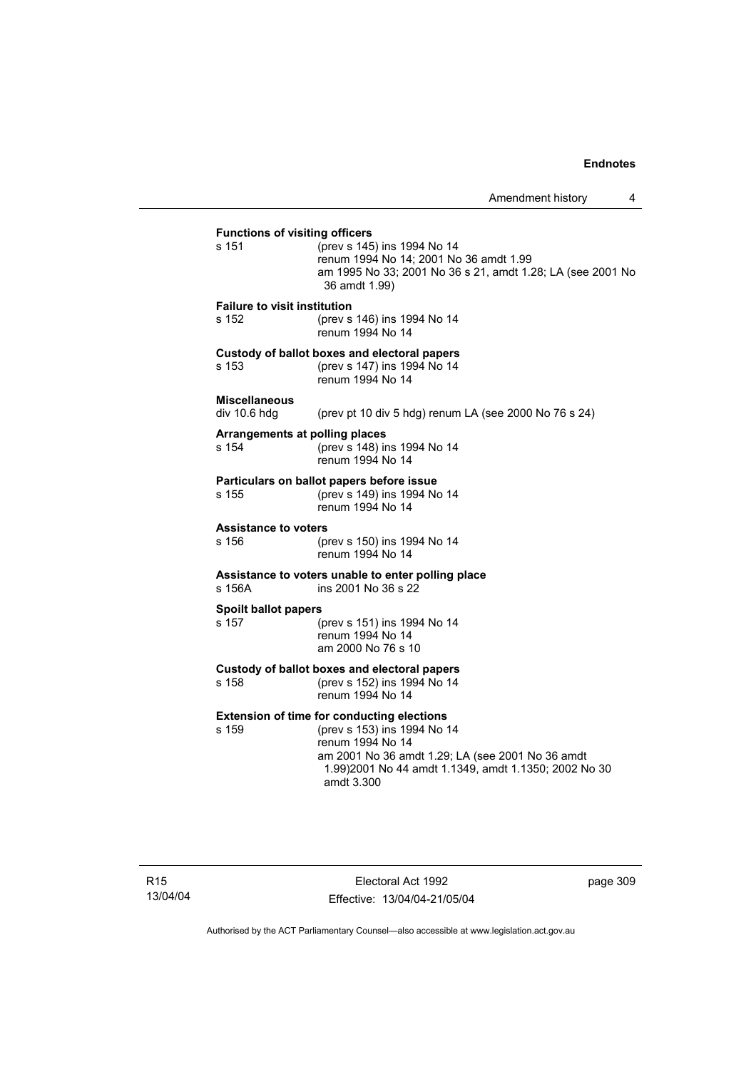**Functions of visiting officers**

s 151 (prev s 145) ins 1994 No 14
renum 1994 No 14; 2001 No 36 amdt 1.99
am 1995 No 33; 2001 No 36 s 21, amdt 1.28; LA (see 2001 No 36 amdt 1.99)

**Failure to visit institution**

s 152 (prev s 146) ins 1994 No 14
renum 1994 No 14

**Custody of ballot boxes and electoral papers**

s 153 (prev s 147) ins 1994 No 14
renum 1994 No 14

**Miscellaneous**

div 10.6 hdg (prev pt 10 div 5 hdg) renum LA (see 2000 No 76 s 24)

**Arrangements at polling places**

s 154 (prev s 148) ins 1994 No 14
renum 1994 No 14

**Particulars on ballot papers before issue**

s 155 (prev s 149) ins 1994 No 14
renum 1994 No 14

**Assistance to voters**

s 156 (prev s 150) ins 1994 No 14
renum 1994 No 14

**Assistance to voters unable to enter polling place**

s 156A ins 2001 No 36 s 22

**Spoilt ballot papers**

s 157 (prev s 151) ins 1994 No 14
renum 1994 No 14
am 2000 No 76 s 10

**Custody of ballot boxes and electoral papers**

s 158 (prev s 152) ins 1994 No 14
renum 1994 No 14

**Extension of time for conducting elections**

s 159 (prev s 153) ins 1994 No 14
renum 1994 No 14
am 2001 No 36 amdt 1.29; LA (see 2001 No 36 amdt 1.99)2001 No 44 amdt 1.1349, amdt 1.1350; 2002 No 30 amdt 3.300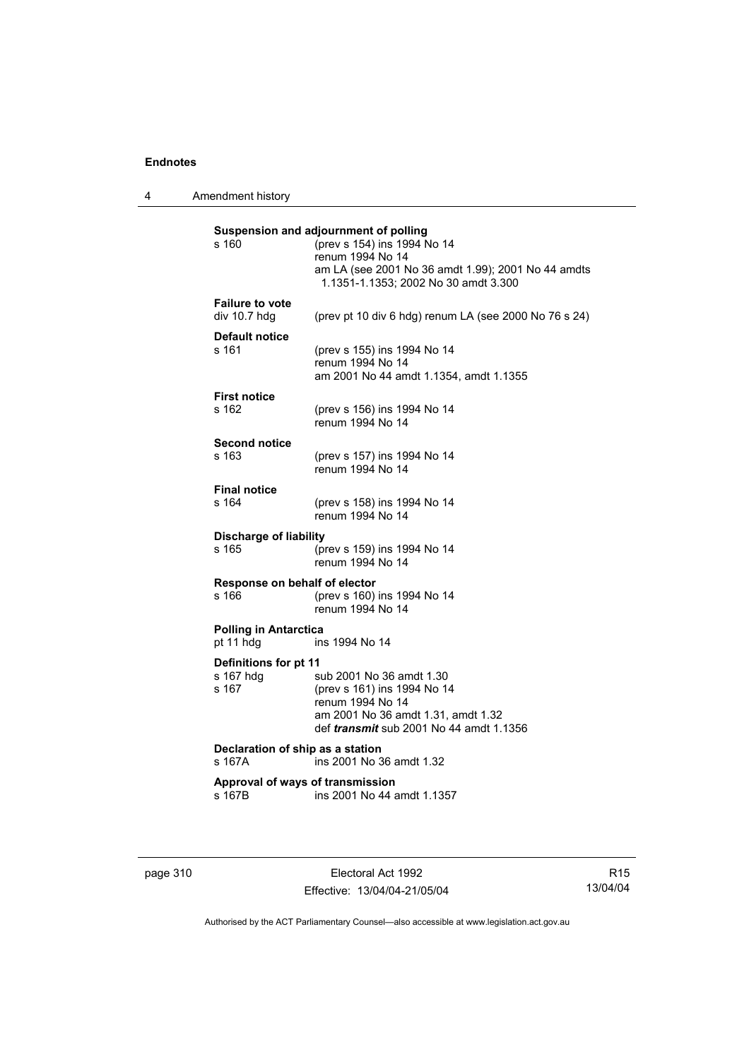**Suspension and adjournment of polling**

s 160 (prev s 154) ins 1994 No 14
renum 1994 No 14
am LA (see 2001 No 36 amdt 1.99); 2001 No 44 amdts 1.1351-1.1353; 2002 No 30 amdt 3.300

**Failure to vote**

div 10.7 hdg (prev pt 10 div 6 hdg) renum LA (see 2000 No 76 s 24)

**Default notice**

s 161 (prev s 155) ins 1994 No 14
renum 1994 No 14
am 2001 No 44 amdt 1.1354, amdt 1.1355

**First notice**

s 162 (prev s 156) ins 1994 No 14
renum 1994 No 14

**Second notice**

s 163 (prev s 157) ins 1994 No 14
renum 1994 No 14

**Final notice**

s 164 (prev s 158) ins 1994 No 14
renum 1994 No 14

**Discharge of liability**

s 165 (prev s 159) ins 1994 No 14
renum 1994 No 14

**Response on behalf of elector**

s 166 (prev s 160) ins 1994 No 14
renum 1994 No 14

**Polling in Antarctica**

pt 11 hdg ins 1994 No 14

**Definitions for pt 11**

s 167 hdg sub 2001 No 36 amdt 1.30
s 167 (prev s 161) ins 1994 No 14
renum 1994 No 14
am 2001 No 36 amdt 1.31, amdt 1.32
def ***transmit*** sub 2001 No 44 amdt 1.1356

**Declaration of ship as a station**

s 167A ins 2001 No 36 amdt 1.32

**Approval of ways of transmission**

s 167B ins 2001 No 44 amdt 1.1357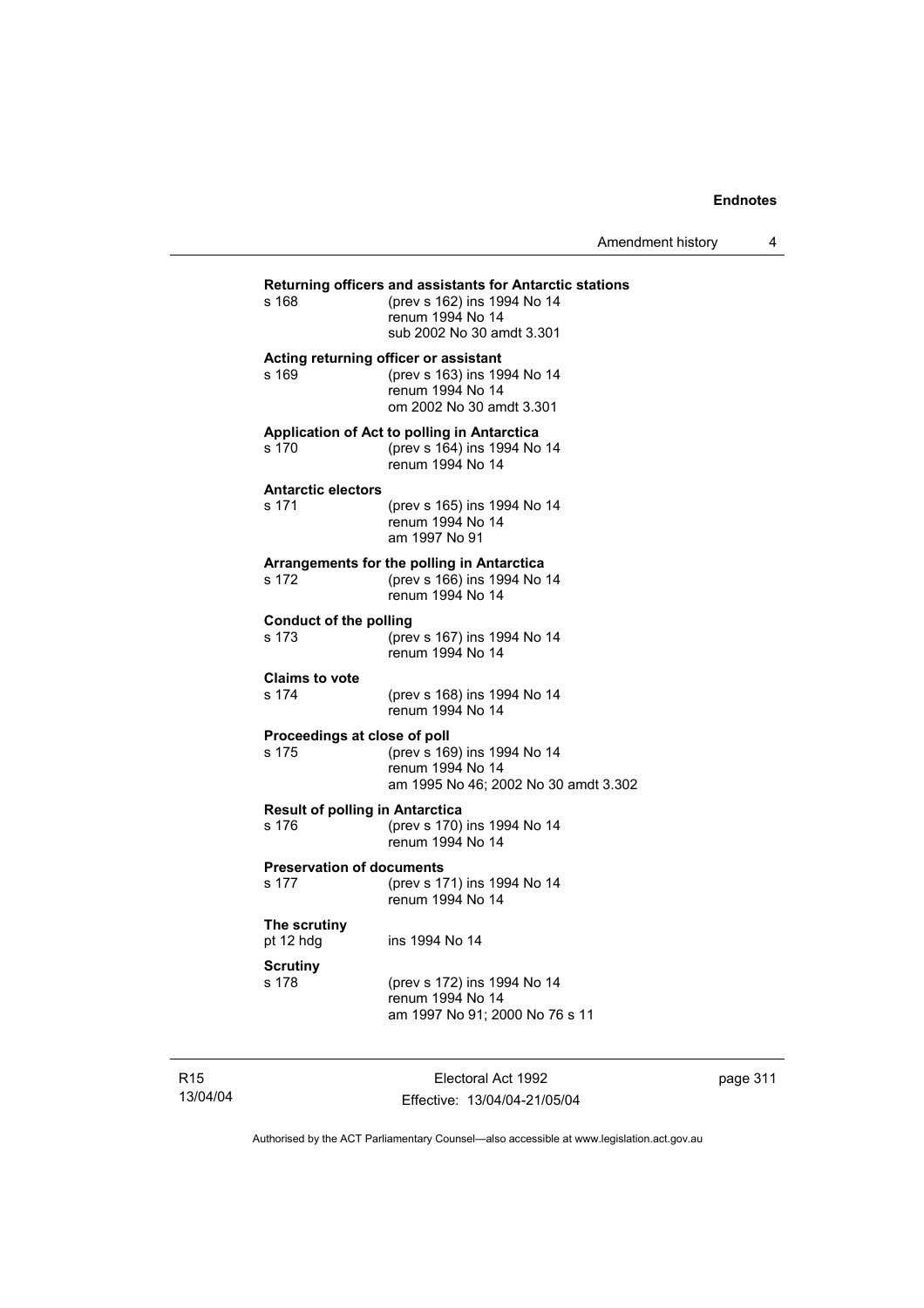**Returning officers and assistants for Antarctic stations**

s 168 (prev s 162) ins 1994 No 14
renum 1994 No 14
sub 2002 No 30 amdt 3.301

**Acting returning officer or assistant**

s 169 (prev s 163) ins 1994 No 14
renum 1994 No 14
om 2002 No 30 amdt 3.301

**Application of Act to polling in Antarctica**

s 170 (prev s 164) ins 1994 No 14
renum 1994 No 14

**Antarctic electors**

s 171 (prev s 165) ins 1994 No 14
renum 1994 No 14
am 1997 No 91

**Arrangements for the polling in Antarctica**

s 172 (prev s 166) ins 1994 No 14
renum 1994 No 14

**Conduct of the polling**

s 173 (prev s 167) ins 1994 No 14
renum 1994 No 14

**Claims to vote**

s 174 (prev s 168) ins 1994 No 14
renum 1994 No 14

**Proceedings at close of poll**

s 175 (prev s 169) ins 1994 No 14
renum 1994 No 14
am 1995 No 46; 2002 No 30 amdt 3.302

**Result of polling in Antarctica**

s 176 (prev s 170) ins 1994 No 14
renum 1994 No 14

**Preservation of documents**

s 177 (prev s 171) ins 1994 No 14
renum 1994 No 14

**The scrutiny**

pt 12 hdg ins 1994 No 14

**Scrutiny**

s 178 (prev s 172) ins 1994 No 14
renum 1994 No 14
am 1997 No 91; 2000 No 76 s 11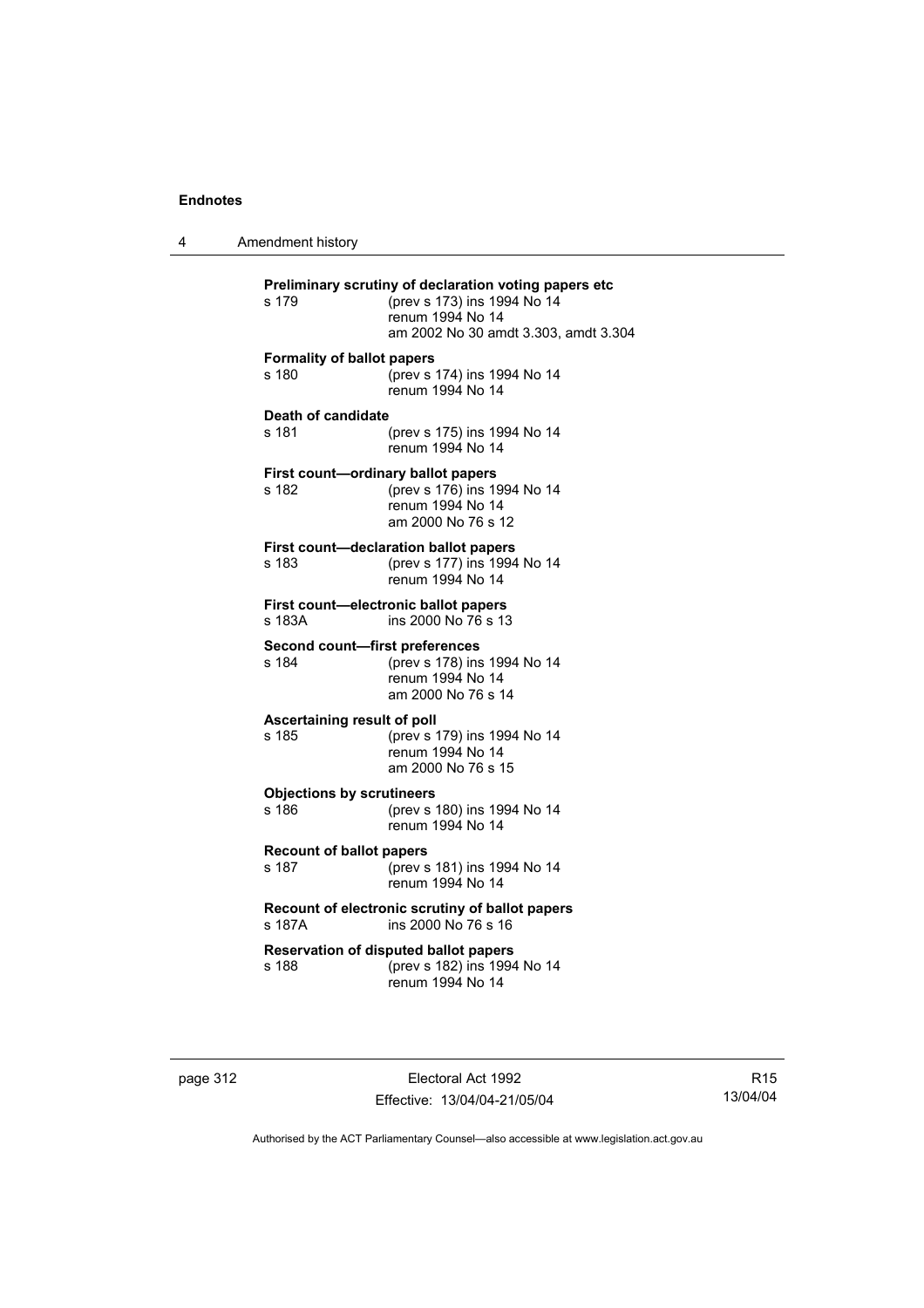**Preliminary scrutiny of declaration voting papers etc**
s 179 (prev s 173) ins 1994 No 14
renum 1994 No 14
am 2002 No 30 amdt 3.303, amdt 3.304

**Formality of ballot papers**
s 180 (prev s 174) ins 1994 No 14
renum 1994 No 14

**Death of candidate**
s 181 (prev s 175) ins 1994 No 14
renum 1994 No 14

**First count—ordinary ballot papers**
s 182 (prev s 176) ins 1994 No 14
renum 1994 No 14
am 2000 No 76 s 12

**First count—declaration ballot papers**
s 183 (prev s 177) ins 1994 No 14
renum 1994 No 14

**First count—electronic ballot papers**
s 183A ins 2000 No 76 s 13

**Second count—first preferences**
s 184 (prev s 178) ins 1994 No 14
renum 1994 No 14
am 2000 No 76 s 14

**Ascertaining result of poll**
s 185 (prev s 179) ins 1994 No 14
renum 1994 No 14
am 2000 No 76 s 15

**Objections by scrutineers**
s 186 (prev s 180) ins 1994 No 14
renum 1994 No 14

**Recount of ballot papers**
s 187 (prev s 181) ins 1994 No 14
renum 1994 No 14

**Recount of electronic scrutiny of ballot papers**
s 187A ins 2000 No 76 s 16

**Reservation of disputed ballot papers**
s 188 (prev s 182) ins 1994 No 14
renum 1994 No 14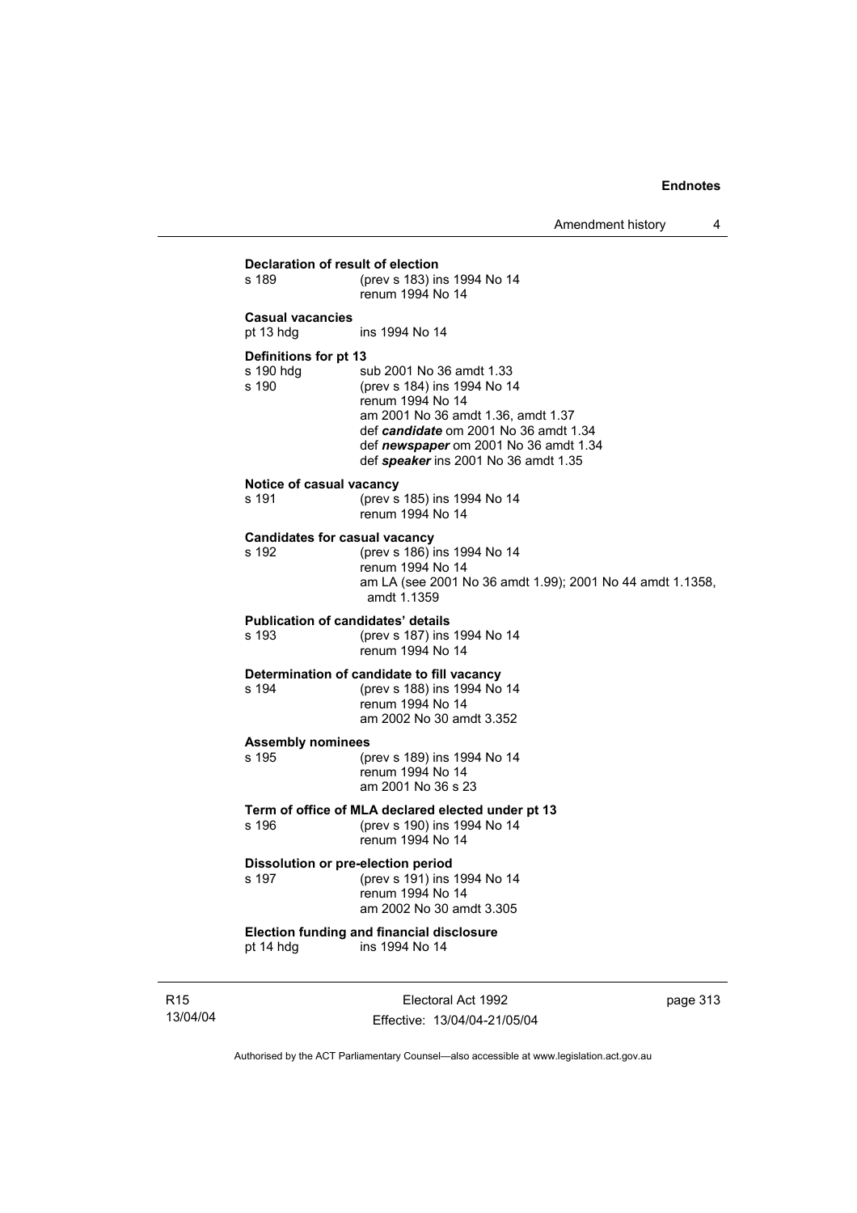**Declaration of result of election**

| | |
|---|---|
| s 189 | (prev s 183) ins 1994 No 14<br>renum 1994 No 14 |

**Casual vacancies**

| | |
|---|---|
| pt 13 hdg | ins 1994 No 14 |

**Definitions for pt 13**

| | |
|---|---|
| s 190 hdg | sub 2001 No 36 amdt 1.33 |
| s 190 | (prev s 184) ins 1994 No 14<br>renum 1994 No 14<br>am 2001 No 36 amdt 1.36, amdt 1.37<br>def ***candidate*** om 2001 No 36 amdt 1.34<br>def ***newspaper*** om 2001 No 36 amdt 1.34<br>def ***speaker*** ins 2001 No 36 amdt 1.35 |

**Notice of casual vacancy**

| | |
|---|---|
| s 191 | (prev s 185) ins 1994 No 14<br>renum 1994 No 14 |

**Candidates for casual vacancy**

| | |
|---|---|
| s 192 | (prev s 186) ins 1994 No 14<br>renum 1994 No 14<br>am LA (see 2001 No 36 amdt 1.99); 2001 No 44 amdt 1.1358, amdt 1.1359 |

**Publication of candidates' details**

| | |
|---|---|
| s 193 | (prev s 187) ins 1994 No 14<br>renum 1994 No 14 |

**Determination of candidate to fill vacancy**

| | |
|---|---|
| s 194 | (prev s 188) ins 1994 No 14<br>renum 1994 No 14<br>am 2002 No 30 amdt 3.352 |

**Assembly nominees**

| | |
|---|---|
| s 195 | (prev s 189) ins 1994 No 14<br>renum 1994 No 14<br>am 2001 No 36 s 23 |

**Term of office of MLA declared elected under pt 13**

| | |
|---|---|
| s 196 | (prev s 190) ins 1994 No 14<br>renum 1994 No 14 |

**Dissolution or pre-election period**

| | |
|---|---|
| s 197 | (prev s 191) ins 1994 No 14<br>renum 1994 No 14<br>am 2002 No 30 amdt 3.305 |

**Election funding and financial disclosure**

| | |
|---|---|
| pt 14 hdg | ins 1994 No 14 |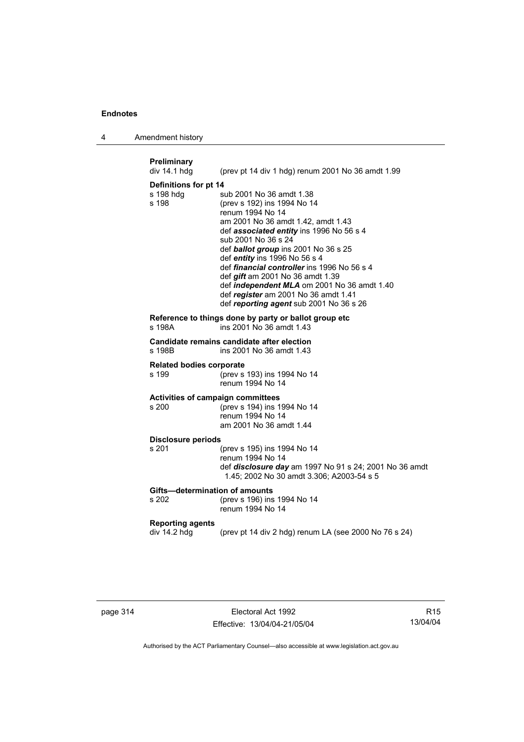**Preliminary**

div 14.1 hdg (prev pt 14 div 1 hdg) renum 2001 No 36 amdt 1.99

**Definitions for pt 14**

s 198 hdg sub 2001 No 36 amdt 1.38

s 198 (prev s 192) ins 1994 No 14
renum 1994 No 14
am 2001 No 36 amdt 1.42, amdt 1.43
def ***associated entity*** ins 1996 No 56 s 4
sub 2001 No 36 s 24
def ***ballot group*** ins 2001 No 36 s 25
def ***entity*** ins 1996 No 56 s 4
def ***financial controller*** ins 1996 No 56 s 4
def ***gift*** am 2001 No 36 amdt 1.39
def ***independent MLA*** om 2001 No 36 amdt 1.40
def ***register*** am 2001 No 36 amdt 1.41
def ***reporting agent*** sub 2001 No 36 s 26

**Reference to things done by party or ballot group etc**

s 198A ins 2001 No 36 amdt 1.43

**Candidate remains candidate after election**

s 198B ins 2001 No 36 amdt 1.43

**Related bodies corporate**

s 199 (prev s 193) ins 1994 No 14
renum 1994 No 14

**Activities of campaign committees**

s 200 (prev s 194) ins 1994 No 14
renum 1994 No 14
am 2001 No 36 amdt 1.44

**Disclosure periods**

s 201 (prev s 195) ins 1994 No 14
renum 1994 No 14
def ***disclosure day*** am 1997 No 91 s 24; 2001 No 36 amdt 1.45; 2002 No 30 amdt 3.306; A2003-54 s 5

**Gifts—determination of amounts**

s 202 (prev s 196) ins 1994 No 14
renum 1994 No 14

**Reporting agents**

div 14.2 hdg (prev pt 14 div 2 hdg) renum LA (see 2000 No 76 s 24)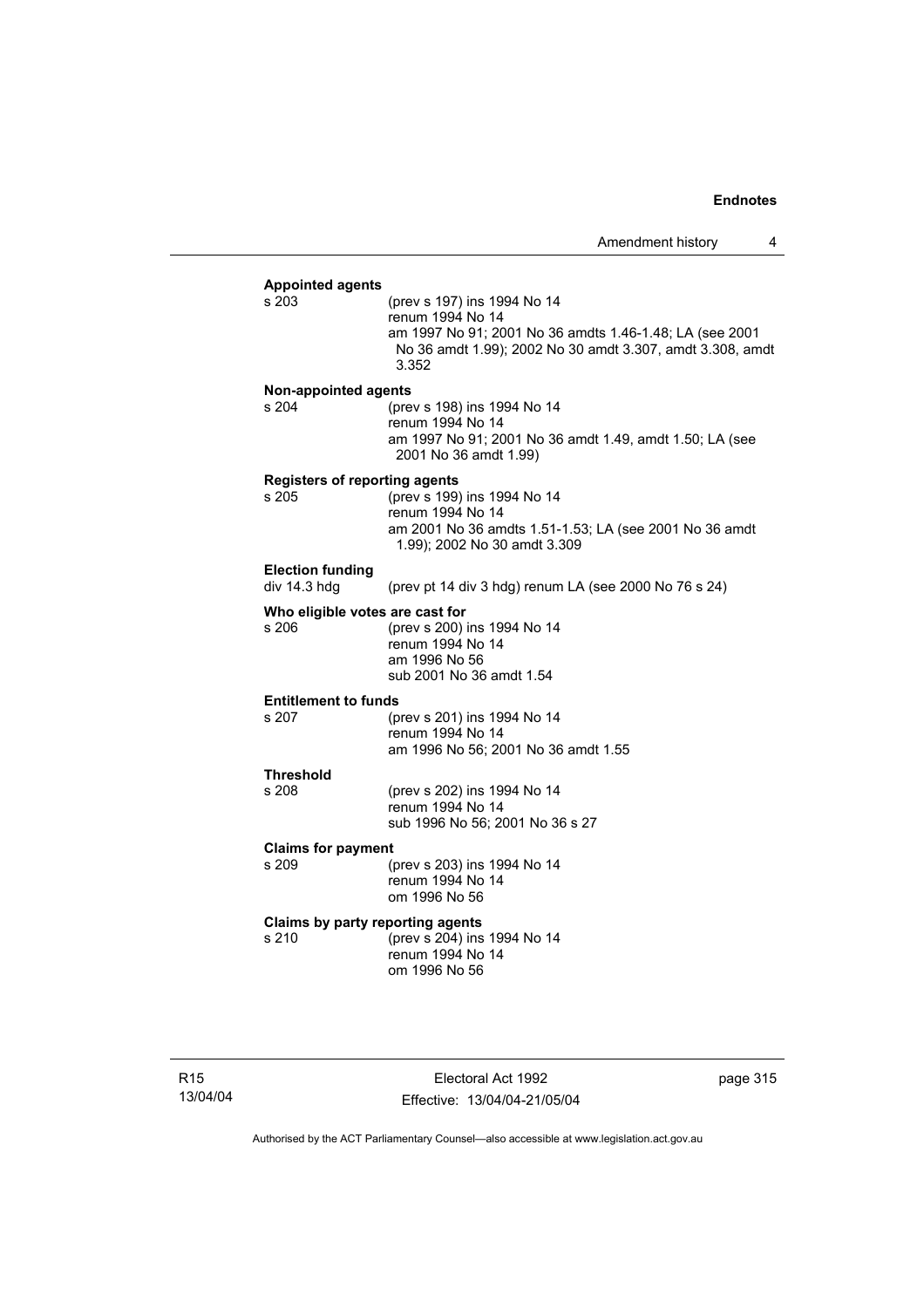**Appointed agents**

s 203 (prev s 197) ins 1994 No 14
renum 1994 No 14
am 1997 No 91; 2001 No 36 amdts 1.46-1.48; LA (see 2001 No 36 amdt 1.99); 2002 No 30 amdt 3.307, amdt 3.308, amdt 3.352

**Non-appointed agents**

s 204 (prev s 198) ins 1994 No 14
renum 1994 No 14
am 1997 No 91; 2001 No 36 amdt 1.49, amdt 1.50; LA (see 2001 No 36 amdt 1.99)

**Registers of reporting agents**

s 205 (prev s 199) ins 1994 No 14
renum 1994 No 14
am 2001 No 36 amdts 1.51-1.53; LA (see 2001 No 36 amdt 1.99); 2002 No 30 amdt 3.309

**Election funding**

div 14.3 hdg (prev pt 14 div 3 hdg) renum LA (see 2000 No 76 s 24)

**Who eligible votes are cast for**

s 206 (prev s 200) ins 1994 No 14
renum 1994 No 14
am 1996 No 56
sub 2001 No 36 amdt 1.54

**Entitlement to funds**

s 207 (prev s 201) ins 1994 No 14
renum 1994 No 14
am 1996 No 56; 2001 No 36 amdt 1.55

**Threshold**

s 208 (prev s 202) ins 1994 No 14
renum 1994 No 14
sub 1996 No 56; 2001 No 36 s 27

**Claims for payment**

s 209 (prev s 203) ins 1994 No 14
renum 1994 No 14
om 1996 No 56

**Claims by party reporting agents**

s 210 (prev s 204) ins 1994 No 14
renum 1994 No 14
om 1996 No 56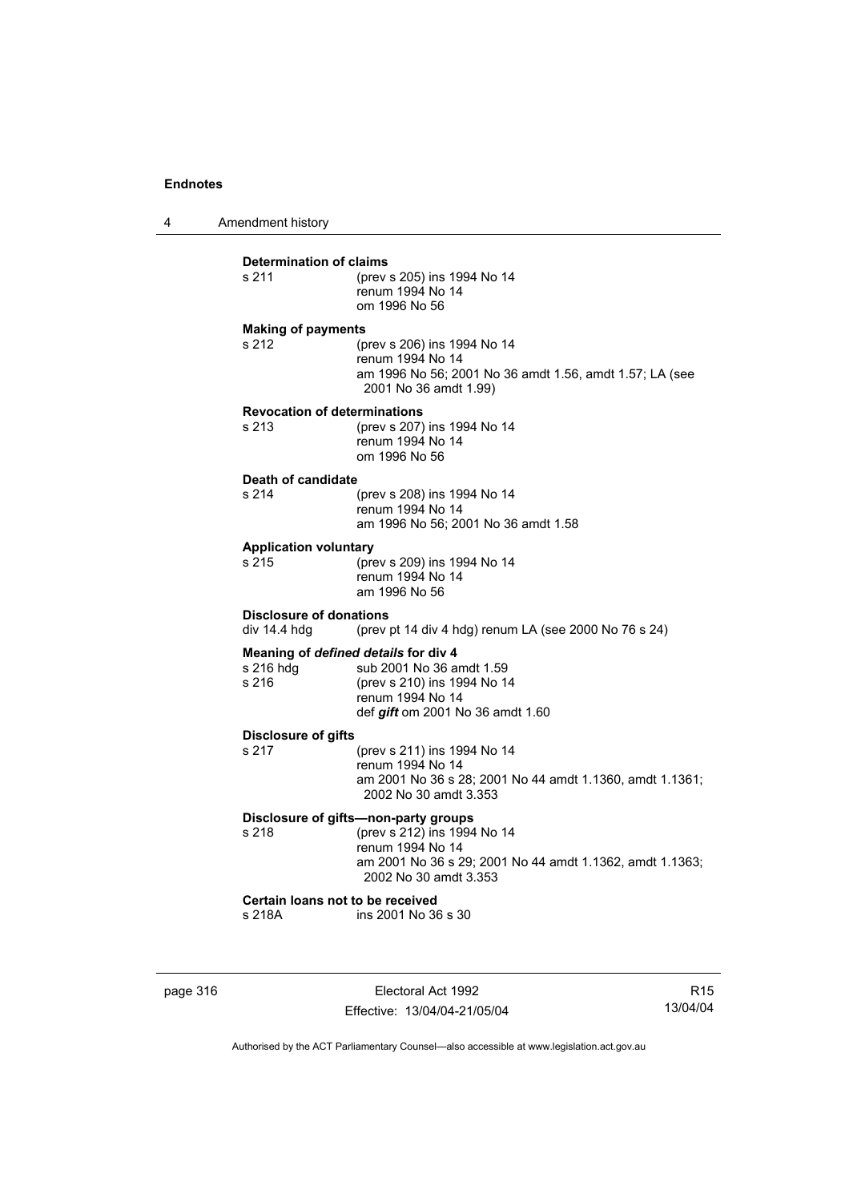**Determination of claims**

s 211 (prev s 205) ins 1994 No 14
renum 1994 No 14
om 1996 No 56

**Making of payments**

s 212 (prev s 206) ins 1994 No 14
renum 1994 No 14
am 1996 No 56; 2001 No 36 amdt 1.56, amdt 1.57; LA (see 2001 No 36 amdt 1.99)

**Revocation of determinations**

s 213 (prev s 207) ins 1994 No 14
renum 1994 No 14
om 1996 No 56

**Death of candidate**

s 214 (prev s 208) ins 1994 No 14
renum 1994 No 14
am 1996 No 56; 2001 No 36 amdt 1.58

**Application voluntary**

s 215 (prev s 209) ins 1994 No 14
renum 1994 No 14
am 1996 No 56

**Disclosure of donations**

div 14.4 hdg (prev pt 14 div 4 hdg) renum LA (see 2000 No 76 s 24)

**Meaning of *defined details* for div 4**

s 216 hdg sub 2001 No 36 amdt 1.59
s 216 (prev s 210) ins 1994 No 14
renum 1994 No 14
def ***gift*** om 2001 No 36 amdt 1.60

**Disclosure of gifts**

s 217 (prev s 211) ins 1994 No 14
renum 1994 No 14
am 2001 No 36 s 28; 2001 No 44 amdt 1.1360, amdt 1.1361; 2002 No 30 amdt 3.353

**Disclosure of gifts—non-party groups**

s 218 (prev s 212) ins 1994 No 14
renum 1994 No 14
am 2001 No 36 s 29; 2001 No 44 amdt 1.1362, amdt 1.1363; 2002 No 30 amdt 3.353

**Certain loans not to be received**

s 218A ins 2001 No 36 s 30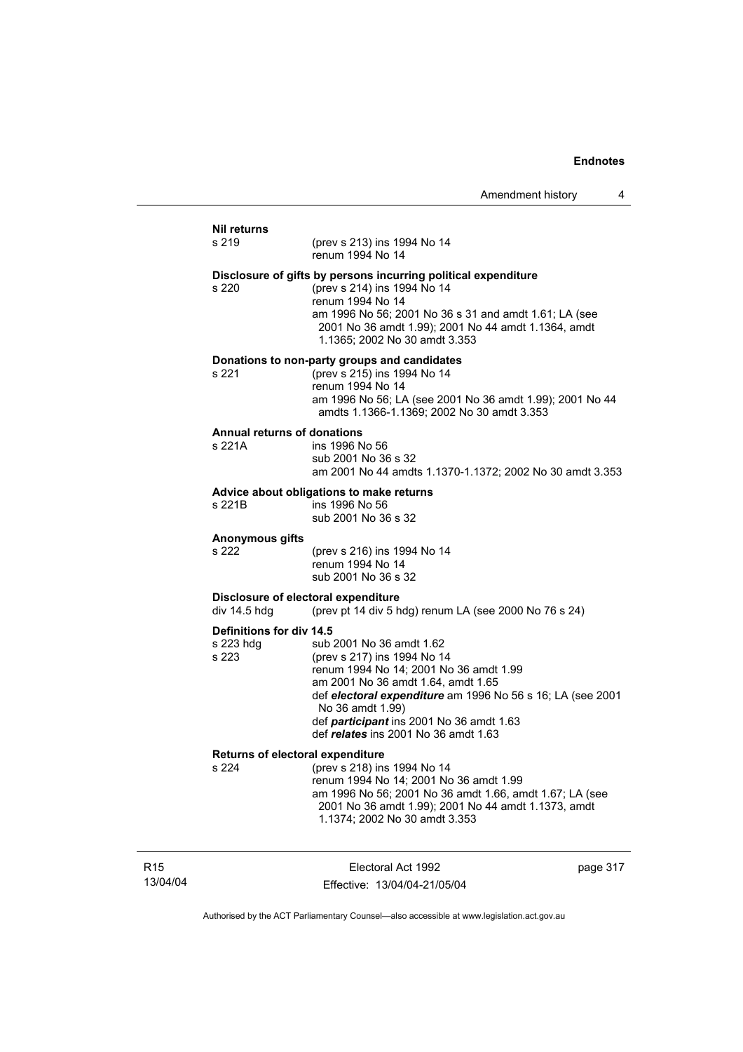**Nil returns**

s 219 (prev s 213) ins 1994 No 14
renum 1994 No 14

**Disclosure of gifts by persons incurring political expenditure**

s 220 (prev s 214) ins 1994 No 14
renum 1994 No 14
am 1996 No 56; 2001 No 36 s 31 and amdt 1.61; LA (see 2001 No 36 amdt 1.99); 2001 No 44 amdt 1.1364, amdt 1.1365; 2002 No 30 amdt 3.353

**Donations to non-party groups and candidates**

s 221 (prev s 215) ins 1994 No 14
renum 1994 No 14
am 1996 No 56; LA (see 2001 No 36 amdt 1.99); 2001 No 44 amdts 1.1366-1.1369; 2002 No 30 amdt 3.353

**Annual returns of donations**

s 221A ins 1996 No 56
sub 2001 No 36 s 32
am 2001 No 44 amdts 1.1370-1.1372; 2002 No 30 amdt 3.353

**Advice about obligations to make returns**

s 221B ins 1996 No 56
sub 2001 No 36 s 32

**Anonymous gifts**

s 222 (prev s 216) ins 1994 No 14
renum 1994 No 14
sub 2001 No 36 s 32

**Disclosure of electoral expenditure**

div 14.5 hdg (prev pt 14 div 5 hdg) renum LA (see 2000 No 76 s 24)

**Definitions for div 14.5**

s 223 hdg sub 2001 No 36 amdt 1.62

s 223 (prev s 217) ins 1994 No 14
renum 1994 No 14; 2001 No 36 amdt 1.99
am 2001 No 36 amdt 1.64, amdt 1.65
def ***electoral expenditure*** am 1996 No 56 s 16; LA (see 2001 No 36 amdt 1.99)
def ***participant*** ins 2001 No 36 amdt 1.63
def ***relates*** ins 2001 No 36 amdt 1.63

**Returns of electoral expenditure**

s 224 (prev s 218) ins 1994 No 14
renum 1994 No 14; 2001 No 36 amdt 1.99
am 1996 No 56; 2001 No 36 amdt 1.66, amdt 1.67; LA (see 2001 No 36 amdt 1.99); 2001 No 44 amdt 1.1373, amdt 1.1374; 2002 No 30 amdt 3.353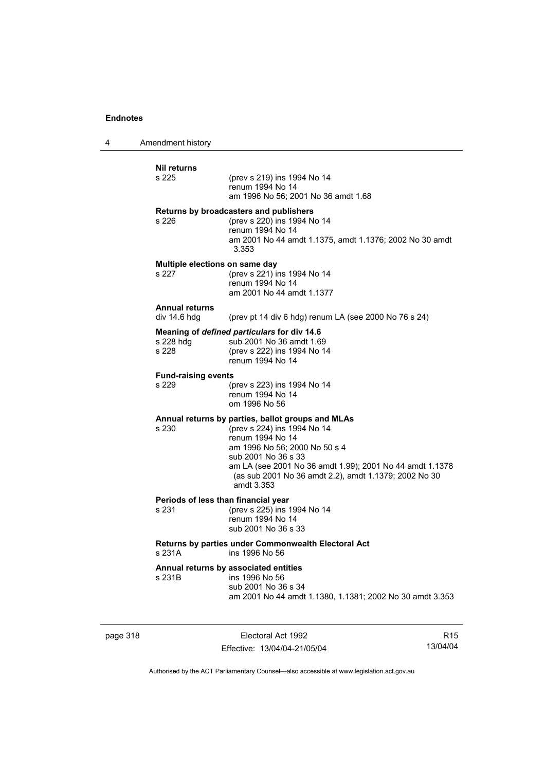**Nil returns**

s 225 — (prev s 219) ins 1994 No 14
renum 1994 No 14
am 1996 No 56; 2001 No 36 amdt 1.68

**Returns by broadcasters and publishers**

s 226 — (prev s 220) ins 1994 No 14
renum 1994 No 14
am 2001 No 44 amdt 1.1375, amdt 1.1376; 2002 No 30 amdt 3.353

**Multiple elections on same day**

s 227 — (prev s 221) ins 1994 No 14
renum 1994 No 14
am 2001 No 44 amdt 1.1377

**Annual returns**

div 14.6 hdg — (prev pt 14 div 6 hdg) renum LA (see 2000 No 76 s 24)

**Meaning of *defined particulars* for div 14.6**

s 228 hdg — sub 2001 No 36 amdt 1.69
s 228 — (prev s 222) ins 1994 No 14
renum 1994 No 14

**Fund-raising events**

s 229 — (prev s 223) ins 1994 No 14
renum 1994 No 14
om 1996 No 56

**Annual returns by parties, ballot groups and MLAs**

s 230 — (prev s 224) ins 1994 No 14
renum 1994 No 14
am 1996 No 56; 2000 No 50 s 4
sub 2001 No 36 s 33
am LA (see 2001 No 36 amdt 1.99); 2001 No 44 amdt 1.1378 (as sub 2001 No 36 amdt 2.2), amdt 1.1379; 2002 No 30 amdt 3.353

**Periods of less than financial year**

s 231 — (prev s 225) ins 1994 No 14
renum 1994 No 14
sub 2001 No 36 s 33

**Returns by parties under Commonwealth Electoral Act**

s 231A — ins 1996 No 56

**Annual returns by associated entities**

s 231B — ins 1996 No 56
sub 2001 No 36 s 34
am 2001 No 44 amdt 1.1380, 1.1381; 2002 No 30 amdt 3.353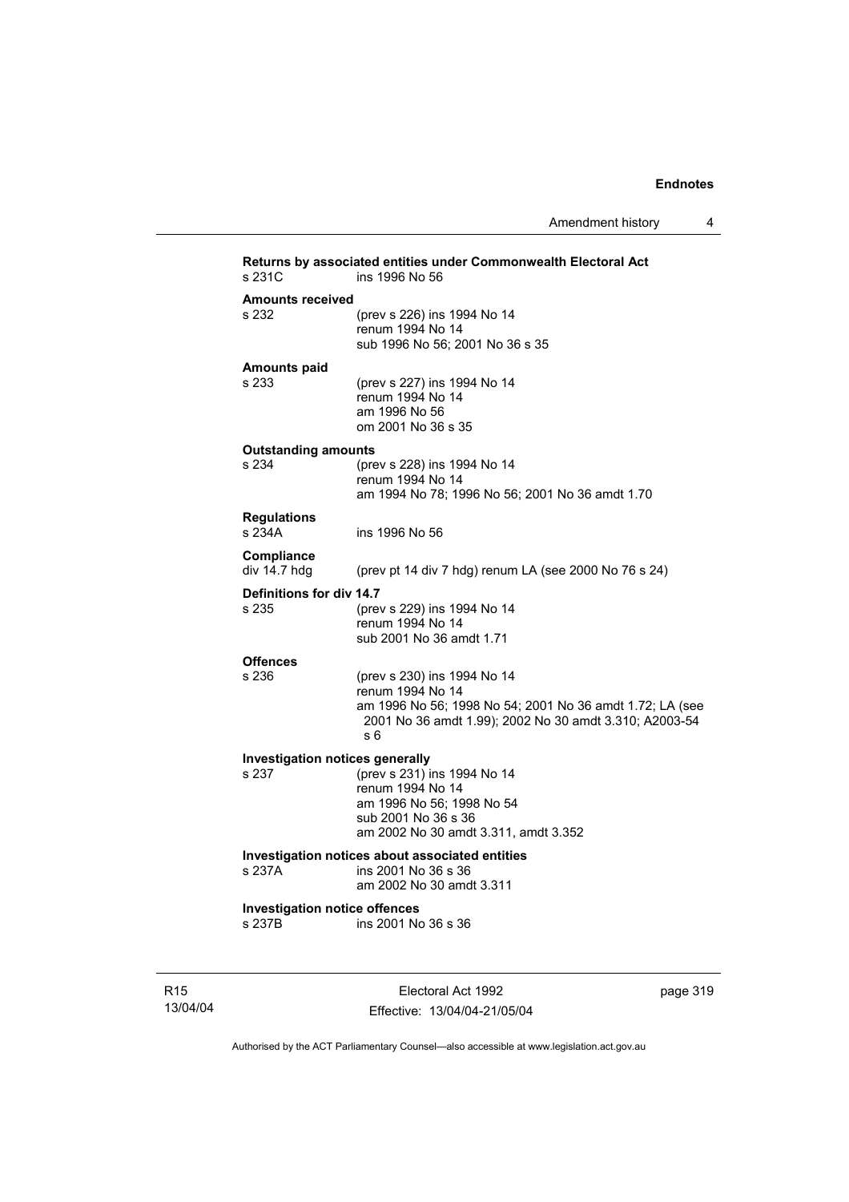**Returns by associated entities under Commonwealth Electoral Act**
s 231C ins 1996 No 56

**Amounts received**
s 232 (prev s 226) ins 1994 No 14
renum 1994 No 14
sub 1996 No 56; 2001 No 36 s 35

**Amounts paid**
s 233 (prev s 227) ins 1994 No 14
renum 1994 No 14
am 1996 No 56
om 2001 No 36 s 35

**Outstanding amounts**
s 234 (prev s 228) ins 1994 No 14
renum 1994 No 14
am 1994 No 78; 1996 No 56; 2001 No 36 amdt 1.70

**Regulations**
s 234A ins 1996 No 56

**Compliance**
div 14.7 hdg (prev pt 14 div 7 hdg) renum LA (see 2000 No 76 s 24)

**Definitions for div 14.7**
s 235 (prev s 229) ins 1994 No 14
renum 1994 No 14
sub 2001 No 36 amdt 1.71

**Offences**
s 236 (prev s 230) ins 1994 No 14
renum 1994 No 14
am 1996 No 56; 1998 No 54; 2001 No 36 amdt 1.72; LA (see 2001 No 36 amdt 1.99); 2002 No 30 amdt 3.310; A2003-54 s 6

**Investigation notices generally**
s 237 (prev s 231) ins 1994 No 14
renum 1994 No 14
am 1996 No 56; 1998 No 54
sub 2001 No 36 s 36
am 2002 No 30 amdt 3.311, amdt 3.352

**Investigation notices about associated entities**
s 237A ins 2001 No 36 s 36
am 2002 No 30 amdt 3.311

**Investigation notice offences**
s 237B ins 2001 No 36 s 36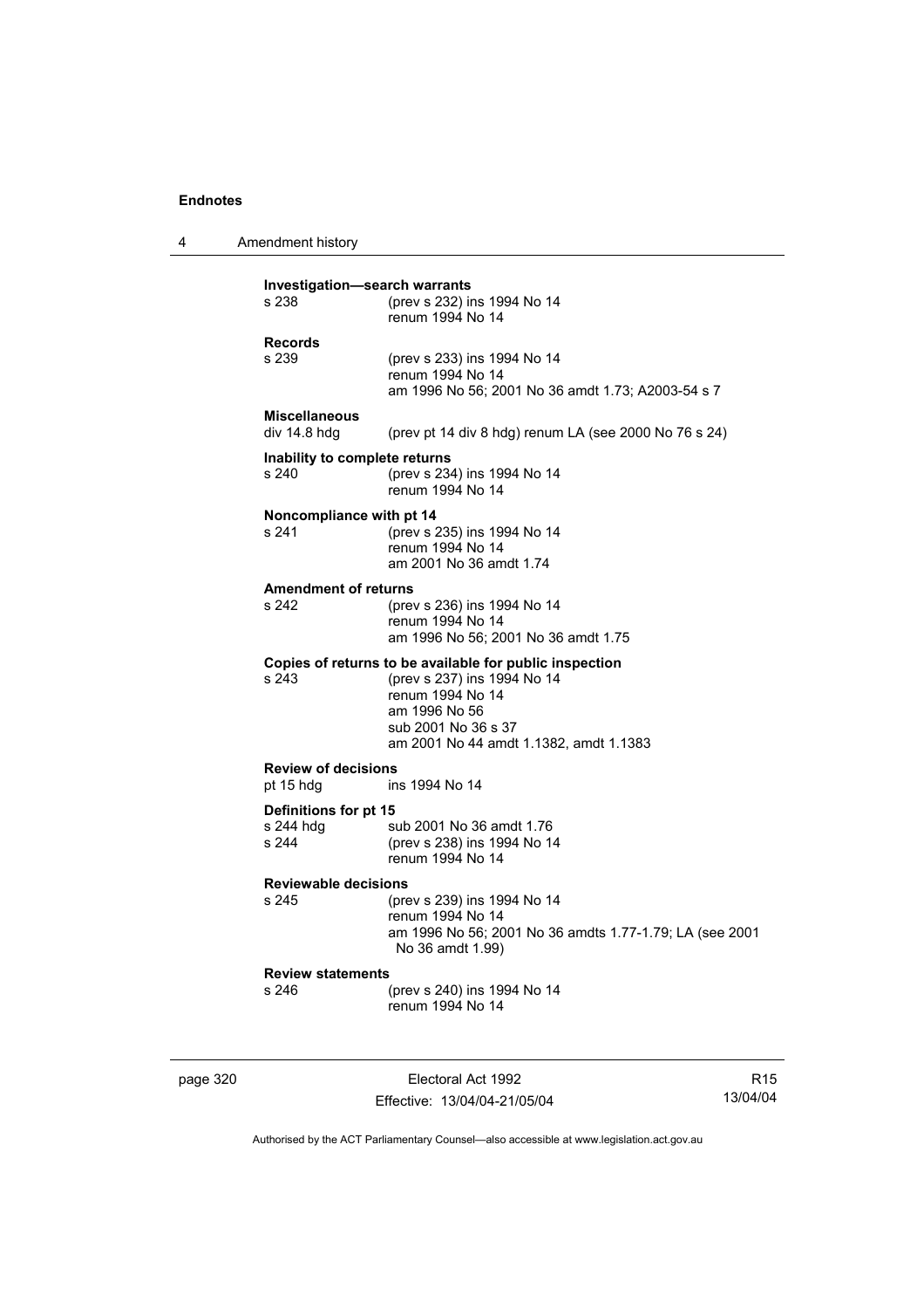**Investigation—search warrants**

s 238 (prev s 232) ins 1994 No 14
renum 1994 No 14

**Records**

s 239 (prev s 233) ins 1994 No 14
renum 1994 No 14
am 1996 No 56; 2001 No 36 amdt 1.73; A2003-54 s 7

**Miscellaneous**

div 14.8 hdg (prev pt 14 div 8 hdg) renum LA (see 2000 No 76 s 24)

**Inability to complete returns**

s 240 (prev s 234) ins 1994 No 14
renum 1994 No 14

**Noncompliance with pt 14**

s 241 (prev s 235) ins 1994 No 14
renum 1994 No 14
am 2001 No 36 amdt 1.74

**Amendment of returns**

s 242 (prev s 236) ins 1994 No 14
renum 1994 No 14
am 1996 No 56; 2001 No 36 amdt 1.75

**Copies of returns to be available for public inspection**

s 243 (prev s 237) ins 1994 No 14
renum 1994 No 14
am 1996 No 56
sub 2001 No 36 s 37
am 2001 No 44 amdt 1.1382, amdt 1.1383

**Review of decisions**

pt 15 hdg ins 1994 No 14

**Definitions for pt 15**

s 244 hdg sub 2001 No 36 amdt 1.76
s 244 (prev s 238) ins 1994 No 14
renum 1994 No 14

**Reviewable decisions**

s 245 (prev s 239) ins 1994 No 14
renum 1994 No 14
am 1996 No 56; 2001 No 36 amdts 1.77-1.79; LA (see 2001 No 36 amdt 1.99)

**Review statements**

s 246 (prev s 240) ins 1994 No 14
renum 1994 No 14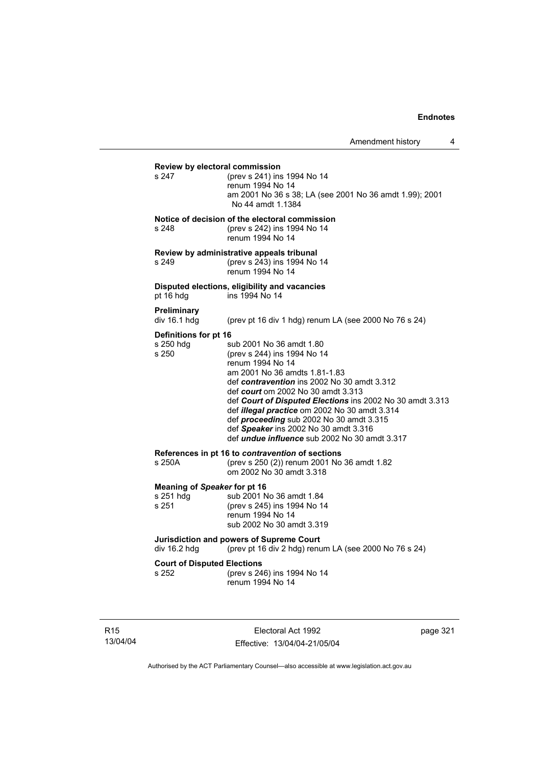**Review by electoral commission**

s 247 (prev s 241) ins 1994 No 14
renum 1994 No 14
am 2001 No 36 s 38; LA (see 2001 No 36 amdt 1.99); 2001 No 44 amdt 1.1384

**Notice of decision of the electoral commission**

s 248 (prev s 242) ins 1994 No 14
renum 1994 No 14

**Review by administrative appeals tribunal**

s 249 (prev s 243) ins 1994 No 14
renum 1994 No 14

**Disputed elections, eligibility and vacancies**

pt 16 hdg ins 1994 No 14

**Preliminary**

div 16.1 hdg (prev pt 16 div 1 hdg) renum LA (see 2000 No 76 s 24)

**Definitions for pt 16**

s 250 hdg sub 2001 No 36 amdt 1.80
s 250 (prev s 244) ins 1994 No 14
renum 1994 No 14
am 2001 No 36 amdts 1.81-1.83
def ***contravention*** ins 2002 No 30 amdt 3.312
def ***court*** om 2002 No 30 amdt 3.313
def ***Court of Disputed Elections*** ins 2002 No 30 amdt 3.313
def ***illegal practice*** om 2002 No 30 amdt 3.314
def ***proceeding*** sub 2002 No 30 amdt 3.315
def ***Speaker*** ins 2002 No 30 amdt 3.316
def ***undue influence*** sub 2002 No 30 amdt 3.317

**References in pt 16 to *contravention* of sections**

s 250A (prev s 250 (2)) renum 2001 No 36 amdt 1.82
om 2002 No 30 amdt 3.318

**Meaning of *Speaker* for pt 16**

s 251 hdg sub 2001 No 36 amdt 1.84
s 251 (prev s 245) ins 1994 No 14
renum 1994 No 14
sub 2002 No 30 amdt 3.319

**Jurisdiction and powers of Supreme Court**

div 16.2 hdg (prev pt 16 div 2 hdg) renum LA (see 2000 No 76 s 24)

**Court of Disputed Elections**

s 252 (prev s 246) ins 1994 No 14
renum 1994 No 14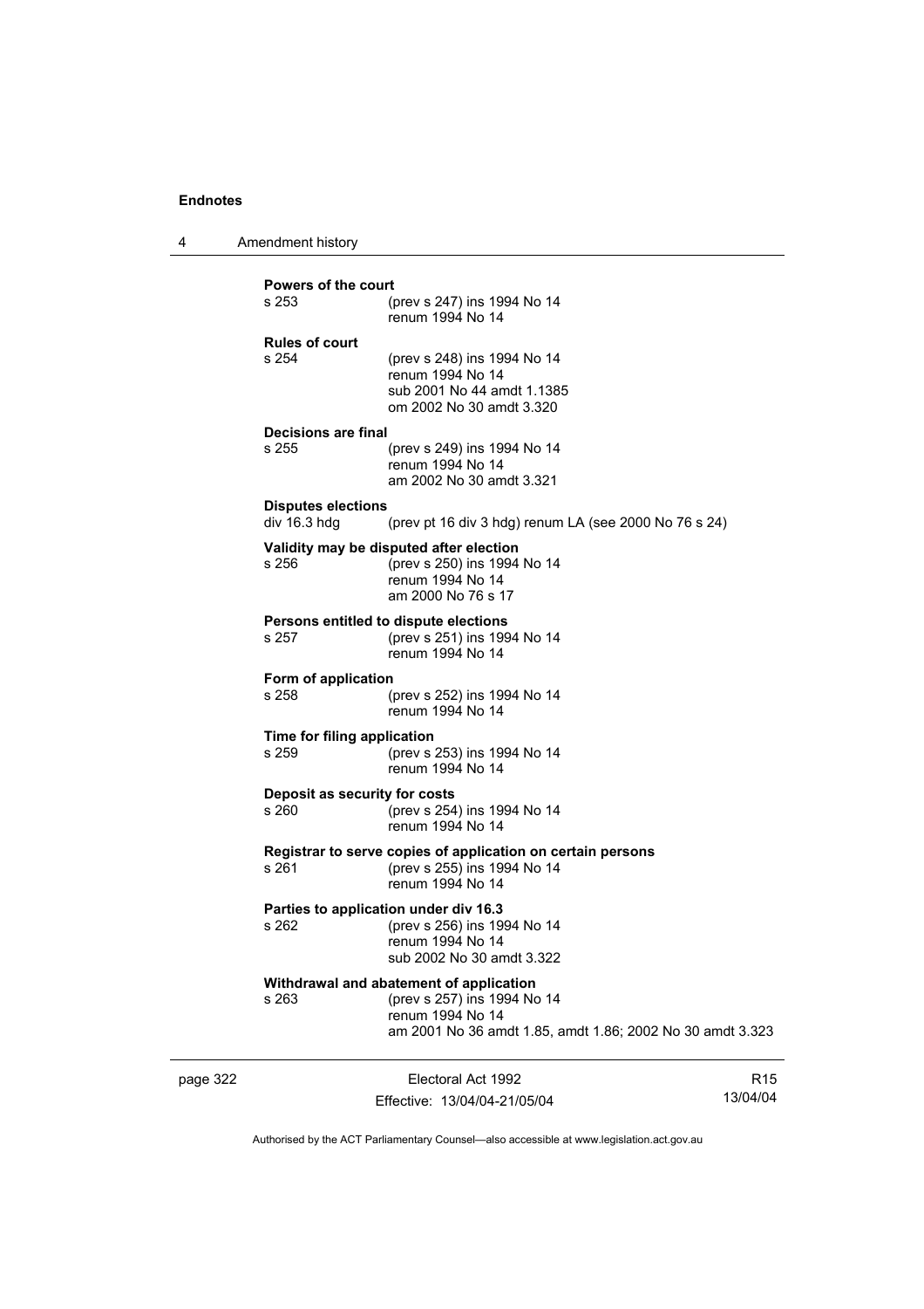**Powers of the court**

s 253 (prev s 247) ins 1994 No 14
renum 1994 No 14

**Rules of court**

s 254 (prev s 248) ins 1994 No 14
renum 1994 No 14
sub 2001 No 44 amdt 1.1385
om 2002 No 30 amdt 3.320

**Decisions are final**

s 255 (prev s 249) ins 1994 No 14
renum 1994 No 14
am 2002 No 30 amdt 3.321

**Disputes elections**

div 16.3 hdg (prev pt 16 div 3 hdg) renum LA (see 2000 No 76 s 24)

**Validity may be disputed after election**

s 256 (prev s 250) ins 1994 No 14
renum 1994 No 14
am 2000 No 76 s 17

**Persons entitled to dispute elections**

s 257 (prev s 251) ins 1994 No 14
renum 1994 No 14

**Form of application**

s 258 (prev s 252) ins 1994 No 14
renum 1994 No 14

**Time for filing application**

s 259 (prev s 253) ins 1994 No 14
renum 1994 No 14

**Deposit as security for costs**

s 260 (prev s 254) ins 1994 No 14
renum 1994 No 14

**Registrar to serve copies of application on certain persons**

s 261 (prev s 255) ins 1994 No 14
renum 1994 No 14

**Parties to application under div 16.3**

s 262 (prev s 256) ins 1994 No 14
renum 1994 No 14
sub 2002 No 30 amdt 3.322

**Withdrawal and abatement of application**

s 263 (prev s 257) ins 1994 No 14
renum 1994 No 14
am 2001 No 36 amdt 1.85, amdt 1.86; 2002 No 30 amdt 3.323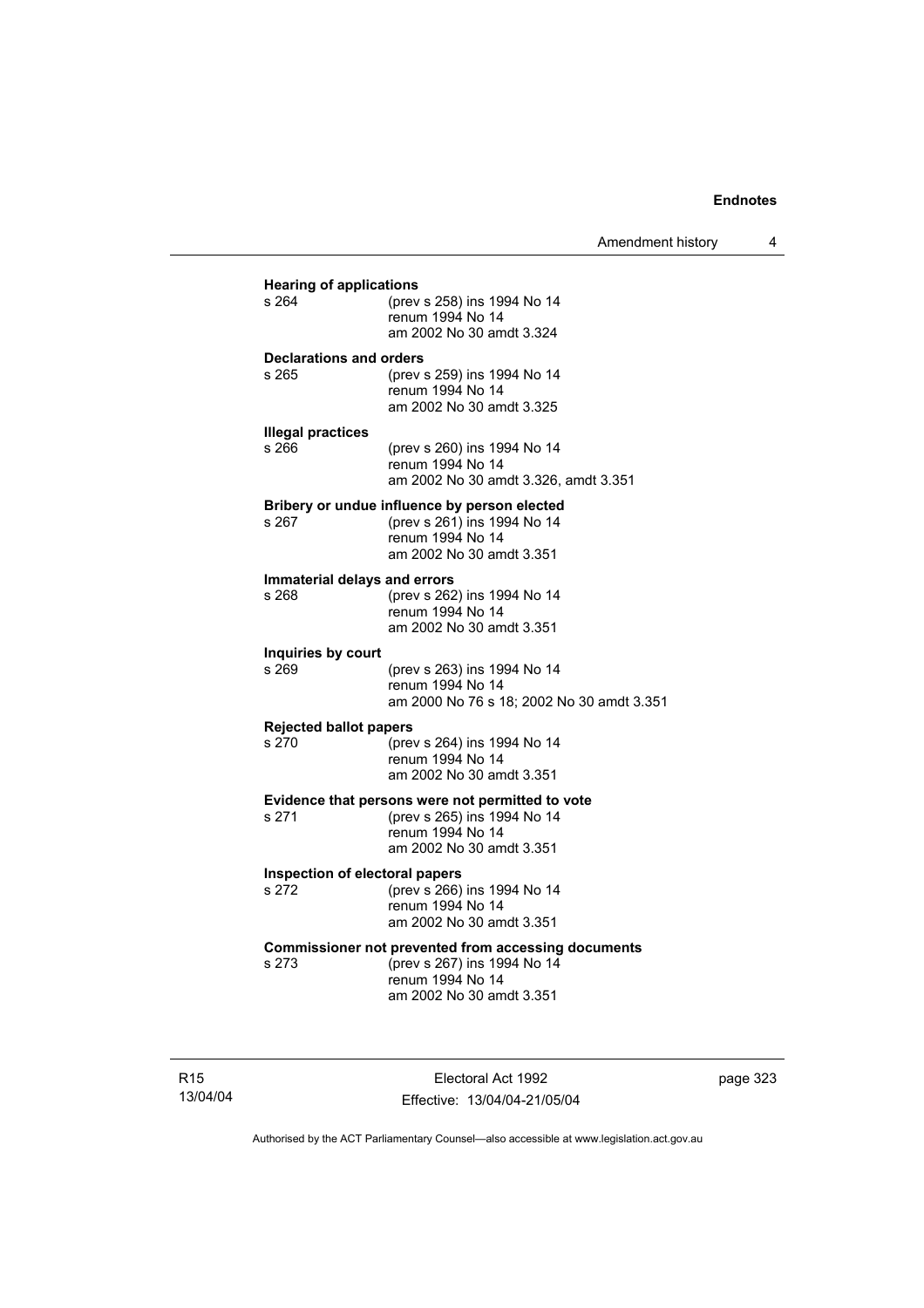**Hearing of applications**

s 264 (prev s 258) ins 1994 No 14
renum 1994 No 14
am 2002 No 30 amdt 3.324

**Declarations and orders**

s 265 (prev s 259) ins 1994 No 14
renum 1994 No 14
am 2002 No 30 amdt 3.325

**Illegal practices**

s 266 (prev s 260) ins 1994 No 14
renum 1994 No 14
am 2002 No 30 amdt 3.326, amdt 3.351

**Bribery or undue influence by person elected**

s 267 (prev s 261) ins 1994 No 14
renum 1994 No 14
am 2002 No 30 amdt 3.351

**Immaterial delays and errors**

s 268 (prev s 262) ins 1994 No 14
renum 1994 No 14
am 2002 No 30 amdt 3.351

**Inquiries by court**

s 269 (prev s 263) ins 1994 No 14
renum 1994 No 14
am 2000 No 76 s 18; 2002 No 30 amdt 3.351

**Rejected ballot papers**

s 270 (prev s 264) ins 1994 No 14
renum 1994 No 14
am 2002 No 30 amdt 3.351

**Evidence that persons were not permitted to vote**

s 271 (prev s 265) ins 1994 No 14
renum 1994 No 14
am 2002 No 30 amdt 3.351

**Inspection of electoral papers**

s 272 (prev s 266) ins 1994 No 14
renum 1994 No 14
am 2002 No 30 amdt 3.351

**Commissioner not prevented from accessing documents**

s 273 (prev s 267) ins 1994 No 14
renum 1994 No 14
am 2002 No 30 amdt 3.351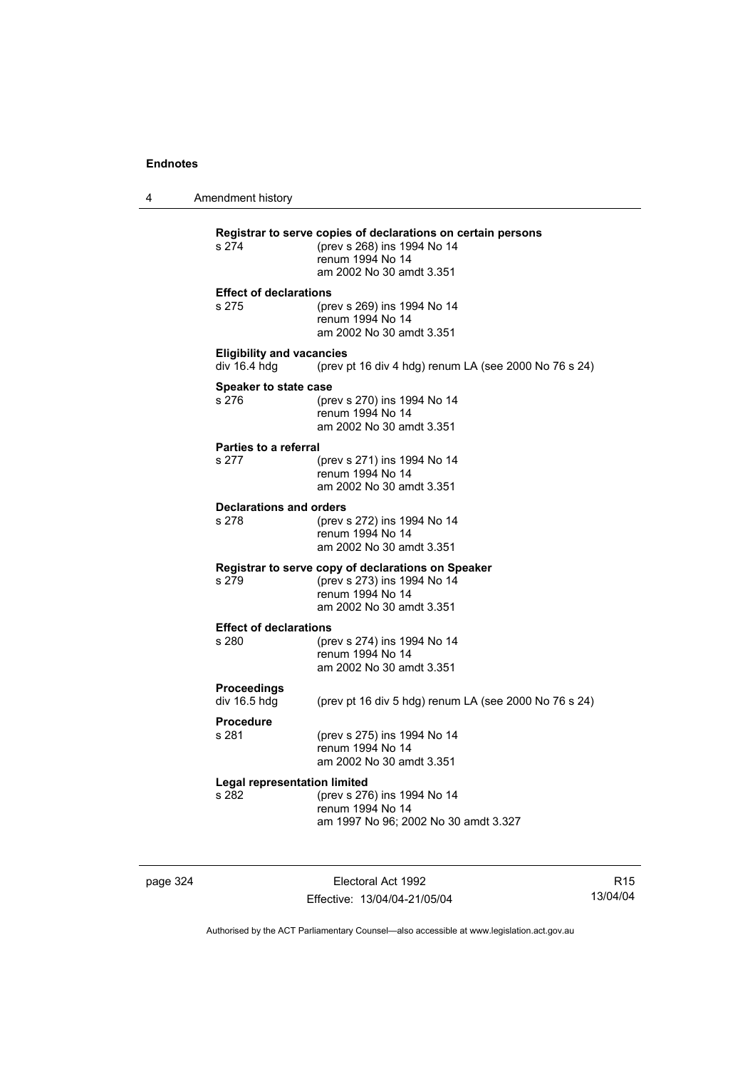**Registrar to serve copies of declarations on certain persons**

s 274 (prev s 268) ins 1994 No 14
renum 1994 No 14
am 2002 No 30 amdt 3.351

**Effect of declarations**

s 275 (prev s 269) ins 1994 No 14
renum 1994 No 14
am 2002 No 30 amdt 3.351

**Eligibility and vacancies**

div 16.4 hdg (prev pt 16 div 4 hdg) renum LA (see 2000 No 76 s 24)

**Speaker to state case**

s 276 (prev s 270) ins 1994 No 14
renum 1994 No 14
am 2002 No 30 amdt 3.351

**Parties to a referral**

s 277 (prev s 271) ins 1994 No 14
renum 1994 No 14
am 2002 No 30 amdt 3.351

**Declarations and orders**

s 278 (prev s 272) ins 1994 No 14
renum 1994 No 14
am 2002 No 30 amdt 3.351

**Registrar to serve copy of declarations on Speaker**

s 279 (prev s 273) ins 1994 No 14
renum 1994 No 14
am 2002 No 30 amdt 3.351

**Effect of declarations**

s 280 (prev s 274) ins 1994 No 14
renum 1994 No 14
am 2002 No 30 amdt 3.351

**Proceedings**

div 16.5 hdg (prev pt 16 div 5 hdg) renum LA (see 2000 No 76 s 24)

**Procedure**

s 281 (prev s 275) ins 1994 No 14
renum 1994 No 14
am 2002 No 30 amdt 3.351

**Legal representation limited**

s 282 (prev s 276) ins 1994 No 14
renum 1994 No 14
am 1997 No 96; 2002 No 30 amdt 3.327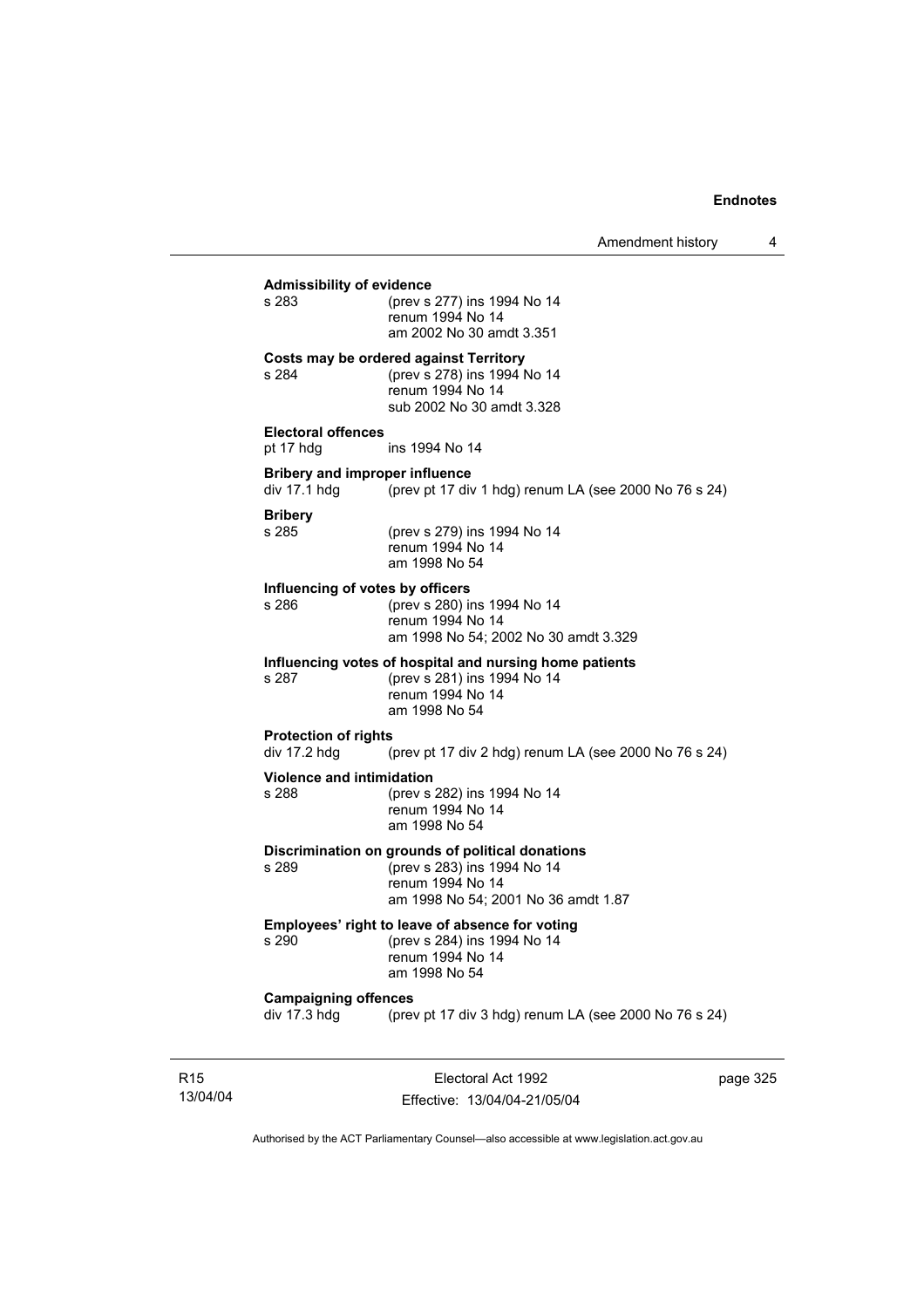**Admissibility of evidence**

s 283 (prev s 277) ins 1994 No 14
renum 1994 No 14
am 2002 No 30 amdt 3.351

**Costs may be ordered against Territory**

s 284 (prev s 278) ins 1994 No 14
renum 1994 No 14
sub 2002 No 30 amdt 3.328

**Electoral offences**

pt 17 hdg ins 1994 No 14

**Bribery and improper influence**

div 17.1 hdg (prev pt 17 div 1 hdg) renum LA (see 2000 No 76 s 24)

**Bribery**

s 285 (prev s 279) ins 1994 No 14
renum 1994 No 14
am 1998 No 54

**Influencing of votes by officers**

s 286 (prev s 280) ins 1994 No 14
renum 1994 No 14
am 1998 No 54; 2002 No 30 amdt 3.329

**Influencing votes of hospital and nursing home patients**

s 287 (prev s 281) ins 1994 No 14
renum 1994 No 14
am 1998 No 54

**Protection of rights**

div 17.2 hdg (prev pt 17 div 2 hdg) renum LA (see 2000 No 76 s 24)

**Violence and intimidation**

s 288 (prev s 282) ins 1994 No 14
renum 1994 No 14
am 1998 No 54

**Discrimination on grounds of political donations**

s 289 (prev s 283) ins 1994 No 14
renum 1994 No 14
am 1998 No 54; 2001 No 36 amdt 1.87

**Employees' right to leave of absence for voting**

s 290 (prev s 284) ins 1994 No 14
renum 1994 No 14
am 1998 No 54

**Campaigning offences**

div 17.3 hdg (prev pt 17 div 3 hdg) renum LA (see 2000 No 76 s 24)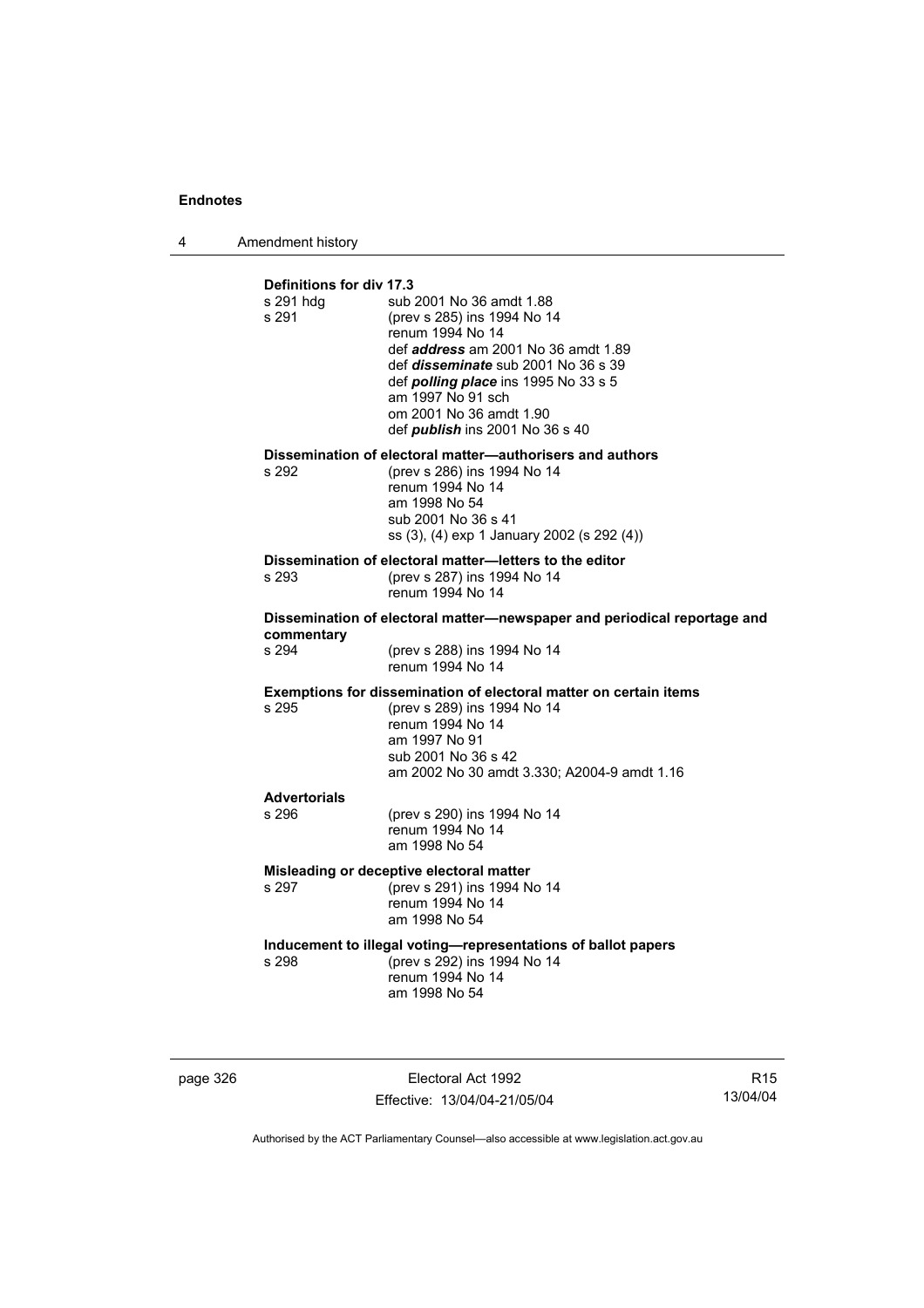**Definitions for div 17.3**

| | |
|---|---|
| s 291 hdg | sub 2001 No 36 amdt 1.88 |
| s 291 | (prev s 285) ins 1994 No 14<br>renum 1994 No 14<br>def ***address*** am 2001 No 36 amdt 1.89<br>def ***disseminate*** sub 2001 No 36 s 39<br>def ***polling place*** ins 1995 No 33 s 5<br>am 1997 No 91 sch<br>om 2001 No 36 amdt 1.90<br>def ***publish*** ins 2001 No 36 s 40 |

**Dissemination of electoral matter—authorisers and authors**

| | |
|---|---|
| s 292 | (prev s 286) ins 1994 No 14<br>renum 1994 No 14<br>am 1998 No 54<br>sub 2001 No 36 s 41<br>ss (3), (4) exp 1 January 2002 (s 292 (4)) |

**Dissemination of electoral matter—letters to the editor**

| | |
|---|---|
| s 293 | (prev s 287) ins 1994 No 14<br>renum 1994 No 14 |

**Dissemination of electoral matter—newspaper and periodical reportage and commentary**

| | |
|---|---|
| s 294 | (prev s 288) ins 1994 No 14<br>renum 1994 No 14 |

**Exemptions for dissemination of electoral matter on certain items**

| | |
|---|---|
| s 295 | (prev s 289) ins 1994 No 14<br>renum 1994 No 14<br>am 1997 No 91<br>sub 2001 No 36 s 42<br>am 2002 No 30 amdt 3.330; A2004-9 amdt 1.16 |

**Advertorials**

| | |
|---|---|
| s 296 | (prev s 290) ins 1994 No 14<br>renum 1994 No 14<br>am 1998 No 54 |

**Misleading or deceptive electoral matter**

| | |
|---|---|
| s 297 | (prev s 291) ins 1994 No 14<br>renum 1994 No 14<br>am 1998 No 54 |

**Inducement to illegal voting—representations of ballot papers**

| | |
|---|---|
| s 298 | (prev s 292) ins 1994 No 14<br>renum 1994 No 14<br>am 1998 No 54 |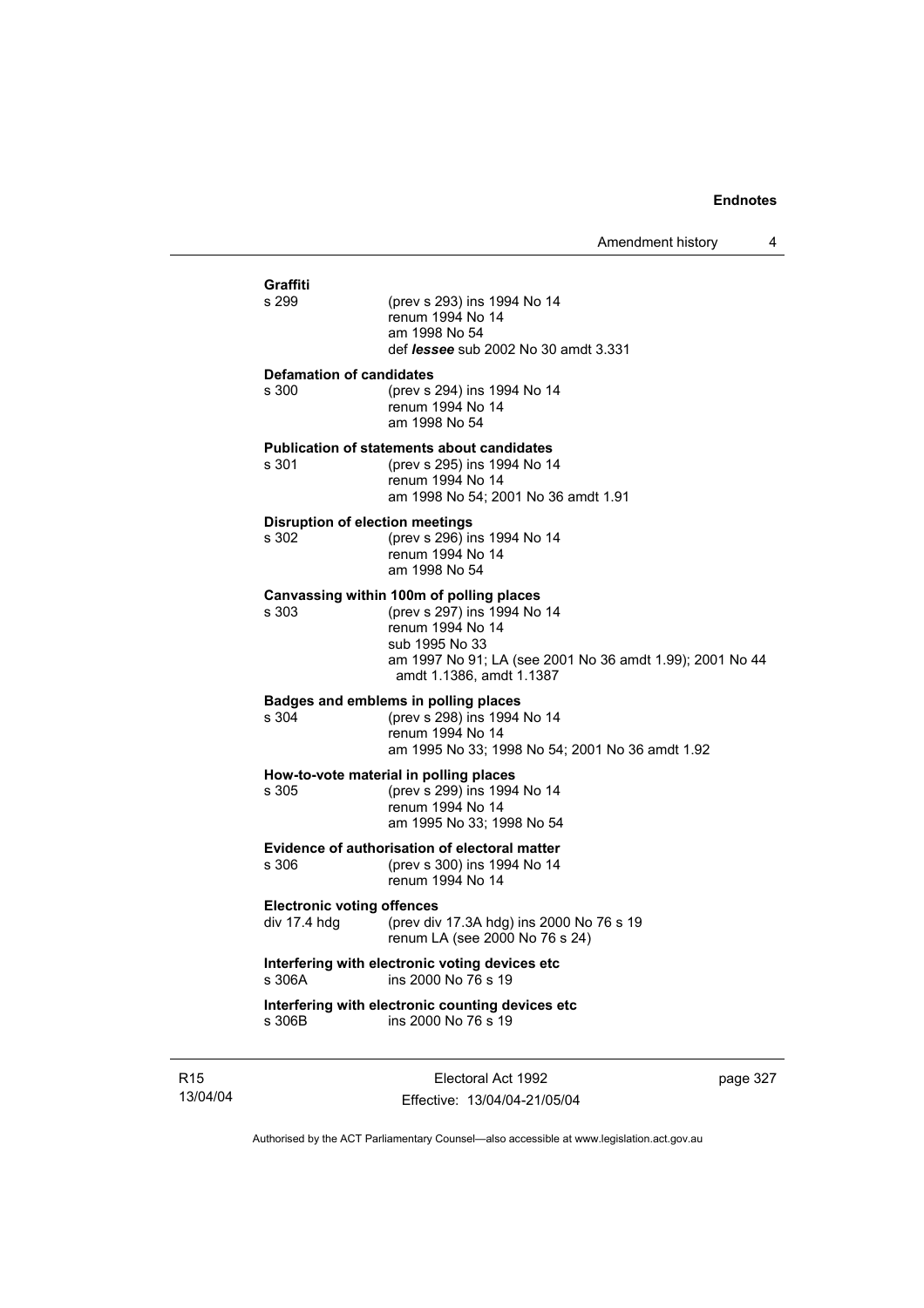**Graffiti**

s 299 (prev s 293) ins 1994 No 14
renum 1994 No 14
am 1998 No 54
def ***lessee*** sub 2002 No 30 amdt 3.331

**Defamation of candidates**

s 300 (prev s 294) ins 1994 No 14
renum 1994 No 14
am 1998 No 54

**Publication of statements about candidates**

s 301 (prev s 295) ins 1994 No 14
renum 1994 No 14
am 1998 No 54; 2001 No 36 amdt 1.91

**Disruption of election meetings**

s 302 (prev s 296) ins 1994 No 14
renum 1994 No 14
am 1998 No 54

**Canvassing within 100m of polling places**

s 303 (prev s 297) ins 1994 No 14
renum 1994 No 14
sub 1995 No 33
am 1997 No 91; LA (see 2001 No 36 amdt 1.99); 2001 No 44 amdt 1.1386, amdt 1.1387

**Badges and emblems in polling places**

s 304 (prev s 298) ins 1994 No 14
renum 1994 No 14
am 1995 No 33; 1998 No 54; 2001 No 36 amdt 1.92

**How-to-vote material in polling places**

s 305 (prev s 299) ins 1994 No 14
renum 1994 No 14
am 1995 No 33; 1998 No 54

**Evidence of authorisation of electoral matter**

s 306 (prev s 300) ins 1994 No 14
renum 1994 No 14

**Electronic voting offences**

div 17.4 hdg (prev div 17.3A hdg) ins 2000 No 76 s 19
renum LA (see 2000 No 76 s 24)

**Interfering with electronic voting devices etc**

s 306A ins 2000 No 76 s 19

**Interfering with electronic counting devices etc**

s 306B ins 2000 No 76 s 19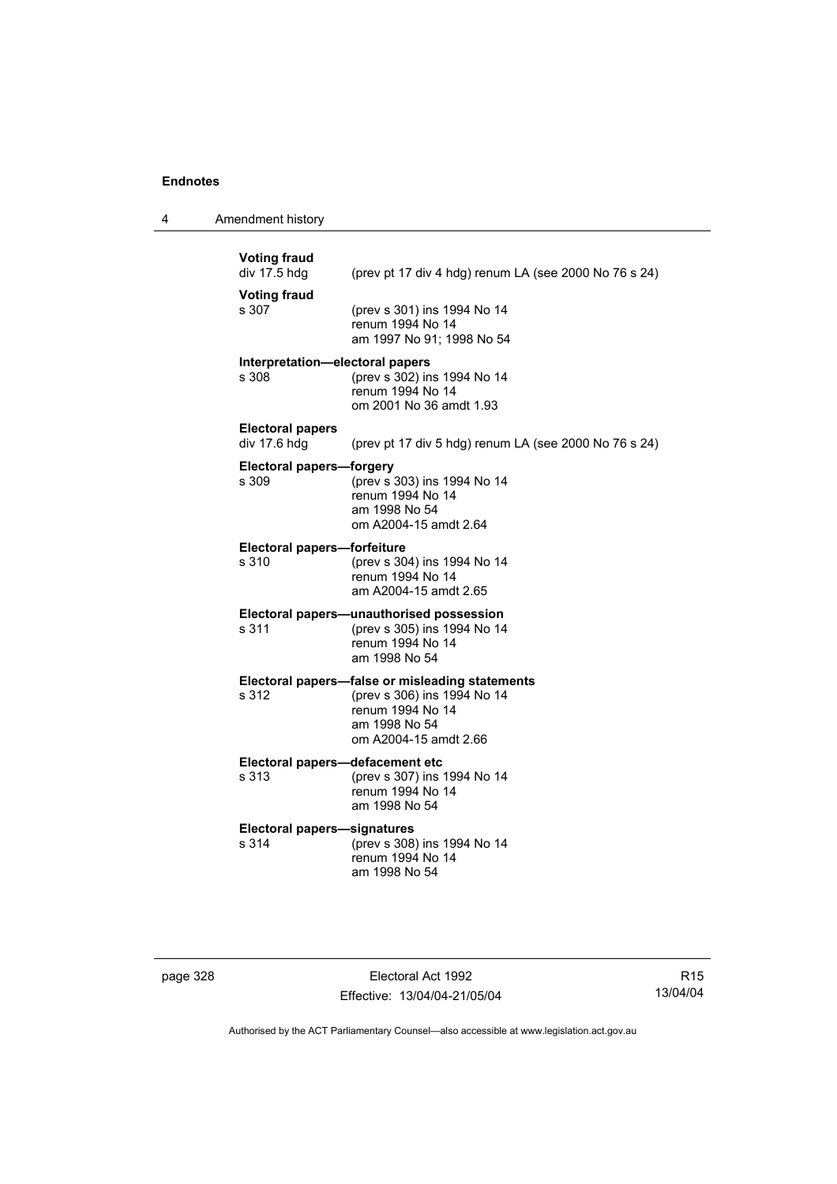**Voting fraud**
div 17.5 hdg (prev pt 17 div 4 hdg) renum LA (see 2000 No 76 s 24)

**Voting fraud**
s 307 (prev s 301) ins 1994 No 14
renum 1994 No 14
am 1997 No 91; 1998 No 54

**Interpretation—electoral papers**
s 308 (prev s 302) ins 1994 No 14
renum 1994 No 14
om 2001 No 36 amdt 1.93

**Electoral papers**
div 17.6 hdg (prev pt 17 div 5 hdg) renum LA (see 2000 No 76 s 24)

**Electoral papers—forgery**
s 309 (prev s 303) ins 1994 No 14
renum 1994 No 14
am 1998 No 54
om A2004-15 amdt 2.64

**Electoral papers—forfeiture**
s 310 (prev s 304) ins 1994 No 14
renum 1994 No 14
am A2004-15 amdt 2.65

**Electoral papers—unauthorised possession**
s 311 (prev s 305) ins 1994 No 14
renum 1994 No 14
am 1998 No 54

**Electoral papers—false or misleading statements**
s 312 (prev s 306) ins 1994 No 14
renum 1994 No 14
am 1998 No 54
om A2004-15 amdt 2.66

**Electoral papers—defacement etc**
s 313 (prev s 307) ins 1994 No 14
renum 1994 No 14
am 1998 No 54

**Electoral papers—signatures**
s 314 (prev s 308) ins 1994 No 14
renum 1994 No 14
am 1998 No 54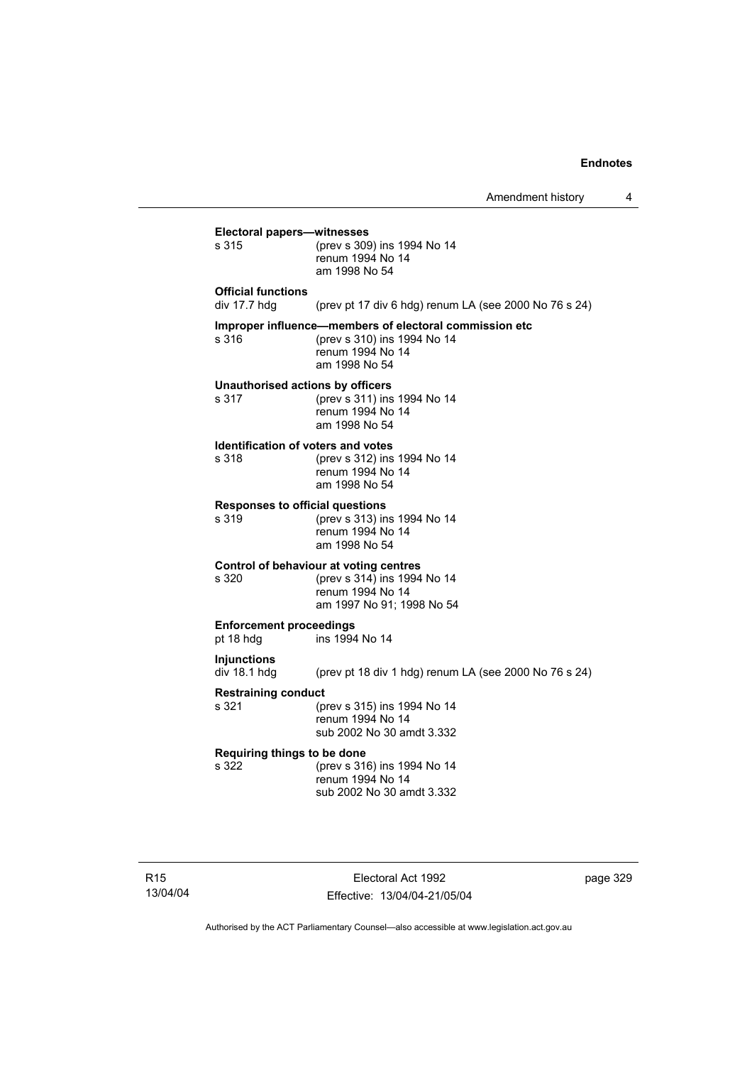**Electoral papers—witnesses**

s 315 (prev s 309) ins 1994 No 14
renum 1994 No 14
am 1998 No 54

**Official functions**

div 17.7 hdg (prev pt 17 div 6 hdg) renum LA (see 2000 No 76 s 24)

**Improper influence—members of electoral commission etc**

s 316 (prev s 310) ins 1994 No 14
renum 1994 No 14
am 1998 No 54

**Unauthorised actions by officers**

s 317 (prev s 311) ins 1994 No 14
renum 1994 No 14
am 1998 No 54

**Identification of voters and votes**

s 318 (prev s 312) ins 1994 No 14
renum 1994 No 14
am 1998 No 54

**Responses to official questions**

s 319 (prev s 313) ins 1994 No 14
renum 1994 No 14
am 1998 No 54

**Control of behaviour at voting centres**

s 320 (prev s 314) ins 1994 No 14
renum 1994 No 14
am 1997 No 91; 1998 No 54

**Enforcement proceedings**

pt 18 hdg ins 1994 No 14

**Injunctions**

div 18.1 hdg (prev pt 18 div 1 hdg) renum LA (see 2000 No 76 s 24)

**Restraining conduct**

s 321 (prev s 315) ins 1994 No 14
renum 1994 No 14
sub 2002 No 30 amdt 3.332

**Requiring things to be done**

s 322 (prev s 316) ins 1994 No 14
renum 1994 No 14
sub 2002 No 30 amdt 3.332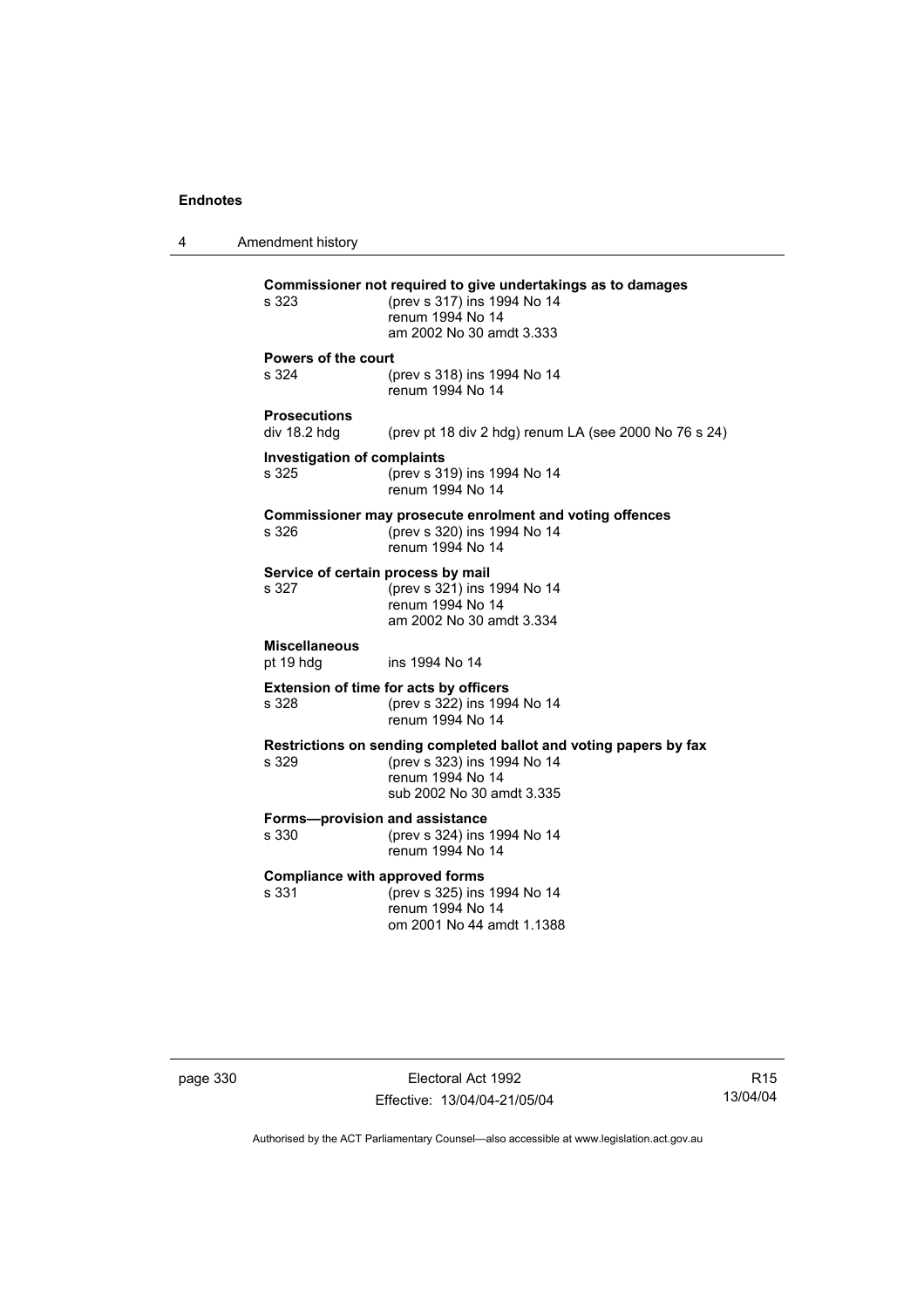**Commissioner not required to give undertakings as to damages**

s 323 (prev s 317) ins 1994 No 14
renum 1994 No 14
am 2002 No 30 amdt 3.333

**Powers of the court**

s 324 (prev s 318) ins 1994 No 14
renum 1994 No 14

**Prosecutions**

div 18.2 hdg (prev pt 18 div 2 hdg) renum LA (see 2000 No 76 s 24)

**Investigation of complaints**

s 325 (prev s 319) ins 1994 No 14
renum 1994 No 14

**Commissioner may prosecute enrolment and voting offences**

s 326 (prev s 320) ins 1994 No 14
renum 1994 No 14

**Service of certain process by mail**

s 327 (prev s 321) ins 1994 No 14
renum 1994 No 14
am 2002 No 30 amdt 3.334

**Miscellaneous**

pt 19 hdg ins 1994 No 14

**Extension of time for acts by officers**

s 328 (prev s 322) ins 1994 No 14
renum 1994 No 14

**Restrictions on sending completed ballot and voting papers by fax**

s 329 (prev s 323) ins 1994 No 14
renum 1994 No 14
sub 2002 No 30 amdt 3.335

**Forms—provision and assistance**

s 330 (prev s 324) ins 1994 No 14
renum 1994 No 14

**Compliance with approved forms**

s 331 (prev s 325) ins 1994 No 14
renum 1994 No 14
om 2001 No 44 amdt 1.1388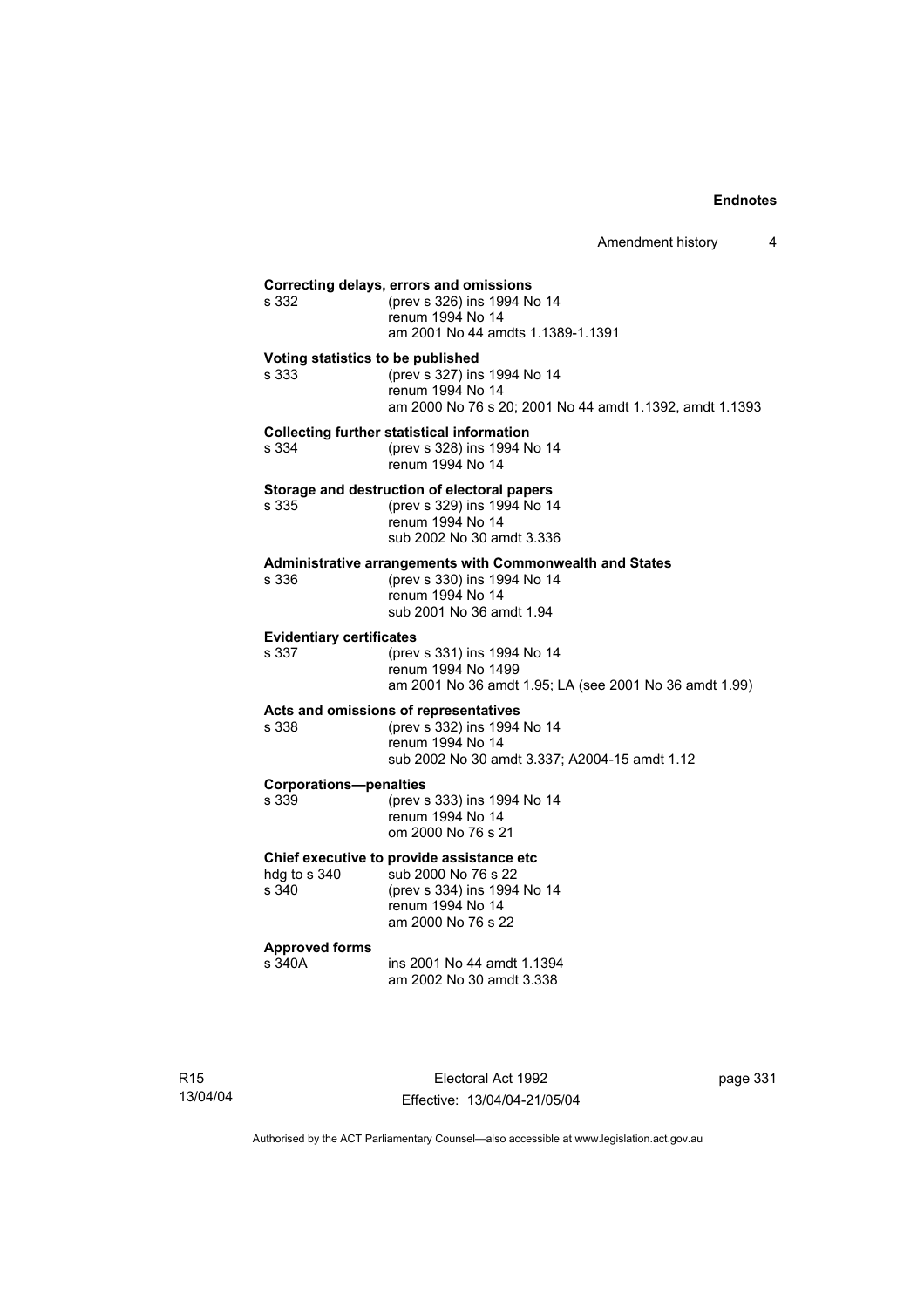**Correcting delays, errors and omissions**

| | |
|---|---|
| s 332 | (prev s 326) ins 1994 No 14 |
| | renum 1994 No 14 |
| | am 2001 No 44 amdts 1.1389-1.1391 |

**Voting statistics to be published**

| | |
|---|---|
| s 333 | (prev s 327) ins 1994 No 14 |
| | renum 1994 No 14 |
| | am 2000 No 76 s 20; 2001 No 44 amdt 1.1392, amdt 1.1393 |

**Collecting further statistical information**

| | |
|---|---|
| s 334 | (prev s 328) ins 1994 No 14 |
| | renum 1994 No 14 |

**Storage and destruction of electoral papers**

| | |
|---|---|
| s 335 | (prev s 329) ins 1994 No 14 |
| | renum 1994 No 14 |
| | sub 2002 No 30 amdt 3.336 |

**Administrative arrangements with Commonwealth and States**

| | |
|---|---|
| s 336 | (prev s 330) ins 1994 No 14 |
| | renum 1994 No 14 |
| | sub 2001 No 36 amdt 1.94 |

**Evidentiary certificates**

| | |
|---|---|
| s 337 | (prev s 331) ins 1994 No 14 |
| | renum 1994 No 1499 |
| | am 2001 No 36 amdt 1.95; LA (see 2001 No 36 amdt 1.99) |

**Acts and omissions of representatives**

| | |
|---|---|
| s 338 | (prev s 332) ins 1994 No 14 |
| | renum 1994 No 14 |
| | sub 2002 No 30 amdt 3.337; A2004-15 amdt 1.12 |

**Corporations—penalties**

| | |
|---|---|
| s 339 | (prev s 333) ins 1994 No 14 |
| | renum 1994 No 14 |
| | om 2000 No 76 s 21 |

**Chief executive to provide assistance etc**

| | |
|---|---|
| hdg to s 340 | sub 2000 No 76 s 22 |
| s 340 | (prev s 334) ins 1994 No 14 |
| | renum 1994 No 14 |
| | am 2000 No 76 s 22 |

**Approved forms**

| | |
|---|---|
| s 340A | ins 2001 No 44 amdt 1.1394 |
| | am 2002 No 30 amdt 3.338 |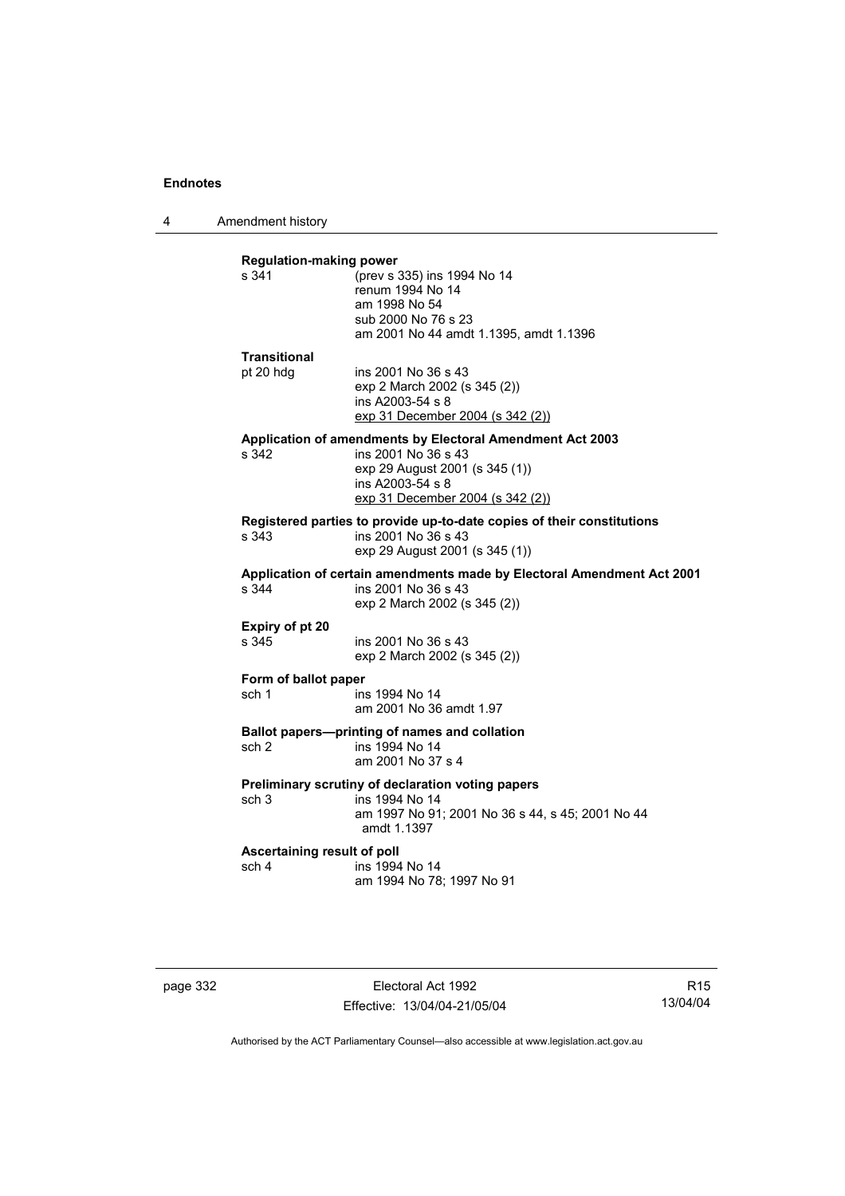**Regulation-making power**

s 341 (prev s 335) ins 1994 No 14
renum 1994 No 14
am 1998 No 54
sub 2000 No 76 s 23
am 2001 No 44 amdt 1.1395, amdt 1.1396

**Transitional**

pt 20 hdg ins 2001 No 36 s 43
exp 2 March 2002 (s 345 (2))
ins A2003-54 s 8
exp 31 December 2004 (s 342 (2))

**Application of amendments by Electoral Amendment Act 2003**

s 342 ins 2001 No 36 s 43
exp 29 August 2001 (s 345 (1))
ins A2003-54 s 8
exp 31 December 2004 (s 342 (2))

**Registered parties to provide up-to-date copies of their constitutions**

s 343 ins 2001 No 36 s 43
exp 29 August 2001 (s 345 (1))

**Application of certain amendments made by Electoral Amendment Act 2001**

s 344 ins 2001 No 36 s 43
exp 2 March 2002 (s 345 (2))

**Expiry of pt 20**

s 345 ins 2001 No 36 s 43
exp 2 March 2002 (s 345 (2))

**Form of ballot paper**

sch 1 ins 1994 No 14
am 2001 No 36 amdt 1.97

**Ballot papers—printing of names and collation**

sch 2 ins 1994 No 14
am 2001 No 37 s 4

**Preliminary scrutiny of declaration voting papers**

sch 3 ins 1994 No 14
am 1997 No 91; 2001 No 36 s 44, s 45; 2001 No 44 amdt 1.1397

**Ascertaining result of poll**

sch 4 ins 1994 No 14
am 1994 No 78; 1997 No 91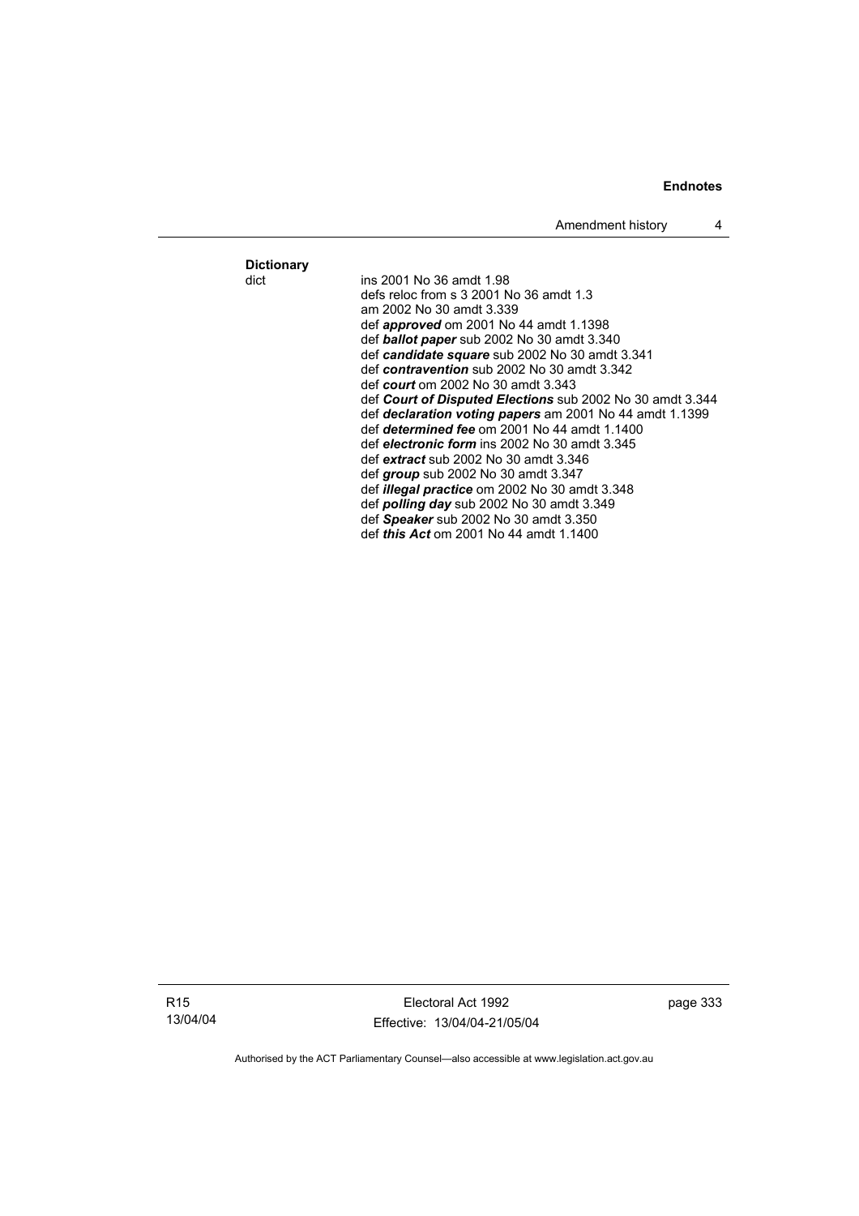**Dictionary**

dict
ins 2001 No 36 amdt 1.98
defs reloc from s 3 2001 No 36 amdt 1.3
am 2002 No 30 amdt 3.339
def ***approved*** om 2001 No 44 amdt 1.1398
def ***ballot paper*** sub 2002 No 30 amdt 3.340
def ***candidate square*** sub 2002 No 30 amdt 3.341
def ***contravention*** sub 2002 No 30 amdt 3.342
def ***court*** om 2002 No 30 amdt 3.343
def ***Court of Disputed Elections*** sub 2002 No 30 amdt 3.344
def ***declaration voting papers*** am 2001 No 44 amdt 1.1399
def ***determined fee*** om 2001 No 44 amdt 1.1400
def ***electronic form*** ins 2002 No 30 amdt 3.345
def ***extract*** sub 2002 No 30 amdt 3.346
def ***group*** sub 2002 No 30 amdt 3.347
def ***illegal practice*** om 2002 No 30 amdt 3.348
def ***polling day*** sub 2002 No 30 amdt 3.349
def ***Speaker*** sub 2002 No 30 amdt 3.350
def ***this Act*** om 2001 No 44 amdt 1.1400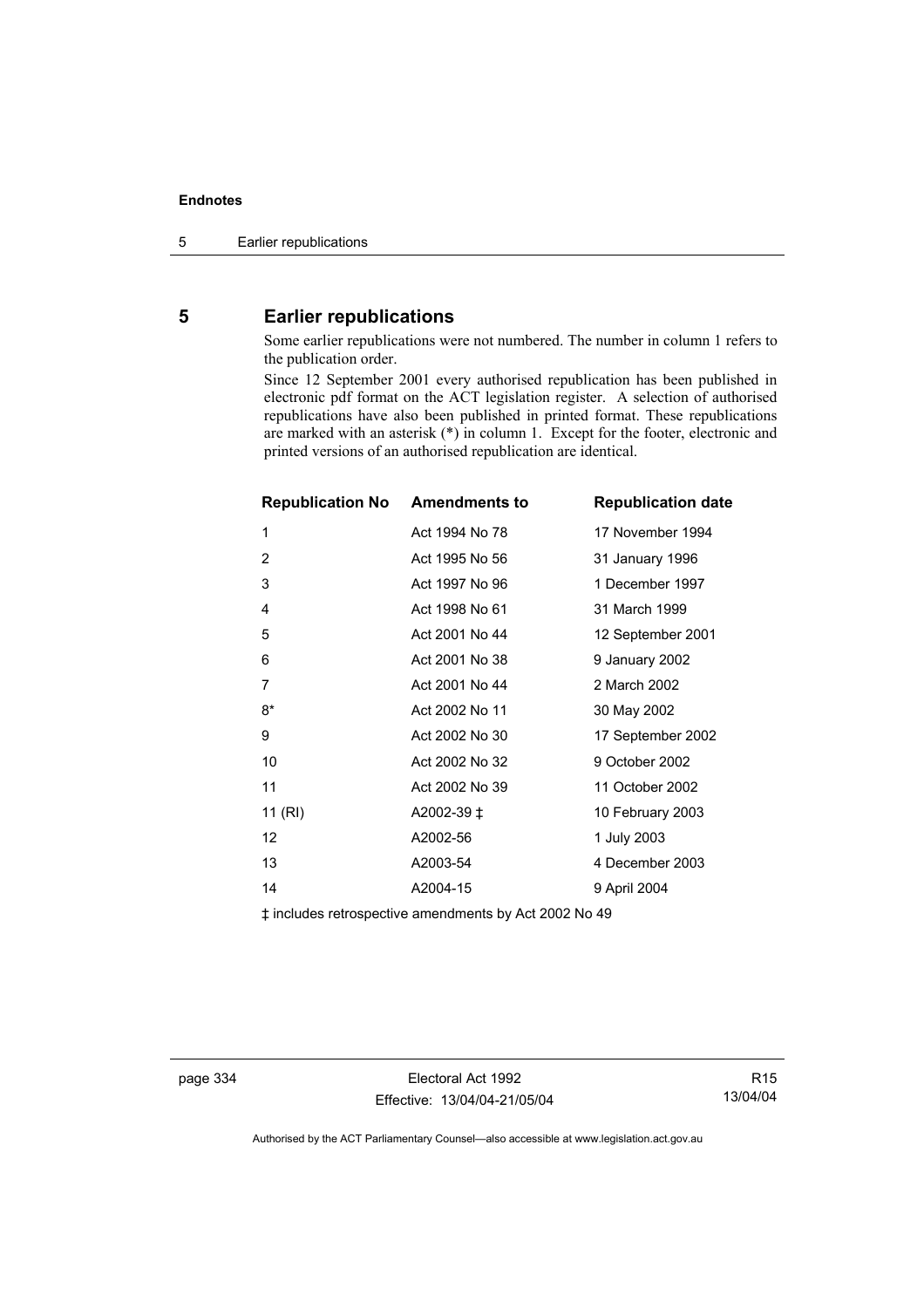## 5 Earlier republications

Some earlier republications were not numbered. The number in column 1 refers to the publication order.

Since 12 September 2001 every authorised republication has been published in electronic pdf format on the ACT legislation register. A selection of authorised republications have also been published in printed format. These republications are marked with an asterisk (*) in column 1. Except for the footer, electronic and printed versions of an authorised republication are identical.

| Republication No | Amendments to | Republication date |
|---|---|---|
| 1 | Act 1994 No 78 | 17 November 1994 |
| 2 | Act 1995 No 56 | 31 January 1996 |
| 3 | Act 1997 No 96 | 1 December 1997 |
| 4 | Act 1998 No 61 | 31 March 1999 |
| 5 | Act 2001 No 44 | 12 September 2001 |
| 6 | Act 2001 No 38 | 9 January 2002 |
| 7 | Act 2001 No 44 | 2 March 2002 |
| 8* | Act 2002 No 11 | 30 May 2002 |
| 9 | Act 2002 No 30 | 17 September 2002 |
| 10 | Act 2002 No 32 | 9 October 2002 |
| 11 | Act 2002 No 39 | 11 October 2002 |
| 11 (RI) | A2002-39 ‡ | 10 February 2003 |
| 12 | A2002-56 | 1 July 2003 |
| 13 | A2003-54 | 4 December 2003 |
| 14 | A2004-15 | 9 April 2004 |

‡ includes retrospective amendments by Act 2002 No 49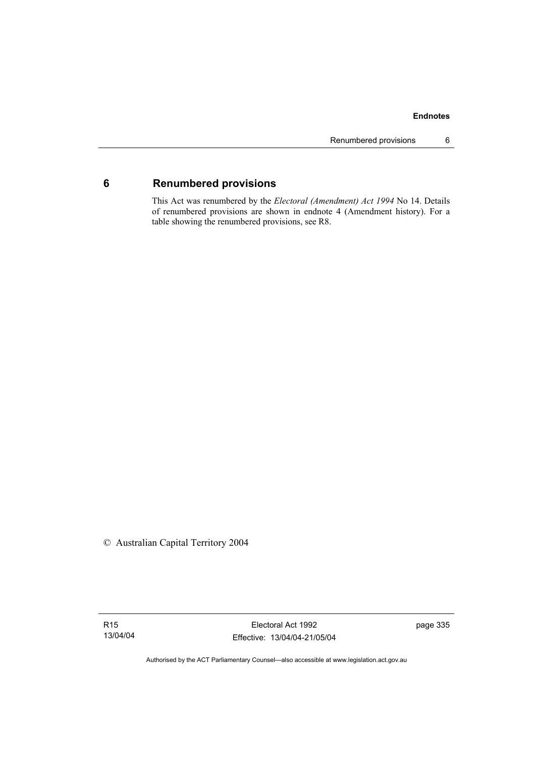## 6 Renumbered provisions

This Act was renumbered by the *Electoral (Amendment) Act 1994* No 14. Details of renumbered provisions are shown in endnote 4 (Amendment history). For a table showing the renumbered provisions, see R8.

© Australian Capital Territory 2004